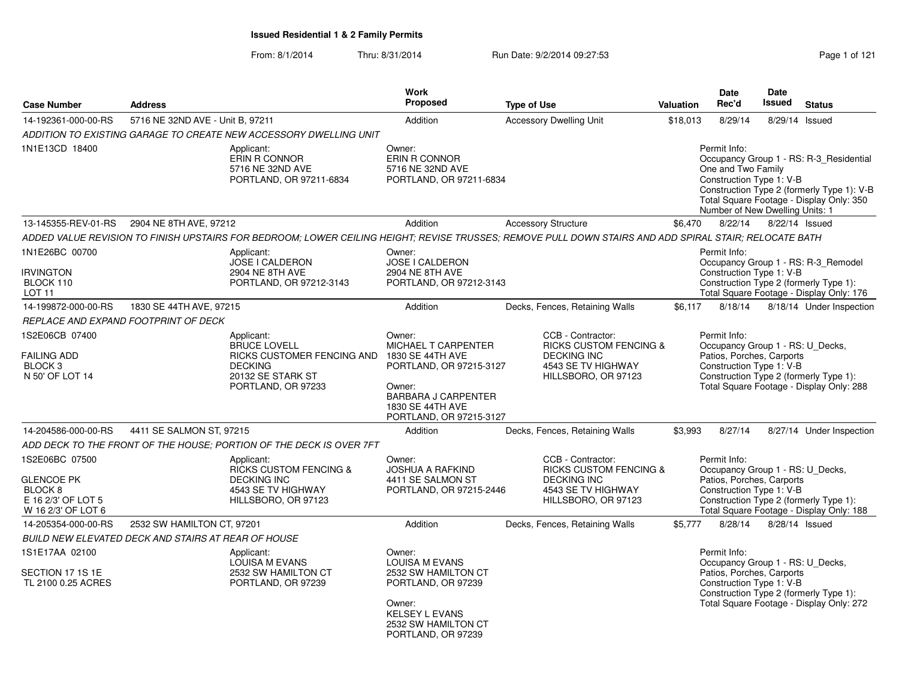# Issued Residential 1 & 2 Family Permits

From: 8/1/2014 Thru: 8/31/2014 Run Date: 9/2/2014 09:27:53

| Case Number | Address | Work Proposed | Type of Use | Valuation | Date Rec'd | Date Issued | Status |
|---|---|---|---|---|---|---|---|
| 14-192361-000-00-RS | 5716 NE 32ND AVE - Unit B, 97211 | Addition | Accessory Dwelling Unit | $18,013 | 8/29/14 | 8/29/14 | Issued |
| 13-145355-REV-01-RS | 2904 NE 8TH AVE, 97212 | Addition | Accessory Structure | $6,470 | 8/22/14 | 8/22/14 | Issued |
| 14-199872-000-00-RS | 1830 SE 44TH AVE, 97215 | Addition | Decks, Fences, Retaining Walls | $6,117 | 8/18/14 | 8/18/14 | Under Inspection |
| 14-204586-000-00-RS | 4411 SE SALMON ST, 97215 | Addition | Decks, Fences, Retaining Walls | $3,993 | 8/27/14 | 8/27/14 | Under Inspection |
| 14-205354-000-00-RS | 2532 SW HAMILTON CT, 97201 | Addition | Decks, Fences, Retaining Walls | $5,777 | 8/28/14 | 8/28/14 | Issued |

## 14-192361-000-00-RS — 5716 NE 32ND AVE - Unit B, 97211

*ADDITION TO EXISTING GARAGE TO CREATE NEW ACCESSORY DWELLING UNIT*

1N1E13CD 18400

Applicant:
ERIN R CONNOR
5716 NE 32ND AVE
PORTLAND, OR 97211-6834

Owner:
ERIN R CONNOR
5716 NE 32ND AVE
PORTLAND, OR 97211-6834

Permit Info:
Occupancy Group 1 - RS: R-3_Residential One and Two Family
Construction Type 1: V-B
Construction Type 2 (formerly Type 1): V-B
Total Square Footage - Display Only: 350
Number of New Dwelling Units: 1

## 13-145355-REV-01-RS — 2904 NE 8TH AVE, 97212

*ADDED VALUE REVISION TO FINISH UPSTAIRS FOR BEDROOM; LOWER CEILING HEIGHT; REVISE TRUSSES; REMOVE PULL DOWN STAIRS AND ADD SPIRAL STAIR; RELOCATE BATH*

1N1E26BC 00700
IRVINGTON
BLOCK 110
LOT 11

Applicant:
JOSE I CALDERON
2904 NE 8TH AVE
PORTLAND, OR 97212-3143

Owner:
JOSE I CALDERON
2904 NE 8TH AVE
PORTLAND, OR 97212-3143

Permit Info:
Occupancy Group 1 - RS: R-3_Remodel
Construction Type 1: V-B
Construction Type 2 (formerly Type 1):
Total Square Footage - Display Only: 176

## 14-199872-000-00-RS — 1830 SE 44TH AVE, 97215

*REPLACE AND EXPAND FOOTPRINT OF DECK*

1S2E06CB 07400
FAILING ADD
BLOCK 3
N 50' OF LOT 14

Applicant:
BRUCE LOVELL
RICKS CUSTOMER FENCING AND DECKING
20132 SE STARK ST
PORTLAND, OR 97233

Owner:
MICHAEL T CARPENTER
1830 SE 44TH AVE
PORTLAND, OR 97215-3127

Owner:
BARBARA J CARPENTER
1830 SE 44TH AVE
PORTLAND, OR 97215-3127

CCB - Contractor:
RICKS CUSTOM FENCING & DECKING INC
4543 SE TV HIGHWAY
HILLSBORO, OR 97123

Permit Info:
Occupancy Group 1 - RS: U_Decks, Patios, Porches, Carports
Construction Type 1: V-B
Construction Type 2 (formerly Type 1):
Total Square Footage - Display Only: 288

## 14-204586-000-00-RS — 4411 SE SALMON ST, 97215

*ADD DECK TO THE FRONT OF THE HOUSE; PORTION OF THE DECK IS OVER 7FT*

1S2E06BC 07500
GLENCOE PK
BLOCK 8
E 16 2/3' OF LOT 5
W 16 2/3' OF LOT 6

Applicant:
RICKS CUSTOM FENCING & DECKING INC
4543 SE TV HIGHWAY
HILLSBORO, OR 97123

Owner:
JOSHUA A RAFKIND
4411 SE SALMON ST
PORTLAND, OR 97215-2446

CCB - Contractor:
RICKS CUSTOM FENCING & DECKING INC
4543 SE TV HIGHWAY
HILLSBORO, OR 97123

Permit Info:
Occupancy Group 1 - RS: U_Decks, Patios, Porches, Carports
Construction Type 1: V-B
Construction Type 2 (formerly Type 1):
Total Square Footage - Display Only: 188

## 14-205354-000-00-RS — 2532 SW HAMILTON CT, 97201

*BUILD NEW ELEVATED DECK AND STAIRS AT REAR OF HOUSE*

1S1E17AA 02100
SECTION 17 1S 1E
TL 2100 0.25 ACRES

Applicant:
LOUISA M EVANS
2532 SW HAMILTON CT
PORTLAND, OR 97239

Owner:
LOUISA M EVANS
2532 SW HAMILTON CT
PORTLAND, OR 97239

Owner:
KELSEY L EVANS
2532 SW HAMILTON CT
PORTLAND, OR 97239

Permit Info:
Occupancy Group 1 - RS: U_Decks, Patios, Porches, Carports
Construction Type 1: V-B
Construction Type 2 (formerly Type 1):
Total Square Footage - Display Only: 272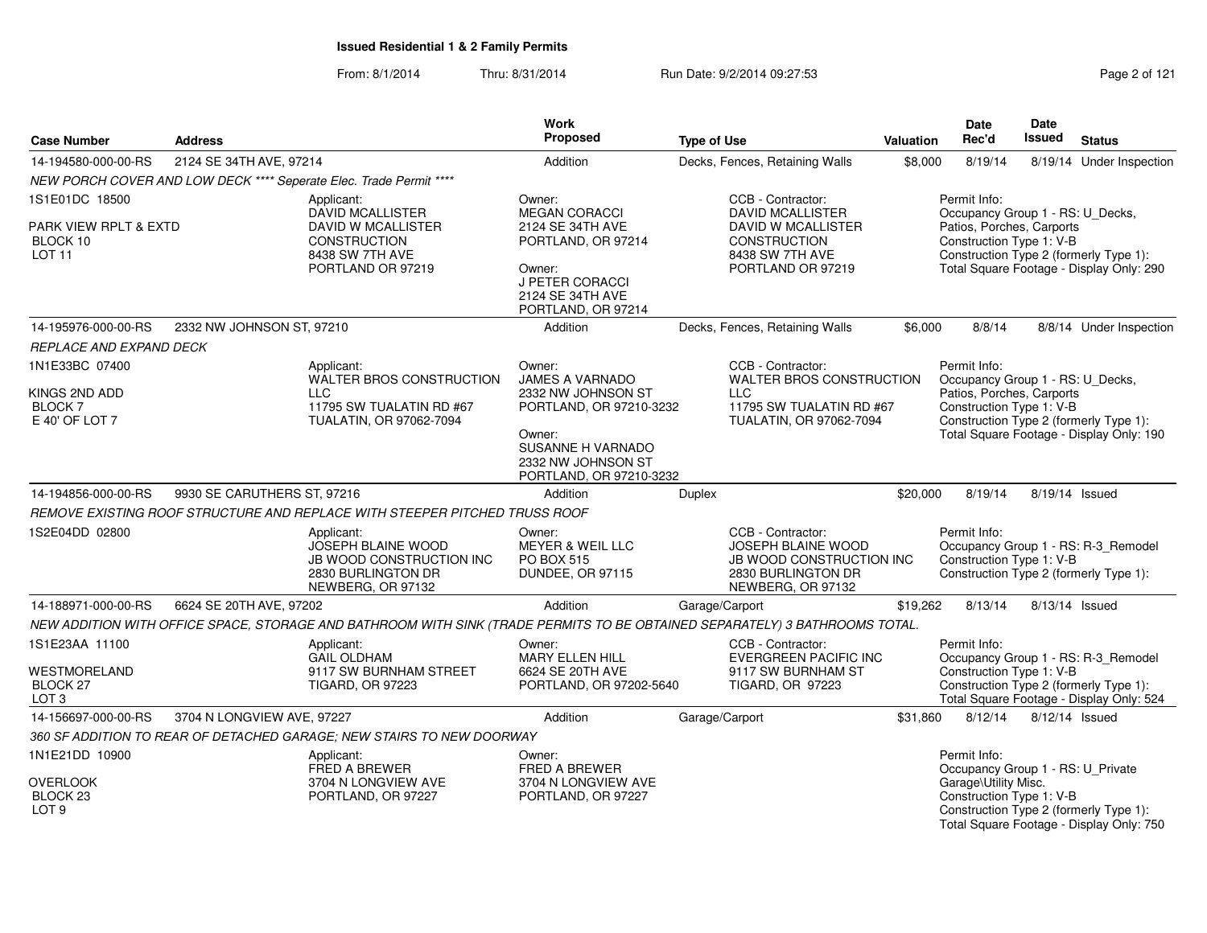**Issued Residential 1 & 2 Family Permits**

From: 8/1/2014 Thru: 8/31/2014 Run Date: 9/2/2014 09:27:53

| Case Number | Address | Work Proposed | Type of Use | Valuation | Date Rec'd | Date Issued | Status |
|---|---|---|---|---|---|---|---|
| 14-194580-000-00-RS | 2124 SE 34TH AVE, 97214 | Addition | Decks, Fences, Retaining Walls | $8,000 | 8/19/14 | 8/19/14 | Under Inspection |

*NEW PORCH COVER AND LOW DECK **** Seperate Elec. Trade Permit *****

1S1E01DC 18500
PARK VIEW RPLT & EXTD
BLOCK 10
LOT 11

Applicant:
DAVID MCALLISTER
DAVID W MCALLISTER CONSTRUCTION
8438 SW 7TH AVE
PORTLAND OR 97219

Owner:
MEGAN CORACCI
2124 SE 34TH AVE
PORTLAND, OR 97214

Owner:
J PETER CORACCI
2124 SE 34TH AVE
PORTLAND, OR 97214

CCB - Contractor:
DAVID MCALLISTER
DAVID W MCALLISTER CONSTRUCTION
8438 SW 7TH AVE
PORTLAND OR 97219

Permit Info:
Occupancy Group 1 - RS: U_Decks, Patios, Porches, Carports
Construction Type 1: V-B
Construction Type 2 (formerly Type 1):
Total Square Footage - Display Only: 290

| Case Number | Address | Work Proposed | Type of Use | Valuation | Date Rec'd | Date Issued | Status |
|---|---|---|---|---|---|---|---|
| 14-195976-000-00-RS | 2332 NW JOHNSON ST, 97210 | Addition | Decks, Fences, Retaining Walls | $6,000 | 8/8/14 | 8/8/14 | Under Inspection |

*REPLACE AND EXPAND DECK*

1N1E33BC 07400
KINGS 2ND ADD
BLOCK 7
E 40' OF LOT 7

Applicant:
WALTER BROS CONSTRUCTION LLC
11795 SW TUALATIN RD #67
TUALATIN, OR 97062-7094

Owner:
JAMES A VARNADO
2332 NW JOHNSON ST
PORTLAND, OR 97210-3232

Owner:
SUSANNE H VARNADO
2332 NW JOHNSON ST
PORTLAND, OR 97210-3232

CCB - Contractor:
WALTER BROS CONSTRUCTION LLC
11795 SW TUALATIN RD #67
TUALATIN, OR 97062-7094

Permit Info:
Occupancy Group 1 - RS: U_Decks, Patios, Porches, Carports
Construction Type 1: V-B
Construction Type 2 (formerly Type 1):
Total Square Footage - Display Only: 190

| Case Number | Address | Work Proposed | Type of Use | Valuation | Date Rec'd | Date Issued | Status |
|---|---|---|---|---|---|---|---|
| 14-194856-000-00-RS | 9930 SE CARUTHERS ST, 97216 | Addition | Duplex | $20,000 | 8/19/14 | 8/19/14 | Issued |

*REMOVE EXISTING ROOF STRUCTURE AND REPLACE WITH STEEPER PITCHED TRUSS ROOF*

1S2E04DD 02800

Applicant:
JOSEPH BLAINE WOOD
JB WOOD CONSTRUCTION INC
2830 BURLINGTON DR
NEWBERG, OR 97132

Owner:
MEYER & WEIL LLC
PO BOX 515
DUNDEE, OR 97115

CCB - Contractor:
JOSEPH BLAINE WOOD
JB WOOD CONSTRUCTION INC
2830 BURLINGTON DR
NEWBERG, OR 97132

Permit Info:
Occupancy Group 1 - RS: R-3_Remodel
Construction Type 1: V-B
Construction Type 2 (formerly Type 1):

| Case Number | Address | Work Proposed | Type of Use | Valuation | Date Rec'd | Date Issued | Status |
|---|---|---|---|---|---|---|---|
| 14-188971-000-00-RS | 6624 SE 20TH AVE, 97202 | Addition | Garage/Carport | $19,262 | 8/13/14 | 8/13/14 | Issued |

*NEW ADDITION WITH OFFICE SPACE, STORAGE AND BATHROOM WITH SINK (TRADE PERMITS TO BE OBTAINED SEPARATELY) 3 BATHROOMS TOTAL.*

1S1E23AA 11100
WESTMORELAND
BLOCK 27
LOT 3

Applicant:
GAIL OLDHAM
9117 SW BURNHAM STREET
TIGARD, OR 97223

Owner:
MARY ELLEN HILL
6624 SE 20TH AVE
PORTLAND, OR 97202-5640

CCB - Contractor:
EVERGREEN PACIFIC INC
9117 SW BURNHAM ST
TIGARD, OR 97223

Permit Info:
Occupancy Group 1 - RS: R-3_Remodel
Construction Type 1: V-B
Construction Type 2 (formerly Type 1):
Total Square Footage - Display Only: 524

| Case Number | Address | Work Proposed | Type of Use | Valuation | Date Rec'd | Date Issued | Status |
|---|---|---|---|---|---|---|---|
| 14-156697-000-00-RS | 3704 N LONGVIEW AVE, 97227 | Addition | Garage/Carport | $31,860 | 8/12/14 | 8/12/14 | Issued |

*360 SF ADDITION TO REAR OF DETACHED GARAGE; NEW STAIRS TO NEW DOORWAY*

1N1E21DD 10900
OVERLOOK
BLOCK 23
LOT 9

Applicant:
FRED A BREWER
3704 N LONGVIEW AVE
PORTLAND, OR 97227

Owner:
FRED A BREWER
3704 N LONGVIEW AVE
PORTLAND, OR 97227

Permit Info:
Occupancy Group 1 - RS: U_Private Garage\Utility Misc.
Construction Type 1: V-B
Construction Type 2 (formerly Type 1):
Total Square Footage - Display Only: 750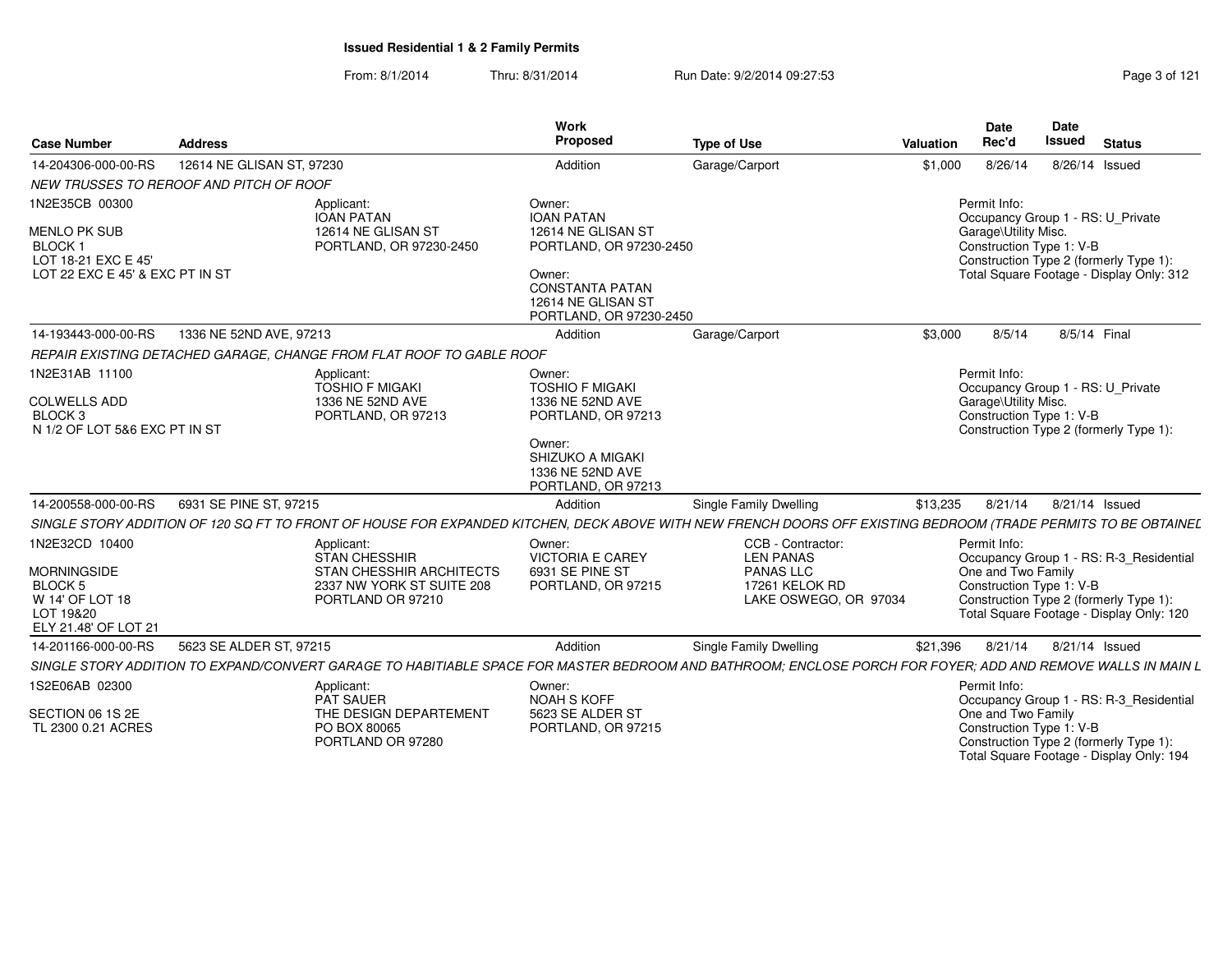**Issued Residential 1 & 2 Family Permits**

From: 8/1/2014 Thru: 8/31/2014 Run Date: 9/2/2014 09:27:53

| Case Number | Address | Work Proposed | Type of Use | Valuation | Date Rec'd | Date Issued | Status |
|---|---|---|---|---|---|---|---|
| 14-204306-000-00-RS | 12614 NE GLISAN ST, 97230 | Addition | Garage/Carport | $1,000 | 8/26/14 | 8/26/14 | Issued |

*NEW TRUSSES TO REROOF AND PITCH OF ROOF*

1N2E35CB 00300
MENLO PK SUB
BLOCK 1
LOT 18-21 EXC E 45'
LOT 22 EXC E 45' & EXC PT IN ST

Applicant:
IOAN PATAN
12614 NE GLISAN ST
PORTLAND, OR 97230-2450

Owner:
IOAN PATAN
12614 NE GLISAN ST
PORTLAND, OR 97230-2450

Owner:
CONSTANTA PATAN
12614 NE GLISAN ST
PORTLAND, OR 97230-2450

Permit Info:
Occupancy Group 1 - RS: U_Private Garage\Utility Misc.
Construction Type 1: V-B
Construction Type 2 (formerly Type 1):
Total Square Footage - Display Only: 312

| Case Number | Address | Work Proposed | Type of Use | Valuation | Date Rec'd | Date Issued | Status |
|---|---|---|---|---|---|---|---|
| 14-193443-000-00-RS | 1336 NE 52ND AVE, 97213 | Addition | Garage/Carport | $3,000 | 8/5/14 | 8/5/14 | Final |

*REPAIR EXISTING DETACHED GARAGE, CHANGE FROM FLAT ROOF TO GABLE ROOF*

1N2E31AB 11100
COLWELLS ADD
BLOCK 3
N 1/2 OF LOT 5&6 EXC PT IN ST

Applicant:
TOSHIO F MIGAKI
1336 NE 52ND AVE
PORTLAND, OR 97213

Owner:
TOSHIO F MIGAKI
1336 NE 52ND AVE
PORTLAND, OR 97213

Owner:
SHIZUKO A MIGAKI
1336 NE 52ND AVE
PORTLAND, OR 97213

Permit Info:
Occupancy Group 1 - RS: U_Private Garage\Utility Misc.
Construction Type 1: V-B
Construction Type 2 (formerly Type 1):

| Case Number | Address | Work Proposed | Type of Use | Valuation | Date Rec'd | Date Issued | Status |
|---|---|---|---|---|---|---|---|
| 14-200558-000-00-RS | 6931 SE PINE ST, 97215 | Addition | Single Family Dwelling | $13,235 | 8/21/14 | 8/21/14 | Issued |

*SINGLE STORY ADDITION OF 120 SQ FT TO FRONT OF HOUSE FOR EXPANDED KITCHEN, DECK ABOVE WITH NEW FRENCH DOORS OFF EXISTING BEDROOM (TRADE PERMITS TO BE OBTAINED*

1N2E32CD 10400
MORNINGSIDE
BLOCK 5
W 14' OF LOT 18
LOT 19&20
ELY 21.48' OF LOT 21

Applicant:
STAN CHESSHIR
STAN CHESSHIR ARCHITECTS
2337 NW YORK ST SUITE 208
PORTLAND OR 97210

Owner:
VICTORIA E CAREY
6931 SE PINE ST
PORTLAND, OR 97215

CCB - Contractor:
LEN PANAS
PANAS LLC
17261 KELOK RD
LAKE OSWEGO, OR 97034

Permit Info:
Occupancy Group 1 - RS: R-3_Residential One and Two Family
Construction Type 1: V-B
Construction Type 2 (formerly Type 1):
Total Square Footage - Display Only: 120

| Case Number | Address | Work Proposed | Type of Use | Valuation | Date Rec'd | Date Issued | Status |
|---|---|---|---|---|---|---|---|
| 14-201166-000-00-RS | 5623 SE ALDER ST, 97215 | Addition | Single Family Dwelling | $21,396 | 8/21/14 | 8/21/14 | Issued |

*SINGLE STORY ADDITION TO EXPAND/CONVERT GARAGE TO HABITIABLE SPACE FOR MASTER BEDROOM AND BATHROOM; ENCLOSE PORCH FOR FOYER; ADD AND REMOVE WALLS IN MAIN L*

1S2E06AB 02300
SECTION 06 1S 2E
TL 2300 0.21 ACRES

Applicant:
PAT SAUER
THE DESIGN DEPARTEMENT
PO BOX 80065
PORTLAND OR 97280

Owner:
NOAH S KOFF
5623 SE ALDER ST
PORTLAND, OR 97215

Permit Info:
Occupancy Group 1 - RS: R-3_Residential One and Two Family
Construction Type 1: V-B
Construction Type 2 (formerly Type 1):
Total Square Footage - Display Only: 194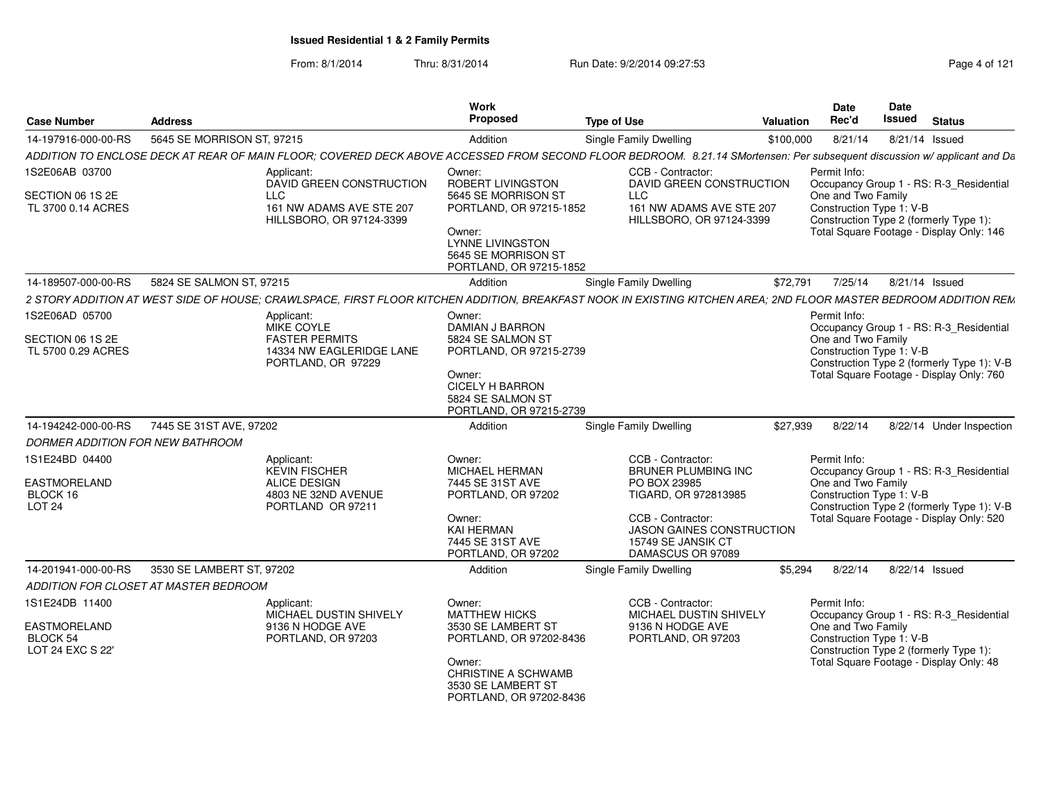**Issued Residential 1 & 2 Family Permits**

From: 8/1/2014 Thru: 8/31/2014 Run Date: 9/2/2014 09:27:53

| Case Number | Address | Work Proposed | Type of Use | Valuation | Date Rec'd | Date Issued | Status |
|---|---|---|---|---|---|---|---|
| 14-197916-000-00-RS | 5645 SE MORRISON ST, 97215 | Addition | Single Family Dwelling | $100,000 | 8/21/14 | 8/21/14 | Issued |

*ADDITION TO ENCLOSE DECK AT REAR OF MAIN FLOOR; COVERED DECK ABOVE ACCESSED FROM SECOND FLOOR BEDROOM. 8.21.14 SMortensen: Per subsequent discussion w/ applicant and Da*

1S2E06AB 03700
SECTION 06 1S 2E
TL 3700 0.14 ACRES

Applicant:
DAVID GREEN CONSTRUCTION LLC
161 NW ADAMS AVE STE 207
HILLSBORO, OR 97124-3399

Owner:
ROBERT LIVINGSTON
5645 SE MORRISON ST
PORTLAND, OR 97215-1852

Owner:
LYNNE LIVINGSTON
5645 SE MORRISON ST
PORTLAND, OR 97215-1852

CCB - Contractor:
DAVID GREEN CONSTRUCTION LLC
161 NW ADAMS AVE STE 207
HILLSBORO, OR 97124-3399

Permit Info:
Occupancy Group 1 - RS: R-3_Residential One and Two Family
Construction Type 1: V-B
Construction Type 2 (formerly Type 1):
Total Square Footage - Display Only: 146

| Case Number | Address | Work Proposed | Type of Use | Valuation | Date Rec'd | Date Issued | Status |
|---|---|---|---|---|---|---|---|
| 14-189507-000-00-RS | 5824 SE SALMON ST, 97215 | Addition | Single Family Dwelling | $72,791 | 7/25/14 | 8/21/14 | Issued |

*2 STORY ADDITION AT WEST SIDE OF HOUSE; CRAWLSPACE, FIRST FLOOR KITCHEN ADDITION, BREAKFAST NOOK IN EXISTING KITCHEN AREA; 2ND FLOOR MASTER BEDROOM ADDITION REM*

1S2E06AD 05700
SECTION 06 1S 2E
TL 5700 0.29 ACRES

Applicant:
MIKE COYLE
FASTER PERMITS
14334 NW EAGLERIDGE LANE
PORTLAND, OR 97229

Owner:
DAMIAN J BARRON
5824 SE SALMON ST
PORTLAND, OR 97215-2739

Owner:
CICELY H BARRON
5824 SE SALMON ST
PORTLAND, OR 97215-2739

Permit Info:
Occupancy Group 1 - RS: R-3_Residential One and Two Family
Construction Type 1: V-B
Construction Type 2 (formerly Type 1): V-B
Total Square Footage - Display Only: 760

| Case Number | Address | Work Proposed | Type of Use | Valuation | Date Rec'd | Date Issued | Status |
|---|---|---|---|---|---|---|---|
| 14-194242-000-00-RS | 7445 SE 31ST AVE, 97202 | Addition | Single Family Dwelling | $27,939 | 8/22/14 | 8/22/14 | Under Inspection |

*DORMER ADDITION FOR NEW BATHROOM*

1S1E24BD 04400
EASTMORELAND
BLOCK 16
LOT 24

Applicant:
KEVIN FISCHER
ALICE DESIGN
4803 NE 32ND AVENUE
PORTLAND OR 97211

Owner:
MICHAEL HERMAN
7445 SE 31ST AVE
PORTLAND, OR 97202

Owner:
KAI HERMAN
7445 SE 31ST AVE
PORTLAND, OR 97202

CCB - Contractor:
BRUNER PLUMBING INC
PO BOX 23985
TIGARD, OR 972813985

CCB - Contractor:
JASON GAINES CONSTRUCTION
15749 SE JANSIK CT
DAMASCUS OR 97089

Permit Info:
Occupancy Group 1 - RS: R-3_Residential One and Two Family
Construction Type 1: V-B
Construction Type 2 (formerly Type 1): V-B
Total Square Footage - Display Only: 520

| Case Number | Address | Work Proposed | Type of Use | Valuation | Date Rec'd | Date Issued | Status |
|---|---|---|---|---|---|---|---|
| 14-201941-000-00-RS | 3530 SE LAMBERT ST, 97202 | Addition | Single Family Dwelling | $5,294 | 8/22/14 | 8/22/14 | Issued |

*ADDITION FOR CLOSET AT MASTER BEDROOM*

1S1E24DB 11400
EASTMORELAND
BLOCK 54
LOT 24 EXC S 22'

Applicant:
MICHAEL DUSTIN SHIVELY
9136 N HODGE AVE
PORTLAND, OR 97203

Owner:
MATTHEW HICKS
3530 SE LAMBERT ST
PORTLAND, OR 97202-8436

Owner:
CHRISTINE A SCHWAMB
3530 SE LAMBERT ST
PORTLAND, OR 97202-8436

CCB - Contractor:
MICHAEL DUSTIN SHIVELY
9136 N HODGE AVE
PORTLAND, OR 97203

Permit Info:
Occupancy Group 1 - RS: R-3_Residential One and Two Family
Construction Type 1: V-B
Construction Type 2 (formerly Type 1):
Total Square Footage - Display Only: 48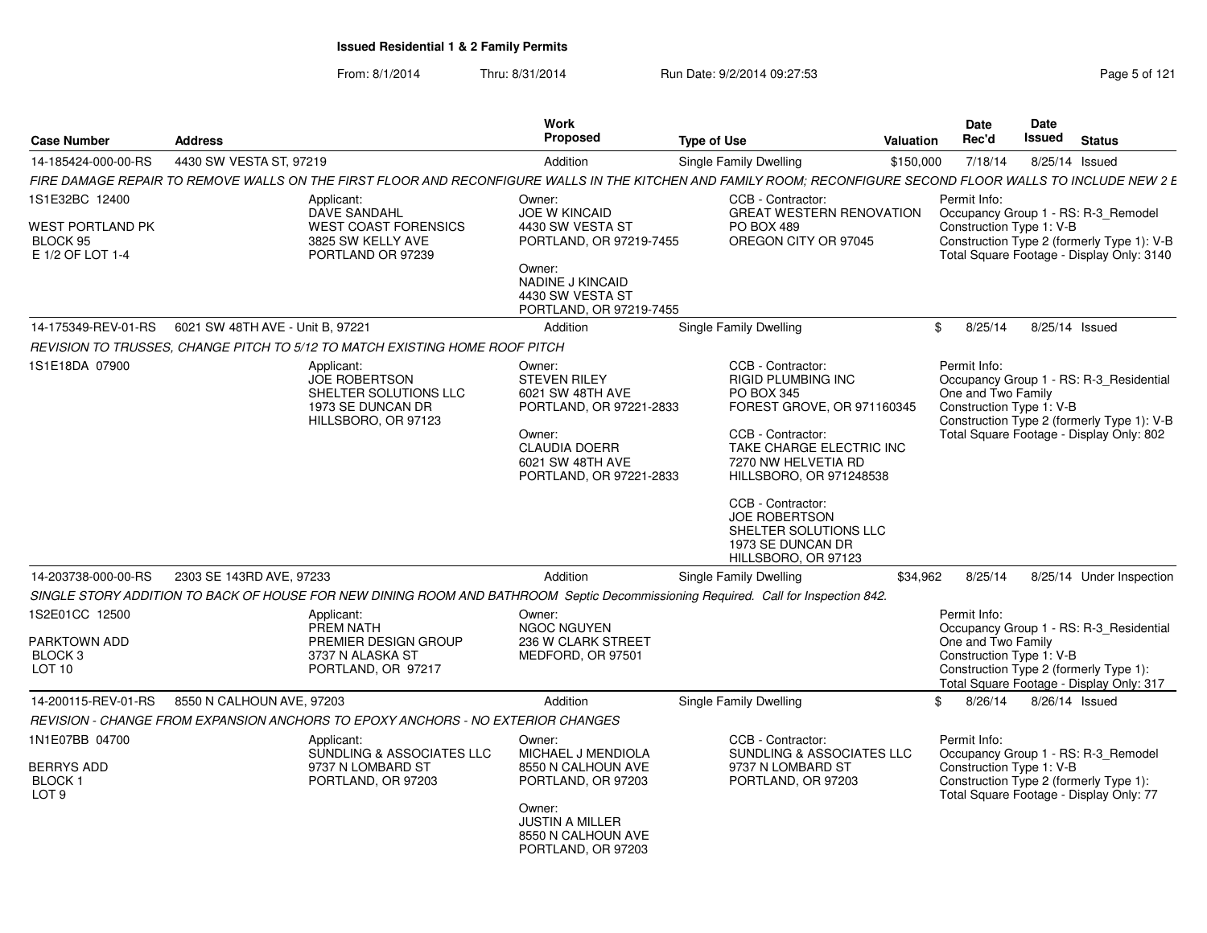**Issued Residential 1 & 2 Family Permits**

From: 8/1/2014 Thru: 8/31/2014 Run Date: 9/2/2014 09:27:53

| Case Number | Address | Work Proposed | Type of Use | Valuation | Date Rec'd | Date Issued | Status |
|---|---|---|---|---|---|---|---|
| 14-185424-000-00-RS | 4430 SW VESTA ST, 97219 | Addition | Single Family Dwelling | $150,000 | 7/18/14 | 8/25/14 | Issued |

FIRE DAMAGE REPAIR TO REMOVE WALLS ON THE FIRST FLOOR AND RECONFIGURE WALLS IN THE KITCHEN AND FAMILY ROOM; RECONFIGURE SECOND FLOOR WALLS TO INCLUDE NEW 2 E

1S1E32BC 12400
WEST PORTLAND PK
BLOCK 95
E 1/2 OF LOT 1-4

Applicant:
DAVE SANDAHL
WEST COAST FORENSICS
3825 SW KELLY AVE
PORTLAND OR 97239

Owner:
JOE W KINCAID
4430 SW VESTA ST
PORTLAND, OR 97219-7455

Owner:
NADINE J KINCAID
4430 SW VESTA ST
PORTLAND, OR 97219-7455

CCB - Contractor:
GREAT WESTERN RENOVATION
PO BOX 489
OREGON CITY OR 97045

Permit Info:
Occupancy Group 1 - RS: R-3_Remodel
Construction Type 1: V-B
Construction Type 2 (formerly Type 1): V-B
Total Square Footage - Display Only: 3140

| Case Number | Address | Work Proposed | Type of Use | Valuation | Date Rec'd | Date Issued | Status |
|---|---|---|---|---|---|---|---|
| 14-175349-REV-01-RS | 6021 SW 48TH AVE - Unit B, 97221 | Addition | Single Family Dwelling | $ | 8/25/14 | 8/25/14 | Issued |

REVISION TO TRUSSES, CHANGE PITCH TO 5/12 TO MATCH EXISTING HOME ROOF PITCH

1S1E18DA 07900

Applicant:
JOE ROBERTSON
SHELTER SOLUTIONS LLC
1973 SE DUNCAN DR
HILLSBORO, OR 97123

Owner:
STEVEN RILEY
6021 SW 48TH AVE
PORTLAND, OR 97221-2833

Owner:
CLAUDIA DOERR
6021 SW 48TH AVE
PORTLAND, OR 97221-2833

CCB - Contractor:
RIGID PLUMBING INC
PO BOX 345
FOREST GROVE, OR 971160345

CCB - Contractor:
TAKE CHARGE ELECTRIC INC
7270 NW HELVETIA RD
HILLSBORO, OR 971248538

CCB - Contractor:
JOE ROBERTSON
SHELTER SOLUTIONS LLC
1973 SE DUNCAN DR
HILLSBORO, OR 97123

Permit Info:
Occupancy Group 1 - RS: R-3_Residential One and Two Family
Construction Type 1: V-B
Construction Type 2 (formerly Type 1): V-B
Total Square Footage - Display Only: 802

| Case Number | Address | Work Proposed | Type of Use | Valuation | Date Rec'd | Date Issued | Status |
|---|---|---|---|---|---|---|---|
| 14-203738-000-00-RS | 2303 SE 143RD AVE, 97233 | Addition | Single Family Dwelling | $34,962 | 8/25/14 | 8/25/14 | Under Inspection |

SINGLE STORY ADDITION TO BACK OF HOUSE FOR NEW DINING ROOM AND BATHROOM Septic Decommissioning Required. Call for Inspection 842.

1S2E01CC 12500
PARKTOWN ADD
BLOCK 3
LOT 10

Applicant:
PREM NATH
PREMIER DESIGN GROUP
3737 N ALASKA ST
PORTLAND, OR 97217

Owner:
NGOC NGUYEN
236 W CLARK STREET
MEDFORD, OR 97501

Permit Info:
Occupancy Group 1 - RS: R-3_Residential One and Two Family
Construction Type 1: V-B
Construction Type 2 (formerly Type 1):
Total Square Footage - Display Only: 317

| Case Number | Address | Work Proposed | Type of Use | Valuation | Date Rec'd | Date Issued | Status |
|---|---|---|---|---|---|---|---|
| 14-200115-REV-01-RS | 8550 N CALHOUN AVE, 97203 | Addition | Single Family Dwelling | $ | 8/26/14 | 8/26/14 | Issued |

REVISION - CHANGE FROM EXPANSION ANCHORS TO EPOXY ANCHORS - NO EXTERIOR CHANGES

1N1E07BB 04700
BERRYS ADD
BLOCK 1
LOT 9

Applicant:
SUNDLING & ASSOCIATES LLC
9737 N LOMBARD ST
PORTLAND, OR 97203

Owner:
MICHAEL J MENDIOLA
8550 N CALHOUN AVE
PORTLAND, OR 97203

Owner:
JUSTIN A MILLER
8550 N CALHOUN AVE
PORTLAND, OR 97203

CCB - Contractor:
SUNDLING & ASSOCIATES LLC
9737 N LOMBARD ST
PORTLAND, OR 97203

Permit Info:
Occupancy Group 1 - RS: R-3_Remodel
Construction Type 1: V-B
Construction Type 2 (formerly Type 1):
Total Square Footage - Display Only: 77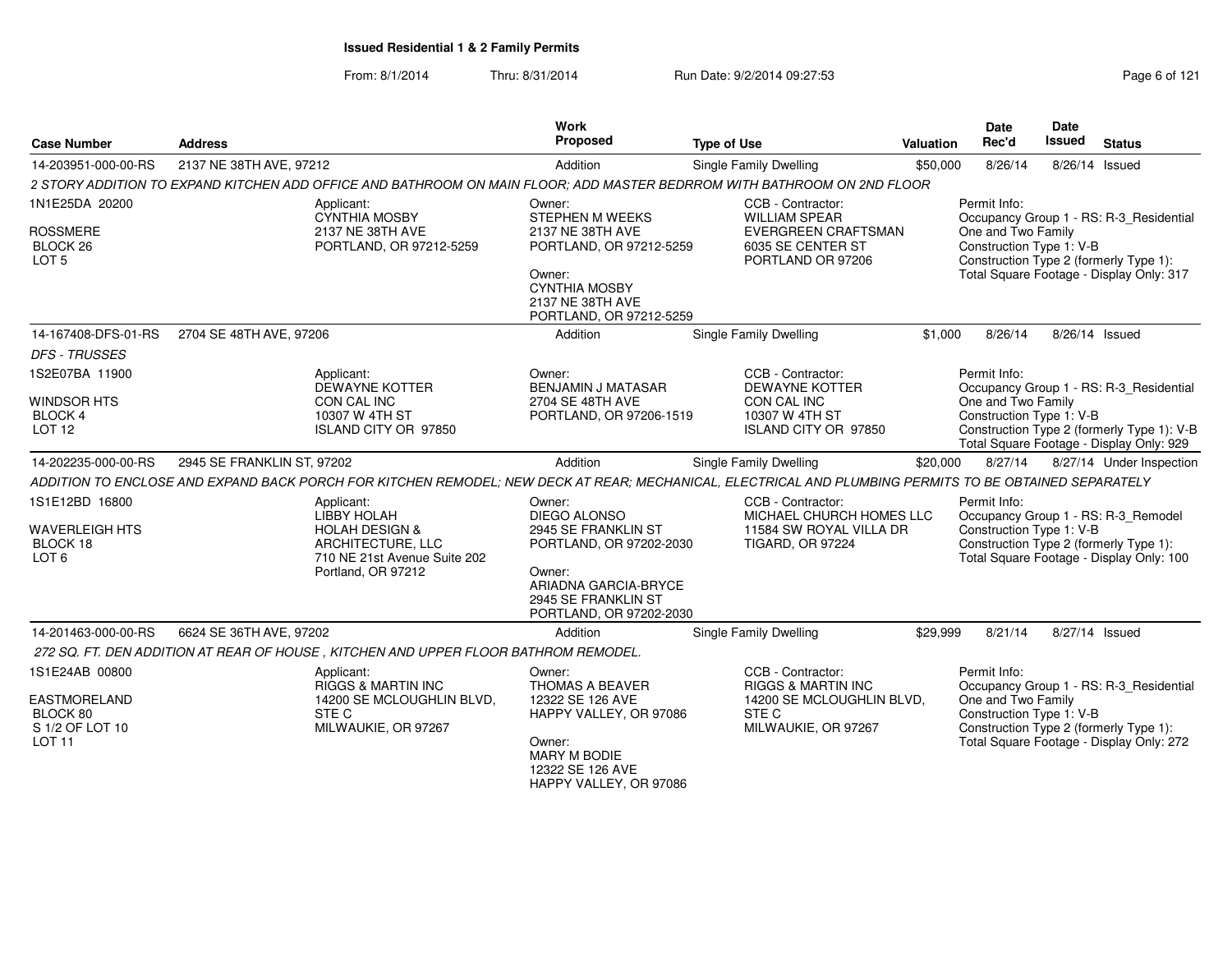**Issued Residential 1 & 2 Family Permits**

From: 8/1/2014 Thru: 8/31/2014 Run Date: 9/2/2014 09:27:53

| Case Number | Address | Work Proposed | Type of Use | Valuation | Date Rec'd | Date Issued | Status |
|---|---|---|---|---|---|---|---|
| 14-203951-000-00-RS | 2137 NE 38TH AVE, 97212 | Addition | Single Family Dwelling | $50,000 | 8/26/14 | 8/26/14 | Issued |
| 14-167408-DFS-01-RS | 2704 SE 48TH AVE, 97206 | Addition | Single Family Dwelling | $1,000 | 8/26/14 | 8/26/14 | Issued |
| 14-202235-000-00-RS | 2945 SE FRANKLIN ST, 97202 | Addition | Single Family Dwelling | $20,000 | 8/27/14 | 8/27/14 | Under Inspection |
| 14-201463-000-00-RS | 6624 SE 36TH AVE, 97202 | Addition | Single Family Dwelling | $29,999 | 8/21/14 | 8/27/14 | Issued |

**14-203951-000-00-RS** — 2137 NE 38TH AVE, 97212

*2 STORY ADDITION TO EXPAND KITCHEN ADD OFFICE AND BATHROOM ON MAIN FLOOR; ADD MASTER BEDRROM WITH BATHROOM ON 2ND FLOOR*

- 1N1E25DA 20200, ROSSMERE, BLOCK 26, LOT 5
- Applicant: CYNTHIA MOSBY, 2137 NE 38TH AVE, PORTLAND, OR 97212-5259
- Owner: STEPHEN M WEEKS, 2137 NE 38TH AVE, PORTLAND, OR 97212-5259
- Owner: CYNTHIA MOSBY, 2137 NE 38TH AVE, PORTLAND, OR 97212-5259
- CCB - Contractor: WILLIAM SPEAR, EVERGREEN CRAFTSMAN, 6035 SE CENTER ST, PORTLAND OR 97206
- Permit Info: Occupancy Group 1 - RS: R-3_Residential One and Two Family; Construction Type 1: V-B; Construction Type 2 (formerly Type 1):; Total Square Footage - Display Only: 317

**14-167408-DFS-01-RS** — 2704 SE 48TH AVE, 97206

*DFS - TRUSSES*

- 1S2E07BA 11900, WINDSOR HTS, BLOCK 4, LOT 12
- Applicant: DEWAYNE KOTTER, CON CAL INC, 10307 W 4TH ST, ISLAND CITY OR 97850
- Owner: BENJAMIN J MATASAR, 2704 SE 48TH AVE, PORTLAND, OR 97206-1519
- CCB - Contractor: DEWAYNE KOTTER, CON CAL INC, 10307 W 4TH ST, ISLAND CITY OR 97850
- Permit Info: Occupancy Group 1 - RS: R-3_Residential One and Two Family; Construction Type 1: V-B; Construction Type 2 (formerly Type 1): V-B; Total Square Footage - Display Only: 929

**14-202235-000-00-RS** — 2945 SE FRANKLIN ST, 97202

*ADDITION TO ENCLOSE AND EXPAND BACK PORCH FOR KITCHEN REMODEL; NEW DECK AT REAR; MECHANICAL, ELECTRICAL AND PLUMBING PERMITS TO BE OBTAINED SEPARATELY*

- 1S1E12BD 16800, WAVERLEIGH HTS, BLOCK 18, LOT 6
- Applicant: LIBBY HOLAH, HOLAH DESIGN & ARCHITECTURE, LLC, 710 NE 21st Avenue Suite 202, Portland, OR 97212
- Owner: DIEGO ALONSO, 2945 SE FRANKLIN ST, PORTLAND, OR 97202-2030
- Owner: ARIADNA GARCIA-BRYCE, 2945 SE FRANKLIN ST, PORTLAND, OR 97202-2030
- CCB - Contractor: MICHAEL CHURCH HOMES LLC, 11584 SW ROYAL VILLA DR, TIGARD, OR 97224
- Permit Info: Occupancy Group 1 - RS: R-3_Remodel; Construction Type 1: V-B; Construction Type 2 (formerly Type 1):; Total Square Footage - Display Only: 100

**14-201463-000-00-RS** — 6624 SE 36TH AVE, 97202

*272 SQ. FT. DEN ADDITION AT REAR OF HOUSE , KITCHEN AND UPPER FLOOR BATHROOM REMODEL.*

- 1S1E24AB 00800, EASTMORELAND, BLOCK 80, S 1/2 OF LOT 10, LOT 11
- Applicant: RIGGS & MARTIN INC, 14200 SE MCLOUGHLIN BLVD, STE C, MILWAUKIE, OR 97267
- Owner: THOMAS A BEAVER, 12322 SE 126 AVE, HAPPY VALLEY, OR 97086
- Owner: MARY M BODIE, 12322 SE 126 AVE, HAPPY VALLEY, OR 97086
- CCB - Contractor: RIGGS & MARTIN INC, 14200 SE MCLOUGHLIN BLVD, STE C, MILWAUKIE, OR 97267
- Permit Info: Occupancy Group 1 - RS: R-3_Residential One and Two Family; Construction Type 1: V-B; Construction Type 2 (formerly Type 1):; Total Square Footage - Display Only: 272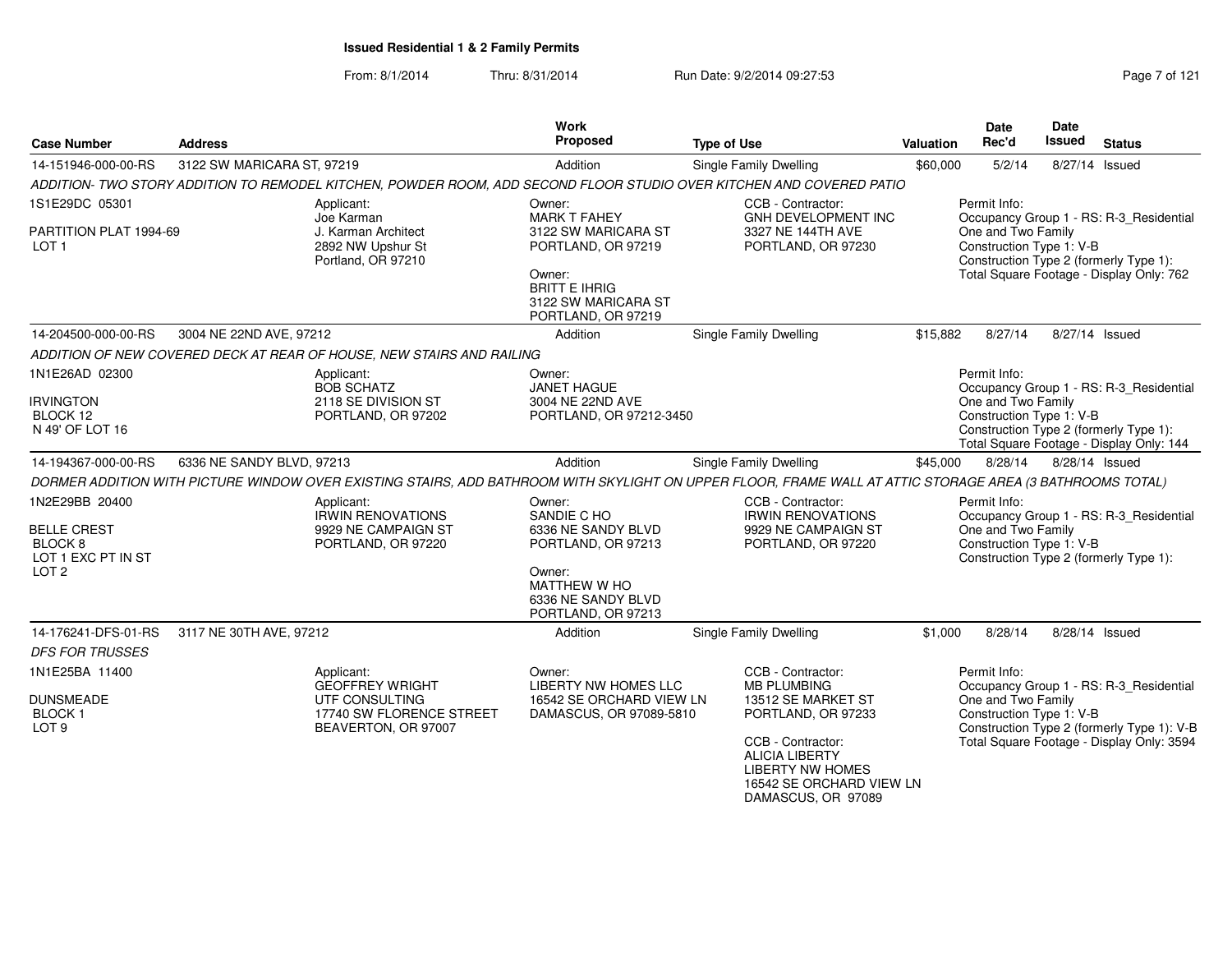# Issued Residential 1 & 2 Family Permits

From: 8/1/2014 Thru: 8/31/2014 Run Date: 9/2/2014 09:27:53

| Case Number | Address | Work Proposed | Type of Use | Valuation | Date Rec'd | Date Issued | Status |
|---|---|---|---|---|---|---|---|
| 14-151946-000-00-RS | 3122 SW MARICARA ST, 97219 | Addition | Single Family Dwelling | $60,000 | 5/2/14 | 8/27/14 | Issued |

*ADDITION- TWO STORY ADDITION TO REMODEL KITCHEN, POWDER ROOM, ADD SECOND FLOOR STUDIO OVER KITCHEN AND COVERED PATIO*

1S1E29DC 05301
PARTITION PLAT 1994-69
LOT 1

Applicant: Joe Karman, J. Karman Architect, 2892 NW Upshur St, Portland, OR 97210

Owner: MARK T FAHEY, 3122 SW MARICARA ST, PORTLAND, OR 97219
Owner: BRITT E IHRIG, 3122 SW MARICARA ST, PORTLAND, OR 97219

CCB - Contractor: GNH DEVELOPMENT INC, 3327 NE 144TH AVE, PORTLAND, OR 97230

Permit Info:
Occupancy Group 1 - RS: R-3_Residential One and Two Family
Construction Type 1: V-B
Construction Type 2 (formerly Type 1):
Total Square Footage - Display Only: 762

| Case Number | Address | Work Proposed | Type of Use | Valuation | Date Rec'd | Date Issued | Status |
|---|---|---|---|---|---|---|---|
| 14-204500-000-00-RS | 3004 NE 22ND AVE, 97212 | Addition | Single Family Dwelling | $15,882 | 8/27/14 | 8/27/14 | Issued |

*ADDITION OF NEW COVERED DECK AT REAR OF HOUSE, NEW STAIRS AND RAILING*

1N1E26AD 02300
IRVINGTON
BLOCK 12
N 49' OF LOT 16

Applicant: BOB SCHATZ, 2118 SE DIVISION ST, PORTLAND, OR 97202

Owner: JANET HAGUE, 3004 NE 22ND AVE, PORTLAND, OR 97212-3450

Permit Info:
Occupancy Group 1 - RS: R-3_Residential One and Two Family
Construction Type 1: V-B
Construction Type 2 (formerly Type 1):
Total Square Footage - Display Only: 144

| Case Number | Address | Work Proposed | Type of Use | Valuation | Date Rec'd | Date Issued | Status |
|---|---|---|---|---|---|---|---|
| 14-194367-000-00-RS | 6336 NE SANDY BLVD, 97213 | Addition | Single Family Dwelling | $45,000 | 8/28/14 | 8/28/14 | Issued |

*DORMER ADDITION WITH PICTURE WINDOW OVER EXISTING STAIRS, ADD BATHROOM WITH SKYLIGHT ON UPPER FLOOR, FRAME WALL AT ATTIC STORAGE AREA (3 BATHROOMS TOTAL)*

1N2E29BB 20400
BELLE CREST
BLOCK 8
LOT 1 EXC PT IN ST
LOT 2

Applicant: IRWIN RENOVATIONS, 9929 NE CAMPAIGN ST, PORTLAND, OR 97220

Owner: SANDIE C HO, 6336 NE SANDY BLVD, PORTLAND, OR 97213
Owner: MATTHEW W HO, 6336 NE SANDY BLVD, PORTLAND, OR 97213

CCB - Contractor: IRWIN RENOVATIONS, 9929 NE CAMPAIGN ST, PORTLAND, OR 97220

Permit Info:
Occupancy Group 1 - RS: R-3_Residential One and Two Family
Construction Type 1: V-B
Construction Type 2 (formerly Type 1):

| Case Number | Address | Work Proposed | Type of Use | Valuation | Date Rec'd | Date Issued | Status |
|---|---|---|---|---|---|---|---|
| 14-176241-DFS-01-RS | 3117 NE 30TH AVE, 97212 | Addition | Single Family Dwelling | $1,000 | 8/28/14 | 8/28/14 | Issued |

*DFS FOR TRUSSES*

1N1E25BA 11400
DUNSMEADE
BLOCK 1
LOT 9

Applicant: GEOFFREY WRIGHT, UTF CONSULTING, 17740 SW FLORENCE STREET, BEAVERTON, OR 97007

Owner: LIBERTY NW HOMES LLC, 16542 SE ORCHARD VIEW LN, DAMASCUS, OR 97089-5810

CCB - Contractor: MB PLUMBING, 13512 SE MARKET ST, PORTLAND, OR 97233
CCB - Contractor: ALICIA LIBERTY, LIBERTY NW HOMES, 16542 SE ORCHARD VIEW LN, DAMASCUS, OR 97089

Permit Info:
Occupancy Group 1 - RS: R-3_Residential One and Two Family
Construction Type 1: V-B
Construction Type 2 (formerly Type 1): V-B
Total Square Footage - Display Only: 3594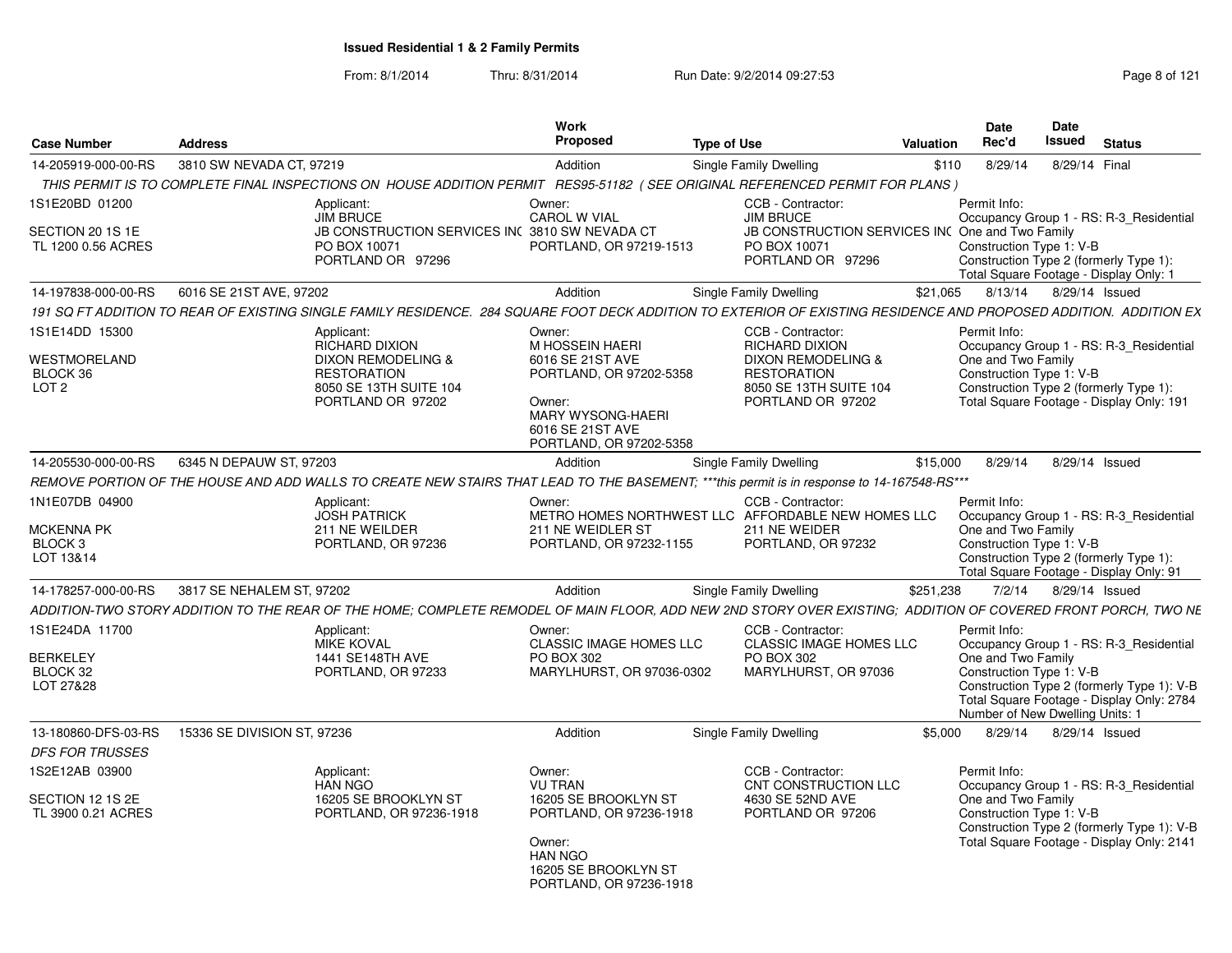# Issued Residential 1 & 2 Family Permits

From: 8/1/2014 Thru: 8/31/2014 Run Date: 9/2/2014 09:27:53

| Case Number | Address | Work Proposed | Type of Use | Valuation | Date Rec'd | Date Issued | Status |
|---|---|---|---|---|---|---|---|
| 14-205919-000-00-RS | 3810 SW NEVADA CT, 97219 | Addition | Single Family Dwelling | $110 | 8/29/14 | 8/29/14 | Final |

*THIS PERMIT IS TO COMPLETE FINAL INSPECTIONS ON HOUSE ADDITION PERMIT RES95-51182 ( SEE ORIGINAL REFERENCED PERMIT FOR PLANS )*

1S1E20BD 01200
SECTION 20 1S 1E
TL 1200 0.56 ACRES

Applicant: JIM BRUCE, JB CONSTRUCTION SERVICES INC, PO BOX 10071, PORTLAND OR 97296

Owner: CAROL W VIAL, 3810 SW NEVADA CT, PORTLAND, OR 97219-1513

CCB - Contractor: JIM BRUCE, JB CONSTRUCTION SERVICES INC, PO BOX 10071, PORTLAND OR 97296

Permit Info: Occupancy Group 1 - RS: R-3_Residential One and Two Family; Construction Type 1: V-B; Construction Type 2 (formerly Type 1):; Total Square Footage - Display Only: 1

| Case Number | Address | Work Proposed | Type of Use | Valuation | Date Rec'd | Date Issued | Status |
|---|---|---|---|---|---|---|---|
| 14-197838-000-00-RS | 6016 SE 21ST AVE, 97202 | Addition | Single Family Dwelling | $21,065 | 8/13/14 | 8/29/14 | Issued |

*191 SQ FT ADDITION TO REAR OF EXISTING SINGLE FAMILY RESIDENCE. 284 SQUARE FOOT DECK ADDITION TO EXTERIOR OF EXISTING RESIDENCE AND PROPOSED ADDITION. ADDITION EX*

1S1E14DD 15300
WESTMORELAND
BLOCK 36
LOT 2

Applicant: RICHARD DIXON, DIXON REMODELING & RESTORATION, 8050 SE 13TH SUITE 104, PORTLAND OR 97202

Owner: M HOSSEIN HAERI, 6016 SE 21ST AVE, PORTLAND, OR 97202-5358

Owner: MARY WYSONG-HAERI, 6016 SE 21ST AVE, PORTLAND, OR 97202-5358

CCB - Contractor: RICHARD DIXON, DIXON REMODELING & RESTORATION, 8050 SE 13TH SUITE 104, PORTLAND OR 97202

Permit Info: Occupancy Group 1 - RS: R-3_Residential One and Two Family; Construction Type 1: V-B; Construction Type 2 (formerly Type 1):; Total Square Footage - Display Only: 191

| Case Number | Address | Work Proposed | Type of Use | Valuation | Date Rec'd | Date Issued | Status |
|---|---|---|---|---|---|---|---|
| 14-205530-000-00-RS | 6345 N DEPAUW ST, 97203 | Addition | Single Family Dwelling | $15,000 | 8/29/14 | 8/29/14 | Issued |

*REMOVE PORTION OF THE HOUSE AND ADD WALLS TO CREATE NEW STAIRS THAT LEAD TO THE BASEMENT; ***this permit is in response to 14-167548-RS****

1N1E07DB 04900
MCKENNA PK
BLOCK 3
LOT 13&14

Applicant: JOSH PATRICK, 211 NE WEILDER, PORTLAND, OR 97236

Owner: METRO HOMES NORTHWEST LLC, 211 NE WEIDLER ST, PORTLAND, OR 97232-1155

CCB - Contractor: AFFORDABLE NEW HOMES LLC, 211 NE WEIDER, PORTLAND, OR 97232

Permit Info: Occupancy Group 1 - RS: R-3_Residential One and Two Family; Construction Type 1: V-B; Construction Type 2 (formerly Type 1):; Total Square Footage - Display Only: 91

| Case Number | Address | Work Proposed | Type of Use | Valuation | Date Rec'd | Date Issued | Status |
|---|---|---|---|---|---|---|---|
| 14-178257-000-00-RS | 3817 SE NEHALEM ST, 97202 | Addition | Single Family Dwelling | $251,238 | 7/2/14 | 8/29/14 | Issued |

*ADDITION-TWO STORY ADDITION TO THE REAR OF THE HOME; COMPLETE REMODEL OF MAIN FLOOR, ADD NEW 2ND STORY OVER EXISTING; ADDITION OF COVERED FRONT PORCH, TWO NE*

1S1E24DA 11700
BERKELEY
BLOCK 32
LOT 27&28

Applicant: MIKE KOVAL, 1441 SE148TH AVE, PORTLAND, OR 97233

Owner: CLASSIC IMAGE HOMES LLC, PO BOX 302, MARYLHURST, OR 97036-0302

CCB - Contractor: CLASSIC IMAGE HOMES LLC, PO BOX 302, MARYLHURST, OR 97036

Permit Info: Occupancy Group 1 - RS: R-3_Residential One and Two Family; Construction Type 1: V-B; Construction Type 2 (formerly Type 1): V-B; Total Square Footage - Display Only: 2784; Number of New Dwelling Units: 1

| Case Number | Address | Work Proposed | Type of Use | Valuation | Date Rec'd | Date Issued | Status |
|---|---|---|---|---|---|---|---|
| 13-180860-DFS-03-RS | 15336 SE DIVISION ST, 97236 | Addition | Single Family Dwelling | $5,000 | 8/29/14 | 8/29/14 | Issued |

*DFS FOR TRUSSES*

1S2E12AB 03900
SECTION 12 1S 2E
TL 3900 0.21 ACRES

Applicant: HAN NGO, 16205 SE BROOKLYN ST, PORTLAND, OR 97236-1918

Owner: VU TRAN, 16205 SE BROOKLYN ST, PORTLAND, OR 97236-1918

Owner: HAN NGO, 16205 SE BROOKLYN ST, PORTLAND, OR 97236-1918

CCB - Contractor: CNT CONSTRUCTION LLC, 4630 SE 52ND AVE, PORTLAND OR 97206

Permit Info: Occupancy Group 1 - RS: R-3_Residential One and Two Family; Construction Type 1: V-B; Construction Type 2 (formerly Type 1): V-B; Total Square Footage - Display Only: 2141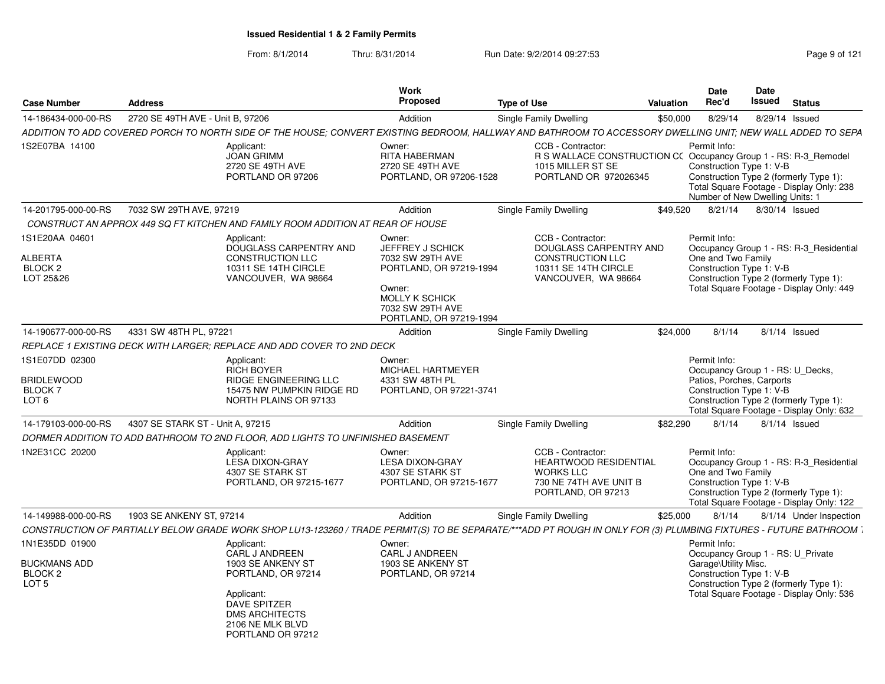# Issued Residential 1 & 2 Family Permits

From: 8/1/2014 Thru: 8/31/2014 Run Date: 9/2/2014 09:27:53

| Case Number | Address | Work Proposed | Type of Use | Valuation | Date Rec'd | Date Issued | Status |
|---|---|---|---|---|---|---|---|
| 14-186434-000-00-RS | 2720 SE 49TH AVE - Unit B, 97206 | Addition | Single Family Dwelling | $50,000 | 8/29/14 | 8/29/14 | Issued |

*ADDITION TO ADD COVERED PORCH TO NORTH SIDE OF THE HOUSE; CONVERT EXISTING BEDROOM, HALLWAY AND BATHROOM TO ACCESSORY DWELLING UNIT; NEW WALL ADDED TO SEPA*

1S2E07BA 14100

Applicant: JOAN GRIMM, 2720 SE 49TH AVE, PORTLAND OR 97206

Owner: RITA HABERMAN, 2720 SE 49TH AVE, PORTLAND, OR 97206-1528

CCB - Contractor: R S WALLACE CONSTRUCTION CC, 1015 MILLER ST SE, PORTLAND OR 972026345

Permit Info: Occupancy Group 1 - RS: R-3_Remodel; Construction Type 1: V-B; Construction Type 2 (formerly Type 1):; Total Square Footage - Display Only: 238; Number of New Dwelling Units: 1

| Case Number | Address | Work Proposed | Type of Use | Valuation | Date Rec'd | Date Issued | Status |
|---|---|---|---|---|---|---|---|
| 14-201795-000-00-RS | 7032 SW 29TH AVE, 97219 | Addition | Single Family Dwelling | $49,520 | 8/21/14 | 8/30/14 | Issued |

*CONSTRUCT AN APPROX 449 SQ FT KITCHEN AND FAMILY ROOM ADDITION AT REAR OF HOUSE*

1S1E20AA 04601, ALBERTA, BLOCK 2, LOT 25&26

Applicant: DOUGLASS CARPENTRY AND CONSTRUCTION LLC, 10311 SE 14TH CIRCLE, VANCOUVER, WA 98664

Owner: JEFFREY J SCHICK, 7032 SW 29TH AVE, PORTLAND, OR 97219-1994

Owner: MOLLY K SCHICK, 7032 SW 29TH AVE, PORTLAND, OR 97219-1994

CCB - Contractor: DOUGLASS CARPENTRY AND CONSTRUCTION LLC, 10311 SE 14TH CIRCLE, VANCOUVER, WA 98664

Permit Info: Occupancy Group 1 - RS: R-3_Residential One and Two Family; Construction Type 1: V-B; Construction Type 2 (formerly Type 1):; Total Square Footage - Display Only: 449

| Case Number | Address | Work Proposed | Type of Use | Valuation | Date Rec'd | Date Issued | Status |
|---|---|---|---|---|---|---|---|
| 14-190677-000-00-RS | 4331 SW 48TH PL, 97221 | Addition | Single Family Dwelling | $24,000 | 8/1/14 | 8/1/14 | Issued |

*REPLACE 1 EXISTING DECK WITH LARGER; REPLACE AND ADD COVER TO 2ND DECK*

1S1E07DD 02300, BRIDLEWOOD, BLOCK 7, LOT 6

Applicant: RICH BOYER, RIDGE ENGINEERING LLC, 15475 NW PUMPKIN RIDGE RD, NORTH PLAINS OR 97133

Owner: MICHAEL HARTMEYER, 4331 SW 48TH PL, PORTLAND, OR 97221-3741

Permit Info: Occupancy Group 1 - RS: U_Decks, Patios, Porches, Carports; Construction Type 1: V-B; Construction Type 2 (formerly Type 1):; Total Square Footage - Display Only: 632

| Case Number | Address | Work Proposed | Type of Use | Valuation | Date Rec'd | Date Issued | Status |
|---|---|---|---|---|---|---|---|
| 14-179103-000-00-RS | 4307 SE STARK ST - Unit A, 97215 | Addition | Single Family Dwelling | $82,290 | 8/1/14 | 8/1/14 | Issued |

*DORMER ADDITION TO ADD BATHROOM TO 2ND FLOOR, ADD LIGHTS TO UNFINISHED BASEMENT*

1N2E31CC 20200

Applicant: LESA DIXON-GRAY, 4307 SE STARK ST, PORTLAND, OR 97215-1677

Owner: LESA DIXON-GRAY, 4307 SE STARK ST, PORTLAND, OR 97215-1677

CCB - Contractor: HEARTWOOD RESIDENTIAL WORKS LLC, 730 NE 74TH AVE UNIT B, PORTLAND, OR 97213

Permit Info: Occupancy Group 1 - RS: R-3_Residential One and Two Family; Construction Type 1: V-B; Construction Type 2 (formerly Type 1):; Total Square Footage - Display Only: 122

| Case Number | Address | Work Proposed | Type of Use | Valuation | Date Rec'd | Date Issued | Status |
|---|---|---|---|---|---|---|---|
| 14-149988-000-00-RS | 1903 SE ANKENY ST, 97214 | Addition | Single Family Dwelling | $25,000 | 8/1/14 | 8/1/14 | Under Inspection |

*CONSTRUCTION OF PARTIALLY BELOW GRADE WORK SHOP LU13-123260 / TRADE PERMIT(S) TO BE SEPARATE/***ADD PT ROUGH IN ONLY FOR (3) PLUMBING FIXTURES - FUTURE BATHROOM ...*

1N1E35DD 01900, BUCKMANS ADD, BLOCK 2, LOT 5

Applicant: CARL J ANDREEN, 1903 SE ANKENY ST, PORTLAND, OR 97214

Applicant: DAVE SPITZER, DMS ARCHITECTS, 2106 NE MLK BLVD, PORTLAND OR 97212

Owner: CARL J ANDREEN, 1903 SE ANKENY ST, PORTLAND, OR 97214

Permit Info: Occupancy Group 1 - RS: U_Private Garage\Utility Misc.; Construction Type 1: V-B; Construction Type 2 (formerly Type 1):; Total Square Footage - Display Only: 536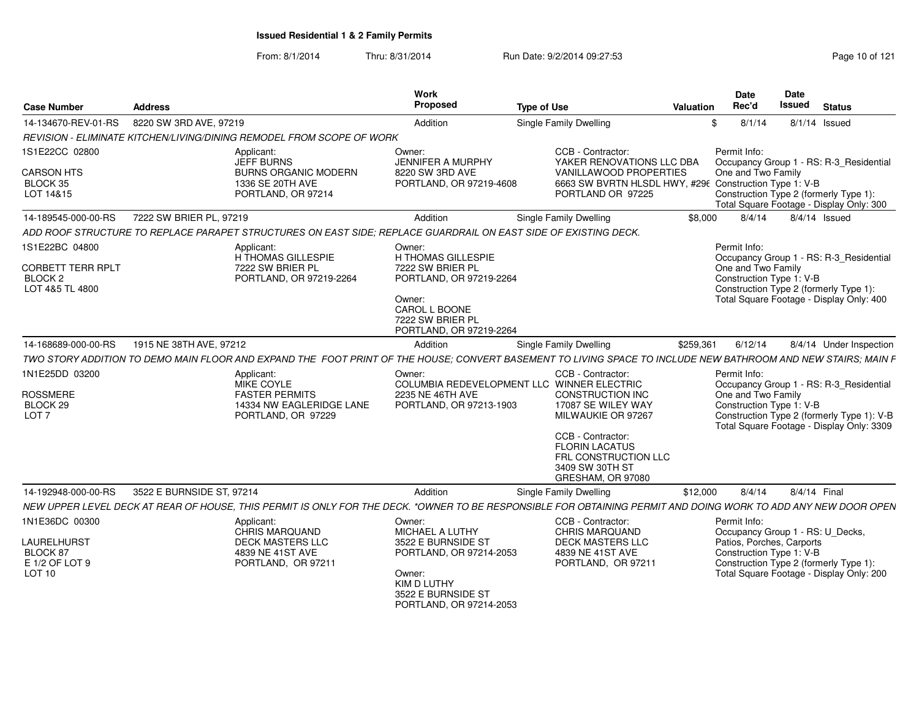# Issued Residential 1 & 2 Family Permits

From: 8/1/2014 Thru: 8/31/2014 Run Date: 9/2/2014 09:27:53

| Case Number | Address | Work Proposed | Type of Use | Valuation | Date Rec'd | Date Issued | Status |
|---|---|---|---|---|---|---|---|
| 14-134670-REV-01-RS | 8220 SW 3RD AVE, 97219 | Addition | Single Family Dwelling | $ | 8/1/14 | 8/1/14 | Issued |

REVISION - ELIMINATE KITCHEN/LIVING/DINING REMODEL FROM SCOPE OF WORK

1S1E22CC 02800
CARSON HTS
BLOCK 35
LOT 14&15

Applicant:
JEFF BURNS
BURNS ORGANIC MODERN
1336 SE 20TH AVE
PORTLAND, OR 97214

Owner:
JENNIFER A MURPHY
8220 SW 3RD AVE
PORTLAND, OR 97219-4608

CCB - Contractor:
YAKER RENOVATIONS LLC DBA
VANILLAWOOD PROPERTIES
6663 SW BVRTN HLSDL HWY, #296
PORTLAND OR 97225

Permit Info:
Occupancy Group 1 - RS: R-3_Residential One and Two Family
Construction Type 1: V-B
Construction Type 2 (formerly Type 1):
Total Square Footage - Display Only: 300

| Case Number | Address | Work Proposed | Type of Use | Valuation | Date Rec'd | Date Issued | Status |
|---|---|---|---|---|---|---|---|
| 14-189545-000-00-RS | 7222 SW BRIER PL, 97219 | Addition | Single Family Dwelling | $8,000 | 8/4/14 | 8/4/14 | Issued |

ADD ROOF STRUCTURE TO REPLACE PARAPET STRUCTURES ON EAST SIDE; REPLACE GUARDRAIL ON EAST SIDE OF EXISTING DECK.

1S1E22BC 04800
CORBETT TERR RPLT
BLOCK 2
LOT 4&5 TL 4800

Applicant:
H THOMAS GILLESPIE
7222 SW BRIER PL
PORTLAND, OR 97219-2264

Owner:
H THOMAS GILLESPIE
7222 SW BRIER PL
PORTLAND, OR 97219-2264

Owner:
CAROL L BOONE
7222 SW BRIER PL
PORTLAND, OR 97219-2264

Permit Info:
Occupancy Group 1 - RS: R-3_Residential One and Two Family
Construction Type 1: V-B
Construction Type 2 (formerly Type 1):
Total Square Footage - Display Only: 400

| Case Number | Address | Work Proposed | Type of Use | Valuation | Date Rec'd | Date Issued | Status |
|---|---|---|---|---|---|---|---|
| 14-168689-000-00-RS | 1915 NE 38TH AVE, 97212 | Addition | Single Family Dwelling | $259,361 | 6/12/14 | 8/4/14 | Under Inspection |

TWO STORY ADDITION TO DEMO MAIN FLOOR AND EXPAND THE FOOT PRINT OF THE HOUSE; CONVERT BASEMENT TO LIVING SPACE TO INCLUDE NEW BATHROOM AND NEW STAIRS; MAIN F

1N1E25DD 03200
ROSSMERE
BLOCK 29
LOT 7

Applicant:
MIKE COYLE
FASTER PERMITS
14334 NW EAGLERIDGE LANE
PORTLAND, OR 97229

Owner:
COLUMBIA REDEVELOPMENT LLC
2235 NE 46TH AVE
PORTLAND, OR 97213-1903

CCB - Contractor:
WINNER ELECTRIC
CONSTRUCTION INC
17087 SE WILEY WAY
MILWAUKIE OR 97267

CCB - Contractor:
FLORIN LACATUS
FRL CONSTRUCTION LLC
3409 SW 30TH ST
GRESHAM, OR 97080

Permit Info:
Occupancy Group 1 - RS: R-3_Residential One and Two Family
Construction Type 1: V-B
Construction Type 2 (formerly Type 1): V-B
Total Square Footage - Display Only: 3309

| Case Number | Address | Work Proposed | Type of Use | Valuation | Date Rec'd | Date Issued | Status |
|---|---|---|---|---|---|---|---|
| 14-192948-000-00-RS | 3522 E BURNSIDE ST, 97214 | Addition | Single Family Dwelling | $12,000 | 8/4/14 | 8/4/14 | Final |

NEW UPPER LEVEL DECK AT REAR OF HOUSE, THIS PERMIT IS ONLY FOR THE DECK. *OWNER TO BE RESPONSIBLE FOR OBTAINING PERMIT AND DOING WORK TO ADD ANY NEW DOOR OPEN

1N1E36DC 00300
LAURELHURST
BLOCK 87
E 1/2 OF LOT 9
LOT 10

Applicant:
CHRIS MARQUAND
DECK MASTERS LLC
4839 NE 41ST AVE
PORTLAND, OR 97211

Owner:
MICHAEL A LUTHY
3522 E BURNSIDE ST
PORTLAND, OR 97214-2053

Owner:
KIM D LUTHY
3522 E BURNSIDE ST
PORTLAND, OR 97214-2053

CCB - Contractor:
CHRIS MARQUAND
DECK MASTERS LLC
4839 NE 41ST AVE
PORTLAND, OR 97211

Permit Info:
Occupancy Group 1 - RS: U_Decks, Patios, Porches, Carports
Construction Type 1: V-B
Construction Type 2 (formerly Type 1):
Total Square Footage - Display Only: 200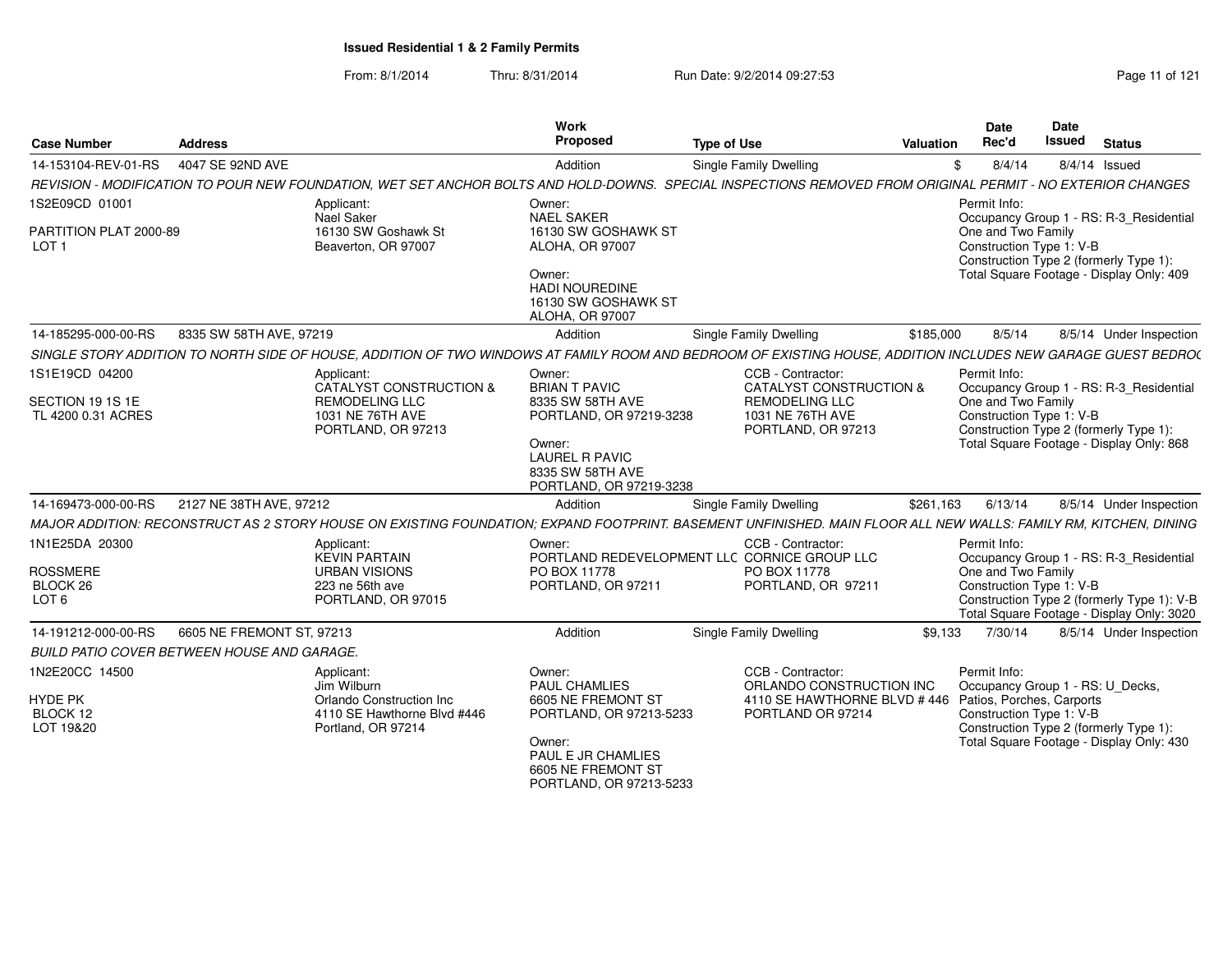## Issued Residential 1 & 2 Family Permits

From: 8/1/2014 Thru: 8/31/2014 Run Date: 9/2/2014 09:27:53

| Case Number | Address | Work Proposed | Type of Use | Valuation | Date Rec'd | Date Issued | Status |
|---|---|---|---|---|---|---|---|
| 14-153104-REV-01-RS | 4047 SE 92ND AVE | Addition | Single Family Dwelling | $ | 8/4/14 | 8/4/14 | Issued |

*REVISION - MODIFICATION TO POUR NEW FOUNDATION, WET SET ANCHOR BOLTS AND HOLD-DOWNS. SPECIAL INSPECTIONS REMOVED FROM ORIGINAL PERMIT - NO EXTERIOR CHANGES*

1S2E09CD 01001
PARTITION PLAT 2000-89
LOT 1

Applicant: Nael Saker, 16130 SW Goshawk St, Beaverton, OR 97007

Owner: NAEL SAKER, 16130 SW GOSHAWK ST, ALOHA, OR 97007

Owner: HADI NOUREDINE, 16130 SW GOSHAWK ST, ALOHA, OR 97007

Permit Info:
Occupancy Group 1 - RS: R-3_Residential One and Two Family
Construction Type 1: V-B
Construction Type 2 (formerly Type 1):
Total Square Footage - Display Only: 409

| Case Number | Address | Work Proposed | Type of Use | Valuation | Date Rec'd | Date Issued | Status |
|---|---|---|---|---|---|---|---|
| 14-185295-000-00-RS | 8335 SW 58TH AVE, 97219 | Addition | Single Family Dwelling | $185,000 | 8/5/14 | 8/5/14 | Under Inspection |

*SINGLE STORY ADDITION TO NORTH SIDE OF HOUSE, ADDITION OF TWO WINDOWS AT FAMILY ROOM AND BEDROOM OF EXISTING HOUSE, ADDITION INCLUDES NEW GARAGE GUEST BEDRO(*

1S1E19CD 04200
SECTION 19 1S 1E
TL 4200 0.31 ACRES

Applicant: CATALYST CONSTRUCTION & REMODELING LLC, 1031 NE 76TH AVE, PORTLAND, OR 97213

Owner: BRIAN T PAVIC, 8335 SW 58TH AVE, PORTLAND, OR 97219-3238

Owner: LAUREL R PAVIC, 8335 SW 58TH AVE, PORTLAND, OR 97219-3238

CCB - Contractor: CATALYST CONSTRUCTION & REMODELING LLC, 1031 NE 76TH AVE, PORTLAND, OR 97213

Permit Info:
Occupancy Group 1 - RS: R-3_Residential One and Two Family
Construction Type 1: V-B
Construction Type 2 (formerly Type 1):
Total Square Footage - Display Only: 868

| Case Number | Address | Work Proposed | Type of Use | Valuation | Date Rec'd | Date Issued | Status |
|---|---|---|---|---|---|---|---|
| 14-169473-000-00-RS | 2127 NE 38TH AVE, 97212 | Addition | Single Family Dwelling | $261,163 | 6/13/14 | 8/5/14 | Under Inspection |

*MAJOR ADDITION: RECONSTRUCT AS 2 STORY HOUSE ON EXISTING FOUNDATION; EXPAND FOOTPRINT. BASEMENT UNFINISHED. MAIN FLOOR ALL NEW WALLS: FAMILY RM, KITCHEN, DINING*

1N1E25DA 20300
ROSSMERE
BLOCK 26
LOT 6

Applicant: KEVIN PARTAIN, URBAN VISIONS, 223 ne 56th ave, PORTLAND, OR 97015

Owner: PORTLAND REDEVELOPMENT LLC, PO BOX 11778, PORTLAND, OR 97211

CCB - Contractor: CORNICE GROUP LLC, PO BOX 11778, PORTLAND, OR 97211

Permit Info:
Occupancy Group 1 - RS: R-3_Residential One and Two Family
Construction Type 1: V-B
Construction Type 2 (formerly Type 1): V-B
Total Square Footage - Display Only: 3020

| Case Number | Address | Work Proposed | Type of Use | Valuation | Date Rec'd | Date Issued | Status |
|---|---|---|---|---|---|---|---|
| 14-191212-000-00-RS | 6605 NE FREMONT ST, 97213 | Addition | Single Family Dwelling | $9,133 | 7/30/14 | 8/5/14 | Under Inspection |

*BUILD PATIO COVER BETWEEN HOUSE AND GARAGE.*

1N2E20CC 14500
HYDE PK
BLOCK 12
LOT 19&20

Applicant: Jim Wilburn, Orlando Construction Inc, 4110 SE Hawthorne Blvd #446, Portland, OR 97214

Owner: PAUL CHAMLIES, 6605 NE FREMONT ST, PORTLAND, OR 97213-5233

Owner: PAUL E JR CHAMLIES, 6605 NE FREMONT ST, PORTLAND, OR 97213-5233

CCB - Contractor: ORLANDO CONSTRUCTION INC, 4110 SE HAWTHORNE BLVD # 446, PORTLAND OR 97214

Permit Info:
Occupancy Group 1 - RS: U_Decks, Patios, Porches, Carports
Construction Type 1: V-B
Construction Type 2 (formerly Type 1):
Total Square Footage - Display Only: 430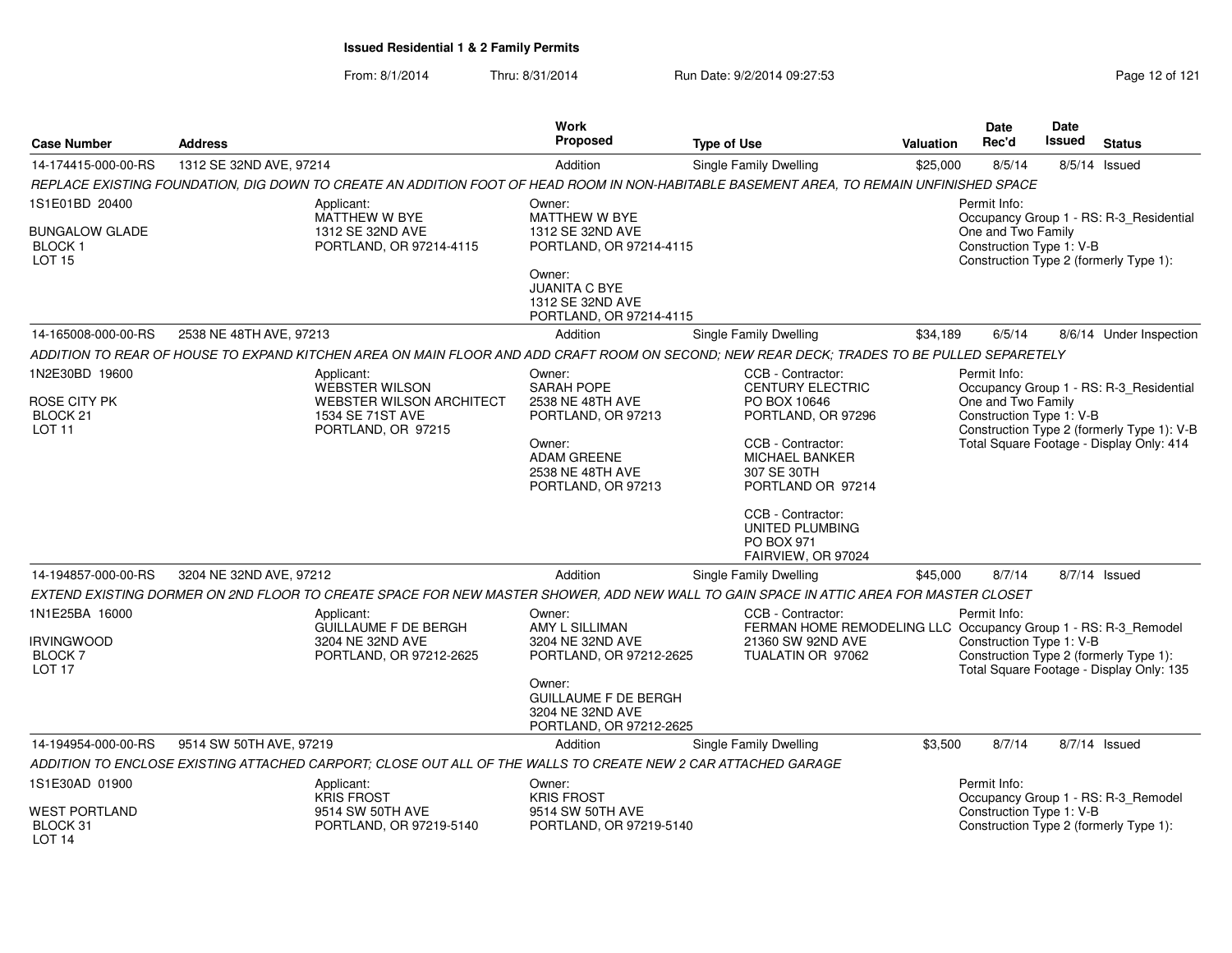**Issued Residential 1 & 2 Family Permits**

From: 8/1/2014 Thru: 8/31/2014 Run Date: 9/2/2014 09:27:53

| Case Number | Address | Work Proposed | Type of Use | Valuation | Date Rec'd | Date Issued | Status |
|---|---|---|---|---|---|---|---|
| 14-174415-000-00-RS | 1312 SE 32ND AVE, 97214 | Addition | Single Family Dwelling | $25,000 | 8/5/14 | 8/5/14 | Issued |

*REPLACE EXISTING FOUNDATION, DIG DOWN TO CREATE AN ADDITION FOOT OF HEAD ROOM IN NON-HABITABLE BASEMENT AREA, TO REMAIN UNFINISHED SPACE*

1S1E01BD 20400
BUNGALOW GLADE
BLOCK 1
LOT 15

Applicant:
MATTHEW W BYE
1312 SE 32ND AVE
PORTLAND, OR 97214-4115

Owner:
MATTHEW W BYE
1312 SE 32ND AVE
PORTLAND, OR 97214-4115

Owner:
JUANITA C BYE
1312 SE 32ND AVE
PORTLAND, OR 97214-4115

Permit Info:
Occupancy Group 1 - RS: R-3_Residential One and Two Family
Construction Type 1: V-B
Construction Type 2 (formerly Type 1):

| Case Number | Address | Work Proposed | Type of Use | Valuation | Date Rec'd | Date Issued | Status |
|---|---|---|---|---|---|---|---|
| 14-165008-000-00-RS | 2538 NE 48TH AVE, 97213 | Addition | Single Family Dwelling | $34,189 | 6/5/14 | 8/6/14 | Under Inspection |

*ADDITION TO REAR OF HOUSE TO EXPAND KITCHEN AREA ON MAIN FLOOR AND ADD CRAFT ROOM ON SECOND; NEW REAR DECK; TRADES TO BE PULLED SEPARETELY*

1N2E30BD 19600
ROSE CITY PK
BLOCK 21
LOT 11

Applicant:
WEBSTER WILSON
WEBSTER WILSON ARCHITECT
1534 SE 71ST AVE
PORTLAND, OR 97215

Owner:
SARAH POPE
2538 NE 48TH AVE
PORTLAND, OR 97213

Owner:
ADAM GREENE
2538 NE 48TH AVE
PORTLAND, OR 97213

CCB - Contractor:
CENTURY ELECTRIC
PO BOX 10646
PORTLAND, OR 97296

CCB - Contractor:
MICHAEL BANKER
307 SE 30TH
PORTLAND OR 97214

CCB - Contractor:
UNITED PLUMBING
PO BOX 971
FAIRVIEW, OR 97024

Permit Info:
Occupancy Group 1 - RS: R-3_Residential One and Two Family
Construction Type 1: V-B
Construction Type 2 (formerly Type 1): V-B
Total Square Footage - Display Only: 414

| Case Number | Address | Work Proposed | Type of Use | Valuation | Date Rec'd | Date Issued | Status |
|---|---|---|---|---|---|---|---|
| 14-194857-000-00-RS | 3204 NE 32ND AVE, 97212 | Addition | Single Family Dwelling | $45,000 | 8/7/14 | 8/7/14 | Issued |

*EXTEND EXISTING DORMER ON 2ND FLOOR TO CREATE SPACE FOR NEW MASTER SHOWER, ADD NEW WALL TO GAIN SPACE IN ATTIC AREA FOR MASTER CLOSET*

1N1E25BA 16000
IRVINGWOOD
BLOCK 7
LOT 17

Applicant:
GUILLAUME F DE BERGH
3204 NE 32ND AVE
PORTLAND, OR 97212-2625

Owner:
AMY L SILLIMAN
3204 NE 32ND AVE
PORTLAND, OR 97212-2625

Owner:
GUILLAUME F DE BERGH
3204 NE 32ND AVE
PORTLAND, OR 97212-2625

CCB - Contractor:
FERMAN HOME REMODELING LLC
21360 SW 92ND AVE
TUALATIN OR 97062

Permit Info:
Occupancy Group 1 - RS: R-3_Remodel
Construction Type 1: V-B
Construction Type 2 (formerly Type 1):
Total Square Footage - Display Only: 135

| Case Number | Address | Work Proposed | Type of Use | Valuation | Date Rec'd | Date Issued | Status |
|---|---|---|---|---|---|---|---|
| 14-194954-000-00-RS | 9514 SW 50TH AVE, 97219 | Addition | Single Family Dwelling | $3,500 | 8/7/14 | 8/7/14 | Issued |

*ADDITION TO ENCLOSE EXISTING ATTACHED CARPORT; CLOSE OUT ALL OF THE WALLS TO CREATE NEW 2 CAR ATTACHED GARAGE*

1S1E30AD 01900
WEST PORTLAND
BLOCK 31
LOT 14

Applicant:
KRIS FROST
9514 SW 50TH AVE
PORTLAND, OR 97219-5140

Owner:
KRIS FROST
9514 SW 50TH AVE
PORTLAND, OR 97219-5140

Permit Info:
Occupancy Group 1 - RS: R-3_Remodel
Construction Type 1: V-B
Construction Type 2 (formerly Type 1):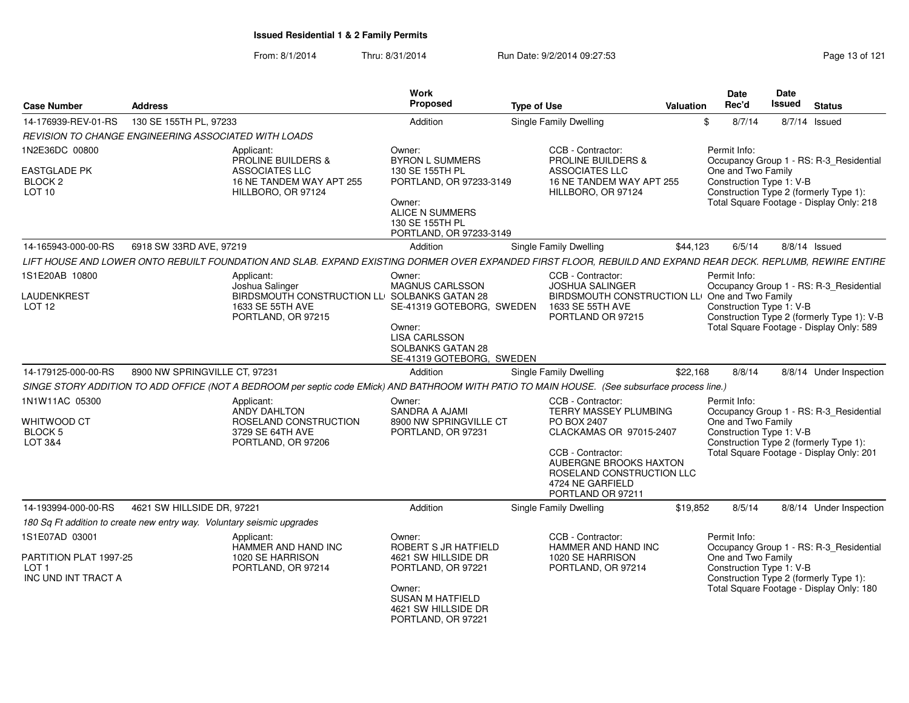**Issued Residential 1 & 2 Family Permits**

From: 8/1/2014 Thru: 8/31/2014 Run Date: 9/2/2014 09:27:53

| Case Number | Address | Work Proposed | Type of Use | Valuation | Date Rec'd | Date Issued | Status |
|---|---|---|---|---|---|---|---|
| 14-176939-REV-01-RS | 130 SE 155TH PL, 97233 | Addition | Single Family Dwelling | $ | 8/7/14 | 8/7/14 | Issued |

*REVISION TO CHANGE ENGINEERING ASSOCIATED WITH LOADS*

1N2E36DC 00800
EASTGLADE PK
BLOCK 2
LOT 10

Applicant: PROLINE BUILDERS & ASSOCIATES LLC, 16 NE TANDEM WAY APT 255, HILLBORO, OR 97124

Owner: BYRON L SUMMERS, 130 SE 155TH PL, PORTLAND, OR 97233-3149
Owner: ALICE N SUMMERS, 130 SE 155TH PL, PORTLAND, OR 97233-3149

CCB - Contractor: PROLINE BUILDERS & ASSOCIATES LLC, 16 NE TANDEM WAY APT 255, HILLBORO, OR 97124

Permit Info:
Occupancy Group 1 - RS: R-3_Residential One and Two Family
Construction Type 1: V-B
Construction Type 2 (formerly Type 1):
Total Square Footage - Display Only: 218

| Case Number | Address | Work Proposed | Type of Use | Valuation | Date Rec'd | Date Issued | Status |
|---|---|---|---|---|---|---|---|
| 14-165943-000-00-RS | 6918 SW 33RD AVE, 97219 | Addition | Single Family Dwelling | $44,123 | 6/5/14 | 8/8/14 | Issued |

*LIFT HOUSE AND LOWER ONTO REBUILT FOUNDATION AND SLAB. EXPAND EXISTING DORMER OVER EXPANDED FIRST FLOOR, REBUILD AND EXPAND REAR DECK. REPLUMB, REWIRE ENTIRE*

1S1E20AB 10800
LAUDENKREST
LOT 12

Applicant: Joshua Salinger, BIRDSMOUTH CONSTRUCTION LL(, 1633 SE 55TH AVE, PORTLAND, OR 97215

Owner: MAGNUS CARLSSON, SOLBANKS GATAN 28, SE-41319 GOTEBORG, SWEDEN
Owner: LISA CARLSSON, SOLBANKS GATAN 28, SE-41319 GOTEBORG, SWEDEN

CCB - Contractor: JOSHUA SALINGER, BIRDSMOUTH CONSTRUCTION LL(, 1633 SE 55TH AVE, PORTLAND OR 97215

Permit Info:
Occupancy Group 1 - RS: R-3_Residential One and Two Family
Construction Type 1: V-B
Construction Type 2 (formerly Type 1): V-B
Total Square Footage - Display Only: 589

| Case Number | Address | Work Proposed | Type of Use | Valuation | Date Rec'd | Date Issued | Status |
|---|---|---|---|---|---|---|---|
| 14-179125-000-00-RS | 8900 NW SPRINGVILLE CT, 97231 | Addition | Single Family Dwelling | $22,168 | 8/8/14 | 8/8/14 | Under Inspection |

*SINGE STORY ADDITION TO ADD OFFICE (NOT A BEDROOM per septic code EMick) AND BATHROOM WITH PATIO TO MAIN HOUSE. (See subsurface process line.)*

1N1W11AC 05300
WHITWOOD CT
BLOCK 5
LOT 3&4

Applicant: ANDY DAHLTON, ROSELAND CONSTRUCTION, 3729 SE 64TH AVE, PORTLAND, OR 97206

Owner: SANDRA A AJAMI, 8900 NW SPRINGVILLE CT, PORTLAND, OR 97231

CCB - Contractor: TERRY MASSEY PLUMBING, PO BOX 2407, CLACKAMAS OR 97015-2407
CCB - Contractor: AUBERGNE BROOKS HAXTON, ROSELAND CONSTRUCTION LLC, 4724 NE GARFIELD, PORTLAND OR 97211

Permit Info:
Occupancy Group 1 - RS: R-3_Residential One and Two Family
Construction Type 1: V-B
Construction Type 2 (formerly Type 1):
Total Square Footage - Display Only: 201

| Case Number | Address | Work Proposed | Type of Use | Valuation | Date Rec'd | Date Issued | Status |
|---|---|---|---|---|---|---|---|
| 14-193994-000-00-RS | 4621 SW HILLSIDE DR, 97221 | Addition | Single Family Dwelling | $19,852 | 8/5/14 | 8/8/14 | Under Inspection |

*180 Sq Ft addition to create new entry way. Voluntary seismic upgrades*

1S1E07AD 03001
PARTITION PLAT 1997-25
LOT 1
INC UND INT TRACT A

Applicant: HAMMER AND HAND INC, 1020 SE HARRISON, PORTLAND, OR 97214

Owner: ROBERT S JR HATFIELD, 4621 SW HILLSIDE DR, PORTLAND, OR 97221
Owner: SUSAN M HATFIELD, 4621 SW HILLSIDE DR, PORTLAND, OR 97221

CCB - Contractor: HAMMER AND HAND INC, 1020 SE HARRISON, PORTLAND, OR 97214

Permit Info:
Occupancy Group 1 - RS: R-3_Residential One and Two Family
Construction Type 1: V-B
Construction Type 2 (formerly Type 1):
Total Square Footage - Display Only: 180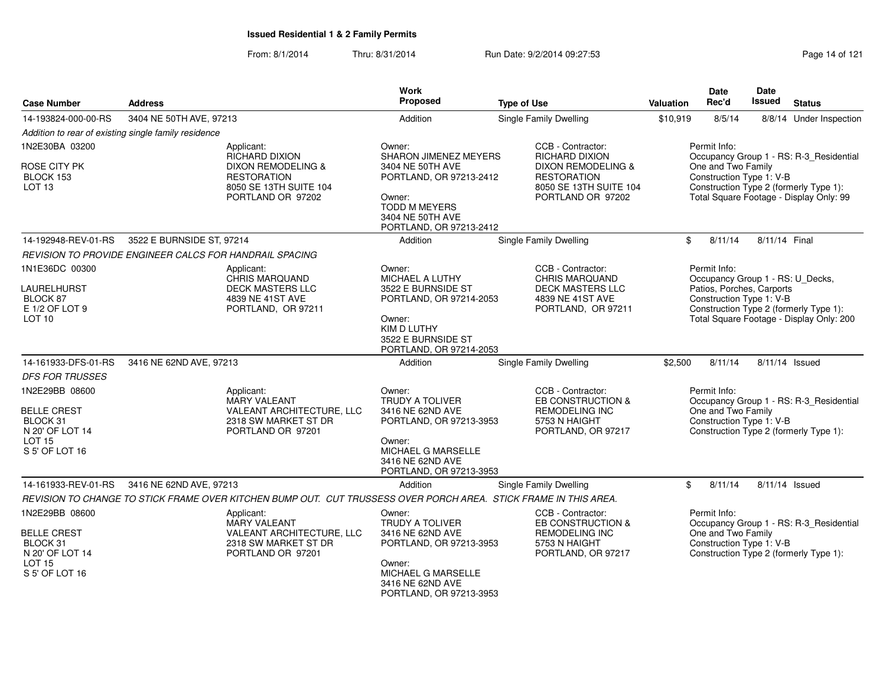**Issued Residential 1 & 2 Family Permits**

From: 8/1/2014 Thru: 8/31/2014 Run Date: 9/2/2014 09:27:53

| Case Number | Address | Work Proposed | Type of Use | Valuation | Date Rec'd | Date Issued | Status |
|---|---|---|---|---|---|---|---|
| 14-193824-000-00-RS | 3404 NE 50TH AVE, 97213 | Addition | Single Family Dwelling | $10,919 | 8/5/14 | 8/8/14 | Under Inspection |

*Addition to rear of existing single family residence*

1N2E30BA 03200
ROSE CITY PK
BLOCK 153
LOT 13

Applicant:
RICHARD DIXION
DIXON REMODELING & RESTORATION
8050 SE 13TH SUITE 104
PORTLAND OR 97202

Owner:
SHARON JIMENEZ MEYERS
3404 NE 50TH AVE
PORTLAND, OR 97213-2412

Owner:
TODD M MEYERS
3404 NE 50TH AVE
PORTLAND, OR 97213-2412

CCB - Contractor:
RICHARD DIXION
DIXON REMODELING & RESTORATION
8050 SE 13TH SUITE 104
PORTLAND OR 97202

Permit Info:
Occupancy Group 1 - RS: R-3_Residential One and Two Family
Construction Type 1: V-B
Construction Type 2 (formerly Type 1):
Total Square Footage - Display Only: 99

| Case Number | Address | Work Proposed | Type of Use | Valuation | Date Rec'd | Date Issued | Status |
|---|---|---|---|---|---|---|---|
| 14-192948-REV-01-RS | 3522 E BURNSIDE ST, 97214 | Addition | Single Family Dwelling | $ | 8/11/14 | 8/11/14 | Final |

*REVISION TO PROVIDE ENGINEER CALCS FOR HANDRAIL SPACING*

1N1E36DC 00300
LAURELHURST
BLOCK 87
E 1/2 OF LOT 9
LOT 10

Applicant:
CHRIS MARQUAND
DECK MASTERS LLC
4839 NE 41ST AVE
PORTLAND, OR 97211

Owner:
MICHAEL A LUTHY
3522 E BURNSIDE ST
PORTLAND, OR 97214-2053

Owner:
KIM D LUTHY
3522 E BURNSIDE ST
PORTLAND, OR 97214-2053

CCB - Contractor:
CHRIS MARQUAND
DECK MASTERS LLC
4839 NE 41ST AVE
PORTLAND, OR 97211

Permit Info:
Occupancy Group 1 - RS: U_Decks, Patios, Porches, Carports
Construction Type 1: V-B
Construction Type 2 (formerly Type 1):
Total Square Footage - Display Only: 200

| Case Number | Address | Work Proposed | Type of Use | Valuation | Date Rec'd | Date Issued | Status |
|---|---|---|---|---|---|---|---|
| 14-161933-DFS-01-RS | 3416 NE 62ND AVE, 97213 | Addition | Single Family Dwelling | $2,500 | 8/11/14 | 8/11/14 | Issued |

*DFS FOR TRUSSES*

1N2E29BB 08600
BELLE CREST
BLOCK 31
N 20' OF LOT 14
LOT 15
S 5' OF LOT 16

Applicant:
MARY VALEANT
VALEANT ARCHITECTURE, LLC
2318 SW MARKET ST DR
PORTLAND OR 97201

Owner:
TRUDY A TOLIVER
3416 NE 62ND AVE
PORTLAND, OR 97213-3953

Owner:
MICHAEL G MARSELLE
3416 NE 62ND AVE
PORTLAND, OR 97213-3953

CCB - Contractor:
EB CONSTRUCTION & REMODELING INC
5753 N HAIGHT
PORTLAND, OR 97217

Permit Info:
Occupancy Group 1 - RS: R-3_Residential One and Two Family
Construction Type 1: V-B
Construction Type 2 (formerly Type 1):

| Case Number | Address | Work Proposed | Type of Use | Valuation | Date Rec'd | Date Issued | Status |
|---|---|---|---|---|---|---|---|
| 14-161933-REV-01-RS | 3416 NE 62ND AVE, 97213 | Addition | Single Family Dwelling | $ | 8/11/14 | 8/11/14 | Issued |

*REVISION TO CHANGE TO STICK FRAME OVER KITCHEN BUMP OUT. CUT TRUSSESS OVER PORCH AREA. STICK FRAME IN THIS AREA.*

1N2E29BB 08600
BELLE CREST
BLOCK 31
N 20' OF LOT 14
LOT 15
S 5' OF LOT 16

Applicant:
MARY VALEANT
VALEANT ARCHITECTURE, LLC
2318 SW MARKET ST DR
PORTLAND OR 97201

Owner:
TRUDY A TOLIVER
3416 NE 62ND AVE
PORTLAND, OR 97213-3953

Owner:
MICHAEL G MARSELLE
3416 NE 62ND AVE
PORTLAND, OR 97213-3953

CCB - Contractor:
EB CONSTRUCTION & REMODELING INC
5753 N HAIGHT
PORTLAND, OR 97217

Permit Info:
Occupancy Group 1 - RS: R-3_Residential One and Two Family
Construction Type 1: V-B
Construction Type 2 (formerly Type 1):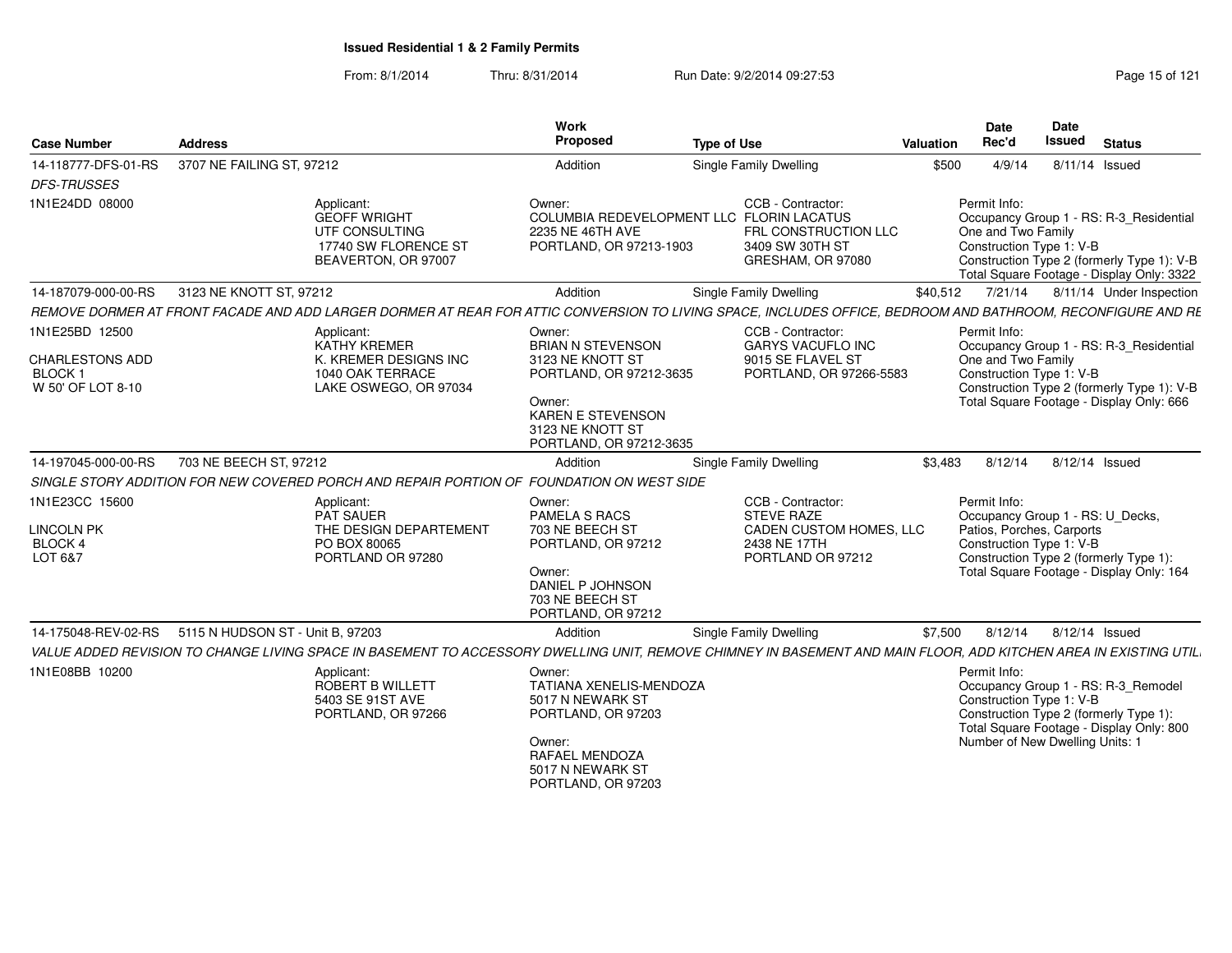# Issued Residential 1 & 2 Family Permits

From: 8/1/2014 Thru: 8/31/2014 Run Date: 9/2/2014 09:27:53

| Case Number | Address | Work Proposed | Type of Use | Valuation | Date Rec'd | Date Issued | Status |
|---|---|---|---|---|---|---|---|
| 14-118777-DFS-01-RS | 3707 NE FAILING ST, 97212 | Addition | Single Family Dwelling | $500 | 4/9/14 | 8/11/14 | Issued |
| 14-187079-000-00-RS | 3123 NE KNOTT ST, 97212 | Addition | Single Family Dwelling | $40,512 | 7/21/14 | 8/11/14 | Under Inspection |
| 14-197045-000-00-RS | 703 NE BEECH ST, 97212 | Addition | Single Family Dwelling | $3,483 | 8/12/14 | 8/12/14 | Issued |
| 14-175048-REV-02-RS | 5115 N HUDSON ST - Unit B, 97203 | Addition | Single Family Dwelling | $7,500 | 8/12/14 | 8/12/14 | Issued |

## 14-118777-DFS-01-RS

*DFS-TRUSSES*

1N1E24DD 08000

Applicant:
GEOFF WRIGHT
UTF CONSULTING
17740 SW FLORENCE ST
BEAVERTON, OR 97007

Owner:
COLUMBIA REDEVELOPMENT LLC
2235 NE 46TH AVE
PORTLAND, OR 97213-1903

CCB - Contractor:
FLORIN LACATUS
FRL CONSTRUCTION LLC
3409 SW 30TH ST
GRESHAM, OR 97080

Permit Info:
Occupancy Group 1 - RS: R-3_Residential One and Two Family
Construction Type 1: V-B
Construction Type 2 (formerly Type 1): V-B
Total Square Footage - Display Only: 3322

## 14-187079-000-00-RS

*REMOVE DORMER AT FRONT FACADE AND ADD LARGER DORMER AT REAR FOR ATTIC CONVERSION TO LIVING SPACE, INCLUDES OFFICE, BEDROOM AND BATHROOM, RECONFIGURE AND RE*

1N1E25BD 12500

CHARLESTONS ADD
BLOCK 1
W 50' OF LOT 8-10

Applicant:
KATHY KREMER
K. KREMER DESIGNS INC
1040 OAK TERRACE
LAKE OSWEGO, OR 97034

Owner:
BRIAN N STEVENSON
3123 NE KNOTT ST
PORTLAND, OR 97212-3635

Owner:
KAREN E STEVENSON
3123 NE KNOTT ST
PORTLAND, OR 97212-3635

CCB - Contractor:
GARYS VACUFLO INC
9015 SE FLAVEL ST
PORTLAND, OR 97266-5583

Permit Info:
Occupancy Group 1 - RS: R-3_Residential One and Two Family
Construction Type 1: V-B
Construction Type 2 (formerly Type 1): V-B
Total Square Footage - Display Only: 666

## 14-197045-000-00-RS

*SINGLE STORY ADDITION FOR NEW COVERED PORCH AND REPAIR PORTION OF FOUNDATION ON WEST SIDE*

1N1E23CC 15600

LINCOLN PK
BLOCK 4
LOT 6&7

Applicant:
PAT SAUER
THE DESIGN DEPARTEMENT
PO BOX 80065
PORTLAND OR 97280

Owner:
PAMELA S RACS
703 NE BEECH ST
PORTLAND, OR 97212

Owner:
DANIEL P JOHNSON
703 NE BEECH ST
PORTLAND, OR 97212

CCB - Contractor:
STEVE RAZE
CADEN CUSTOM HOMES, LLC
2438 NE 17TH
PORTLAND OR 97212

Permit Info:
Occupancy Group 1 - RS: U_Decks, Patios, Porches, Carports
Construction Type 1: V-B
Construction Type 2 (formerly Type 1):
Total Square Footage - Display Only: 164

## 14-175048-REV-02-RS

*VALUE ADDED REVISION TO CHANGE LIVING SPACE IN BASEMENT TO ACCESSORY DWELLING UNIT, REMOVE CHIMNEY IN BASEMENT AND MAIN FLOOR, ADD KITCHEN AREA IN EXISTING UTIL*

1N1E08BB 10200

Applicant:
ROBERT B WILLETT
5403 SE 91ST AVE
PORTLAND, OR 97266

Owner:
TATIANA XENELIS-MENDOZA
5017 N NEWARK ST
PORTLAND, OR 97203

Owner:
RAFAEL MENDOZA
5017 N NEWARK ST
PORTLAND, OR 97203

Permit Info:
Occupancy Group 1 - RS: R-3_Remodel
Construction Type 1: V-B
Construction Type 2 (formerly Type 1):
Total Square Footage - Display Only: 800
Number of New Dwelling Units: 1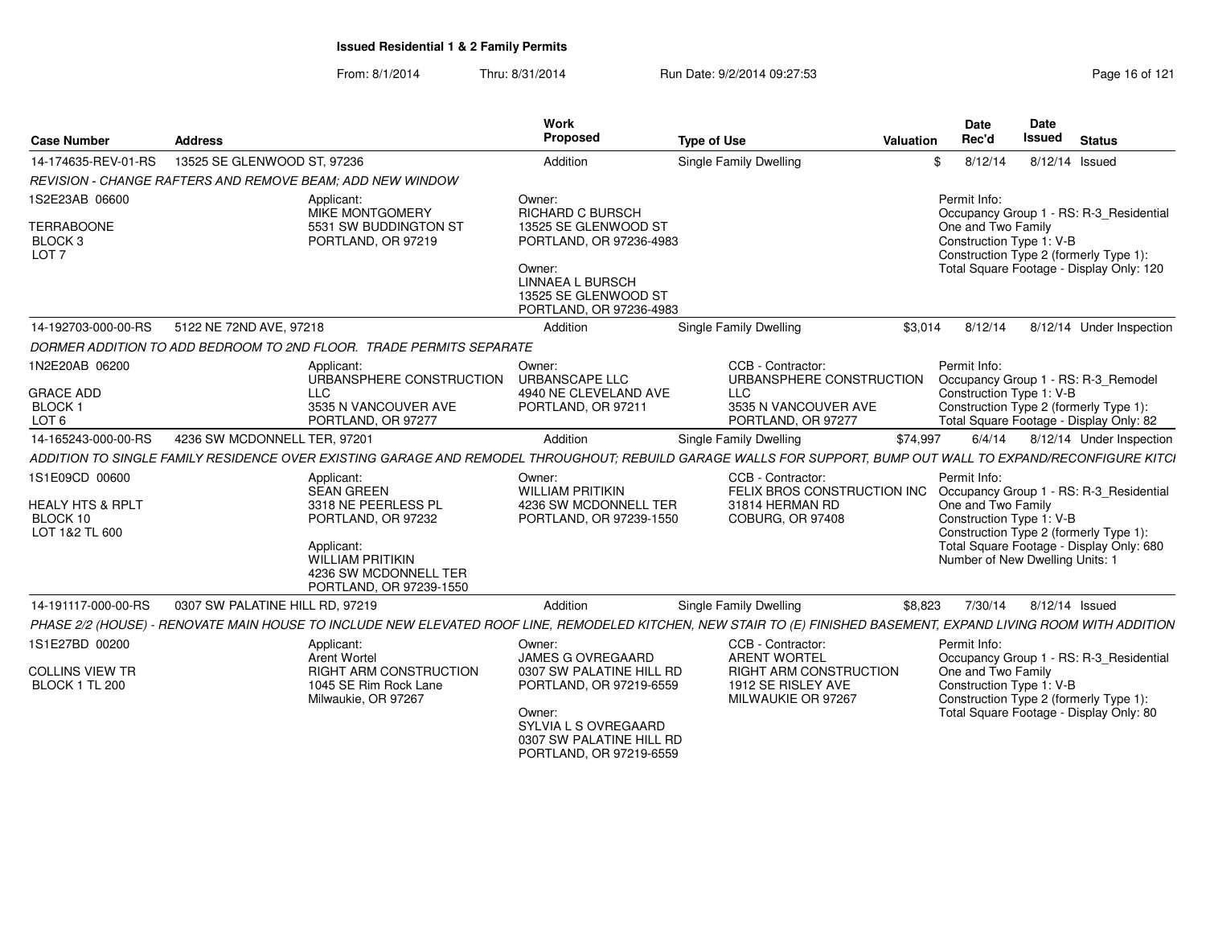# Issued Residential 1 & 2 Family Permits

From: 8/1/2014 Thru: 8/31/2014 Run Date: 9/2/2014 09:27:53

| Case Number | Address | Work Proposed | Type of Use | Valuation | Date Rec'd | Date Issued | Status |
|---|---|---|---|---|---|---|---|
| 14-174635-REV-01-RS | 13525 SE GLENWOOD ST, 97236 | Addition | Single Family Dwelling | $ | 8/12/14 | 8/12/14 | Issued |

*REVISION - CHANGE RAFTERS AND REMOVE BEAM; ADD NEW WINDOW*

1S2E23AB 06600
TERRABOONE
BLOCK 3
LOT 7

Applicant:
MIKE MONTGOMERY
5531 SW BUDDINGTON ST
PORTLAND, OR 97219

Owner:
RICHARD C BURSCH
13525 SE GLENWOOD ST
PORTLAND, OR 97236-4983

Owner:
LINNAEA L BURSCH
13525 SE GLENWOOD ST
PORTLAND, OR 97236-4983

Permit Info:
Occupancy Group 1 - RS: R-3_Residential One and Two Family
Construction Type 1: V-B
Construction Type 2 (formerly Type 1):
Total Square Footage - Display Only: 120

| Case Number | Address | Work Proposed | Type of Use | Valuation | Date Rec'd | Date Issued | Status |
|---|---|---|---|---|---|---|---|
| 14-192703-000-00-RS | 5122 NE 72ND AVE, 97218 | Addition | Single Family Dwelling | $3,014 | 8/12/14 | 8/12/14 | Under Inspection |

*DORMER ADDITION TO ADD BEDROOM TO 2ND FLOOR. TRADE PERMITS SEPARATE*

1N2E20AB 06200
GRACE ADD
BLOCK 1
LOT 6

Applicant:
URBANSPHERE CONSTRUCTION LLC
3535 N VANCOUVER AVE
PORTLAND, OR 97277

Owner:
URBANSCAPE LLC
4940 NE CLEVELAND AVE
PORTLAND, OR 97211

CCB - Contractor:
URBANSPHERE CONSTRUCTION LLC
3535 N VANCOUVER AVE
PORTLAND, OR 97277

Permit Info:
Occupancy Group 1 - RS: R-3_Remodel
Construction Type 1: V-B
Construction Type 2 (formerly Type 1):
Total Square Footage - Display Only: 82

| Case Number | Address | Work Proposed | Type of Use | Valuation | Date Rec'd | Date Issued | Status |
|---|---|---|---|---|---|---|---|
| 14-165243-000-00-RS | 4236 SW MCDONNELL TER, 97201 | Addition | Single Family Dwelling | $74,997 | 6/4/14 | 8/12/14 | Under Inspection |

*ADDITION TO SINGLE FAMILY RESIDENCE OVER EXISTING GARAGE AND REMODEL THROUGHOUT; REBUILD GARAGE WALLS FOR SUPPORT, BUMP OUT WALL TO EXPAND/RECONFIGURE KITCI*

1S1E09CD 00600
HEALY HTS & RPLT
BLOCK 10
LOT 1&2 TL 600

Applicant:
SEAN GREEN
3318 NE PEERLESS PL
PORTLAND, OR 97232

Applicant:
WILLIAM PRITIKIN
4236 SW MCDONNELL TER
PORTLAND, OR 97239-1550

Owner:
WILLIAM PRITIKIN
4236 SW MCDONNELL TER
PORTLAND, OR 97239-1550

CCB - Contractor:
FELIX BROS CONSTRUCTION INC
31814 HERMAN RD
COBURG, OR 97408

Permit Info:
Occupancy Group 1 - RS: R-3_Residential One and Two Family
Construction Type 1: V-B
Construction Type 2 (formerly Type 1):
Total Square Footage - Display Only: 680
Number of New Dwelling Units: 1

| Case Number | Address | Work Proposed | Type of Use | Valuation | Date Rec'd | Date Issued | Status |
|---|---|---|---|---|---|---|---|
| 14-191117-000-00-RS | 0307 SW PALATINE HILL RD, 97219 | Addition | Single Family Dwelling | $8,823 | 7/30/14 | 8/12/14 | Issued |

*PHASE 2/2 (HOUSE) - RENOVATE MAIN HOUSE TO INCLUDE NEW ELEVATED ROOF LINE, REMODELED KITCHEN, NEW STAIR TO (E) FINISHED BASEMENT, EXPAND LIVING ROOM WITH ADDITION*

1S1E27BD 00200
COLLINS VIEW TR
BLOCK 1 TL 200

Applicant:
Arent Wortel
RIGHT ARM CONSTRUCTION
1045 SE Rim Rock Lane
Milwaukie, OR 97267

Owner:
JAMES G OVREGAARD
0307 SW PALATINE HILL RD
PORTLAND, OR 97219-6559

Owner:
SYLVIA L S OVREGAARD
0307 SW PALATINE HILL RD
PORTLAND, OR 97219-6559

CCB - Contractor:
ARENT WORTEL
RIGHT ARM CONSTRUCTION
1912 SE RISLEY AVE
MILWAUKIE OR 97267

Permit Info:
Occupancy Group 1 - RS: R-3_Residential One and Two Family
Construction Type 1: V-B
Construction Type 2 (formerly Type 1):
Total Square Footage - Display Only: 80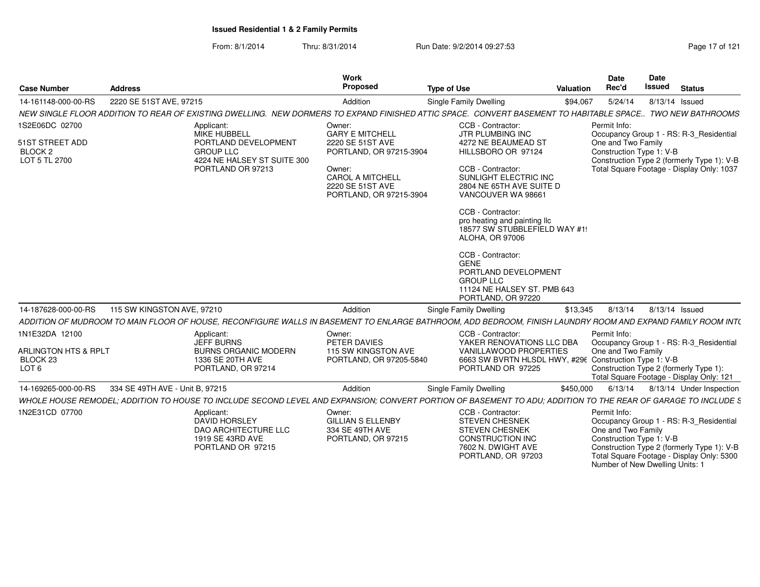**Issued Residential 1 & 2 Family Permits**

From: 8/1/2014 Thru: 8/31/2014 Run Date: 9/2/2014 09:27:53

| Case Number | Address | Work Proposed | Type of Use | Valuation | Date Rec'd | Date Issued | Status |
|---|---|---|---|---|---|---|---|
| 14-161148-000-00-RS | 2220 SE 51ST AVE, 97215 | Addition | Single Family Dwelling | $94,067 | 5/24/14 | 8/13/14 | Issued |

*NEW SINGLE FLOOR ADDITION TO REAR OF EXISTING DWELLING. NEW DORMERS TO EXPAND FINISHED ATTIC SPACE. CONVERT BASEMENT TO HABITABLE SPACE.. TWO NEW BATHROOMS*

1S2E06DC 02700
51ST STREET ADD
BLOCK 2
LOT 5 TL 2700

Applicant:
MIKE HUBBELL
PORTLAND DEVELOPMENT GROUP LLC
4224 NE HALSEY ST SUITE 300
PORTLAND OR 97213

Owner:
GARY E MITCHELL
2220 SE 51ST AVE
PORTLAND, OR 97215-3904

Owner:
CAROL A MITCHELL
2220 SE 51ST AVE
PORTLAND, OR 97215-3904

CCB - Contractor:
JTR PLUMBING INC
4272 NE BEAUMEAD ST
HILLSBORO OR 97124

CCB - Contractor:
SUNLIGHT ELECTRIC INC
2804 NE 65TH AVE SUITE D
VANCOUVER WA 98661

CCB - Contractor:
pro heating and painting llc
18577 SW STUBBLEFIELD WAY #1
ALOHA, OR 97006

CCB - Contractor:
GENE
PORTLAND DEVELOPMENT GROUP LLC
11124 NE HALSEY ST. PMB 643
PORTLAND, OR 97220

Permit Info:
Occupancy Group 1 - RS: R-3_Residential One and Two Family
Construction Type 1: V-B
Construction Type 2 (formerly Type 1): V-B
Total Square Footage - Display Only: 1037

| Case Number | Address | Work Proposed | Type of Use | Valuation | Date Rec'd | Date Issued | Status |
|---|---|---|---|---|---|---|---|
| 14-187628-000-00-RS | 115 SW KINGSTON AVE, 97210 | Addition | Single Family Dwelling | $13,345 | 8/13/14 | 8/13/14 | Issued |

*ADDITION OF MUDROOM TO MAIN FLOOR OF HOUSE, RECONFIGURE WALLS IN BASEMENT TO ENLARGE BATHROOM, ADD BEDROOM, FINISH LAUNDRY ROOM AND EXPAND FAMILY ROOM INT*

1N1E32DA 12100
ARLINGTON HTS & RPLT
BLOCK 23
LOT 6

Applicant:
JEFF BURNS
BURNS ORGANIC MODERN
1336 SE 20TH AVE
PORTLAND, OR 97214

Owner:
PETER DAVIES
115 SW KINGSTON AVE
PORTLAND, OR 97205-5840

CCB - Contractor:
YAKER RENOVATIONS LLC DBA VANILLAWOOD PROPERTIES
6663 SW BVRTN HLSDL HWY, #296
PORTLAND OR 97225

Permit Info:
Occupancy Group 1 - RS: R-3_Residential One and Two Family
Construction Type 1: V-B
Construction Type 2 (formerly Type 1):
Total Square Footage - Display Only: 121

| Case Number | Address | Work Proposed | Type of Use | Valuation | Date Rec'd | Date Issued | Status |
|---|---|---|---|---|---|---|---|
| 14-169265-000-00-RS | 334 SE 49TH AVE - Unit B, 97215 | Addition | Single Family Dwelling | $450,000 | 6/13/14 | 8/13/14 | Under Inspection |

*WHOLE HOUSE REMODEL; ADDITION TO HOUSE TO INCLUDE SECOND LEVEL AND EXPANSION; CONVERT PORTION OF BASEMENT TO ADU; ADDITION TO THE REAR OF GARAGE TO INCLUDE S*

1N2E31CD 07700

Applicant:
DAVID HORSLEY
DAO ARCHITECTURE LLC
1919 SE 43RD AVE
PORTLAND OR 97215

Owner:
GILLIAN S ELLENBY
334 SE 49TH AVE
PORTLAND, OR 97215

CCB - Contractor:
STEVEN CHESNEK
STEVEN CHESNEK CONSTRUCTION INC
7602 N. DWIGHT AVE
PORTLAND, OR 97203

Permit Info:
Occupancy Group 1 - RS: R-3_Residential One and Two Family
Construction Type 1: V-B
Construction Type 2 (formerly Type 1): V-B
Total Square Footage - Display Only: 5300
Number of New Dwelling Units: 1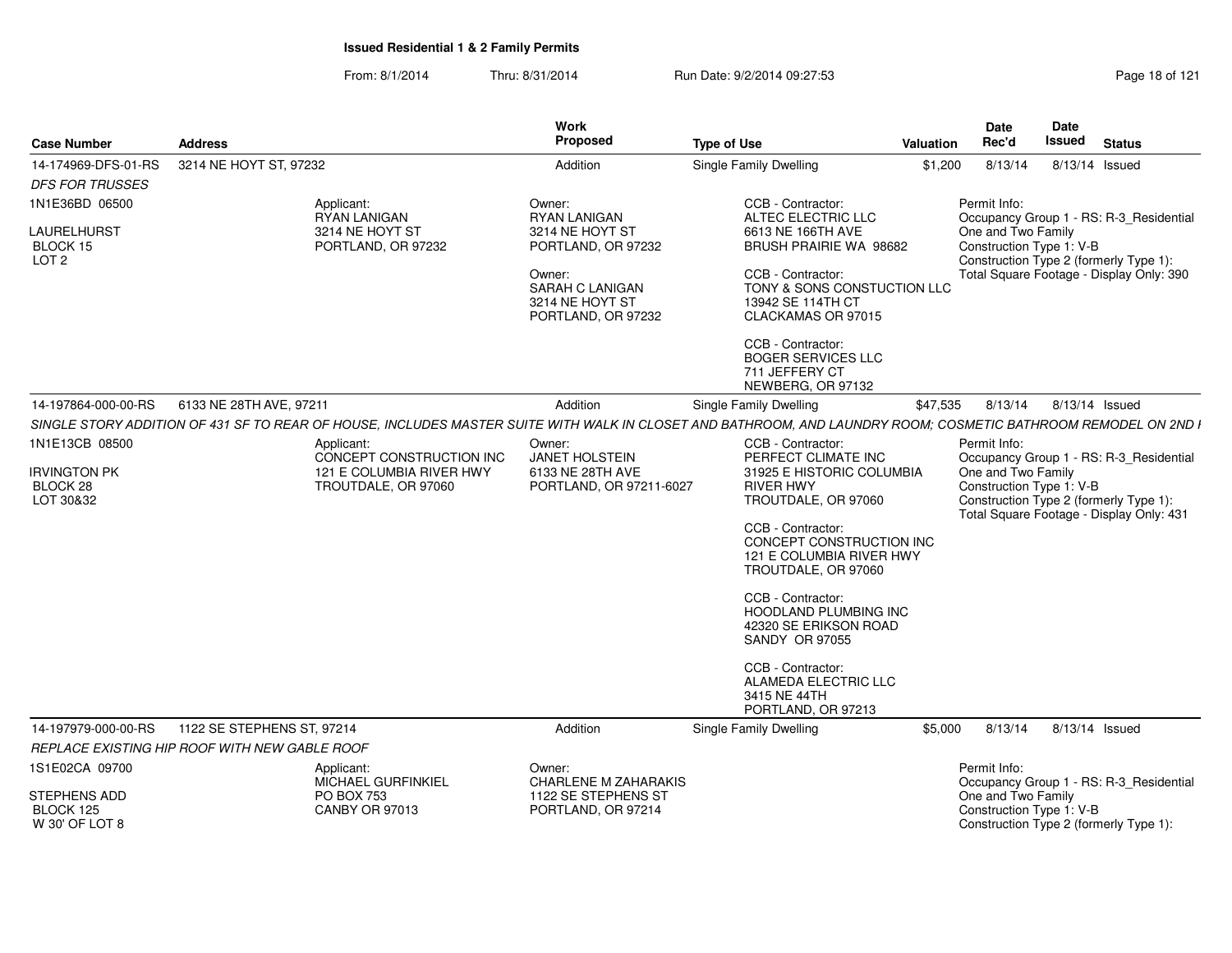**Issued Residential 1 & 2 Family Permits**

From: 8/1/2014 Thru: 8/31/2014 Run Date: 9/2/2014 09:27:53

| Case Number | Address | Work Proposed | Type of Use | Valuation | Date Rec'd | Date Issued | Status |
|---|---|---|---|---|---|---|---|
| 14-174969-DFS-01-RS | 3214 NE HOYT ST, 97232 | Addition | Single Family Dwelling | $1,200 | 8/13/14 | 8/13/14 | Issued |

*DFS FOR TRUSSES*

1N1E36BD 06500
LAURELHURST
BLOCK 15
LOT 2

Applicant:
RYAN LANIGAN
3214 NE HOYT ST
PORTLAND, OR 97232

Owner:
RYAN LANIGAN
3214 NE HOYT ST
PORTLAND, OR 97232

Owner:
SARAH C LANIGAN
3214 NE HOYT ST
PORTLAND, OR 97232

CCB - Contractor:
ALTEC ELECTRIC LLC
6613 NE 166TH AVE
BRUSH PRAIRIE WA 98682

CCB - Contractor:
TONY & SONS CONSTUCTION LLC
13942 SE 114TH CT
CLACKAMAS OR 97015

CCB - Contractor:
BOGER SERVICES LLC
711 JEFFERY CT
NEWBERG, OR 97132

Permit Info:
Occupancy Group 1 - RS: R-3_Residential One and Two Family
Construction Type 1: V-B
Construction Type 2 (formerly Type 1):
Total Square Footage - Display Only: 390

| Case Number | Address | Work Proposed | Type of Use | Valuation | Date Rec'd | Date Issued | Status |
|---|---|---|---|---|---|---|---|
| 14-197864-000-00-RS | 6133 NE 28TH AVE, 97211 | Addition | Single Family Dwelling | $47,535 | 8/13/14 | 8/13/14 | Issued |

*SINGLE STORY ADDITION OF 431 SF TO REAR OF HOUSE, INCLUDES MASTER SUITE WITH WALK IN CLOSET AND BATHROOM, AND LAUNDRY ROOM; COSMETIC BATHROOM REMODEL ON 2ND F*

1N1E13CB 08500
IRVINGTON PK
BLOCK 28
LOT 30&32

Applicant:
CONCEPT CONSTRUCTION INC
121 E COLUMBIA RIVER HWY
TROUTDALE, OR 97060

Owner:
JANET HOLSTEIN
6133 NE 28TH AVE
PORTLAND, OR 97211-6027

CCB - Contractor:
PERFECT CLIMATE INC
31925 E HISTORIC COLUMBIA RIVER HWY
TROUTDALE, OR 97060

CCB - Contractor:
CONCEPT CONSTRUCTION INC
121 E COLUMBIA RIVER HWY
TROUTDALE, OR 97060

CCB - Contractor:
HOODLAND PLUMBING INC
42320 SE ERIKSON ROAD
SANDY OR 97055

CCB - Contractor:
ALAMEDA ELECTRIC LLC
3415 NE 44TH
PORTLAND, OR 97213

Permit Info:
Occupancy Group 1 - RS: R-3_Residential One and Two Family
Construction Type 1: V-B
Construction Type 2 (formerly Type 1):
Total Square Footage - Display Only: 431

| Case Number | Address | Work Proposed | Type of Use | Valuation | Date Rec'd | Date Issued | Status |
|---|---|---|---|---|---|---|---|
| 14-197979-000-00-RS | 1122 SE STEPHENS ST, 97214 | Addition | Single Family Dwelling | $5,000 | 8/13/14 | 8/13/14 | Issued |

*REPLACE EXISTING HIP ROOF WITH NEW GABLE ROOF*

1S1E02CA 09700
STEPHENS ADD
BLOCK 125
W 30' OF LOT 8

Applicant:
MICHAEL GURFINKIEL
PO BOX 753
CANBY OR 97013

Owner:
CHARLENE M ZAHARAKIS
1122 SE STEPHENS ST
PORTLAND, OR 97214

Permit Info:
Occupancy Group 1 - RS: R-3_Residential One and Two Family
Construction Type 1: V-B
Construction Type 2 (formerly Type 1):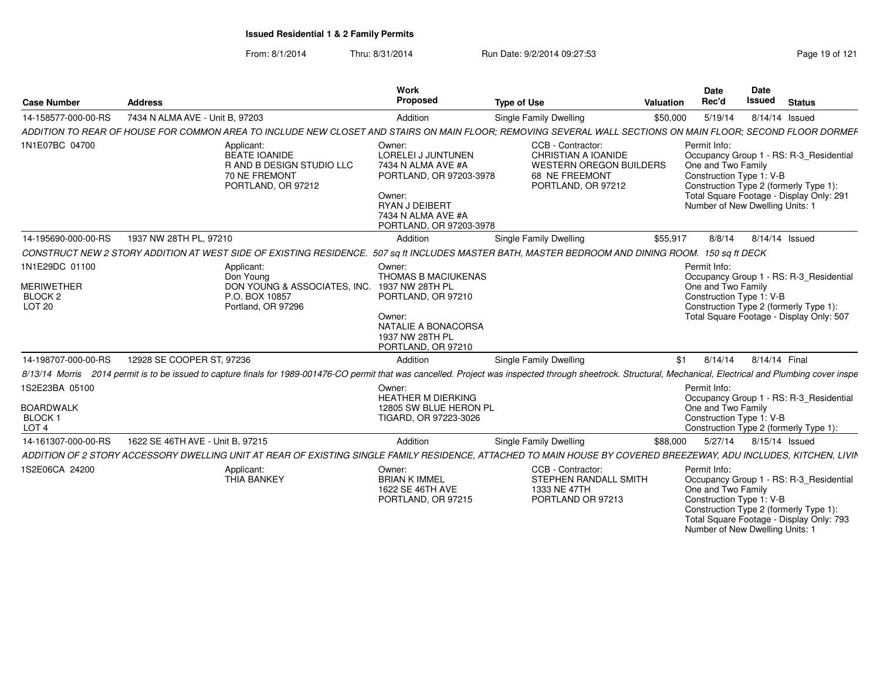## Issued Residential 1 & 2 Family Permits

From: 8/1/2014 Thru: 8/31/2014 Run Date: 9/2/2014 09:27:53

| Case Number | Address | Work Proposed | Type of Use | Valuation | Date Rec'd | Date Issued | Status |
|---|---|---|---|---|---|---|---|
| 14-158577-000-00-RS | 7434 N ALMA AVE - Unit B, 97203 | Addition | Single Family Dwelling | $50,000 | 5/19/14 | 8/14/14 | Issued |

*ADDITION TO REAR OF HOUSE FOR COMMON AREA TO INCLUDE NEW CLOSET AND STAIRS ON MAIN FLOOR; REMOVING SEVERAL WALL SECTIONS ON MAIN FLOOR; SECOND FLOOR DORMEF*

1N1E07BC 04700

Applicant:
BEATE IOANIDE
R AND B DESIGN STUDIO LLC
70 NE FREMONT
PORTLAND, OR 97212

Owner:
LORELEI J JUNTUNEN
7434 N ALMA AVE #A
PORTLAND, OR 97203-3978

Owner:
RYAN J DEIBERT
7434 N ALMA AVE #A
PORTLAND, OR 97203-3978

CCB - Contractor:
CHRISTIAN A IOANIDE
WESTERN OREGON BUILDERS
68 NE FREEMONT
PORTLAND, OR 97212

Permit Info:
Occupancy Group 1 - RS: R-3_Residential One and Two Family
Construction Type 1: V-B
Construction Type 2 (formerly Type 1):
Total Square Footage - Display Only: 291
Number of New Dwelling Units: 1

| Case Number | Address | Work Proposed | Type of Use | Valuation | Date Rec'd | Date Issued | Status |
|---|---|---|---|---|---|---|---|
| 14-195690-000-00-RS | 1937 NW 28TH PL, 97210 | Addition | Single Family Dwelling | $55,917 | 8/8/14 | 8/14/14 | Issued |

*CONSTRUCT NEW 2 STORY ADDITION AT WEST SIDE OF EXISTING RESIDENCE. 507 sq ft INCLUDES MASTER BATH, MASTER BEDROOM AND DINING ROOM. 150 sq ft DECK*

1N1E29DC 01100

MERIWETHER
BLOCK 2
LOT 20

Applicant:
Don Young
DON YOUNG & ASSOCIATES, INC.
P.O. BOX 10857
Portland, OR 97296

Owner:
THOMAS B MACIUKENAS
1937 NW 28TH PL
PORTLAND, OR 97210

Owner:
NATALIE A BONACORSA
1937 NW 28TH PL
PORTLAND, OR 97210

Permit Info:
Occupancy Group 1 - RS: R-3_Residential One and Two Family
Construction Type 1: V-B
Construction Type 2 (formerly Type 1):
Total Square Footage - Display Only: 507

| Case Number | Address | Work Proposed | Type of Use | Valuation | Date Rec'd | Date Issued | Status |
|---|---|---|---|---|---|---|---|
| 14-198707-000-00-RS | 12928 SE COOPER ST, 97236 | Addition | Single Family Dwelling | $1 | 8/14/14 | 8/14/14 | Final |

*8/13/14 Morris 2014 permit is to be issued to capture finals for 1989-001476-CO permit that was cancelled. Project was inspected through sheetrock. Structural, Mechanical, Electrical and Plumbing cover inspe*

1S2E23BA 05100

BOARDWALK
BLOCK 1
LOT 4

Owner:
HEATHER M DIERKING
12805 SW BLUE HERON PL
TIGARD, OR 97223-3026

Permit Info:
Occupancy Group 1 - RS: R-3_Residential One and Two Family
Construction Type 1: V-B
Construction Type 2 (formerly Type 1):

| Case Number | Address | Work Proposed | Type of Use | Valuation | Date Rec'd | Date Issued | Status |
|---|---|---|---|---|---|---|---|
| 14-161307-000-00-RS | 1622 SE 46TH AVE - Unit B, 97215 | Addition | Single Family Dwelling | $88,000 | 5/27/14 | 8/15/14 | Issued |

*ADDITION OF 2 STORY ACCESSORY DWELLING UNIT AT REAR OF EXISTING SINGLE FAMILY RESIDENCE, ATTACHED TO MAIN HOUSE BY COVERED BREEZEWAY, ADU INCLUDES, KITCHEN, LIVIN*

1S2E06CA 24200

Applicant:
THIA BANKEY

Owner:
BRIAN K IMMEL
1622 SE 46TH AVE
PORTLAND, OR 97215

CCB - Contractor:
STEPHEN RANDALL SMITH
1333 NE 47TH
PORTLAND OR 97213

Permit Info:
Occupancy Group 1 - RS: R-3_Residential One and Two Family
Construction Type 1: V-B
Construction Type 2 (formerly Type 1):
Total Square Footage - Display Only: 793
Number of New Dwelling Units: 1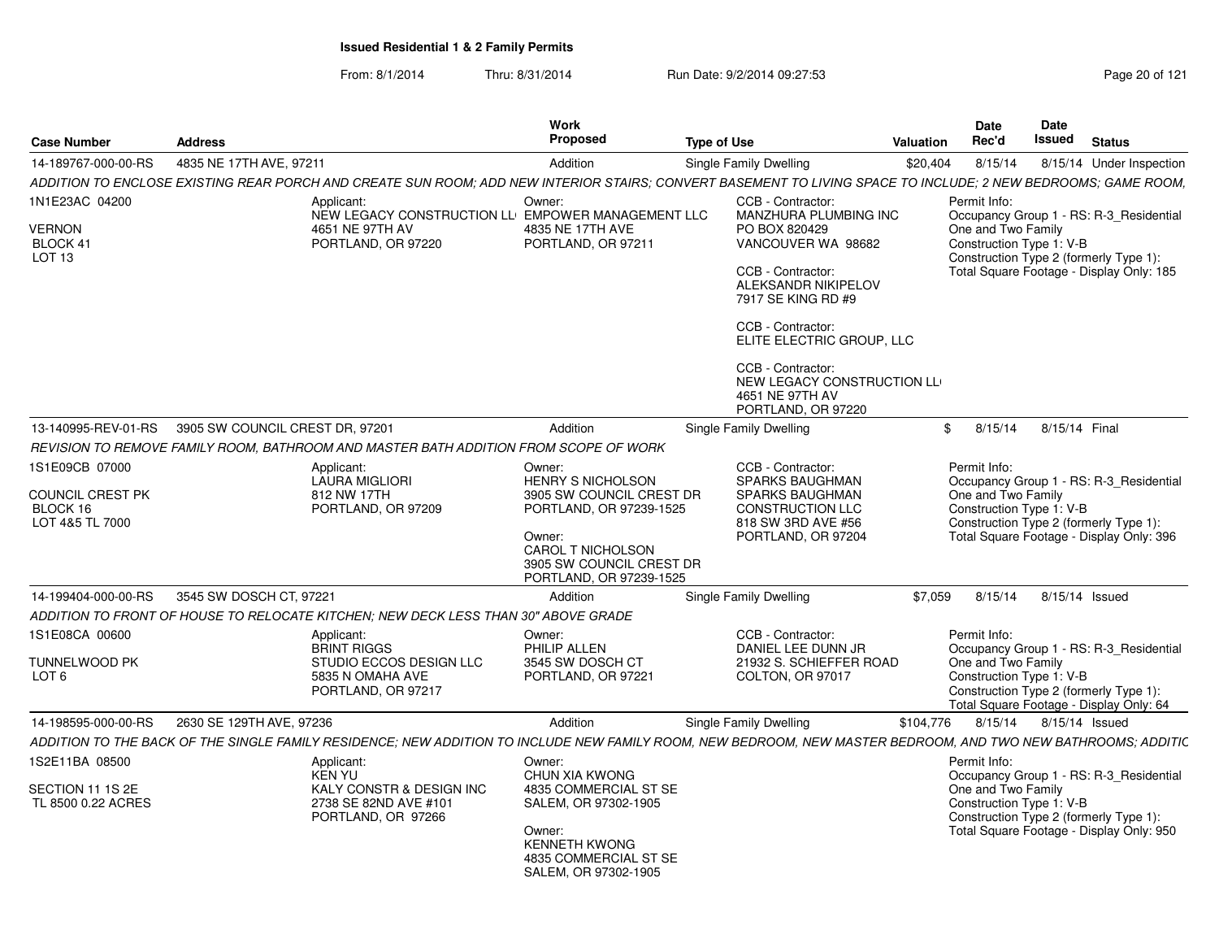**Issued Residential 1 & 2 Family Permits**

From: 8/1/2014 Thru: 8/31/2014 Run Date: 9/2/2014 09:27:53

| Case Number | Address | Work Proposed | Type of Use | Valuation | Date Rec'd | Date Issued | Status |
|---|---|---|---|---|---|---|---|
| 14-189767-000-00-RS | 4835 NE 17TH AVE, 97211 | Addition | Single Family Dwelling | $20,404 | 8/15/14 | 8/15/14 | Under Inspection |

*ADDITION TO ENCLOSE EXISTING REAR PORCH AND CREATE SUN ROOM; ADD NEW INTERIOR STAIRS; CONVERT BASEMENT TO LIVING SPACE TO INCLUDE; 2 NEW BEDROOMS; GAME ROOM,*

1N1E23AC 04200
VERNON
BLOCK 41
LOT 13

Applicant:
NEW LEGACY CONSTRUCTION LL
4651 NE 97TH AV
PORTLAND, OR 97220

Owner:
EMPOWER MANAGEMENT LLC
4835 NE 17TH AVE
PORTLAND, OR 97211

CCB - Contractor:
MANZHURA PLUMBING INC
PO BOX 820429
VANCOUVER WA 98682

CCB - Contractor:
ALEKSANDR NIKIPELOV
7917 SE KING RD #9

CCB - Contractor:
ELITE ELECTRIC GROUP, LLC

CCB - Contractor:
NEW LEGACY CONSTRUCTION LL
4651 NE 97TH AV
PORTLAND, OR 97220

Permit Info:
Occupancy Group 1 - RS: R-3_Residential One and Two Family
Construction Type 1: V-B
Construction Type 2 (formerly Type 1):
Total Square Footage - Display Only: 185

| Case Number | Address | Work Proposed | Type of Use | Valuation | Date Rec'd | Date Issued | Status |
|---|---|---|---|---|---|---|---|
| 13-140995-REV-01-RS | 3905 SW COUNCIL CREST DR, 97201 | Addition | Single Family Dwelling | $ | 8/15/14 | 8/15/14 | Final |

*REVISION TO REMOVE FAMILY ROOM, BATHROOM AND MASTER BATH ADDITION FROM SCOPE OF WORK*

1S1E09CB 07000
COUNCIL CREST PK
BLOCK 16
LOT 4&5 TL 7000

Applicant:
LAURA MIGLIORI
812 NW 17TH
PORTLAND, OR 97209

Owner:
HENRY S NICHOLSON
3905 SW COUNCIL CREST DR
PORTLAND, OR 97239-1525

Owner:
CAROL T NICHOLSON
3905 SW COUNCIL CREST DR
PORTLAND, OR 97239-1525

CCB - Contractor:
SPARKS BAUGHMAN
SPARKS BAUGHMAN
CONSTRUCTION LLC
818 SW 3RD AVE #56
PORTLAND, OR 97204

Permit Info:
Occupancy Group 1 - RS: R-3_Residential One and Two Family
Construction Type 1: V-B
Construction Type 2 (formerly Type 1):
Total Square Footage - Display Only: 396

| Case Number | Address | Work Proposed | Type of Use | Valuation | Date Rec'd | Date Issued | Status |
|---|---|---|---|---|---|---|---|
| 14-199404-000-00-RS | 3545 SW DOSCH CT, 97221 | Addition | Single Family Dwelling | $7,059 | 8/15/14 | 8/15/14 | Issued |

*ADDITION TO FRONT OF HOUSE TO RELOCATE KITCHEN; NEW DECK LESS THAN 30" ABOVE GRADE*

1S1E08CA 00600
TUNNELWOOD PK
LOT 6

Applicant:
BRINT RIGGS
STUDIO ECCOS DESIGN LLC
5835 N OMAHA AVE
PORTLAND, OR 97217

Owner:
PHILIP ALLEN
3545 SW DOSCH CT
PORTLAND, OR 97221

CCB - Contractor:
DANIEL LEE DUNN JR
21932 S. SCHIEFFER ROAD
COLTON, OR 97017

Permit Info:
Occupancy Group 1 - RS: R-3_Residential One and Two Family
Construction Type 1: V-B
Construction Type 2 (formerly Type 1):
Total Square Footage - Display Only: 64

| Case Number | Address | Work Proposed | Type of Use | Valuation | Date Rec'd | Date Issued | Status |
|---|---|---|---|---|---|---|---|
| 14-198595-000-00-RS | 2630 SE 129TH AVE, 97236 | Addition | Single Family Dwelling | $104,776 | 8/15/14 | 8/15/14 | Issued |

*ADDITION TO THE BACK OF THE SINGLE FAMILY RESIDENCE; NEW ADDITION TO INCLUDE NEW FAMILY ROOM, NEW BEDROOM, NEW MASTER BEDROOM, AND TWO NEW BATHROOMS; ADDITIC*

1S2E11BA 08500
SECTION 11 1S 2E
TL 8500 0.22 ACRES

Applicant:
KEN YU
KALY CONSTR & DESIGN INC
2738 SE 82ND AVE #101
PORTLAND, OR 97266

Owner:
CHUN XIA KWONG
4835 COMMERCIAL ST SE
SALEM, OR 97302-1905

Owner:
KENNETH KWONG
4835 COMMERCIAL ST SE
SALEM, OR 97302-1905

Permit Info:
Occupancy Group 1 - RS: R-3_Residential One and Two Family
Construction Type 1: V-B
Construction Type 2 (formerly Type 1):
Total Square Footage - Display Only: 950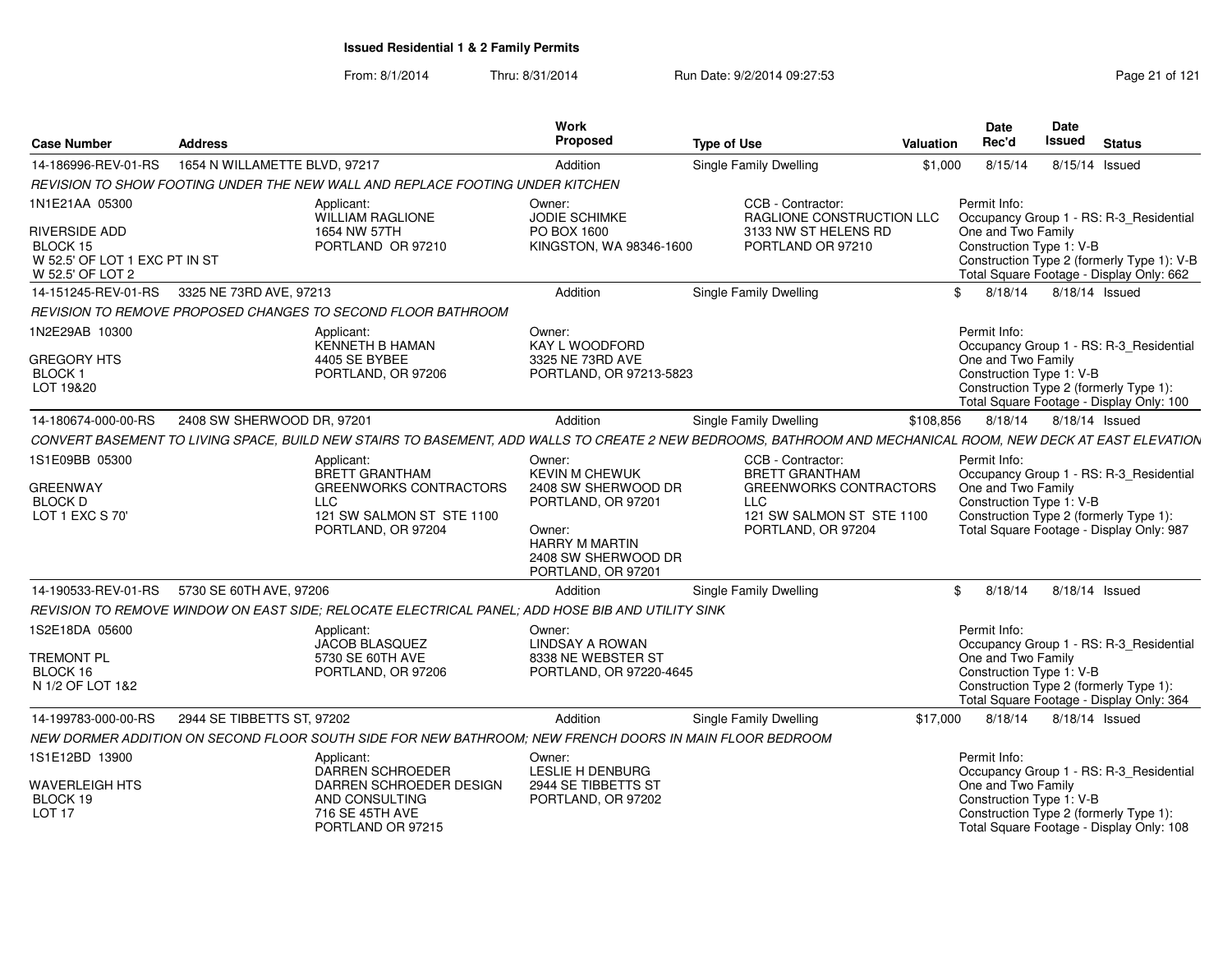# Issued Residential 1 & 2 Family Permits

From: 8/1/2014 Thru: 8/31/2014 Run Date: 9/2/2014 09:27:53

| Case Number | Address | Work Proposed | Type of Use | Valuation | Date Rec'd | Date Issued | Status |
|---|---|---|---|---|---|---|---|
| 14-186996-REV-01-RS | 1654 N WILLAMETTE BLVD, 97217 | Addition | Single Family Dwelling | $1,000 | 8/15/14 | 8/15/14 | Issued |

*REVISION TO SHOW FOOTING UNDER THE NEW WALL AND REPLACE FOOTING UNDER KITCHEN*

1N1E21AA 05300
RIVERSIDE ADD
BLOCK 15
W 52.5' OF LOT 1 EXC PT IN ST
W 52.5' OF LOT 2

Applicant:
WILLIAM RAGLIONE
1654 NW 57TH
PORTLAND OR 97210

Owner:
JODIE SCHIMKE
PO BOX 1600
KINGSTON, WA 98346-1600

CCB - Contractor:
RAGLIONE CONSTRUCTION LLC
3133 NW ST HELENS RD
PORTLAND OR 97210

Permit Info:
Occupancy Group 1 - RS: R-3_Residential One and Two Family
Construction Type 1: V-B
Construction Type 2 (formerly Type 1): V-B
Total Square Footage - Display Only: 662

| Case Number | Address | Work Proposed | Type of Use | Valuation | Date Rec'd | Date Issued | Status |
|---|---|---|---|---|---|---|---|
| 14-151245-REV-01-RS | 3325 NE 73RD AVE, 97213 | Addition | Single Family Dwelling | $ | 8/18/14 | 8/18/14 | Issued |

*REVISION TO REMOVE PROPOSED CHANGES TO SECOND FLOOR BATHROOM*

1N2E29AB 10300
GREGORY HTS
BLOCK 1
LOT 19&20

Applicant:
KENNETH B HAMAN
4405 SE BYBEE
PORTLAND, OR 97206

Owner:
KAY L WOODFORD
3325 NE 73RD AVE
PORTLAND, OR 97213-5823

Permit Info:
Occupancy Group 1 - RS: R-3_Residential One and Two Family
Construction Type 1: V-B
Construction Type 2 (formerly Type 1):
Total Square Footage - Display Only: 100

| Case Number | Address | Work Proposed | Type of Use | Valuation | Date Rec'd | Date Issued | Status |
|---|---|---|---|---|---|---|---|
| 14-180674-000-00-RS | 2408 SW SHERWOOD DR, 97201 | Addition | Single Family Dwelling | $108,856 | 8/18/14 | 8/18/14 | Issued |

*CONVERT BASEMENT TO LIVING SPACE, BUILD NEW STAIRS TO BASEMENT, ADD WALLS TO CREATE 2 NEW BEDROOMS, BATHROOM AND MECHANICAL ROOM, NEW DECK AT EAST ELEVATION*

1S1E09BB 05300
GREENWAY
BLOCK D
LOT 1 EXC S 70'

Applicant:
BRETT GRANTHAM
GREENWORKS CONTRACTORS LLC
121 SW SALMON ST STE 1100
PORTLAND, OR 97204

Owner:
KEVIN M CHEWUK
2408 SW SHERWOOD DR
PORTLAND, OR 97201

Owner:
HARRY M MARTIN
2408 SW SHERWOOD DR
PORTLAND, OR 97201

CCB - Contractor:
BRETT GRANTHAM
GREENWORKS CONTRACTORS LLC
121 SW SALMON ST STE 1100
PORTLAND, OR 97204

Permit Info:
Occupancy Group 1 - RS: R-3_Residential One and Two Family
Construction Type 1: V-B
Construction Type 2 (formerly Type 1):
Total Square Footage - Display Only: 987

| Case Number | Address | Work Proposed | Type of Use | Valuation | Date Rec'd | Date Issued | Status |
|---|---|---|---|---|---|---|---|
| 14-190533-REV-01-RS | 5730 SE 60TH AVE, 97206 | Addition | Single Family Dwelling | $ | 8/18/14 | 8/18/14 | Issued |

*REVISION TO REMOVE WINDOW ON EAST SIDE; RELOCATE ELECTRICAL PANEL; ADD HOSE BIB AND UTILITY SINK*

1S2E18DA 05600
TREMONT PL
BLOCK 16
N 1/2 OF LOT 1&2

Applicant:
JACOB BLASQUEZ
5730 SE 60TH AVE
PORTLAND, OR 97206

Owner:
LINDSAY A ROWAN
8338 NE WEBSTER ST
PORTLAND, OR 97220-4645

Permit Info:
Occupancy Group 1 - RS: R-3_Residential One and Two Family
Construction Type 1: V-B
Construction Type 2 (formerly Type 1):
Total Square Footage - Display Only: 364

| Case Number | Address | Work Proposed | Type of Use | Valuation | Date Rec'd | Date Issued | Status |
|---|---|---|---|---|---|---|---|
| 14-199783-000-00-RS | 2944 SE TIBBETTS ST, 97202 | Addition | Single Family Dwelling | $17,000 | 8/18/14 | 8/18/14 | Issued |

*NEW DORMER ADDITION ON SECOND FLOOR SOUTH SIDE FOR NEW BATHROOM; NEW FRENCH DOORS IN MAIN FLOOR BEDROOM*

1S1E12BD 13900
WAVERLEIGH HTS
BLOCK 19
LOT 17

Applicant:
DARREN SCHROEDER
DARREN SCHROEDER DESIGN AND CONSULTING
716 SE 45TH AVE
PORTLAND OR 97215

Owner:
LESLIE H DENBURG
2944 SE TIBBETTS ST
PORTLAND, OR 97202

Permit Info:
Occupancy Group 1 - RS: R-3_Residential One and Two Family
Construction Type 1: V-B
Construction Type 2 (formerly Type 1):
Total Square Footage - Display Only: 108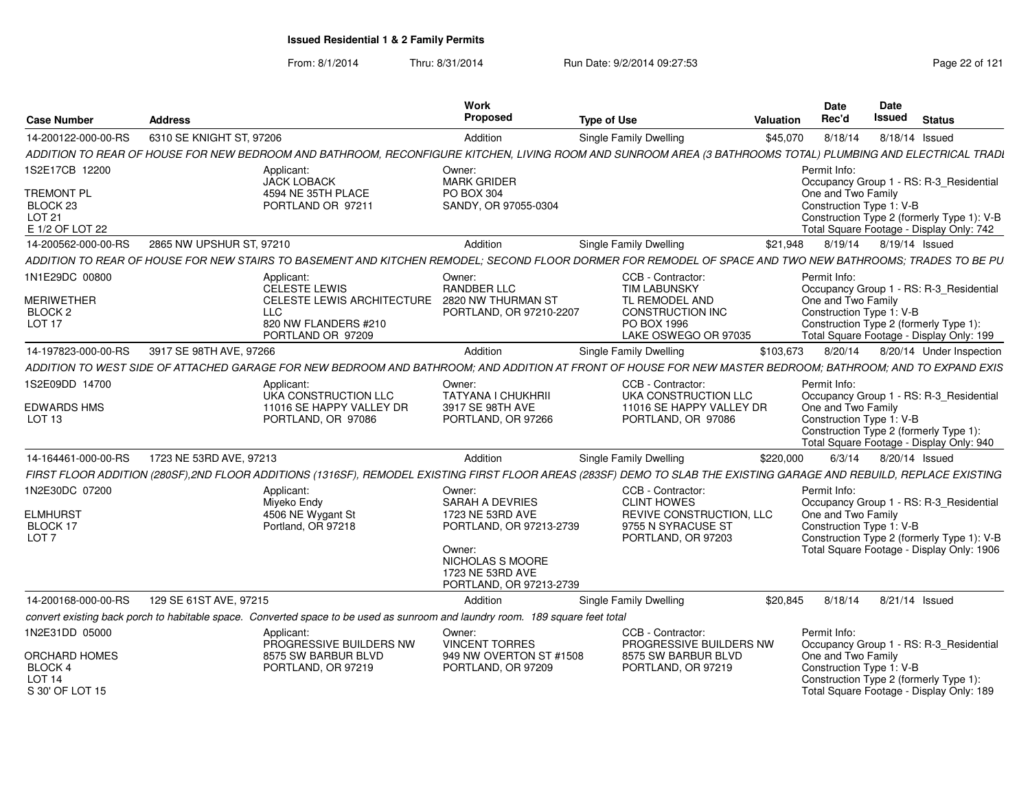**Issued Residential 1 & 2 Family Permits**

From: 8/1/2014 Thru: 8/31/2014 Run Date: 9/2/2014 09:27:53

| Case Number | Address | Work Proposed | Type of Use | Valuation | Date Rec'd | Date Issued | Status |
|---|---|---|---|---|---|---|---|
| 14-200122-000-00-RS | 6310 SE KNIGHT ST, 97206 | Addition | Single Family Dwelling | $45,070 | 8/18/14 | 8/18/14 | Issued |

*ADDITION TO REAR OF HOUSE FOR NEW BEDROOM AND BATHROOM, RECONFIGURE KITCHEN, LIVING ROOM AND SUNROOM AREA (3 BATHROOMS TOTAL) PLUMBING AND ELECTRICAL TRADI*

1S2E17CB 12200
TREMONT PL
BLOCK 23
LOT 21
E 1/2 OF LOT 22

Applicant:
JACK LOBACK
4594 NE 35TH PLACE
PORTLAND OR 97211

Owner:
MARK GRIDER
PO BOX 304
SANDY, OR 97055-0304

Permit Info:
Occupancy Group 1 - RS: R-3_Residential One and Two Family
Construction Type 1: V-B
Construction Type 2 (formerly Type 1): V-B
Total Square Footage - Display Only: 742

| Case Number | Address | Work Proposed | Type of Use | Valuation | Date Rec'd | Date Issued | Status |
|---|---|---|---|---|---|---|---|
| 14-200562-000-00-RS | 2865 NW UPSHUR ST, 97210 | Addition | Single Family Dwelling | $21,948 | 8/19/14 | 8/19/14 | Issued |

*ADDITION TO REAR OF HOUSE FOR NEW STAIRS TO BASEMENT AND KITCHEN REMODEL; SECOND FLOOR DORMER FOR REMODEL OF SPACE AND TWO NEW BATHROOMS; TRADES TO BE PU*

1N1E29DC 00800
MERIWETHER
BLOCK 2
LOT 17

Applicant:
CELESTE LEWIS
CELESTE LEWIS ARCHITECTURE LLC
820 NW FLANDERS #210
PORTLAND OR 97209

Owner:
RANDBER LLC
2820 NW THURMAN ST
PORTLAND, OR 97210-2207

CCB - Contractor:
TIM LABUNSKY
TL REMODEL AND CONSTRUCTION INC
PO BOX 1996
LAKE OSWEGO OR 97035

Permit Info:
Occupancy Group 1 - RS: R-3_Residential One and Two Family
Construction Type 1: V-B
Construction Type 2 (formerly Type 1):
Total Square Footage - Display Only: 199

| Case Number | Address | Work Proposed | Type of Use | Valuation | Date Rec'd | Date Issued | Status |
|---|---|---|---|---|---|---|---|
| 14-197823-000-00-RS | 3917 SE 98TH AVE, 97266 | Addition | Single Family Dwelling | $103,673 | 8/20/14 | 8/20/14 | Under Inspection |

*ADDITION TO WEST SIDE OF ATTACHED GARAGE FOR NEW BEDROOM AND BATHROOM; AND ADDITION AT FRONT OF HOUSE FOR NEW MASTER BEDROOM; BATHROOM; AND TO EXPAND EXIS*

1S2E09DD 14700
EDWARDS HMS
LOT 13

Applicant:
UKA CONSTRUCTION LLC
11016 SE HAPPY VALLEY DR
PORTLAND, OR 97086

Owner:
TATYANA I CHUKHRII
3917 SE 98TH AVE
PORTLAND, OR 97266

CCB - Contractor:
UKA CONSTRUCTION LLC
11016 SE HAPPY VALLEY DR
PORTLAND, OR 97086

Permit Info:
Occupancy Group 1 - RS: R-3_Residential One and Two Family
Construction Type 1: V-B
Construction Type 2 (formerly Type 1):
Total Square Footage - Display Only: 940

| Case Number | Address | Work Proposed | Type of Use | Valuation | Date Rec'd | Date Issued | Status |
|---|---|---|---|---|---|---|---|
| 14-164461-000-00-RS | 1723 NE 53RD AVE, 97213 | Addition | Single Family Dwelling | $220,000 | 6/3/14 | 8/20/14 | Issued |

*FIRST FLOOR ADDITION (280SF),2ND FLOOR ADDITIONS (1316SF), REMODEL EXISTING FIRST FLOOR AREAS (283SF) DEMO TO SLAB THE EXISTING GARAGE AND REBUILD, REPLACE EXISTING*

1N2E30DC 07200
ELMHURST
BLOCK 17
LOT 7

Applicant:
Miyeko Endy
4506 NE Wygant St
Portland, OR 97218

Owner:
SARAH A DEVRIES
1723 NE 53RD AVE
PORTLAND, OR 97213-2739

Owner:
NICHOLAS S MOORE
1723 NE 53RD AVE
PORTLAND, OR 97213-2739

CCB - Contractor:
CLINT HOWES
REVIVE CONSTRUCTION, LLC
9755 N SYRACUSE ST
PORTLAND, OR 97203

Permit Info:
Occupancy Group 1 - RS: R-3_Residential One and Two Family
Construction Type 1: V-B
Construction Type 2 (formerly Type 1): V-B
Total Square Footage - Display Only: 1906

| Case Number | Address | Work Proposed | Type of Use | Valuation | Date Rec'd | Date Issued | Status |
|---|---|---|---|---|---|---|---|
| 14-200168-000-00-RS | 129 SE 61ST AVE, 97215 | Addition | Single Family Dwelling | $20,845 | 8/18/14 | 8/21/14 | Issued |

*convert existing back porch to habitable space. Converted space to be used as sunroom and laundry room. 189 square feet total*

1N2E31DD 05000
ORCHARD HOMES
BLOCK 4
LOT 14
S 30' OF LOT 15

Applicant:
PROGRESSIVE BUILDERS NW
8575 SW BARBUR BLVD
PORTLAND, OR 97219

Owner:
VINCENT TORRES
949 NW OVERTON ST #1508
PORTLAND, OR 97209

CCB - Contractor:
PROGRESSIVE BUILDERS NW
8575 SW BARBUR BLVD
PORTLAND, OR 97219

Permit Info:
Occupancy Group 1 - RS: R-3_Residential One and Two Family
Construction Type 1: V-B
Construction Type 2 (formerly Type 1):
Total Square Footage - Display Only: 189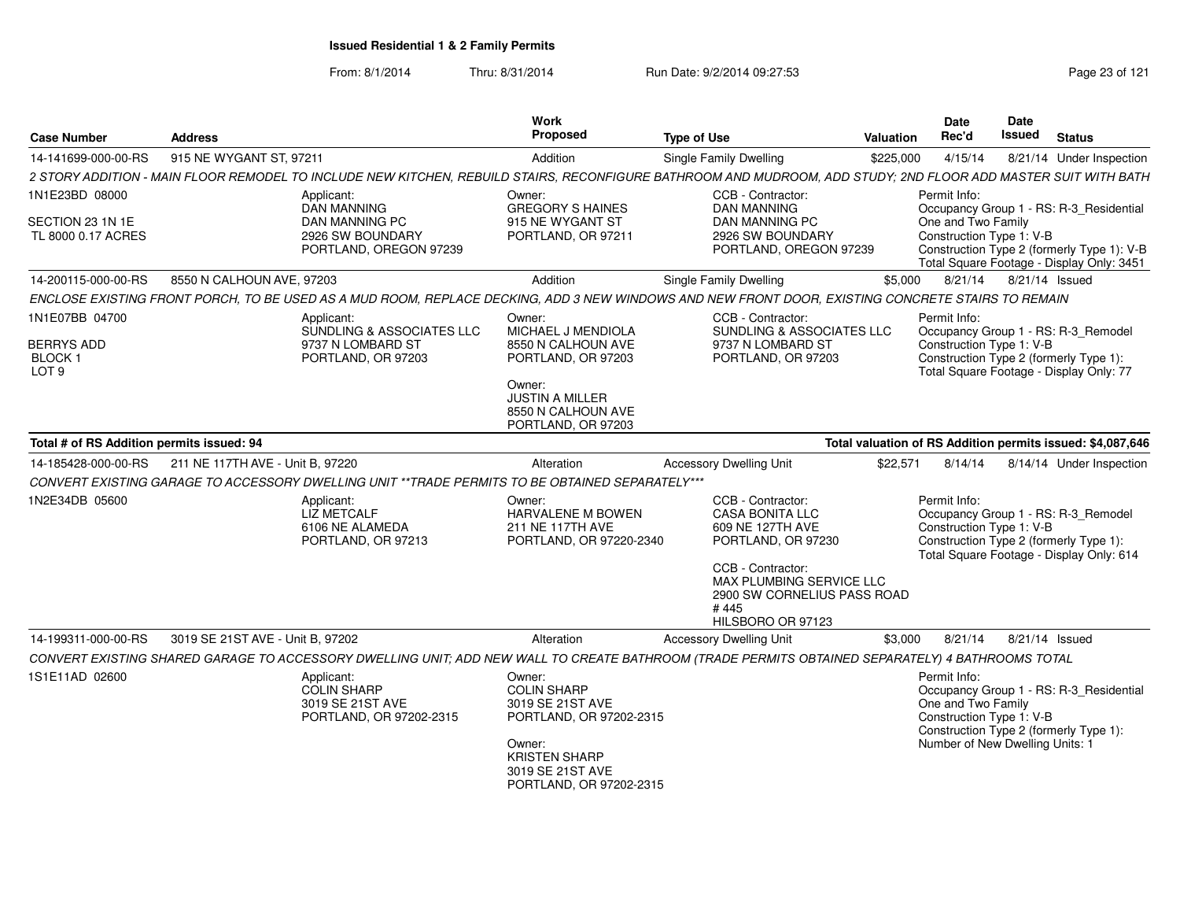**Issued Residential 1 & 2 Family Permits**

From: 8/1/2014 Thru: 8/31/2014 Run Date: 9/2/2014 09:27:53

| Case Number | Address | Work Proposed | Type of Use | Valuation | Date Rec'd | Date Issued | Status |
|---|---|---|---|---|---|---|---|
| 14-141699-000-00-RS | 915 NE WYGANT ST, 97211 | Addition | Single Family Dwelling | $225,000 | 4/15/14 | 8/21/14 | Under Inspection |

2 STORY ADDITION - MAIN FLOOR REMODEL TO INCLUDE NEW KITCHEN, REBUILD STAIRS, RECONFIGURE BATHROOM AND MUDROOM, ADD STUDY; 2ND FLOOR ADD MASTER SUIT WITH BATH

1N1E23BD 08000
SECTION 23 1N 1E
TL 8000 0.17 ACRES

Applicant: DAN MANNING, DAN MANNING PC, 2926 SW BOUNDARY, PORTLAND, OREGON 97239

Owner: GREGORY S HAINES, 915 NE WYGANT ST, PORTLAND, OR 97211

CCB - Contractor: DAN MANNING, DAN MANNING PC, 2926 SW BOUNDARY, PORTLAND, OREGON 97239

Permit Info: Occupancy Group 1 - RS: R-3_Residential One and Two Family; Construction Type 1: V-B; Construction Type 2 (formerly Type 1): V-B; Total Square Footage - Display Only: 3451

| Case Number | Address | Work Proposed | Type of Use | Valuation | Date Rec'd | Date Issued | Status |
|---|---|---|---|---|---|---|---|
| 14-200115-000-00-RS | 8550 N CALHOUN AVE, 97203 | Addition | Single Family Dwelling | $5,000 | 8/21/14 | 8/21/14 | Issued |

ENCLOSE EXISTING FRONT PORCH, TO BE USED AS A MUD ROOM, REPLACE DECKING, ADD 3 NEW WINDOWS AND NEW FRONT DOOR, EXISTING CONCRETE STAIRS TO REMAIN

1N1E07BB 04700
BERRYS ADD
BLOCK 1
LOT 9

Applicant: SUNDLING & ASSOCIATES LLC, 9737 N LOMBARD ST, PORTLAND, OR 97203

Owner: MICHAEL J MENDIOLA, 8550 N CALHOUN AVE, PORTLAND, OR 97203

Owner: JUSTIN A MILLER, 8550 N CALHOUN AVE, PORTLAND, OR 97203

CCB - Contractor: SUNDLING & ASSOCIATES LLC, 9737 N LOMBARD ST, PORTLAND, OR 97203

Permit Info: Occupancy Group 1 - RS: R-3_Remodel; Construction Type 1: V-B; Construction Type 2 (formerly Type 1):; Total Square Footage - Display Only: 77

**Total # of RS Addition permits issued: 94** — **Total valuation of RS Addition permits issued: $4,087,646**

| Case Number | Address | Work Proposed | Type of Use | Valuation | Date Rec'd | Date Issued | Status |
|---|---|---|---|---|---|---|---|
| 14-185428-000-00-RS | 211 NE 117TH AVE - Unit B, 97220 | Alteration | Accessory Dwelling Unit | $22,571 | 8/14/14 | 8/14/14 | Under Inspection |

CONVERT EXISTING GARAGE TO ACCESSORY DWELLING UNIT **TRADE PERMITS TO BE OBTAINED SEPARATELY***

1N2E34DB 05600

Applicant: LIZ METCALF, 6106 NE ALAMEDA, PORTLAND, OR 97213

Owner: HARVALENE M BOWEN, 211 NE 117TH AVE, PORTLAND, OR 97220-2340

CCB - Contractor: CASA BONITA LLC, 609 NE 127TH AVE, PORTLAND, OR 97230

CCB - Contractor: MAX PLUMBING SERVICE LLC, 2900 SW CORNELIUS PASS ROAD # 445, HILSBORO OR 97123

Permit Info: Occupancy Group 1 - RS: R-3_Remodel; Construction Type 1: V-B; Construction Type 2 (formerly Type 1):; Total Square Footage - Display Only: 614

| Case Number | Address | Work Proposed | Type of Use | Valuation | Date Rec'd | Date Issued | Status |
|---|---|---|---|---|---|---|---|
| 14-199311-000-00-RS | 3019 SE 21ST AVE - Unit B, 97202 | Alteration | Accessory Dwelling Unit | $3,000 | 8/21/14 | 8/21/14 | Issued |

CONVERT EXISTING SHARED GARAGE TO ACCESSORY DWELLING UNIT; ADD NEW WALL TO CREATE BATHROOM (TRADE PERMITS OBTAINED SEPARATELY) 4 BATHROOMS TOTAL

1S1E11AD 02600

Applicant: COLIN SHARP, 3019 SE 21ST AVE, PORTLAND, OR 97202-2315

Owner: COLIN SHARP, 3019 SE 21ST AVE, PORTLAND, OR 97202-2315

Owner: KRISTEN SHARP, 3019 SE 21ST AVE, PORTLAND, OR 97202-2315

Permit Info: Occupancy Group 1 - RS: R-3_Residential One and Two Family; Construction Type 1: V-B; Construction Type 2 (formerly Type 1):; Number of New Dwelling Units: 1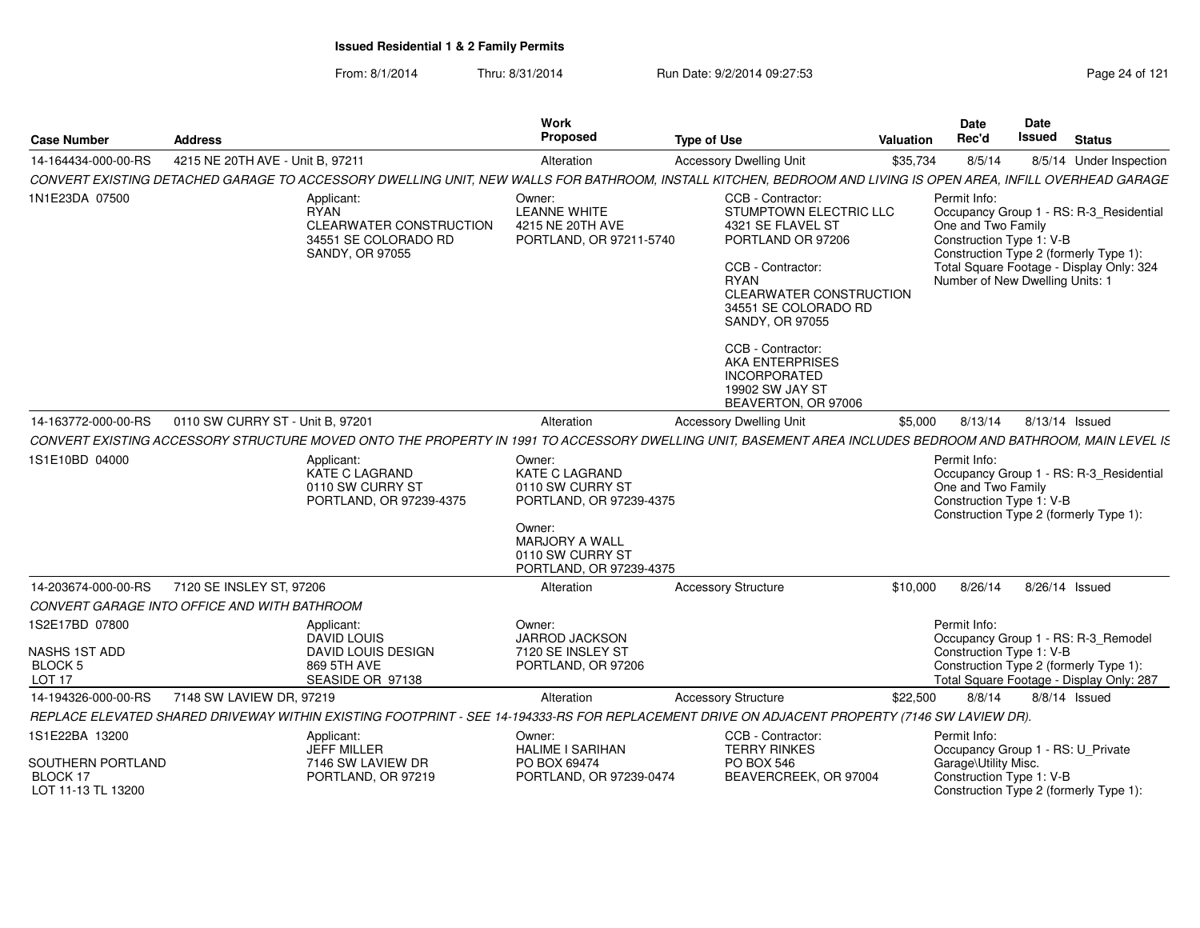**Issued Residential 1 & 2 Family Permits**

From: 8/1/2014 Thru: 8/31/2014 Run Date: 9/2/2014 09:27:53

| Case Number | Address | Work Proposed | Type of Use | Valuation | Date Rec'd | Date Issued | Status |
|---|---|---|---|---|---|---|---|
| 14-164434-000-00-RS | 4215 NE 20TH AVE - Unit B, 97211 | Alteration | Accessory Dwelling Unit | $35,734 | 8/5/14 | 8/5/14 | Under Inspection |

CONVERT EXISTING DETACHED GARAGE TO ACCESSORY DWELLING UNIT, NEW WALLS FOR BATHROOM, INSTALL KITCHEN, BEDROOM AND LIVING IS OPEN AREA, INFILL OVERHEAD GARAGE

1N1E23DA 07500

Applicant:
RYAN
CLEARWATER CONSTRUCTION
34551 SE COLORADO RD
SANDY, OR 97055

Owner:
LEANNE WHITE
4215 NE 20TH AVE
PORTLAND, OR 97211-5740

CCB - Contractor:
STUMPTOWN ELECTRIC LLC
4321 SE FLAVEL ST
PORTLAND OR 97206

CCB - Contractor:
RYAN
CLEARWATER CONSTRUCTION
34551 SE COLORADO RD
SANDY, OR 97055

CCB - Contractor:
AKA ENTERPRISES INCORPORATED
19902 SW JAY ST
BEAVERTON, OR 97006

Permit Info:
Occupancy Group 1 - RS: R-3_Residential One and Two Family
Construction Type 1: V-B
Construction Type 2 (formerly Type 1):
Total Square Footage - Display Only: 324
Number of New Dwelling Units: 1

| Case Number | Address | Work Proposed | Type of Use | Valuation | Date Rec'd | Date Issued | Status |
|---|---|---|---|---|---|---|---|
| 14-163772-000-00-RS | 0110 SW CURRY ST - Unit B, 97201 | Alteration | Accessory Dwelling Unit | $5,000 | 8/13/14 | 8/13/14 | Issued |

CONVERT EXISTING ACCESSORY STRUCTURE MOVED ONTO THE PROPERTY IN 1991 TO ACCESSORY DWELLING UNIT, BASEMENT AREA INCLUDES BEDROOM AND BATHROOM, MAIN LEVEL IS

1S1E10BD 04000

Applicant:
KATE C LAGRAND
0110 SW CURRY ST
PORTLAND, OR 97239-4375

Owner:
KATE C LAGRAND
0110 SW CURRY ST
PORTLAND, OR 97239-4375

Owner:
MARJORY A WALL
0110 SW CURRY ST
PORTLAND, OR 97239-4375

Permit Info:
Occupancy Group 1 - RS: R-3_Residential One and Two Family
Construction Type 1: V-B
Construction Type 2 (formerly Type 1):

| Case Number | Address | Work Proposed | Type of Use | Valuation | Date Rec'd | Date Issued | Status |
|---|---|---|---|---|---|---|---|
| 14-203674-000-00-RS | 7120 SE INSLEY ST, 97206 | Alteration | Accessory Structure | $10,000 | 8/26/14 | 8/26/14 | Issued |

CONVERT GARAGE INTO OFFICE AND WITH BATHROOM

1S2E17BD 07800
NASHS 1ST ADD
BLOCK 5
LOT 17

Applicant:
DAVID LOUIS
DAVID LOUIS DESIGN
869 5TH AVE
SEASIDE OR 97138

Owner:
JARROD JACKSON
7120 SE INSLEY ST
PORTLAND, OR 97206

Permit Info:
Occupancy Group 1 - RS: R-3_Remodel
Construction Type 1: V-B
Construction Type 2 (formerly Type 1):
Total Square Footage - Display Only: 287

| Case Number | Address | Work Proposed | Type of Use | Valuation | Date Rec'd | Date Issued | Status |
|---|---|---|---|---|---|---|---|
| 14-194326-000-00-RS | 7148 SW LAVIEW DR, 97219 | Alteration | Accessory Structure | $22,500 | 8/8/14 | 8/8/14 | Issued |

REPLACE ELEVATED SHARED DRIVEWAY WITHIN EXISTING FOOTPRINT - SEE 14-194333-RS FOR REPLACEMENT DRIVE ON ADJACENT PROPERTY (7146 SW LAVIEW DR).

1S1E22BA 13200
SOUTHERN PORTLAND
BLOCK 17
LOT 11-13 TL 13200

Applicant:
JEFF MILLER
7146 SW LAVIEW DR
PORTLAND, OR 97219

Owner:
HALIME I SARIHAN
PO BOX 69474
PORTLAND, OR 97239-0474

CCB - Contractor:
TERRY RINKES
PO BOX 546
BEAVERCREEK, OR 97004

Permit Info:
Occupancy Group 1 - RS: U_Private Garage\Utility Misc.
Construction Type 1: V-B
Construction Type 2 (formerly Type 1):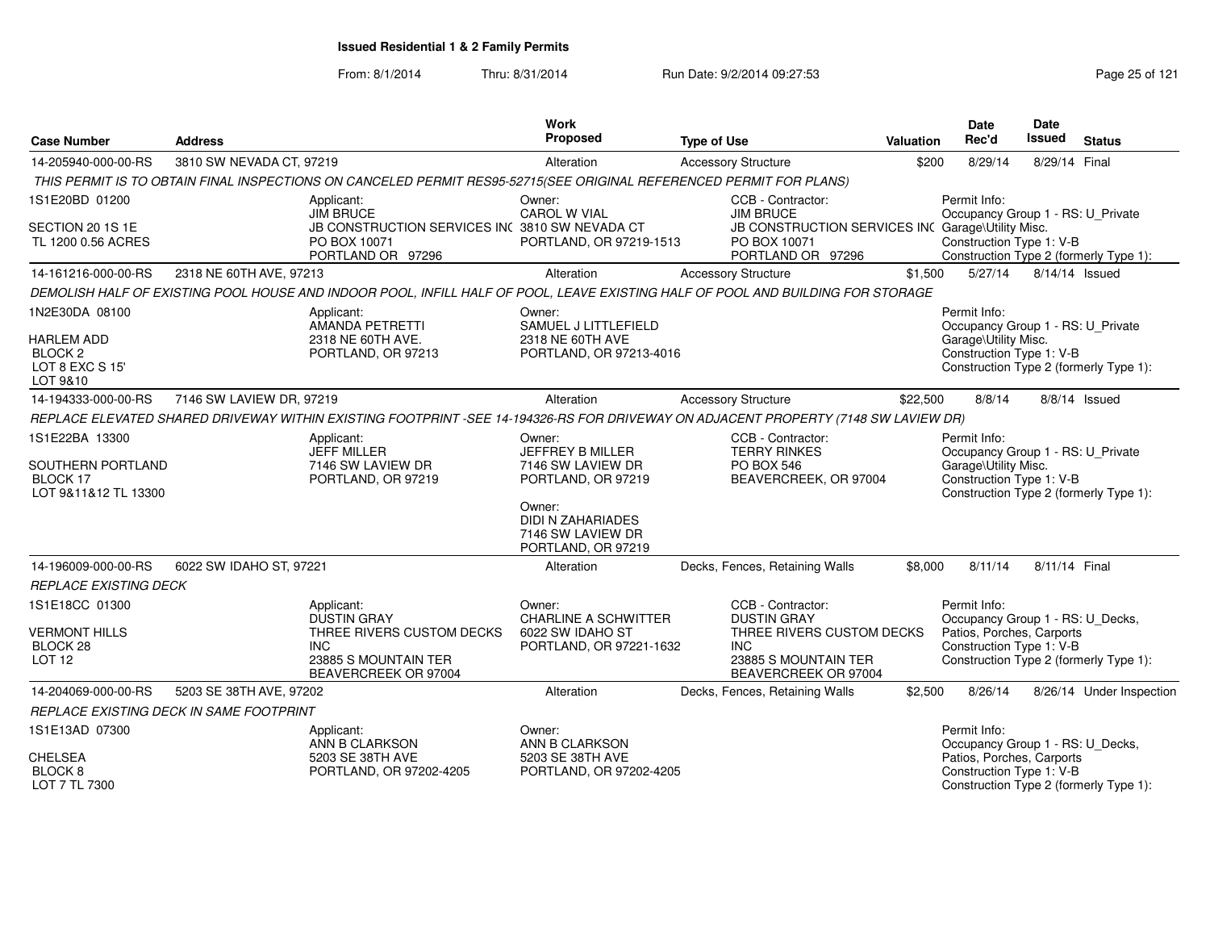# Issued Residential 1 & 2 Family Permits

From: 8/1/2014 Thru: 8/31/2014 Run Date: 9/2/2014 09:27:53

| Case Number | Address | Work Proposed | Type of Use | Valuation | Date Rec'd | Date Issued | Status |
|---|---|---|---|---|---|---|---|
| 14-205940-000-00-RS | 3810 SW NEVADA CT, 97219 | Alteration | Accessory Structure | $200 | 8/29/14 | 8/29/14 | Final |

*THIS PERMIT IS TO OBTAIN FINAL INSPECTIONS ON CANCELED PERMIT RES95-52715(SEE ORIGINAL REFERENCED PERMIT FOR PLANS)*

1S1E20BD 01200
SECTION 20 1S 1E
TL 1200 0.56 ACRES

Applicant: JIM BRUCE, JB CONSTRUCTION SERVICES INC, PO BOX 10071, PORTLAND OR 97296

Owner: CAROL W VIAL, 3810 SW NEVADA CT, PORTLAND, OR 97219-1513

CCB - Contractor: JIM BRUCE, JB CONSTRUCTION SERVICES INC, PO BOX 10071, PORTLAND OR 97296

Permit Info: Occupancy Group 1 - RS: U_Private Garage\Utility Misc. Construction Type 1: V-B Construction Type 2 (formerly Type 1):

| Case Number | Address | Work Proposed | Type of Use | Valuation | Date Rec'd | Date Issued | Status |
|---|---|---|---|---|---|---|---|
| 14-161216-000-00-RS | 2318 NE 60TH AVE, 97213 | Alteration | Accessory Structure | $1,500 | 5/27/14 | 8/14/14 | Issued |

*DEMOLISH HALF OF EXISTING POOL HOUSE AND INDOOR POOL, INFILL HALF OF POOL, LEAVE EXISTING HALF OF POOL AND BUILDING FOR STORAGE*

1N2E30DA 08100
HARLEM ADD
BLOCK 2
LOT 8 EXC S 15'
LOT 9&10

Applicant: AMANDA PETRETTI, 2318 NE 60TH AVE., PORTLAND, OR 97213

Owner: SAMUEL J LITTLEFIELD, 2318 NE 60TH AVE, PORTLAND, OR 97213-4016

Permit Info: Occupancy Group 1 - RS: U_Private Garage\Utility Misc. Construction Type 1: V-B Construction Type 2 (formerly Type 1):

| Case Number | Address | Work Proposed | Type of Use | Valuation | Date Rec'd | Date Issued | Status |
|---|---|---|---|---|---|---|---|
| 14-194333-000-00-RS | 7146 SW LAVIEW DR, 97219 | Alteration | Accessory Structure | $22,500 | 8/8/14 | 8/8/14 | Issued |

*REPLACE ELEVATED SHARED DRIVEWAY WITHIN EXISTING FOOTPRINT -SEE 14-194326-RS FOR DRIVEWAY ON ADJACENT PROPERTY (7148 SW LAVIEW DR)*

1S1E22BA 13300
SOUTHERN PORTLAND
BLOCK 17
LOT 9&11&12 TL 13300

Applicant: JEFF MILLER, 7146 SW LAVIEW DR, PORTLAND, OR 97219

Owner: JEFFREY B MILLER, 7146 SW LAVIEW DR, PORTLAND, OR 97219

Owner: DIDI N ZAHARIADES, 7146 SW LAVIEW DR, PORTLAND, OR 97219

CCB - Contractor: TERRY RINKES, PO BOX 546, BEAVERCREEK, OR 97004

Permit Info: Occupancy Group 1 - RS: U_Private Garage\Utility Misc. Construction Type 1: V-B Construction Type 2 (formerly Type 1):

| Case Number | Address | Work Proposed | Type of Use | Valuation | Date Rec'd | Date Issued | Status |
|---|---|---|---|---|---|---|---|
| 14-196009-000-00-RS | 6022 SW IDAHO ST, 97221 | Alteration | Decks, Fences, Retaining Walls | $8,000 | 8/11/14 | 8/11/14 | Final |

*REPLACE EXISTING DECK*

1S1E18CC 01300
VERMONT HILLS
BLOCK 28
LOT 12

Applicant: DUSTIN GRAY, THREE RIVERS CUSTOM DECKS INC, 23885 S MOUNTAIN TER, BEAVERCREEK OR 97004

Owner: CHARLINE A SCHWITTER, 6022 SW IDAHO ST, PORTLAND, OR 97221-1632

CCB - Contractor: DUSTIN GRAY, THREE RIVERS CUSTOM DECKS INC, 23885 S MOUNTAIN TER, BEAVERCREEK OR 97004

Permit Info: Occupancy Group 1 - RS: U_Decks, Patios, Porches, Carports Construction Type 1: V-B Construction Type 2 (formerly Type 1):

| Case Number | Address | Work Proposed | Type of Use | Valuation | Date Rec'd | Date Issued | Status |
|---|---|---|---|---|---|---|---|
| 14-204069-000-00-RS | 5203 SE 38TH AVE, 97202 | Alteration | Decks, Fences, Retaining Walls | $2,500 | 8/26/14 | 8/26/14 | Under Inspection |

*REPLACE EXISTING DECK IN SAME FOOTPRINT*

1S1E13AD 07300
CHELSEA
BLOCK 8
LOT 7 TL 7300

Applicant: ANN B CLARKSON, 5203 SE 38TH AVE, PORTLAND, OR 97202-4205

Owner: ANN B CLARKSON, 5203 SE 38TH AVE, PORTLAND, OR 97202-4205

Permit Info: Occupancy Group 1 - RS: U_Decks, Patios, Porches, Carports Construction Type 1: V-B Construction Type 2 (formerly Type 1):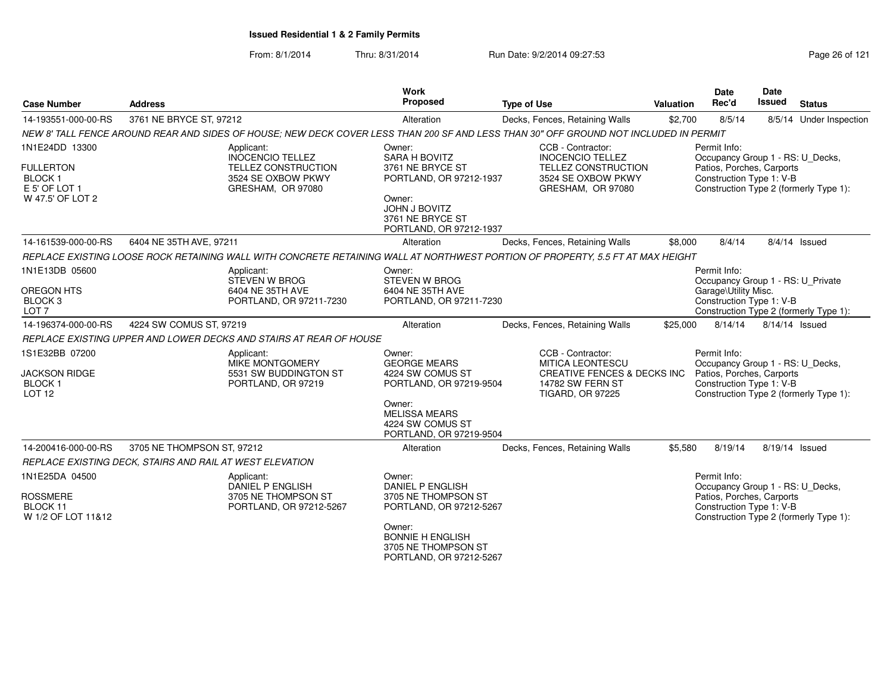**Issued Residential 1 & 2 Family Permits**

From: 8/1/2014 Thru: 8/31/2014 Run Date: 9/2/2014 09:27:53

| Case Number | Address | Work Proposed | Type of Use | Valuation | Date Rec'd | Date Issued | Status |
|---|---|---|---|---|---|---|---|
| 14-193551-000-00-RS | 3761 NE BRYCE ST, 97212 | Alteration | Decks, Fences, Retaining Walls | $2,700 | 8/5/14 | 8/5/14 | Under Inspection |

*NEW 8' TALL FENCE AROUND REAR AND SIDES OF HOUSE; NEW DECK COVER LESS THAN 200 SF AND LESS THAN 30" OFF GROUND NOT INCLUDED IN PERMIT*

1N1E24DD 13300
FULLERTON
BLOCK 1
E 5' OF LOT 1
W 47.5' OF LOT 2

Applicant:
INOCENCIO TELLEZ
TELLEZ CONSTRUCTION
3524 SE OXBOW PKWY
GRESHAM, OR 97080

Owner:
SARA H BOVITZ
3761 NE BRYCE ST
PORTLAND, OR 97212-1937

Owner:
JOHN J BOVITZ
3761 NE BRYCE ST
PORTLAND, OR 97212-1937

CCB - Contractor:
INOCENCIO TELLEZ
TELLEZ CONSTRUCTION
3524 SE OXBOW PKWY
GRESHAM, OR 97080

Permit Info:
Occupancy Group 1 - RS: U_Decks, Patios, Porches, Carports
Construction Type 1: V-B
Construction Type 2 (formerly Type 1):

---

| Case Number | Address | Work Proposed | Type of Use | Valuation | Date Rec'd | Date Issued | Status |
|---|---|---|---|---|---|---|---|
| 14-161539-000-00-RS | 6404 NE 35TH AVE, 97211 | Alteration | Decks, Fences, Retaining Walls | $8,000 | 8/4/14 | 8/4/14 | Issued |

*REPLACE EXISTING LOOSE ROCK RETAINING WALL WITH CONCRETE RETAINING WALL AT NORTHWEST PORTION OF PROPERTY, 5.5 FT AT MAX HEIGHT*

1N1E13DB 05600
OREGON HTS
BLOCK 3
LOT 7

Applicant:
STEVEN W BROG
6404 NE 35TH AVE
PORTLAND, OR 97211-7230

Owner:
STEVEN W BROG
6404 NE 35TH AVE
PORTLAND, OR 97211-7230

Permit Info:
Occupancy Group 1 - RS: U_Private Garage\Utility Misc.
Construction Type 1: V-B
Construction Type 2 (formerly Type 1):

---

| Case Number | Address | Work Proposed | Type of Use | Valuation | Date Rec'd | Date Issued | Status |
|---|---|---|---|---|---|---|---|
| 14-196374-000-00-RS | 4224 SW COMUS ST, 97219 | Alteration | Decks, Fences, Retaining Walls | $25,000 | 8/14/14 | 8/14/14 | Issued |

*REPLACE EXISTING UPPER AND LOWER DECKS AND STAIRS AT REAR OF HOUSE*

1S1E32BB 07200
JACKSON RIDGE
BLOCK 1
LOT 12

Applicant:
MIKE MONTGOMERY
5531 SW BUDDINGTON ST
PORTLAND, OR 97219

Owner:
GEORGE MEARS
4224 SW COMUS ST
PORTLAND, OR 97219-9504

Owner:
MELISSA MEARS
4224 SW COMUS ST
PORTLAND, OR 97219-9504

CCB - Contractor:
MITICA LEONTESCU
CREATIVE FENCES & DECKS INC
14782 SW FERN ST
TIGARD, OR 97225

Permit Info:
Occupancy Group 1 - RS: U_Decks, Patios, Porches, Carports
Construction Type 1: V-B
Construction Type 2 (formerly Type 1):

---

| Case Number | Address | Work Proposed | Type of Use | Valuation | Date Rec'd | Date Issued | Status |
|---|---|---|---|---|---|---|---|
| 14-200416-000-00-RS | 3705 NE THOMPSON ST, 97212 | Alteration | Decks, Fences, Retaining Walls | $5,580 | 8/19/14 | 8/19/14 | Issued |

*REPLACE EXISTING DECK, STAIRS AND RAIL AT WEST ELEVATION*

1N1E25DA 04500
ROSSMERE
BLOCK 11
W 1/2 OF LOT 11&12

Applicant:
DANIEL P ENGLISH
3705 NE THOMPSON ST
PORTLAND, OR 97212-5267

Owner:
DANIEL P ENGLISH
3705 NE THOMPSON ST
PORTLAND, OR 97212-5267

Owner:
BONNIE H ENGLISH
3705 NE THOMPSON ST
PORTLAND, OR 97212-5267

Permit Info:
Occupancy Group 1 - RS: U_Decks, Patios, Porches, Carports
Construction Type 1: V-B
Construction Type 2 (formerly Type 1):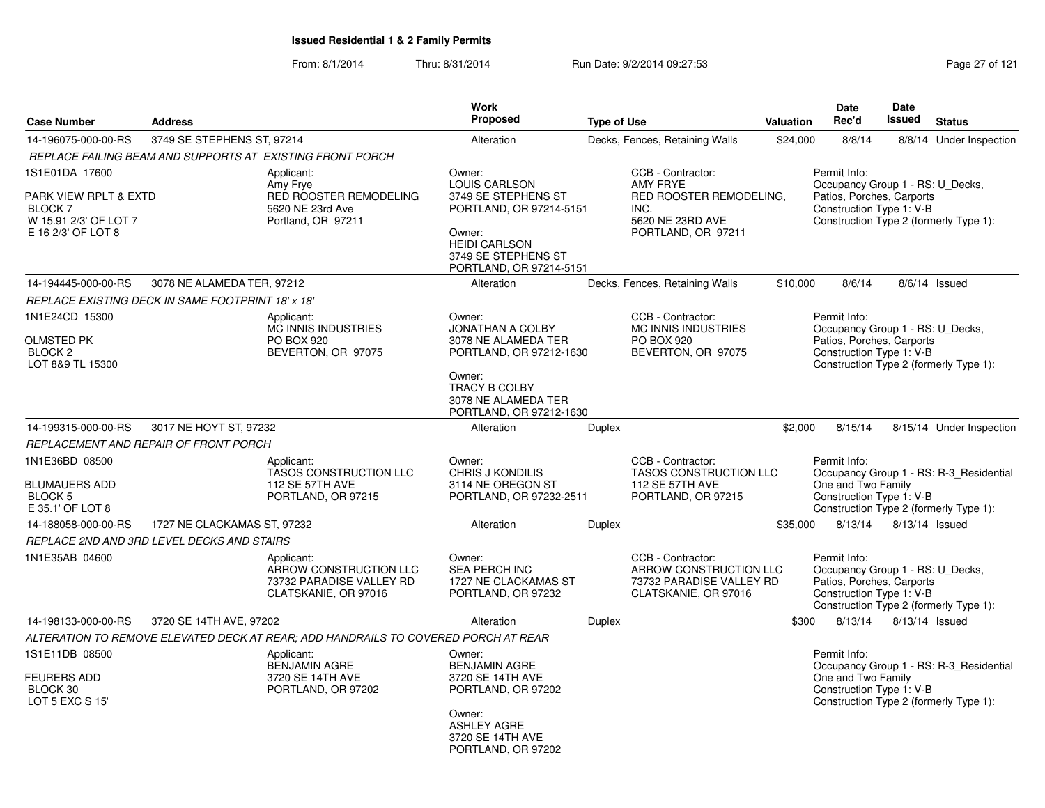# Issued Residential 1 & 2 Family Permits

From: 8/1/2014 Thru: 8/31/2014 Run Date: 9/2/2014 09:27:53

| Case Number | Address | Work Proposed | Type of Use | Valuation | Date Rec'd | Date Issued | Status |
|---|---|---|---|---|---|---|---|
| 14-196075-000-00-RS | 3749 SE STEPHENS ST, 97214 | Alteration | Decks, Fences, Retaining Walls | $24,000 | 8/8/14 | 8/8/14 | Under Inspection |

*REPLACE FAILING BEAM AND SUPPORTS AT EXISTING FRONT PORCH*

1S1E01DA 17600
PARK VIEW RPLT & EXTD
BLOCK 7
W 15.91 2/3' OF LOT 7
E 16 2/3' OF LOT 8

Applicant: Amy Frye, RED ROOSTER REMODELING, 5620 NE 23rd Ave, Portland, OR 97211

Owner: LOUIS CARLSON, 3749 SE STEPHENS ST, PORTLAND, OR 97214-5151
Owner: HEIDI CARLSON, 3749 SE STEPHENS ST, PORTLAND, OR 97214-5151

CCB - Contractor: AMY FRYE, RED ROOSTER REMODELING, INC., 5620 NE 23RD AVE, PORTLAND, OR 97211

Permit Info: Occupancy Group 1 - RS: U_Decks, Patios, Porches, Carports; Construction Type 1: V-B; Construction Type 2 (formerly Type 1):

---

| Case Number | Address | Work Proposed | Type of Use | Valuation | Date Rec'd | Date Issued | Status |
|---|---|---|---|---|---|---|---|
| 14-194445-000-00-RS | 3078 NE ALAMEDA TER, 97212 | Alteration | Decks, Fences, Retaining Walls | $10,000 | 8/6/14 | 8/6/14 | Issued |

*REPLACE EXISTING DECK IN SAME FOOTPRINT 18' x 18'*

1N1E24CD 15300
OLMSTED PK
BLOCK 2
LOT 8&9 TL 15300

Applicant: MC INNIS INDUSTRIES, PO BOX 920, BEVERTON, OR 97075

Owner: JONATHAN A COLBY, 3078 NE ALAMEDA TER, PORTLAND, OR 97212-1630
Owner: TRACY B COLBY, 3078 NE ALAMEDA TER, PORTLAND, OR 97212-1630

CCB - Contractor: MC INNIS INDUSTRIES, PO BOX 920, BEVERTON, OR 97075

Permit Info: Occupancy Group 1 - RS: U_Decks, Patios, Porches, Carports; Construction Type 1: V-B; Construction Type 2 (formerly Type 1):

---

| Case Number | Address | Work Proposed | Type of Use | Valuation | Date Rec'd | Date Issued | Status |
|---|---|---|---|---|---|---|---|
| 14-199315-000-00-RS | 3017 NE HOYT ST, 97232 | Alteration | Duplex | $2,000 | 8/15/14 | 8/15/14 | Under Inspection |

*REPLACEMENT AND REPAIR OF FRONT PORCH*

1N1E36BD 08500
BLUMAUERS ADD
BLOCK 5
E 35.1' OF LOT 8

Applicant: TASOS CONSTRUCTION LLC, 112 SE 57TH AVE, PORTLAND, OR 97215

Owner: CHRIS J KONDILIS, 3114 NE OREGON ST, PORTLAND, OR 97232-2511

CCB - Contractor: TASOS CONSTRUCTION LLC, 112 SE 57TH AVE, PORTLAND, OR 97215

Permit Info: Occupancy Group 1 - RS: R-3_Residential One and Two Family; Construction Type 1: V-B; Construction Type 2 (formerly Type 1):

---

| Case Number | Address | Work Proposed | Type of Use | Valuation | Date Rec'd | Date Issued | Status |
|---|---|---|---|---|---|---|---|
| 14-188058-000-00-RS | 1727 NE CLACKAMAS ST, 97232 | Alteration | Duplex | $35,000 | 8/13/14 | 8/13/14 | Issued |

*REPLACE 2ND AND 3RD LEVEL DECKS AND STAIRS*

1N1E35AB 04600

Applicant: ARROW CONSTRUCTION LLC, 73732 PARADISE VALLEY RD, CLATSKANIE, OR 97016

Owner: SEA PERCH INC, 1727 NE CLACKAMAS ST, PORTLAND, OR 97232

CCB - Contractor: ARROW CONSTRUCTION LLC, 73732 PARADISE VALLEY RD, CLATSKANIE, OR 97016

Permit Info: Occupancy Group 1 - RS: U_Decks, Patios, Porches, Carports; Construction Type 1: V-B; Construction Type 2 (formerly Type 1):

---

| Case Number | Address | Work Proposed | Type of Use | Valuation | Date Rec'd | Date Issued | Status |
|---|---|---|---|---|---|---|---|
| 14-198133-000-00-RS | 3720 SE 14TH AVE, 97202 | Alteration | Duplex | $300 | 8/13/14 | 8/13/14 | Issued |

*ALTERATION TO REMOVE ELEVATED DECK AT REAR; ADD HANDRAILS TO COVERED PORCH AT REAR*

1S1E11DB 08500
FEURERS ADD
BLOCK 30
LOT 5 EXC S 15'

Applicant: BENJAMIN AGRE, 3720 SE 14TH AVE, PORTLAND, OR 97202

Owner: BENJAMIN AGRE, 3720 SE 14TH AVE, PORTLAND, OR 97202
Owner: ASHLEY AGRE, 3720 SE 14TH AVE, PORTLAND, OR 97202

Permit Info: Occupancy Group 1 - RS: R-3_Residential One and Two Family; Construction Type 1: V-B; Construction Type 2 (formerly Type 1):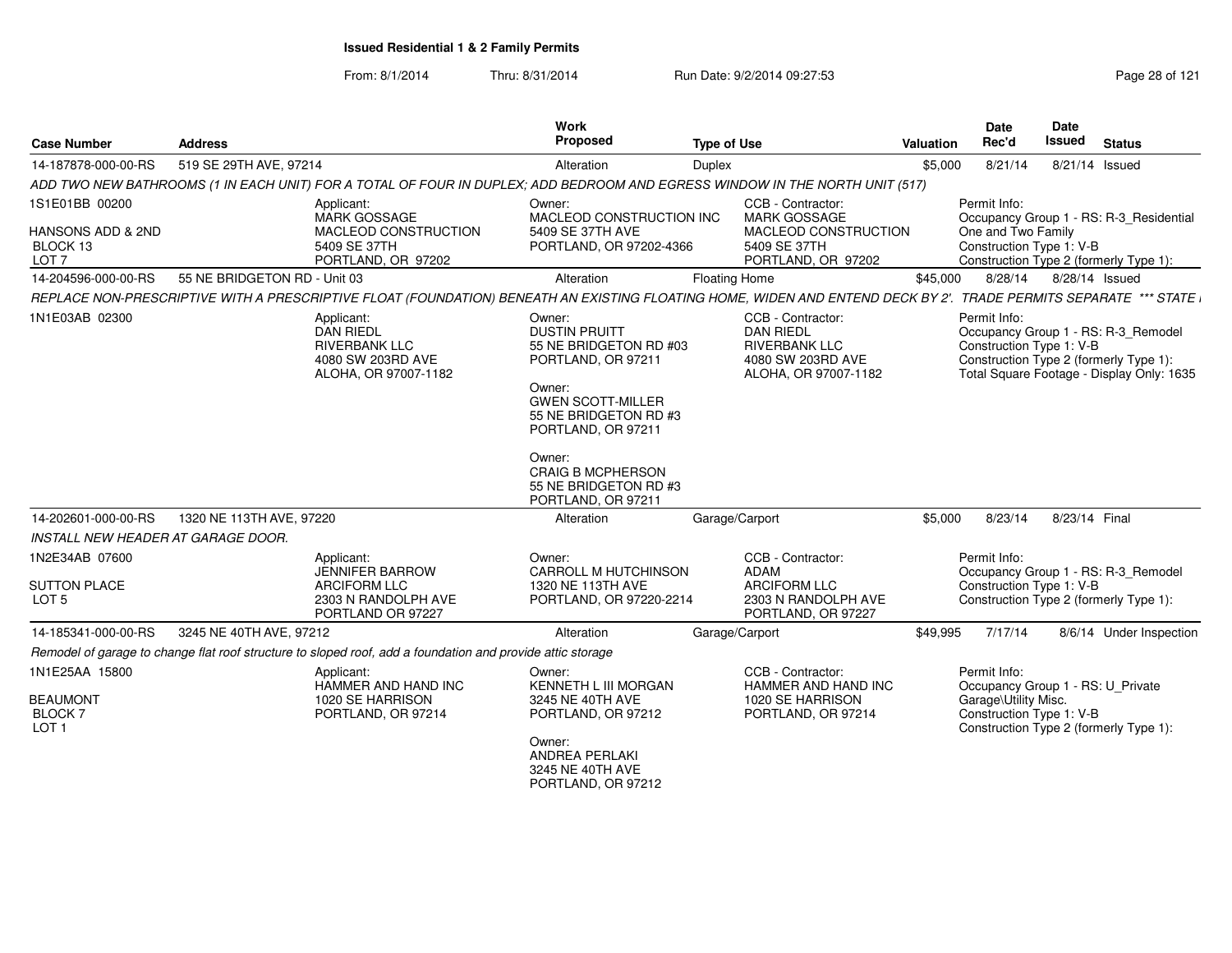**Issued Residential 1 & 2 Family Permits**

From: 8/1/2014 Thru: 8/31/2014 Run Date: 9/2/2014 09:27:53

| Case Number | Address | Work Proposed | Type of Use | Valuation | Date Rec'd | Date Issued | Status |
|---|---|---|---|---|---|---|---|
| 14-187878-000-00-RS | 519 SE 29TH AVE, 97214 | Alteration | Duplex | $5,000 | 8/21/14 | 8/21/14 | Issued |

*ADD TWO NEW BATHROOMS (1 IN EACH UNIT) FOR A TOTAL OF FOUR IN DUPLEX; ADD BEDROOM AND EGRESS WINDOW IN THE NORTH UNIT (517)*

1S1E01BB 00200
HANSONS ADD & 2ND
BLOCK 13
LOT 7

Applicant: MARK GOSSAGE, MACLEOD CONSTRUCTION, 5409 SE 37TH, PORTLAND, OR 97202

Owner: MACLEOD CONSTRUCTION INC, 5409 SE 37TH AVE, PORTLAND, OR 97202-4366

CCB - Contractor: MARK GOSSAGE, MACLEOD CONSTRUCTION, 5409 SE 37TH, PORTLAND, OR 97202

Permit Info: Occupancy Group 1 - RS: R-3_Residential One and Two Family; Construction Type 1: V-B; Construction Type 2 (formerly Type 1):

| Case Number | Address | Work Proposed | Type of Use | Valuation | Date Rec'd | Date Issued | Status |
|---|---|---|---|---|---|---|---|
| 14-204596-000-00-RS | 55 NE BRIDGETON RD - Unit 03 | Alteration | Floating Home | $45,000 | 8/28/14 | 8/28/14 | Issued |

*REPLACE NON-PRESCRIPTIVE WITH A PRESCRIPTIVE FLOAT (FOUNDATION) BENEATH AN EXISTING FLOATING HOME, WIDEN AND ENTEND DECK BY 2'. TRADE PERMITS SEPARATE \*\*\* STATE I*

1N1E03AB 02300

Applicant: DAN RIEDL, RIVERBANK LLC, 4080 SW 203RD AVE, ALOHA, OR 97007-1182

Owner: DUSTIN PRUITT, 55 NE BRIDGETON RD #03, PORTLAND, OR 97211

Owner: GWEN SCOTT-MILLER, 55 NE BRIDGETON RD #3, PORTLAND, OR 97211

Owner: CRAIG B MCPHERSON, 55 NE BRIDGETON RD #3, PORTLAND, OR 97211

CCB - Contractor: DAN RIEDL, RIVERBANK LLC, 4080 SW 203RD AVE, ALOHA, OR 97007-1182

Permit Info: Occupancy Group 1 - RS: R-3_Remodel; Construction Type 1: V-B; Construction Type 2 (formerly Type 1):; Total Square Footage - Display Only: 1635

| Case Number | Address | Work Proposed | Type of Use | Valuation | Date Rec'd | Date Issued | Status |
|---|---|---|---|---|---|---|---|
| 14-202601-000-00-RS | 1320 NE 113TH AVE, 97220 | Alteration | Garage/Carport | $5,000 | 8/23/14 | 8/23/14 | Final |

*INSTALL NEW HEADER AT GARAGE DOOR.*

1N2E34AB 07600
SUTTON PLACE
LOT 5

Applicant: JENNIFER BARROW, ARCIFORM LLC, 2303 N RANDOLPH AVE, PORTLAND OR 97227

Owner: CARROLL M HUTCHINSON, 1320 NE 113TH AVE, PORTLAND, OR 97220-2214

CCB - Contractor: ADAM, ARCIFORM LLC, 2303 N RANDOLPH AVE, PORTLAND, OR 97227

Permit Info: Occupancy Group 1 - RS: R-3_Remodel; Construction Type 1: V-B; Construction Type 2 (formerly Type 1):

| Case Number | Address | Work Proposed | Type of Use | Valuation | Date Rec'd | Date Issued | Status |
|---|---|---|---|---|---|---|---|
| 14-185341-000-00-RS | 3245 NE 40TH AVE, 97212 | Alteration | Garage/Carport | $49,995 | 7/17/14 | 8/6/14 | Under Inspection |

*Remodel of garage to change flat roof structure to sloped roof, add a foundation and provide attic storage*

1N1E25AA 15800
BEAUMONT
BLOCK 7
LOT 1

Applicant: HAMMER AND HAND INC, 1020 SE HARRISON, PORTLAND, OR 97214

Owner: KENNETH L III MORGAN, 3245 NE 40TH AVE, PORTLAND, OR 97212

Owner: ANDREA PERLAKI, 3245 NE 40TH AVE, PORTLAND, OR 97212

CCB - Contractor: HAMMER AND HAND INC, 1020 SE HARRISON, PORTLAND, OR 97214

Permit Info: Occupancy Group 1 - RS: U_Private Garage\Utility Misc.; Construction Type 1: V-B; Construction Type 2 (formerly Type 1):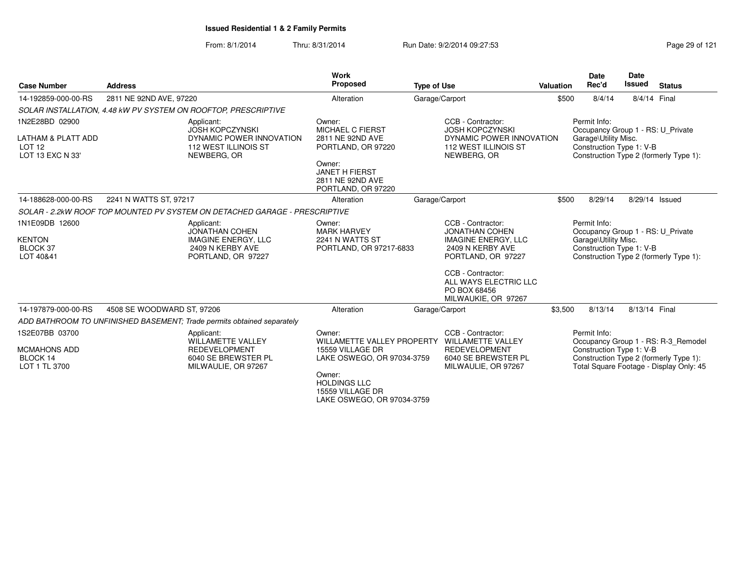**Issued Residential 1 & 2 Family Permits**

From: 8/1/2014 Thru: 8/31/2014 Run Date: 9/2/2014 09:27:53

| Case Number | Address | Work Proposed | Type of Use | Valuation | Date Rec'd | Date Issued | Status |
|---|---|---|---|---|---|---|---|
| 14-192859-000-00-RS | 2811 NE 92ND AVE, 97220 | Alteration | Garage/Carport | $500 | 8/4/14 | 8/4/14 | Final |

*SOLAR INSTALLATION, 4.48 kW PV SYSTEM ON ROOFTOP, PRESCRIPTIVE*

1N2E28BD 02900

LATHAM & PLATT ADD
LOT 12
LOT 13 EXC N 33'

Applicant:
JOSH KOPCZYNSKI
DYNAMIC POWER INNOVATION
112 WEST ILLINOIS ST
NEWBERG, OR

Owner:
MICHAEL C FIERST
2811 NE 92ND AVE
PORTLAND, OR 97220

Owner:
JANET H FIERST
2811 NE 92ND AVE
PORTLAND, OR 97220

CCB - Contractor:
JOSH KOPCZYNSKI
DYNAMIC POWER INNOVATION
112 WEST ILLINOIS ST
NEWBERG, OR

Permit Info:
Occupancy Group 1 - RS: U_Private Garage\Utility Misc.
Construction Type 1: V-B
Construction Type 2 (formerly Type 1):

| Case Number | Address | Work Proposed | Type of Use | Valuation | Date Rec'd | Date Issued | Status |
|---|---|---|---|---|---|---|---|
| 14-188628-000-00-RS | 2241 N WATTS ST, 97217 | Alteration | Garage/Carport | $500 | 8/29/14 | 8/29/14 | Issued |

*SOLAR - 2.2kW ROOF TOP MOUNTED PV SYSTEM ON DETACHED GARAGE - PRESCRIPTIVE*

1N1E09DB 12600

KENTON
BLOCK 37
LOT 40&41

Applicant:
JONATHAN COHEN
IMAGINE ENERGY, LLC
2409 N KERBY AVE
PORTLAND, OR 97227

Owner:
MARK HARVEY
2241 N WATTS ST
PORTLAND, OR 97217-6833

CCB - Contractor:
JONATHAN COHEN
IMAGINE ENERGY, LLC
2409 N KERBY AVE
PORTLAND, OR 97227

CCB - Contractor:
ALL WAYS ELECTRIC LLC
PO BOX 68456
MILWAUKIE, OR 97267

Permit Info:
Occupancy Group 1 - RS: U_Private Garage\Utility Misc.
Construction Type 1: V-B
Construction Type 2 (formerly Type 1):

| Case Number | Address | Work Proposed | Type of Use | Valuation | Date Rec'd | Date Issued | Status |
|---|---|---|---|---|---|---|---|
| 14-197879-000-00-RS | 4508 SE WOODWARD ST, 97206 | Alteration | Garage/Carport | $3,500 | 8/13/14 | 8/13/14 | Final |

*ADD BATHROOM TO UNFINISHED BASEMENT; Trade permits obtained separately*

1S2E07BB 03700

MCMAHONS ADD
BLOCK 14
LOT 1 TL 3700

Applicant:
WILLAMETTE VALLEY REDEVELOPMENT
6040 SE BREWSTER PL
MILWAULIE, OR 97267

Owner:
WILLAMETTE VALLEY PROPERTY
15559 VILLAGE DR
LAKE OSWEGO, OR 97034-3759

Owner:
HOLDINGS LLC
15559 VILLAGE DR
LAKE OSWEGO, OR 97034-3759

CCB - Contractor:
WILLAMETTE VALLEY REDEVELOPMENT
6040 SE BREWSTER PL
MILWAULIE, OR 97267

Permit Info:
Occupancy Group 1 - RS: R-3_Remodel
Construction Type 1: V-B
Construction Type 2 (formerly Type 1):
Total Square Footage - Display Only: 45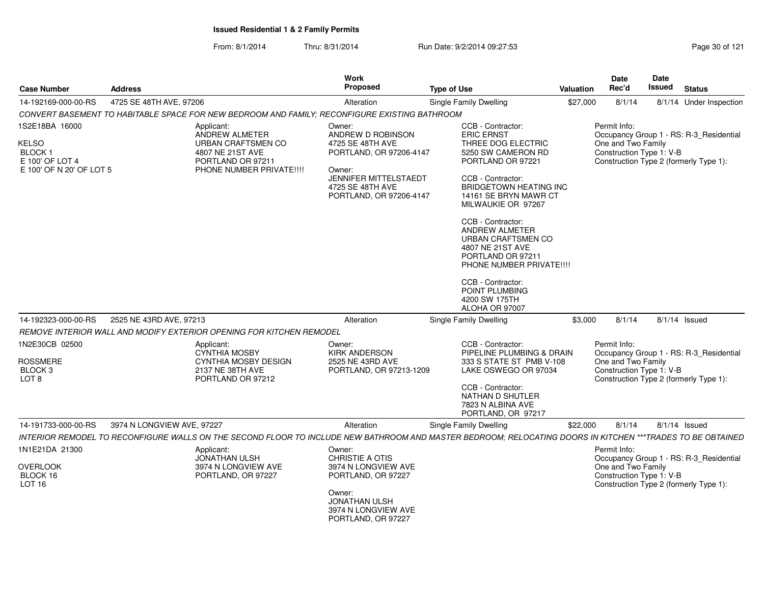# Issued Residential 1 & 2 Family Permits

From: 8/1/2014 Thru: 8/31/2014 Run Date: 9/2/2014 09:27:53

| Case Number | Address | Work Proposed | Type of Use | Valuation | Date Rec'd | Date Issued | Status |
|---|---|---|---|---|---|---|---|
| 14-192169-000-00-RS | 4725 SE 48TH AVE, 97206 | Alteration | Single Family Dwelling | $27,000 | 8/1/14 | 8/1/14 | Under Inspection |

*CONVERT BASEMENT TO HABITABLE SPACE FOR NEW BEDROOM AND FAMILY; RECONFIGURE EXISTING BATHROOM*

1S2E18BA 16000

KELSO
BLOCK 1
E 100' OF LOT 4
E 100' OF N 20' OF LOT 5

Applicant:
ANDREW ALMETER
URBAN CRAFTSMEN CO
4807 NE 21ST AVE
PORTLAND OR 97211
PHONE NUMBER PRIVATE!!!!

Owner:
ANDREW D ROBINSON
4725 SE 48TH AVE
PORTLAND, OR 97206-4147

Owner:
JENNIFER MITTELSTAEDT
4725 SE 48TH AVE
PORTLAND, OR 97206-4147

CCB - Contractor:
ERIC ERNST
THREE DOG ELECTRIC
5250 SW CAMERON RD
PORTLAND OR 97221

CCB - Contractor:
BRIDGETOWN HEATING INC
14161 SE BRYN MAWR CT
MILWAUKIE OR 97267

CCB - Contractor:
ANDREW ALMETER
URBAN CRAFTSMEN CO
4807 NE 21ST AVE
PORTLAND OR 97211
PHONE NUMBER PRIVATE!!!!

CCB - Contractor:
POINT PLUMBING
4200 SW 175TH
ALOHA OR 97007

Permit Info:
Occupancy Group 1 - RS: R-3_Residential One and Two Family
Construction Type 1: V-B
Construction Type 2 (formerly Type 1):

| Case Number | Address | Work Proposed | Type of Use | Valuation | Date Rec'd | Date Issued | Status |
|---|---|---|---|---|---|---|---|
| 14-192323-000-00-RS | 2525 NE 43RD AVE, 97213 | Alteration | Single Family Dwelling | $3,000 | 8/1/14 | 8/1/14 | Issued |

*REMOVE INTERIOR WALL AND MODIFY EXTERIOR OPENING FOR KITCHEN REMODEL*

1N2E30CB 02500

ROSSMERE
BLOCK 3
LOT 8

Applicant:
CYNTHIA MOSBY
CYNTHIA MOSBY DESIGN
2137 NE 38TH AVE
PORTLAND OR 97212

Owner:
KIRK ANDERSON
2525 NE 43RD AVE
PORTLAND, OR 97213-1209

CCB - Contractor:
PIPELINE PLUMBING & DRAIN
333 S STATE ST PMB V-108
LAKE OSWEGO OR 97034

CCB - Contractor:
NATHAN D SHUTLER
7823 N ALBINA AVE
PORTLAND, OR 97217

Permit Info:
Occupancy Group 1 - RS: R-3_Residential One and Two Family
Construction Type 1: V-B
Construction Type 2 (formerly Type 1):

| Case Number | Address | Work Proposed | Type of Use | Valuation | Date Rec'd | Date Issued | Status |
|---|---|---|---|---|---|---|---|
| 14-191733-000-00-RS | 3974 N LONGVIEW AVE, 97227 | Alteration | Single Family Dwelling | $22,000 | 8/1/14 | 8/1/14 | Issued |

*INTERIOR REMODEL TO RECONFIGURE WALLS ON THE SECOND FLOOR TO INCLUDE NEW BATHROOM AND MASTER BEDROOM; RELOCATING DOORS IN KITCHEN ***TRADES TO BE OBTAINED*

1N1E21DA 21300

OVERLOOK
BLOCK 16
LOT 16

Applicant:
JONATHAN ULSH
3974 N LONGVIEW AVE
PORTLAND, OR 97227

Owner:
CHRISTIE A OTIS
3974 N LONGVIEW AVE
PORTLAND, OR 97227

Owner:
JONATHAN ULSH
3974 N LONGVIEW AVE
PORTLAND, OR 97227

Permit Info:
Occupancy Group 1 - RS: R-3_Residential One and Two Family
Construction Type 1: V-B
Construction Type 2 (formerly Type 1):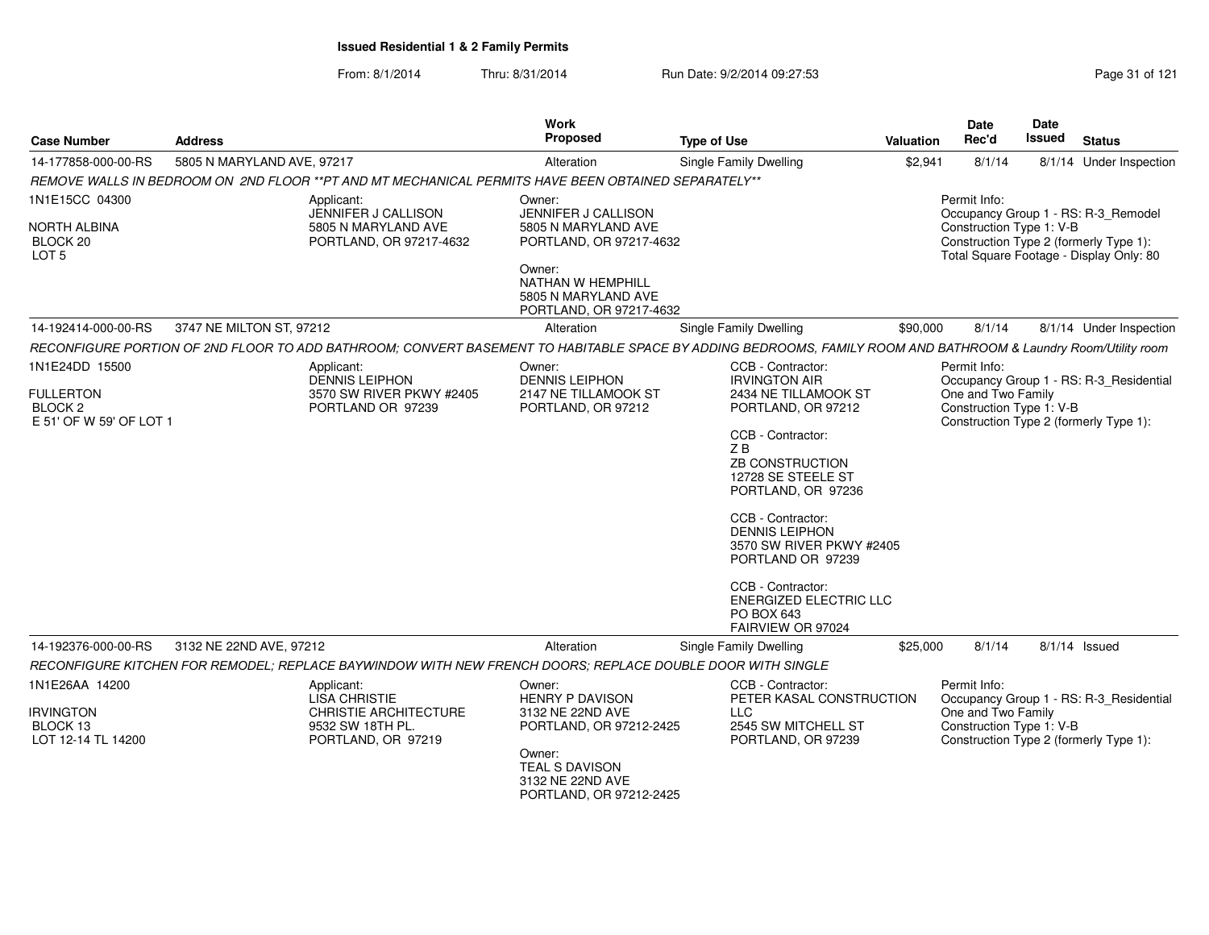**Issued Residential 1 & 2 Family Permits**

From: 8/1/2014 Thru: 8/31/2014 Run Date: 9/2/2014 09:27:53

| Case Number | Address | Work Proposed | Type of Use | Valuation | Date Rec'd | Date Issued | Status |
|---|---|---|---|---|---|---|---|
| 14-177858-000-00-RS | 5805 N MARYLAND AVE, 97217 | Alteration | Single Family Dwelling | $2,941 | 8/1/14 | 8/1/14 | Under Inspection |

*REMOVE WALLS IN BEDROOM ON 2ND FLOOR **PT AND MT MECHANICAL PERMITS HAVE BEEN OBTAINED SEPARATELY***

1N1E15CC 04300
NORTH ALBINA
BLOCK 20
LOT 5

Applicant:
JENNIFER J CALLISON
5805 N MARYLAND AVE
PORTLAND, OR 97217-4632

Owner:
JENNIFER J CALLISON
5805 N MARYLAND AVE
PORTLAND, OR 97217-4632

Owner:
NATHAN W HEMPHILL
5805 N MARYLAND AVE
PORTLAND, OR 97217-4632

Permit Info:
Occupancy Group 1 - RS: R-3_Remodel
Construction Type 1: V-B
Construction Type 2 (formerly Type 1):
Total Square Footage - Display Only: 80

| Case Number | Address | Work Proposed | Type of Use | Valuation | Date Rec'd | Date Issued | Status |
|---|---|---|---|---|---|---|---|
| 14-192414-000-00-RS | 3747 NE MILTON ST, 97212 | Alteration | Single Family Dwelling | $90,000 | 8/1/14 | 8/1/14 | Under Inspection |

*RECONFIGURE PORTION OF 2ND FLOOR TO ADD BATHROOM; CONVERT BASEMENT TO HABITABLE SPACE BY ADDING BEDROOMS, FAMILY ROOM AND BATHROOM & Laundry Room/Utility room*

1N1E24DD 15500
FULLERTON
BLOCK 2
E 51' OF W 59' OF LOT 1

Applicant:
DENNIS LEIPHON
3570 SW RIVER PKWY #2405
PORTLAND OR 97239

Owner:
DENNIS LEIPHON
2147 NE TILLAMOOK ST
PORTLAND, OR 97212

CCB - Contractor:
IRVINGTON AIR
2434 NE TILLAMOOK ST
PORTLAND, OR 97212

CCB - Contractor:
Z B
ZB CONSTRUCTION
12728 SE STEELE ST
PORTLAND, OR 97236

CCB - Contractor:
DENNIS LEIPHON
3570 SW RIVER PKWY #2405
PORTLAND OR 97239

CCB - Contractor:
ENERGIZED ELECTRIC LLC
PO BOX 643
FAIRVIEW OR 97024

Permit Info:
Occupancy Group 1 - RS: R-3_Residential One and Two Family
Construction Type 1: V-B
Construction Type 2 (formerly Type 1):

| Case Number | Address | Work Proposed | Type of Use | Valuation | Date Rec'd | Date Issued | Status |
|---|---|---|---|---|---|---|---|
| 14-192376-000-00-RS | 3132 NE 22ND AVE, 97212 | Alteration | Single Family Dwelling | $25,000 | 8/1/14 | 8/1/14 | Issued |

*RECONFIGURE KITCHEN FOR REMODEL; REPLACE BAYWINDOW WITH NEW FRENCH DOORS; REPLACE DOUBLE DOOR WITH SINGLE*

1N1E26AA 14200
IRVINGTON
BLOCK 13
LOT 12-14 TL 14200

Applicant:
LISA CHRISTIE
CHRISTIE ARCHITECTURE
9532 SW 18TH PL.
PORTLAND, OR 97219

Owner:
HENRY P DAVISON
3132 NE 22ND AVE
PORTLAND, OR 97212-2425

Owner:
TEAL S DAVISON
3132 NE 22ND AVE
PORTLAND, OR 97212-2425

CCB - Contractor:
PETER KASAL CONSTRUCTION LLC
2545 SW MITCHELL ST
PORTLAND, OR 97239

Permit Info:
Occupancy Group 1 - RS: R-3_Residential One and Two Family
Construction Type 1: V-B
Construction Type 2 (formerly Type 1):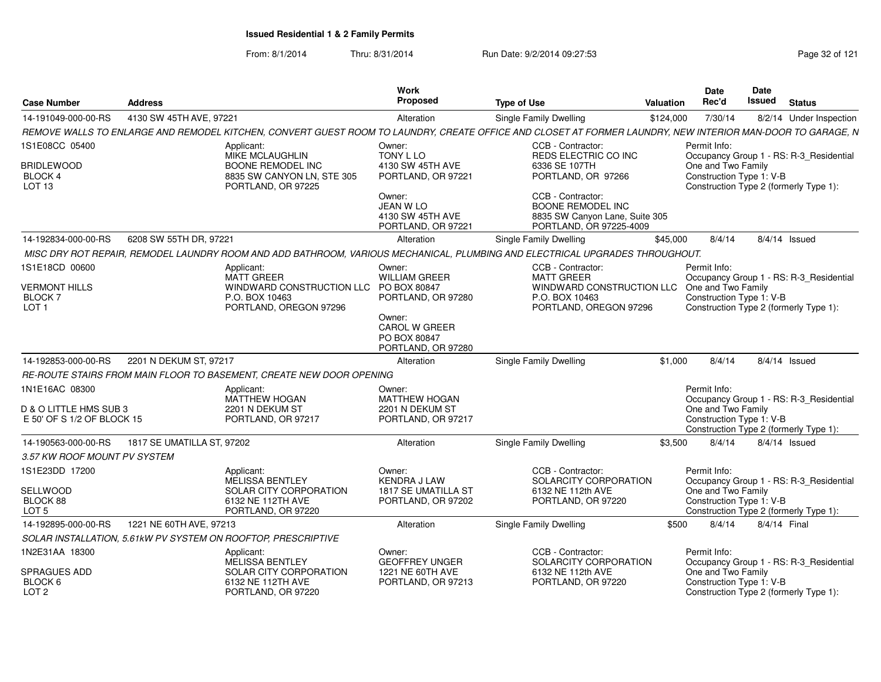**Issued Residential 1 & 2 Family Permits**

From: 8/1/2014 Thru: 8/31/2014 Run Date: 9/2/2014 09:27:53

| Case Number | Address | Work Proposed | Type of Use | Valuation | Date Rec'd | Date Issued | Status |
|---|---|---|---|---|---|---|---|
| 14-191049-000-00-RS | 4130 SW 45TH AVE, 97221 | Alteration | Single Family Dwelling | $124,000 | 7/30/14 | 8/2/14 | Under Inspection |

*REMOVE WALLS TO ENLARGE AND REMODEL KITCHEN, CONVERT GUEST ROOM TO LAUNDRY, CREATE OFFICE AND CLOSET AT FORMER LAUNDRY, NEW INTERIOR MAN-DOOR TO GARAGE, N*

1S1E08CC 05400
BRIDLEWOOD
BLOCK 4
LOT 13

Applicant:
MIKE MCLAUGHLIN
BOONE REMODEL INC
8835 SW CANYON LN, STE 305
PORTLAND, OR 97225

Owner:
TONY L LO
4130 SW 45TH AVE
PORTLAND, OR 97221

Owner:
JEAN W LO
4130 SW 45TH AVE
PORTLAND, OR 97221

CCB - Contractor:
REDS ELECTRIC CO INC
6336 SE 107TH
PORTLAND, OR 97266

CCB - Contractor:
BOONE REMODEL INC
8835 SW Canyon Lane, Suite 305
PORTLAND, OR 97225-4009

Permit Info:
Occupancy Group 1 - RS: R-3_Residential One and Two Family
Construction Type 1: V-B
Construction Type 2 (formerly Type 1):

| Case Number | Address | Work Proposed | Type of Use | Valuation | Date Rec'd | Date Issued | Status |
|---|---|---|---|---|---|---|---|
| 14-192834-000-00-RS | 6208 SW 55TH DR, 97221 | Alteration | Single Family Dwelling | $45,000 | 8/4/14 | 8/4/14 | Issued |

*MISC DRY ROT REPAIR, REMODEL LAUNDRY ROOM AND ADD BATHROOM, VARIOUS MECHANICAL, PLUMBING AND ELECTRICAL UPGRADES THROUGHOUT.*

1S1E18CD 00600
VERMONT HILLS
BLOCK 7
LOT 1

Applicant:
MATT GREER
WINDWARD CONSTRUCTION LLC
P.O. BOX 10463
PORTLAND, OREGON 97296

Owner:
WILLIAM GREER
PO BOX 80847
PORTLAND, OR 97280

Owner:
CAROL W GREER
PO BOX 80847
PORTLAND, OR 97280

CCB - Contractor:
MATT GREER
WINDWARD CONSTRUCTION LLC
P.O. BOX 10463
PORTLAND, OREGON 97296

Permit Info:
Occupancy Group 1 - RS: R-3_Residential One and Two Family
Construction Type 1: V-B
Construction Type 2 (formerly Type 1):

| Case Number | Address | Work Proposed | Type of Use | Valuation | Date Rec'd | Date Issued | Status |
|---|---|---|---|---|---|---|---|
| 14-192853-000-00-RS | 2201 N DEKUM ST, 97217 | Alteration | Single Family Dwelling | $1,000 | 8/4/14 | 8/4/14 | Issued |

*RE-ROUTE STAIRS FROM MAIN FLOOR TO BASEMENT, CREATE NEW DOOR OPENING*

1N1E16AC 08300
D & O LITTLE HMS SUB 3
E 50' OF S 1/2 OF BLOCK 15

Applicant:
MATTHEW HOGAN
2201 N DEKUM ST
PORTLAND, OR 97217

Owner:
MATTHEW HOGAN
2201 N DEKUM ST
PORTLAND, OR 97217

Permit Info:
Occupancy Group 1 - RS: R-3_Residential One and Two Family
Construction Type 1: V-B
Construction Type 2 (formerly Type 1):

| Case Number | Address | Work Proposed | Type of Use | Valuation | Date Rec'd | Date Issued | Status |
|---|---|---|---|---|---|---|---|
| 14-190563-000-00-RS | 1817 SE UMATILLA ST, 97202 | Alteration | Single Family Dwelling | $3,500 | 8/4/14 | 8/4/14 | Issued |

*3.57 KW ROOF MOUNT PV SYSTEM*

1S1E23DD 17200
SELLWOOD
BLOCK 88
LOT 5

Applicant:
MELISSA BENTLEY
SOLAR CITY CORPORATION
6132 NE 112TH AVE
PORTLAND, OR 97220

Owner:
KENDRA J LAW
1817 SE UMATILLA ST
PORTLAND, OR 97202

CCB - Contractor:
SOLARCITY CORPORATION
6132 NE 112th AVE
PORTLAND, OR 97220

Permit Info:
Occupancy Group 1 - RS: R-3_Residential One and Two Family
Construction Type 1: V-B
Construction Type 2 (formerly Type 1):

| Case Number | Address | Work Proposed | Type of Use | Valuation | Date Rec'd | Date Issued | Status |
|---|---|---|---|---|---|---|---|
| 14-192895-000-00-RS | 1221 NE 60TH AVE, 97213 | Alteration | Single Family Dwelling | $500 | 8/4/14 | 8/4/14 | Final |

*SOLAR INSTALLATION, 5.61kW PV SYSTEM ON ROOFTOP, PRESCRIPTIVE*

1N2E31AA 18300
SPRAGUES ADD
BLOCK 6
LOT 2

Applicant:
MELISSA BENTLEY
SOLAR CITY CORPORATION
6132 NE 112TH AVE
PORTLAND, OR 97220

Owner:
GEOFFREY UNGER
1221 NE 60TH AVE
PORTLAND, OR 97213

CCB - Contractor:
SOLARCITY CORPORATION
6132 NE 112th AVE
PORTLAND, OR 97220

Permit Info:
Occupancy Group 1 - RS: R-3_Residential One and Two Family
Construction Type 1: V-B
Construction Type 2 (formerly Type 1):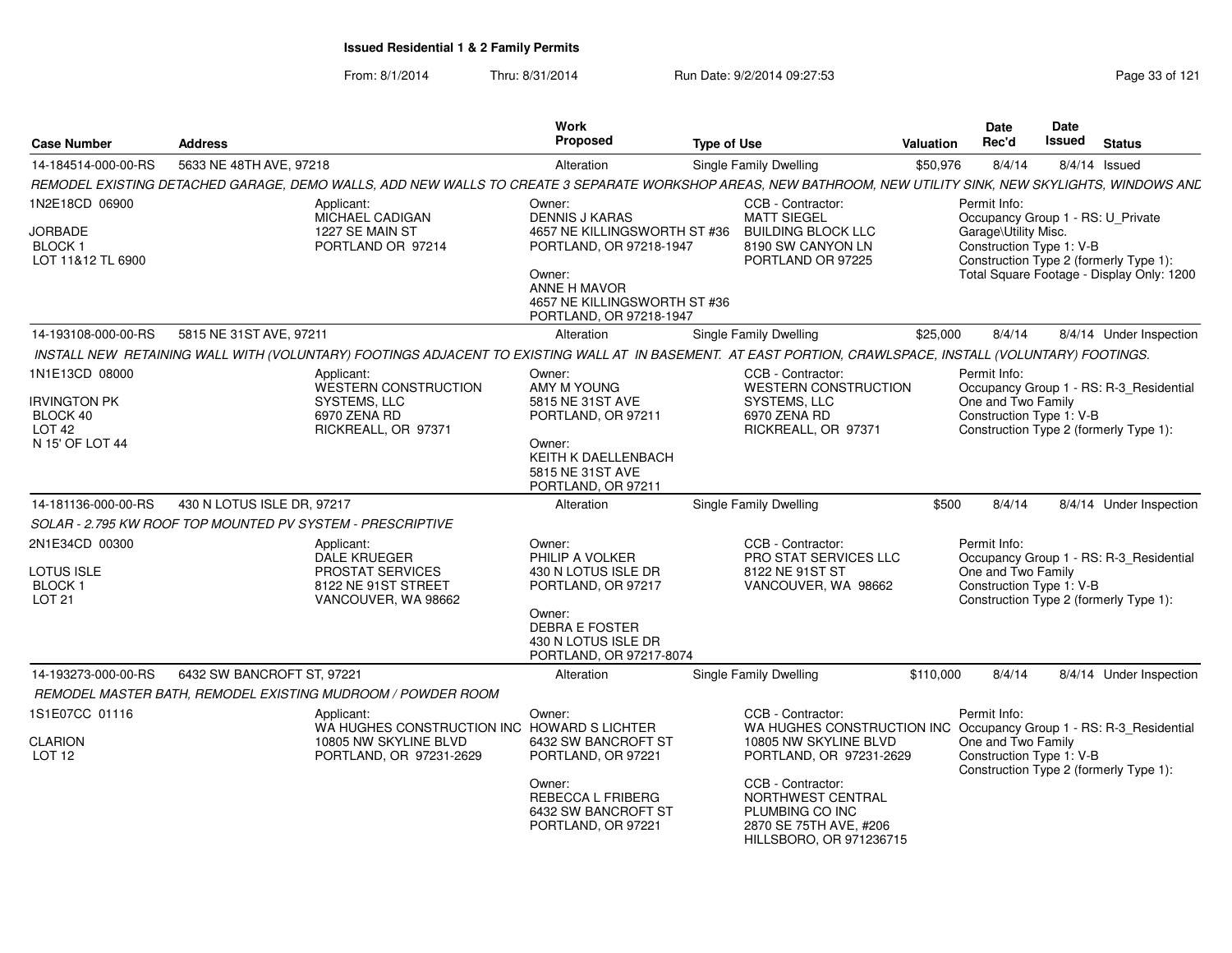# Issued Residential 1 & 2 Family Permits

From: 8/1/2014 Thru: 8/31/2014 Run Date: 9/2/2014 09:27:53

| Case Number | Address | Work Proposed | Type of Use | Valuation | Date Rec'd | Date Issued | Status |
|---|---|---|---|---|---|---|---|
| 14-184514-000-00-RS | 5633 NE 48TH AVE, 97218 | Alteration | Single Family Dwelling | $50,976 | 8/4/14 | 8/4/14 | Issued |

REMODEL EXISTING DETACHED GARAGE, DEMO WALLS, ADD NEW WALLS TO CREATE 3 SEPARATE WORKSHOP AREAS, NEW BATHROOM, NEW UTILITY SINK, NEW SKYLIGHTS, WINDOWS AND

1N2E18CD 06900
JORBADE
BLOCK 1
LOT 11&12 TL 6900

Applicant:
MICHAEL CADIGAN
1227 SE MAIN ST
PORTLAND OR 97214

Owner:
DENNIS J KARAS
4657 NE KILLINGSWORTH ST #36
PORTLAND, OR 97218-1947

Owner:
ANNE H MAVOR
4657 NE KILLINGSWORTH ST #36
PORTLAND, OR 97218-1947

CCB - Contractor:
MATT SIEGEL
BUILDING BLOCK LLC
8190 SW CANYON LN
PORTLAND OR 97225

Permit Info:
Occupancy Group 1 - RS: U_Private Garage\Utility Misc.
Construction Type 1: V-B
Construction Type 2 (formerly Type 1):
Total Square Footage - Display Only: 1200

| Case Number | Address | Work Proposed | Type of Use | Valuation | Date Rec'd | Date Issued | Status |
|---|---|---|---|---|---|---|---|
| 14-193108-000-00-RS | 5815 NE 31ST AVE, 97211 | Alteration | Single Family Dwelling | $25,000 | 8/4/14 | 8/4/14 | Under Inspection |

INSTALL NEW RETAINING WALL WITH (VOLUNTARY) FOOTINGS ADJACENT TO EXISTING WALL AT IN BASEMENT. AT EAST PORTION, CRAWLSPACE, INSTALL (VOLUNTARY) FOOTINGS.

1N1E13CD 08000
IRVINGTON PK
BLOCK 40
LOT 42
N 15' OF LOT 44

Applicant:
WESTERN CONSTRUCTION SYSTEMS, LLC
6970 ZENA RD
RICKREALL, OR 97371

Owner:
AMY M YOUNG
5815 NE 31ST AVE
PORTLAND, OR 97211

Owner:
KEITH K DAELLENBACH
5815 NE 31ST AVE
PORTLAND, OR 97211

CCB - Contractor:
WESTERN CONSTRUCTION SYSTEMS, LLC
6970 ZENA RD
RICKREALL, OR 97371

Permit Info:
Occupancy Group 1 - RS: R-3_Residential One and Two Family
Construction Type 1: V-B
Construction Type 2 (formerly Type 1):

| Case Number | Address | Work Proposed | Type of Use | Valuation | Date Rec'd | Date Issued | Status |
|---|---|---|---|---|---|---|---|
| 14-181136-000-00-RS | 430 N LOTUS ISLE DR, 97217 | Alteration | Single Family Dwelling | $500 | 8/4/14 | 8/4/14 | Under Inspection |

SOLAR - 2.795 KW ROOF TOP MOUNTED PV SYSTEM - PRESCRIPTIVE

2N1E34CD 00300
LOTUS ISLE
BLOCK 1
LOT 21

Applicant:
DALE KRUEGER
PROSTAT SERVICES
8122 NE 91ST STREET
VANCOUVER, WA 98662

Owner:
PHILIP A VOLKER
430 N LOTUS ISLE DR
PORTLAND, OR 97217

Owner:
DEBRA E FOSTER
430 N LOTUS ISLE DR
PORTLAND, OR 97217-8074

CCB - Contractor:
PRO STAT SERVICES LLC
8122 NE 91ST ST
VANCOUVER, WA 98662

Permit Info:
Occupancy Group 1 - RS: R-3_Residential One and Two Family
Construction Type 1: V-B
Construction Type 2 (formerly Type 1):

| Case Number | Address | Work Proposed | Type of Use | Valuation | Date Rec'd | Date Issued | Status |
|---|---|---|---|---|---|---|---|
| 14-193273-000-00-RS | 6432 SW BANCROFT ST, 97221 | Alteration | Single Family Dwelling | $110,000 | 8/4/14 | 8/4/14 | Under Inspection |

REMODEL MASTER BATH, REMODEL EXISTING MUDROOM / POWDER ROOM

1S1E07CC 01116
CLARION
LOT 12

Applicant:
WA HUGHES CONSTRUCTION INC
10805 NW SKYLINE BLVD
PORTLAND, OR 97231-2629

Owner:
HOWARD S LICHTER
6432 SW BANCROFT ST
PORTLAND, OR 97221

Owner:
REBECCA L FRIBERG
6432 SW BANCROFT ST
PORTLAND, OR 97221

CCB - Contractor:
WA HUGHES CONSTRUCTION INC
10805 NW SKYLINE BLVD
PORTLAND, OR 97231-2629

CCB - Contractor:
NORTHWEST CENTRAL PLUMBING CO INC
2870 SE 75TH AVE, #206
HILLSBORO, OR 971236715

Permit Info:
Occupancy Group 1 - RS: R-3_Residential One and Two Family
Construction Type 1: V-B
Construction Type 2 (formerly Type 1):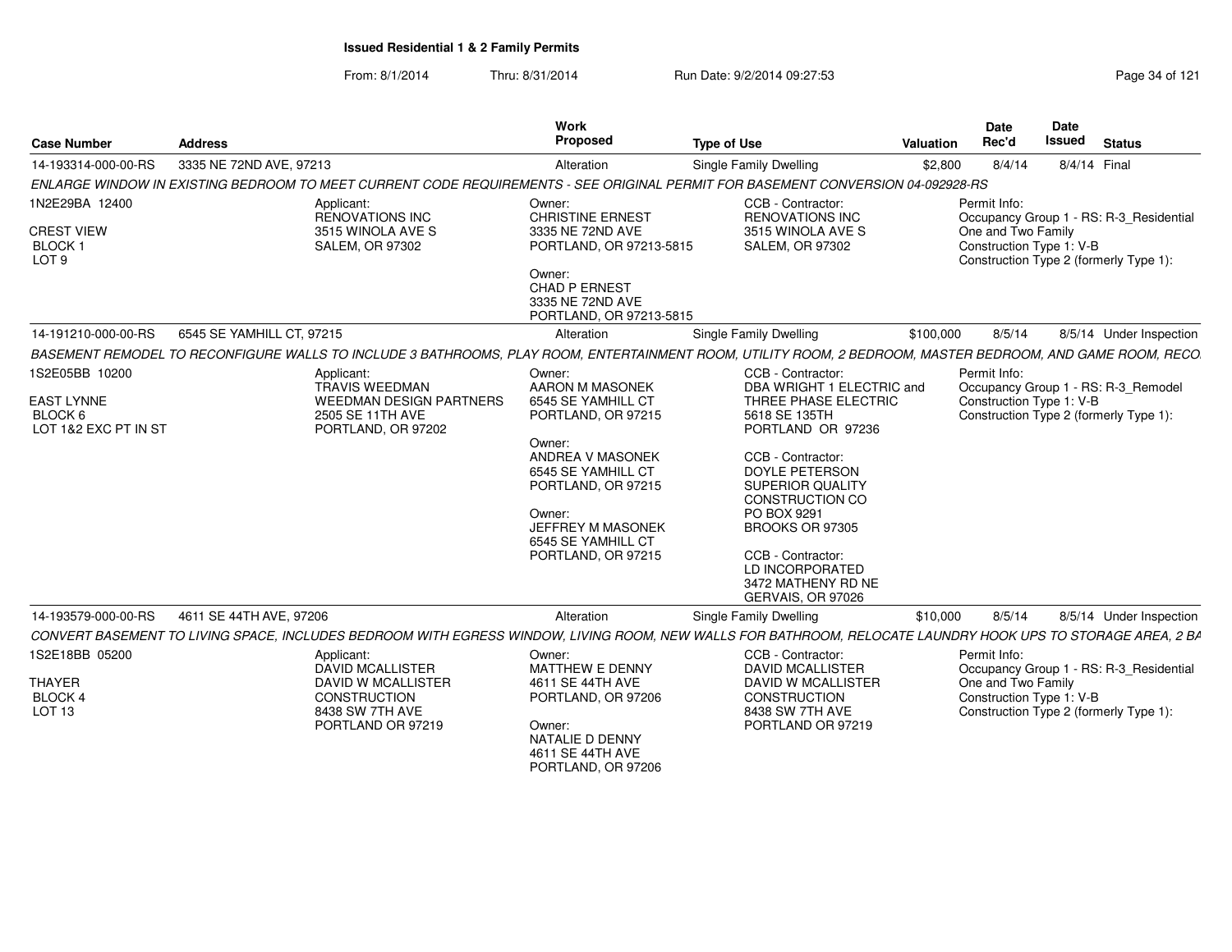## Issued Residential 1 & 2 Family Permits

From: 8/1/2014 Thru: 8/31/2014 Run Date: 9/2/2014 09:27:53

| Case Number | Address | Work Proposed | Type of Use | Valuation | Date Rec'd | Date Issued | Status |
|---|---|---|---|---|---|---|---|
| 14-193314-000-00-RS | 3335 NE 72ND AVE, 97213 | Alteration | Single Family Dwelling | $2,800 | 8/4/14 | 8/4/14 | Final |

*ENLARGE WINDOW IN EXISTING BEDROOM TO MEET CURRENT CODE REQUIREMENTS - SEE ORIGINAL PERMIT FOR BASEMENT CONVERSION 04-092928-RS*

1N2E29BA 12400
CREST VIEW
BLOCK 1
LOT 9

Applicant:
RENOVATIONS INC
3515 WINOLA AVE S
SALEM, OR 97302

Owner:
CHRISTINE ERNEST
3335 NE 72ND AVE
PORTLAND, OR 97213-5815

Owner:
CHAD P ERNEST
3335 NE 72ND AVE
PORTLAND, OR 97213-5815

CCB - Contractor:
RENOVATIONS INC
3515 WINOLA AVE S
SALEM, OR 97302

Permit Info:
Occupancy Group 1 - RS: R-3_Residential One and Two Family
Construction Type 1: V-B
Construction Type 2 (formerly Type 1):

| Case Number | Address | Work Proposed | Type of Use | Valuation | Date Rec'd | Date Issued | Status |
|---|---|---|---|---|---|---|---|
| 14-191210-000-00-RS | 6545 SE YAMHILL CT, 97215 | Alteration | Single Family Dwelling | $100,000 | 8/5/14 | 8/5/14 | Under Inspection |

*BASEMENT REMODEL TO RECONFIGURE WALLS TO INCLUDE 3 BATHROOMS, PLAY ROOM, ENTERTAINMENT ROOM, UTILITY ROOM, 2 BEDROOM, MASTER BEDROOM, AND GAME ROOM, RECO*

1S2E05BB 10200
EAST LYNNE
BLOCK 6
LOT 1&2 EXC PT IN ST

Applicant:
TRAVIS WEEDMAN
WEEDMAN DESIGN PARTNERS
2505 SE 11TH AVE
PORTLAND, OR 97202

Owner:
AARON M MASONEK
6545 SE YAMHILL CT
PORTLAND, OR 97215

Owner:
ANDREA V MASONEK
6545 SE YAMHILL CT
PORTLAND, OR 97215

Owner:
JEFFREY M MASONEK
6545 SE YAMHILL CT
PORTLAND, OR 97215

CCB - Contractor:
DBA WRIGHT 1 ELECTRIC and THREE PHASE ELECTRIC
5618 SE 135TH
PORTLAND OR 97236

CCB - Contractor:
DOYLE PETERSON
SUPERIOR QUALITY CONSTRUCTION CO
PO BOX 9291
BROOKS OR 97305

CCB - Contractor:
LD INCORPORATED
3472 MATHENY RD NE
GERVAIS, OR 97026

Permit Info:
Occupancy Group 1 - RS: R-3_Remodel
Construction Type 1: V-B
Construction Type 2 (formerly Type 1):

| Case Number | Address | Work Proposed | Type of Use | Valuation | Date Rec'd | Date Issued | Status |
|---|---|---|---|---|---|---|---|
| 14-193579-000-00-RS | 4611 SE 44TH AVE, 97206 | Alteration | Single Family Dwelling | $10,000 | 8/5/14 | 8/5/14 | Under Inspection |

*CONVERT BASEMENT TO LIVING SPACE, INCLUDES BEDROOM WITH EGRESS WINDOW, LIVING ROOM, NEW WALLS FOR BATHROOM, RELOCATE LAUNDRY HOOK UPS TO STORAGE AREA, 2 BA*

1S2E18BB 05200
THAYER
BLOCK 4
LOT 13

Applicant:
DAVID MCALLISTER
DAVID W MCALLISTER CONSTRUCTION
8438 SW 7TH AVE
PORTLAND OR 97219

Owner:
MATTHEW E DENNY
4611 SE 44TH AVE
PORTLAND, OR 97206

Owner:
NATALIE D DENNY
4611 SE 44TH AVE
PORTLAND, OR 97206

CCB - Contractor:
DAVID MCALLISTER
DAVID W MCALLISTER CONSTRUCTION
8438 SW 7TH AVE
PORTLAND OR 97219

Permit Info:
Occupancy Group 1 - RS: R-3_Residential One and Two Family
Construction Type 1: V-B
Construction Type 2 (formerly Type 1):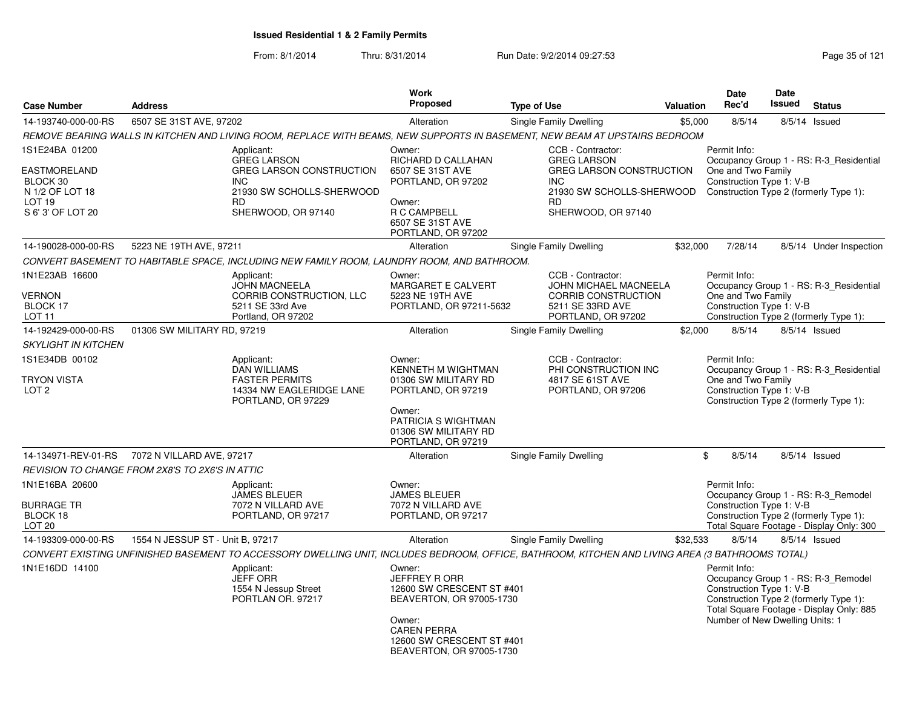**Issued Residential 1 & 2 Family Permits**

From: 8/1/2014 Thru: 8/31/2014 Run Date: 9/2/2014 09:27:53

| Case Number | Address | Work Proposed | Type of Use | Valuation | Date Rec'd | Date Issued | Status |
|---|---|---|---|---|---|---|---|
| 14-193740-000-00-RS | 6507 SE 31ST AVE, 97202 | Alteration | Single Family Dwelling | $5,000 | 8/5/14 | 8/5/14 | Issued |

*REMOVE BEARING WALLS IN KITCHEN AND LIVING ROOM, REPLACE WITH BEAMS, NEW SUPPORTS IN BASEMENT, NEW BEAM AT UPSTAIRS BEDROOM*

1S1E24BA 01200
EASTMORELAND
BLOCK 30
N 1/2 OF LOT 18
LOT 19
S 6' 3' OF LOT 20

Applicant:
GREG LARSON
GREG LARSON CONSTRUCTION INC
21930 SW SCHOLLS-SHERWOOD RD
SHERWOOD, OR 97140

Owner:
RICHARD D CALLAHAN
6507 SE 31ST AVE
PORTLAND, OR 97202

Owner:
R C CAMPBELL
6507 SE 31ST AVE
PORTLAND, OR 97202

CCB - Contractor:
GREG LARSON
GREG LARSON CONSTRUCTION INC
21930 SW SCHOLLS-SHERWOOD RD
SHERWOOD, OR 97140

Permit Info:
Occupancy Group 1 - RS: R-3_Residential One and Two Family
Construction Type 1: V-B
Construction Type 2 (formerly Type 1):

---

| Case Number | Address | Work Proposed | Type of Use | Valuation | Date Rec'd | Date Issued | Status |
|---|---|---|---|---|---|---|---|
| 14-190028-000-00-RS | 5223 NE 19TH AVE, 97211 | Alteration | Single Family Dwelling | $32,000 | 7/28/14 | 8/5/14 | Under Inspection |

*CONVERT BASEMENT TO HABITABLE SPACE, INCLUDING NEW FAMILY ROOM, LAUNDRY ROOM, AND BATHROOM.*

1N1E23AB 16600
VERNON
BLOCK 17
LOT 11

Applicant:
JOHN MACNEELA
CORRIB CONSTRUCTION, LLC
5211 SE 33rd Ave
Portland, OR 97202

Owner:
MARGARET E CALVERT
5223 NE 19TH AVE
PORTLAND, OR 97211-5632

CCB - Contractor:
JOHN MICHAEL MACNEELA
CORRIB CONSTRUCTION
5211 SE 33RD AVE
PORTLAND, OR 97202

Permit Info:
Occupancy Group 1 - RS: R-3_Residential One and Two Family
Construction Type 1: V-B
Construction Type 2 (formerly Type 1):

---

| Case Number | Address | Work Proposed | Type of Use | Valuation | Date Rec'd | Date Issued | Status |
|---|---|---|---|---|---|---|---|
| 14-192429-000-00-RS | 01306 SW MILITARY RD, 97219 | Alteration | Single Family Dwelling | $2,000 | 8/5/14 | 8/5/14 | Issued |

*SKYLIGHT IN KITCHEN*

1S1E34DB 00102
TRYON VISTA
LOT 2

Applicant:
DAN WILLIAMS
FASTER PERMITS
14334 NW EAGLERIDGE LANE
PORTLAND, OR 97229

Owner:
KENNETH M WIGHTMAN
01306 SW MILITARY RD
PORTLAND, OR 97219

Owner:
PATRICIA S WIGHTMAN
01306 SW MILITARY RD
PORTLAND, OR 97219

CCB - Contractor:
PHI CONSTRUCTION INC
4817 SE 61ST AVE
PORTLAND, OR 97206

Permit Info:
Occupancy Group 1 - RS: R-3_Residential One and Two Family
Construction Type 1: V-B
Construction Type 2 (formerly Type 1):

---

| Case Number | Address | Work Proposed | Type of Use | Valuation | Date Rec'd | Date Issued | Status |
|---|---|---|---|---|---|---|---|
| 14-134971-REV-01-RS | 7072 N VILLARD AVE, 97217 | Alteration | Single Family Dwelling | $ | 8/5/14 | 8/5/14 | Issued |

*REVISION TO CHANGE FROM 2X8'S TO 2X6'S IN ATTIC*

1N1E16BA 20600
BURRAGE TR
BLOCK 18
LOT 20

Applicant:
JAMES BLEUER
7072 N VILLARD AVE
PORTLAND, OR 97217

Owner:
JAMES BLEUER
7072 N VILLARD AVE
PORTLAND, OR 97217

Permit Info:
Occupancy Group 1 - RS: R-3_Remodel
Construction Type 1: V-B
Construction Type 2 (formerly Type 1):
Total Square Footage - Display Only: 300

---

| Case Number | Address | Work Proposed | Type of Use | Valuation | Date Rec'd | Date Issued | Status |
|---|---|---|---|---|---|---|---|
| 14-193309-000-00-RS | 1554 N JESSUP ST - Unit B, 97217 | Alteration | Single Family Dwelling | $32,533 | 8/5/14 | 8/5/14 | Issued |

*CONVERT EXISTING UNFINISHED BASEMENT TO ACCESSORY DWELLING UNIT, INCLUDES BEDROOM, OFFICE, BATHROOM, KITCHEN AND LIVING AREA (3 BATHROOMS TOTAL)*

1N1E16DD 14100

Applicant:
JEFF ORR
1554 N Jessup Street
PORTLAN OR. 97217

Owner:
JEFFREY R ORR
12600 SW CRESCENT ST #401
BEAVERTON, OR 97005-1730

Owner:
CAREN PERRA
12600 SW CRESCENT ST #401
BEAVERTON, OR 97005-1730

Permit Info:
Occupancy Group 1 - RS: R-3_Remodel
Construction Type 1: V-B
Construction Type 2 (formerly Type 1):
Total Square Footage - Display Only: 885
Number of New Dwelling Units: 1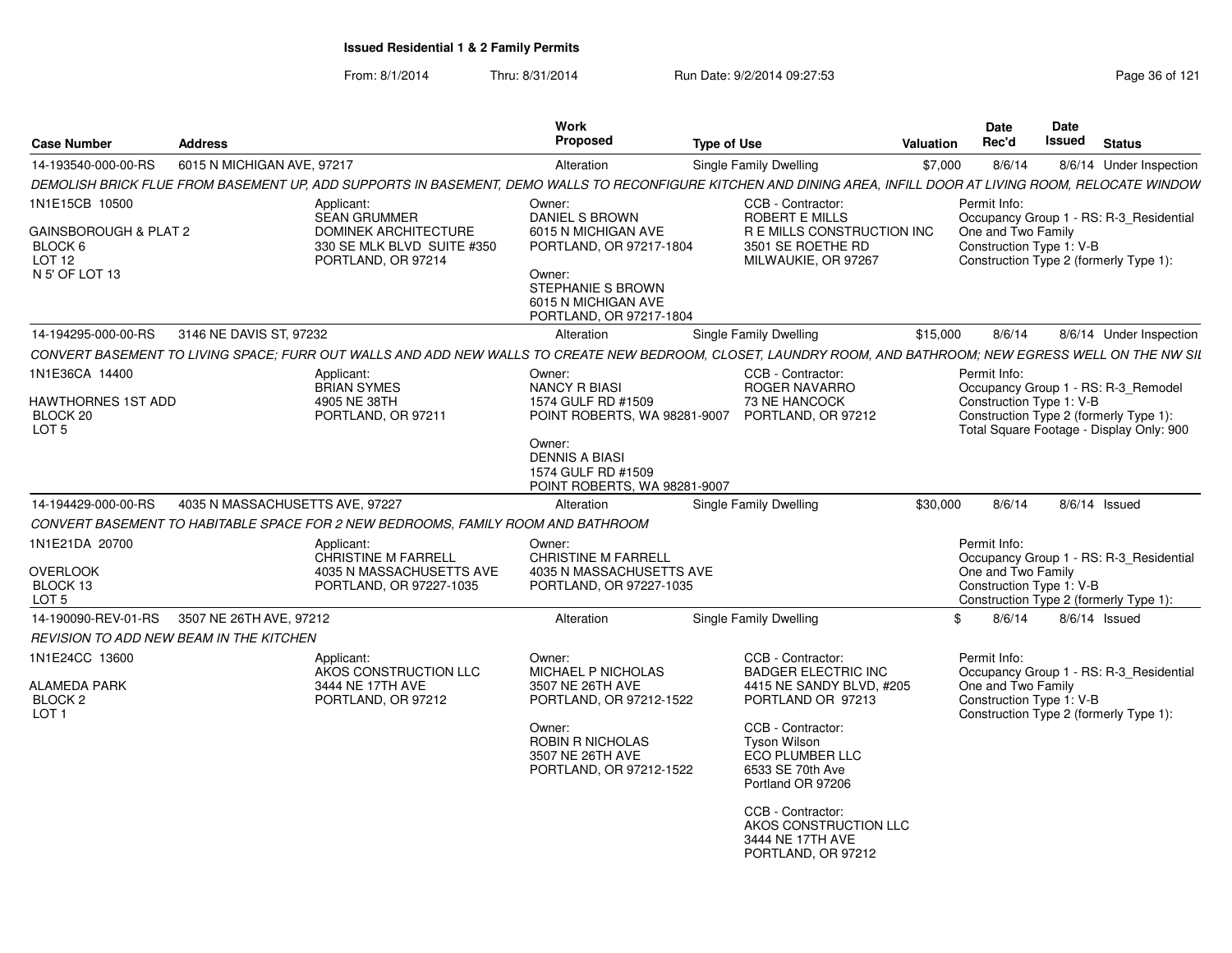# Issued Residential 1 & 2 Family Permits

From: 8/1/2014 Thru: 8/31/2014 Run Date: 9/2/2014 09:27:53

| Case Number | Address | Work Proposed | Type of Use | Valuation | Date Rec'd | Date Issued | Status |
|---|---|---|---|---|---|---|---|
| 14-193540-000-00-RS | 6015 N MICHIGAN AVE, 97217 | Alteration | Single Family Dwelling | $7,000 | 8/6/14 | 8/6/14 | Under Inspection |

*DEMOLISH BRICK FLUE FROM BASEMENT UP, ADD SUPPORTS IN BASEMENT, DEMO WALLS TO RECONFIGURE KITCHEN AND DINING AREA, INFILL DOOR AT LIVING ROOM, RELOCATE WINDOW*

1N1E15CB 10500
GAINSBOROUGH & PLAT 2
BLOCK 6
LOT 12
N 5' OF LOT 13

Applicant:
SEAN GRUMMER
DOMINEK ARCHITECTURE
330 SE MLK BLVD SUITE #350
PORTLAND, OR 97214

Owner:
DANIEL S BROWN
6015 N MICHIGAN AVE
PORTLAND, OR 97217-1804

Owner:
STEPHANIE S BROWN
6015 N MICHIGAN AVE
PORTLAND, OR 97217-1804

CCB - Contractor:
ROBERT E MILLS
R E MILLS CONSTRUCTION INC
3501 SE ROETHE RD
MILWAUKIE, OR 97267

Permit Info:
Occupancy Group 1 - RS: R-3_Residential One and Two Family
Construction Type 1: V-B
Construction Type 2 (formerly Type 1):

| Case Number | Address | Work Proposed | Type of Use | Valuation | Date Rec'd | Date Issued | Status |
|---|---|---|---|---|---|---|---|
| 14-194295-000-00-RS | 3146 NE DAVIS ST, 97232 | Alteration | Single Family Dwelling | $15,000 | 8/6/14 | 8/6/14 | Under Inspection |

*CONVERT BASEMENT TO LIVING SPACE; FURR OUT WALLS AND ADD NEW WALLS TO CREATE NEW BEDROOM, CLOSET, LAUNDRY ROOM, AND BATHROOM; NEW EGRESS WELL ON THE NW SIL*

1N1E36CA 14400
HAWTHORNES 1ST ADD
BLOCK 20
LOT 5

Applicant:
BRIAN SYMES
4905 NE 38TH
PORTLAND, OR 97211

Owner:
NANCY R BIASI
1574 GULF RD #1509
POINT ROBERTS, WA 98281-9007

Owner:
DENNIS A BIASI
1574 GULF RD #1509
POINT ROBERTS, WA 98281-9007

CCB - Contractor:
ROGER NAVARRO
73 NE HANCOCK
PORTLAND, OR 97212

Permit Info:
Occupancy Group 1 - RS: R-3_Remodel
Construction Type 1: V-B
Construction Type 2 (formerly Type 1):
Total Square Footage - Display Only: 900

| Case Number | Address | Work Proposed | Type of Use | Valuation | Date Rec'd | Date Issued | Status |
|---|---|---|---|---|---|---|---|
| 14-194429-000-00-RS | 4035 N MASSACHUSETTS AVE, 97227 | Alteration | Single Family Dwelling | $30,000 | 8/6/14 | 8/6/14 | Issued |

*CONVERT BASEMENT TO HABITABLE SPACE FOR 2 NEW BEDROOMS, FAMILY ROOM AND BATHROOM*

1N1E21DA 20700
OVERLOOK
BLOCK 13
LOT 5

Applicant:
CHRISTINE M FARRELL
4035 N MASSACHUSETTS AVE
PORTLAND, OR 97227-1035

Owner:
CHRISTINE M FARRELL
4035 N MASSACHUSETTS AVE
PORTLAND, OR 97227-1035

Permit Info:
Occupancy Group 1 - RS: R-3_Residential One and Two Family
Construction Type 1: V-B
Construction Type 2 (formerly Type 1):

| Case Number | Address | Work Proposed | Type of Use | Valuation | Date Rec'd | Date Issued | Status |
|---|---|---|---|---|---|---|---|
| 14-190090-REV-01-RS | 3507 NE 26TH AVE, 97212 | Alteration | Single Family Dwelling | $ | 8/6/14 | 8/6/14 | Issued |

*REVISION TO ADD NEW BEAM IN THE KITCHEN*

1N1E24CC 13600
ALAMEDA PARK
BLOCK 2
LOT 1

Applicant:
AKOS CONSTRUCTION LLC
3444 NE 17TH AVE
PORTLAND, OR 97212

Owner:
MICHAEL P NICHOLAS
3507 NE 26TH AVE
PORTLAND, OR 97212-1522

Owner:
ROBIN R NICHOLAS
3507 NE 26TH AVE
PORTLAND, OR 97212-1522

CCB - Contractor:
BADGER ELECTRIC INC
4415 NE SANDY BLVD, #205
PORTLAND OR 97213

CCB - Contractor:
Tyson Wilson
ECO PLUMBER LLC
6533 SE 70th Ave
Portland OR 97206

CCB - Contractor:
AKOS CONSTRUCTION LLC
3444 NE 17TH AVE
PORTLAND, OR 97212

Permit Info:
Occupancy Group 1 - RS: R-3_Residential One and Two Family
Construction Type 1: V-B
Construction Type 2 (formerly Type 1):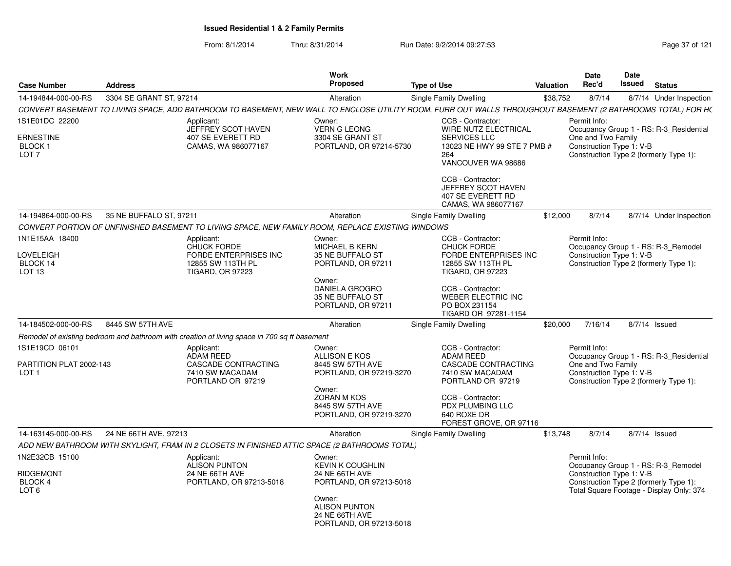# Issued Residential 1 & 2 Family Permits

From: 8/1/2014 Thru: 8/31/2014 Run Date: 9/2/2014 09:27:53

| Case Number | Address | Work Proposed | Type of Use | Valuation | Date Rec'd | Date Issued | Status |
|---|---|---|---|---|---|---|---|
| 14-194844-000-00-RS | 3304 SE GRANT ST, 97214 | Alteration | Single Family Dwelling | $38,752 | 8/7/14 | 8/7/14 | Under Inspection |
| 14-194864-000-00-RS | 35 NE BUFFALO ST, 97211 | Alteration | Single Family Dwelling | $12,000 | 8/7/14 | 8/7/14 | Under Inspection |
| 14-184502-000-00-RS | 8445 SW 57TH AVE | Alteration | Single Family Dwelling | $20,000 | 7/16/14 | 8/7/14 | Issued |
| 14-163145-000-00-RS | 24 NE 66TH AVE, 97213 | Alteration | Single Family Dwelling | $13,748 | 8/7/14 | 8/7/14 | Issued |

## 14-194844-000-00-RS — 3304 SE GRANT ST, 97214

*CONVERT BASEMENT TO LIVING SPACE, ADD BATHROOM TO BASEMENT, NEW WALL TO ENCLOSE UTILITY ROOM, FURR OUT WALLS THROUGHOUT BASEMENT (2 BATHROOMS TOTAL) FOR HC*

1S1E01DC 22200
ERNESTINE
BLOCK 1
LOT 7

Applicant:
JEFFREY SCOT HAVEN
407 SE EVERETT RD
CAMAS, WA 986077167

Owner:
VERN G LEONG
3304 SE GRANT ST
PORTLAND, OR 97214-5730

CCB - Contractor:
WIRE NUTZ ELECTRICAL SERVICES LLC
13023 NE HWY 99 STE 7 PMB # 264
VANCOUVER WA 98686

CCB - Contractor:
JEFFREY SCOT HAVEN
407 SE EVERETT RD
CAMAS, WA 986077167

Permit Info:
Occupancy Group 1 - RS: R-3_Residential One and Two Family
Construction Type 1: V-B
Construction Type 2 (formerly Type 1):

## 14-194864-000-00-RS — 35 NE BUFFALO ST, 97211

*CONVERT PORTION OF UNFINISHED BASEMENT TO LIVING SPACE, NEW FAMILY ROOM, REPLACE EXISTING WINDOWS*

1N1E15AA 18400
LOVELEIGH
BLOCK 14
LOT 13

Applicant:
CHUCK FORDE
FORDE ENTERPRISES INC
12855 SW 113TH PL
TIGARD, OR 97223

Owner:
MICHAEL B KERN
35 NE BUFFALO ST
PORTLAND, OR 97211

Owner:
DANIELA GROGRO
35 NE BUFFALO ST
PORTLAND, OR 97211

CCB - Contractor:
CHUCK FORDE
FORDE ENTERPRISES INC
12855 SW 113TH PL
TIGARD, OR 97223

CCB - Contractor:
WEBER ELECTRIC INC
PO BOX 231154
TIGARD OR 97281-1154

Permit Info:
Occupancy Group 1 - RS: R-3_Remodel
Construction Type 1: V-B
Construction Type 2 (formerly Type 1):

## 14-184502-000-00-RS — 8445 SW 57TH AVE

*Remodel of existing bedroom and bathroom with creation of living space in 700 sq ft basement*

1S1E19CD 06101
PARTITION PLAT 2002-143
LOT 1

Applicant:
ADAM REED
CASCADE CONTRACTING
7410 SW MACADAM
PORTLAND OR 97219

Owner:
ALLISON E KOS
8445 SW 57TH AVE
PORTLAND, OR 97219-3270

Owner:
ZORAN M KOS
8445 SW 57TH AVE
PORTLAND, OR 97219-3270

CCB - Contractor:
ADAM REED
CASCADE CONTRACTING
7410 SW MACADAM
PORTLAND OR 97219

CCB - Contractor:
PDX PLUMBING LLC
640 ROXE DR
FOREST GROVE, OR 97116

Permit Info:
Occupancy Group 1 - RS: R-3_Residential One and Two Family
Construction Type 1: V-B
Construction Type 2 (formerly Type 1):

## 14-163145-000-00-RS — 24 NE 66TH AVE, 97213

*ADD NEW BATHROOM WITH SKYLIGHT, FRAM IN 2 CLOSETS IN FINISHED ATTIC SPACE (2 BATHROOMS TOTAL)*

1N2E32CB 15100
RIDGEMONT
BLOCK 4
LOT 6

Applicant:
ALISON PUNTON
24 NE 66TH AVE
PORTLAND, OR 97213-5018

Owner:
KEVIN K COUGHLIN
24 NE 66TH AVE
PORTLAND, OR 97213-5018

Owner:
ALISON PUNTON
24 NE 66TH AVE
PORTLAND, OR 97213-5018

Permit Info:
Occupancy Group 1 - RS: R-3_Remodel
Construction Type 1: V-B
Construction Type 2 (formerly Type 1):
Total Square Footage - Display Only: 374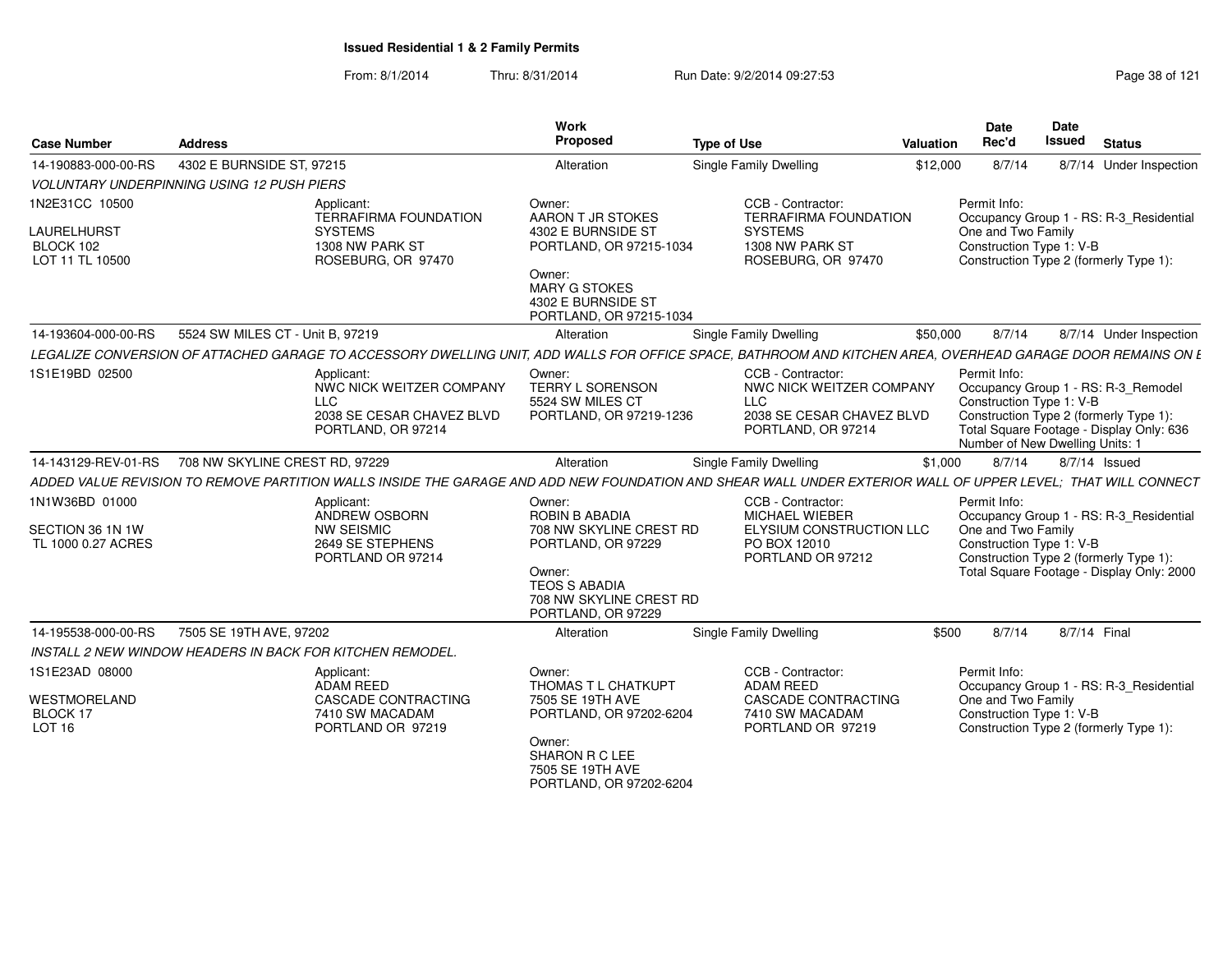**Issued Residential 1 & 2 Family Permits**

From: 8/1/2014 Thru: 8/31/2014 Run Date: 9/2/2014 09:27:53

| Case Number | Address | Work Proposed | Type of Use | Valuation | Date Rec'd | Date Issued | Status |
|---|---|---|---|---|---|---|---|
| 14-190883-000-00-RS | 4302 E BURNSIDE ST, 97215 | Alteration | Single Family Dwelling | $12,000 | 8/7/14 | 8/7/14 | Under Inspection |

*VOLUNTARY UNDERPINNING USING 12 PUSH PIERS*

1N2E31CC 10500
LAURELHURST
BLOCK 102
LOT 11 TL 10500

Applicant:
TERRAFIRMA FOUNDATION SYSTEMS
1308 NW PARK ST
ROSEBURG, OR 97470

Owner:
AARON T JR STOKES
4302 E BURNSIDE ST
PORTLAND, OR 97215-1034

Owner:
MARY G STOKES
4302 E BURNSIDE ST
PORTLAND, OR 97215-1034

CCB - Contractor:
TERRAFIRMA FOUNDATION SYSTEMS
1308 NW PARK ST
ROSEBURG, OR 97470

Permit Info:
Occupancy Group 1 - RS: R-3_Residential One and Two Family
Construction Type 1: V-B
Construction Type 2 (formerly Type 1):

| Case Number | Address | Work Proposed | Type of Use | Valuation | Date Rec'd | Date Issued | Status |
|---|---|---|---|---|---|---|---|
| 14-193604-000-00-RS | 5524 SW MILES CT - Unit B, 97219 | Alteration | Single Family Dwelling | $50,000 | 8/7/14 | 8/7/14 | Under Inspection |

*LEGALIZE CONVERSION OF ATTACHED GARAGE TO ACCESSORY DWELLING UNIT, ADD WALLS FOR OFFICE SPACE, BATHROOM AND KITCHEN AREA, OVERHEAD GARAGE DOOR REMAINS ON E*

1S1E19BD 02500

Applicant:
NWC NICK WEITZER COMPANY LLC
2038 SE CESAR CHAVEZ BLVD
PORTLAND, OR 97214

Owner:
TERRY L SORENSON
5524 SW MILES CT
PORTLAND, OR 97219-1236

CCB - Contractor:
NWC NICK WEITZER COMPANY LLC
2038 SE CESAR CHAVEZ BLVD
PORTLAND, OR 97214

Permit Info:
Occupancy Group 1 - RS: R-3_Remodel
Construction Type 1: V-B
Construction Type 2 (formerly Type 1):
Total Square Footage - Display Only: 636
Number of New Dwelling Units: 1

| Case Number | Address | Work Proposed | Type of Use | Valuation | Date Rec'd | Date Issued | Status |
|---|---|---|---|---|---|---|---|
| 14-143129-REV-01-RS | 708 NW SKYLINE CREST RD, 97229 | Alteration | Single Family Dwelling | $1,000 | 8/7/14 | 8/7/14 | Issued |

*ADDED VALUE REVISION TO REMOVE PARTITION WALLS INSIDE THE GARAGE AND ADD NEW FOUNDATION AND SHEAR WALL UNDER EXTERIOR WALL OF UPPER LEVEL; THAT WILL CONNECT*

1N1W36BD 01000
SECTION 36 1N 1W
TL 1000 0.27 ACRES

Applicant:
ANDREW OSBORN
NW SEISMIC
2649 SE STEPHENS
PORTLAND OR 97214

Owner:
ROBIN B ABADIA
708 NW SKYLINE CREST RD
PORTLAND, OR 97229

Owner:
TEOS S ABADIA
708 NW SKYLINE CREST RD
PORTLAND, OR 97229

CCB - Contractor:
MICHAEL WIEBER
ELYSIUM CONSTRUCTION LLC
PO BOX 12010
PORTLAND OR 97212

Permit Info:
Occupancy Group 1 - RS: R-3_Residential One and Two Family
Construction Type 1: V-B
Construction Type 2 (formerly Type 1):
Total Square Footage - Display Only: 2000

| Case Number | Address | Work Proposed | Type of Use | Valuation | Date Rec'd | Date Issued | Status |
|---|---|---|---|---|---|---|---|
| 14-195538-000-00-RS | 7505 SE 19TH AVE, 97202 | Alteration | Single Family Dwelling | $500 | 8/7/14 | 8/7/14 | Final |

*INSTALL 2 NEW WINDOW HEADERS IN BACK FOR KITCHEN REMODEL.*

1S1E23AD 08000
WESTMORELAND
BLOCK 17
LOT 16

Applicant:
ADAM REED
CASCADE CONTRACTING
7410 SW MACADAM
PORTLAND OR 97219

Owner:
THOMAS T L CHATKUPT
7505 SE 19TH AVE
PORTLAND, OR 97202-6204

Owner:
SHARON R C LEE
7505 SE 19TH AVE
PORTLAND, OR 97202-6204

CCB - Contractor:
ADAM REED
CASCADE CONTRACTING
7410 SW MACADAM
PORTLAND OR 97219

Permit Info:
Occupancy Group 1 - RS: R-3_Residential One and Two Family
Construction Type 1: V-B
Construction Type 2 (formerly Type 1):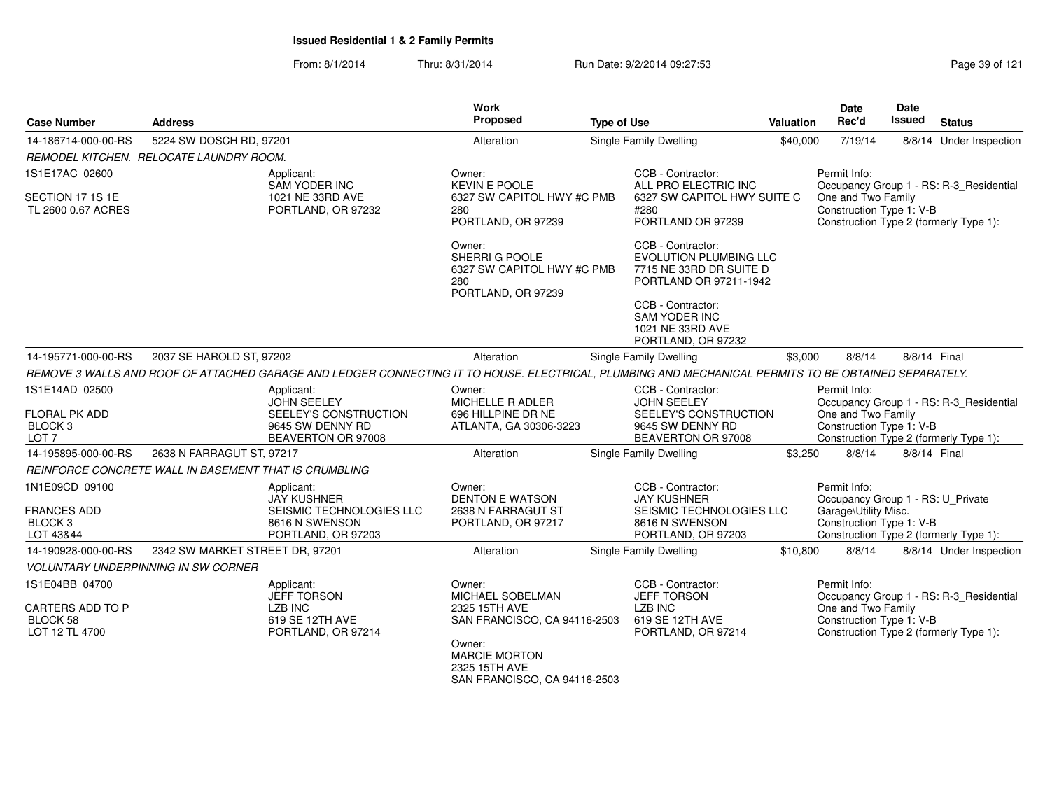# Issued Residential 1 & 2 Family Permits

From: 8/1/2014 Thru: 8/31/2014 Run Date: 9/2/2014 09:27:53

| Case Number | Address | Work Proposed | Type of Use | Valuation | Date Rec'd | Date Issued | Status |
|---|---|---|---|---|---|---|---|
| 14-186714-000-00-RS | 5224 SW DOSCH RD, 97201 | Alteration | Single Family Dwelling | $40,000 | 7/19/14 | 8/8/14 | Under Inspection |

*REMODEL KITCHEN. RELOCATE LAUNDRY ROOM.*

1S1E17AC 02600
SECTION 17 1S 1E
TL 2600 0.67 ACRES

Applicant:
SAM YODER INC
1021 NE 33RD AVE
PORTLAND, OR 97232

Owner:
KEVIN E POOLE
6327 SW CAPITOL HWY #C PMB 280
PORTLAND, OR 97239

Owner:
SHERRI G POOLE
6327 SW CAPITOL HWY #C PMB 280
PORTLAND, OR 97239

CCB - Contractor:
ALL PRO ELECTRIC INC
6327 SW CAPITOL HWY SUITE C #280
PORTLAND OR 97239

CCB - Contractor:
EVOLUTION PLUMBING LLC
7715 NE 33RD DR SUITE D
PORTLAND OR 97211-1942

CCB - Contractor:
SAM YODER INC
1021 NE 33RD AVE
PORTLAND, OR 97232

Permit Info:
Occupancy Group 1 - RS: R-3_Residential One and Two Family
Construction Type 1: V-B
Construction Type 2 (formerly Type 1):

| Case Number | Address | Work Proposed | Type of Use | Valuation | Date Rec'd | Date Issued | Status |
|---|---|---|---|---|---|---|---|
| 14-195771-000-00-RS | 2037 SE HAROLD ST, 97202 | Alteration | Single Family Dwelling | $3,000 | 8/8/14 | 8/8/14 | Final |

*REMOVE 3 WALLS AND ROOF OF ATTACHED GARAGE AND LEDGER CONNECTING IT TO HOUSE. ELECTRICAL, PLUMBING AND MECHANICAL PERMITS TO BE OBTAINED SEPARATELY.*

1S1E14AD 02500
FLORAL PK ADD
BLOCK 3
LOT 7

Applicant:
JOHN SEELEY
SEELEY'S CONSTRUCTION
9645 SW DENNY RD
BEAVERTON OR 97008

Owner:
MICHELLE R ADLER
696 HILLPINE DR NE
ATLANTA, GA 30306-3223

CCB - Contractor:
JOHN SEELEY
SEELEY'S CONSTRUCTION
9645 SW DENNY RD
BEAVERTON OR 97008

Permit Info:
Occupancy Group 1 - RS: R-3_Residential One and Two Family
Construction Type 1: V-B
Construction Type 2 (formerly Type 1):

| Case Number | Address | Work Proposed | Type of Use | Valuation | Date Rec'd | Date Issued | Status |
|---|---|---|---|---|---|---|---|
| 14-195895-000-00-RS | 2638 N FARRAGUT ST, 97217 | Alteration | Single Family Dwelling | $3,250 | 8/8/14 | 8/8/14 | Final |

*REINFORCE CONCRETE WALL IN BASEMENT THAT IS CRUMBLING*

1N1E09CD 09100
FRANCES ADD
BLOCK 3
LOT 43&44

Applicant:
JAY KUSHNER
SEISMIC TECHNOLOGIES LLC
8616 N SWENSON
PORTLAND, OR 97203

Owner:
DENTON E WATSON
2638 N FARRAGUT ST
PORTLAND, OR 97217

CCB - Contractor:
JAY KUSHNER
SEISMIC TECHNOLOGIES LLC
8616 N SWENSON
PORTLAND, OR 97203

Permit Info:
Occupancy Group 1 - RS: U_Private Garage\Utility Misc.
Construction Type 1: V-B
Construction Type 2 (formerly Type 1):

| Case Number | Address | Work Proposed | Type of Use | Valuation | Date Rec'd | Date Issued | Status |
|---|---|---|---|---|---|---|---|
| 14-190928-000-00-RS | 2342 SW MARKET STREET DR, 97201 | Alteration | Single Family Dwelling | $10,800 | 8/8/14 | 8/8/14 | Under Inspection |

*VOLUNTARY UNDERPINNING IN SW CORNER*

1S1E04BB 04700
CARTERS ADD TO P
BLOCK 58
LOT 12 TL 4700

Applicant:
JEFF TORSON
LZB INC
619 SE 12TH AVE
PORTLAND, OR 97214

Owner:
MICHAEL SOBELMAN
2325 15TH AVE
SAN FRANCISCO, CA 94116-2503

Owner:
MARCIE MORTON
2325 15TH AVE
SAN FRANCISCO, CA 94116-2503

CCB - Contractor:
JEFF TORSON
LZB INC
619 SE 12TH AVE
PORTLAND, OR 97214

Permit Info:
Occupancy Group 1 - RS: R-3_Residential One and Two Family
Construction Type 1: V-B
Construction Type 2 (formerly Type 1):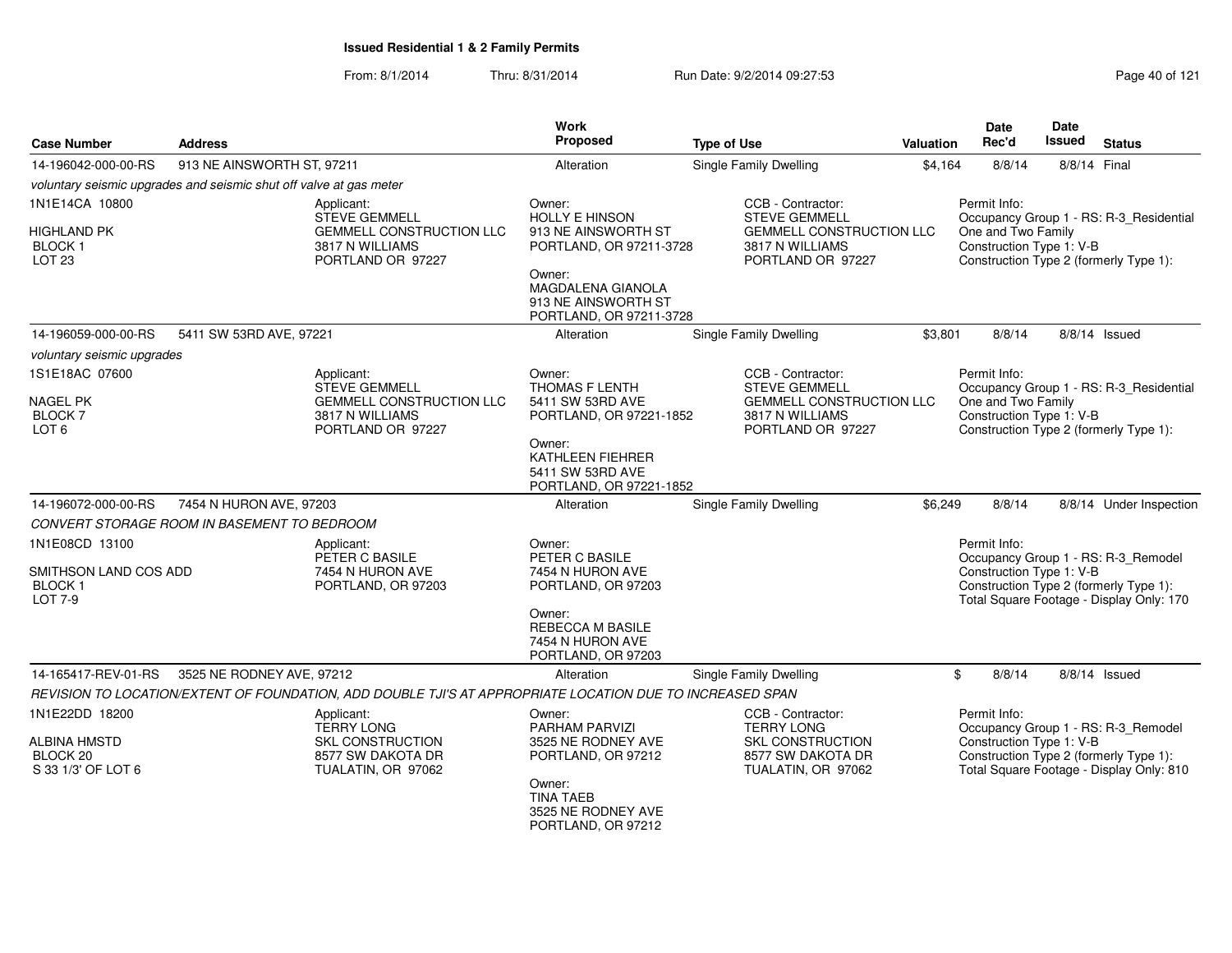# Issued Residential 1 & 2 Family Permits

From: 8/1/2014 Thru: 8/31/2014 Run Date: 9/2/2014 09:27:53

| Case Number | Address | Work Proposed | Type of Use | Valuation | Date Rec'd | Date Issued | Status |
|---|---|---|---|---|---|---|---|
| 14-196042-000-00-RS | 913 NE AINSWORTH ST, 97211 | Alteration | Single Family Dwelling | $4,164 | 8/8/14 | 8/8/14 | Final |

*voluntary seismic upgrades and seismic shut off valve at gas meter*

1N1E14CA 10800
HIGHLAND PK
BLOCK 1
LOT 23

Applicant:
STEVE GEMMELL
GEMMELL CONSTRUCTION LLC
3817 N WILLIAMS
PORTLAND OR 97227

Owner:
HOLLY E HINSON
913 NE AINSWORTH ST
PORTLAND, OR 97211-3728

Owner:
MAGDALENA GIANOLA
913 NE AINSWORTH ST
PORTLAND, OR 97211-3728

CCB - Contractor:
STEVE GEMMELL
GEMMELL CONSTRUCTION LLC
3817 N WILLIAMS
PORTLAND OR 97227

Permit Info:
Occupancy Group 1 - RS: R-3_Residential One and Two Family
Construction Type 1: V-B
Construction Type 2 (formerly Type 1):

| Case Number | Address | Work Proposed | Type of Use | Valuation | Date Rec'd | Date Issued | Status |
|---|---|---|---|---|---|---|---|
| 14-196059-000-00-RS | 5411 SW 53RD AVE, 97221 | Alteration | Single Family Dwelling | $3,801 | 8/8/14 | 8/8/14 | Issued |

*voluntary seismic upgrades*

1S1E18AC 07600
NAGEL PK
BLOCK 7
LOT 6

Applicant:
STEVE GEMMELL
GEMMELL CONSTRUCTION LLC
3817 N WILLIAMS
PORTLAND OR 97227

Owner:
THOMAS F LENTH
5411 SW 53RD AVE
PORTLAND, OR 97221-1852

Owner:
KATHLEEN FIEHRER
5411 SW 53RD AVE
PORTLAND, OR 97221-1852

CCB - Contractor:
STEVE GEMMELL
GEMMELL CONSTRUCTION LLC
3817 N WILLIAMS
PORTLAND OR 97227

Permit Info:
Occupancy Group 1 - RS: R-3_Residential One and Two Family
Construction Type 1: V-B
Construction Type 2 (formerly Type 1):

| Case Number | Address | Work Proposed | Type of Use | Valuation | Date Rec'd | Date Issued | Status |
|---|---|---|---|---|---|---|---|
| 14-196072-000-00-RS | 7454 N HURON AVE, 97203 | Alteration | Single Family Dwelling | $6,249 | 8/8/14 | 8/8/14 | Under Inspection |

*CONVERT STORAGE ROOM IN BASEMENT TO BEDROOM*

1N1E08CD 13100
SMITHSON LAND COS ADD
BLOCK 1
LOT 7-9

Applicant:
PETER C BASILE
7454 N HURON AVE
PORTLAND, OR 97203

Owner:
PETER C BASILE
7454 N HURON AVE
PORTLAND, OR 97203

Owner:
REBECCA M BASILE
7454 N HURON AVE
PORTLAND, OR 97203

Permit Info:
Occupancy Group 1 - RS: R-3_Remodel
Construction Type 1: V-B
Construction Type 2 (formerly Type 1):
Total Square Footage - Display Only: 170

| Case Number | Address | Work Proposed | Type of Use | Valuation | Date Rec'd | Date Issued | Status |
|---|---|---|---|---|---|---|---|
| 14-165417-REV-01-RS | 3525 NE RODNEY AVE, 97212 | Alteration | Single Family Dwelling | $ | 8/8/14 | 8/8/14 | Issued |

*REVISION TO LOCATION/EXTENT OF FOUNDATION, ADD DOUBLE TJI'S AT APPROPRIATE LOCATION DUE TO INCREASED SPAN*

1N1E22DD 18200
ALBINA HMSTD
BLOCK 20
S 33 1/3' OF LOT 6

Applicant:
TERRY LONG
SKL CONSTRUCTION
8577 SW DAKOTA DR
TUALATIN, OR 97062

Owner:
PARHAM PARVIZI
3525 NE RODNEY AVE
PORTLAND, OR 97212

Owner:
TINA TAEB
3525 NE RODNEY AVE
PORTLAND, OR 97212

CCB - Contractor:
TERRY LONG
SKL CONSTRUCTION
8577 SW DAKOTA DR
TUALATIN, OR 97062

Permit Info:
Occupancy Group 1 - RS: R-3_Remodel
Construction Type 1: V-B
Construction Type 2 (formerly Type 1):
Total Square Footage - Display Only: 810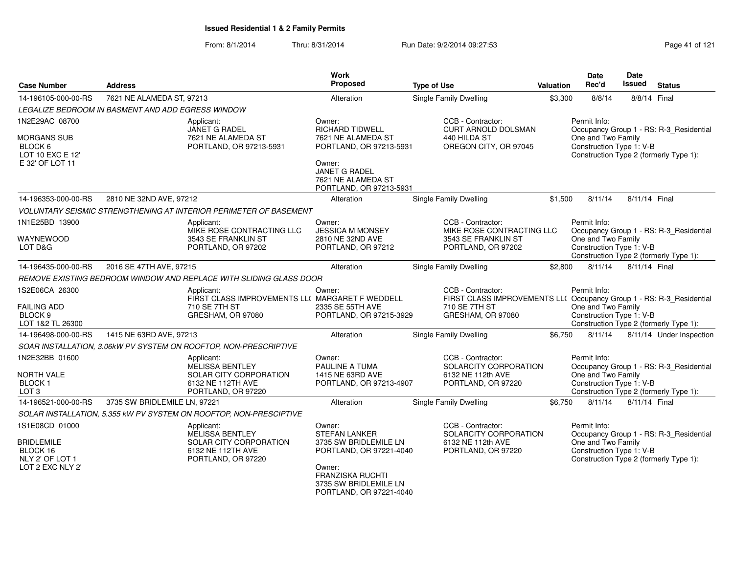## Issued Residential 1 & 2 Family Permits

From: 8/1/2014 Thru: 8/31/2014 Run Date: 9/2/2014 09:27:53

| Case Number | Address | Work Proposed | Type of Use | Valuation | Date Rec'd | Date Issued | Status |
|---|---|---|---|---|---|---|---|
| 14-196105-000-00-RS | 7621 NE ALAMEDA ST, 97213 | Alteration | Single Family Dwelling | $3,300 | 8/8/14 | 8/8/14 | Final |

*LEGALIZE BEDROOM IN BASMENT AND ADD EGRESS WINDOW*

1N2E29AC 08700
MORGANS SUB
BLOCK 6
LOT 10 EXC E 12'
E 32' OF LOT 11

Applicant: JANET G RADEL, 7621 NE ALAMEDA ST, PORTLAND, OR 97213-5931

Owner: RICHARD TIDWELL, 7621 NE ALAMEDA ST, PORTLAND, OR 97213-5931

Owner: JANET G RADEL, 7621 NE ALAMEDA ST, PORTLAND, OR 97213-5931

CCB - Contractor: CURT ARNOLD DOLSMAN, 440 HILDA ST, OREGON CITY, OR 97045

Permit Info: Occupancy Group 1 - RS: R-3_Residential One and Two Family; Construction Type 1: V-B; Construction Type 2 (formerly Type 1):

| Case Number | Address | Work Proposed | Type of Use | Valuation | Date Rec'd | Date Issued | Status |
|---|---|---|---|---|---|---|---|
| 14-196353-000-00-RS | 2810 NE 32ND AVE, 97212 | Alteration | Single Family Dwelling | $1,500 | 8/11/14 | 8/11/14 | Final |

*VOLUNTARY SEISMIC STRENGTHENING AT INTERIOR PERIMETER OF BASEMENT*

1N1E25BD 13900
WAYNEWOOD
LOT D&G

Applicant: MIKE ROSE CONTRACTING LLC, 3543 SE FRANKLIN ST, PORTLAND, OR 97202

Owner: JESSICA M MONSEY, 2810 NE 32ND AVE, PORTLAND, OR 97212

CCB - Contractor: MIKE ROSE CONTRACTING LLC, 3543 SE FRANKLIN ST, PORTLAND, OR 97202

Permit Info: Occupancy Group 1 - RS: R-3_Residential One and Two Family; Construction Type 1: V-B; Construction Type 2 (formerly Type 1):

| Case Number | Address | Work Proposed | Type of Use | Valuation | Date Rec'd | Date Issued | Status |
|---|---|---|---|---|---|---|---|
| 14-196435-000-00-RS | 2016 SE 47TH AVE, 97215 | Alteration | Single Family Dwelling | $2,800 | 8/11/14 | 8/11/14 | Final |

*REMOVE EXISTING BEDROOM WINDOW AND REPLACE WITH SLIDING GLASS DOOR*

1S2E06CA 26300
FAILING ADD
BLOCK 9
LOT 1&2 TL 26300

Applicant: FIRST CLASS IMPROVEMENTS LL( 710 SE 7TH ST, GRESHAM, OR 97080

Owner: MARGARET F WEDDELL, 2335 SE 55TH AVE, PORTLAND, OR 97215-3929

CCB - Contractor: FIRST CLASS IMPROVEMENTS LL( 710 SE 7TH ST, GRESHAM, OR 97080

Permit Info: Occupancy Group 1 - RS: R-3_Residential One and Two Family; Construction Type 1: V-B; Construction Type 2 (formerly Type 1):

| Case Number | Address | Work Proposed | Type of Use | Valuation | Date Rec'd | Date Issued | Status |
|---|---|---|---|---|---|---|---|
| 14-196498-000-00-RS | 1415 NE 63RD AVE, 97213 | Alteration | Single Family Dwelling | $6,750 | 8/11/14 | 8/11/14 | Under Inspection |

*SOAR INSTALLATION, 3.06kW PV SYSTEM ON ROOFTOP, NON-PRESCRIPTIVE*

1N2E32BB 01600
NORTH VALE
BLOCK 1
LOT 3

Applicant: MELISSA BENTLEY, SOLAR CITY CORPORATION, 6132 NE 112TH AVE, PORTLAND, OR 97220

Owner: PAULINE A TUMA, 1415 NE 63RD AVE, PORTLAND, OR 97213-4907

CCB - Contractor: SOLARCITY CORPORATION, 6132 NE 112th AVE, PORTLAND, OR 97220

Permit Info: Occupancy Group 1 - RS: R-3_Residential One and Two Family; Construction Type 1: V-B; Construction Type 2 (formerly Type 1):

| Case Number | Address | Work Proposed | Type of Use | Valuation | Date Rec'd | Date Issued | Status |
|---|---|---|---|---|---|---|---|
| 14-196521-000-00-RS | 3735 SW BRIDLEMILE LN, 97221 | Alteration | Single Family Dwelling | $6,750 | 8/11/14 | 8/11/14 | Final |

*SOLAR INSTALLATION, 5.355 kW PV SYSTEM ON ROOFTOP, NON-PRESCIPTIVE*

1S1E08CD 01000
BRIDLEMILE
BLOCK 16
NLY 2' OF LOT 1
LOT 2 EXC NLY 2'

Applicant: MELISSA BENTLEY, SOLAR CITY CORPORATION, 6132 NE 112TH AVE, PORTLAND, OR 97220

Owner: STEFAN LANKER, 3735 SW BRIDLEMILE LN, PORTLAND, OR 97221-4040

Owner: FRANZISKA RUCHTI, 3735 SW BRIDLEMILE LN, PORTLAND, OR 97221-4040

CCB - Contractor: SOLARCITY CORPORATION, 6132 NE 112th AVE, PORTLAND, OR 97220

Permit Info: Occupancy Group 1 - RS: R-3_Residential One and Two Family; Construction Type 1: V-B; Construction Type 2 (formerly Type 1):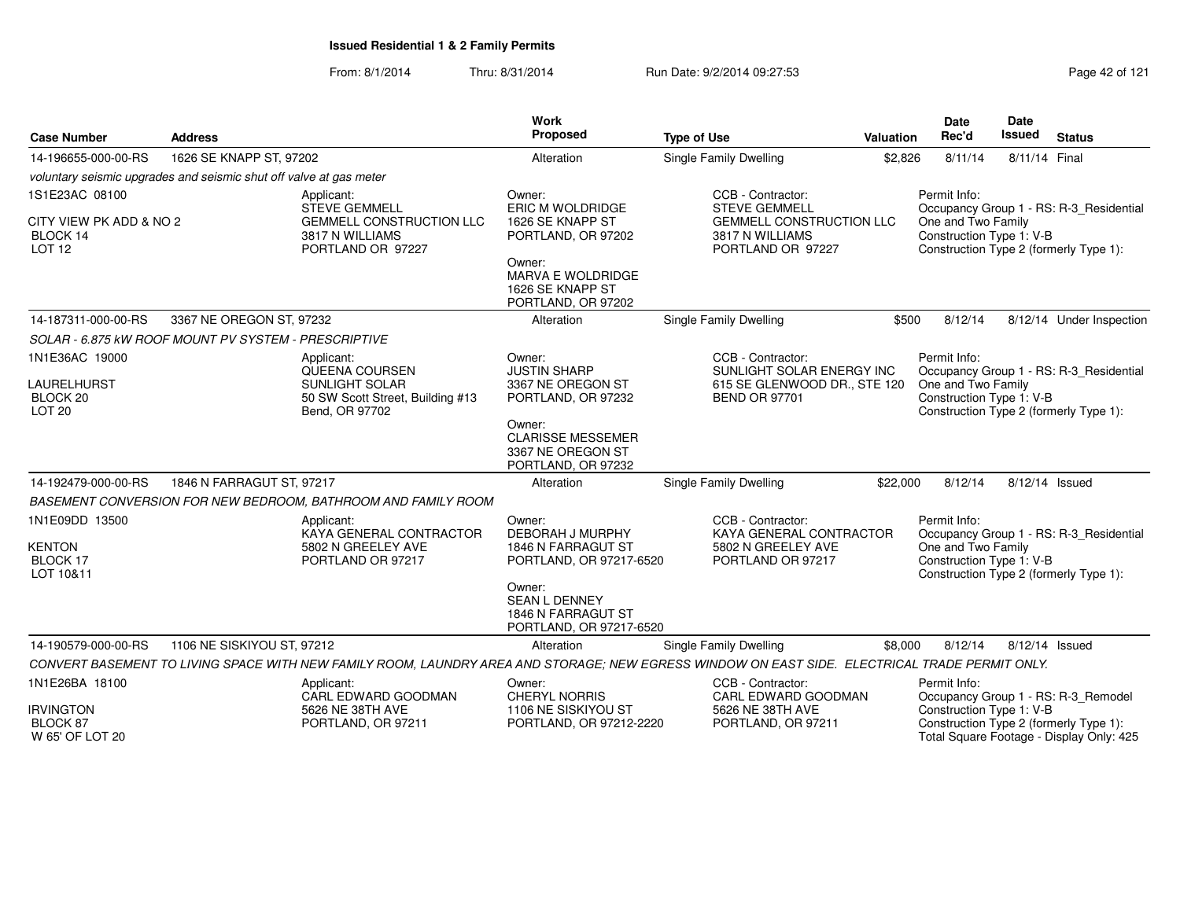# Issued Residential 1 & 2 Family Permits

From: 8/1/2014 Thru: 8/31/2014 Run Date: 9/2/2014 09:27:53

| Case Number | Address | Work Proposed | Type of Use | Valuation | Date Rec'd | Date Issued | Status |
|---|---|---|---|---|---|---|---|
| 14-196655-000-00-RS | 1626 SE KNAPP ST, 97202 | Alteration | Single Family Dwelling | $2,826 | 8/11/14 | 8/11/14 | Final |

*voluntary seismic upgrades and seismic shut off valve at gas meter*

1S1E23AC 08100
CITY VIEW PK ADD & NO 2
BLOCK 14
LOT 12

Applicant:
STEVE GEMMELL
GEMMELL CONSTRUCTION LLC
3817 N WILLIAMS
PORTLAND OR 97227

Owner:
ERIC M WOLDRIDGE
1626 SE KNAPP ST
PORTLAND, OR 97202

Owner:
MARVA E WOLDRIDGE
1626 SE KNAPP ST
PORTLAND, OR 97202

CCB - Contractor:
STEVE GEMMELL
GEMMELL CONSTRUCTION LLC
3817 N WILLIAMS
PORTLAND OR 97227

Permit Info:
Occupancy Group 1 - RS: R-3_Residential One and Two Family
Construction Type 1: V-B
Construction Type 2 (formerly Type 1):

| Case Number | Address | Work Proposed | Type of Use | Valuation | Date Rec'd | Date Issued | Status |
|---|---|---|---|---|---|---|---|
| 14-187311-000-00-RS | 3367 NE OREGON ST, 97232 | Alteration | Single Family Dwelling | $500 | 8/12/14 | 8/12/14 | Under Inspection |

*SOLAR - 6.875 kW ROOF MOUNT PV SYSTEM - PRESCRIPTIVE*

1N1E36AC 19000
LAURELHURST
BLOCK 20
LOT 20

Applicant:
QUEENA COURSEN
SUNLIGHT SOLAR
50 SW Scott Street, Building #13
Bend, OR 97702

Owner:
JUSTIN SHARP
3367 NE OREGON ST
PORTLAND, OR 97232

Owner:
CLARISSE MESSEMER
3367 NE OREGON ST
PORTLAND, OR 97232

CCB - Contractor:
SUNLIGHT SOLAR ENERGY INC
615 SE GLENWOOD DR., STE 120
BEND OR 97701

Permit Info:
Occupancy Group 1 - RS: R-3_Residential One and Two Family
Construction Type 1: V-B
Construction Type 2 (formerly Type 1):

| Case Number | Address | Work Proposed | Type of Use | Valuation | Date Rec'd | Date Issued | Status |
|---|---|---|---|---|---|---|---|
| 14-192479-000-00-RS | 1846 N FARRAGUT ST, 97217 | Alteration | Single Family Dwelling | $22,000 | 8/12/14 | 8/12/14 | Issued |

*BASEMENT CONVERSION FOR NEW BEDROOM, BATHROOM AND FAMILY ROOM*

1N1E09DD 13500
KENTON
BLOCK 17
LOT 10&11

Applicant:
KAYA GENERAL CONTRACTOR
5802 N GREELEY AVE
PORTLAND OR 97217

Owner:
DEBORAH J MURPHY
1846 N FARRAGUT ST
PORTLAND, OR 97217-6520

Owner:
SEAN L DENNEY
1846 N FARRAGUT ST
PORTLAND, OR 97217-6520

CCB - Contractor:
KAYA GENERAL CONTRACTOR
5802 N GREELEY AVE
PORTLAND OR 97217

Permit Info:
Occupancy Group 1 - RS: R-3_Residential One and Two Family
Construction Type 1: V-B
Construction Type 2 (formerly Type 1):

| Case Number | Address | Work Proposed | Type of Use | Valuation | Date Rec'd | Date Issued | Status |
|---|---|---|---|---|---|---|---|
| 14-190579-000-00-RS | 1106 NE SISKIYOU ST, 97212 | Alteration | Single Family Dwelling | $8,000 | 8/12/14 | 8/12/14 | Issued |

*CONVERT BASEMENT TO LIVING SPACE WITH NEW FAMILY ROOM, LAUNDRY AREA AND STORAGE; NEW EGRESS WINDOW ON EAST SIDE. ELECTRICAL TRADE PERMIT ONLY.*

1N1E26BA 18100
IRVINGTON
BLOCK 87
W 65' OF LOT 20

Applicant:
CARL EDWARD GOODMAN
5626 NE 38TH AVE
PORTLAND, OR 97211

Owner:
CHERYL NORRIS
1106 NE SISKIYOU ST
PORTLAND, OR 97212-2220

CCB - Contractor:
CARL EDWARD GOODMAN
5626 NE 38TH AVE
PORTLAND, OR 97211

Permit Info:
Occupancy Group 1 - RS: R-3_Remodel
Construction Type 1: V-B
Construction Type 2 (formerly Type 1):
Total Square Footage - Display Only: 425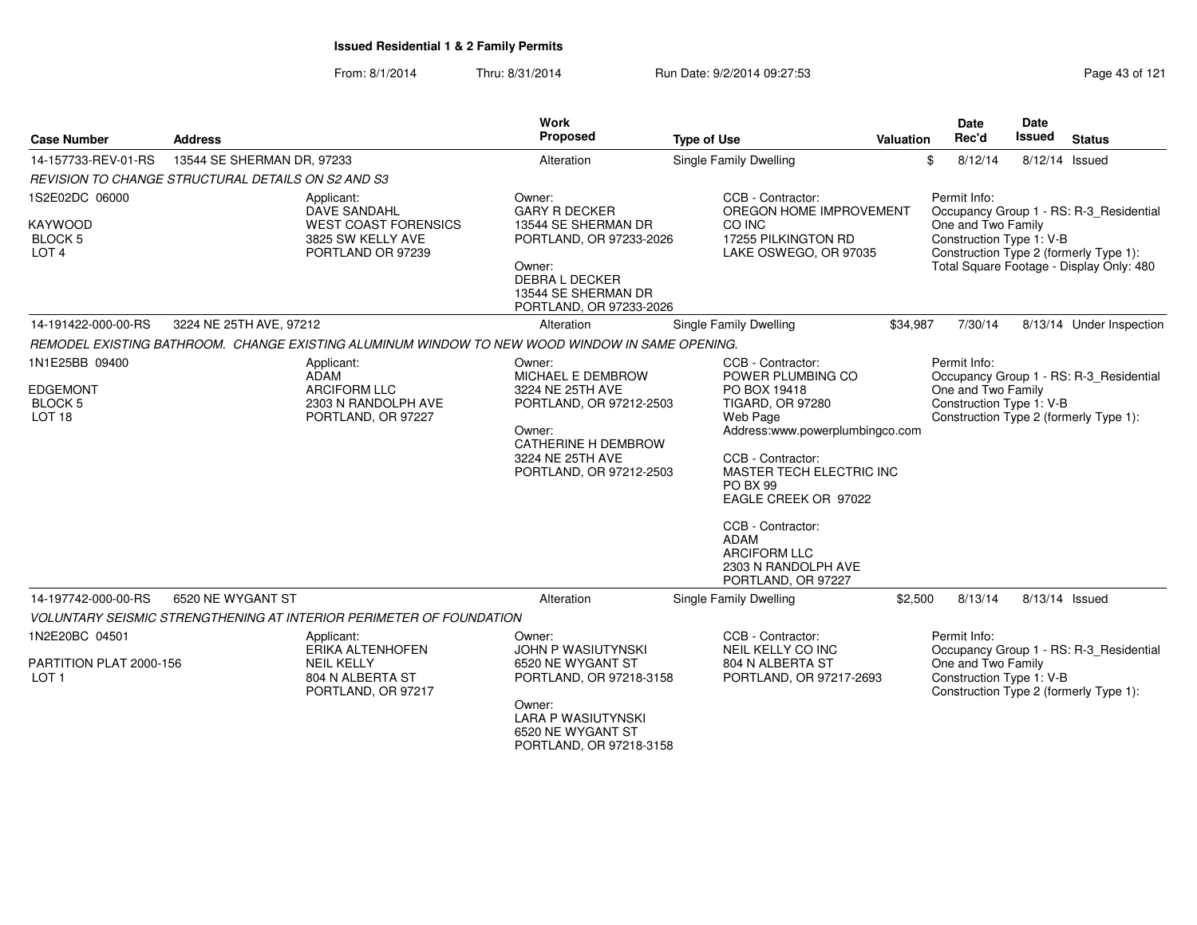**Issued Residential 1 & 2 Family Permits**

From: 8/1/2014 Thru: 8/31/2014 Run Date: 9/2/2014 09:27:53

| Case Number | Address | Work Proposed | Type of Use | Valuation | Date Rec'd | Date Issued | Status |
|---|---|---|---|---|---|---|---|
| 14-157733-REV-01-RS | 13544 SE SHERMAN DR, 97233 | Alteration | Single Family Dwelling | $ | 8/12/14 | 8/12/14 | Issued |

*REVISION TO CHANGE STRUCTURAL DETAILS ON S2 AND S3*

1S2E02DC 06000
KAYWOOD
BLOCK 5
LOT 4

Applicant:
DAVE SANDAHL
WEST COAST FORENSICS
3825 SW KELLY AVE
PORTLAND OR 97239

Owner:
GARY R DECKER
13544 SE SHERMAN DR
PORTLAND, OR 97233-2026

Owner:
DEBRA L DECKER
13544 SE SHERMAN DR
PORTLAND, OR 97233-2026

CCB - Contractor:
OREGON HOME IMPROVEMENT CO INC
17255 PILKINGTON RD
LAKE OSWEGO, OR 97035

Permit Info:
Occupancy Group 1 - RS: R-3_Residential One and Two Family
Construction Type 1: V-B
Construction Type 2 (formerly Type 1):
Total Square Footage - Display Only: 480

| Case Number | Address | Work Proposed | Type of Use | Valuation | Date Rec'd | Date Issued | Status |
|---|---|---|---|---|---|---|---|
| 14-191422-000-00-RS | 3224 NE 25TH AVE, 97212 | Alteration | Single Family Dwelling | $34,987 | 7/30/14 | 8/13/14 | Under Inspection |

*REMODEL EXISTING BATHROOM. CHANGE EXISTING ALUMINUM WINDOW TO NEW WOOD WINDOW IN SAME OPENING.*

1N1E25BB 09400
EDGEMONT
BLOCK 5
LOT 18

Applicant:
ADAM
ARCIFORM LLC
2303 N RANDOLPH AVE
PORTLAND, OR 97227

Owner:
MICHAEL E DEMBROW
3224 NE 25TH AVE
PORTLAND, OR 97212-2503

Owner:
CATHERINE H DEMBROW
3224 NE 25TH AVE
PORTLAND, OR 97212-2503

CCB - Contractor:
POWER PLUMBING CO
PO BOX 19418
TIGARD, OR 97280
Web Page Address:www.powerplumbingco.com

CCB - Contractor:
MASTER TECH ELECTRIC INC
PO BX 99
EAGLE CREEK OR 97022

CCB - Contractor:
ADAM
ARCIFORM LLC
2303 N RANDOLPH AVE
PORTLAND, OR 97227

Permit Info:
Occupancy Group 1 - RS: R-3_Residential One and Two Family
Construction Type 1: V-B
Construction Type 2 (formerly Type 1):

| Case Number | Address | Work Proposed | Type of Use | Valuation | Date Rec'd | Date Issued | Status |
|---|---|---|---|---|---|---|---|
| 14-197742-000-00-RS | 6520 NE WYGANT ST | Alteration | Single Family Dwelling | $2,500 | 8/13/14 | 8/13/14 | Issued |

*VOLUNTARY SEISMIC STRENGTHENING AT INTERIOR PERIMETER OF FOUNDATION*

1N2E20BC 04501
PARTITION PLAT 2000-156
LOT 1

Applicant:
ERIKA ALTENHOFEN
NEIL KELLY
804 N ALBERTA ST
PORTLAND, OR 97217

Owner:
JOHN P WASIUTYNSKI
6520 NE WYGANT ST
PORTLAND, OR 97218-3158

Owner:
LARA P WASIUTYNSKI
6520 NE WYGANT ST
PORTLAND, OR 97218-3158

CCB - Contractor:
NEIL KELLY CO INC
804 N ALBERTA ST
PORTLAND, OR 97217-2693

Permit Info:
Occupancy Group 1 - RS: R-3_Residential One and Two Family
Construction Type 1: V-B
Construction Type 2 (formerly Type 1):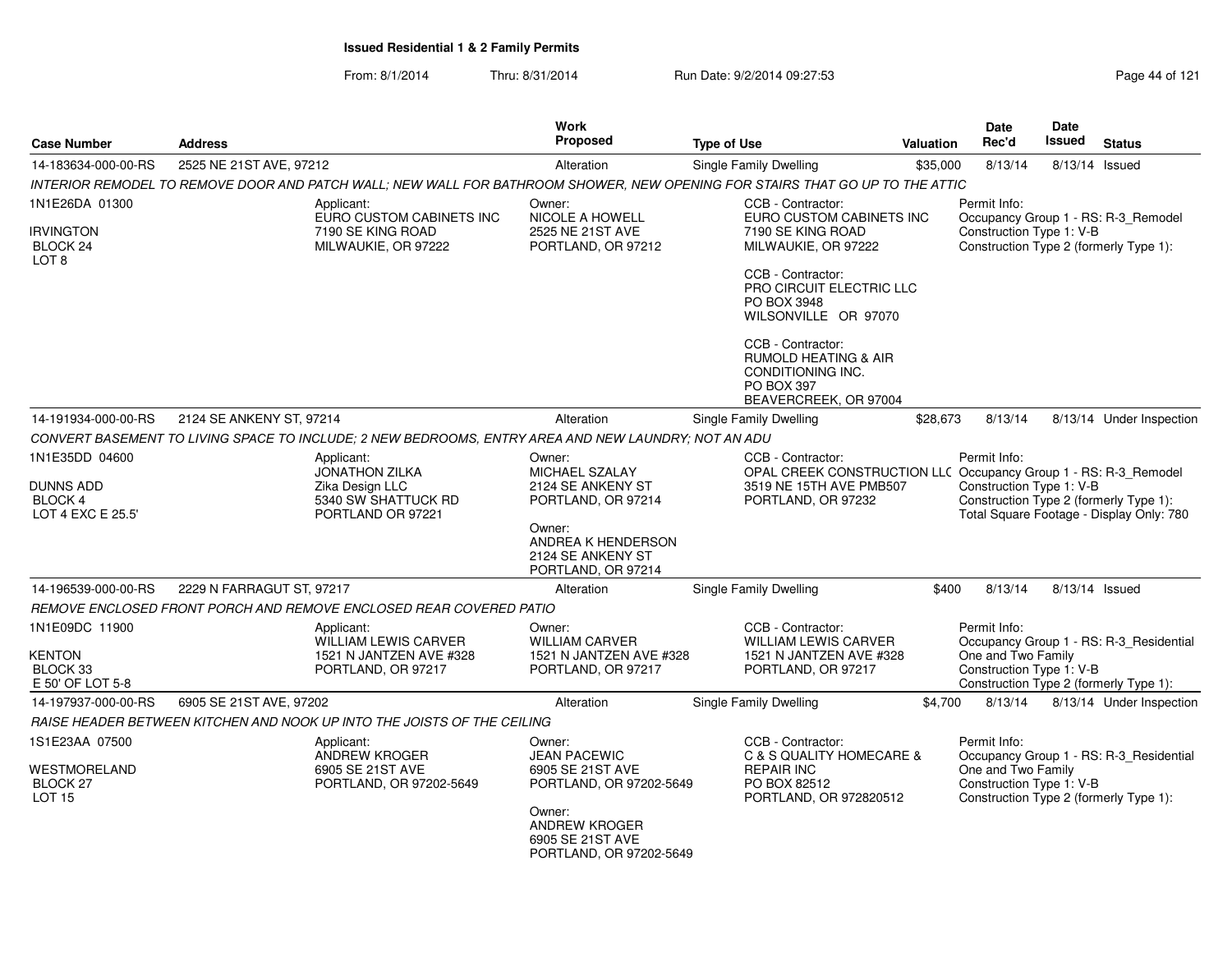**Issued Residential 1 & 2 Family Permits**

From: 8/1/2014 Thru: 8/31/2014 Run Date: 9/2/2014 09:27:53

| Case Number | Address | Work Proposed | Type of Use | Valuation | Date Rec'd | Date Issued | Status |
|---|---|---|---|---|---|---|---|
| 14-183634-000-00-RS | 2525 NE 21ST AVE, 97212 | Alteration | Single Family Dwelling | $35,000 | 8/13/14 | 8/13/14 | Issued |

*INTERIOR REMODEL TO REMOVE DOOR AND PATCH WALL; NEW WALL FOR BATHROOM SHOWER, NEW OPENING FOR STAIRS THAT GO UP TO THE ATTIC*

1N1E26DA 01300
IRVINGTON
BLOCK 24
LOT 8

Applicant:
EURO CUSTOM CABINETS INC
7190 SE KING ROAD
MILWAUKIE, OR 97222

Owner:
NICOLE A HOWELL
2525 NE 21ST AVE
PORTLAND, OR 97212

CCB - Contractor:
EURO CUSTOM CABINETS INC
7190 SE KING ROAD
MILWAUKIE, OR 97222

CCB - Contractor:
PRO CIRCUIT ELECTRIC LLC
PO BOX 3948
WILSONVILLE OR 97070

CCB - Contractor:
RUMOLD HEATING & AIR CONDITIONING INC.
PO BOX 397
BEAVERCREEK, OR 97004

Permit Info:
Occupancy Group 1 - RS: R-3_Remodel
Construction Type 1: V-B
Construction Type 2 (formerly Type 1):

| Case Number | Address | Work Proposed | Type of Use | Valuation | Date Rec'd | Date Issued | Status |
|---|---|---|---|---|---|---|---|
| 14-191934-000-00-RS | 2124 SE ANKENY ST, 97214 | Alteration | Single Family Dwelling | $28,673 | 8/13/14 | 8/13/14 | Under Inspection |

*CONVERT BASEMENT TO LIVING SPACE TO INCLUDE; 2 NEW BEDROOMS, ENTRY AREA AND NEW LAUNDRY; NOT AN ADU*

1N1E35DD 04600
DUNNS ADD
BLOCK 4
LOT 4 EXC E 25.5'

Applicant:
JONATHON ZILKA
Zika Design LLC
5340 SW SHATTUCK RD
PORTLAND OR 97221

Owner:
MICHAEL SZALAY
2124 SE ANKENY ST
PORTLAND, OR 97214

Owner:
ANDREA K HENDERSON
2124 SE ANKENY ST
PORTLAND, OR 97214

CCB - Contractor:
OPAL CREEK CONSTRUCTION LLC
3519 NE 15TH AVE PMB507
PORTLAND, OR 97232

Permit Info:
Occupancy Group 1 - RS: R-3_Remodel
Construction Type 1: V-B
Construction Type 2 (formerly Type 1):
Total Square Footage - Display Only: 780

| Case Number | Address | Work Proposed | Type of Use | Valuation | Date Rec'd | Date Issued | Status |
|---|---|---|---|---|---|---|---|
| 14-196539-000-00-RS | 2229 N FARRAGUT ST, 97217 | Alteration | Single Family Dwelling | $400 | 8/13/14 | 8/13/14 | Issued |

*REMOVE ENCLOSED FRONT PORCH AND REMOVE ENCLOSED REAR COVERED PATIO*

1N1E09DC 11900
KENTON
BLOCK 33
E 50' OF LOT 5-8

Applicant:
WILLIAM LEWIS CARVER
1521 N JANTZEN AVE #328
PORTLAND, OR 97217

Owner:
WILLIAM CARVER
1521 N JANTZEN AVE #328
PORTLAND, OR 97217

CCB - Contractor:
WILLIAM LEWIS CARVER
1521 N JANTZEN AVE #328
PORTLAND, OR 97217

Permit Info:
Occupancy Group 1 - RS: R-3_Residential One and Two Family
Construction Type 1: V-B
Construction Type 2 (formerly Type 1):

| Case Number | Address | Work Proposed | Type of Use | Valuation | Date Rec'd | Date Issued | Status |
|---|---|---|---|---|---|---|---|
| 14-197937-000-00-RS | 6905 SE 21ST AVE, 97202 | Alteration | Single Family Dwelling | $4,700 | 8/13/14 | 8/13/14 | Under Inspection |

*RAISE HEADER BETWEEN KITCHEN AND NOOK UP INTO THE JOISTS OF THE CEILING*

1S1E23AA 07500
WESTMORELAND
BLOCK 27
LOT 15

Applicant:
ANDREW KROGER
6905 SE 21ST AVE
PORTLAND, OR 97202-5649

Owner:
JEAN PACEWIC
6905 SE 21ST AVE
PORTLAND, OR 97202-5649

Owner:
ANDREW KROGER
6905 SE 21ST AVE
PORTLAND, OR 97202-5649

CCB - Contractor:
C & S QUALITY HOMECARE & REPAIR INC
PO BOX 82512
PORTLAND, OR 972820512

Permit Info:
Occupancy Group 1 - RS: R-3_Residential One and Two Family
Construction Type 1: V-B
Construction Type 2 (formerly Type 1):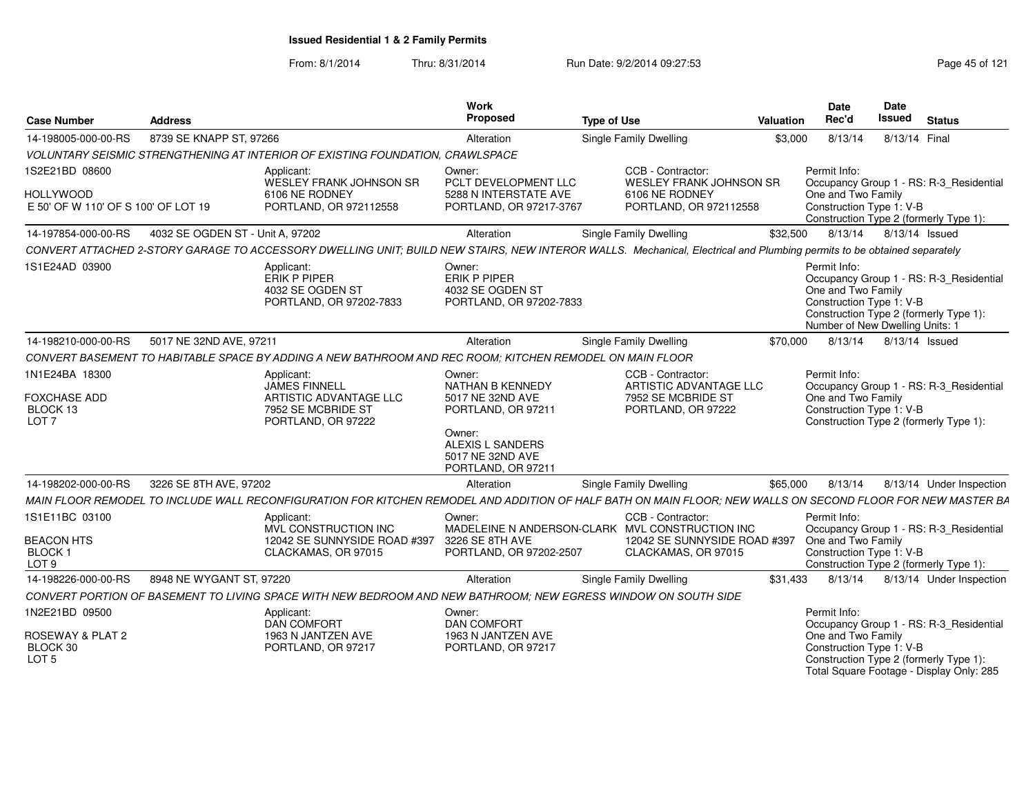# Issued Residential 1 & 2 Family Permits

From: 8/1/2014 Thru: 8/31/2014 Run Date: 9/2/2014 09:27:53

| Case Number | Address | Work Proposed | Type of Use | Valuation | Date Rec'd | Date Issued | Status |
|---|---|---|---|---|---|---|---|
| 14-198005-000-00-RS | 8739 SE KNAPP ST, 97266 | Alteration | Single Family Dwelling | $3,000 | 8/13/14 | 8/13/14 | Final |

*VOLUNTARY SEISMIC STRENGTHENING AT INTERIOR OF EXISTING FOUNDATION, CRAWLSPACE*

1S2E21BD 08600
HOLLYWOOD
E 50' OF W 110' OF S 100' OF LOT 19

Applicant: WESLEY FRANK JOHNSON SR, 6106 NE RODNEY, PORTLAND, OR 972112558

Owner: PCLT DEVELOPMENT LLC, 5288 N INTERSTATE AVE, PORTLAND, OR 97217-3767

CCB - Contractor: WESLEY FRANK JOHNSON SR, 6106 NE RODNEY, PORTLAND, OR 972112558

Permit Info: Occupancy Group 1 - RS: R-3_Residential One and Two Family; Construction Type 1: V-B; Construction Type 2 (formerly Type 1):

| Case Number | Address | Work Proposed | Type of Use | Valuation | Date Rec'd | Date Issued | Status |
|---|---|---|---|---|---|---|---|
| 14-197854-000-00-RS | 4032 SE OGDEN ST - Unit A, 97202 | Alteration | Single Family Dwelling | $32,500 | 8/13/14 | 8/13/14 | Issued |

*CONVERT ATTACHED 2-STORY GARAGE TO ACCESSORY DWELLING UNIT; BUILD NEW STAIRS, NEW INTEROR WALLS. Mechanical, Electrical and Plumbing permits to be obtained separately*

1S1E24AD 03900

Applicant: ERIK P PIPER, 4032 SE OGDEN ST, PORTLAND, OR 97202-7833

Owner: ERIK P PIPER, 4032 SE OGDEN ST, PORTLAND, OR 97202-7833

Permit Info: Occupancy Group 1 - RS: R-3_Residential One and Two Family; Construction Type 1: V-B; Construction Type 2 (formerly Type 1):; Number of New Dwelling Units: 1

| Case Number | Address | Work Proposed | Type of Use | Valuation | Date Rec'd | Date Issued | Status |
|---|---|---|---|---|---|---|---|
| 14-198210-000-00-RS | 5017 NE 32ND AVE, 97211 | Alteration | Single Family Dwelling | $70,000 | 8/13/14 | 8/13/14 | Issued |

*CONVERT BASEMENT TO HABITABLE SPACE BY ADDING A NEW BATHROOM AND REC ROOM; KITCHEN REMODEL ON MAIN FLOOR*

1N1E24BA 18300
FOXCHASE ADD
BLOCK 13
LOT 7

Applicant: JAMES FINNELL, ARTISTIC ADVANTAGE LLC, 7952 SE MCBRIDE ST, PORTLAND, OR 97222

Owner: NATHAN B KENNEDY, 5017 NE 32ND AVE, PORTLAND, OR 97211

Owner: ALEXIS L SANDERS, 5017 NE 32ND AVE, PORTLAND, OR 97211

CCB - Contractor: ARTISTIC ADVANTAGE LLC, 7952 SE MCBRIDE ST, PORTLAND, OR 97222

Permit Info: Occupancy Group 1 - RS: R-3_Residential One and Two Family; Construction Type 1: V-B; Construction Type 2 (formerly Type 1):

| Case Number | Address | Work Proposed | Type of Use | Valuation | Date Rec'd | Date Issued | Status |
|---|---|---|---|---|---|---|---|
| 14-198202-000-00-RS | 3226 SE 8TH AVE, 97202 | Alteration | Single Family Dwelling | $65,000 | 8/13/14 | 8/13/14 | Under Inspection |

*MAIN FLOOR REMODEL TO INCLUDE WALL RECONFIGURATION FOR KITCHEN REMODEL AND ADDITION OF HALF BATH ON MAIN FLOOR; NEW WALLS ON SECOND FLOOR FOR NEW MASTER BA*

1S1E11BC 03100
BEACON HTS
BLOCK 1
LOT 9

Applicant: MVL CONSTRUCTION INC, 12042 SE SUNNYSIDE ROAD #397, CLACKAMAS, OR 97015

Owner: MADELEINE N ANDERSON-CLARK, 3226 SE 8TH AVE, PORTLAND, OR 97202-2507

CCB - Contractor: MVL CONSTRUCTION INC, 12042 SE SUNNYSIDE ROAD #397, CLACKAMAS, OR 97015

Permit Info: Occupancy Group 1 - RS: R-3_Residential One and Two Family; Construction Type 1: V-B; Construction Type 2 (formerly Type 1):

| Case Number | Address | Work Proposed | Type of Use | Valuation | Date Rec'd | Date Issued | Status |
|---|---|---|---|---|---|---|---|
| 14-198226-000-00-RS | 8948 NE WYGANT ST, 97220 | Alteration | Single Family Dwelling | $31,433 | 8/13/14 | 8/13/14 | Under Inspection |

*CONVERT PORTION OF BASEMENT TO LIVING SPACE WITH NEW BEDROOM AND NEW BATHROOM; NEW EGRESS WINDOW ON SOUTH SIDE*

1N2E21BD 09500
ROSEWAY & PLAT 2
BLOCK 30
LOT 5

Applicant: DAN COMFORT, 1963 N JANTZEN AVE, PORTLAND, OR 97217

Owner: DAN COMFORT, 1963 N JANTZEN AVE, PORTLAND, OR 97217

Permit Info: Occupancy Group 1 - RS: R-3_Residential One and Two Family; Construction Type 1: V-B; Construction Type 2 (formerly Type 1):; Total Square Footage - Display Only: 285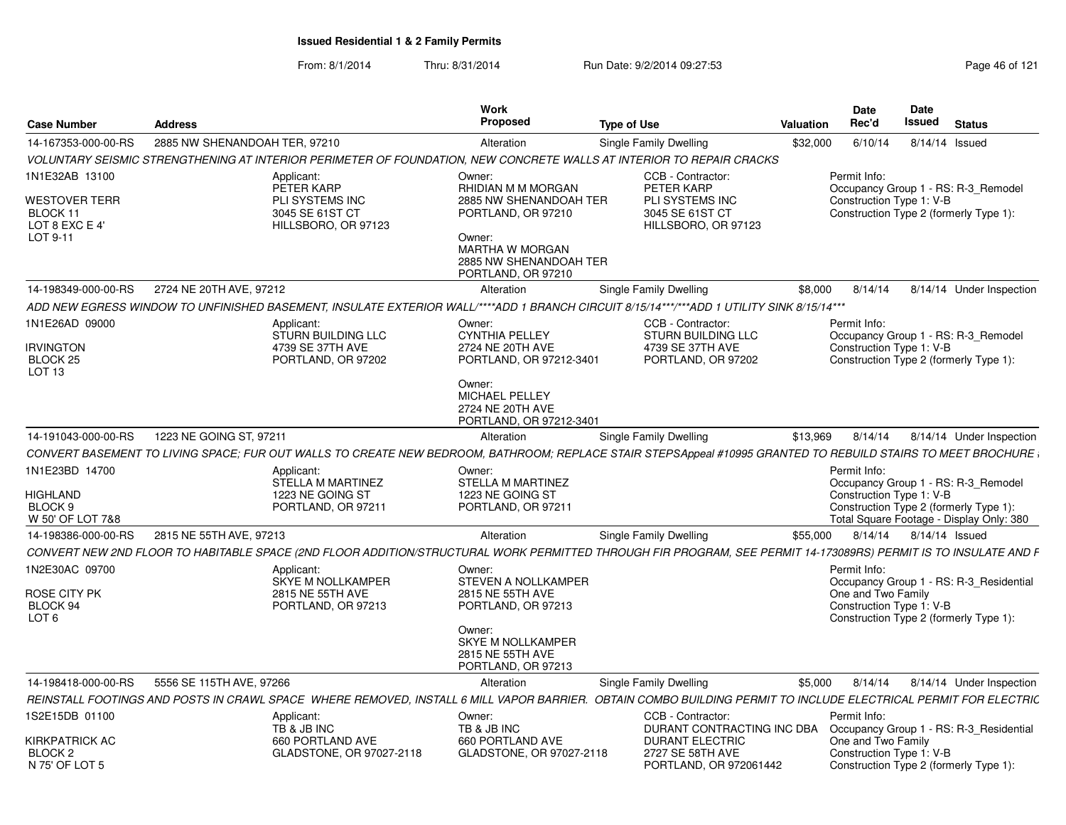**Issued Residential 1 & 2 Family Permits**

From: 8/1/2014 Thru: 8/31/2014 Run Date: 9/2/2014 09:27:53

| Case Number | Address | Work Proposed | Type of Use | Valuation | Date Rec'd | Date Issued | Status |
|---|---|---|---|---|---|---|---|
| 14-167353-000-00-RS | 2885 NW SHENANDOAH TER, 97210 | Alteration | Single Family Dwelling | $32,000 | 6/10/14 | 8/14/14 | Issued |

VOLUNTARY SEISMIC STRENGTHENING AT INTERIOR PERIMETER OF FOUNDATION, NEW CONCRETE WALLS AT INTERIOR TO REPAIR CRACKS

1N1E32AB 13100
WESTOVER TERR
BLOCK 11
LOT 8 EXC E 4'
LOT 9-11

Applicant: PETER KARP, PLI SYSTEMS INC, 3045 SE 61ST CT, HILLSBORO, OR 97123

Owner: RHIDIAN M M MORGAN, 2885 NW SHENANDOAH TER, PORTLAND, OR 97210

Owner: MARTHA W MORGAN, 2885 NW SHENANDOAH TER, PORTLAND, OR 97210

CCB - Contractor: PETER KARP, PLI SYSTEMS INC, 3045 SE 61ST CT, HILLSBORO, OR 97123

Permit Info:
Occupancy Group 1 - RS: R-3_Remodel
Construction Type 1: V-B
Construction Type 2 (formerly Type 1):

| Case Number | Address | Work Proposed | Type of Use | Valuation | Date Rec'd | Date Issued | Status |
|---|---|---|---|---|---|---|---|
| 14-198349-000-00-RS | 2724 NE 20TH AVE, 97212 | Alteration | Single Family Dwelling | $8,000 | 8/14/14 | 8/14/14 | Under Inspection |

ADD NEW EGRESS WINDOW TO UNFINISHED BASEMENT, INSULATE EXTERIOR WALL/****ADD 1 BRANCH CIRCUIT 8/15/14***/***ADD 1 UTILITY SINK 8/15/14***

1N1E26AD 09000
IRVINGTON
BLOCK 25
LOT 13

Applicant: STURN BUILDING LLC, 4739 SE 37TH AVE, PORTLAND, OR 97202

Owner: CYNTHIA PELLEY, 2724 NE 20TH AVE, PORTLAND, OR 97212-3401

Owner: MICHAEL PELLEY, 2724 NE 20TH AVE, PORTLAND, OR 97212-3401

CCB - Contractor: STURN BUILDING LLC, 4739 SE 37TH AVE, PORTLAND, OR 97202

Permit Info:
Occupancy Group 1 - RS: R-3_Remodel
Construction Type 1: V-B
Construction Type 2 (formerly Type 1):

| Case Number | Address | Work Proposed | Type of Use | Valuation | Date Rec'd | Date Issued | Status |
|---|---|---|---|---|---|---|---|
| 14-191043-000-00-RS | 1223 NE GOING ST, 97211 | Alteration | Single Family Dwelling | $13,969 | 8/14/14 | 8/14/14 | Under Inspection |

CONVERT BASEMENT TO LIVING SPACE; FUR OUT WALLS TO CREATE NEW BEDROOM, BATHROOM; REPLACE STAIR STEPSAppeal #10995 GRANTED TO REBUILD STAIRS TO MEET BROCHURE

1N1E23BD 14700
HIGHLAND
BLOCK 9
W 50' OF LOT 7&8

Applicant: STELLA M MARTINEZ, 1223 NE GOING ST, PORTLAND, OR 97211

Owner: STELLA M MARTINEZ, 1223 NE GOING ST, PORTLAND, OR 97211

Permit Info:
Occupancy Group 1 - RS: R-3_Remodel
Construction Type 1: V-B
Construction Type 2 (formerly Type 1):
Total Square Footage - Display Only: 380

| Case Number | Address | Work Proposed | Type of Use | Valuation | Date Rec'd | Date Issued | Status |
|---|---|---|---|---|---|---|---|
| 14-198386-000-00-RS | 2815 NE 55TH AVE, 97213 | Alteration | Single Family Dwelling | $55,000 | 8/14/14 | 8/14/14 | Issued |

CONVERT NEW 2ND FLOOR TO HABITABLE SPACE (2ND FLOOR ADDITION/STRUCTURAL WORK PERMITTED THROUGH FIR PROGRAM, SEE PERMIT 14-173089RS) PERMIT IS TO INSULATE AND F

1N2E30AC 09700
ROSE CITY PK
BLOCK 94
LOT 6

Applicant: SKYE M NOLLKAMPER, 2815 NE 55TH AVE, PORTLAND, OR 97213

Owner: STEVEN A NOLLKAMPER, 2815 NE 55TH AVE, PORTLAND, OR 97213

Owner: SKYE M NOLLKAMPER, 2815 NE 55TH AVE, PORTLAND, OR 97213

Permit Info:
Occupancy Group 1 - RS: R-3_Residential One and Two Family
Construction Type 1: V-B
Construction Type 2 (formerly Type 1):

| Case Number | Address | Work Proposed | Type of Use | Valuation | Date Rec'd | Date Issued | Status |
|---|---|---|---|---|---|---|---|
| 14-198418-000-00-RS | 5556 SE 115TH AVE, 97266 | Alteration | Single Family Dwelling | $5,000 | 8/14/14 | 8/14/14 | Under Inspection |

REINSTALL FOOTINGS AND POSTS IN CRAWL SPACE WHERE REMOVED, INSTALL 6 MILL VAPOR BARRIER. OBTAIN COMBO BUILDING PERMIT TO INCLUDE ELECTRICAL PERMIT FOR ELECTRIC

1S2E15DB 01100
KIRKPATRICK AC
BLOCK 2
N 75' OF LOT 5

Applicant: TB & JB INC, 660 PORTLAND AVE, GLADSTONE, OR 97027-2118

Owner: TB & JB INC, 660 PORTLAND AVE, GLADSTONE, OR 97027-2118

CCB - Contractor: DURANT CONTRACTING INC DBA DURANT ELECTRIC, 2727 SE 58TH AVE, PORTLAND, OR 972061442

Permit Info:
Occupancy Group 1 - RS: R-3_Residential One and Two Family
Construction Type 1: V-B
Construction Type 2 (formerly Type 1):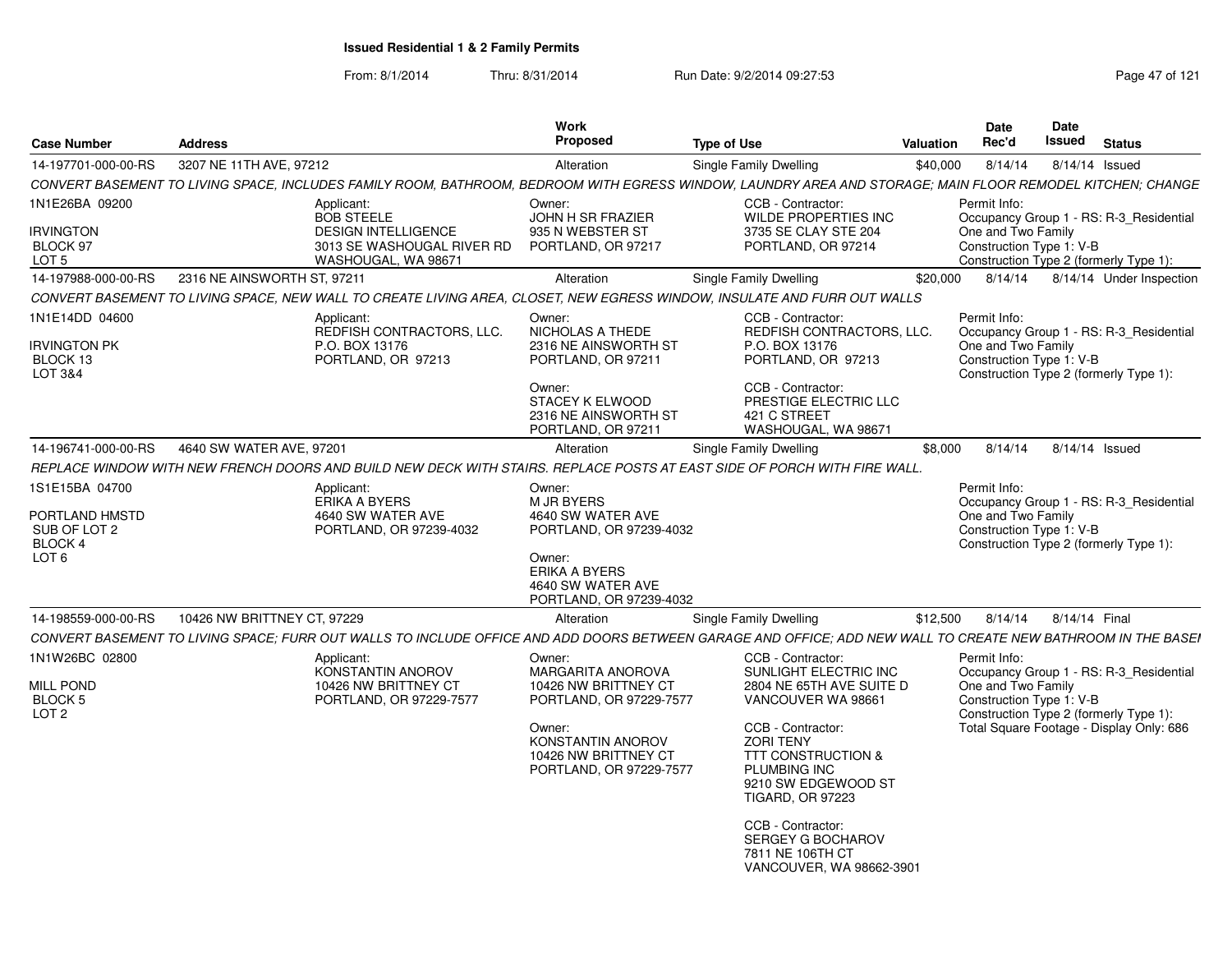## Issued Residential 1 & 2 Family Permits

From: 8/1/2014 Thru: 8/31/2014 Run Date: 9/2/2014 09:27:53

| Case Number | Address | Work Proposed | Type of Use | Valuation | Date Rec'd | Date Issued | Status |
|---|---|---|---|---|---|---|---|
| 14-197701-000-00-RS | 3207 NE 11TH AVE, 97212 | Alteration | Single Family Dwelling | $40,000 | 8/14/14 | 8/14/14 | Issued |

*CONVERT BASEMENT TO LIVING SPACE, INCLUDES FAMILY ROOM, BATHROOM, BEDROOM WITH EGRESS WINDOW, LAUNDRY AREA AND STORAGE; MAIN FLOOR REMODEL KITCHEN; CHANGE*

1N1E26BA 09200
IRVINGTON
BLOCK 97
LOT 5

Applicant: BOB STEELE, DESIGN INTELLIGENCE, 3013 SE WASHOUGAL RIVER RD, WASHOUGAL, WA 98671

Owner: JOHN H SR FRAZIER, 935 N WEBSTER ST, PORTLAND, OR 97217

CCB - Contractor: WILDE PROPERTIES INC, 3735 SE CLAY STE 204, PORTLAND, OR 97214

Permit Info: Occupancy Group 1 - RS: R-3_Residential One and Two Family; Construction Type 1: V-B; Construction Type 2 (formerly Type 1):

| Case Number | Address | Work Proposed | Type of Use | Valuation | Date Rec'd | Date Issued | Status |
|---|---|---|---|---|---|---|---|
| 14-197988-000-00-RS | 2316 NE AINSWORTH ST, 97211 | Alteration | Single Family Dwelling | $20,000 | 8/14/14 | 8/14/14 | Under Inspection |

*CONVERT BASEMENT TO LIVING SPACE, NEW WALL TO CREATE LIVING AREA, CLOSET, NEW EGRESS WINDOW, INSULATE AND FURR OUT WALLS*

1N1E14DD 04600
IRVINGTON PK
BLOCK 13
LOT 3&4

Applicant: REDFISH CONTRACTORS, LLC., P.O. BOX 13176, PORTLAND, OR 97213

Owner: NICHOLAS A THEDE, 2316 NE AINSWORTH ST, PORTLAND, OR 97211

Owner: STACEY K ELWOOD, 2316 NE AINSWORTH ST, PORTLAND, OR 97211

CCB - Contractor: REDFISH CONTRACTORS, LLC., P.O. BOX 13176, PORTLAND, OR 97213

CCB - Contractor: PRESTIGE ELECTRIC LLC, 421 C STREET, WASHOUGAL, WA 98671

Permit Info: Occupancy Group 1 - RS: R-3_Residential One and Two Family; Construction Type 1: V-B; Construction Type 2 (formerly Type 1):

| Case Number | Address | Work Proposed | Type of Use | Valuation | Date Rec'd | Date Issued | Status |
|---|---|---|---|---|---|---|---|
| 14-196741-000-00-RS | 4640 SW WATER AVE, 97201 | Alteration | Single Family Dwelling | $8,000 | 8/14/14 | 8/14/14 | Issued |

*REPLACE WINDOW WITH NEW FRENCH DOORS AND BUILD NEW DECK WITH STAIRS. REPLACE POSTS AT EAST SIDE OF PORCH WITH FIRE WALL.*

1S1E15BA 04700
PORTLAND HMSTD
SUB OF LOT 2
BLOCK 4
LOT 6

Applicant: ERIKA A BYERS, 4640 SW WATER AVE, PORTLAND, OR 97239-4032

Owner: M JR BYERS, 4640 SW WATER AVE, PORTLAND, OR 97239-4032

Owner: ERIKA A BYERS, 4640 SW WATER AVE, PORTLAND, OR 97239-4032

Permit Info: Occupancy Group 1 - RS: R-3_Residential One and Two Family; Construction Type 1: V-B; Construction Type 2 (formerly Type 1):

| Case Number | Address | Work Proposed | Type of Use | Valuation | Date Rec'd | Date Issued | Status |
|---|---|---|---|---|---|---|---|
| 14-198559-000-00-RS | 10426 NW BRITTNEY CT, 97229 | Alteration | Single Family Dwelling | $12,500 | 8/14/14 | 8/14/14 | Final |

*CONVERT BASEMENT TO LIVING SPACE; FURR OUT WALLS TO INCLUDE OFFICE AND ADD DOORS BETWEEN GARAGE AND OFFICE; ADD NEW WALL TO CREATE NEW BATHROOM IN THE BASEI*

1N1W26BC 02800
MILL POND
BLOCK 5
LOT 2

Applicant: KONSTANTIN ANOROV, 10426 NW BRITTNEY CT, PORTLAND, OR 97229-7577

Owner: MARGARITA ANOROVA, 10426 NW BRITTNEY CT, PORTLAND, OR 97229-7577

Owner: KONSTANTIN ANOROV, 10426 NW BRITTNEY CT, PORTLAND, OR 97229-7577

CCB - Contractor: SUNLIGHT ELECTRIC INC, 2804 NE 65TH AVE SUITE D, VANCOUVER WA 98661

CCB - Contractor: ZORI TENY, TTT CONSTRUCTION & PLUMBING INC, 9210 SW EDGEWOOD ST, TIGARD, OR 97223

CCB - Contractor: SERGEY G BOCHAROV, 7811 NE 106TH CT, VANCOUVER, WA 98662-3901

Permit Info: Occupancy Group 1 - RS: R-3_Residential One and Two Family; Construction Type 1: V-B; Construction Type 2 (formerly Type 1):; Total Square Footage - Display Only: 686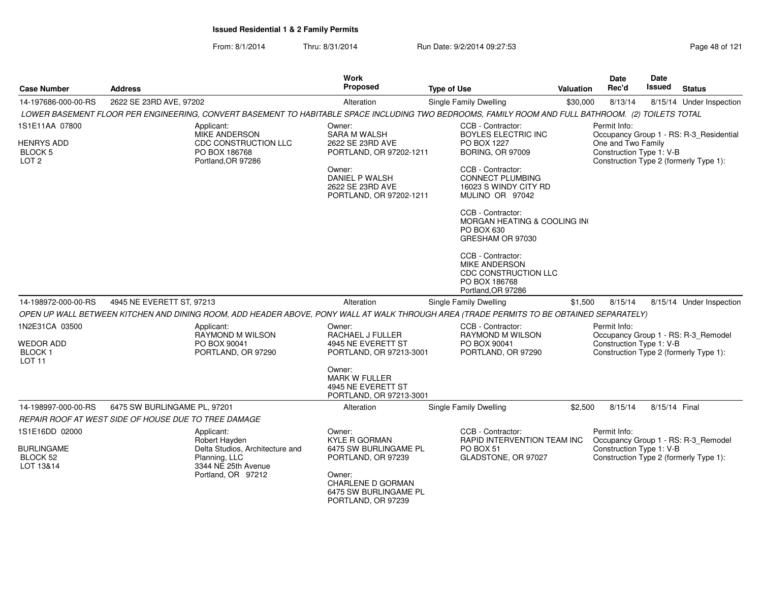**Issued Residential 1 & 2 Family Permits**

From: 8/1/2014 Thru: 8/31/2014 Run Date: 9/2/2014 09:27:53

| Case Number | Address | Work Proposed | Type of Use | Valuation | Date Rec'd | Date Issued | Status |
|---|---|---|---|---|---|---|---|
| 14-197686-000-00-RS | 2622 SE 23RD AVE, 97202 | Alteration | Single Family Dwelling | $30,000 | 8/13/14 | 8/15/14 | Under Inspection |

*LOWER BASEMENT FLOOR PER ENGINEERING, CONVERT BASEMENT TO HABITABLE SPACE INCLUDING TWO BEDROOMS, FAMILY ROOM AND FULL BATHROOM. (2) TOILETS TOTAL*

1S1E11AA 07800
HENRYS ADD
BLOCK 5
LOT 2

Applicant:
MIKE ANDERSON
CDC CONSTRUCTION LLC
PO BOX 186768
Portland,OR 97286

Owner:
SARA M WALSH
2622 SE 23RD AVE
PORTLAND, OR 97202-1211

Owner:
DANIEL P WALSH
2622 SE 23RD AVE
PORTLAND, OR 97202-1211

CCB - Contractor:
BOYLES ELECTRIC INC
PO BOX 1227
BORING, OR 97009

CCB - Contractor:
CONNECT PLUMBING
16023 S WINDY CITY RD
MULINO OR 97042

CCB - Contractor:
MORGAN HEATING & COOLING IN(
PO BOX 630
GRESHAM OR 97030

CCB - Contractor:
MIKE ANDERSON
CDC CONSTRUCTION LLC
PO BOX 186768
Portland,OR 97286

Permit Info:
Occupancy Group 1 - RS: R-3_Residential One and Two Family
Construction Type 1: V-B
Construction Type 2 (formerly Type 1):

| Case Number | Address | Work Proposed | Type of Use | Valuation | Date Rec'd | Date Issued | Status |
|---|---|---|---|---|---|---|---|
| 14-198972-000-00-RS | 4945 NE EVERETT ST, 97213 | Alteration | Single Family Dwelling | $1,500 | 8/15/14 | 8/15/14 | Under Inspection |

*OPEN UP WALL BETWEEN KITCHEN AND DINING ROOM, ADD HEADER ABOVE, PONY WALL AT WALK THROUGH AREA (TRADE PERMITS TO BE OBTAINED SEPARATELY)*

1N2E31CA 03500
WEDOR ADD
BLOCK 1
LOT 11

Applicant:
RAYMOND M WILSON
PO BOX 90041
PORTLAND, OR 97290

Owner:
RACHAEL J FULLER
4945 NE EVERETT ST
PORTLAND, OR 97213-3001

Owner:
MARK W FULLER
4945 NE EVERETT ST
PORTLAND, OR 97213-3001

CCB - Contractor:
RAYMOND M WILSON
PO BOX 90041
PORTLAND, OR 97290

Permit Info:
Occupancy Group 1 - RS: R-3_Remodel
Construction Type 1: V-B
Construction Type 2 (formerly Type 1):

| Case Number | Address | Work Proposed | Type of Use | Valuation | Date Rec'd | Date Issued | Status |
|---|---|---|---|---|---|---|---|
| 14-198997-000-00-RS | 6475 SW BURLINGAME PL, 97201 | Alteration | Single Family Dwelling | $2,500 | 8/15/14 | 8/15/14 | Final |

*REPAIR ROOF AT WEST SIDE OF HOUSE DUE TO TREE DAMAGE*

1S1E16DD 02000
BURLINGAME
BLOCK 52
LOT 13&14

Applicant:
Robert Hayden
Delta Studios, Architecture and Planning, LLC
3344 NE 25th Avenue
Portland, OR 97212

Owner:
KYLE R GORMAN
6475 SW BURLINGAME PL
PORTLAND, OR 97239

Owner:
CHARLENE D GORMAN
6475 SW BURLINGAME PL
PORTLAND, OR 97239

CCB - Contractor:
RAPID INTERVENTION TEAM INC
PO BOX 51
GLADSTONE, OR 97027

Permit Info:
Occupancy Group 1 - RS: R-3_Remodel
Construction Type 1: V-B
Construction Type 2 (formerly Type 1):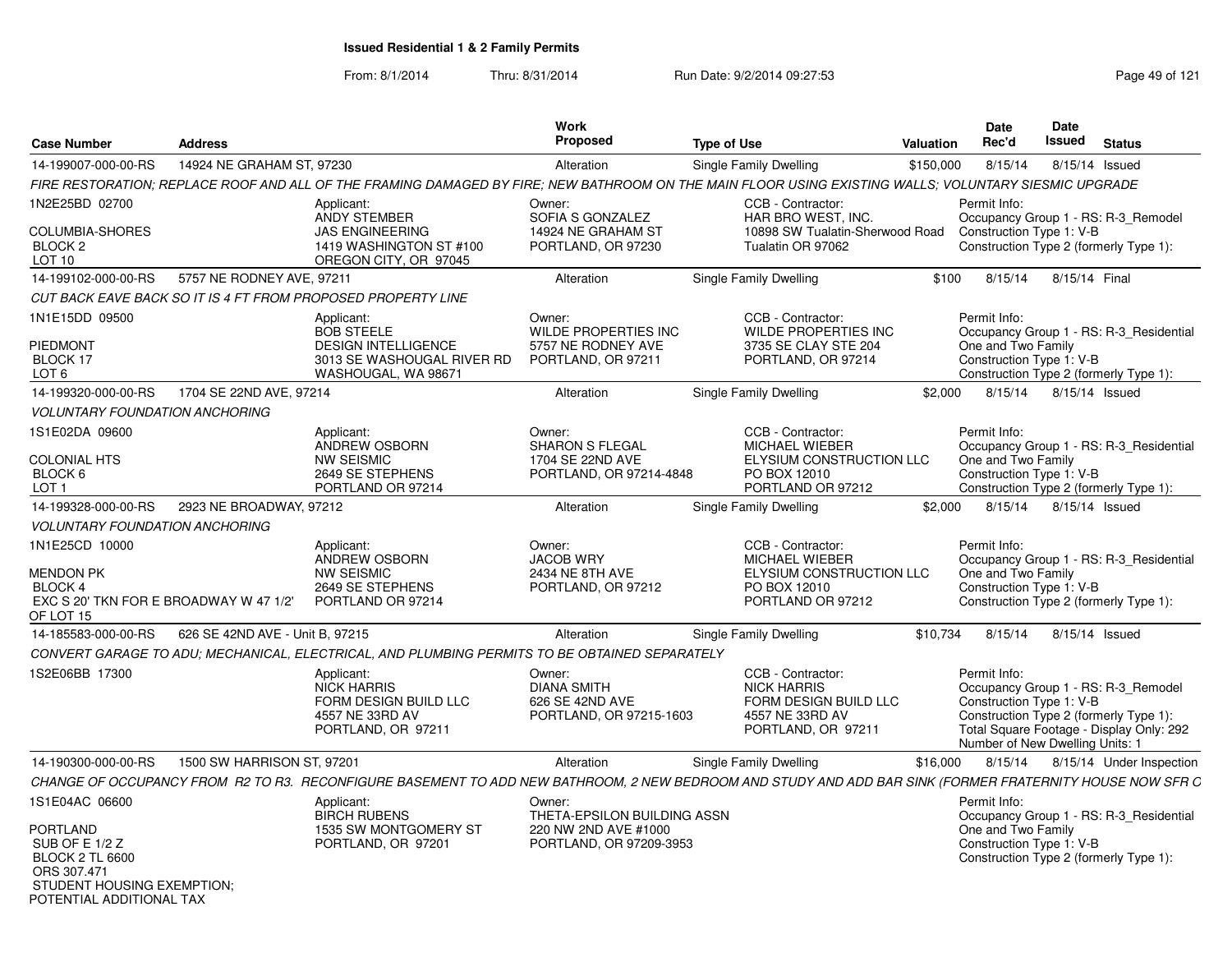## Issued Residential 1 & 2 Family Permits

From: 8/1/2014 Thru: 8/31/2014 Run Date: 9/2/2014 09:27:53

| Case Number | Address | Work Proposed | Type of Use | Valuation | Date Rec'd | Date Issued | Status |
|---|---|---|---|---|---|---|---|
| 14-199007-000-00-RS | 14924 NE GRAHAM ST, 97230 | Alteration | Single Family Dwelling | $150,000 | 8/15/14 | 8/15/14 | Issued |

*FIRE RESTORATION; REPLACE ROOF AND ALL OF THE FRAMING DAMAGED BY FIRE; NEW BATHROOM ON THE MAIN FLOOR USING EXISTING WALLS; VOLUNTARY SIESMIC UPGRADE*

1N2E25BD 02700
COLUMBIA-SHORES
BLOCK 2
LOT 10

Applicant: ANDY STEMBER, JAS ENGINEERING, 1419 WASHINGTON ST #100, OREGON CITY, OR 97045

Owner: SOFIA S GONZALEZ, 14924 NE GRAHAM ST, PORTLAND, OR 97230

CCB - Contractor: HAR BRO WEST, INC., 10898 SW Tualatin-Sherwood Road, Tualatin OR 97062

Permit Info: Occupancy Group 1 - RS: R-3_Remodel; Construction Type 1: V-B; Construction Type 2 (formerly Type 1):

| Case Number | Address | Work Proposed | Type of Use | Valuation | Date Rec'd | Date Issued | Status |
|---|---|---|---|---|---|---|---|
| 14-199102-000-00-RS | 5757 NE RODNEY AVE, 97211 | Alteration | Single Family Dwelling | $100 | 8/15/14 | 8/15/14 | Final |

*CUT BACK EAVE BACK SO IT IS 4 FT FROM PROPOSED PROPERTY LINE*

1N1E15DD 09500
PIEDMONT
BLOCK 17
LOT 6

Applicant: BOB STEELE, DESIGN INTELLIGENCE, 3013 SE WASHOUGAL RIVER RD, WASHOUGAL, WA 98671

Owner: WILDE PROPERTIES INC, 5757 NE RODNEY AVE, PORTLAND, OR 97211

CCB - Contractor: WILDE PROPERTIES INC, 3735 SE CLAY STE 204, PORTLAND, OR 97214

Permit Info: Occupancy Group 1 - RS: R-3_Residential One and Two Family; Construction Type 1: V-B; Construction Type 2 (formerly Type 1):

| Case Number | Address | Work Proposed | Type of Use | Valuation | Date Rec'd | Date Issued | Status |
|---|---|---|---|---|---|---|---|
| 14-199320-000-00-RS | 1704 SE 22ND AVE, 97214 | Alteration | Single Family Dwelling | $2,000 | 8/15/14 | 8/15/14 | Issued |

*VOLUNTARY FOUNDATION ANCHORING*

1S1E02DA 09600
COLONIAL HTS
BLOCK 6
LOT 1

Applicant: ANDREW OSBORN, NW SEISMIC, 2649 SE STEPHENS, PORTLAND OR 97214

Owner: SHARON S FLEGAL, 1704 SE 22ND AVE, PORTLAND, OR 97214-4848

CCB - Contractor: MICHAEL WIEBER, ELYSIUM CONSTRUCTION LLC, PO BOX 12010, PORTLAND OR 97212

Permit Info: Occupancy Group 1 - RS: R-3_Residential One and Two Family; Construction Type 1: V-B; Construction Type 2 (formerly Type 1):

| Case Number | Address | Work Proposed | Type of Use | Valuation | Date Rec'd | Date Issued | Status |
|---|---|---|---|---|---|---|---|
| 14-199328-000-00-RS | 2923 NE BROADWAY, 97212 | Alteration | Single Family Dwelling | $2,000 | 8/15/14 | 8/15/14 | Issued |

*VOLUNTARY FOUNDATION ANCHORING*

1N1E25CD 10000
MENDON PK
BLOCK 4
EXC S 20' TKN FOR E BROADWAY W 47 1/2' OF LOT 15

Applicant: ANDREW OSBORN, NW SEISMIC, 2649 SE STEPHENS, PORTLAND OR 97214

Owner: JACOB WRY, 2434 NE 8TH AVE, PORTLAND, OR 97212

CCB - Contractor: MICHAEL WIEBER, ELYSIUM CONSTRUCTION LLC, PO BOX 12010, PORTLAND OR 97212

Permit Info: Occupancy Group 1 - RS: R-3_Residential One and Two Family; Construction Type 1: V-B; Construction Type 2 (formerly Type 1):

| Case Number | Address | Work Proposed | Type of Use | Valuation | Date Rec'd | Date Issued | Status |
|---|---|---|---|---|---|---|---|
| 14-185583-000-00-RS | 626 SE 42ND AVE - Unit B, 97215 | Alteration | Single Family Dwelling | $10,734 | 8/15/14 | 8/15/14 | Issued |

*CONVERT GARAGE TO ADU; MECHANICAL, ELECTRICAL, AND PLUMBING PERMITS TO BE OBTAINED SEPARATELY*

1S2E06BB 17300

Applicant: NICK HARRIS, FORM DESIGN BUILD LLC, 4557 NE 33RD AV, PORTLAND, OR 97211

Owner: DIANA SMITH, 626 SE 42ND AVE, PORTLAND, OR 97215-1603

CCB - Contractor: NICK HARRIS, FORM DESIGN BUILD LLC, 4557 NE 33RD AV, PORTLAND, OR 97211

Permit Info: Occupancy Group 1 - RS: R-3_Remodel; Construction Type 1: V-B; Construction Type 2 (formerly Type 1):; Total Square Footage - Display Only: 292; Number of New Dwelling Units: 1

| Case Number | Address | Work Proposed | Type of Use | Valuation | Date Rec'd | Date Issued | Status |
|---|---|---|---|---|---|---|---|
| 14-190300-000-00-RS | 1500 SW HARRISON ST, 97201 | Alteration | Single Family Dwelling | $16,000 | 8/15/14 | 8/15/14 | Under Inspection |

*CHANGE OF OCCUPANCY FROM R2 TO R3. RECONFIGURE BASEMENT TO ADD NEW BATHROOM, 2 NEW BEDROOM AND STUDY AND ADD BAR SINK (FORMER FRATERNITY HOUSE NOW SFR C*

1S1E04AC 06600
PORTLAND
SUB OF E 1/2 Z
BLOCK 2 TL 6600
ORS 307.471
STUDENT HOUSING EXEMPTION;
POTENTIAL ADDITIONAL TAX

Applicant: BIRCH RUBENS, 1535 SW MONTGOMERY ST, PORTLAND, OR 97201

Owner: THETA-EPSILON BUILDING ASSN, 220 NW 2ND AVE #1000, PORTLAND, OR 97209-3953

Permit Info: Occupancy Group 1 - RS: R-3_Residential One and Two Family; Construction Type 1: V-B; Construction Type 2 (formerly Type 1):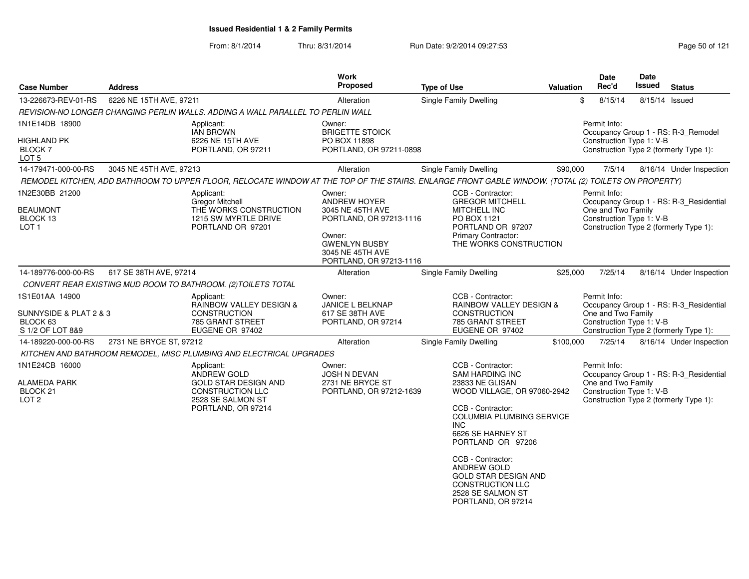**Issued Residential 1 & 2 Family Permits**

From: 8/1/2014 Thru: 8/31/2014 Run Date: 9/2/2014 09:27:53

| Case Number | Address | Work Proposed | Type of Use | Valuation | Date Rec'd | Date Issued | Status |
|---|---|---|---|---|---|---|---|
| 13-226673-REV-01-RS | 6226 NE 15TH AVE, 97211 | Alteration | Single Family Dwelling | $ | 8/15/14 | 8/15/14 | Issued |

*REVISION-NO LONGER CHANGING PERLIN WALLS. ADDING A WALL PARALLEL TO PERLIN WALL*

1N1E14DB 18900
HIGHLAND PK
BLOCK 7
LOT 5

Applicant:
IAN BROWN
6226 NE 15TH AVE
PORTLAND, OR 97211

Owner:
BRIGETTE STOICK
PO BOX 11898
PORTLAND, OR 97211-0898

Permit Info:
Occupancy Group 1 - RS: R-3_Remodel
Construction Type 1: V-B
Construction Type 2 (formerly Type 1):

| Case Number | Address | Work Proposed | Type of Use | Valuation | Date Rec'd | Date Issued | Status |
|---|---|---|---|---|---|---|---|
| 14-179471-000-00-RS | 3045 NE 45TH AVE, 97213 | Alteration | Single Family Dwelling | $90,000 | 7/5/14 | 8/16/14 | Under Inspection |

*REMODEL KITCHEN, ADD BATHROOM TO UPPER FLOOR, RELOCATE WINDOW AT THE TOP OF THE STAIRS. ENLARGE FRONT GABLE WINDOW. (TOTAL (2) TOILETS ON PROPERTY)*

1N2E30BB 21200
BEAUMONT
BLOCK 13
LOT 1

Applicant:
Gregor Mitchell
THE WORKS CONSTRUCTION
1215 SW MYRTLE DRIVE
PORTLAND OR 97201

Owner:
ANDREW HOYER
3045 NE 45TH AVE
PORTLAND, OR 97213-1116

Owner:
GWENLYN BUSBY
3045 NE 45TH AVE
PORTLAND, OR 97213-1116

CCB - Contractor:
GREGOR MITCHELL
MITCHELL INC
PO BOX 1121
PORTLAND OR 97207
Primary Contractor:
THE WORKS CONSTRUCTION

Permit Info:
Occupancy Group 1 - RS: R-3_Residential One and Two Family
Construction Type 1: V-B
Construction Type 2 (formerly Type 1):

| Case Number | Address | Work Proposed | Type of Use | Valuation | Date Rec'd | Date Issued | Status |
|---|---|---|---|---|---|---|---|
| 14-189776-000-00-RS | 617 SE 38TH AVE, 97214 | Alteration | Single Family Dwelling | $25,000 | 7/25/14 | 8/16/14 | Under Inspection |

*CONVERT REAR EXISTING MUD ROOM TO BATHROOM. (2)TOILETS TOTAL*

1S1E01AA 14900
SUNNYSIDE & PLAT 2 & 3
BLOCK 63
S 1/2 OF LOT 8&9

Applicant:
RAINBOW VALLEY DESIGN & CONSTRUCTION
785 GRANT STREET
EUGENE OR 97402

Owner:
JANICE L BELKNAP
617 SE 38TH AVE
PORTLAND, OR 97214

CCB - Contractor:
RAINBOW VALLEY DESIGN & CONSTRUCTION
785 GRANT STREET
EUGENE OR 97402

Permit Info:
Occupancy Group 1 - RS: R-3_Residential One and Two Family
Construction Type 1: V-B
Construction Type 2 (formerly Type 1):

| Case Number | Address | Work Proposed | Type of Use | Valuation | Date Rec'd | Date Issued | Status |
|---|---|---|---|---|---|---|---|
| 14-189220-000-00-RS | 2731 NE BRYCE ST, 97212 | Alteration | Single Family Dwelling | $100,000 | 7/25/14 | 8/16/14 | Under Inspection |

*KITCHEN AND BATHROOM REMODEL, MISC PLUMBING AND ELECTRICAL UPGRADES*

1N1E24CB 16000
ALAMEDA PARK
BLOCK 21
LOT 2

Applicant:
ANDREW GOLD
GOLD STAR DESIGN AND CONSTRUCTION LLC
2528 SE SALMON ST
PORTLAND, OR 97214

Owner:
JOSH N DEVAN
2731 NE BRYCE ST
PORTLAND, OR 97212-1639

CCB - Contractor:
SAM HARDING INC
23833 NE GLISAN
WOOD VILLAGE, OR 97060-2942

CCB - Contractor:
COLUMBIA PLUMBING SERVICE INC
6626 SE HARNEY ST
PORTLAND OR 97206

CCB - Contractor:
ANDREW GOLD
GOLD STAR DESIGN AND CONSTRUCTION LLC
2528 SE SALMON ST
PORTLAND, OR 97214

Permit Info:
Occupancy Group 1 - RS: R-3_Residential One and Two Family
Construction Type 1: V-B
Construction Type 2 (formerly Type 1):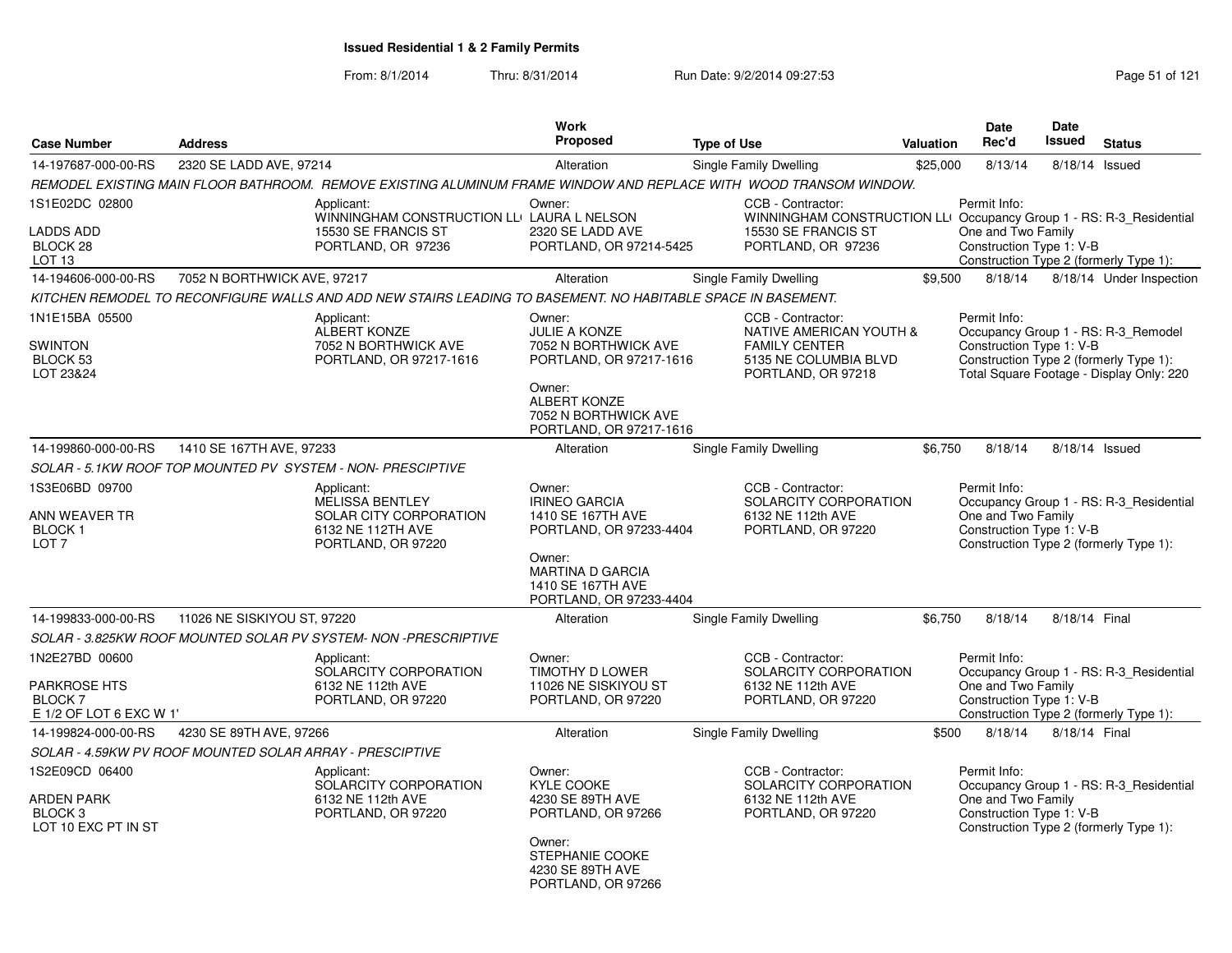# Issued Residential 1 & 2 Family Permits

From: 8/1/2014 Thru: 8/31/2014 Run Date: 9/2/2014 09:27:53

| Case Number | Address | Work Proposed | Type of Use | Valuation | Date Rec'd | Date Issued | Status |
|---|---|---|---|---|---|---|---|
| 14-197687-000-00-RS | 2320 SE LADD AVE, 97214 | Alteration | Single Family Dwelling | $25,000 | 8/13/14 | 8/18/14 | Issued |

*REMODEL EXISTING MAIN FLOOR BATHROOM. REMOVE EXISTING ALUMINUM FRAME WINDOW AND REPLACE WITH WOOD TRANSOM WINDOW.*

1S1E02DC 02800
LADDS ADD
BLOCK 28
LOT 13

Applicant:
WINNINGHAM CONSTRUCTION LL(
15530 SE FRANCIS ST
PORTLAND, OR 97236

Owner:
LAURA L NELSON
2320 SE LADD AVE
PORTLAND, OR 97214-5425

CCB - Contractor:
WINNINGHAM CONSTRUCTION LL(
15530 SE FRANCIS ST
PORTLAND, OR 97236

Permit Info:
Occupancy Group 1 - RS: R-3_Residential One and Two Family
Construction Type 1: V-B
Construction Type 2 (formerly Type 1):

| Case Number | Address | Work Proposed | Type of Use | Valuation | Date Rec'd | Date Issued | Status |
|---|---|---|---|---|---|---|---|
| 14-194606-000-00-RS | 7052 N BORTHWICK AVE, 97217 | Alteration | Single Family Dwelling | $9,500 | 8/18/14 | 8/18/14 | Under Inspection |

*KITCHEN REMODEL TO RECONFIGURE WALLS AND ADD NEW STAIRS LEADING TO BASEMENT. NO HABITABLE SPACE IN BASEMENT.*

1N1E15BA 05500
SWINTON
BLOCK 53
LOT 23&24

Applicant:
ALBERT KONZE
7052 N BORTHWICK AVE
PORTLAND, OR 97217-1616

Owner:
JULIE A KONZE
7052 N BORTHWICK AVE
PORTLAND, OR 97217-1616

Owner:
ALBERT KONZE
7052 N BORTHWICK AVE
PORTLAND, OR 97217-1616

CCB - Contractor:
NATIVE AMERICAN YOUTH & FAMILY CENTER
5135 NE COLUMBIA BLVD
PORTLAND, OR 97218

Permit Info:
Occupancy Group 1 - RS: R-3_Remodel
Construction Type 1: V-B
Construction Type 2 (formerly Type 1):
Total Square Footage - Display Only: 220

| Case Number | Address | Work Proposed | Type of Use | Valuation | Date Rec'd | Date Issued | Status |
|---|---|---|---|---|---|---|---|
| 14-199860-000-00-RS | 1410 SE 167TH AVE, 97233 | Alteration | Single Family Dwelling | $6,750 | 8/18/14 | 8/18/14 | Issued |

*SOLAR - 5.1KW ROOF TOP MOUNTED PV SYSTEM - NON- PRESCIPTIVE*

1S3E06BD 09700
ANN WEAVER TR
BLOCK 1
LOT 7

Applicant:
MELISSA BENTLEY
SOLAR CITY CORPORATION
6132 NE 112TH AVE
PORTLAND, OR 97220

Owner:
IRINEO GARCIA
1410 SE 167TH AVE
PORTLAND, OR 97233-4404

Owner:
MARTINA D GARCIA
1410 SE 167TH AVE
PORTLAND, OR 97233-4404

CCB - Contractor:
SOLARCITY CORPORATION
6132 NE 112th AVE
PORTLAND, OR 97220

Permit Info:
Occupancy Group 1 - RS: R-3_Residential One and Two Family
Construction Type 1: V-B
Construction Type 2 (formerly Type 1):

| Case Number | Address | Work Proposed | Type of Use | Valuation | Date Rec'd | Date Issued | Status |
|---|---|---|---|---|---|---|---|
| 14-199833-000-00-RS | 11026 NE SISKIYOU ST, 97220 | Alteration | Single Family Dwelling | $6,750 | 8/18/14 | 8/18/14 | Final |

*SOLAR - 3.825KW ROOF MOUNTED SOLAR PV SYSTEM- NON -PRESCRIPTIVE*

1N2E27BD 00600
PARKROSE HTS
BLOCK 7
E 1/2 OF LOT 6 EXC W 1'

Applicant:
SOLARCITY CORPORATION
6132 NE 112th AVE
PORTLAND, OR 97220

Owner:
TIMOTHY D LOWER
11026 NE SISKIYOU ST
PORTLAND, OR 97220

CCB - Contractor:
SOLARCITY CORPORATION
6132 NE 112th AVE
PORTLAND, OR 97220

Permit Info:
Occupancy Group 1 - RS: R-3_Residential One and Two Family
Construction Type 1: V-B
Construction Type 2 (formerly Type 1):

| Case Number | Address | Work Proposed | Type of Use | Valuation | Date Rec'd | Date Issued | Status |
|---|---|---|---|---|---|---|---|
| 14-199824-000-00-RS | 4230 SE 89TH AVE, 97266 | Alteration | Single Family Dwelling | $500 | 8/18/14 | 8/18/14 | Final |

*SOLAR - 4.59KW PV ROOF MOUNTED SOLAR ARRAY - PRESCIPTIVE*

1S2E09CD 06400
ARDEN PARK
BLOCK 3
LOT 10 EXC PT IN ST

Applicant:
SOLARCITY CORPORATION
6132 NE 112th AVE
PORTLAND, OR 97220

Owner:
KYLE COOKE
4230 SE 89TH AVE
PORTLAND, OR 97266

Owner:
STEPHANIE COOKE
4230 SE 89TH AVE
PORTLAND, OR 97266

CCB - Contractor:
SOLARCITY CORPORATION
6132 NE 112th AVE
PORTLAND, OR 97220

Permit Info:
Occupancy Group 1 - RS: R-3_Residential One and Two Family
Construction Type 1: V-B
Construction Type 2 (formerly Type 1):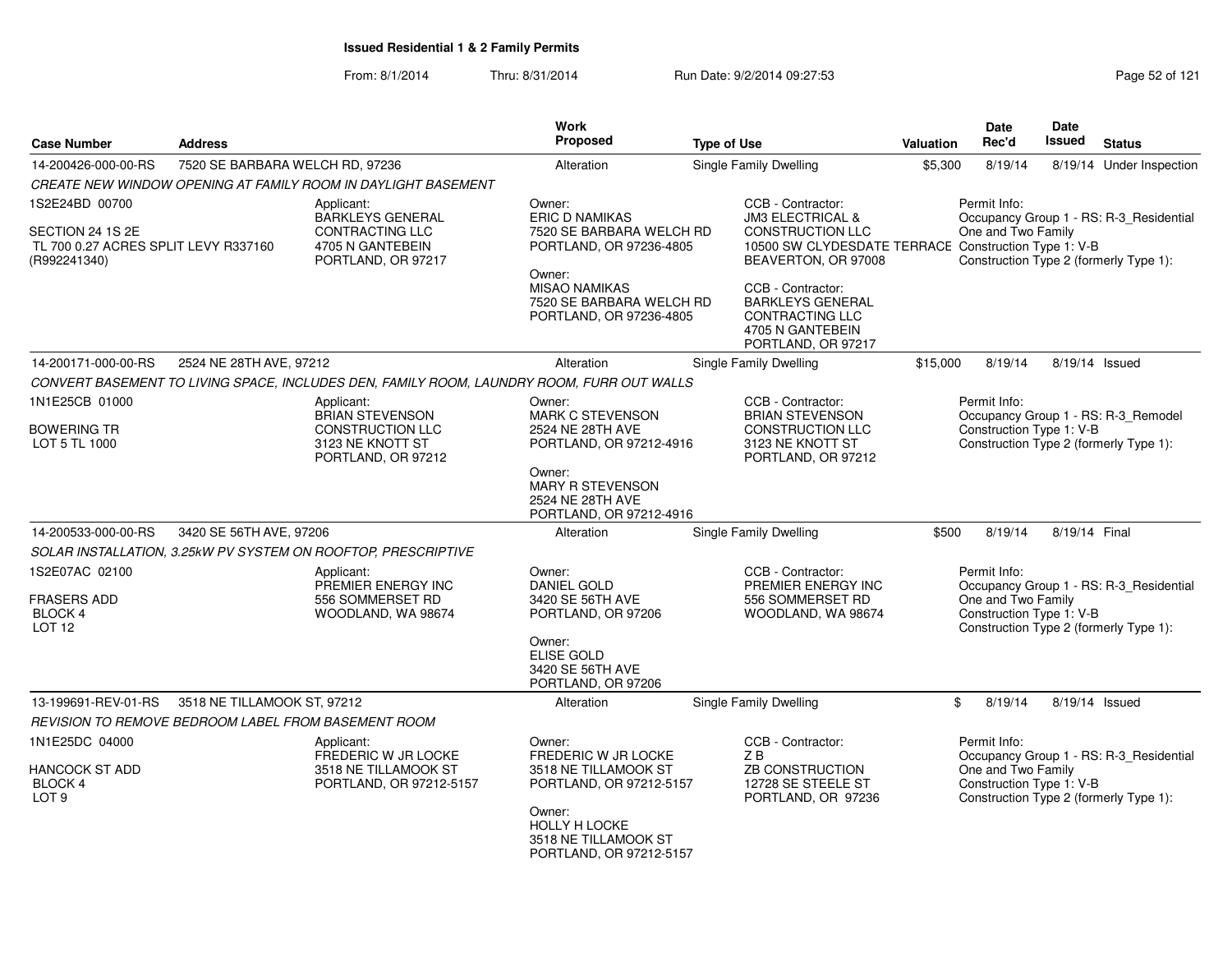# Issued Residential 1 & 2 Family Permits

From: 8/1/2014 Thru: 8/31/2014 Run Date: 9/2/2014 09:27:53

| Case Number | Address | Work Proposed | Type of Use | Valuation | Date Rec'd | Date Issued | Status |
|---|---|---|---|---|---|---|---|
| 14-200426-000-00-RS | 7520 SE BARBARA WELCH RD, 97236 | Alteration | Single Family Dwelling | $5,300 | 8/19/14 | 8/19/14 | Under Inspection |

*CREATE NEW WINDOW OPENING AT FAMILY ROOM IN DAYLIGHT BASEMENT*

1S2E24BD 00700

SECTION 24 1S 2E
TL 700 0.27 ACRES SPLIT LEVY R337160
(R992241340)

Applicant:
BARKLEYS GENERAL CONTRACTING LLC
4705 N GANTEBEIN
PORTLAND, OR 97217

Owner:
ERIC D NAMIKAS
7520 SE BARBARA WELCH RD
PORTLAND, OR 97236-4805

Owner:
MISAO NAMIKAS
7520 SE BARBARA WELCH RD
PORTLAND, OR 97236-4805

CCB - Contractor:
JM3 ELECTRICAL & CONSTRUCTION LLC
10500 SW CLYDESDATE TERRACE
BEAVERTON, OR 97008

CCB - Contractor:
BARKLEYS GENERAL CONTRACTING LLC
4705 N GANTEBEIN
PORTLAND, OR 97217

Permit Info:
Occupancy Group 1 - RS: R-3_Residential One and Two Family
Construction Type 1: V-B
Construction Type 2 (formerly Type 1):

| Case Number | Address | Work Proposed | Type of Use | Valuation | Date Rec'd | Date Issued | Status |
|---|---|---|---|---|---|---|---|
| 14-200171-000-00-RS | 2524 NE 28TH AVE, 97212 | Alteration | Single Family Dwelling | $15,000 | 8/19/14 | 8/19/14 | Issued |

*CONVERT BASEMENT TO LIVING SPACE, INCLUDES DEN, FAMILY ROOM, LAUNDRY ROOM, FURR OUT WALLS*

1N1E25CB 01000

BOWERING TR
LOT 5 TL 1000

Applicant:
BRIAN STEVENSON CONSTRUCTION LLC
3123 NE KNOTT ST
PORTLAND, OR 97212

Owner:
MARK C STEVENSON
2524 NE 28TH AVE
PORTLAND, OR 97212-4916

Owner:
MARY R STEVENSON
2524 NE 28TH AVE
PORTLAND, OR 97212-4916

CCB - Contractor:
BRIAN STEVENSON CONSTRUCTION LLC
3123 NE KNOTT ST
PORTLAND, OR 97212

Permit Info:
Occupancy Group 1 - RS: R-3_Remodel
Construction Type 1: V-B
Construction Type 2 (formerly Type 1):

| Case Number | Address | Work Proposed | Type of Use | Valuation | Date Rec'd | Date Issued | Status |
|---|---|---|---|---|---|---|---|
| 14-200533-000-00-RS | 3420 SE 56TH AVE, 97206 | Alteration | Single Family Dwelling | $500 | 8/19/14 | 8/19/14 | Final |

*SOLAR INSTALLATION, 3.25kW PV SYSTEM ON ROOFTOP, PRESCRIPTIVE*

1S2E07AC 02100

FRASERS ADD
BLOCK 4
LOT 12

Applicant:
PREMIER ENERGY INC
556 SOMMERSET RD
WOODLAND, WA 98674

Owner:
DANIEL GOLD
3420 SE 56TH AVE
PORTLAND, OR 97206

Owner:
ELISE GOLD
3420 SE 56TH AVE
PORTLAND, OR 97206

CCB - Contractor:
PREMIER ENERGY INC
556 SOMMERSET RD
WOODLAND, WA 98674

Permit Info:
Occupancy Group 1 - RS: R-3_Residential One and Two Family
Construction Type 1: V-B
Construction Type 2 (formerly Type 1):

| Case Number | Address | Work Proposed | Type of Use | Valuation | Date Rec'd | Date Issued | Status |
|---|---|---|---|---|---|---|---|
| 13-199691-REV-01-RS | 3518 NE TILLAMOOK ST, 97212 | Alteration | Single Family Dwelling | $ | 8/19/14 | 8/19/14 | Issued |

*REVISION TO REMOVE BEDROOM LABEL FROM BASEMENT ROOM*

1N1E25DC 04000

HANCOCK ST ADD
BLOCK 4
LOT 9

Applicant:
FREDERIC W JR LOCKE
3518 NE TILLAMOOK ST
PORTLAND, OR 97212-5157

Owner:
FREDERIC W JR LOCKE
3518 NE TILLAMOOK ST
PORTLAND, OR 97212-5157

Owner:
HOLLY H LOCKE
3518 NE TILLAMOOK ST
PORTLAND, OR 97212-5157

CCB - Contractor:
Z B
ZB CONSTRUCTION
12728 SE STEELE ST
PORTLAND, OR 97236

Permit Info:
Occupancy Group 1 - RS: R-3_Residential One and Two Family
Construction Type 1: V-B
Construction Type 2 (formerly Type 1):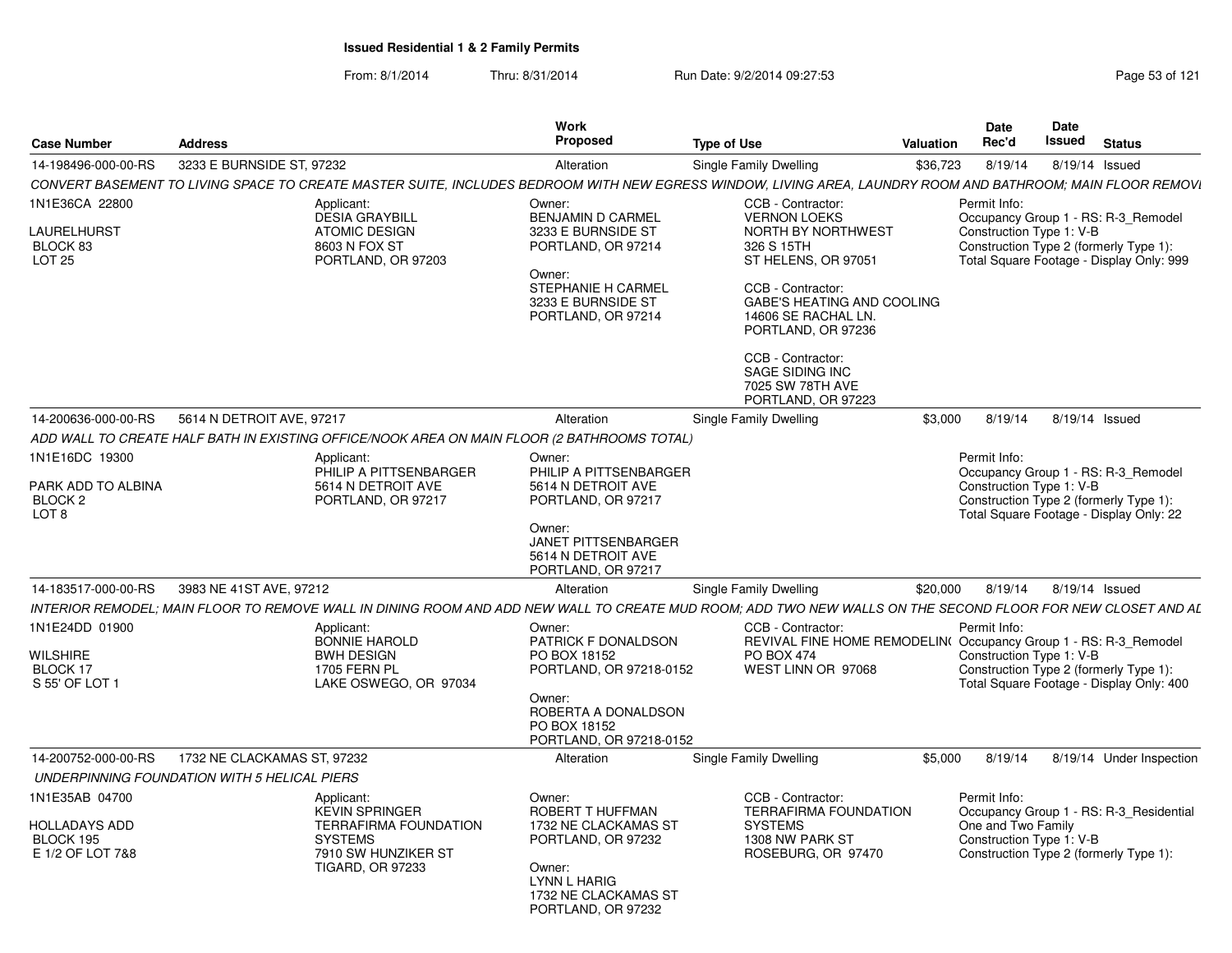**Issued Residential 1 & 2 Family Permits**

From: 8/1/2014 Thru: 8/31/2014 Run Date: 9/2/2014 09:27:53

| Case Number | Address | Work Proposed | Type of Use | Valuation | Date Rec'd | Date Issued | Status |
|---|---|---|---|---|---|---|---|
| 14-198496-000-00-RS | 3233 E BURNSIDE ST, 97232 | Alteration | Single Family Dwelling | $36,723 | 8/19/14 | 8/19/14 | Issued |

CONVERT BASEMENT TO LIVING SPACE TO CREATE MASTER SUITE, INCLUDES BEDROOM WITH NEW EGRESS WINDOW, LIVING AREA, LAUNDRY ROOM AND BATHROOM; MAIN FLOOR REMOVI

1N1E36CA 22800
LAURELHURST
BLOCK 83
LOT 25

Applicant:
DESIA GRAYBILL
ATOMIC DESIGN
8603 N FOX ST
PORTLAND, OR 97203

Owner:
BENJAMIN D CARMEL
3233 E BURNSIDE ST
PORTLAND, OR 97214

Owner:
STEPHANIE H CARMEL
3233 E BURNSIDE ST
PORTLAND, OR 97214

CCB - Contractor:
VERNON LOEKS
NORTH BY NORTHWEST
326 S 15TH
ST HELENS, OR 97051

CCB - Contractor:
GABE'S HEATING AND COOLING
14606 SE RACHAL LN.
PORTLAND, OR 97236

CCB - Contractor:
SAGE SIDING INC
7025 SW 78TH AVE
PORTLAND, OR 97223

Permit Info:
Occupancy Group 1 - RS: R-3_Remodel
Construction Type 1: V-B
Construction Type 2 (formerly Type 1):
Total Square Footage - Display Only: 999

| Case Number | Address | Work Proposed | Type of Use | Valuation | Date Rec'd | Date Issued | Status |
|---|---|---|---|---|---|---|---|
| 14-200636-000-00-RS | 5614 N DETROIT AVE, 97217 | Alteration | Single Family Dwelling | $3,000 | 8/19/14 | 8/19/14 | Issued |

ADD WALL TO CREATE HALF BATH IN EXISTING OFFICE/NOOK AREA ON MAIN FLOOR (2 BATHROOMS TOTAL)

1N1E16DC 19300
PARK ADD TO ALBINA
BLOCK 2
LOT 8

Applicant:
PHILIP A PITTSENBARGER
5614 N DETROIT AVE
PORTLAND, OR 97217

Owner:
PHILIP A PITTSENBARGER
5614 N DETROIT AVE
PORTLAND, OR 97217

Owner:
JANET PITTSENBARGER
5614 N DETROIT AVE
PORTLAND, OR 97217

Permit Info:
Occupancy Group 1 - RS: R-3_Remodel
Construction Type 1: V-B
Construction Type 2 (formerly Type 1):
Total Square Footage - Display Only: 22

| Case Number | Address | Work Proposed | Type of Use | Valuation | Date Rec'd | Date Issued | Status |
|---|---|---|---|---|---|---|---|
| 14-183517-000-00-RS | 3983 NE 41ST AVE, 97212 | Alteration | Single Family Dwelling | $20,000 | 8/19/14 | 8/19/14 | Issued |

INTERIOR REMODEL; MAIN FLOOR TO REMOVE WALL IN DINING ROOM AND ADD NEW WALL TO CREATE MUD ROOM; ADD TWO NEW WALLS ON THE SECOND FLOOR FOR NEW CLOSET AND AL

1N1E24DD 01900
WILSHIRE
BLOCK 17
S 55' OF LOT 1

Applicant:
BONNIE HAROLD
BWH DESIGN
1705 FERN PL
LAKE OSWEGO, OR 97034

Owner:
PATRICK F DONALDSON
PO BOX 18152
PORTLAND, OR 97218-0152

Owner:
ROBERTA A DONALDSON
PO BOX 18152
PORTLAND, OR 97218-0152

CCB - Contractor:
REVIVAL FINE HOME REMODELIN(
PO BOX 474
WEST LINN OR 97068

Permit Info:
Occupancy Group 1 - RS: R-3_Remodel
Construction Type 1: V-B
Construction Type 2 (formerly Type 1):
Total Square Footage - Display Only: 400

| Case Number | Address | Work Proposed | Type of Use | Valuation | Date Rec'd | Date Issued | Status |
|---|---|---|---|---|---|---|---|
| 14-200752-000-00-RS | 1732 NE CLACKAMAS ST, 97232 | Alteration | Single Family Dwelling | $5,000 | 8/19/14 | 8/19/14 | Under Inspection |

UNDERPINNING FOUNDATION WITH 5 HELICAL PIERS

1N1E35AB 04700
HOLLADAYS ADD
BLOCK 195
E 1/2 OF LOT 7&8

Applicant:
KEVIN SPRINGER
TERRAFIRMA FOUNDATION SYSTEMS
7910 SW HUNZIKER ST
TIGARD, OR 97233

Owner:
ROBERT T HUFFMAN
1732 NE CLACKAMAS ST
PORTLAND, OR 97232

Owner:
LYNN L HARIG
1732 NE CLACKAMAS ST
PORTLAND, OR 97232

CCB - Contractor:
TERRAFIRMA FOUNDATION SYSTEMS
1308 NW PARK ST
ROSEBURG, OR 97470

Permit Info:
Occupancy Group 1 - RS: R-3_Residential One and Two Family
Construction Type 1: V-B
Construction Type 2 (formerly Type 1):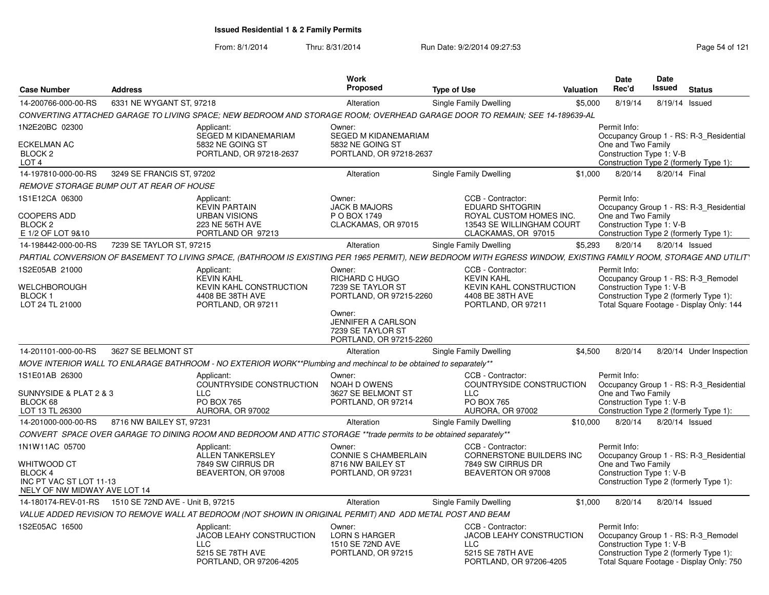**Issued Residential 1 & 2 Family Permits**

From: 8/1/2014 Thru: 8/31/2014 Run Date: 9/2/2014 09:27:53

| Case Number | Address | Work Proposed | Type of Use | Valuation | Date Rec'd | Date Issued | Status |
|---|---|---|---|---|---|---|---|
| 14-200766-000-00-RS | 6331 NE WYGANT ST, 97218 | Alteration | Single Family Dwelling | $5,000 | 8/19/14 | 8/19/14 | Issued |

*CONVERTING ATTACHED GARAGE TO LIVING SPACE; NEW BEDROOM AND STORAGE ROOM; OVERHEAD GARAGE DOOR TO REMAIN; SEE 14-189639-AL*

1N2E20BC 02300
ECKELMAN AC
BLOCK 2
LOT 4

Applicant: SEGED M KIDANEMARIAM, 5832 NE GOING ST, PORTLAND, OR 97218-2637

Owner: SEGED M KIDANEMARIAM, 5832 NE GOING ST, PORTLAND, OR 97218-2637

Permit Info: Occupancy Group 1 - RS: R-3_Residential One and Two Family; Construction Type 1: V-B; Construction Type 2 (formerly Type 1):

---

| Case Number | Address | Work Proposed | Type of Use | Valuation | Date Rec'd | Date Issued | Status |
|---|---|---|---|---|---|---|---|
| 14-197810-000-00-RS | 3249 SE FRANCIS ST, 97202 | Alteration | Single Family Dwelling | $1,000 | 8/20/14 | 8/20/14 | Final |

*REMOVE STORAGE BUMP OUT AT REAR OF HOUSE*

1S1E12CA 06300
COOPERS ADD
BLOCK 2
E 1/2 OF LOT 9&10

Applicant: KEVIN PARTAIN, URBAN VISIONS, 223 NE 56TH AVE, PORTLAND OR 97213

Owner: JACK B MAJORS, P O BOX 1749, CLACKAMAS, OR 97015

CCB - Contractor: EDUARD SHTOGRIN, ROYAL CUSTOM HOMES INC., 13543 SE WILLINGHAM COURT, CLACKAMAS, OR 97015

Permit Info: Occupancy Group 1 - RS: R-3_Residential One and Two Family; Construction Type 1: V-B; Construction Type 2 (formerly Type 1):

---

| Case Number | Address | Work Proposed | Type of Use | Valuation | Date Rec'd | Date Issued | Status |
|---|---|---|---|---|---|---|---|
| 14-198442-000-00-RS | 7239 SE TAYLOR ST, 97215 | Alteration | Single Family Dwelling | $5,293 | 8/20/14 | 8/20/14 | Issued |

*PARTIAL CONVERSION OF BASEMENT TO LIVING SPACE, (BATHROOM IS EXISTING PER 1965 PERMIT), NEW BEDROOM WITH EGRESS WINDOW, EXISTING FAMILY ROOM, STORAGE AND UTILITY*

1S2E05AB 21000
WELCHBOROUGH
BLOCK 1
LOT 24 TL 21000

Applicant: KEVIN KAHL, KEVIN KAHL CONSTRUCTION, 4408 BE 38TH AVE, PORTLAND, OR 97211

Owner: RICHARD C HUGO, 7239 SE TAYLOR ST, PORTLAND, OR 97215-2260

Owner: JENNIFER A CARLSON, 7239 SE TAYLOR ST, PORTLAND, OR 97215-2260

CCB - Contractor: KEVIN KAHL, KEVIN KAHL CONSTRUCTION, 4408 BE 38TH AVE, PORTLAND, OR 97211

Permit Info: Occupancy Group 1 - RS: R-3_Remodel; Construction Type 1: V-B; Construction Type 2 (formerly Type 1):; Total Square Footage - Display Only: 144

---

| Case Number | Address | Work Proposed | Type of Use | Valuation | Date Rec'd | Date Issued | Status |
|---|---|---|---|---|---|---|---|
| 14-201101-000-00-RS | 3627 SE BELMONT ST | Alteration | Single Family Dwelling | $4,500 | 8/20/14 | 8/20/14 | Under Inspection |

*MOVE INTERIOR WALL TO ENLARAGE BATHROOM - NO EXTERIOR WORK**Plumbing and mechincal to be obtained to separately***

1S1E01AB 26300
SUNNYSIDE & PLAT 2 & 3
BLOCK 68
LOT 13 TL 26300

Applicant: COUNTRYSIDE CONSTRUCTION LLC, PO BOX 765, AURORA, OR 97002

Owner: NOAH D OWENS, 3627 SE BELMONT ST, PORTLAND, OR 97214

CCB - Contractor: COUNTRYSIDE CONSTRUCTION LLC, PO BOX 765, AURORA, OR 97002

Permit Info: Occupancy Group 1 - RS: R-3_Residential One and Two Family; Construction Type 1: V-B; Construction Type 2 (formerly Type 1):

---

| Case Number | Address | Work Proposed | Type of Use | Valuation | Date Rec'd | Date Issued | Status |
|---|---|---|---|---|---|---|---|
| 14-201000-000-00-RS | 8716 NW BAILEY ST, 97231 | Alteration | Single Family Dwelling | $10,000 | 8/20/14 | 8/20/14 | Issued |

*CONVERT SPACE OVER GARAGE TO DINING ROOM AND BEDROOM AND ATTIC STORAGE **trade permits to be obtained separately***

1N1W11AC 05700
WHITWOOD CT
BLOCK 4
INC PT VAC ST LOT 11-13
NELY OF NW MIDWAY AVE LOT 14

Applicant: ALLEN TANKERSLEY, 7849 SW CIRRUS DR, BEAVERTON, OR 97008

Owner: CONNIE S CHAMBERLAIN, 8716 NW BAILEY ST, PORTLAND, OR 97231

CCB - Contractor: CORNERSTONE BUILDERS INC, 7849 SW CIRRUS DR, BEAVERTON OR 97008

Permit Info: Occupancy Group 1 - RS: R-3_Residential One and Two Family; Construction Type 1: V-B; Construction Type 2 (formerly Type 1):

---

| Case Number | Address | Work Proposed | Type of Use | Valuation | Date Rec'd | Date Issued | Status |
|---|---|---|---|---|---|---|---|
| 14-180174-REV-01-RS | 1510 SE 72ND AVE - Unit B, 97215 | Alteration | Single Family Dwelling | $1,000 | 8/20/14 | 8/20/14 | Issued |

*VALUE ADDED REVISION TO REMOVE WALL AT BEDROOM (NOT SHOWN IN ORIGINAL PERMIT) AND ADD METAL POST AND BEAM*

1S2E05AC 16500

Applicant: JACOB LEAHY CONSTRUCTION LLC, 5215 SE 78TH AVE, PORTLAND, OR 97206-4205

Owner: LORN S HARGER, 1510 SE 72ND AVE, PORTLAND, OR 97215

CCB - Contractor: JACOB LEAHY CONSTRUCTION LLC, 5215 SE 78TH AVE, PORTLAND, OR 97206-4205

Permit Info: Occupancy Group 1 - RS: R-3_Remodel; Construction Type 1: V-B; Construction Type 2 (formerly Type 1):; Total Square Footage - Display Only: 750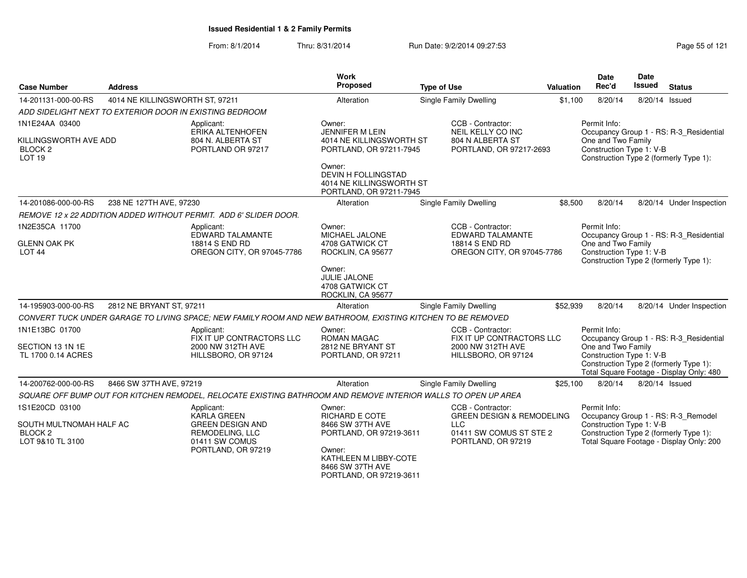**Issued Residential 1 & 2 Family Permits**

From: 8/1/2014 Thru: 8/31/2014 Run Date: 9/2/2014 09:27:53

| Case Number | Address | Work Proposed | Type of Use | Valuation | Date Rec'd | Date Issued | Status |
|---|---|---|---|---|---|---|---|
| 14-201131-000-00-RS | 4014 NE KILLINGSWORTH ST, 97211 | Alteration | Single Family Dwelling | $1,100 | 8/20/14 | 8/20/14 | Issued |

*ADD SIDELIGHT NEXT TO EXTERIOR DOOR IN EXISTING BEDROOM*

1N1E24AA 03400
KILLINGSWORTH AVE ADD
BLOCK 2
LOT 19

Applicant:
ERIKA ALTENHOFEN
804 N. ALBERTA ST
PORTLAND OR 97217

Owner:
JENNIFER M LEIN
4014 NE KILLINGSWORTH ST
PORTLAND, OR 97211-7945

Owner:
DEVIN H FOLLINGSTAD
4014 NE KILLINGSWORTH ST
PORTLAND, OR 97211-7945

CCB - Contractor:
NEIL KELLY CO INC
804 N ALBERTA ST
PORTLAND, OR 97217-2693

Permit Info:
Occupancy Group 1 - RS: R-3_Residential One and Two Family
Construction Type 1: V-B
Construction Type 2 (formerly Type 1):

| Case Number | Address | Work Proposed | Type of Use | Valuation | Date Rec'd | Date Issued | Status |
|---|---|---|---|---|---|---|---|
| 14-201086-000-00-RS | 238 NE 127TH AVE, 97230 | Alteration | Single Family Dwelling | $8,500 | 8/20/14 | 8/20/14 | Under Inspection |

*REMOVE 12 x 22 ADDITION ADDED WITHOUT PERMIT. ADD 6' SLIDER DOOR.*

1N2E35CA 11700
GLENN OAK PK
LOT 44

Applicant:
EDWARD TALAMANTE
18814 S END RD
OREGON CITY, OR 97045-7786

Owner:
MICHAEL JALONE
4708 GATWICK CT
ROCKLIN, CA 95677

Owner:
JULIE JALONE
4708 GATWICK CT
ROCKLIN, CA 95677

CCB - Contractor:
EDWARD TALAMANTE
18814 S END RD
OREGON CITY, OR 97045-7786

Permit Info:
Occupancy Group 1 - RS: R-3_Residential One and Two Family
Construction Type 1: V-B
Construction Type 2 (formerly Type 1):

| Case Number | Address | Work Proposed | Type of Use | Valuation | Date Rec'd | Date Issued | Status |
|---|---|---|---|---|---|---|---|
| 14-195903-000-00-RS | 2812 NE BRYANT ST, 97211 | Alteration | Single Family Dwelling | $52,939 | 8/20/14 | 8/20/14 | Under Inspection |

*CONVERT TUCK UNDER GARAGE TO LIVING SPACE; NEW FAMILY ROOM AND NEW BATHROOM, EXISTING KITCHEN TO BE REMOVED*

1N1E13BC 01700
SECTION 13 1N 1E
TL 1700 0.14 ACRES

Applicant:
FIX IT UP CONTRACTORS LLC
2000 NW 312TH AVE
HILLSBORO, OR 97124

Owner:
ROMAN MAGAC
2812 NE BRYANT ST
PORTLAND, OR 97211

CCB - Contractor:
FIX IT UP CONTRACTORS LLC
2000 NW 312TH AVE
HILLSBORO, OR 97124

Permit Info:
Occupancy Group 1 - RS: R-3_Residential One and Two Family
Construction Type 1: V-B
Construction Type 2 (formerly Type 1):
Total Square Footage - Display Only: 480

| Case Number | Address | Work Proposed | Type of Use | Valuation | Date Rec'd | Date Issued | Status |
|---|---|---|---|---|---|---|---|
| 14-200762-000-00-RS | 8466 SW 37TH AVE, 97219 | Alteration | Single Family Dwelling | $25,100 | 8/20/14 | 8/20/14 | Issued |

*SQUARE OFF BUMP OUT FOR KITCHEN REMODEL, RELOCATE EXISTING BATHROOM AND REMOVE INTERIOR WALLS TO OPEN UP AREA*

1S1E20CD 03100
SOUTH MULTNOMAH HALF AC
BLOCK 2
LOT 9&10 TL 3100

Applicant:
KARLA GREEN
GREEN DESIGN AND REMODELING, LLC
01411 SW COMUS
PORTLAND, OR 97219

Owner:
RICHARD E COTE
8466 SW 37TH AVE
PORTLAND, OR 97219-3611

Owner:
KATHLEEN M LIBBY-COTE
8466 SW 37TH AVE
PORTLAND, OR 97219-3611

CCB - Contractor:
GREEN DESIGN & REMODELING LLC
01411 SW COMUS ST STE 2
PORTLAND, OR 97219

Permit Info:
Occupancy Group 1 - RS: R-3_Remodel
Construction Type 1: V-B
Construction Type 2 (formerly Type 1):
Total Square Footage - Display Only: 200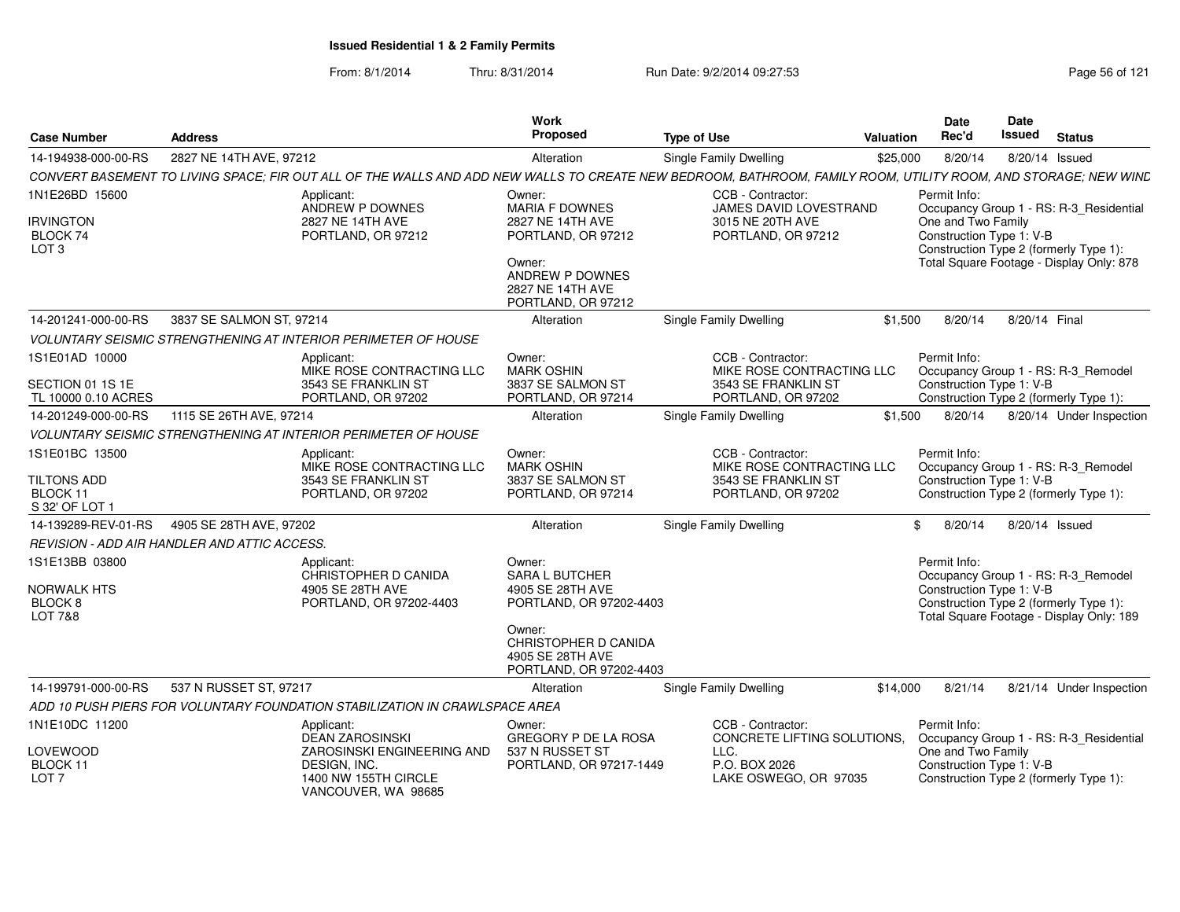## Issued Residential 1 & 2 Family Permits

From: 8/1/2014 Thru: 8/31/2014 Run Date: 9/2/2014 09:27:53

| Case Number | Address | Work Proposed | Type of Use | Valuation | Date Rec'd | Date Issued | Status |
|---|---|---|---|---|---|---|---|
| 14-194938-000-00-RS | 2827 NE 14TH AVE, 97212 | Alteration | Single Family Dwelling | $25,000 | 8/20/14 | 8/20/14 | Issued |

*CONVERT BASEMENT TO LIVING SPACE; FIR OUT ALL OF THE WALLS AND ADD NEW WALLS TO CREATE NEW BEDROOM, BATHROOM, FAMILY ROOM, UTILITY ROOM, AND STORAGE; NEW WIND*

1N1E26BD 15600
IRVINGTON
BLOCK 74
LOT 3

Applicant:
ANDREW P DOWNES
2827 NE 14TH AVE
PORTLAND, OR 97212

Owner:
MARIA F DOWNES
2827 NE 14TH AVE
PORTLAND, OR 97212

Owner:
ANDREW P DOWNES
2827 NE 14TH AVE
PORTLAND, OR 97212

CCB - Contractor:
JAMES DAVID LOVESTRAND
3015 NE 20TH AVE
PORTLAND, OR 97212

Permit Info:
Occupancy Group 1 - RS: R-3_Residential One and Two Family
Construction Type 1: V-B
Construction Type 2 (formerly Type 1):
Total Square Footage - Display Only: 878

| Case Number | Address | Work Proposed | Type of Use | Valuation | Date Rec'd | Date Issued | Status |
|---|---|---|---|---|---|---|---|
| 14-201241-000-00-RS | 3837 SE SALMON ST, 97214 | Alteration | Single Family Dwelling | $1,500 | 8/20/14 | 8/20/14 | Final |

*VOLUNTARY SEISMIC STRENGTHENING AT INTERIOR PERIMETER OF HOUSE*

1S1E01AD 10000
SECTION 01 1S 1E
TL 10000 0.10 ACRES

Applicant:
MIKE ROSE CONTRACTING LLC
3543 SE FRANKLIN ST
PORTLAND, OR 97202

Owner:
MARK OSHIN
3837 SE SALMON ST
PORTLAND, OR 97214

CCB - Contractor:
MIKE ROSE CONTRACTING LLC
3543 SE FRANKLIN ST
PORTLAND, OR 97202

Permit Info:
Occupancy Group 1 - RS: R-3_Remodel
Construction Type 1: V-B
Construction Type 2 (formerly Type 1):

| Case Number | Address | Work Proposed | Type of Use | Valuation | Date Rec'd | Date Issued | Status |
|---|---|---|---|---|---|---|---|
| 14-201249-000-00-RS | 1115 SE 26TH AVE, 97214 | Alteration | Single Family Dwelling | $1,500 | 8/20/14 | 8/20/14 | Under Inspection |

*VOLUNTARY SEISMIC STRENGTHENING AT INTERIOR PERIMETER OF HOUSE*

1S1E01BC 13500
TILTONS ADD
BLOCK 11
S 32' OF LOT 1

Applicant:
MIKE ROSE CONTRACTING LLC
3543 SE FRANKLIN ST
PORTLAND, OR 97202

Owner:
MARK OSHIN
3837 SE SALMON ST
PORTLAND, OR 97214

CCB - Contractor:
MIKE ROSE CONTRACTING LLC
3543 SE FRANKLIN ST
PORTLAND, OR 97202

Permit Info:
Occupancy Group 1 - RS: R-3_Remodel
Construction Type 1: V-B
Construction Type 2 (formerly Type 1):

| Case Number | Address | Work Proposed | Type of Use | Valuation | Date Rec'd | Date Issued | Status |
|---|---|---|---|---|---|---|---|
| 14-139289-REV-01-RS | 4905 SE 28TH AVE, 97202 | Alteration | Single Family Dwelling | $ | 8/20/14 | 8/20/14 | Issued |

*REVISION - ADD AIR HANDLER AND ATTIC ACCESS.*

1S1E13BB 03800
NORWALK HTS
BLOCK 8
LOT 7&8

Applicant:
CHRISTOPHER D CANIDA
4905 SE 28TH AVE
PORTLAND, OR 97202-4403

Owner:
SARA L BUTCHER
4905 SE 28TH AVE
PORTLAND, OR 97202-4403

Owner:
CHRISTOPHER D CANIDA
4905 SE 28TH AVE
PORTLAND, OR 97202-4403

Permit Info:
Occupancy Group 1 - RS: R-3_Remodel
Construction Type 1: V-B
Construction Type 2 (formerly Type 1):
Total Square Footage - Display Only: 189

| Case Number | Address | Work Proposed | Type of Use | Valuation | Date Rec'd | Date Issued | Status |
|---|---|---|---|---|---|---|---|
| 14-199791-000-00-RS | 537 N RUSSET ST, 97217 | Alteration | Single Family Dwelling | $14,000 | 8/21/14 | 8/21/14 | Under Inspection |

*ADD 10 PUSH PIERS FOR VOLUNTARY FOUNDATION STABILIZATION IN CRAWLSPACE AREA*

1N1E10DC 11200
LOVEWOOD
BLOCK 11
LOT 7

Applicant:
DEAN ZAROSINSKI
ZAROSINSKI ENGINEERING AND DESIGN, INC.
1400 NW 155TH CIRCLE
VANCOUVER, WA 98685

Owner:
GREGORY P DE LA ROSA
537 N RUSSET ST
PORTLAND, OR 97217-1449

CCB - Contractor:
CONCRETE LIFTING SOLUTIONS, LLC.
P.O. BOX 2026
LAKE OSWEGO, OR 97035

Permit Info:
Occupancy Group 1 - RS: R-3_Residential One and Two Family
Construction Type 1: V-B
Construction Type 2 (formerly Type 1):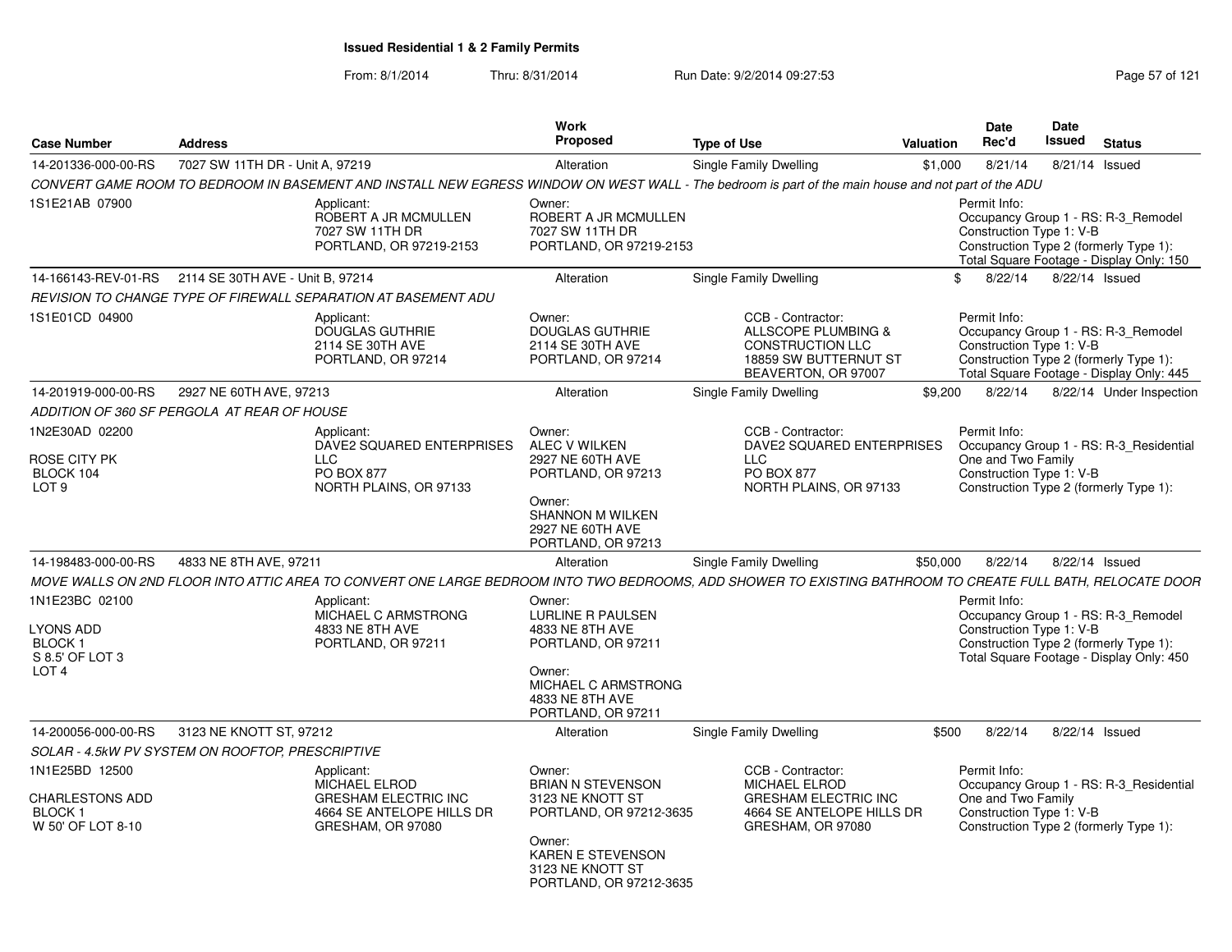**Issued Residential 1 & 2 Family Permits**

From: 8/1/2014 Thru: 8/31/2014 Run Date: 9/2/2014 09:27:53

| Case Number | Address | Work Proposed | Type of Use | Valuation | Date Rec'd | Date Issued | Status |
|---|---|---|---|---|---|---|---|
| 14-201336-000-00-RS | 7027 SW 11TH DR - Unit A, 97219 | Alteration | Single Family Dwelling | $1,000 | 8/21/14 | 8/21/14 | Issued |

*CONVERT GAME ROOM TO BEDROOM IN BASEMENT AND INSTALL NEW EGRESS WINDOW ON WEST WALL - The bedroom is part of the main house and not part of the ADU*

1S1E21AB 07900

Applicant: ROBERT A JR MCMULLEN, 7027 SW 11TH DR, PORTLAND, OR 97219-2153

Owner: ROBERT A JR MCMULLEN, 7027 SW 11TH DR, PORTLAND, OR 97219-2153

Permit Info: Occupancy Group 1 - RS: R-3_Remodel; Construction Type 1: V-B; Construction Type 2 (formerly Type 1):; Total Square Footage - Display Only: 150

| Case Number | Address | Work Proposed | Type of Use | Valuation | Date Rec'd | Date Issued | Status |
|---|---|---|---|---|---|---|---|
| 14-166143-REV-01-RS | 2114 SE 30TH AVE - Unit B, 97214 | Alteration | Single Family Dwelling | $ | 8/22/14 | 8/22/14 | Issued |

*REVISION TO CHANGE TYPE OF FIREWALL SEPARATION AT BASEMENT ADU*

1S1E01CD 04900

Applicant: DOUGLAS GUTHRIE, 2114 SE 30TH AVE, PORTLAND, OR 97214

Owner: DOUGLAS GUTHRIE, 2114 SE 30TH AVE, PORTLAND, OR 97214

CCB - Contractor: ALLSCOPE PLUMBING & CONSTRUCTION LLC, 18859 SW BUTTERNUT ST, BEAVERTON, OR 97007

Permit Info: Occupancy Group 1 - RS: R-3_Remodel; Construction Type 1: V-B; Construction Type 2 (formerly Type 1):; Total Square Footage - Display Only: 445

| Case Number | Address | Work Proposed | Type of Use | Valuation | Date Rec'd | Date Issued | Status |
|---|---|---|---|---|---|---|---|
| 14-201919-000-00-RS | 2927 NE 60TH AVE, 97213 | Alteration | Single Family Dwelling | $9,200 | 8/22/14 | 8/22/14 | Under Inspection |

*ADDITION OF 360 SF PERGOLA AT REAR OF HOUSE*

1N2E30AD 02200

ROSE CITY PK
BLOCK 104
LOT 9

Applicant: DAVE2 SQUARED ENTERPRISES LLC, PO BOX 877, NORTH PLAINS, OR 97133

Owner: ALEC V WILKEN, 2927 NE 60TH AVE, PORTLAND, OR 97213

Owner: SHANNON M WILKEN, 2927 NE 60TH AVE, PORTLAND, OR 97213

CCB - Contractor: DAVE2 SQUARED ENTERPRISES LLC, PO BOX 877, NORTH PLAINS, OR 97133

Permit Info: Occupancy Group 1 - RS: R-3_Residential One and Two Family; Construction Type 1: V-B; Construction Type 2 (formerly Type 1):

| Case Number | Address | Work Proposed | Type of Use | Valuation | Date Rec'd | Date Issued | Status |
|---|---|---|---|---|---|---|---|
| 14-198483-000-00-RS | 4833 NE 8TH AVE, 97211 | Alteration | Single Family Dwelling | $50,000 | 8/22/14 | 8/22/14 | Issued |

*MOVE WALLS ON 2ND FLOOR INTO ATTIC AREA TO CONVERT ONE LARGE BEDROOM INTO TWO BEDROOMS, ADD SHOWER TO EXISTING BATHROOM TO CREATE FULL BATH, RELOCATE DOOR*

1N1E23BC 02100

LYONS ADD
BLOCK 1
S 8.5' OF LOT 3
LOT 4

Applicant: MICHAEL C ARMSTRONG, 4833 NE 8TH AVE, PORTLAND, OR 97211

Owner: LURLINE R PAULSEN, 4833 NE 8TH AVE, PORTLAND, OR 97211

Owner: MICHAEL C ARMSTRONG, 4833 NE 8TH AVE, PORTLAND, OR 97211

Permit Info: Occupancy Group 1 - RS: R-3_Remodel; Construction Type 1: V-B; Construction Type 2 (formerly Type 1):; Total Square Footage - Display Only: 450

| Case Number | Address | Work Proposed | Type of Use | Valuation | Date Rec'd | Date Issued | Status |
|---|---|---|---|---|---|---|---|
| 14-200056-000-00-RS | 3123 NE KNOTT ST, 97212 | Alteration | Single Family Dwelling | $500 | 8/22/14 | 8/22/14 | Issued |

*SOLAR - 4.5kW PV SYSTEM ON ROOFTOP, PRESCRIPTIVE*

1N1E25BD 12500

CHARLESTONS ADD
BLOCK 1
W 50' OF LOT 8-10

Applicant: MICHAEL ELROD, GRESHAM ELECTRIC INC, 4664 SE ANTELOPE HILLS DR, GRESHAM, OR 97080

Owner: BRIAN N STEVENSON, 3123 NE KNOTT ST, PORTLAND, OR 97212-3635

Owner: KAREN E STEVENSON, 3123 NE KNOTT ST, PORTLAND, OR 97212-3635

CCB - Contractor: MICHAEL ELROD, GRESHAM ELECTRIC INC, 4664 SE ANTELOPE HILLS DR, GRESHAM, OR 97080

Permit Info: Occupancy Group 1 - RS: R-3_Residential One and Two Family; Construction Type 1: V-B; Construction Type 2 (formerly Type 1):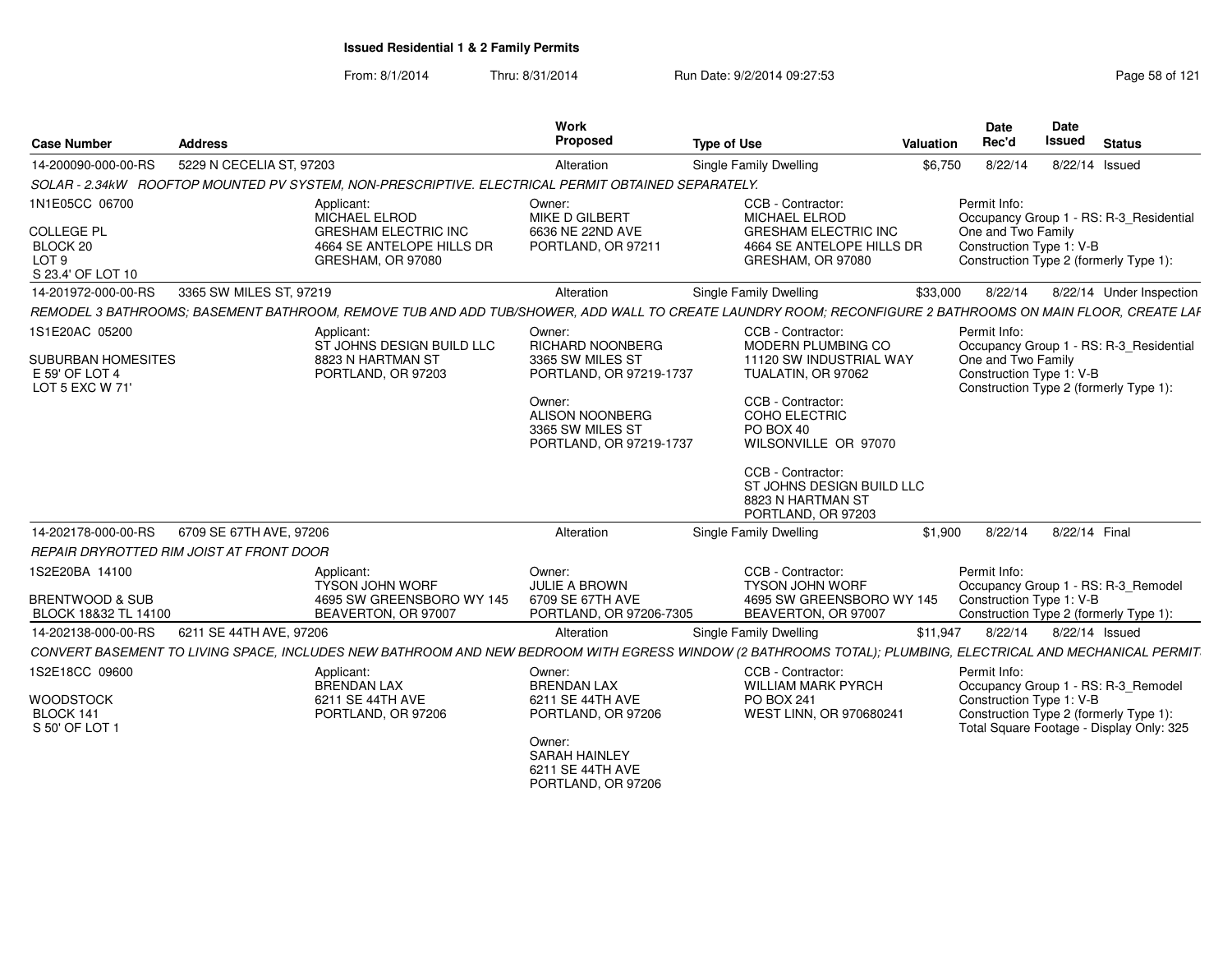# Issued Residential 1 & 2 Family Permits

From: 8/1/2014 Thru: 8/31/2014 Run Date: 9/2/2014 09:27:53

| Case Number | Address | Work Proposed | Type of Use | Valuation | Date Rec'd | Date Issued | Status |
|---|---|---|---|---|---|---|---|
| 14-200090-000-00-RS | 5229 N CECELIA ST, 97203 | Alteration | Single Family Dwelling | $6,750 | 8/22/14 | 8/22/14 | Issued |

*SOLAR - 2.34kW ROOFTOP MOUNTED PV SYSTEM, NON-PRESCRIPTIVE. ELECTRICAL PERMIT OBTAINED SEPARATELY.*

1N1E05CC 06700
COLLEGE PL
BLOCK 20
LOT 9
S 23.4' OF LOT 10

Applicant:
MICHAEL ELROD
GRESHAM ELECTRIC INC
4664 SE ANTELOPE HILLS DR
GRESHAM, OR 97080

Owner:
MIKE D GILBERT
6636 NE 22ND AVE
PORTLAND, OR 97211

CCB - Contractor:
MICHAEL ELROD
GRESHAM ELECTRIC INC
4664 SE ANTELOPE HILLS DR
GRESHAM, OR 97080

Permit Info:
Occupancy Group 1 - RS: R-3_Residential One and Two Family
Construction Type 1: V-B
Construction Type 2 (formerly Type 1):

| Case Number | Address | Work Proposed | Type of Use | Valuation | Date Rec'd | Date Issued | Status |
|---|---|---|---|---|---|---|---|
| 14-201972-000-00-RS | 3365 SW MILES ST, 97219 | Alteration | Single Family Dwelling | $33,000 | 8/22/14 | 8/22/14 | Under Inspection |

*REMODEL 3 BATHROOMS; BASEMENT BATHROOM, REMOVE TUB AND ADD TUB/SHOWER, ADD WALL TO CREATE LAUNDRY ROOM; RECONFIGURE 2 BATHROOMS ON MAIN FLOOR, CREATE LAF*

1S1E20AC 05200
SUBURBAN HOMESITES
E 59' OF LOT 4
LOT 5 EXC W 71'

Applicant:
ST JOHNS DESIGN BUILD LLC
8823 N HARTMAN ST
PORTLAND, OR 97203

Owner:
RICHARD NOONBERG
3365 SW MILES ST
PORTLAND, OR 97219-1737

Owner:
ALISON NOONBERG
3365 SW MILES ST
PORTLAND, OR 97219-1737

CCB - Contractor:
MODERN PLUMBING CO
11120 SW INDUSTRIAL WAY
TUALATIN, OR 97062

CCB - Contractor:
COHO ELECTRIC
PO BOX 40
WILSONVILLE OR 97070

CCB - Contractor:
ST JOHNS DESIGN BUILD LLC
8823 N HARTMAN ST
PORTLAND, OR 97203

Permit Info:
Occupancy Group 1 - RS: R-3_Residential One and Two Family
Construction Type 1: V-B
Construction Type 2 (formerly Type 1):

| Case Number | Address | Work Proposed | Type of Use | Valuation | Date Rec'd | Date Issued | Status |
|---|---|---|---|---|---|---|---|
| 14-202178-000-00-RS | 6709 SE 67TH AVE, 97206 | Alteration | Single Family Dwelling | $1,900 | 8/22/14 | 8/22/14 | Final |

*REPAIR DRYROTTED RIM JOIST AT FRONT DOOR*

1S2E20BA 14100
BRENTWOOD & SUB
BLOCK 18&32 TL 14100

Applicant:
TYSON JOHN WORF
4695 SW GREENSBORO WY 145
BEAVERTON, OR 97007

Owner:
JULIE A BROWN
6709 SE 67TH AVE
PORTLAND, OR 97206-7305

CCB - Contractor:
TYSON JOHN WORF
4695 SW GREENSBORO WY 145
BEAVERTON, OR 97007

Permit Info:
Occupancy Group 1 - RS: R-3_Remodel
Construction Type 1: V-B
Construction Type 2 (formerly Type 1):

| Case Number | Address | Work Proposed | Type of Use | Valuation | Date Rec'd | Date Issued | Status |
|---|---|---|---|---|---|---|---|
| 14-202138-000-00-RS | 6211 SE 44TH AVE, 97206 | Alteration | Single Family Dwelling | $11,947 | 8/22/14 | 8/22/14 | Issued |

*CONVERT BASEMENT TO LIVING SPACE, INCLUDES NEW BATHROOM AND NEW BEDROOM WITH EGRESS WINDOW (2 BATHROOMS TOTAL); PLUMBING, ELECTRICAL AND MECHANICAL PERMIT*

1S2E18CC 09600
WOODSTOCK
BLOCK 141
S 50' OF LOT 1

Applicant:
BRENDAN LAX
6211 SE 44TH AVE
PORTLAND, OR 97206

Owner:
BRENDAN LAX
6211 SE 44TH AVE
PORTLAND, OR 97206

Owner:
SARAH HAINLEY
6211 SE 44TH AVE
PORTLAND, OR 97206

CCB - Contractor:
WILLIAM MARK PYRCH
PO BOX 241
WEST LINN, OR 970680241

Permit Info:
Occupancy Group 1 - RS: R-3_Remodel
Construction Type 1: V-B
Construction Type 2 (formerly Type 1):
Total Square Footage - Display Only: 325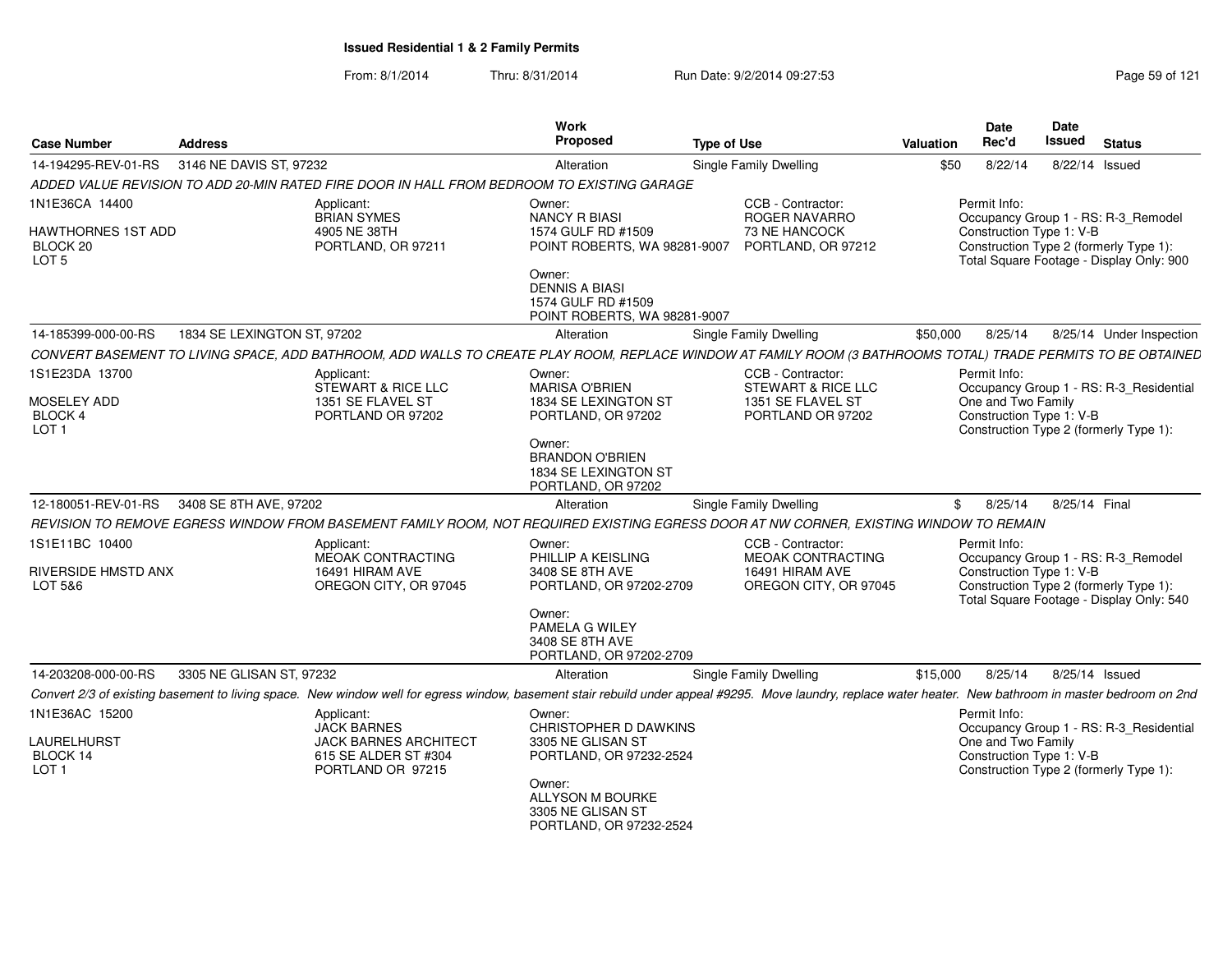**Issued Residential 1 & 2 Family Permits**

From: 8/1/2014 Thru: 8/31/2014 Run Date: 9/2/2014 09:27:53

| Case Number | Address | Work Proposed | Type of Use | Valuation | Date Rec'd | Date Issued | Status |
|---|---|---|---|---|---|---|---|
| 14-194295-REV-01-RS | 3146 NE DAVIS ST, 97232 | Alteration | Single Family Dwelling | $50 | 8/22/14 | 8/22/14 | Issued |

*ADDED VALUE REVISION TO ADD 20-MIN RATED FIRE DOOR IN HALL FROM BEDROOM TO EXISTING GARAGE*

1N1E36CA 14400
HAWTHORNES 1ST ADD
BLOCK 20
LOT 5

Applicant:
BRIAN SYMES
4905 NE 38TH
PORTLAND, OR 97211

Owner:
NANCY R BIASI
1574 GULF RD #1509
POINT ROBERTS, WA 98281-9007

Owner:
DENNIS A BIASI
1574 GULF RD #1509
POINT ROBERTS, WA 98281-9007

CCB - Contractor:
ROGER NAVARRO
73 NE HANCOCK
PORTLAND, OR 97212

Permit Info:
Occupancy Group 1 - RS: R-3_Remodel
Construction Type 1: V-B
Construction Type 2 (formerly Type 1):
Total Square Footage - Display Only: 900

---

| Case Number | Address | Work Proposed | Type of Use | Valuation | Date Rec'd | Date Issued | Status |
|---|---|---|---|---|---|---|---|
| 14-185399-000-00-RS | 1834 SE LEXINGTON ST, 97202 | Alteration | Single Family Dwelling | $50,000 | 8/25/14 | 8/25/14 | Under Inspection |

*CONVERT BASEMENT TO LIVING SPACE, ADD BATHROOM, ADD WALLS TO CREATE PLAY ROOM, REPLACE WINDOW AT FAMILY ROOM (3 BATHROOMS TOTAL) TRADE PERMITS TO BE OBTAINED*

1S1E23DA 13700
MOSELEY ADD
BLOCK 4
LOT 1

Applicant:
STEWART & RICE LLC
1351 SE FLAVEL ST
PORTLAND OR 97202

Owner:
MARISA O'BRIEN
1834 SE LEXINGTON ST
PORTLAND, OR 97202

Owner:
BRANDON O'BRIEN
1834 SE LEXINGTON ST
PORTLAND, OR 97202

CCB - Contractor:
STEWART & RICE LLC
1351 SE FLAVEL ST
PORTLAND OR 97202

Permit Info:
Occupancy Group 1 - RS: R-3_Residential One and Two Family
Construction Type 1: V-B
Construction Type 2 (formerly Type 1):

---

| Case Number | Address | Work Proposed | Type of Use | Valuation | Date Rec'd | Date Issued | Status |
|---|---|---|---|---|---|---|---|
| 12-180051-REV-01-RS | 3408 SE 8TH AVE, 97202 | Alteration | Single Family Dwelling | $ | 8/25/14 | 8/25/14 | Final |

*REVISION TO REMOVE EGRESS WINDOW FROM BASEMENT FAMILY ROOM, NOT REQUIRED EXISTING EGRESS DOOR AT NW CORNER, EXISTING WINDOW TO REMAIN*

1S1E11BC 10400
RIVERSIDE HMSTD ANX
LOT 5&6

Applicant:
MEOAK CONTRACTING
16491 HIRAM AVE
OREGON CITY, OR 97045

Owner:
PHILLIP A KEISLING
3408 SE 8TH AVE
PORTLAND, OR 97202-2709

Owner:
PAMELA G WILEY
3408 SE 8TH AVE
PORTLAND, OR 97202-2709

CCB - Contractor:
MEOAK CONTRACTING
16491 HIRAM AVE
OREGON CITY, OR 97045

Permit Info:
Occupancy Group 1 - RS: R-3_Remodel
Construction Type 1: V-B
Construction Type 2 (formerly Type 1):
Total Square Footage - Display Only: 540

---

| Case Number | Address | Work Proposed | Type of Use | Valuation | Date Rec'd | Date Issued | Status |
|---|---|---|---|---|---|---|---|
| 14-203208-000-00-RS | 3305 NE GLISAN ST, 97232 | Alteration | Single Family Dwelling | $15,000 | 8/25/14 | 8/25/14 | Issued |

*Convert 2/3 of existing basement to living space. New window well for egress window, basement stair rebuild under appeal #9295. Move laundry, replace water heater. New bathroom in master bedroom on 2nd*

1N1E36AC 15200
LAURELHURST
BLOCK 14
LOT 1

Applicant:
JACK BARNES
JACK BARNES ARCHITECT
615 SE ALDER ST #304
PORTLAND OR 97215

Owner:
CHRISTOPHER D DAWKINS
3305 NE GLISAN ST
PORTLAND, OR 97232-2524

Owner:
ALLYSON M BOURKE
3305 NE GLISAN ST
PORTLAND, OR 97232-2524

Permit Info:
Occupancy Group 1 - RS: R-3_Residential One and Two Family
Construction Type 1: V-B
Construction Type 2 (formerly Type 1):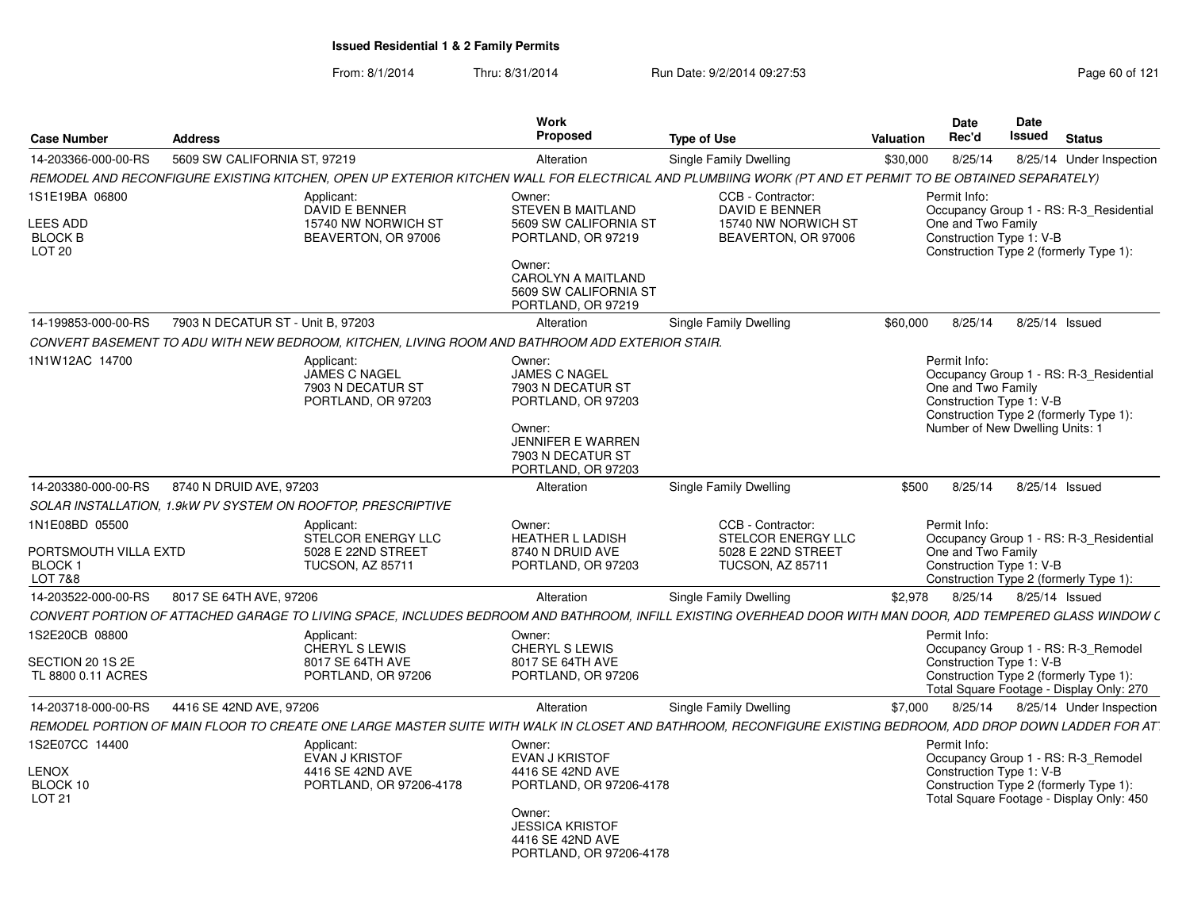**Issued Residential 1 & 2 Family Permits**

From: 8/1/2014 Thru: 8/31/2014 Run Date: 9/2/2014 09:27:53

| Case Number | Address | Work Proposed | Type of Use | Valuation | Date Rec'd | Date Issued | Status |
|---|---|---|---|---|---|---|---|
| 14-203366-000-00-RS | 5609 SW CALIFORNIA ST, 97219 | Alteration | Single Family Dwelling | $30,000 | 8/25/14 | 8/25/14 | Under Inspection |

*REMODEL AND RECONFIGURE EXISTING KITCHEN, OPEN UP EXTERIOR KITCHEN WALL FOR ELECTRICAL AND PLUMBIING WORK (PT AND ET PERMIT TO BE OBTAINED SEPARATELY)*

1S1E19BA 06800
LEES ADD
BLOCK B
LOT 20

Applicant:
DAVID E BENNER
15740 NW NORWICH ST
BEAVERTON, OR 97006

Owner:
STEVEN B MAITLAND
5609 SW CALIFORNIA ST
PORTLAND, OR 97219

Owner:
CAROLYN A MAITLAND
5609 SW CALIFORNIA ST
PORTLAND, OR 97219

CCB - Contractor:
DAVID E BENNER
15740 NW NORWICH ST
BEAVERTON, OR 97006

Permit Info:
Occupancy Group 1 - RS: R-3_Residential One and Two Family
Construction Type 1: V-B
Construction Type 2 (formerly Type 1):

---

| Case Number | Address | Work Proposed | Type of Use | Valuation | Date Rec'd | Date Issued | Status |
|---|---|---|---|---|---|---|---|
| 14-199853-000-00-RS | 7903 N DECATUR ST - Unit B, 97203 | Alteration | Single Family Dwelling | $60,000 | 8/25/14 | 8/25/14 | Issued |

*CONVERT BASEMENT TO ADU WITH NEW BEDROOM, KITCHEN, LIVING ROOM AND BATHROOM ADD EXTERIOR STAIR.*

1N1W12AC 14700

Applicant:
JAMES C NAGEL
7903 N DECATUR ST
PORTLAND, OR 97203

Owner:
JAMES C NAGEL
7903 N DECATUR ST
PORTLAND, OR 97203

Owner:
JENNIFER E WARREN
7903 N DECATUR ST
PORTLAND, OR 97203

Permit Info:
Occupancy Group 1 - RS: R-3_Residential One and Two Family
Construction Type 1: V-B
Construction Type 2 (formerly Type 1):
Number of New Dwelling Units: 1

---

| Case Number | Address | Work Proposed | Type of Use | Valuation | Date Rec'd | Date Issued | Status |
|---|---|---|---|---|---|---|---|
| 14-203380-000-00-RS | 8740 N DRUID AVE, 97203 | Alteration | Single Family Dwelling | $500 | 8/25/14 | 8/25/14 | Issued |

*SOLAR INSTALLATION, 1.9kW PV SYSTEM ON ROOFTOP, PRESCRIPTIVE*

1N1E08BD 05500
PORTSMOUTH VILLA EXTD
BLOCK 1
LOT 7&8

Applicant:
STELCOR ENERGY LLC
5028 E 22ND STREET
TUCSON, AZ 85711

Owner:
HEATHER L LADISH
8740 N DRUID AVE
PORTLAND, OR 97203

CCB - Contractor:
STELCOR ENERGY LLC
5028 E 22ND STREET
TUCSON, AZ 85711

Permit Info:
Occupancy Group 1 - RS: R-3_Residential One and Two Family
Construction Type 1: V-B
Construction Type 2 (formerly Type 1):

---

| Case Number | Address | Work Proposed | Type of Use | Valuation | Date Rec'd | Date Issued | Status |
|---|---|---|---|---|---|---|---|
| 14-203522-000-00-RS | 8017 SE 64TH AVE, 97206 | Alteration | Single Family Dwelling | $2,978 | 8/25/14 | 8/25/14 | Issued |

*CONVERT PORTION OF ATTACHED GARAGE TO LIVING SPACE, INCLUDES BEDROOM AND BATHROOM, INFILL EXISTING OVERHEAD DOOR WITH MAN DOOR, ADD TEMPERED GLASS WINDOW C*

1S2E20CB 08800
SECTION 20 1S 2E
TL 8800 0.11 ACRES

Applicant:
CHERYL S LEWIS
8017 SE 64TH AVE
PORTLAND, OR 97206

Owner:
CHERYL S LEWIS
8017 SE 64TH AVE
PORTLAND, OR 97206

Permit Info:
Occupancy Group 1 - RS: R-3_Remodel
Construction Type 1: V-B
Construction Type 2 (formerly Type 1):
Total Square Footage - Display Only: 270

---

| Case Number | Address | Work Proposed | Type of Use | Valuation | Date Rec'd | Date Issued | Status |
|---|---|---|---|---|---|---|---|
| 14-203718-000-00-RS | 4416 SE 42ND AVE, 97206 | Alteration | Single Family Dwelling | $7,000 | 8/25/14 | 8/25/14 | Under Inspection |

*REMODEL PORTION OF MAIN FLOOR TO CREATE ONE LARGE MASTER SUITE WITH WALK IN CLOSET AND BATHROOM, RECONFIGURE EXISTING BEDROOM, ADD DROP DOWN LADDER FOR AT*

1S2E07CC 14400
LENOX
BLOCK 10
LOT 21

Applicant:
EVAN J KRISTOF
4416 SE 42ND AVE
PORTLAND, OR 97206-4178

Owner:
EVAN J KRISTOF
4416 SE 42ND AVE
PORTLAND, OR 97206-4178

Owner:
JESSICA KRISTOF
4416 SE 42ND AVE
PORTLAND, OR 97206-4178

Permit Info:
Occupancy Group 1 - RS: R-3_Remodel
Construction Type 1: V-B
Construction Type 2 (formerly Type 1):
Total Square Footage - Display Only: 450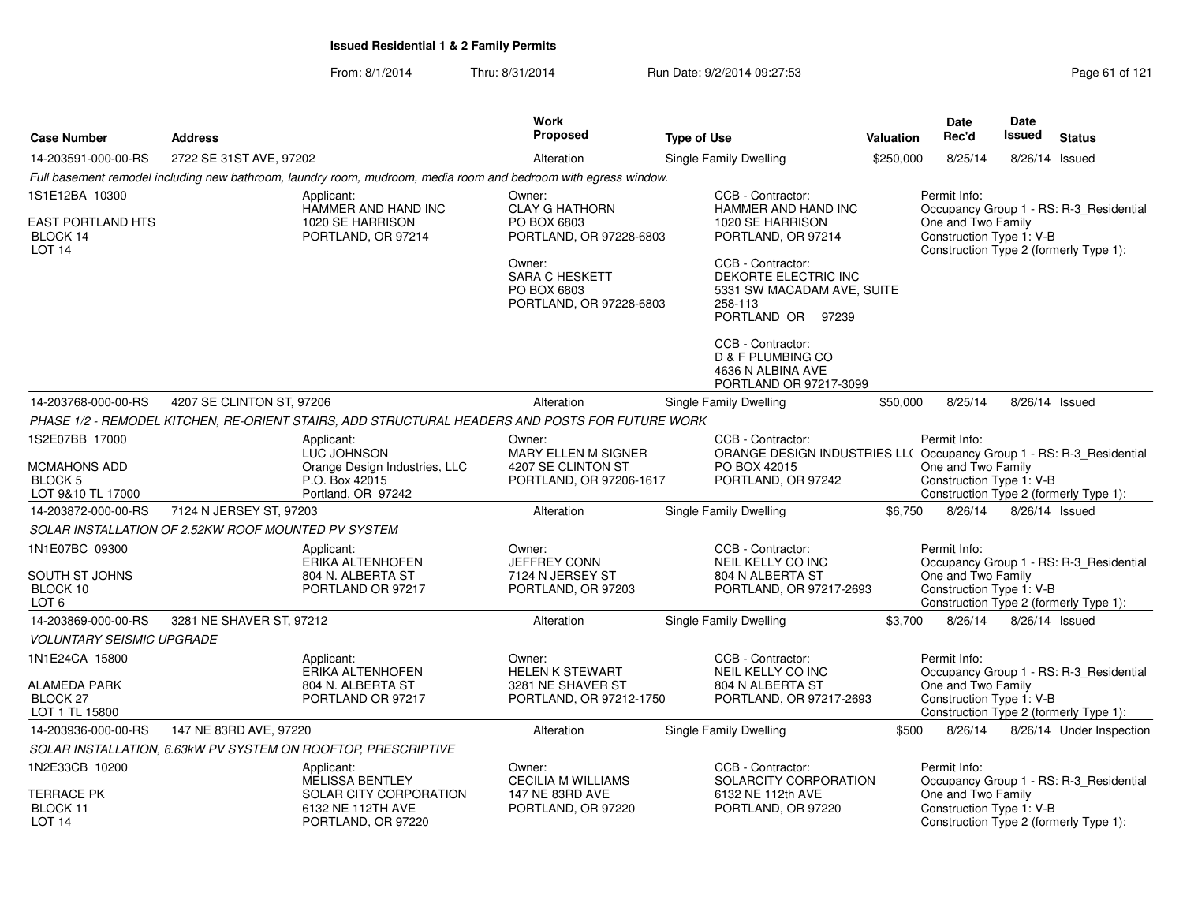**Issued Residential 1 & 2 Family Permits**

From: 8/1/2014 Thru: 8/31/2014 Run Date: 9/2/2014 09:27:53

| Case Number | Address | Work Proposed | Type of Use | Valuation | Date Rec'd | Date Issued | Status |
|---|---|---|---|---|---|---|---|
| 14-203591-000-00-RS | 2722 SE 31ST AVE, 97202 | Alteration | Single Family Dwelling | $250,000 | 8/25/14 | 8/26/14 | Issued |

*Full basement remodel including new bathroom, laundry room, mudroom, media room and bedroom with egress window.*

1S1E12BA 10300
EAST PORTLAND HTS
BLOCK 14
LOT 14

Applicant:
HAMMER AND HAND INC
1020 SE HARRISON
PORTLAND, OR 97214

Owner:
CLAY G HATHORN
PO BOX 6803
PORTLAND, OR 97228-6803

Owner:
SARA C HESKETT
PO BOX 6803
PORTLAND, OR 97228-6803

CCB - Contractor:
HAMMER AND HAND INC
1020 SE HARRISON
PORTLAND, OR 97214

CCB - Contractor:
DEKORTE ELECTRIC INC
5331 SW MACADAM AVE, SUITE 258-113
PORTLAND OR 97239

CCB - Contractor:
D & F PLUMBING CO
4636 N ALBINA AVE
PORTLAND OR 97217-3099

Permit Info:
Occupancy Group 1 - RS: R-3_Residential One and Two Family
Construction Type 1: V-B
Construction Type 2 (formerly Type 1):

| Case Number | Address | Work Proposed | Type of Use | Valuation | Date Rec'd | Date Issued | Status |
|---|---|---|---|---|---|---|---|
| 14-203768-000-00-RS | 4207 SE CLINTON ST, 97206 | Alteration | Single Family Dwelling | $50,000 | 8/25/14 | 8/26/14 | Issued |

*PHASE 1/2 - REMODEL KITCHEN, RE-ORIENT STAIRS, ADD STRUCTURAL HEADERS AND POSTS FOR FUTURE WORK*

1S2E07BB 17000
MCMAHONS ADD
BLOCK 5
LOT 9&10 TL 17000

Applicant:
LUC JOHNSON
Orange Design Industries, LLC
P.O. Box 42015
Portland, OR 97242

Owner:
MARY ELLEN M SIGNER
4207 SE CLINTON ST
PORTLAND, OR 97206-1617

CCB - Contractor:
ORANGE DESIGN INDUSTRIES LL(
PO BOX 42015
PORTLAND, OR 97242

Permit Info:
Occupancy Group 1 - RS: R-3_Residential One and Two Family
Construction Type 1: V-B
Construction Type 2 (formerly Type 1):

| Case Number | Address | Work Proposed | Type of Use | Valuation | Date Rec'd | Date Issued | Status |
|---|---|---|---|---|---|---|---|
| 14-203872-000-00-RS | 7124 N JERSEY ST, 97203 | Alteration | Single Family Dwelling | $6,750 | 8/26/14 | 8/26/14 | Issued |

*SOLAR INSTALLATION OF 2.52KW ROOF MOUNTED PV SYSTEM*

1N1E07BC 09300
SOUTH ST JOHNS
BLOCK 10
LOT 6

Applicant:
ERIKA ALTENHOFEN
804 N. ALBERTA ST
PORTLAND OR 97217

Owner:
JEFFREY CONN
7124 N JERSEY ST
PORTLAND, OR 97203

CCB - Contractor:
NEIL KELLY CO INC
804 N ALBERTA ST
PORTLAND, OR 97217-2693

Permit Info:
Occupancy Group 1 - RS: R-3_Residential One and Two Family
Construction Type 1: V-B
Construction Type 2 (formerly Type 1):

| Case Number | Address | Work Proposed | Type of Use | Valuation | Date Rec'd | Date Issued | Status |
|---|---|---|---|---|---|---|---|
| 14-203869-000-00-RS | 3281 NE SHAVER ST, 97212 | Alteration | Single Family Dwelling | $3,700 | 8/26/14 | 8/26/14 | Issued |

*VOLUNTARY SEISMIC UPGRADE*

1N1E24CA 15800
ALAMEDA PARK
BLOCK 27
LOT 1 TL 15800

Applicant:
ERIKA ALTENHOFEN
804 N. ALBERTA ST
PORTLAND OR 97217

Owner:
HELEN K STEWART
3281 NE SHAVER ST
PORTLAND, OR 97212-1750

CCB - Contractor:
NEIL KELLY CO INC
804 N ALBERTA ST
PORTLAND, OR 97217-2693

Permit Info:
Occupancy Group 1 - RS: R-3_Residential One and Two Family
Construction Type 1: V-B
Construction Type 2 (formerly Type 1):

| Case Number | Address | Work Proposed | Type of Use | Valuation | Date Rec'd | Date Issued | Status |
|---|---|---|---|---|---|---|---|
| 14-203936-000-00-RS | 147 NE 83RD AVE, 97220 | Alteration | Single Family Dwelling | $500 | 8/26/14 | 8/26/14 | Under Inspection |

*SOLAR INSTALLATION, 6.63kW PV SYSTEM ON ROOFTOP, PRESCRIPTIVE*

1N2E33CB 10200
TERRACE PK
BLOCK 11
LOT 14

Applicant:
MELISSA BENTLEY
SOLAR CITY CORPORATION
6132 NE 112TH AVE
PORTLAND, OR 97220

Owner:
CECILIA M WILLIAMS
147 NE 83RD AVE
PORTLAND, OR 97220

CCB - Contractor:
SOLARCITY CORPORATION
6132 NE 112th AVE
PORTLAND, OR 97220

Permit Info:
Occupancy Group 1 - RS: R-3_Residential One and Two Family
Construction Type 1: V-B
Construction Type 2 (formerly Type 1):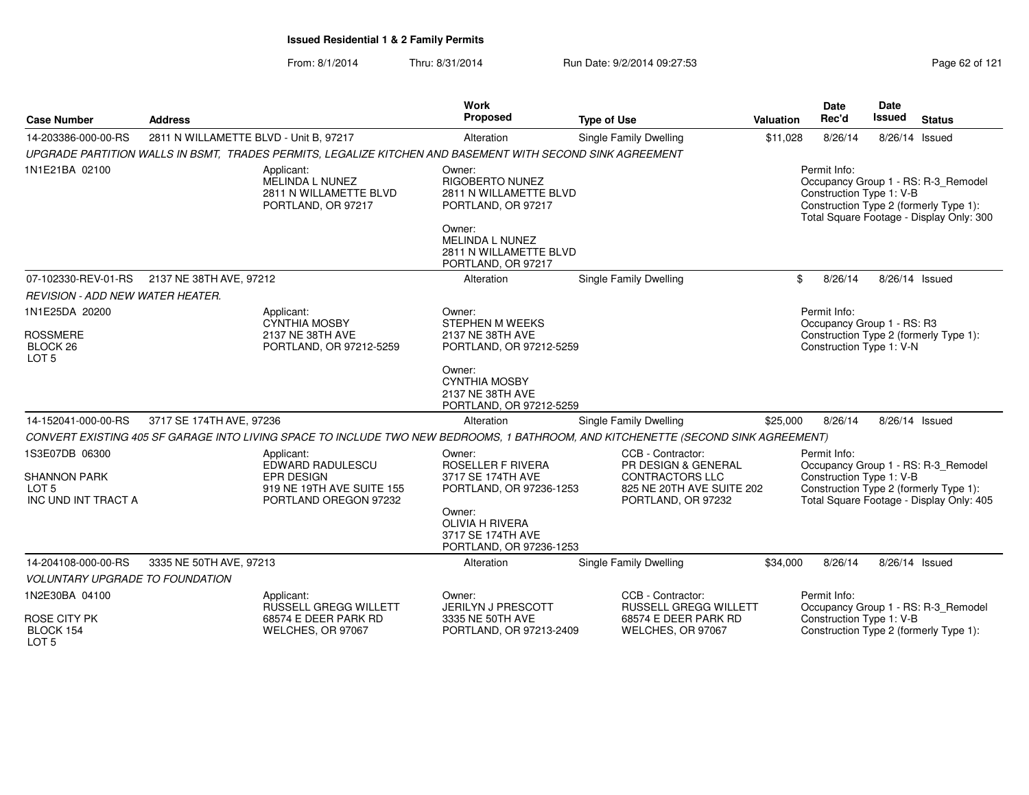**Issued Residential 1 & 2 Family Permits**

From: 8/1/2014 Thru: 8/31/2014 Run Date: 9/2/2014 09:27:53

| Case Number | Address | Work Proposed | Type of Use | Valuation | Date Rec'd | Date Issued | Status |
|---|---|---|---|---|---|---|---|
| 14-203386-000-00-RS | 2811 N WILLAMETTE BLVD - Unit B, 97217 | Alteration | Single Family Dwelling | $11,028 | 8/26/14 | 8/26/14 | Issued |

*UPGRADE PARTITION WALLS IN BSMT, TRADES PERMITS, LEGALIZE KITCHEN AND BASEMENT WITH SECOND SINK AGREEMENT*

1N1E21BA 02100

Applicant: MELINDA L NUNEZ, 2811 N WILLAMETTE BLVD, PORTLAND, OR 97217

Owner: RIGOBERTO NUNEZ, 2811 N WILLAMETTE BLVD, PORTLAND, OR 97217

Owner: MELINDA L NUNEZ, 2811 N WILLAMETTE BLVD, PORTLAND, OR 97217

Permit Info: Occupancy Group 1 - RS: R-3_Remodel; Construction Type 1: V-B; Construction Type 2 (formerly Type 1):; Total Square Footage - Display Only: 300

| Case Number | Address | Work Proposed | Type of Use | Valuation | Date Rec'd | Date Issued | Status |
|---|---|---|---|---|---|---|---|
| 07-102330-REV-01-RS | 2137 NE 38TH AVE, 97212 | Alteration | Single Family Dwelling | $ | 8/26/14 | 8/26/14 | Issued |

*REVISION - ADD NEW WATER HEATER.*

1N1E25DA 20200, ROSSMERE, BLOCK 26, LOT 5

Applicant: CYNTHIA MOSBY, 2137 NE 38TH AVE, PORTLAND, OR 97212-5259

Owner: STEPHEN M WEEKS, 2137 NE 38TH AVE, PORTLAND, OR 97212-5259

Owner: CYNTHIA MOSBY, 2137 NE 38TH AVE, PORTLAND, OR 97212-5259

Permit Info: Occupancy Group 1 - RS: R3; Construction Type 2 (formerly Type 1):; Construction Type 1: V-N

| Case Number | Address | Work Proposed | Type of Use | Valuation | Date Rec'd | Date Issued | Status |
|---|---|---|---|---|---|---|---|
| 14-152041-000-00-RS | 3717 SE 174TH AVE, 97236 | Alteration | Single Family Dwelling | $25,000 | 8/26/14 | 8/26/14 | Issued |

*CONVERT EXISTING 405 SF GARAGE INTO LIVING SPACE TO INCLUDE TWO NEW BEDROOMS, 1 BATHROOM, AND KITCHENETTE (SECOND SINK AGREEMENT)*

1S3E07DB 06300, SHANNON PARK, LOT 5, INC UND INT TRACT A

Applicant: EDWARD RADULESCU, EPR DESIGN, 919 NE 19TH AVE SUITE 155, PORTLAND OREGON 97232

Owner: ROSELLER F RIVERA, 3717 SE 174TH AVE, PORTLAND, OR 97236-1253

Owner: OLIVIA H RIVERA, 3717 SE 174TH AVE, PORTLAND, OR 97236-1253

CCB - Contractor: PR DESIGN & GENERAL CONTRACTORS LLC, 825 NE 20TH AVE SUITE 202, PORTLAND, OR 97232

Permit Info: Occupancy Group 1 - RS: R-3_Remodel; Construction Type 1: V-B; Construction Type 2 (formerly Type 1):; Total Square Footage - Display Only: 405

| Case Number | Address | Work Proposed | Type of Use | Valuation | Date Rec'd | Date Issued | Status |
|---|---|---|---|---|---|---|---|
| 14-204108-000-00-RS | 3335 NE 50TH AVE, 97213 | Alteration | Single Family Dwelling | $34,000 | 8/26/14 | 8/26/14 | Issued |

*VOLUNTARY UPGRADE TO FOUNDATION*

1N2E30BA 04100, ROSE CITY PK, BLOCK 154, LOT 5

Applicant: RUSSELL GREGG WILLETT, 68574 E DEER PARK RD, WELCHES, OR 97067

Owner: JERILYN J PRESCOTT, 3335 NE 50TH AVE, PORTLAND, OR 97213-2409

CCB - Contractor: RUSSELL GREGG WILLETT, 68574 E DEER PARK RD, WELCHES, OR 97067

Permit Info: Occupancy Group 1 - RS: R-3_Remodel; Construction Type 1: V-B; Construction Type 2 (formerly Type 1):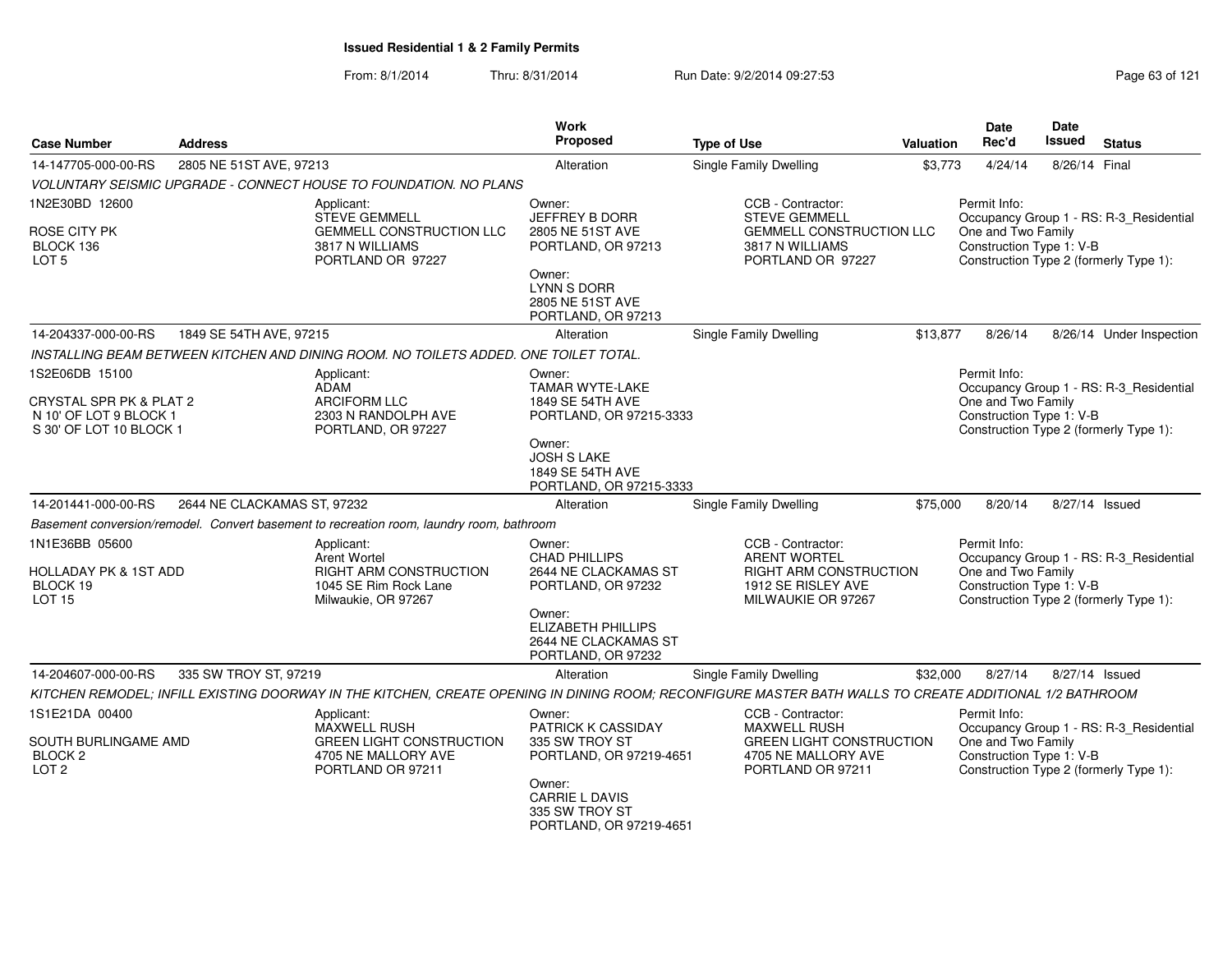**Issued Residential 1 & 2 Family Permits**

From: 8/1/2014 Thru: 8/31/2014 Run Date: 9/2/2014 09:27:53

| Case Number | Address | Work Proposed | Type of Use | Valuation | Date Rec'd | Date Issued | Status |
|---|---|---|---|---|---|---|---|
| 14-147705-000-00-RS | 2805 NE 51ST AVE, 97213 | Alteration | Single Family Dwelling | $3,773 | 4/24/14 | 8/26/14 | Final |

*VOLUNTARY SEISMIC UPGRADE - CONNECT HOUSE TO FOUNDATION. NO PLANS*

1N2E30BD 12600
ROSE CITY PK
BLOCK 136
LOT 5

Applicant:
STEVE GEMMELL
GEMMELL CONSTRUCTION LLC
3817 N WILLIAMS
PORTLAND OR 97227

Owner:
JEFFREY B DORR
2805 NE 51ST AVE
PORTLAND, OR 97213

Owner:
LYNN S DORR
2805 NE 51ST AVE
PORTLAND, OR 97213

CCB - Contractor:
STEVE GEMMELL
GEMMELL CONSTRUCTION LLC
3817 N WILLIAMS
PORTLAND OR 97227

Permit Info:
Occupancy Group 1 - RS: R-3_Residential One and Two Family
Construction Type 1: V-B
Construction Type 2 (formerly Type 1):

| Case Number | Address | Work Proposed | Type of Use | Valuation | Date Rec'd | Date Issued | Status |
|---|---|---|---|---|---|---|---|
| 14-204337-000-00-RS | 1849 SE 54TH AVE, 97215 | Alteration | Single Family Dwelling | $13,877 | 8/26/14 | 8/26/14 | Under Inspection |

*INSTALLING BEAM BETWEEN KITCHEN AND DINING ROOM. NO TOILETS ADDED. ONE TOILET TOTAL.*

1S2E06DB 15100
CRYSTAL SPR PK & PLAT 2
N 10' OF LOT 9 BLOCK 1
S 30' OF LOT 10 BLOCK 1

Applicant:
ADAM
ARCIFORM LLC
2303 N RANDOLPH AVE
PORTLAND, OR 97227

Owner:
TAMAR WYTE-LAKE
1849 SE 54TH AVE
PORTLAND, OR 97215-3333

Owner:
JOSH S LAKE
1849 SE 54TH AVE
PORTLAND, OR 97215-3333

Permit Info:
Occupancy Group 1 - RS: R-3_Residential One and Two Family
Construction Type 1: V-B
Construction Type 2 (formerly Type 1):

| Case Number | Address | Work Proposed | Type of Use | Valuation | Date Rec'd | Date Issued | Status |
|---|---|---|---|---|---|---|---|
| 14-201441-000-00-RS | 2644 NE CLACKAMAS ST, 97232 | Alteration | Single Family Dwelling | $75,000 | 8/20/14 | 8/27/14 | Issued |

*Basement conversion/remodel. Convert basement to recreation room, laundry room, bathroom*

1N1E36BB 05600
HOLLADAY PK & 1ST ADD
BLOCK 19
LOT 15

Applicant:
Arent Wortel
RIGHT ARM CONSTRUCTION
1045 SE Rim Rock Lane
Milwaukie, OR 97267

Owner:
CHAD PHILLIPS
2644 NE CLACKAMAS ST
PORTLAND, OR 97232

Owner:
ELIZABETH PHILLIPS
2644 NE CLACKAMAS ST
PORTLAND, OR 97232

CCB - Contractor:
ARENT WORTEL
RIGHT ARM CONSTRUCTION
1912 SE RISLEY AVE
MILWAUKIE OR 97267

Permit Info:
Occupancy Group 1 - RS: R-3_Residential One and Two Family
Construction Type 1: V-B
Construction Type 2 (formerly Type 1):

| Case Number | Address | Work Proposed | Type of Use | Valuation | Date Rec'd | Date Issued | Status |
|---|---|---|---|---|---|---|---|
| 14-204607-000-00-RS | 335 SW TROY ST, 97219 | Alteration | Single Family Dwelling | $32,000 | 8/27/14 | 8/27/14 | Issued |

*KITCHEN REMODEL; INFILL EXISTING DOORWAY IN THE KITCHEN, CREATE OPENING IN DINING ROOM; RECONFIGURE MASTER BATH WALLS TO CREATE ADDITIONAL 1/2 BATHROOM*

1S1E21DA 00400
SOUTH BURLINGAME AMD
BLOCK 2
LOT 2

Applicant:
MAXWELL RUSH
GREEN LIGHT CONSTRUCTION
4705 NE MALLORY AVE
PORTLAND OR 97211

Owner:
PATRICK K CASSIDAY
335 SW TROY ST
PORTLAND, OR 97219-4651

Owner:
CARRIE L DAVIS
335 SW TROY ST
PORTLAND, OR 97219-4651

CCB - Contractor:
MAXWELL RUSH
GREEN LIGHT CONSTRUCTION
4705 NE MALLORY AVE
PORTLAND OR 97211

Permit Info:
Occupancy Group 1 - RS: R-3_Residential One and Two Family
Construction Type 1: V-B
Construction Type 2 (formerly Type 1):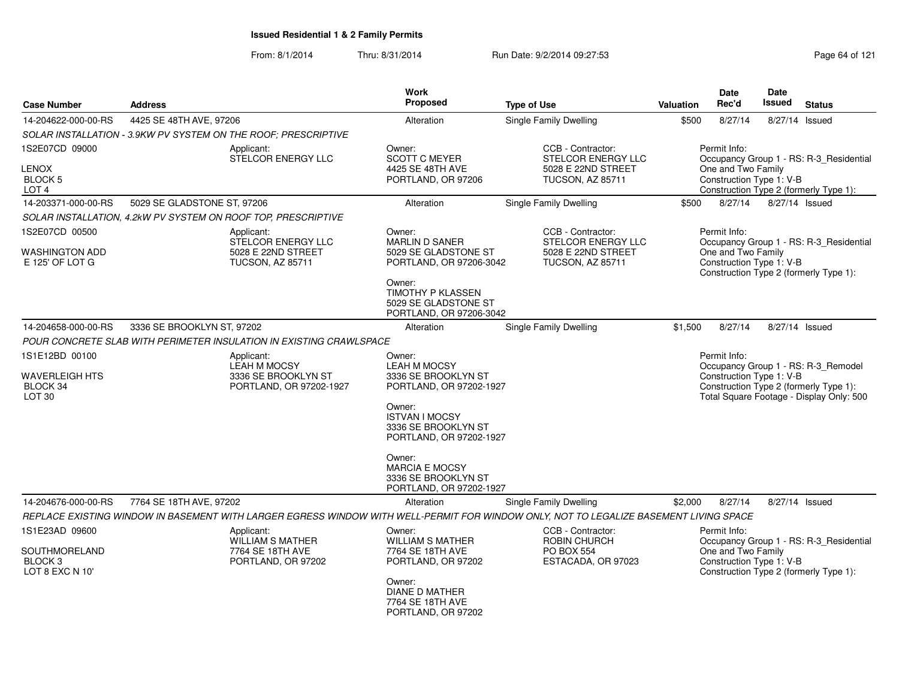**Issued Residential 1 & 2 Family Permits**

From: 8/1/2014 Thru: 8/31/2014 Run Date: 9/2/2014 09:27:53

| Case Number | Address | Work Proposed | Type of Use | Valuation | Date Rec'd | Date Issued | Status |
|---|---|---|---|---|---|---|---|
| 14-204622-000-00-RS | 4425 SE 48TH AVE, 97206 | Alteration | Single Family Dwelling | $500 | 8/27/14 | 8/27/14 | Issued |

*SOLAR INSTALLATION - 3.9KW PV SYSTEM ON THE ROOF; PRESCRIPTIVE*

1S2E07CD 09000
LENOX
BLOCK 5
LOT 4

Applicant:
STELCOR ENERGY LLC

Owner:
SCOTT C MEYER
4425 SE 48TH AVE
PORTLAND, OR 97206

CCB - Contractor:
STELCOR ENERGY LLC
5028 E 22ND STREET
TUCSON, AZ 85711

Permit Info:
Occupancy Group 1 - RS: R-3_Residential One and Two Family
Construction Type 1: V-B
Construction Type 2 (formerly Type 1):

| Case Number | Address | Work Proposed | Type of Use | Valuation | Date Rec'd | Date Issued | Status |
|---|---|---|---|---|---|---|---|
| 14-203371-000-00-RS | 5029 SE GLADSTONE ST, 97206 | Alteration | Single Family Dwelling | $500 | 8/27/14 | 8/27/14 | Issued |

*SOLAR INSTALLATION, 4.2kW PV SYSTEM ON ROOF TOP, PRESCRIPTIVE*

1S2E07CD 00500
WASHINGTON ADD
E 125' OF LOT G

Applicant:
STELCOR ENERGY LLC
5028 E 22ND STREET
TUCSON, AZ 85711

Owner:
MARLIN D SANER
5029 SE GLADSTONE ST
PORTLAND, OR 97206-3042

Owner:
TIMOTHY P KLASSEN
5029 SE GLADSTONE ST
PORTLAND, OR 97206-3042

CCB - Contractor:
STELCOR ENERGY LLC
5028 E 22ND STREET
TUCSON, AZ 85711

Permit Info:
Occupancy Group 1 - RS: R-3_Residential One and Two Family
Construction Type 1: V-B
Construction Type 2 (formerly Type 1):

| Case Number | Address | Work Proposed | Type of Use | Valuation | Date Rec'd | Date Issued | Status |
|---|---|---|---|---|---|---|---|
| 14-204658-000-00-RS | 3336 SE BROOKLYN ST, 97202 | Alteration | Single Family Dwelling | $1,500 | 8/27/14 | 8/27/14 | Issued |

*POUR CONCRETE SLAB WITH PERIMETER INSULATION IN EXISTING CRAWLSPACE*

1S1E12BD 00100
WAVERLEIGH HTS
BLOCK 34
LOT 30

Applicant:
LEAH M MOCSY
3336 SE BROOKLYN ST
PORTLAND, OR 97202-1927

Owner:
LEAH M MOCSY
3336 SE BROOKLYN ST
PORTLAND, OR 97202-1927

Owner:
ISTVAN I MOCSY
3336 SE BROOKLYN ST
PORTLAND, OR 97202-1927

Owner:
MARCIA E MOCSY
3336 SE BROOKLYN ST
PORTLAND, OR 97202-1927

Permit Info:
Occupancy Group 1 - RS: R-3_Remodel
Construction Type 1: V-B
Construction Type 2 (formerly Type 1):
Total Square Footage - Display Only: 500

| Case Number | Address | Work Proposed | Type of Use | Valuation | Date Rec'd | Date Issued | Status |
|---|---|---|---|---|---|---|---|
| 14-204676-000-00-RS | 7764 SE 18TH AVE, 97202 | Alteration | Single Family Dwelling | $2,000 | 8/27/14 | 8/27/14 | Issued |

*REPLACE EXISTING WINDOW IN BASEMENT WITH LARGER EGRESS WINDOW WITH WELL-PERMIT FOR WINDOW ONLY, NOT TO LEGALIZE BASEMENT LIVING SPACE*

1S1E23AD 09600
SOUTHMORELAND
BLOCK 3
LOT 8 EXC N 10'

Applicant:
WILLIAM S MATHER
7764 SE 18TH AVE
PORTLAND, OR 97202

Owner:
WILLIAM S MATHER
7764 SE 18TH AVE
PORTLAND, OR 97202

Owner:
DIANE D MATHER
7764 SE 18TH AVE
PORTLAND, OR 97202

CCB - Contractor:
ROBIN CHURCH
PO BOX 554
ESTACADA, OR 97023

Permit Info:
Occupancy Group 1 - RS: R-3_Residential One and Two Family
Construction Type 1: V-B
Construction Type 2 (formerly Type 1):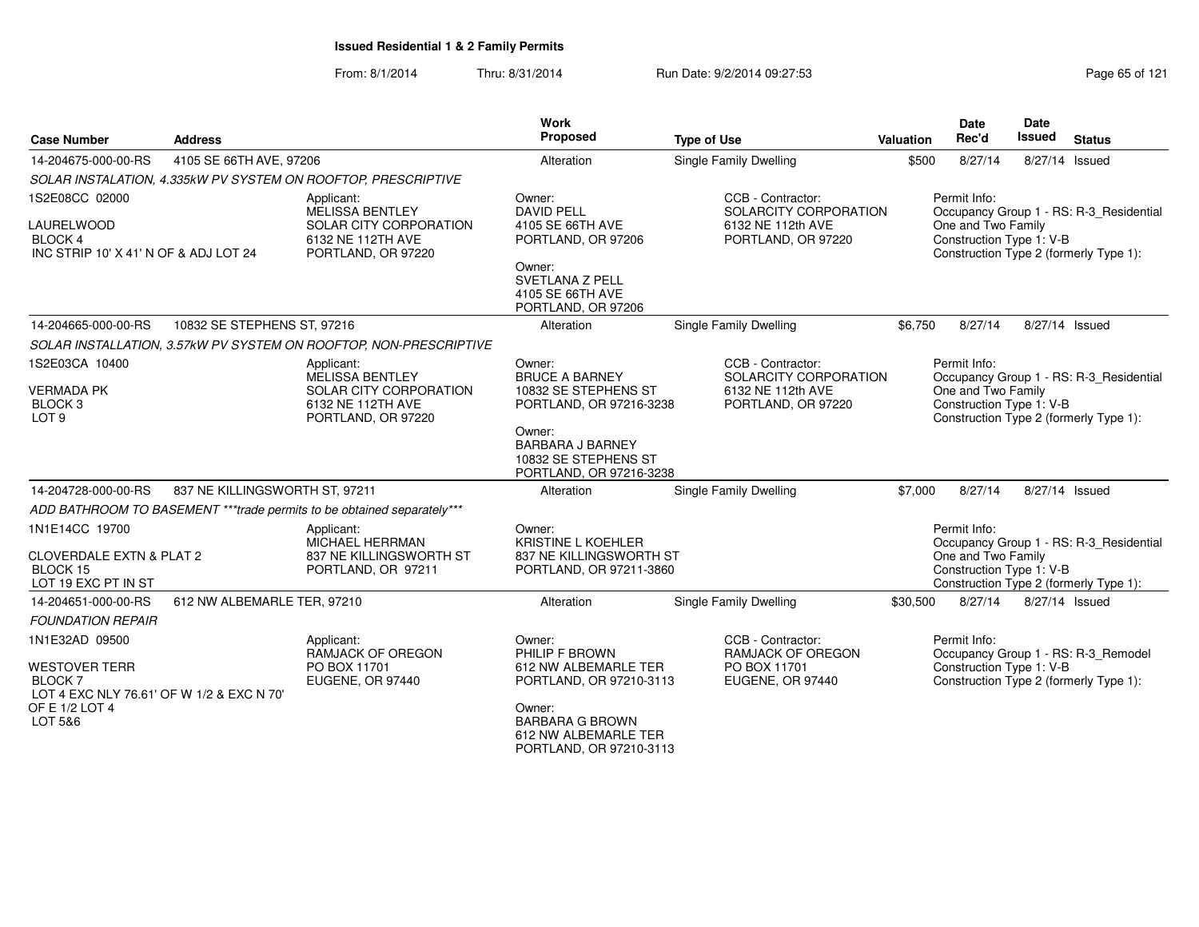# Issued Residential 1 & 2 Family Permits

From: 8/1/2014 Thru: 8/31/2014 Run Date: 9/2/2014 09:27:53

| Case Number | Address | Work Proposed | Type of Use | Valuation | Date Rec'd | Date Issued | Status |
|---|---|---|---|---|---|---|---|
| 14-204675-000-00-RS | 4105 SE 66TH AVE, 97206 | Alteration | Single Family Dwelling | $500 | 8/27/14 | 8/27/14 | Issued |

*SOLAR INSTALATION, 4.335kW PV SYSTEM ON ROOFTOP, PRESCRIPTIVE*

1S2E08CC 02000
LAURELWOOD
BLOCK 4
INC STRIP 10' X 41' N OF & ADJ LOT 24

Applicant:
MELISSA BENTLEY
SOLAR CITY CORPORATION
6132 NE 112TH AVE
PORTLAND, OR 97220

Owner:
DAVID PELL
4105 SE 66TH AVE
PORTLAND, OR 97206

Owner:
SVETLANA Z PELL
4105 SE 66TH AVE
PORTLAND, OR 97206

CCB - Contractor:
SOLARCITY CORPORATION
6132 NE 112th AVE
PORTLAND, OR 97220

Permit Info:
Occupancy Group 1 - RS: R-3_Residential One and Two Family
Construction Type 1: V-B
Construction Type 2 (formerly Type 1):

| Case Number | Address | Work Proposed | Type of Use | Valuation | Date Rec'd | Date Issued | Status |
|---|---|---|---|---|---|---|---|
| 14-204665-000-00-RS | 10832 SE STEPHENS ST, 97216 | Alteration | Single Family Dwelling | $6,750 | 8/27/14 | 8/27/14 | Issued |

*SOLAR INSTALLATION, 3.57kW PV SYSTEM ON ROOFTOP, NON-PRESCRIPTIVE*

1S2E03CA 10400
VERMADA PK
BLOCK 3
LOT 9

Applicant:
MELISSA BENTLEY
SOLAR CITY CORPORATION
6132 NE 112TH AVE
PORTLAND, OR 97220

Owner:
BRUCE A BARNEY
10832 SE STEPHENS ST
PORTLAND, OR 97216-3238

Owner:
BARBARA J BARNEY
10832 SE STEPHENS ST
PORTLAND, OR 97216-3238

CCB - Contractor:
SOLARCITY CORPORATION
6132 NE 112th AVE
PORTLAND, OR 97220

Permit Info:
Occupancy Group 1 - RS: R-3_Residential One and Two Family
Construction Type 1: V-B
Construction Type 2 (formerly Type 1):

| Case Number | Address | Work Proposed | Type of Use | Valuation | Date Rec'd | Date Issued | Status |
|---|---|---|---|---|---|---|---|
| 14-204728-000-00-RS | 837 NE KILLINGSWORTH ST, 97211 | Alteration | Single Family Dwelling | $7,000 | 8/27/14 | 8/27/14 | Issued |

*ADD BATHROOM TO BASEMENT ***trade permits to be obtained separately****

1N1E14CC 19700
CLOVERDALE EXTN & PLAT 2
BLOCK 15
LOT 19 EXC PT IN ST

Applicant:
MICHAEL HERRMAN
837 NE KILLINGSWORTH ST
PORTLAND, OR 97211

Owner:
KRISTINE L KOEHLER
837 NE KILLINGSWORTH ST
PORTLAND, OR 97211-3860

Permit Info:
Occupancy Group 1 - RS: R-3_Residential One and Two Family
Construction Type 1: V-B
Construction Type 2 (formerly Type 1):

| Case Number | Address | Work Proposed | Type of Use | Valuation | Date Rec'd | Date Issued | Status |
|---|---|---|---|---|---|---|---|
| 14-204651-000-00-RS | 612 NW ALBEMARLE TER, 97210 | Alteration | Single Family Dwelling | $30,500 | 8/27/14 | 8/27/14 | Issued |

*FOUNDATION REPAIR*

1N1E32AD 09500
WESTOVER TERR
BLOCK 7
LOT 4 EXC NLY 76.61' OF W 1/2 & EXC N 70' OF E 1/2 LOT 4
LOT 5&6

Applicant:
RAMJACK OF OREGON
PO BOX 11701
EUGENE, OR 97440

Owner:
PHILIP F BROWN
612 NW ALBEMARLE TER
PORTLAND, OR 97210-3113

Owner:
BARBARA G BROWN
612 NW ALBEMARLE TER
PORTLAND, OR 97210-3113

CCB - Contractor:
RAMJACK OF OREGON
PO BOX 11701
EUGENE, OR 97440

Permit Info:
Occupancy Group 1 - RS: R-3_Remodel
Construction Type 1: V-B
Construction Type 2 (formerly Type 1):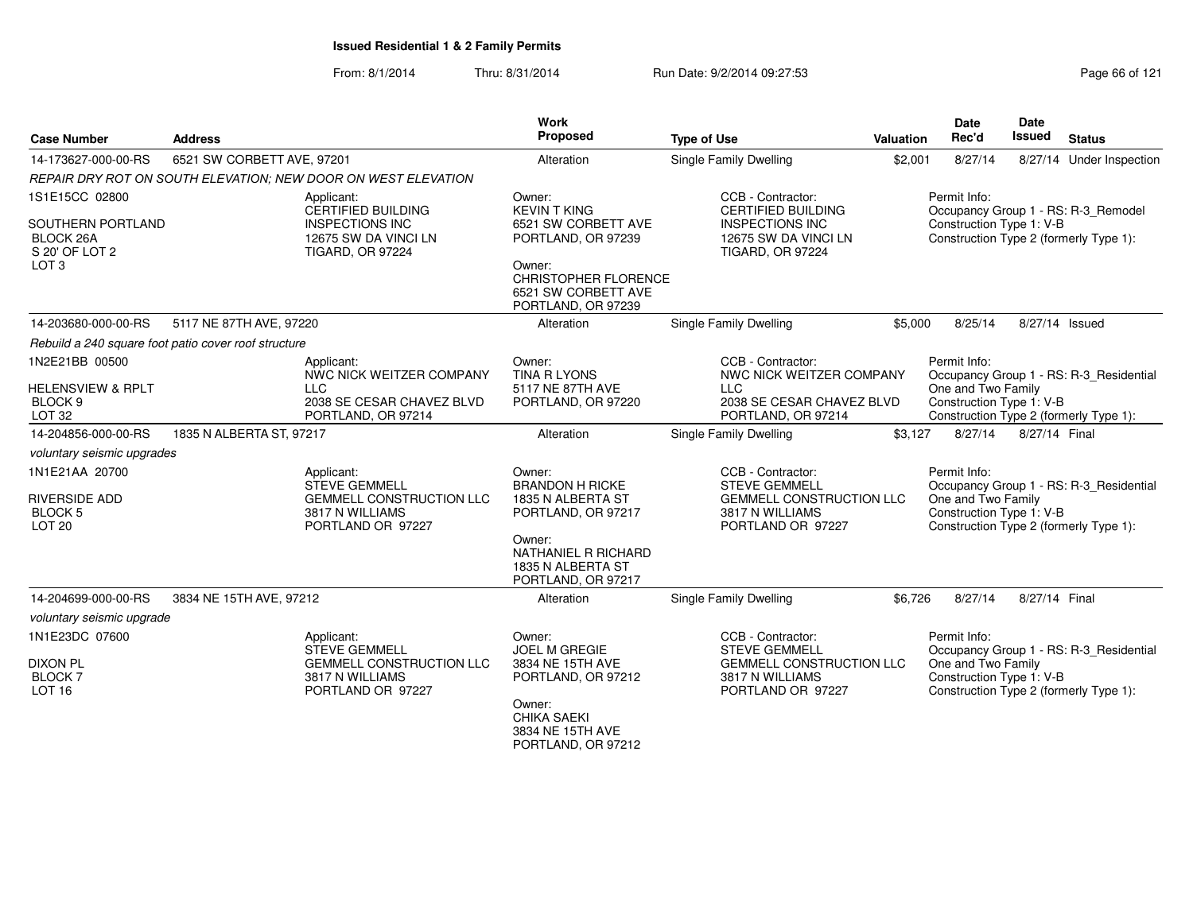# Issued Residential 1 & 2 Family Permits

From: 8/1/2014 Thru: 8/31/2014 Run Date: 9/2/2014 09:27:53

| Case Number | Address | Work Proposed | Type of Use | Valuation | Date Rec'd | Date Issued | Status |
|---|---|---|---|---|---|---|---|
| 14-173627-000-00-RS | 6521 SW CORBETT AVE, 97201 | Alteration | Single Family Dwelling | $2,001 | 8/27/14 | 8/27/14 | Under Inspection |

*REPAIR DRY ROT ON SOUTH ELEVATION; NEW DOOR ON WEST ELEVATION*

1S1E15CC 02800
SOUTHERN PORTLAND
BLOCK 26A
S 20' OF LOT 2
LOT 3

Applicant:
CERTIFIED BUILDING INSPECTIONS INC
12675 SW DA VINCI LN
TIGARD, OR 97224

Owner:
KEVIN T KING
6521 SW CORBETT AVE
PORTLAND, OR 97239

Owner:
CHRISTOPHER FLORENCE
6521 SW CORBETT AVE
PORTLAND, OR 97239

CCB - Contractor:
CERTIFIED BUILDING INSPECTIONS INC
12675 SW DA VINCI LN
TIGARD, OR 97224

Permit Info:
Occupancy Group 1 - RS: R-3_Remodel
Construction Type 1: V-B
Construction Type 2 (formerly Type 1):

| Case Number | Address | Work Proposed | Type of Use | Valuation | Date Rec'd | Date Issued | Status |
|---|---|---|---|---|---|---|---|
| 14-203680-000-00-RS | 5117 NE 87TH AVE, 97220 | Alteration | Single Family Dwelling | $5,000 | 8/25/14 | 8/27/14 | Issued |

*Rebuild a 240 square foot patio cover roof structure*

1N2E21BB 00500
HELENSVIEW & RPLT
BLOCK 9
LOT 32

Applicant:
NWC NICK WEITZER COMPANY LLC
2038 SE CESAR CHAVEZ BLVD
PORTLAND, OR 97214

Owner:
TINA R LYONS
5117 NE 87TH AVE
PORTLAND, OR 97220

CCB - Contractor:
NWC NICK WEITZER COMPANY LLC
2038 SE CESAR CHAVEZ BLVD
PORTLAND, OR 97214

Permit Info:
Occupancy Group 1 - RS: R-3_Residential One and Two Family
Construction Type 1: V-B
Construction Type 2 (formerly Type 1):

| Case Number | Address | Work Proposed | Type of Use | Valuation | Date Rec'd | Date Issued | Status |
|---|---|---|---|---|---|---|---|
| 14-204856-000-00-RS | 1835 N ALBERTA ST, 97217 | Alteration | Single Family Dwelling | $3,127 | 8/27/14 | 8/27/14 | Final |

*voluntary seismic upgrades*

1N1E21AA 20700
RIVERSIDE ADD
BLOCK 5
LOT 20

Applicant:
STEVE GEMMELL
GEMMELL CONSTRUCTION LLC
3817 N WILLIAMS
PORTLAND OR 97227

Owner:
BRANDON H RICKE
1835 N ALBERTA ST
PORTLAND, OR 97217

Owner:
NATHANIEL R RICHARD
1835 N ALBERTA ST
PORTLAND, OR 97217

CCB - Contractor:
STEVE GEMMELL
GEMMELL CONSTRUCTION LLC
3817 N WILLIAMS
PORTLAND OR 97227

Permit Info:
Occupancy Group 1 - RS: R-3_Residential One and Two Family
Construction Type 1: V-B
Construction Type 2 (formerly Type 1):

| Case Number | Address | Work Proposed | Type of Use | Valuation | Date Rec'd | Date Issued | Status |
|---|---|---|---|---|---|---|---|
| 14-204699-000-00-RS | 3834 NE 15TH AVE, 97212 | Alteration | Single Family Dwelling | $6,726 | 8/27/14 | 8/27/14 | Final |

*voluntary seismic upgrade*

1N1E23DC 07600
DIXON PL
BLOCK 7
LOT 16

Applicant:
STEVE GEMMELL
GEMMELL CONSTRUCTION LLC
3817 N WILLIAMS
PORTLAND OR 97227

Owner:
JOEL M GREGIE
3834 NE 15TH AVE
PORTLAND, OR 97212

Owner:
CHIKA SAEKI
3834 NE 15TH AVE
PORTLAND, OR 97212

CCB - Contractor:
STEVE GEMMELL
GEMMELL CONSTRUCTION LLC
3817 N WILLIAMS
PORTLAND OR 97227

Permit Info:
Occupancy Group 1 - RS: R-3_Residential One and Two Family
Construction Type 1: V-B
Construction Type 2 (formerly Type 1):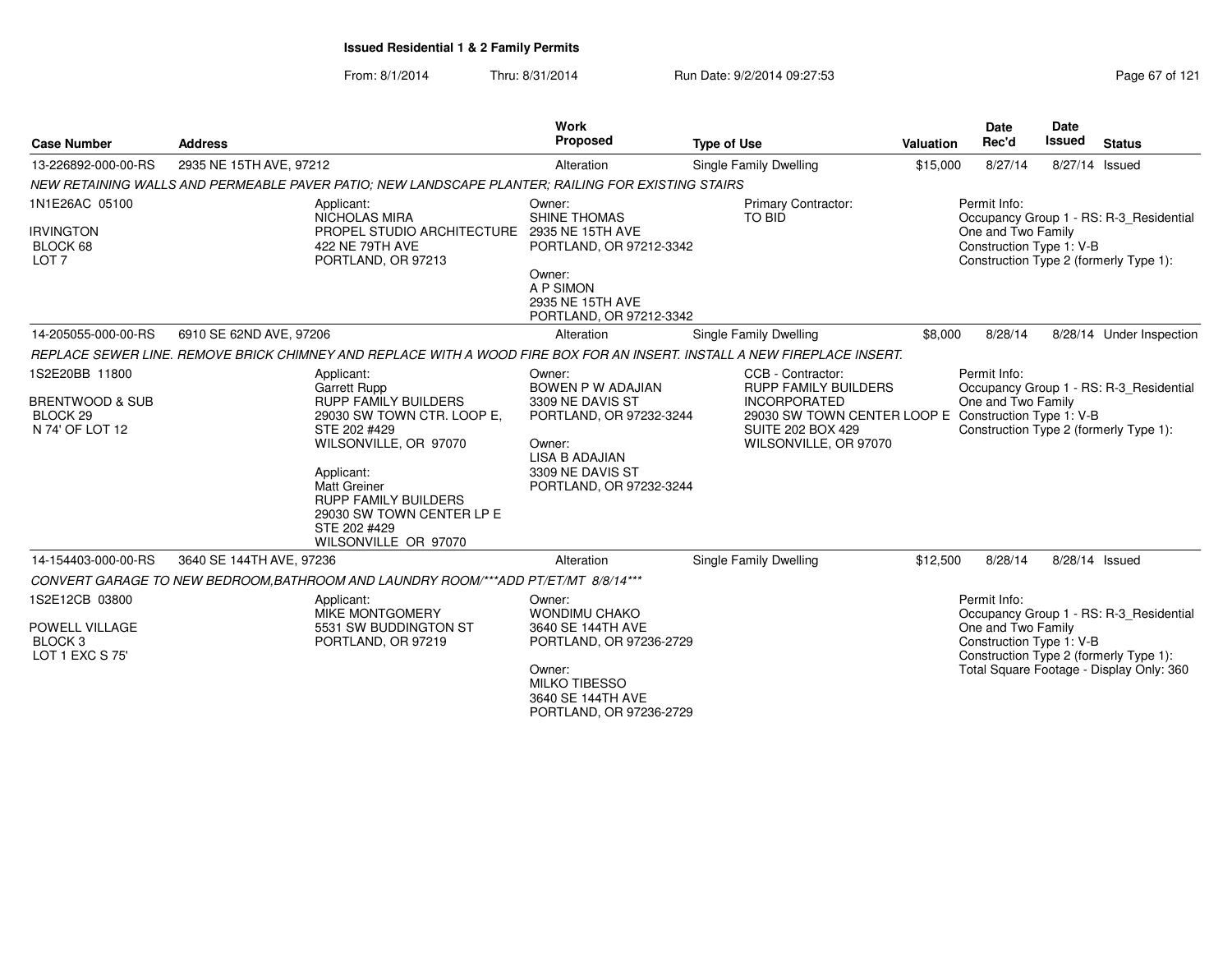## Issued Residential 1 & 2 Family Permits

From: 8/1/2014 Thru: 8/31/2014 Run Date: 9/2/2014 09:27:53

| Case Number | Address | Work Proposed | Type of Use | Valuation | Date Rec'd | Date Issued | Status |
|---|---|---|---|---|---|---|---|
| 13-226892-000-00-RS | 2935 NE 15TH AVE, 97212 | Alteration | Single Family Dwelling | $15,000 | 8/27/14 | 8/27/14 | Issued |

*NEW RETAINING WALLS AND PERMEABLE PAVER PATIO; NEW LANDSCAPE PLANTER; RAILING FOR EXISTING STAIRS*

1N1E26AC 05100
IRVINGTON
BLOCK 68
LOT 7

Applicant:
NICHOLAS MIRA
PROPEL STUDIO ARCHITECTURE
422 NE 79TH AVE
PORTLAND, OR 97213

Owner:
SHINE THOMAS
2935 NE 15TH AVE
PORTLAND, OR 97212-3342

Owner:
A P SIMON
2935 NE 15TH AVE
PORTLAND, OR 97212-3342

Primary Contractor:
TO BID

Permit Info:
Occupancy Group 1 - RS: R-3_Residential One and Two Family
Construction Type 1: V-B
Construction Type 2 (formerly Type 1):

| Case Number | Address | Work Proposed | Type of Use | Valuation | Date Rec'd | Date Issued | Status |
|---|---|---|---|---|---|---|---|
| 14-205055-000-00-RS | 6910 SE 62ND AVE, 97206 | Alteration | Single Family Dwelling | $8,000 | 8/28/14 | 8/28/14 | Under Inspection |

*REPLACE SEWER LINE. REMOVE BRICK CHIMNEY AND REPLACE WITH A WOOD FIRE BOX FOR AN INSERT. INSTALL A NEW FIREPLACE INSERT.*

1S2E20BB 11800
BRENTWOOD & SUB
BLOCK 29
N 74' OF LOT 12

Applicant:
Garrett Rupp
RUPP FAMILY BUILDERS
29030 SW TOWN CTR. LOOP E, STE 202 #429
WILSONVILLE, OR 97070

Applicant:
Matt Greiner
RUPP FAMILY BUILDERS
29030 SW TOWN CENTER LP E
STE 202 #429
WILSONVILLE OR 97070

Owner:
BOWEN P W ADAJIAN
3309 NE DAVIS ST
PORTLAND, OR 97232-3244

Owner:
LISA B ADAJIAN
3309 NE DAVIS ST
PORTLAND, OR 97232-3244

CCB - Contractor:
RUPP FAMILY BUILDERS INCORPORATED
29030 SW TOWN CENTER LOOP E
SUITE 202 BOX 429
WILSONVILLE, OR 97070

Permit Info:
Occupancy Group 1 - RS: R-3_Residential One and Two Family
Construction Type 1: V-B
Construction Type 2 (formerly Type 1):

| Case Number | Address | Work Proposed | Type of Use | Valuation | Date Rec'd | Date Issued | Status |
|---|---|---|---|---|---|---|---|
| 14-154403-000-00-RS | 3640 SE 144TH AVE, 97236 | Alteration | Single Family Dwelling | $12,500 | 8/28/14 | 8/28/14 | Issued |

*CONVERT GARAGE TO NEW BEDROOM,BATHROOM AND LAUNDRY ROOM/***ADD PT/ET/MT 8/8/14****

1S2E12CB 03800
POWELL VILLAGE
BLOCK 3
LOT 1 EXC S 75'

Applicant:
MIKE MONTGOMERY
5531 SW BUDDINGTON ST
PORTLAND, OR 97219

Owner:
WONDIMU CHAKO
3640 SE 144TH AVE
PORTLAND, OR 97236-2729

Owner:
MILKO TIBESSO
3640 SE 144TH AVE
PORTLAND, OR 97236-2729

Permit Info:
Occupancy Group 1 - RS: R-3_Residential One and Two Family
Construction Type 1: V-B
Construction Type 2 (formerly Type 1):
Total Square Footage - Display Only: 360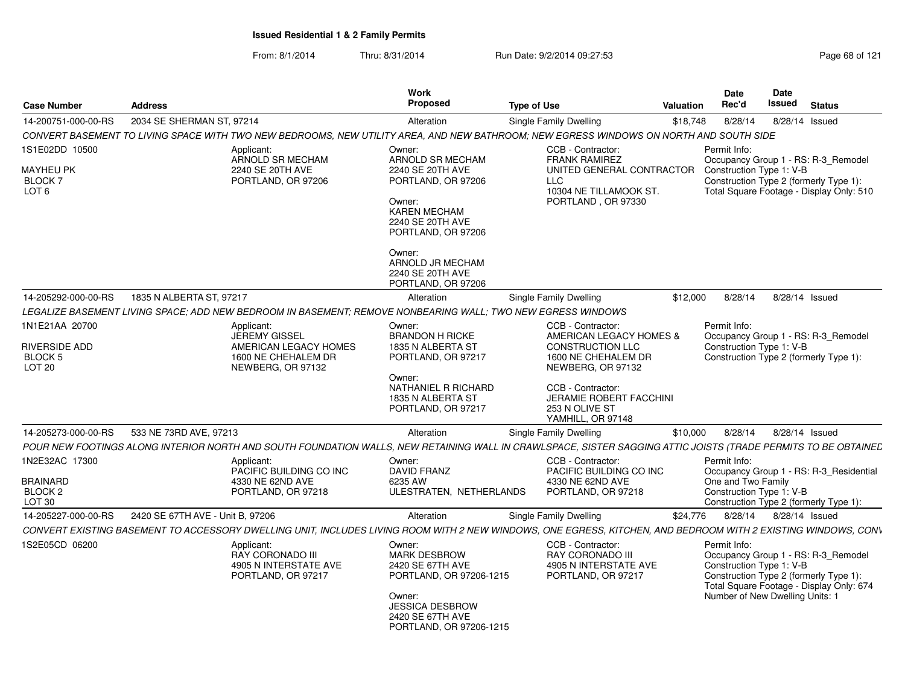**Issued Residential 1 & 2 Family Permits**

From: 8/1/2014 Thru: 8/31/2014 Run Date: 9/2/2014 09:27:53

| Case Number | Address | Work Proposed | Type of Use | Valuation | Date Rec'd | Date Issued | Status |
|---|---|---|---|---|---|---|---|
| 14-200751-000-00-RS | 2034 SE SHERMAN ST, 97214 | Alteration | Single Family Dwelling | $18,748 | 8/28/14 | 8/28/14 | Issued |

*CONVERT BASEMENT TO LIVING SPACE WITH TWO NEW BEDROOMS, NEW UTILITY AREA, AND NEW BATHROOM; NEW EGRESS WINDOWS ON NORTH AND SOUTH SIDE*

1S1E02DD 10500
MAYHEU PK
BLOCK 7
LOT 6

Applicant:
ARNOLD SR MECHAM
2240 SE 20TH AVE
PORTLAND, OR 97206

Owner:
ARNOLD SR MECHAM
2240 SE 20TH AVE
PORTLAND, OR 97206

Owner:
KAREN MECHAM
2240 SE 20TH AVE
PORTLAND, OR 97206

Owner:
ARNOLD JR MECHAM
2240 SE 20TH AVE
PORTLAND, OR 97206

CCB - Contractor:
FRANK RAMIREZ
UNITED GENERAL CONTRACTOR LLC
10304 NE TILLAMOOK ST.
PORTLAND , OR 97330

Permit Info:
Occupancy Group 1 - RS: R-3_Remodel
Construction Type 1: V-B
Construction Type 2 (formerly Type 1):
Total Square Footage - Display Only: 510

| Case Number | Address | Work Proposed | Type of Use | Valuation | Date Rec'd | Date Issued | Status |
|---|---|---|---|---|---|---|---|
| 14-205292-000-00-RS | 1835 N ALBERTA ST, 97217 | Alteration | Single Family Dwelling | $12,000 | 8/28/14 | 8/28/14 | Issued |

*LEGALIZE BASEMENT LIVING SPACE; ADD NEW BEDROOM IN BASEMENT; REMOVE NONBEARING WALL; TWO NEW EGRESS WINDOWS*

1N1E21AA 20700
RIVERSIDE ADD
BLOCK 5
LOT 20

Applicant:
JEREMY GISSEL
AMERICAN LEGACY HOMES
1600 NE CHEHALEM DR
NEWBERG, OR 97132

Owner:
BRANDON H RICKE
1835 N ALBERTA ST
PORTLAND, OR 97217

Owner:
NATHANIEL R RICHARD
1835 N ALBERTA ST
PORTLAND, OR 97217

CCB - Contractor:
AMERICAN LEGACY HOMES & CONSTRUCTION LLC
1600 NE CHEHALEM DR
NEWBERG, OR 97132

CCB - Contractor:
JERAMIE ROBERT FACCHINI
253 N OLIVE ST
YAMHILL, OR 97148

Permit Info:
Occupancy Group 1 - RS: R-3_Remodel
Construction Type 1: V-B
Construction Type 2 (formerly Type 1):

| Case Number | Address | Work Proposed | Type of Use | Valuation | Date Rec'd | Date Issued | Status |
|---|---|---|---|---|---|---|---|
| 14-205273-000-00-RS | 533 NE 73RD AVE, 97213 | Alteration | Single Family Dwelling | $10,000 | 8/28/14 | 8/28/14 | Issued |

*POUR NEW FOOTINGS ALONG INTERIOR NORTH AND SOUTH FOUNDATION WALLS, NEW RETAINING WALL IN CRAWLSPACE, SISTER SAGGING ATTIC JOISTS (TRADE PERMITS TO BE OBTAINED*

1N2E32AC 17300
BRAINARD
BLOCK 2
LOT 30

Applicant:
PACIFIC BUILDING CO INC
4330 NE 62ND AVE
PORTLAND, OR 97218

Owner:
DAVID FRANZ
6235 AW
ULESTRATEN, NETHERLANDS

CCB - Contractor:
PACIFIC BUILDING CO INC
4330 NE 62ND AVE
PORTLAND, OR 97218

Permit Info:
Occupancy Group 1 - RS: R-3_Residential One and Two Family
Construction Type 1: V-B
Construction Type 2 (formerly Type 1):

| Case Number | Address | Work Proposed | Type of Use | Valuation | Date Rec'd | Date Issued | Status |
|---|---|---|---|---|---|---|---|
| 14-205227-000-00-RS | 2420 SE 67TH AVE - Unit B, 97206 | Alteration | Single Family Dwelling | $24,776 | 8/28/14 | 8/28/14 | Issued |

*CONVERT EXISTING BASEMENT TO ACCESSORY DWELLING UNIT, INCLUDES LIVING ROOM WITH 2 NEW WINDOWS, ONE EGRESS, KITCHEN, AND BEDROOM WITH 2 EXISTING WINDOWS, CONV*

1S2E05CD 06200

Applicant:
RAY CORONADO III
4905 N INTERSTATE AVE
PORTLAND, OR 97217

Owner:
MARK DESBROW
2420 SE 67TH AVE
PORTLAND, OR 97206-1215

Owner:
JESSICA DESBROW
2420 SE 67TH AVE
PORTLAND, OR 97206-1215

CCB - Contractor:
RAY CORONADO III
4905 N INTERSTATE AVE
PORTLAND, OR 97217

Permit Info:
Occupancy Group 1 - RS: R-3_Remodel
Construction Type 1: V-B
Construction Type 2 (formerly Type 1):
Total Square Footage - Display Only: 674
Number of New Dwelling Units: 1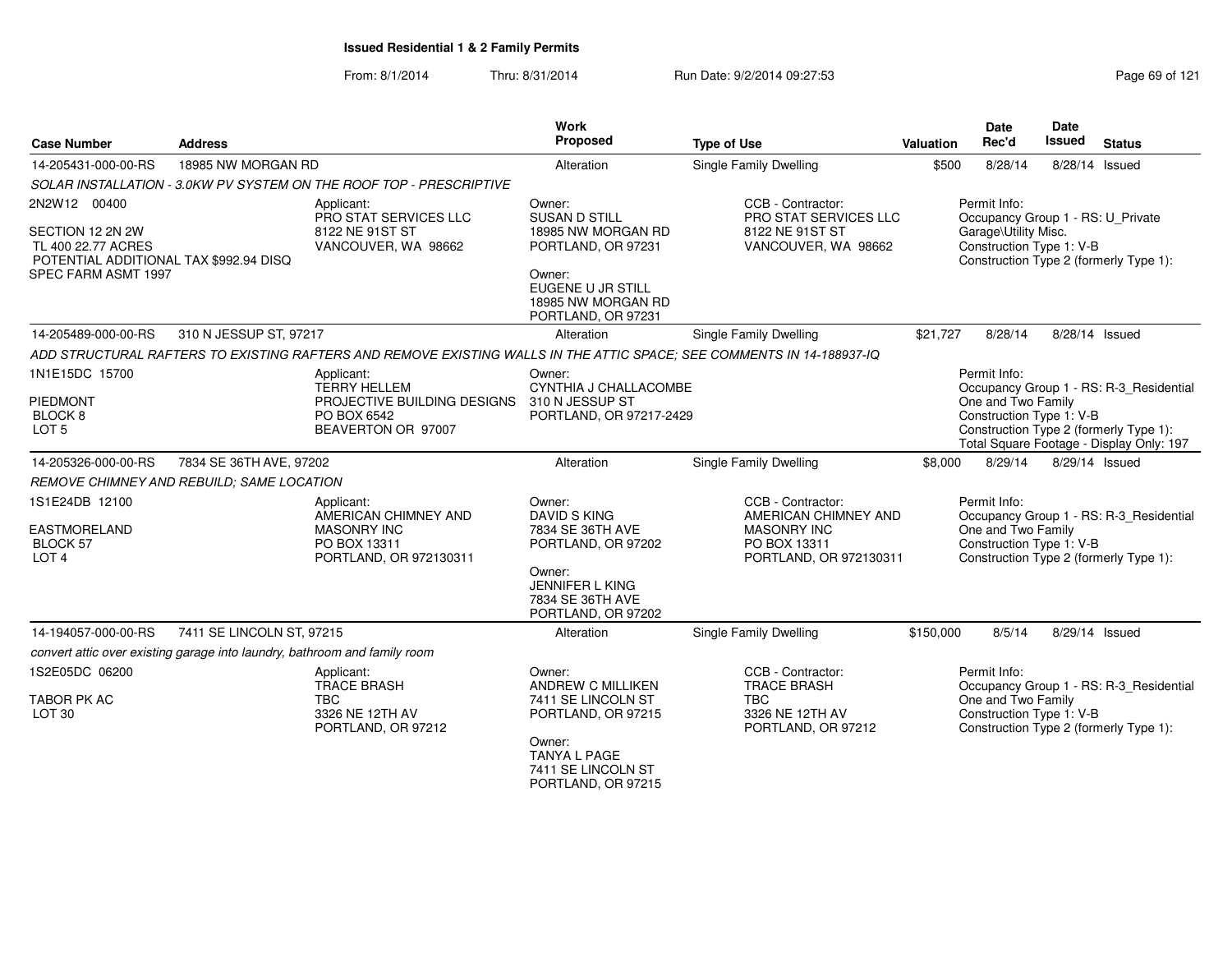# Issued Residential 1 & 2 Family Permits

From: 8/1/2014 Thru: 8/31/2014 Run Date: 9/2/2014 09:27:53

| Case Number | Address | Work Proposed | Type of Use | Valuation | Date Rec'd | Date Issued | Status |
|---|---|---|---|---|---|---|---|
| 14-205431-000-00-RS | 18985 NW MORGAN RD | Alteration | Single Family Dwelling | $500 | 8/28/14 | 8/28/14 | Issued |

*SOLAR INSTALLATION - 3.0KW PV SYSTEM ON THE ROOF TOP - PRESCRIPTIVE*

2N2W12 00400
SECTION 12 2N 2W
TL 400 22.77 ACRES
POTENTIAL ADDITIONAL TAX $992.94 DISQ
SPEC FARM ASMT 1997

Applicant:
PRO STAT SERVICES LLC
8122 NE 91ST ST
VANCOUVER, WA 98662

Owner:
SUSAN D STILL
18985 NW MORGAN RD
PORTLAND, OR 97231

Owner:
EUGENE U JR STILL
18985 NW MORGAN RD
PORTLAND, OR 97231

CCB - Contractor:
PRO STAT SERVICES LLC
8122 NE 91ST ST
VANCOUVER, WA 98662

Permit Info:
Occupancy Group 1 - RS: U_Private Garage\Utility Misc.
Construction Type 1: V-B
Construction Type 2 (formerly Type 1):

| Case Number | Address | Work Proposed | Type of Use | Valuation | Date Rec'd | Date Issued | Status |
|---|---|---|---|---|---|---|---|
| 14-205489-000-00-RS | 310 N JESSUP ST, 97217 | Alteration | Single Family Dwelling | $21,727 | 8/28/14 | 8/28/14 | Issued |

*ADD STRUCTURAL RAFTERS TO EXISTING RAFTERS AND REMOVE EXISTING WALLS IN THE ATTIC SPACE; SEE COMMENTS IN 14-188937-IQ*

1N1E15DC 15700
PIEDMONT
BLOCK 8
LOT 5

Applicant:
TERRY HELLEM
PROJECTIVE BUILDING DESIGNS
PO BOX 6542
BEAVERTON OR 97007

Owner:
CYNTHIA J CHALLACOMBE
310 N JESSUP ST
PORTLAND, OR 97217-2429

Permit Info:
Occupancy Group 1 - RS: R-3_Residential One and Two Family
Construction Type 1: V-B
Construction Type 2 (formerly Type 1):
Total Square Footage - Display Only: 197

| Case Number | Address | Work Proposed | Type of Use | Valuation | Date Rec'd | Date Issued | Status |
|---|---|---|---|---|---|---|---|
| 14-205326-000-00-RS | 7834 SE 36TH AVE, 97202 | Alteration | Single Family Dwelling | $8,000 | 8/29/14 | 8/29/14 | Issued |

*REMOVE CHIMNEY AND REBUILD; SAME LOCATION*

1S1E24DB 12100
EASTMORELAND
BLOCK 57
LOT 4

Applicant:
AMERICAN CHIMNEY AND MASONRY INC
PO BOX 13311
PORTLAND, OR 972130311

Owner:
DAVID S KING
7834 SE 36TH AVE
PORTLAND, OR 97202

Owner:
JENNIFER L KING
7834 SE 36TH AVE
PORTLAND, OR 97202

CCB - Contractor:
AMERICAN CHIMNEY AND MASONRY INC
PO BOX 13311
PORTLAND, OR 972130311

Permit Info:
Occupancy Group 1 - RS: R-3_Residential One and Two Family
Construction Type 1: V-B
Construction Type 2 (formerly Type 1):

| Case Number | Address | Work Proposed | Type of Use | Valuation | Date Rec'd | Date Issued | Status |
|---|---|---|---|---|---|---|---|
| 14-194057-000-00-RS | 7411 SE LINCOLN ST, 97215 | Alteration | Single Family Dwelling | $150,000 | 8/5/14 | 8/29/14 | Issued |

*convert attic over existing garage into laundry, bathroom and family room*

1S2E05DC 06200
TABOR PK AC
LOT 30

Applicant:
TRACE BRASH
TBC
3326 NE 12TH AV
PORTLAND, OR 97212

Owner:
ANDREW C MILLIKEN
7411 SE LINCOLN ST
PORTLAND, OR 97215

Owner:
TANYA L PAGE
7411 SE LINCOLN ST
PORTLAND, OR 97215

CCB - Contractor:
TRACE BRASH
TBC
3326 NE 12TH AV
PORTLAND, OR 97212

Permit Info:
Occupancy Group 1 - RS: R-3_Residential One and Two Family
Construction Type 1: V-B
Construction Type 2 (formerly Type 1):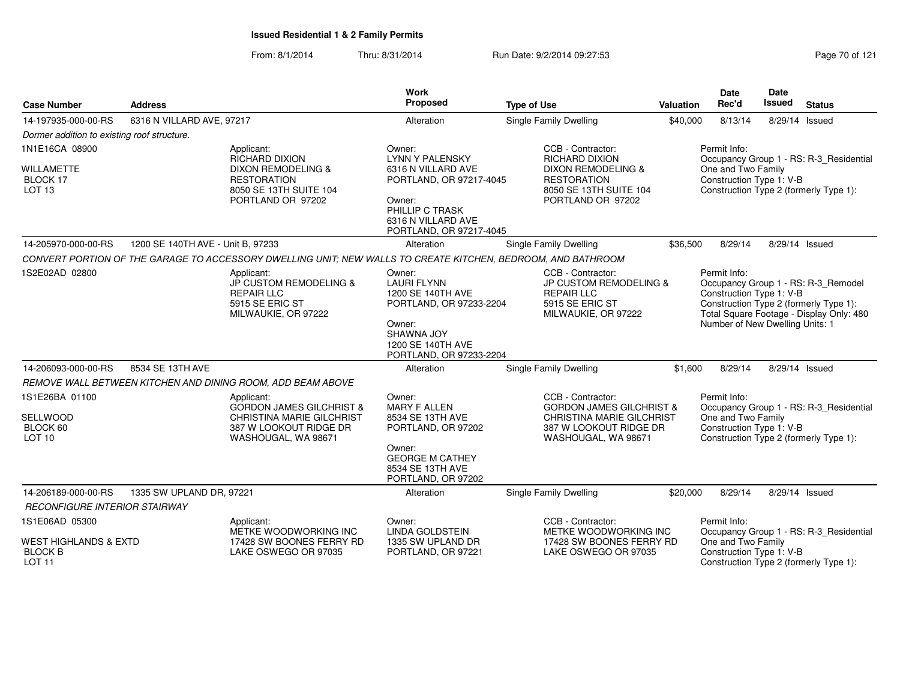# Issued Residential 1 & 2 Family Permits

From: 8/1/2014 Thru: 8/31/2014 Run Date: 9/2/2014 09:27:53

| Case Number | Address | Work Proposed | Type of Use | Valuation | Date Rec'd | Date Issued | Status |
|---|---|---|---|---|---|---|---|
| 14-197935-000-00-RS | 6316 N VILLARD AVE, 97217 | Alteration | Single Family Dwelling | $40,000 | 8/13/14 | 8/29/14 | Issued |

*Dormer addition to existing roof structure.*

1N1E16CA 08900
WILLAMETTE
BLOCK 17
LOT 13

Applicant:
RICHARD DIXION
DIXON REMODELING & RESTORATION
8050 SE 13TH SUITE 104
PORTLAND OR 97202

Owner:
LYNN Y PALENSKY
6316 N VILLARD AVE
PORTLAND, OR 97217-4045

Owner:
PHILLIP C TRASK
6316 N VILLARD AVE
PORTLAND, OR 97217-4045

CCB - Contractor:
RICHARD DIXION
DIXON REMODELING & RESTORATION
8050 SE 13TH SUITE 104
PORTLAND OR 97202

Permit Info:
Occupancy Group 1 - RS: R-3_Residential One and Two Family
Construction Type 1: V-B
Construction Type 2 (formerly Type 1):

| Case Number | Address | Work Proposed | Type of Use | Valuation | Date Rec'd | Date Issued | Status |
|---|---|---|---|---|---|---|---|
| 14-205970-000-00-RS | 1200 SE 140TH AVE - Unit B, 97233 | Alteration | Single Family Dwelling | $36,500 | 8/29/14 | 8/29/14 | Issued |

*CONVERT PORTION OF THE GARAGE TO ACCESSORY DWELLING UNIT; NEW WALLS TO CREATE KITCHEN, BEDROOM, AND BATHROOM*

1S2E02AD 02800

Applicant:
JP CUSTOM REMODELING & REPAIR LLC
5915 SE ERIC ST
MILWAUKIE, OR 97222

Owner:
LAURI FLYNN
1200 SE 140TH AVE
PORTLAND, OR 97233-2204

Owner:
SHAWNA JOY
1200 SE 140TH AVE
PORTLAND, OR 97233-2204

CCB - Contractor:
JP CUSTOM REMODELING & REPAIR LLC
5915 SE ERIC ST
MILWAUKIE, OR 97222

Permit Info:
Occupancy Group 1 - RS: R-3_Remodel
Construction Type 1: V-B
Construction Type 2 (formerly Type 1):
Total Square Footage - Display Only: 480
Number of New Dwelling Units: 1

| Case Number | Address | Work Proposed | Type of Use | Valuation | Date Rec'd | Date Issued | Status |
|---|---|---|---|---|---|---|---|
| 14-206093-000-00-RS | 8534 SE 13TH AVE | Alteration | Single Family Dwelling | $1,600 | 8/29/14 | 8/29/14 | Issued |

*REMOVE WALL BETWEEN KITCHEN AND DINING ROOM, ADD BEAM ABOVE*

1S1E26BA 01100
SELLWOOD
BLOCK 60
LOT 10

Applicant:
GORDON JAMES GILCHRIST & CHRISTINA MARIE GILCHRIST
387 W LOOKOUT RIDGE DR
WASHOUGAL, WA 98671

Owner:
MARY F ALLEN
8534 SE 13TH AVE
PORTLAND, OR 97202

Owner:
GEORGE M CATHEY
8534 SE 13TH AVE
PORTLAND, OR 97202

CCB - Contractor:
GORDON JAMES GILCHRIST & CHRISTINA MARIE GILCHRIST
387 W LOOKOUT RIDGE DR
WASHOUGAL, WA 98671

Permit Info:
Occupancy Group 1 - RS: R-3_Residential One and Two Family
Construction Type 1: V-B
Construction Type 2 (formerly Type 1):

| Case Number | Address | Work Proposed | Type of Use | Valuation | Date Rec'd | Date Issued | Status |
|---|---|---|---|---|---|---|---|
| 14-206189-000-00-RS | 1335 SW UPLAND DR, 97221 | Alteration | Single Family Dwelling | $20,000 | 8/29/14 | 8/29/14 | Issued |

*RECONFIGURE INTERIOR STAIRWAY*

1S1E06AD 05300
WEST HIGHLANDS & EXTD
BLOCK B
LOT 11

Applicant:
METKE WOODWORKING INC
17428 SW BOONES FERRY RD
LAKE OSWEGO OR 97035

Owner:
LINDA GOLDSTEIN
1335 SW UPLAND DR
PORTLAND, OR 97221

CCB - Contractor:
METKE WOODWORKING INC
17428 SW BOONES FERRY RD
LAKE OSWEGO OR 97035

Permit Info:
Occupancy Group 1 - RS: R-3_Residential One and Two Family
Construction Type 1: V-B
Construction Type 2 (formerly Type 1):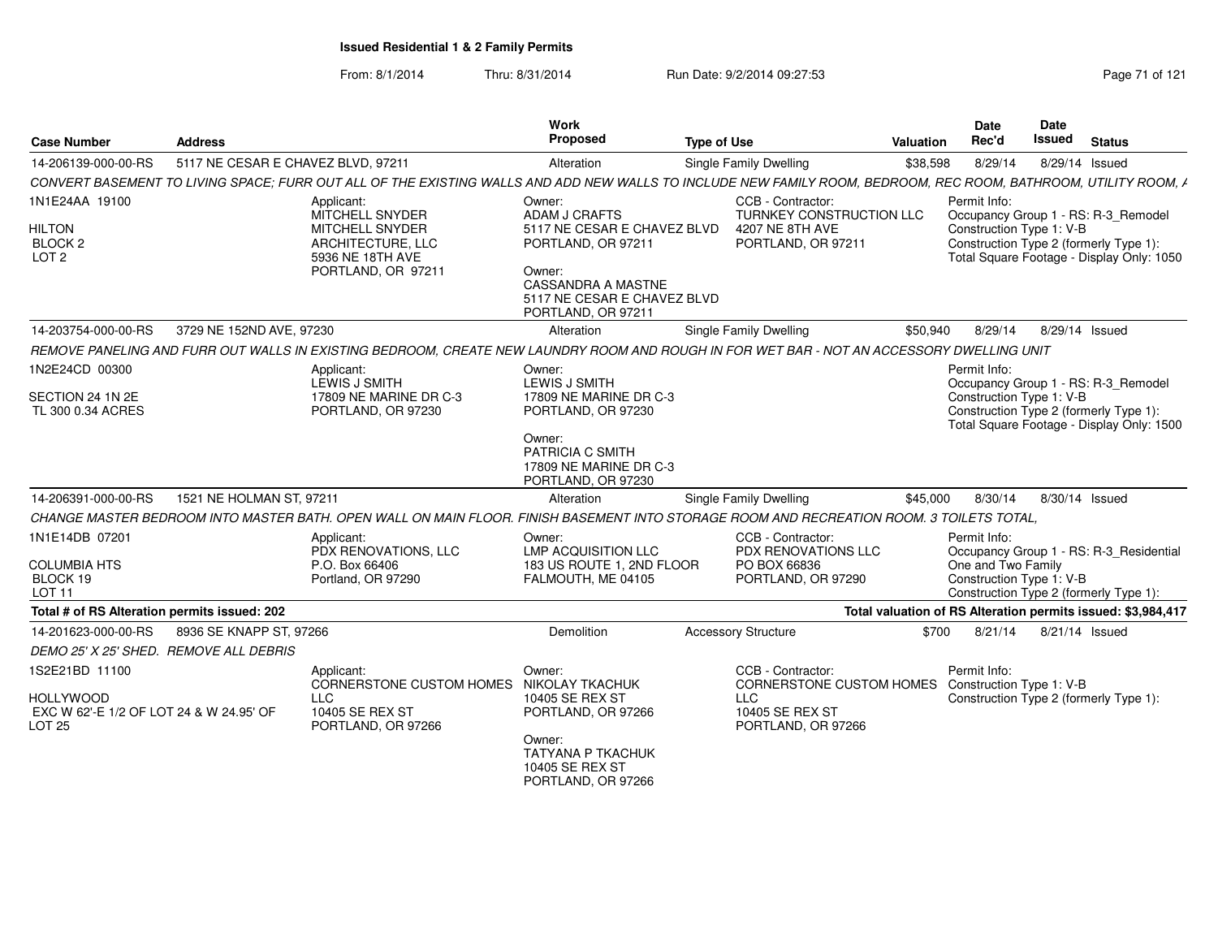# Issued Residential 1 & 2 Family Permits

From: 8/1/2014 Thru: 8/31/2014 Run Date: 9/2/2014 09:27:53

| Case Number | Address | Work Proposed | Type of Use | Valuation | Date Rec'd | Date Issued | Status |
|---|---|---|---|---|---|---|---|
| 14-206139-000-00-RS | 5117 NE CESAR E CHAVEZ BLVD, 97211 | Alteration | Single Family Dwelling | $38,598 | 8/29/14 | 8/29/14 | Issued |

*CONVERT BASEMENT TO LIVING SPACE; FURR OUT ALL OF THE EXISTING WALLS AND ADD NEW WALLS TO INCLUDE NEW FAMILY ROOM, BEDROOM, REC ROOM, BATHROOM, UTILITY ROOM, A*

1N1E24AA 19100
HILTON
BLOCK 2
LOT 2

Applicant:
MITCHELL SNYDER
MITCHELL SNYDER ARCHITECTURE, LLC
5936 NE 18TH AVE
PORTLAND, OR 97211

Owner:
ADAM J CRAFTS
5117 NE CESAR E CHAVEZ BLVD
PORTLAND, OR 97211

Owner:
CASSANDRA A MASTNE
5117 NE CESAR E CHAVEZ BLVD
PORTLAND, OR 97211

CCB - Contractor:
TURNKEY CONSTRUCTION LLC
4207 NE 8TH AVE
PORTLAND, OR 97211

Permit Info:
Occupancy Group 1 - RS: R-3_Remodel
Construction Type 1: V-B
Construction Type 2 (formerly Type 1):
Total Square Footage - Display Only: 1050

| Case Number | Address | Work Proposed | Type of Use | Valuation | Date Rec'd | Date Issued | Status |
|---|---|---|---|---|---|---|---|
| 14-203754-000-00-RS | 3729 NE 152ND AVE, 97230 | Alteration | Single Family Dwelling | $50,940 | 8/29/14 | 8/29/14 | Issued |

*REMOVE PANELING AND FURR OUT WALLS IN EXISTING BEDROOM, CREATE NEW LAUNDRY ROOM AND ROUGH IN FOR WET BAR - NOT AN ACCESSORY DWELLING UNIT*

1N2E24CD 00300
SECTION 24 1N 2E
TL 300 0.34 ACRES

Applicant:
LEWIS J SMITH
17809 NE MARINE DR C-3
PORTLAND, OR 97230

Owner:
LEWIS J SMITH
17809 NE MARINE DR C-3
PORTLAND, OR 97230

Owner:
PATRICIA C SMITH
17809 NE MARINE DR C-3
PORTLAND, OR 97230

Permit Info:
Occupancy Group 1 - RS: R-3_Remodel
Construction Type 1: V-B
Construction Type 2 (formerly Type 1):
Total Square Footage - Display Only: 1500

| Case Number | Address | Work Proposed | Type of Use | Valuation | Date Rec'd | Date Issued | Status |
|---|---|---|---|---|---|---|---|
| 14-206391-000-00-RS | 1521 NE HOLMAN ST, 97211 | Alteration | Single Family Dwelling | $45,000 | 8/30/14 | 8/30/14 | Issued |

*CHANGE MASTER BEDROOM INTO MASTER BATH. OPEN WALL ON MAIN FLOOR. FINISH BASEMENT INTO STORAGE ROOM AND RECREATION ROOM. 3 TOILETS TOTAL,*

1N1E14DB 07201
COLUMBIA HTS
BLOCK 19
LOT 11

Applicant:
PDX RENOVATIONS, LLC
P.O. Box 66406
Portland, OR 97290

Owner:
LMP ACQUISITION LLC
183 US ROUTE 1, 2ND FLOOR
FALMOUTH, ME 04105

CCB - Contractor:
PDX RENOVATIONS LLC
PO BOX 66836
PORTLAND, OR 97290

Permit Info:
Occupancy Group 1 - RS: R-3_Residential One and Two Family
Construction Type 1: V-B
Construction Type 2 (formerly Type 1):

**Total # of RS Alteration permits issued: 202**

**Total valuation of RS Alteration permits issued: $3,984,417**

| Case Number | Address | Work Proposed | Type of Use | Valuation | Date Rec'd | Date Issued | Status |
|---|---|---|---|---|---|---|---|
| 14-201623-000-00-RS | 8936 SE KNAPP ST, 97266 | Demolition | Accessory Structure | $700 | 8/21/14 | 8/21/14 | Issued |

*DEMO 25' X 25' SHED. REMOVE ALL DEBRIS*

1S2E21BD 11100
HOLLYWOOD
EXC W 62'-E 1/2 OF LOT 24 & W 24.95' OF LOT 25

Applicant:
CORNERSTONE CUSTOM HOMES LLC
10405 SE REX ST
PORTLAND, OR 97266

Owner:
NIKOLAY TKACHUK
10405 SE REX ST
PORTLAND, OR 97266

Owner:
TATYANA P TKACHUK
10405 SE REX ST
PORTLAND, OR 97266

CCB - Contractor:
CORNERSTONE CUSTOM HOMES LLC
10405 SE REX ST
PORTLAND, OR 97266

Permit Info:
Construction Type 1: V-B
Construction Type 2 (formerly Type 1):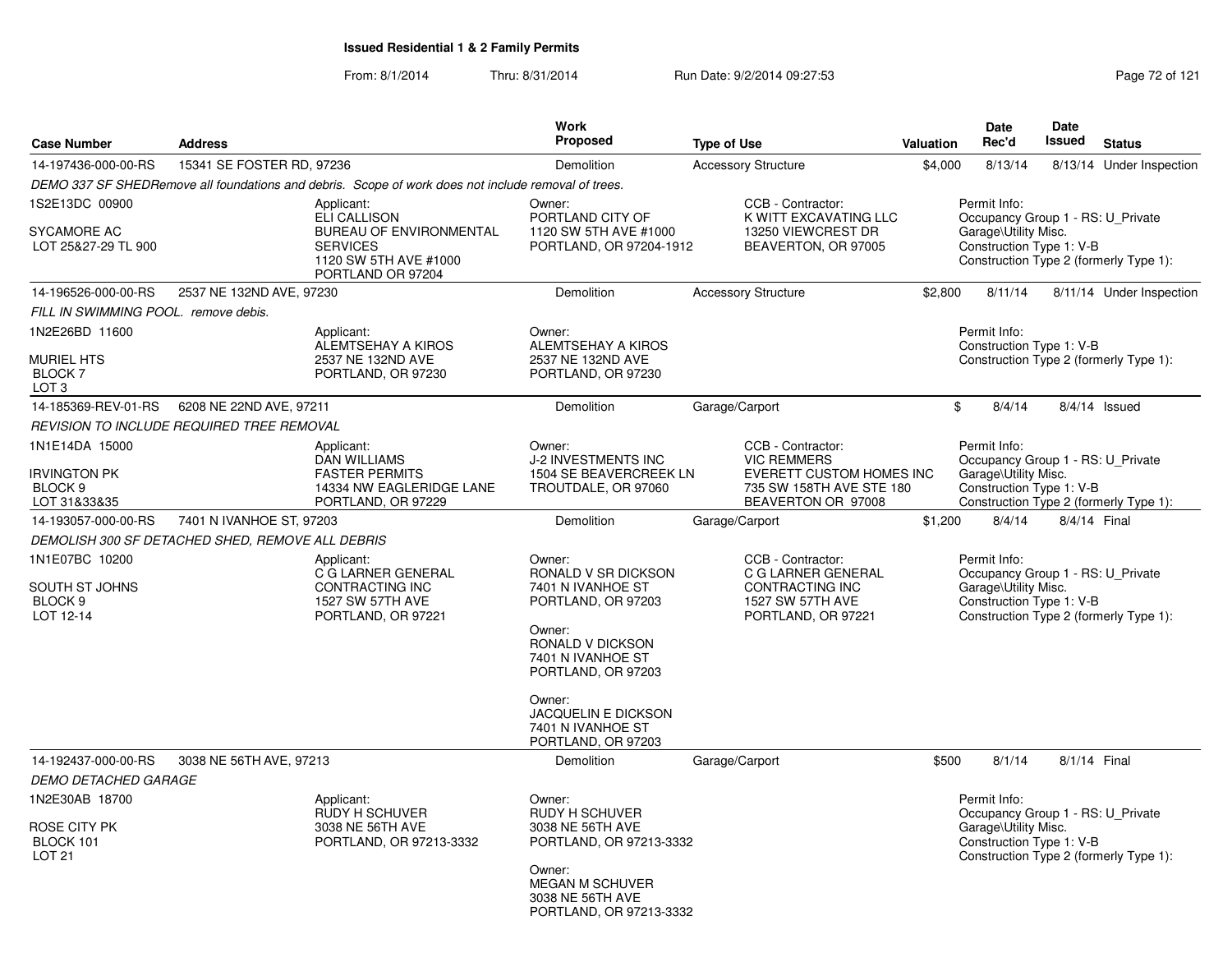**Issued Residential 1 & 2 Family Permits**

From: 8/1/2014 Thru: 8/31/2014 Run Date: 9/2/2014 09:27:53

| Case Number | Address | Work Proposed | Type of Use | Valuation | Date Rec'd | Date Issued | Status |
|---|---|---|---|---|---|---|---|
| 14-197436-000-00-RS | 15341 SE FOSTER RD, 97236 | Demolition | Accessory Structure | $4,000 | 8/13/14 | 8/13/14 | Under Inspection |

DEMO 337 SF SHEDRemove all foundations and debris. Scope of work does not include removal of trees.

1S2E13DC 00900
SYCAMORE AC
LOT 25&27-29 TL 900

Applicant:
ELI CALLISON
BUREAU OF ENVIRONMENTAL SERVICES
1120 SW 5TH AVE #1000
PORTLAND OR 97204

Owner:
PORTLAND CITY OF
1120 SW 5TH AVE #1000
PORTLAND, OR 97204-1912

CCB - Contractor:
K WITT EXCAVATING LLC
13250 VIEWCREST DR
BEAVERTON, OR 97005

Permit Info:
Occupancy Group 1 - RS: U_Private Garage\Utility Misc.
Construction Type 1: V-B
Construction Type 2 (formerly Type 1):

| Case Number | Address | Work Proposed | Type of Use | Valuation | Date Rec'd | Date Issued | Status |
|---|---|---|---|---|---|---|---|
| 14-196526-000-00-RS | 2537 NE 132ND AVE, 97230 | Demolition | Accessory Structure | $2,800 | 8/11/14 | 8/11/14 | Under Inspection |

FILL IN SWIMMING POOL. remove debis.

1N2E26BD 11600
MURIEL HTS
BLOCK 7
LOT 3

Applicant:
ALEMTSEHAY A KIROS
2537 NE 132ND AVE
PORTLAND, OR 97230

Owner:
ALEMTSEHAY A KIROS
2537 NE 132ND AVE
PORTLAND, OR 97230

Permit Info:
Construction Type 1: V-B
Construction Type 2 (formerly Type 1):

| Case Number | Address | Work Proposed | Type of Use | Valuation | Date Rec'd | Date Issued | Status |
|---|---|---|---|---|---|---|---|
| 14-185369-REV-01-RS | 6208 NE 22ND AVE, 97211 | Demolition | Garage/Carport | $ | 8/4/14 | 8/4/14 | Issued |

REVISION TO INCLUDE REQUIRED TREE REMOVAL

1N1E14DA 15000
IRVINGTON PK
BLOCK 9
LOT 31&33&35

Applicant:
DAN WILLIAMS
FASTER PERMITS
14334 NW EAGLERIDGE LANE
PORTLAND, OR 97229

Owner:
J-2 INVESTMENTS INC
1504 SE BEAVERCREEK LN
TROUTDALE, OR 97060

CCB - Contractor:
VIC REMMERS
EVERETT CUSTOM HOMES INC
735 SW 158TH AVE STE 180
BEAVERTON OR 97008

Permit Info:
Occupancy Group 1 - RS: U_Private Garage\Utility Misc.
Construction Type 1: V-B
Construction Type 2 (formerly Type 1):

| Case Number | Address | Work Proposed | Type of Use | Valuation | Date Rec'd | Date Issued | Status |
|---|---|---|---|---|---|---|---|
| 14-193057-000-00-RS | 7401 N IVANHOE ST, 97203 | Demolition | Garage/Carport | $1,200 | 8/4/14 | 8/4/14 | Final |

DEMOLISH 300 SF DETACHED SHED, REMOVE ALL DEBRIS

1N1E07BC 10200
SOUTH ST JOHNS
BLOCK 9
LOT 12-14

Applicant:
C G LARNER GENERAL CONTRACTING INC
1527 SW 57TH AVE
PORTLAND, OR 97221

Owner:
RONALD V SR DICKSON
7401 N IVANHOE ST
PORTLAND, OR 97203

Owner:
RONALD V DICKSON
7401 N IVANHOE ST
PORTLAND, OR 97203

Owner:
JACQUELIN E DICKSON
7401 N IVANHOE ST
PORTLAND, OR 97203

CCB - Contractor:
C G LARNER GENERAL CONTRACTING INC
1527 SW 57TH AVE
PORTLAND, OR 97221

Permit Info:
Occupancy Group 1 - RS: U_Private Garage\Utility Misc.
Construction Type 1: V-B
Construction Type 2 (formerly Type 1):

| Case Number | Address | Work Proposed | Type of Use | Valuation | Date Rec'd | Date Issued | Status |
|---|---|---|---|---|---|---|---|
| 14-192437-000-00-RS | 3038 NE 56TH AVE, 97213 | Demolition | Garage/Carport | $500 | 8/1/14 | 8/1/14 | Final |

DEMO DETACHED GARAGE

1N2E30AB 18700
ROSE CITY PK
BLOCK 101
LOT 21

Applicant:
RUDY H SCHUVER
3038 NE 56TH AVE
PORTLAND, OR 97213-3332

Owner:
RUDY H SCHUVER
3038 NE 56TH AVE
PORTLAND, OR 97213-3332

Owner:
MEGAN M SCHUVER
3038 NE 56TH AVE
PORTLAND, OR 97213-3332

Permit Info:
Occupancy Group 1 - RS: U_Private Garage\Utility Misc.
Construction Type 1: V-B
Construction Type 2 (formerly Type 1):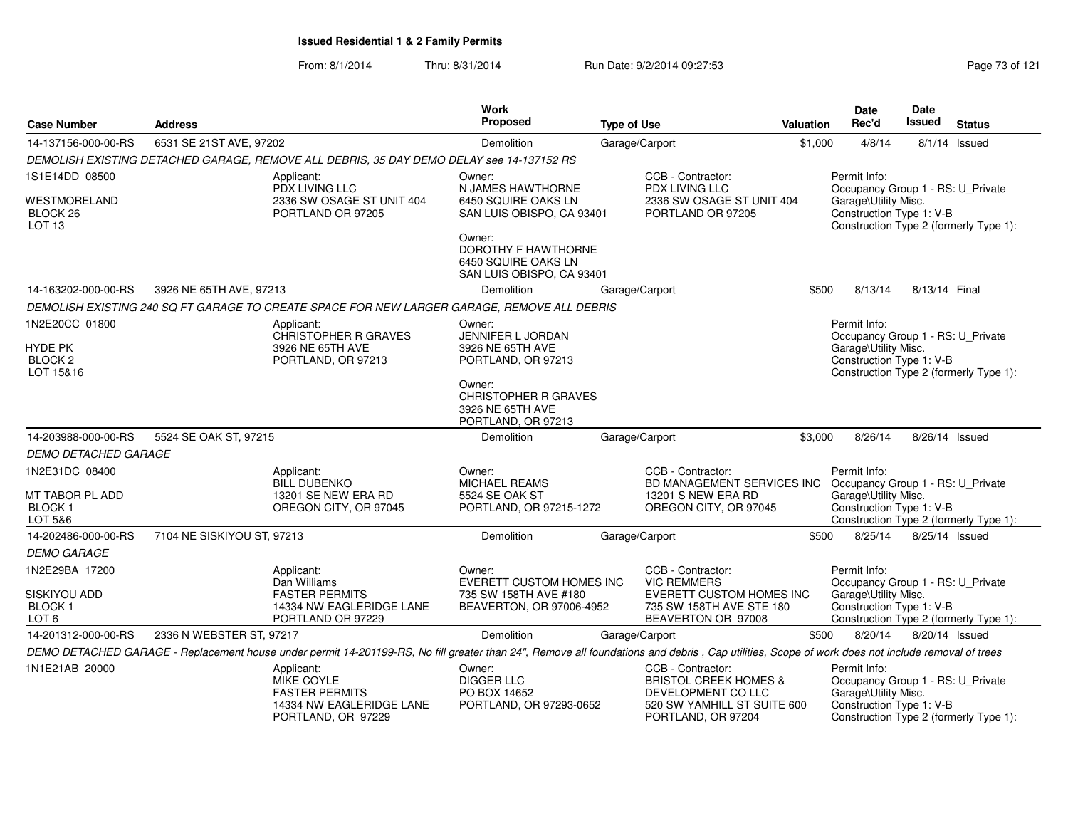**Issued Residential 1 & 2 Family Permits**

From: 8/1/2014 Thru: 8/31/2014 Run Date: 9/2/2014 09:27:53

| Case Number | Address | Work Proposed | Type of Use | Valuation | Date Rec'd | Date Issued | Status |
|---|---|---|---|---|---|---|---|
| 14-137156-000-00-RS | 6531 SE 21ST AVE, 97202 | Demolition | Garage/Carport | $1,000 | 4/8/14 | 8/1/14 | Issued |

*DEMOLISH EXISTING DETACHED GARAGE, REMOVE ALL DEBRIS, 35 DAY DEMO DELAY see 14-137152 RS*

1S1E14DD 08500
WESTMORELAND
BLOCK 26
LOT 13

Applicant:
PDX LIVING LLC
2336 SW OSAGE ST UNIT 404
PORTLAND OR 97205

Owner:
N JAMES HAWTHORNE
6450 SQUIRE OAKS LN
SAN LUIS OBISPO, CA 93401

Owner:
DOROTHY F HAWTHORNE
6450 SQUIRE OAKS LN
SAN LUIS OBISPO, CA 93401

CCB - Contractor:
PDX LIVING LLC
2336 SW OSAGE ST UNIT 404
PORTLAND OR 97205

Permit Info:
Occupancy Group 1 - RS: U_Private Garage\Utility Misc.
Construction Type 1: V-B
Construction Type 2 (formerly Type 1):

| Case Number | Address | Work Proposed | Type of Use | Valuation | Date Rec'd | Date Issued | Status |
|---|---|---|---|---|---|---|---|
| 14-163202-000-00-RS | 3926 NE 65TH AVE, 97213 | Demolition | Garage/Carport | $500 | 8/13/14 | 8/13/14 | Final |

*DEMOLISH EXISTING 240 SQ FT GARAGE TO CREATE SPACE FOR NEW LARGER GARAGE, REMOVE ALL DEBRIS*

1N2E20CC 01800
HYDE PK
BLOCK 2
LOT 15&16

Applicant:
CHRISTOPHER R GRAVES
3926 NE 65TH AVE
PORTLAND, OR 97213

Owner:
JENNIFER L JORDAN
3926 NE 65TH AVE
PORTLAND, OR 97213

Owner:
CHRISTOPHER R GRAVES
3926 NE 65TH AVE
PORTLAND, OR 97213

Permit Info:
Occupancy Group 1 - RS: U_Private Garage\Utility Misc.
Construction Type 1: V-B
Construction Type 2 (formerly Type 1):

| Case Number | Address | Work Proposed | Type of Use | Valuation | Date Rec'd | Date Issued | Status |
|---|---|---|---|---|---|---|---|
| 14-203988-000-00-RS | 5524 SE OAK ST, 97215 | Demolition | Garage/Carport | $3,000 | 8/26/14 | 8/26/14 | Issued |

*DEMO DETACHED GARAGE*

1N2E31DC 08400
MT TABOR PL ADD
BLOCK 1
LOT 5&6

Applicant:
BILL DUBENKO
13201 SE NEW ERA RD
OREGON CITY, OR 97045

Owner:
MICHAEL REAMS
5524 SE OAK ST
PORTLAND, OR 97215-1272

CCB - Contractor:
BD MANAGEMENT SERVICES INC
13201 S NEW ERA RD
OREGON CITY, OR 97045

Permit Info:
Occupancy Group 1 - RS: U_Private Garage\Utility Misc.
Construction Type 1: V-B
Construction Type 2 (formerly Type 1):

| Case Number | Address | Work Proposed | Type of Use | Valuation | Date Rec'd | Date Issued | Status |
|---|---|---|---|---|---|---|---|
| 14-202486-000-00-RS | 7104 NE SISKIYOU ST, 97213 | Demolition | Garage/Carport | $500 | 8/25/14 | 8/25/14 | Issued |

*DEMO GARAGE*

1N2E29BA 17200
SISKIYOU ADD
BLOCK 1
LOT 6

Applicant:
Dan Williams
FASTER PERMITS
14334 NW EAGLERIDGE LANE
PORTLAND OR 97229

Owner:
EVERETT CUSTOM HOMES INC
735 SW 158TH AVE #180
BEAVERTON, OR 97006-4952

CCB - Contractor:
VIC REMMERS
EVERETT CUSTOM HOMES INC
735 SW 158TH AVE STE 180
BEAVERTON OR 97008

Permit Info:
Occupancy Group 1 - RS: U_Private Garage\Utility Misc.
Construction Type 1: V-B
Construction Type 2 (formerly Type 1):

| Case Number | Address | Work Proposed | Type of Use | Valuation | Date Rec'd | Date Issued | Status |
|---|---|---|---|---|---|---|---|
| 14-201312-000-00-RS | 2336 N WEBSTER ST, 97217 | Demolition | Garage/Carport | $500 | 8/20/14 | 8/20/14 | Issued |

*DEMO DETACHED GARAGE - Replacement house under permit 14-201199-RS, No fill greater than 24", Remove all foundations and debris , Cap utilities, Scope of work does not include removal of trees*

1N1E21AB 20000

Applicant:
MIKE COYLE
FASTER PERMITS
14334 NW EAGLERIDGE LANE
PORTLAND, OR 97229

Owner:
DIGGER LLC
PO BOX 14652
PORTLAND, OR 97293-0652

CCB - Contractor:
BRISTOL CREEK HOMES & DEVELOPMENT CO LLC
520 SW YAMHILL ST SUITE 600
PORTLAND, OR 97204

Permit Info:
Occupancy Group 1 - RS: U_Private Garage\Utility Misc.
Construction Type 1: V-B
Construction Type 2 (formerly Type 1):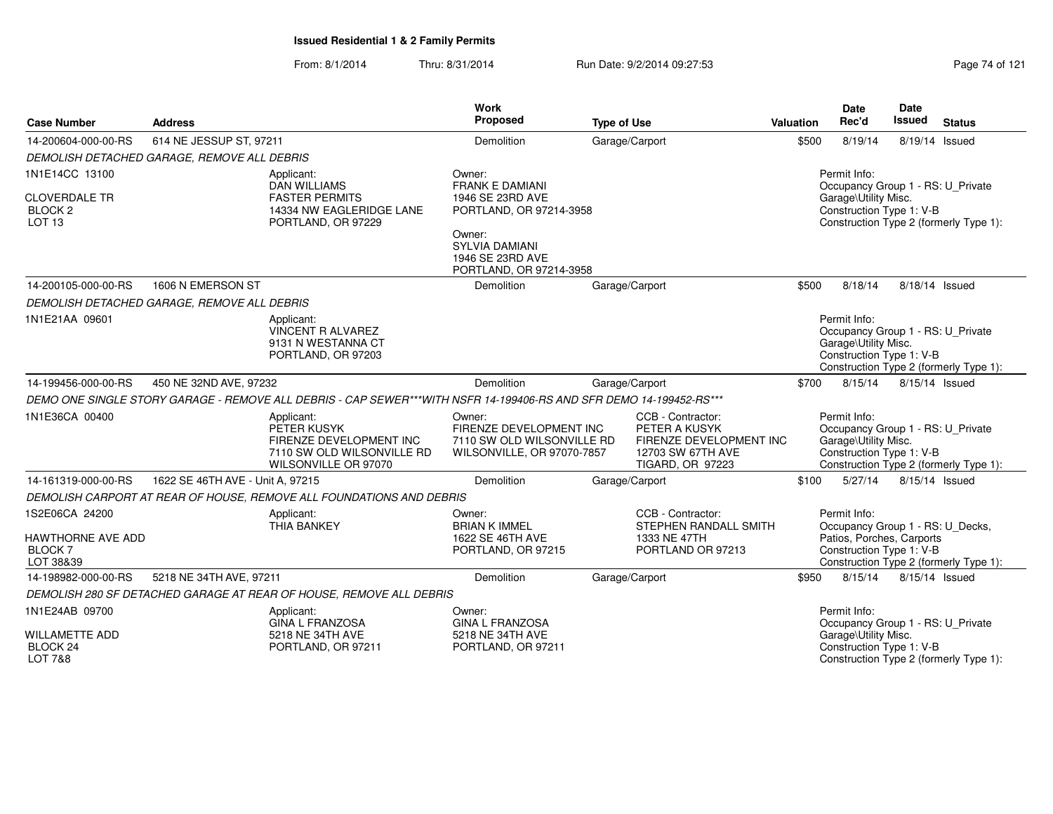# Issued Residential 1 & 2 Family Permits

From: 8/1/2014 Thru: 8/31/2014 Run Date: 9/2/2014 09:27:53

| Case Number | Address | Work Proposed | Type of Use | Valuation | Date Rec'd | Date Issued | Status |
|---|---|---|---|---|---|---|---|
| 14-200604-000-00-RS | 614 NE JESSUP ST, 97211 | Demolition | Garage/Carport | $500 | 8/19/14 | 8/19/14 | Issued |

*DEMOLISH DETACHED GARAGE, REMOVE ALL DEBRIS*

1N1E14CC 13100
CLOVERDALE TR
BLOCK 2
LOT 13

Applicant:
DAN WILLIAMS
FASTER PERMITS
14334 NW EAGLERIDGE LANE
PORTLAND, OR 97229

Owner:
FRANK E DAMIANI
1946 SE 23RD AVE
PORTLAND, OR 97214-3958

Owner:
SYLVIA DAMIANI
1946 SE 23RD AVE
PORTLAND, OR 97214-3958

Permit Info:
Occupancy Group 1 - RS: U_Private Garage\Utility Misc.
Construction Type 1: V-B
Construction Type 2 (formerly Type 1):

| Case Number | Address | Work Proposed | Type of Use | Valuation | Date Rec'd | Date Issued | Status |
|---|---|---|---|---|---|---|---|
| 14-200105-000-00-RS | 1606 N EMERSON ST | Demolition | Garage/Carport | $500 | 8/18/14 | 8/18/14 | Issued |

*DEMOLISH DETACHED GARAGE, REMOVE ALL DEBRIS*

1N1E21AA 09601

Applicant:
VINCENT R ALVAREZ
9131 N WESTANNA CT
PORTLAND, OR 97203

Permit Info:
Occupancy Group 1 - RS: U_Private Garage\Utility Misc.
Construction Type 1: V-B
Construction Type 2 (formerly Type 1):

| Case Number | Address | Work Proposed | Type of Use | Valuation | Date Rec'd | Date Issued | Status |
|---|---|---|---|---|---|---|---|
| 14-199456-000-00-RS | 450 NE 32ND AVE, 97232 | Demolition | Garage/Carport | $700 | 8/15/14 | 8/15/14 | Issued |

*DEMO ONE SINGLE STORY GARAGE - REMOVE ALL DEBRIS - CAP SEWER***WITH NSFR 14-199406-RS AND SFR DEMO 14-199452-RS****

1N1E36CA 00400

Applicant:
PETER KUSYK
FIRENZE DEVELOPMENT INC
7110 SW OLD WILSONVILLE RD
WILSONVILLE OR 97070

Owner:
FIRENZE DEVELOPMENT INC
7110 SW OLD WILSONVILLE RD
WILSONVILLE, OR 97070-7857

CCB - Contractor:
PETER A KUSYK
FIRENZE DEVELOPMENT INC
12703 SW 67TH AVE
TIGARD, OR 97223

Permit Info:
Occupancy Group 1 - RS: U_Private Garage\Utility Misc.
Construction Type 1: V-B
Construction Type 2 (formerly Type 1):

| Case Number | Address | Work Proposed | Type of Use | Valuation | Date Rec'd | Date Issued | Status |
|---|---|---|---|---|---|---|---|
| 14-161319-000-00-RS | 1622 SE 46TH AVE - Unit A, 97215 | Demolition | Garage/Carport | $100 | 5/27/14 | 8/15/14 | Issued |

*DEMOLISH CARPORT AT REAR OF HOUSE, REMOVE ALL FOUNDATIONS AND DEBRIS*

1S2E06CA 24200
HAWTHORNE AVE ADD
BLOCK 7
LOT 38&39

Applicant:
THIA BANKEY

Owner:
BRIAN K IMMEL
1622 SE 46TH AVE
PORTLAND, OR 97215

CCB - Contractor:
STEPHEN RANDALL SMITH
1333 NE 47TH
PORTLAND OR 97213

Permit Info:
Occupancy Group 1 - RS: U_Decks, Patios, Porches, Carports
Construction Type 1: V-B
Construction Type 2 (formerly Type 1):

| Case Number | Address | Work Proposed | Type of Use | Valuation | Date Rec'd | Date Issued | Status |
|---|---|---|---|---|---|---|---|
| 14-198982-000-00-RS | 5218 NE 34TH AVE, 97211 | Demolition | Garage/Carport | $950 | 8/15/14 | 8/15/14 | Issued |

*DEMOLISH 280 SF DETACHED GARAGE AT REAR OF HOUSE, REMOVE ALL DEBRIS*

1N1E24AB 09700
WILLAMETTE ADD
BLOCK 24
LOT 7&8

Applicant:
GINA L FRANZOSA
5218 NE 34TH AVE
PORTLAND, OR 97211

Owner:
GINA L FRANZOSA
5218 NE 34TH AVE
PORTLAND, OR 97211

Permit Info:
Occupancy Group 1 - RS: U_Private Garage\Utility Misc.
Construction Type 1: V-B
Construction Type 2 (formerly Type 1):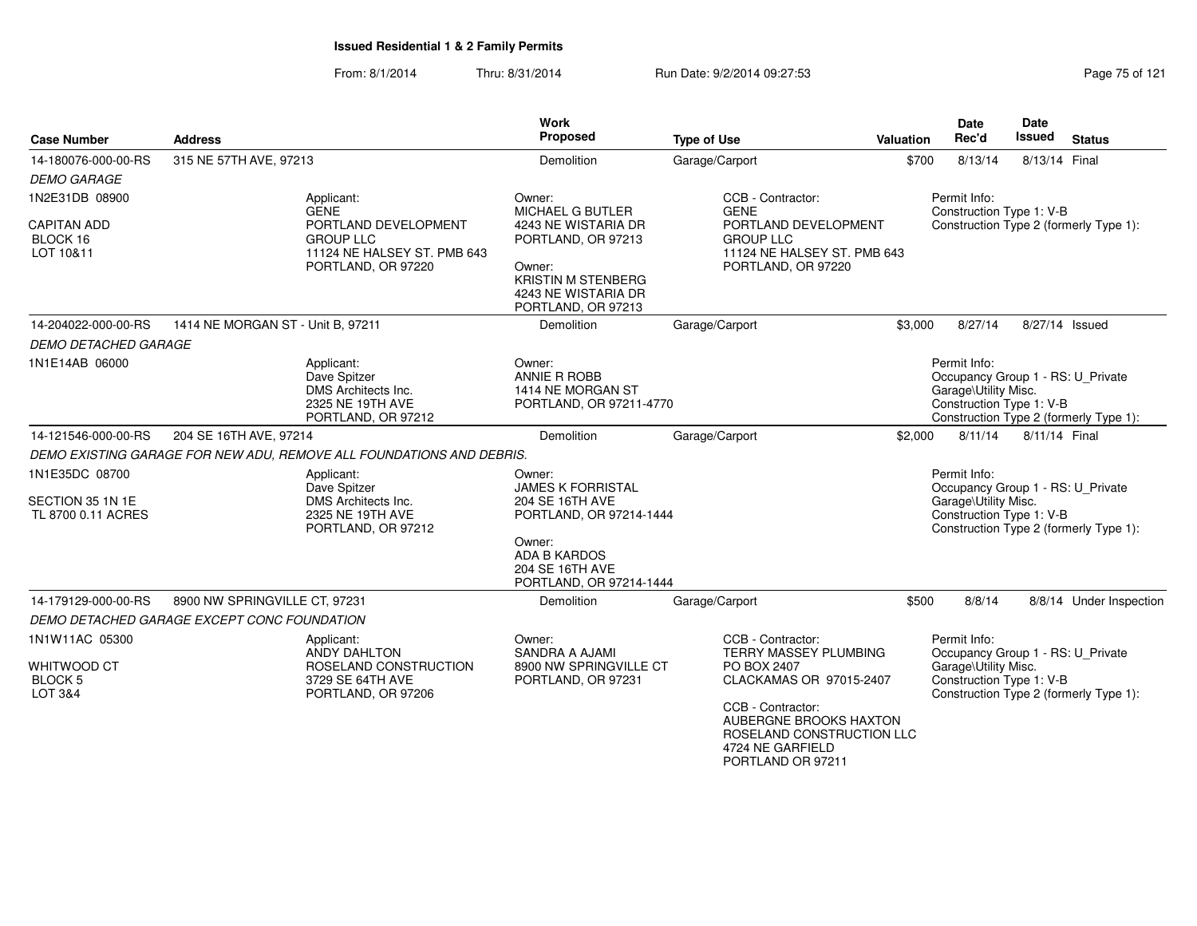**Issued Residential 1 & 2 Family Permits**

From: 8/1/2014 Thru: 8/31/2014 Run Date: 9/2/2014 09:27:53

| Case Number | Address | Work Proposed | Type of Use | Valuation | Date Rec'd | Date Issued | Status |
|---|---|---|---|---|---|---|---|
| 14-180076-000-00-RS | 315 NE 57TH AVE, 97213 | Demolition | Garage/Carport | $700 | 8/13/14 | 8/13/14 | Final |

*DEMO GARAGE*

1N2E31DB 08900

CAPITAN ADD
BLOCK 16
LOT 10&11

Applicant:
GENE
PORTLAND DEVELOPMENT GROUP LLC
11124 NE HALSEY ST. PMB 643
PORTLAND, OR 97220

Owner:
MICHAEL G BUTLER
4243 NE WISTARIA DR
PORTLAND, OR 97213

Owner:
KRISTIN M STENBERG
4243 NE WISTARIA DR
PORTLAND, OR 97213

CCB - Contractor:
GENE
PORTLAND DEVELOPMENT GROUP LLC
11124 NE HALSEY ST. PMB 643
PORTLAND, OR 97220

Permit Info:
Construction Type 1: V-B
Construction Type 2 (formerly Type 1):

| Case Number | Address | Work Proposed | Type of Use | Valuation | Date Rec'd | Date Issued | Status |
|---|---|---|---|---|---|---|---|
| 14-204022-000-00-RS | 1414 NE MORGAN ST - Unit B, 97211 | Demolition | Garage/Carport | $3,000 | 8/27/14 | 8/27/14 | Issued |

*DEMO DETACHED GARAGE*

1N1E14AB 06000

Applicant:
Dave Spitzer
DMS Architects Inc.
2325 NE 19TH AVE
PORTLAND, OR 97212

Owner:
ANNIE R ROBB
1414 NE MORGAN ST
PORTLAND, OR 97211-4770

Permit Info:
Occupancy Group 1 - RS: U_Private Garage\Utility Misc.
Construction Type 1: V-B
Construction Type 2 (formerly Type 1):

| Case Number | Address | Work Proposed | Type of Use | Valuation | Date Rec'd | Date Issued | Status |
|---|---|---|---|---|---|---|---|
| 14-121546-000-00-RS | 204 SE 16TH AVE, 97214 | Demolition | Garage/Carport | $2,000 | 8/11/14 | 8/11/14 | Final |

*DEMO EXISTING GARAGE FOR NEW ADU, REMOVE ALL FOUNDATIONS AND DEBRIS.*

1N1E35DC 08700

SECTION 35 1N 1E
TL 8700 0.11 ACRES

Applicant:
Dave Spitzer
DMS Architects Inc.
2325 NE 19TH AVE
PORTLAND, OR 97212

Owner:
JAMES K FORRISTAL
204 SE 16TH AVE
PORTLAND, OR 97214-1444

Owner:
ADA B KARDOS
204 SE 16TH AVE
PORTLAND, OR 97214-1444

Permit Info:
Occupancy Group 1 - RS: U_Private Garage\Utility Misc.
Construction Type 1: V-B
Construction Type 2 (formerly Type 1):

| Case Number | Address | Work Proposed | Type of Use | Valuation | Date Rec'd | Date Issued | Status |
|---|---|---|---|---|---|---|---|
| 14-179129-000-00-RS | 8900 NW SPRINGVILLE CT, 97231 | Demolition | Garage/Carport | $500 | 8/8/14 | 8/8/14 | Under Inspection |

*DEMO DETACHED GARAGE EXCEPT CONC FOUNDATION*

1N1W11AC 05300

WHITWOOD CT
BLOCK 5
LOT 3&4

Applicant:
ANDY DAHLTON
ROSELAND CONSTRUCTION
3729 SE 64TH AVE
PORTLAND, OR 97206

Owner:
SANDRA A AJAMI
8900 NW SPRINGVILLE CT
PORTLAND, OR 97231

CCB - Contractor:
TERRY MASSEY PLUMBING
PO BOX 2407
CLACKAMAS OR 97015-2407

CCB - Contractor:
AUBERGNE BROOKS HAXTON
ROSELAND CONSTRUCTION LLC
4724 NE GARFIELD
PORTLAND OR 97211

Permit Info:
Occupancy Group 1 - RS: U_Private Garage\Utility Misc.
Construction Type 1: V-B
Construction Type 2 (formerly Type 1):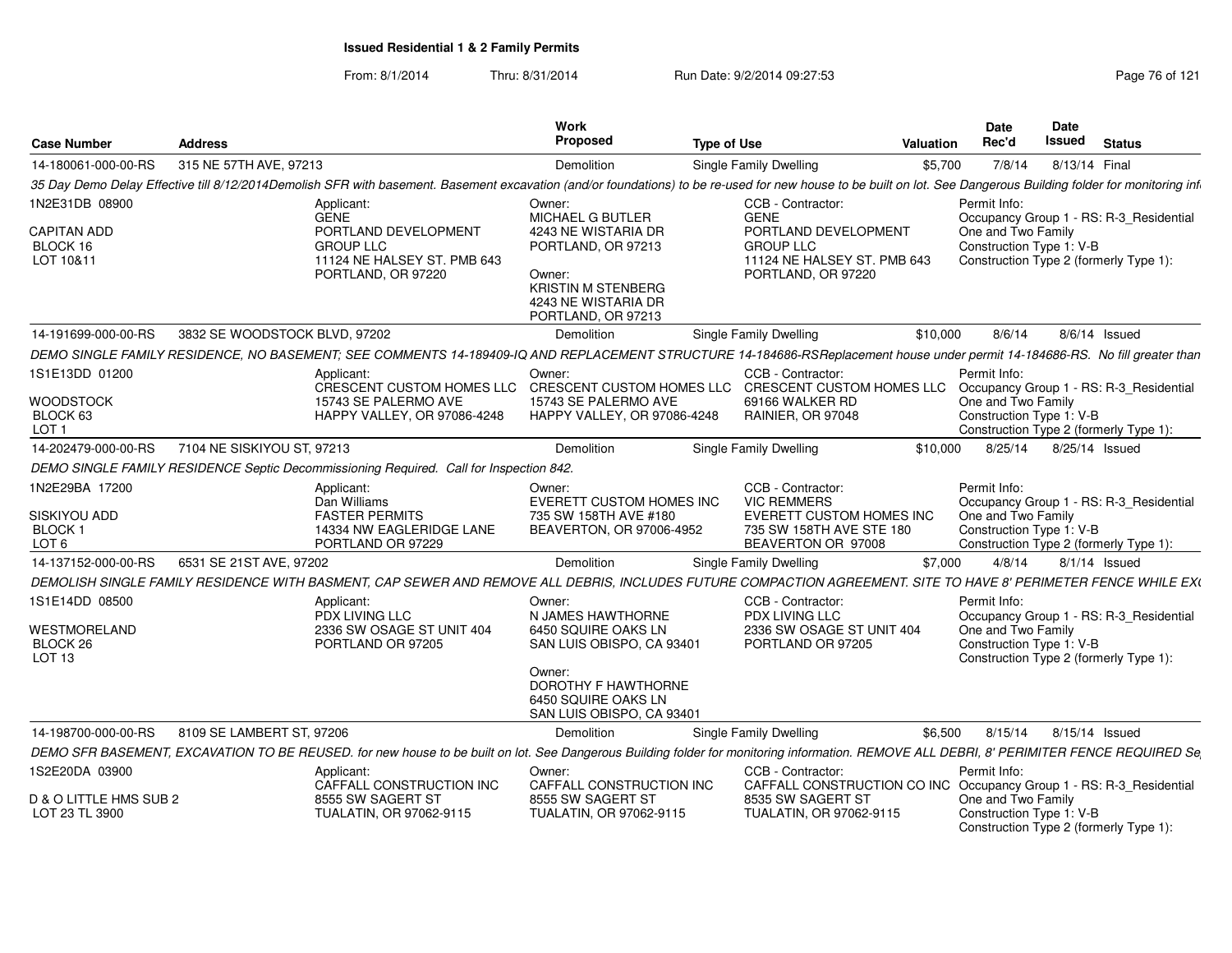**Issued Residential 1 & 2 Family Permits**

From: 8/1/2014 Thru: 8/31/2014 Run Date: 9/2/2014 09:27:53

| Case Number | Address | Work Proposed | Type of Use | Valuation | Date Rec'd | Date Issued | Status |
|---|---|---|---|---|---|---|---|
| 14-180061-000-00-RS | 315 NE 57TH AVE, 97213 | Demolition | Single Family Dwelling | $5,700 | 7/8/14 | 8/13/14 | Final |

*35 Day Demo Delay Effective till 8/12/2014Demolish SFR with basement. Basement excavation (and/or foundations) to be re-used for new house to be built on lot. See Dangerous Building folder for monitoring inf*

1N2E31DB 08900
CAPITAN ADD
BLOCK 16
LOT 10&11

Applicant:
GENE
PORTLAND DEVELOPMENT GROUP LLC
11124 NE HALSEY ST. PMB 643
PORTLAND, OR 97220

Owner:
MICHAEL G BUTLER
4243 NE WISTARIA DR
PORTLAND, OR 97213

Owner:
KRISTIN M STENBERG
4243 NE WISTARIA DR
PORTLAND, OR 97213

CCB - Contractor:
GENE
PORTLAND DEVELOPMENT GROUP LLC
11124 NE HALSEY ST. PMB 643
PORTLAND, OR 97220

Permit Info:
Occupancy Group 1 - RS: R-3_Residential One and Two Family
Construction Type 1: V-B
Construction Type 2 (formerly Type 1):

| Case Number | Address | Work Proposed | Type of Use | Valuation | Date Rec'd | Date Issued | Status |
|---|---|---|---|---|---|---|---|
| 14-191699-000-00-RS | 3832 SE WOODSTOCK BLVD, 97202 | Demolition | Single Family Dwelling | $10,000 | 8/6/14 | 8/6/14 | Issued |

*DEMO SINGLE FAMILY RESIDENCE, NO BASEMENT; SEE COMMENTS 14-189409-IQ AND REPLACEMENT STRUCTURE 14-184686-RSReplacement house under permit 14-184686-RS. No fill greater than*

1S1E13DD 01200
WOODSTOCK
BLOCK 63
LOT 1

Applicant:
CRESCENT CUSTOM HOMES LLC
15743 SE PALERMO AVE
HAPPY VALLEY, OR 97086-4248

Owner:
CRESCENT CUSTOM HOMES LLC
15743 SE PALERMO AVE
HAPPY VALLEY, OR 97086-4248

CCB - Contractor:
CRESCENT CUSTOM HOMES LLC
69166 WALKER RD
RAINIER, OR 97048

Permit Info:
Occupancy Group 1 - RS: R-3_Residential One and Two Family
Construction Type 1: V-B
Construction Type 2 (formerly Type 1):

| Case Number | Address | Work Proposed | Type of Use | Valuation | Date Rec'd | Date Issued | Status |
|---|---|---|---|---|---|---|---|
| 14-202479-000-00-RS | 7104 NE SISKIYOU ST, 97213 | Demolition | Single Family Dwelling | $10,000 | 8/25/14 | 8/25/14 | Issued |

*DEMO SINGLE FAMILY RESIDENCE Septic Decommissioning Required. Call for Inspection 842.*

1N2E29BA 17200
SISKIYOU ADD
BLOCK 1
LOT 6

Applicant:
Dan Williams
FASTER PERMITS
14334 NW EAGLERIDGE LANE
PORTLAND OR 97229

Owner:
EVERETT CUSTOM HOMES INC
735 SW 158TH AVE #180
BEAVERTON, OR 97006-4952

CCB - Contractor:
VIC REMMERS
EVERETT CUSTOM HOMES INC
735 SW 158TH AVE STE 180
BEAVERTON OR 97008

Permit Info:
Occupancy Group 1 - RS: R-3_Residential One and Two Family
Construction Type 1: V-B
Construction Type 2 (formerly Type 1):

| Case Number | Address | Work Proposed | Type of Use | Valuation | Date Rec'd | Date Issued | Status |
|---|---|---|---|---|---|---|---|
| 14-137152-000-00-RS | 6531 SE 21ST AVE, 97202 | Demolition | Single Family Dwelling | $7,000 | 4/8/14 | 8/1/14 | Issued |

*DEMOLISH SINGLE FAMILY RESIDENCE WITH BASMENT, CAP SEWER AND REMOVE ALL DEBRIS, INCLUDES FUTURE COMPACTION AGREEMENT. SITE TO HAVE 8' PERIMETER FENCE WHILE EX*

1S1E14DD 08500
WESTMORELAND
BLOCK 26
LOT 13

Applicant:
PDX LIVING LLC
2336 SW OSAGE ST UNIT 404
PORTLAND OR 97205

Owner:
N JAMES HAWTHORNE
6450 SQUIRE OAKS LN
SAN LUIS OBISPO, CA 93401

Owner:
DOROTHY F HAWTHORNE
6450 SQUIRE OAKS LN
SAN LUIS OBISPO, CA 93401

CCB - Contractor:
PDX LIVING LLC
2336 SW OSAGE ST UNIT 404
PORTLAND OR 97205

Permit Info:
Occupancy Group 1 - RS: R-3_Residential One and Two Family
Construction Type 1: V-B
Construction Type 2 (formerly Type 1):

| Case Number | Address | Work Proposed | Type of Use | Valuation | Date Rec'd | Date Issued | Status |
|---|---|---|---|---|---|---|---|
| 14-198700-000-00-RS | 8109 SE LAMBERT ST, 97206 | Demolition | Single Family Dwelling | $6,500 | 8/15/14 | 8/15/14 | Issued |

*DEMO SFR BASEMENT, EXCAVATION TO BE REUSED. for new house to be built on lot. See Dangerous Building folder for monitoring information. REMOVE ALL DEBRI, 8' PERIMITER FENCE REQUIRED Se*

1S2E20DA 03900
D & O LITTLE HMS SUB 2
LOT 23 TL 3900

Applicant:
CAFFALL CONSTRUCTION INC
8555 SW SAGERT ST
TUALATIN, OR 97062-9115

Owner:
CAFFALL CONSTRUCTION INC
8555 SW SAGERT ST
TUALATIN, OR 97062-9115

CCB - Contractor:
CAFFALL CONSTRUCTION CO INC
8535 SW SAGERT ST
TUALATIN, OR 97062-9115

Permit Info:
Occupancy Group 1 - RS: R-3_Residential One and Two Family
Construction Type 1: V-B
Construction Type 2 (formerly Type 1):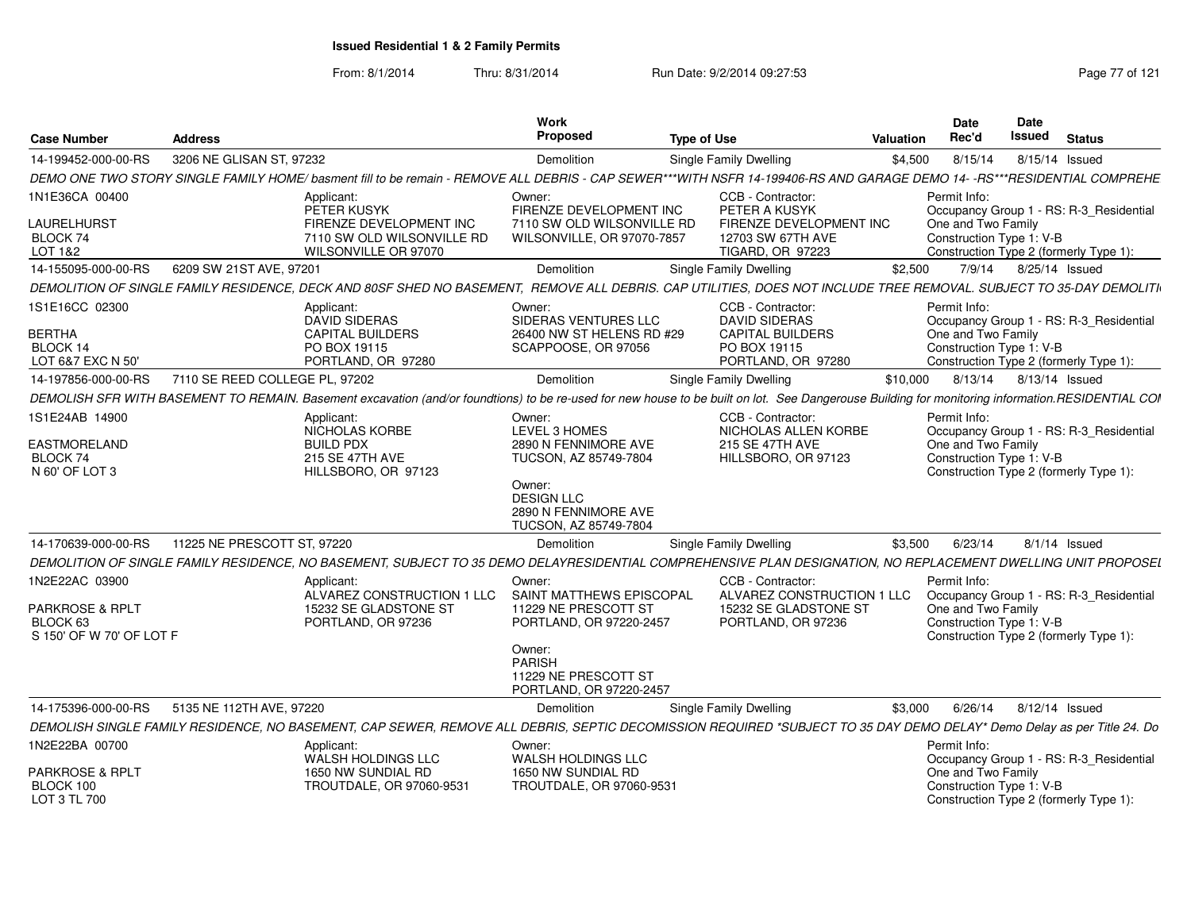## Issued Residential 1 & 2 Family Permits

From: 8/1/2014 Thru: 8/31/2014 Run Date: 9/2/2014 09:27:53

| Case Number | Address | Work Proposed | Type of Use | Valuation | Date Rec'd | Date Issued | Status |
|---|---|---|---|---|---|---|---|
| 14-199452-000-00-RS | 3206 NE GLISAN ST, 97232 | Demolition | Single Family Dwelling | $4,500 | 8/15/14 | 8/15/14 | Issued |

*DEMO ONE TWO STORY SINGLE FAMILY HOME/ basment fill to be remain - REMOVE ALL DEBRIS - CAP SEWER***WITH NSFR 14-199406-RS AND GARAGE DEMO 14- -RS***RESIDENTIAL COMPREHE*

- 1N1E36CA 00400 — LAURELHURST, BLOCK 74, LOT 1&2
- Applicant: PETER KUSYK, FIRENZE DEVELOPMENT INC, 7110 SW OLD WILSONVILLE RD, WILSONVILLE OR 97070
- Owner: FIRENZE DEVELOPMENT INC, 7110 SW OLD WILSONVILLE RD, WILSONVILLE, OR 97070-7857
- CCB - Contractor: PETER A KUSYK, FIRENZE DEVELOPMENT INC, 12703 SW 67TH AVE, TIGARD, OR 97223
- Permit Info: Occupancy Group 1 - RS: R-3_Residential One and Two Family; Construction Type 1: V-B; Construction Type 2 (formerly Type 1):

| Case Number | Address | Work Proposed | Type of Use | Valuation | Date Rec'd | Date Issued | Status |
|---|---|---|---|---|---|---|---|
| 14-155095-000-00-RS | 6209 SW 21ST AVE, 97201 | Demolition | Single Family Dwelling | $2,500 | 7/9/14 | 8/25/14 | Issued |

*DEMOLITION OF SINGLE FAMILY RESIDENCE, DECK AND 80SF SHED NO BASEMENT, REMOVE ALL DEBRIS. CAP UTILITIES, DOES NOT INCLUDE TREE REMOVAL. SUBJECT TO 35-DAY DEMOLITI*

- 1S1E16CC 02300 — BERTHA, BLOCK 14, LOT 6&7 EXC N 50'
- Applicant: DAVID SIDERAS, CAPITAL BUILDERS, PO BOX 19115, PORTLAND, OR 97280
- Owner: SIDERAS VENTURES LLC, 26400 NW ST HELENS RD #29, SCAPPOOSE, OR 97056
- CCB - Contractor: DAVID SIDERAS, CAPITAL BUILDERS, PO BOX 19115, PORTLAND, OR 97280
- Permit Info: Occupancy Group 1 - RS: R-3_Residential One and Two Family; Construction Type 1: V-B; Construction Type 2 (formerly Type 1):

| Case Number | Address | Work Proposed | Type of Use | Valuation | Date Rec'd | Date Issued | Status |
|---|---|---|---|---|---|---|---|
| 14-197856-000-00-RS | 7110 SE REED COLLEGE PL, 97202 | Demolition | Single Family Dwelling | $10,000 | 8/13/14 | 8/13/14 | Issued |

*DEMOLISH SFR WITH BASEMENT TO REMAIN. Basement excavation (and/or foundtions) to be re-used for new house to be built on lot. See Dangerouse Building for monitoring information.RESIDENTIAL COI*

- 1S1E24AB 14900 — EASTMORELAND, BLOCK 74, N 60' OF LOT 3
- Applicant: NICHOLAS KORBE, BUILD PDX, 215 SE 47TH AVE, HILLSBORO, OR 97123
- Owner: LEVEL 3 HOMES, 2890 N FENNIMORE AVE, TUCSON, AZ 85749-7804
- Owner: DESIGN LLC, 2890 N FENNIMORE AVE, TUCSON, AZ 85749-7804
- CCB - Contractor: NICHOLAS ALLEN KORBE, 215 SE 47TH AVE, HILLSBORO, OR 97123
- Permit Info: Occupancy Group 1 - RS: R-3_Residential One and Two Family; Construction Type 1: V-B; Construction Type 2 (formerly Type 1):

| Case Number | Address | Work Proposed | Type of Use | Valuation | Date Rec'd | Date Issued | Status |
|---|---|---|---|---|---|---|---|
| 14-170639-000-00-RS | 11225 NE PRESCOTT ST, 97220 | Demolition | Single Family Dwelling | $3,500 | 6/23/14 | 8/1/14 | Issued |

*DEMOLITION OF SINGLE FAMILY RESIDENCE, NO BASEMENT, SUBJECT TO 35 DEMO DELAYRESIDENTIAL COMPREHENSIVE PLAN DESIGNATION, NO REPLACEMENT DWELLING UNIT PROPOSEI*

- 1N2E22AC 03900 — PARKROSE & RPLT, BLOCK 63, S 150' OF W 70' OF LOT F
- Applicant: ALVAREZ CONSTRUCTION 1 LLC, 15232 SE GLADSTONE ST, PORTLAND, OR 97236
- Owner: SAINT MATTHEWS EPISCOPAL, 11229 NE PRESCOTT ST, PORTLAND, OR 97220-2457
- Owner: PARISH, 11229 NE PRESCOTT ST, PORTLAND, OR 97220-2457
- CCB - Contractor: ALVAREZ CONSTRUCTION 1 LLC, 15232 SE GLADSTONE ST, PORTLAND, OR 97236
- Permit Info: Occupancy Group 1 - RS: R-3_Residential One and Two Family; Construction Type 1: V-B; Construction Type 2 (formerly Type 1):

| Case Number | Address | Work Proposed | Type of Use | Valuation | Date Rec'd | Date Issued | Status |
|---|---|---|---|---|---|---|---|
| 14-175396-000-00-RS | 5135 NE 112TH AVE, 97220 | Demolition | Single Family Dwelling | $3,000 | 6/26/14 | 8/12/14 | Issued |

*DEMOLISH SINGLE FAMILY RESIDENCE, NO BASEMENT, CAP SEWER, REMOVE ALL DEBRIS, SEPTIC DECOMISSION REQUIRED *SUBJECT TO 35 DAY DEMO DELAY* Demo Delay as per Title 24. Do*

- 1N2E22BA 00700 — PARKROSE & RPLT, BLOCK 100, LOT 3 TL 700
- Applicant: WALSH HOLDINGS LLC, 1650 NW SUNDIAL RD, TROUTDALE, OR 97060-9531
- Owner: WALSH HOLDINGS LLC, 1650 NW SUNDIAL RD, TROUTDALE, OR 97060-9531
- Permit Info: Occupancy Group 1 - RS: R-3_Residential One and Two Family; Construction Type 1: V-B; Construction Type 2 (formerly Type 1):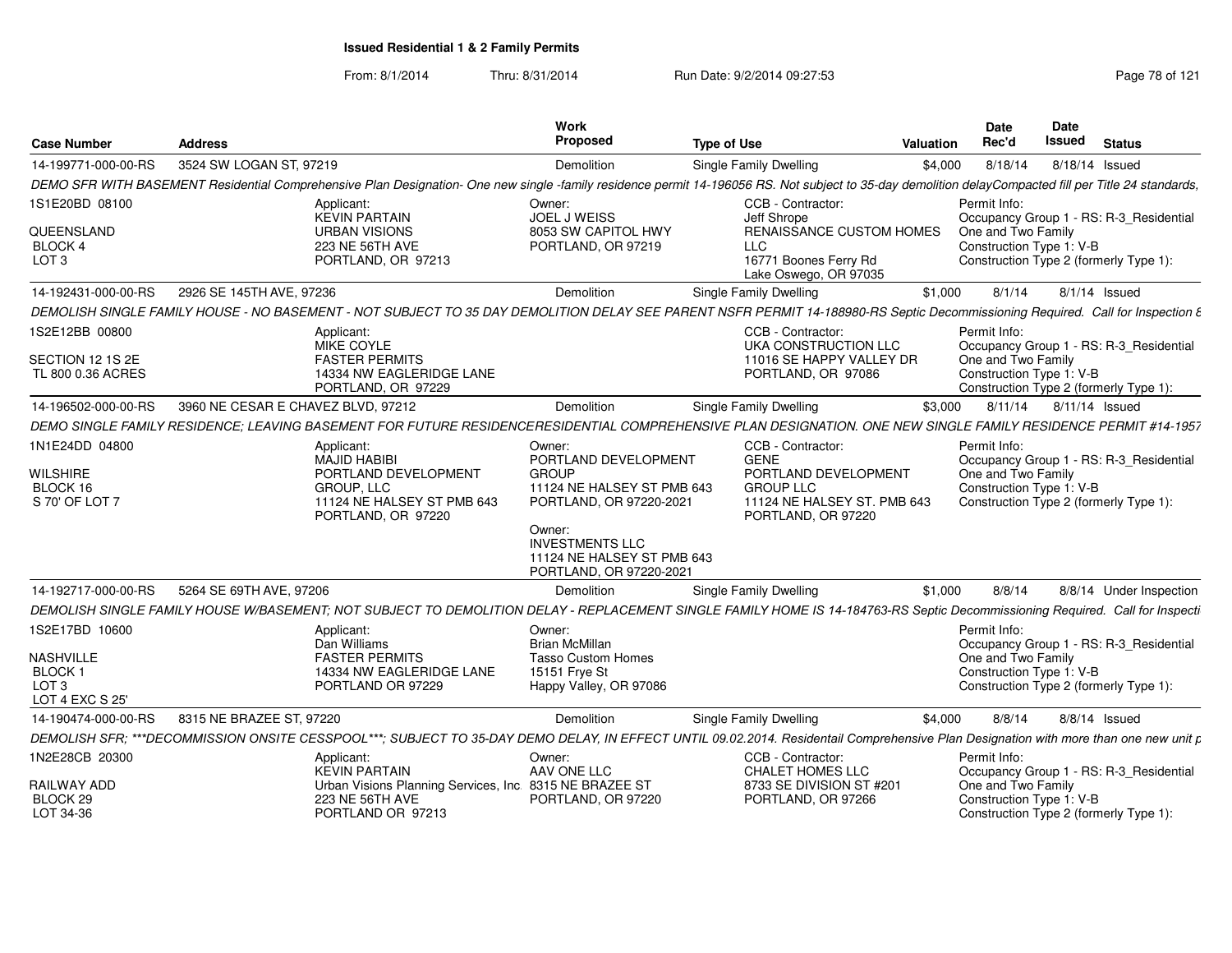**Issued Residential 1 & 2 Family Permits**

From: 8/1/2014 Thru: 8/31/2014 Run Date: 9/2/2014 09:27:53

| Case Number | Address | Work Proposed | Type of Use | Valuation | Date Rec'd | Date Issued | Status |
|---|---|---|---|---|---|---|---|
| 14-199771-000-00-RS | 3524 SW LOGAN ST, 97219 | Demolition | Single Family Dwelling | $4,000 | 8/18/14 | 8/18/14 | Issued |

*DEMO SFR WITH BASEMENT Residential Comprehensive Plan Designation- One new single -family residence permit 14-196056 RS. Not subject to 35-day demolition delayCompacted fill per Title 24 standards,*

1S1E20BD 08100
QUEENSLAND
BLOCK 4
LOT 3

Applicant: KEVIN PARTAIN, URBAN VISIONS, 223 NE 56TH AVE, PORTLAND, OR 97213

Owner: JOEL J WEISS, 8053 SW CAPITOL HWY, PORTLAND, OR 97219

CCB - Contractor: Jeff Shrope, RENAISSANCE CUSTOM HOMES LLC, 16771 Boones Ferry Rd, Lake Oswego, OR 97035

Permit Info: Occupancy Group 1 - RS: R-3_Residential One and Two Family; Construction Type 1: V-B; Construction Type 2 (formerly Type 1):

| Case Number | Address | Work Proposed | Type of Use | Valuation | Date Rec'd | Date Issued | Status |
|---|---|---|---|---|---|---|---|
| 14-192431-000-00-RS | 2926 SE 145TH AVE, 97236 | Demolition | Single Family Dwelling | $1,000 | 8/1/14 | 8/1/14 | Issued |

*DEMOLISH SINGLE FAMILY HOUSE - NO BASEMENT - NOT SUBJECT TO 35 DAY DEMOLITION DELAY SEE PARENT NSFR PERMIT 14-188980-RS Septic Decommissioning Required. Call for Inspection &*

1S2E12BB 00800
SECTION 12 1S 2E
TL 800 0.36 ACRES

Applicant: MIKE COYLE, FASTER PERMITS, 14334 NW EAGLERIDGE LANE, PORTLAND, OR 97229

CCB - Contractor: UKA CONSTRUCTION LLC, 11016 SE HAPPY VALLEY DR, PORTLAND, OR 97086

Permit Info: Occupancy Group 1 - RS: R-3_Residential One and Two Family; Construction Type 1: V-B; Construction Type 2 (formerly Type 1):

| Case Number | Address | Work Proposed | Type of Use | Valuation | Date Rec'd | Date Issued | Status |
|---|---|---|---|---|---|---|---|
| 14-196502-000-00-RS | 3960 NE CESAR E CHAVEZ BLVD, 97212 | Demolition | Single Family Dwelling | $3,000 | 8/11/14 | 8/11/14 | Issued |

*DEMO SINGLE FAMILY RESIDENCE; LEAVING BASEMENT FOR FUTURE RESIDENCERESIDENTIAL COMPREHENSIVE PLAN DESIGNATION. ONE NEW SINGLE FAMILY RESIDENCE PERMIT #14-1957*

1N1E24DD 04800
WILSHIRE
BLOCK 16
S 70' OF LOT 7

Applicant: MAJID HABIBI, PORTLAND DEVELOPMENT GROUP, LLC, 11124 NE HALSEY ST PMB 643, PORTLAND, OR 97220

Owner: PORTLAND DEVELOPMENT GROUP, 11124 NE HALSEY ST PMB 643, PORTLAND, OR 97220-2021

Owner: INVESTMENTS LLC, 11124 NE HALSEY ST PMB 643, PORTLAND, OR 97220-2021

CCB - Contractor: GENE, PORTLAND DEVELOPMENT GROUP LLC, 11124 NE HALSEY ST. PMB 643, PORTLAND, OR 97220

Permit Info: Occupancy Group 1 - RS: R-3_Residential One and Two Family; Construction Type 1: V-B; Construction Type 2 (formerly Type 1):

| Case Number | Address | Work Proposed | Type of Use | Valuation | Date Rec'd | Date Issued | Status |
|---|---|---|---|---|---|---|---|
| 14-192717-000-00-RS | 5264 SE 69TH AVE, 97206 | Demolition | Single Family Dwelling | $1,000 | 8/8/14 | 8/8/14 | Under Inspection |

*DEMOLISH SINGLE FAMILY HOUSE W/BASEMENT; NOT SUBJECT TO DEMOLITION DELAY - REPLACEMENT SINGLE FAMILY HOME IS 14-184763-RS Septic Decommissioning Required. Call for Inspecti*

1S2E17BD 10600
NASHVILLE
BLOCK 1
LOT 3
LOT 4 EXC S 25'

Applicant: Dan Williams, FASTER PERMITS, 14334 NW EAGLERIDGE LANE, PORTLAND OR 97229

Owner: Brian McMillan, Tasso Custom Homes, 15151 Frye St, Happy Valley, OR 97086

Permit Info: Occupancy Group 1 - RS: R-3_Residential One and Two Family; Construction Type 1: V-B; Construction Type 2 (formerly Type 1):

| Case Number | Address | Work Proposed | Type of Use | Valuation | Date Rec'd | Date Issued | Status |
|---|---|---|---|---|---|---|---|
| 14-190474-000-00-RS | 8315 NE BRAZEE ST, 97220 | Demolition | Single Family Dwelling | $4,000 | 8/8/14 | 8/8/14 | Issued |

*DEMOLISH SFR; ***DECOMMISSION ONSITE CESSPOOL***; SUBJECT TO 35-DAY DEMO DELAY, IN EFFECT UNTIL 09.02.2014. Residentail Comprehensive Plan Designation with more than one new unit p*

1N2E28CB 20300
RAILWAY ADD
BLOCK 29
LOT 34-36

Applicant: KEVIN PARTAIN, Urban Visions Planning Services, Inc., 223 NE 56TH AVE, PORTLAND OR 97213

Owner: AAV ONE LLC, 8315 NE BRAZEE ST, PORTLAND, OR 97220

CCB - Contractor: CHALET HOMES LLC, 8733 SE DIVISION ST #201, PORTLAND, OR 97266

Permit Info: Occupancy Group 1 - RS: R-3_Residential One and Two Family; Construction Type 1: V-B; Construction Type 2 (formerly Type 1):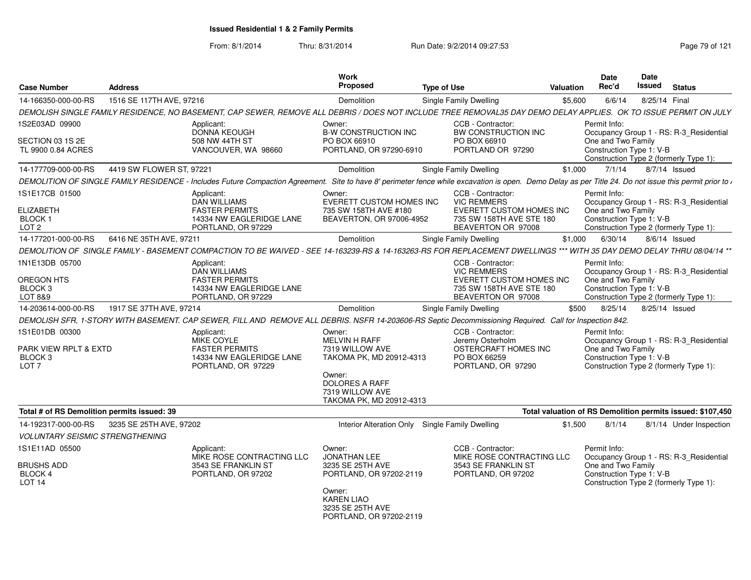# Issued Residential 1 & 2 Family Permits

From: 8/1/2014 Thru: 8/31/2014 Run Date: 9/2/2014 09:27:53

| Case Number | Address | Work Proposed | Type of Use | Valuation | Date Rec'd | Date Issued | Status |
|---|---|---|---|---|---|---|---|
| 14-166350-000-00-RS | 1516 SE 117TH AVE, 97216 | Demolition | Single Family Dwelling | $5,600 | 6/6/14 | 8/25/14 | Final |

*DEMOLISH SINGLE FAMILY RESIDENCE, NO BASEMENT, CAP SEWER, REMOVE ALL DEBRIS / DOES NOT INCLUDE TREE REMOVAL35 DAY DEMO DELAY APPLIES. OK TO ISSUE PERMIT ON JULY*

1S2E03AD 09900
SECTION 03 1S 2E
TL 9900 0.84 ACRES

Applicant: DONNA KEOUGH, 508 NW 44TH ST, VANCOUVER, WA 98660
Owner: B-W CONSTRUCTION INC, PO BOX 66910, PORTLAND, OR 97290-6910
CCB - Contractor: BW CONSTRUCTION INC, PO BOX 66910, PORTLAND OR 97290
Permit Info: Occupancy Group 1 - RS: R-3_Residential One and Two Family; Construction Type 1: V-B; Construction Type 2 (formerly Type 1):

| Case Number | Address | Work Proposed | Type of Use | Valuation | Date Rec'd | Date Issued | Status |
|---|---|---|---|---|---|---|---|
| 14-177709-000-00-RS | 4419 SW FLOWER ST, 97221 | Demolition | Single Family Dwelling | $1,000 | 7/1/14 | 8/7/14 | Issued |

*DEMOLITION OF SINGLE FAMILY RESIDENCE - Includes Future Compaction Agreement. Site to have 8' perimeter fence while excavation is open. Demo Delay as per Title 24. Do not issue this permit prior to /*

1S1E17CB 01500
ELIZABETH
BLOCK 1
LOT 2

Applicant: DAN WILLIAMS, FASTER PERMITS, 14334 NW EAGLERIDGE LANE, PORTLAND, OR 97229
Owner: EVERETT CUSTOM HOMES INC, 735 SW 158TH AVE #180, BEAVERTON, OR 97006-4952
CCB - Contractor: VIC REMMERS, EVERETT CUSTOM HOMES INC, 735 SW 158TH AVE STE 180, BEAVERTON OR 97008
Permit Info: Occupancy Group 1 - RS: R-3_Residential One and Two Family; Construction Type 1: V-B; Construction Type 2 (formerly Type 1):

| Case Number | Address | Work Proposed | Type of Use | Valuation | Date Rec'd | Date Issued | Status |
|---|---|---|---|---|---|---|---|
| 14-177201-000-00-RS | 6416 NE 35TH AVE, 97211 | Demolition | Single Family Dwelling | $1,000 | 6/30/14 | 8/6/14 | Issued |

*DEMOLITION OF SINGLE FAMILY - BASEMENT COMPACTION TO BE WAIVED - SEE 14-163239-RS & 14-163263-RS FOR REPLACEMENT DWELLINGS *** WITH 35 DAY DEMO DELAY THRU 08/04/14 ***

1N1E13DB 05700
OREGON HTS
BLOCK 3
LOT 8&9

Applicant: DAN WILLIAMS, FASTER PERMITS, 14334 NW EAGLERIDGE LANE, PORTLAND, OR 97229
CCB - Contractor: VIC REMMERS, EVERETT CUSTOM HOMES INC, 735 SW 158TH AVE STE 180, BEAVERTON OR 97008
Permit Info: Occupancy Group 1 - RS: R-3_Residential One and Two Family; Construction Type 1: V-B; Construction Type 2 (formerly Type 1):

| Case Number | Address | Work Proposed | Type of Use | Valuation | Date Rec'd | Date Issued | Status |
|---|---|---|---|---|---|---|---|
| 14-203614-000-00-RS | 1917 SE 37TH AVE, 97214 | Demolition | Single Family Dwelling | $500 | 8/25/14 | 8/25/14 | Issued |

*DEMOLISH SFR, 1-STORY WITH BASEMENT. CAP SEWER, FILL AND REMOVE ALL DEBRIS. NSFR 14-203606-RS Septic Decommissioning Required. Call for Inspection 842.*

1S1E01DB 00300
PARK VIEW RPLT & EXTD
BLOCK 3
LOT 7

Applicant: MIKE COYLE, FASTER PERMITS, 14334 NW EAGLERIDGE LANE, PORTLAND, OR 97229
Owner: MELVIN H RAFF, 7319 WILLOW AVE, TAKOMA PK, MD 20912-4313
Owner: DOLORES A RAFF, 7319 WILLOW AVE, TAKOMA PK, MD 20912-4313
CCB - Contractor: Jeremy Osterholm, OSTERCRAFT HOMES INC, PO BOX 66259, PORTLAND, OR 97290
Permit Info: Occupancy Group 1 - RS: R-3_Residential One and Two Family; Construction Type 1: V-B; Construction Type 2 (formerly Type 1):

**Total # of RS Demolition permits issued: 39** — **Total valuation of RS Demolition permits issued: $107,450**

| Case Number | Address | Work Proposed | Type of Use | Valuation | Date Rec'd | Date Issued | Status |
|---|---|---|---|---|---|---|---|
| 14-192317-000-00-RS | 3235 SE 25TH AVE, 97202 | Interior Alteration Only | Single Family Dwelling | $1,500 | 8/1/14 | 8/1/14 | Under Inspection |

*VOLUNTARY SEISMIC STRENGTHENING*

1S1E11AD 05500
BRUSHS ADD
BLOCK 4
LOT 14

Applicant: MIKE ROSE CONTRACTING LLC, 3543 SE FRANKLIN ST, PORTLAND, OR 97202
Owner: JONATHAN LEE, 3235 SE 25TH AVE, PORTLAND, OR 97202-2119
Owner: KAREN LIAO, 3235 SE 25TH AVE, PORTLAND, OR 97202-2119
CCB - Contractor: MIKE ROSE CONTRACTING LLC, 3543 SE FRANKLIN ST, PORTLAND, OR 97202
Permit Info: Occupancy Group 1 - RS: R-3_Residential One and Two Family; Construction Type 1: V-B; Construction Type 2 (formerly Type 1):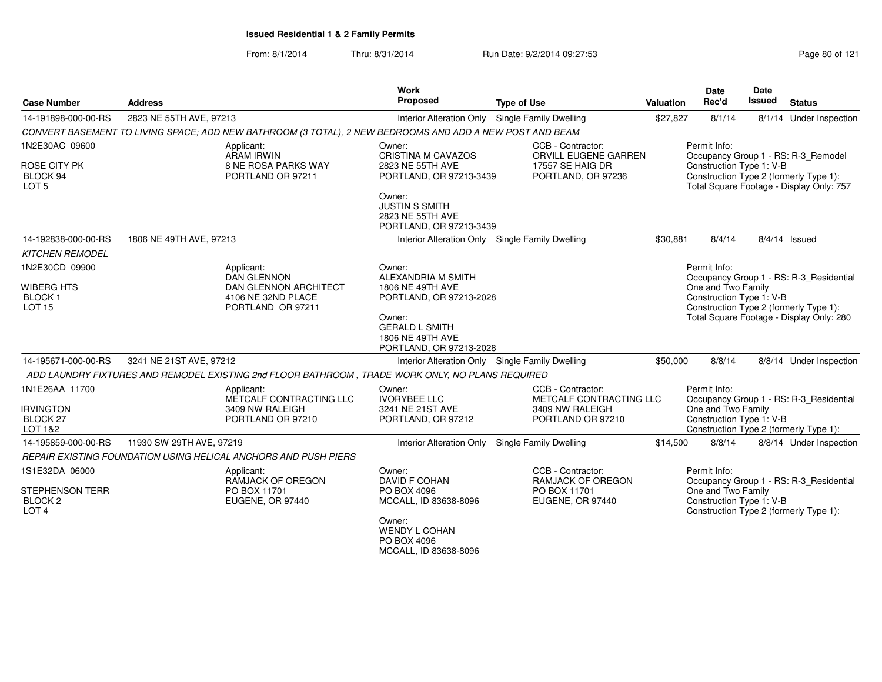# Issued Residential 1 & 2 Family Permits

From: 8/1/2014 Thru: 8/31/2014 Run Date: 9/2/2014 09:27:53

| Case Number | Address | Work Proposed | Type of Use | Valuation | Date Rec'd | Date Issued | Status |
|---|---|---|---|---|---|---|---|
| 14-191898-000-00-RS | 2823 NE 55TH AVE, 97213 | Interior Alteration Only | Single Family Dwelling | $27,827 | 8/1/14 | 8/1/14 | Under Inspection |

*CONVERT BASEMENT TO LIVING SPACE; ADD NEW BATHROOM (3 TOTAL), 2 NEW BEDROOMS AND ADD A NEW POST AND BEAM*

1N2E30AC 09600
ROSE CITY PK
BLOCK 94
LOT 5

Applicant:
ARAM IRWIN
8 NE ROSA PARKS WAY
PORTLAND OR 97211

Owner:
CRISTINA M CAVAZOS
2823 NE 55TH AVE
PORTLAND, OR 97213-3439

Owner:
JUSTIN S SMITH
2823 NE 55TH AVE
PORTLAND, OR 97213-3439

CCB - Contractor:
ORVILL EUGENE GARREN
17557 SE HAIG DR
PORTLAND, OR 97236

Permit Info:
Occupancy Group 1 - RS: R-3_Remodel
Construction Type 1: V-B
Construction Type 2 (formerly Type 1):
Total Square Footage - Display Only: 757

| Case Number | Address | Work Proposed | Type of Use | Valuation | Date Rec'd | Date Issued | Status |
|---|---|---|---|---|---|---|---|
| 14-192838-000-00-RS | 1806 NE 49TH AVE, 97213 | Interior Alteration Only | Single Family Dwelling | $30,881 | 8/4/14 | 8/4/14 | Issued |

*KITCHEN REMODEL*

1N2E30CD 09900
WIBERG HTS
BLOCK 1
LOT 15

Applicant:
DAN GLENNON
DAN GLENNON ARCHITECT
4106 NE 32ND PLACE
PORTLAND OR 97211

Owner:
ALEXANDRIA M SMITH
1806 NE 49TH AVE
PORTLAND, OR 97213-2028

Owner:
GERALD L SMITH
1806 NE 49TH AVE
PORTLAND, OR 97213-2028

Permit Info:
Occupancy Group 1 - RS: R-3_Residential One and Two Family
Construction Type 1: V-B
Construction Type 2 (formerly Type 1):
Total Square Footage - Display Only: 280

| Case Number | Address | Work Proposed | Type of Use | Valuation | Date Rec'd | Date Issued | Status |
|---|---|---|---|---|---|---|---|
| 14-195671-000-00-RS | 3241 NE 21ST AVE, 97212 | Interior Alteration Only | Single Family Dwelling | $50,000 | 8/8/14 | 8/8/14 | Under Inspection |

*ADD LAUNDRY FIXTURES AND REMODEL EXISTING 2nd FLOOR BATHROOM , TRADE WORK ONLY, NO PLANS REQUIRED*

1N1E26AA 11700
IRVINGTON
BLOCK 27
LOT 1&2

Applicant:
METCALF CONTRACTING LLC
3409 NW RALEIGH
PORTLAND OR 97210

Owner:
IVORYBEE LLC
3241 NE 21ST AVE
PORTLAND, OR 97212

CCB - Contractor:
METCALF CONTRACTING LLC
3409 NW RALEIGH
PORTLAND OR 97210

Permit Info:
Occupancy Group 1 - RS: R-3_Residential One and Two Family
Construction Type 1: V-B
Construction Type 2 (formerly Type 1):

| Case Number | Address | Work Proposed | Type of Use | Valuation | Date Rec'd | Date Issued | Status |
|---|---|---|---|---|---|---|---|
| 14-195859-000-00-RS | 11930 SW 29TH AVE, 97219 | Interior Alteration Only | Single Family Dwelling | $14,500 | 8/8/14 | 8/8/14 | Under Inspection |

*REPAIR EXISTING FOUNDATION USING HELICAL ANCHORS AND PUSH PIERS*

1S1E32DA 06000
STEPHENSON TERR
BLOCK 2
LOT 4

Applicant:
RAMJACK OF OREGON
PO BOX 11701
EUGENE, OR 97440

Owner:
DAVID F COHAN
PO BOX 4096
MCCALL, ID 83638-8096

Owner:
WENDY L COHAN
PO BOX 4096
MCCALL, ID 83638-8096

CCB - Contractor:
RAMJACK OF OREGON
PO BOX 11701
EUGENE, OR 97440

Permit Info:
Occupancy Group 1 - RS: R-3_Residential One and Two Family
Construction Type 1: V-B
Construction Type 2 (formerly Type 1):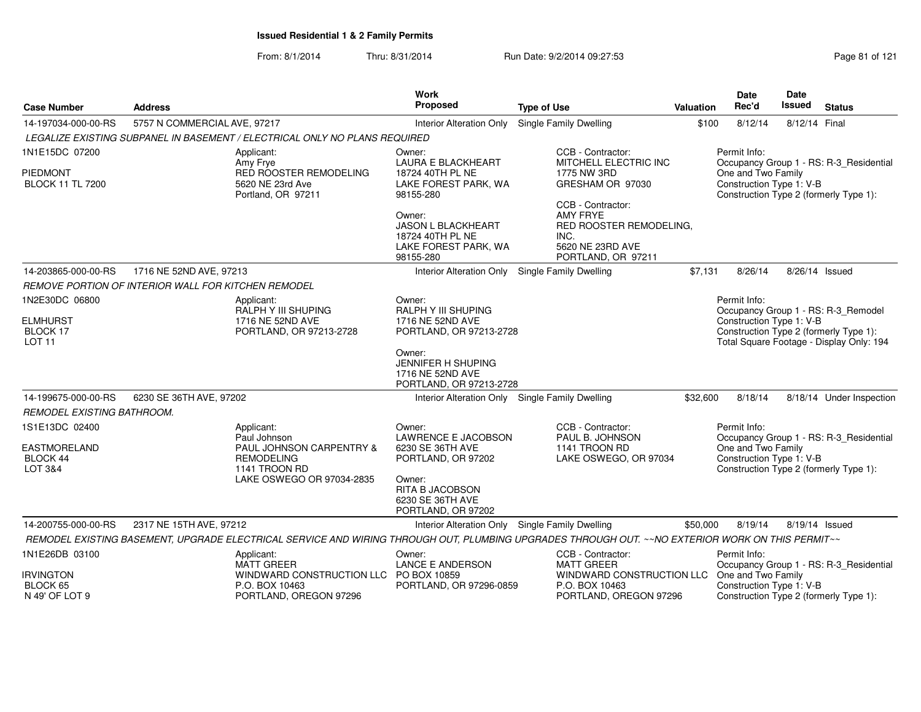**Issued Residential 1 & 2 Family Permits**

From: 8/1/2014 Thru: 8/31/2014 Run Date: 9/2/2014 09:27:53

| Case Number | Address | Work Proposed | Type of Use | Valuation | Date Rec'd | Date Issued | Status |
|---|---|---|---|---|---|---|---|
| 14-197034-000-00-RS | 5757 N COMMERCIAL AVE, 97217 | Interior Alteration Only | Single Family Dwelling | $100 | 8/12/14 | 8/12/14 | Final |

*LEGALIZE EXISTING SUBPANEL IN BASEMENT / ELECTRICAL ONLY NO PLANS REQUIRED*

1N1E15DC 07200
PIEDMONT
BLOCK 11 TL 7200

Applicant:
Amy Frye
RED ROOSTER REMODELING
5620 NE 23rd Ave
Portland, OR 97211

Owner:
LAURA E BLACKHEART
18724 40TH PL NE
LAKE FOREST PARK, WA 98155-280

Owner:
JASON L BLACKHEART
18724 40TH PL NE
LAKE FOREST PARK, WA 98155-280

CCB - Contractor:
MITCHELL ELECTRIC INC
1775 NW 3RD
GRESHAM OR 97030

CCB - Contractor:
AMY FRYE
RED ROOSTER REMODELING, INC.
5620 NE 23RD AVE
PORTLAND, OR 97211

Permit Info:
Occupancy Group 1 - RS: R-3_Residential One and Two Family
Construction Type 1: V-B
Construction Type 2 (formerly Type 1):

| Case Number | Address | Work Proposed | Type of Use | Valuation | Date Rec'd | Date Issued | Status |
|---|---|---|---|---|---|---|---|
| 14-203865-000-00-RS | 1716 NE 52ND AVE, 97213 | Interior Alteration Only | Single Family Dwelling | $7,131 | 8/26/14 | 8/26/14 | Issued |

*REMOVE PORTION OF INTERIOR WALL FOR KITCHEN REMODEL*

1N2E30DC 06800
ELMHURST
BLOCK 17
LOT 11

Applicant:
RALPH Y III SHUPING
1716 NE 52ND AVE
PORTLAND, OR 97213-2728

Owner:
RALPH Y III SHUPING
1716 NE 52ND AVE
PORTLAND, OR 97213-2728

Owner:
JENNIFER H SHUPING
1716 NE 52ND AVE
PORTLAND, OR 97213-2728

Permit Info:
Occupancy Group 1 - RS: R-3_Remodel
Construction Type 1: V-B
Construction Type 2 (formerly Type 1):
Total Square Footage - Display Only: 194

| Case Number | Address | Work Proposed | Type of Use | Valuation | Date Rec'd | Date Issued | Status |
|---|---|---|---|---|---|---|---|
| 14-199675-000-00-RS | 6230 SE 36TH AVE, 97202 | Interior Alteration Only | Single Family Dwelling | $32,600 | 8/18/14 | 8/18/14 | Under Inspection |

*REMODEL EXISTING BATHROOM.*

1S1E13DC 02400
EASTMORELAND
BLOCK 44
LOT 3&4

Applicant:
Paul Johnson
PAUL JOHNSON CARPENTRY & REMODELING
1141 TROON RD
LAKE OSWEGO OR 97034-2835

Owner:
LAWRENCE E JACOBSON
6230 SE 36TH AVE
PORTLAND, OR 97202

Owner:
RITA B JACOBSON
6230 SE 36TH AVE
PORTLAND, OR 97202

CCB - Contractor:
PAUL B. JOHNSON
1141 TROON RD
LAKE OSWEGO, OR 97034

Permit Info:
Occupancy Group 1 - RS: R-3_Residential One and Two Family
Construction Type 1: V-B
Construction Type 2 (formerly Type 1):

| Case Number | Address | Work Proposed | Type of Use | Valuation | Date Rec'd | Date Issued | Status |
|---|---|---|---|---|---|---|---|
| 14-200755-000-00-RS | 2317 NE 15TH AVE, 97212 | Interior Alteration Only | Single Family Dwelling | $50,000 | 8/19/14 | 8/19/14 | Issued |

*REMODEL EXISTING BASEMENT, UPGRADE ELECTRICAL SERVICE AND WIRING THROUGH OUT, PLUMBING UPGRADES THROUGH OUT. ~~NO EXTERIOR WORK ON THIS PERMIT~~*

1N1E26DB 03100
IRVINGTON
BLOCK 65
N 49' OF LOT 9

Applicant:
MATT GREER
WINDWARD CONSTRUCTION LLC
P.O. BOX 10463
PORTLAND, OREGON 97296

Owner:
LANCE E ANDERSON
PO BOX 10859
PORTLAND, OR 97296-0859

CCB - Contractor:
MATT GREER
WINDWARD CONSTRUCTION LLC
P.O. BOX 10463
PORTLAND, OREGON 97296

Permit Info:
Occupancy Group 1 - RS: R-3_Residential One and Two Family
Construction Type 1: V-B
Construction Type 2 (formerly Type 1):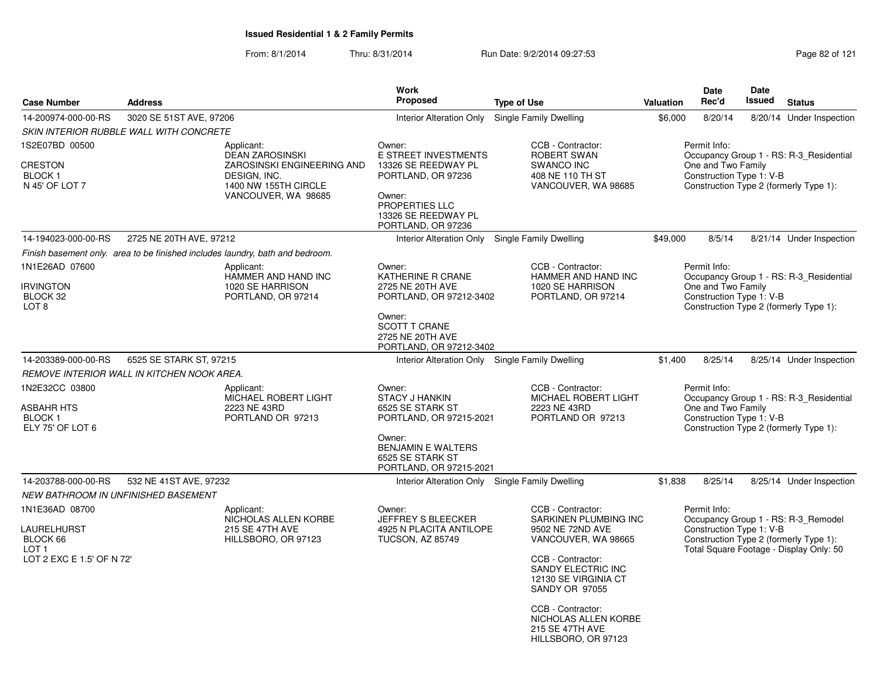## Issued Residential 1 & 2 Family Permits

From: 8/1/2014 Thru: 8/31/2014 Run Date: 9/2/2014 09:27:53

| Case Number | Address | Work Proposed | Type of Use | Valuation | Date Rec'd | Date Issued | Status |
|---|---|---|---|---|---|---|---|
| 14-200974-000-00-RS | 3020 SE 51ST AVE, 97206 | Interior Alteration Only | Single Family Dwelling | $6,000 | 8/20/14 | 8/20/14 | Under Inspection |

*SKIN INTERIOR RUBBLE WALL WITH CONCRETE*

1S2E07BD 00500
CRESTON
BLOCK 1
N 45' OF LOT 7

Applicant:
DEAN ZAROSINSKI
ZAROSINSKI ENGINEERING AND DESIGN, INC.
1400 NW 155TH CIRCLE
VANCOUVER, WA 98685

Owner:
E STREET INVESTMENTS
13326 SE REEDWAY PL
PORTLAND, OR 97236

Owner:
PROPERTIES LLC
13326 SE REEDWAY PL
PORTLAND, OR 97236

CCB - Contractor:
ROBERT SWAN
SWANCO INC
408 NE 110 TH ST
VANCOUVER, WA 98685

Permit Info:
Occupancy Group 1 - RS: R-3_Residential One and Two Family
Construction Type 1: V-B
Construction Type 2 (formerly Type 1):

| Case Number | Address | Work Proposed | Type of Use | Valuation | Date Rec'd | Date Issued | Status |
|---|---|---|---|---|---|---|---|
| 14-194023-000-00-RS | 2725 NE 20TH AVE, 97212 | Interior Alteration Only | Single Family Dwelling | $49,000 | 8/5/14 | 8/21/14 | Under Inspection |

*Finish basement only. area to be finished includes laundry, bath and bedroom.*

1N1E26AD 07600
IRVINGTON
BLOCK 32
LOT 8

Applicant:
HAMMER AND HAND INC
1020 SE HARRISON
PORTLAND, OR 97214

Owner:
KATHERINE R CRANE
2725 NE 20TH AVE
PORTLAND, OR 97212-3402

Owner:
SCOTT T CRANE
2725 NE 20TH AVE
PORTLAND, OR 97212-3402

CCB - Contractor:
HAMMER AND HAND INC
1020 SE HARRISON
PORTLAND, OR 97214

Permit Info:
Occupancy Group 1 - RS: R-3_Residential One and Two Family
Construction Type 1: V-B
Construction Type 2 (formerly Type 1):

| Case Number | Address | Work Proposed | Type of Use | Valuation | Date Rec'd | Date Issued | Status |
|---|---|---|---|---|---|---|---|
| 14-203389-000-00-RS | 6525 SE STARK ST, 97215 | Interior Alteration Only | Single Family Dwelling | $1,400 | 8/25/14 | 8/25/14 | Under Inspection |

*REMOVE INTERIOR WALL IN KITCHEN NOOK AREA.*

1N2E32CC 03800
ASBAHR HTS
BLOCK 1
ELY 75' OF LOT 6

Applicant:
MICHAEL ROBERT LIGHT
2223 NE 43RD
PORTLAND OR 97213

Owner:
STACY J HANKIN
6525 SE STARK ST
PORTLAND, OR 97215-2021

Owner:
BENJAMIN E WALTERS
6525 SE STARK ST
PORTLAND, OR 97215-2021

CCB - Contractor:
MICHAEL ROBERT LIGHT
2223 NE 43RD
PORTLAND OR 97213

Permit Info:
Occupancy Group 1 - RS: R-3_Residential One and Two Family
Construction Type 1: V-B
Construction Type 2 (formerly Type 1):

| Case Number | Address | Work Proposed | Type of Use | Valuation | Date Rec'd | Date Issued | Status |
|---|---|---|---|---|---|---|---|
| 14-203788-000-00-RS | 532 NE 41ST AVE, 97232 | Interior Alteration Only | Single Family Dwelling | $1,838 | 8/25/14 | 8/25/14 | Under Inspection |

*NEW BATHROOM IN UNFINISHED BASEMENT*

1N1E36AD 08700
LAURELHURST
BLOCK 66
LOT 1
LOT 2 EXC E 1.5' OF N 72'

Applicant:
NICHOLAS ALLEN KORBE
215 SE 47TH AVE
HILLSBORO, OR 97123

Owner:
JEFFREY S BLEECKER
4925 N PLACITA ANTILOPE
TUCSON, AZ 85749

CCB - Contractor:
SARKINEN PLUMBING INC
9502 NE 72ND AVE
VANCOUVER, WA 98665

CCB - Contractor:
SANDY ELECTRIC INC
12130 SE VIRGINIA CT
SANDY OR 97055

CCB - Contractor:
NICHOLAS ALLEN KORBE
215 SE 47TH AVE
HILLSBORO, OR 97123

Permit Info:
Occupancy Group 1 - RS: R-3_Remodel
Construction Type 1: V-B
Construction Type 2 (formerly Type 1):
Total Square Footage - Display Only: 50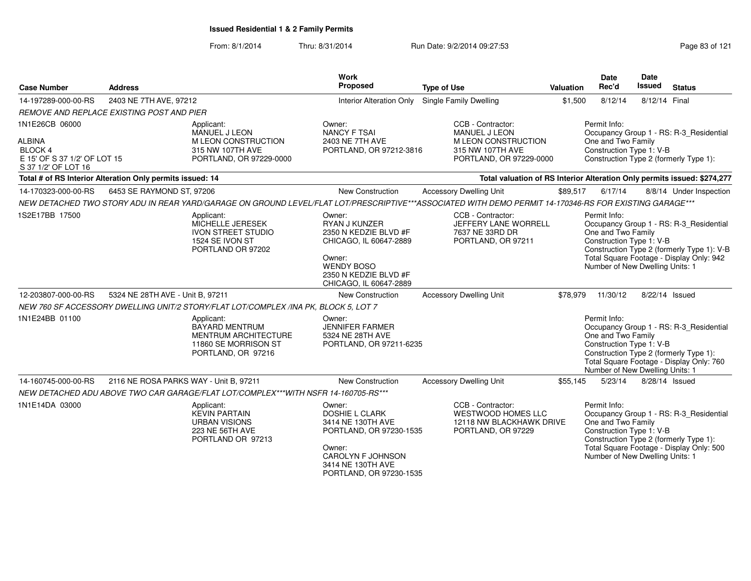# Issued Residential 1 & 2 Family Permits

From: 8/1/2014 Thru: 8/31/2014 Run Date: 9/2/2014 09:27:53

| Case Number | Address | Work Proposed | Type of Use | Valuation | Date Rec'd | Date Issued | Status |
|---|---|---|---|---|---|---|---|
| 14-197289-000-00-RS | 2403 NE 7TH AVE, 97212 | Interior Alteration Only | Single Family Dwelling | $1,500 | 8/12/14 | 8/12/14 | Final |

REMOVE AND REPLACE EXISTING POST AND PIER

1N1E26CB 06000

ALBINA
BLOCK 4
E 15' OF S 37 1/2' OF LOT 15
S 37 1/2' OF LOT 16

Applicant:
MANUEL J LEON
M LEON CONSTRUCTION
315 NW 107TH AVE
PORTLAND, OR 97229-0000

Owner:
NANCY F TSAI
2403 NE 7TH AVE
PORTLAND, OR 97212-3816

CCB - Contractor:
MANUEL J LEON
M LEON CONSTRUCTION
315 NW 107TH AVE
PORTLAND, OR 97229-0000

Permit Info:
Occupancy Group 1 - RS: R-3_Residential One and Two Family
Construction Type 1: V-B
Construction Type 2 (formerly Type 1):

**Total # of RS Interior Alteration Only permits issued: 14**

**Total valuation of RS Interior Alteration Only permits issued: $274,277**

| Case Number | Address | Work Proposed | Type of Use | Valuation | Date Rec'd | Date Issued | Status |
|---|---|---|---|---|---|---|---|
| 14-170323-000-00-RS | 6453 SE RAYMOND ST, 97206 | New Construction | Accessory Dwelling Unit | $89,517 | 6/17/14 | 8/8/14 | Under Inspection |

NEW DETACHED TWO STORY ADU IN REAR YARD/GARAGE ON GROUND LEVEL/FLAT LOT/PRESCRIPTIVE***ASSOCIATED WITH DEMO PERMIT 14-170346-RS FOR EXISTING GARAGE***

1S2E17BB 17500

Applicant:
MICHELLE JERESEK
IVON STREET STUDIO
1524 SE IVON ST
PORTLAND OR 97202

Owner:
RYAN J KUNZER
2350 N KEDZIE BLVD #F
CHICAGO, IL 60647-2889

Owner:
WENDY BOSO
2350 N KEDZIE BLVD #F
CHICAGO, IL 60647-2889

CCB - Contractor:
JEFFERY LANE WORRELL
7637 NE 33RD DR
PORTLAND, OR 97211

Permit Info:
Occupancy Group 1 - RS: R-3_Residential One and Two Family
Construction Type 1: V-B
Construction Type 2 (formerly Type 1): V-B
Total Square Footage - Display Only: 942
Number of New Dwelling Units: 1

| Case Number | Address | Work Proposed | Type of Use | Valuation | Date Rec'd | Date Issued | Status |
|---|---|---|---|---|---|---|---|
| 12-203807-000-00-RS | 5324 NE 28TH AVE - Unit B, 97211 | New Construction | Accessory Dwelling Unit | $78,979 | 11/30/12 | 8/22/14 | Issued |

NEW 760 SF ACCESSORY DWELLING UNIT/2 STORY/FLAT LOT/COMPLEX /INA PK, BLOCK 5, LOT 7

1N1E24BB 01100

Applicant:
BAYARD MENTRUM
MENTRUM ARCHITECTURE
11860 SE MORRISON ST
PORTLAND, OR 97216

Owner:
JENNIFER FARMER
5324 NE 28TH AVE
PORTLAND, OR 97211-6235

Permit Info:
Occupancy Group 1 - RS: R-3_Residential One and Two Family
Construction Type 1: V-B
Construction Type 2 (formerly Type 1):
Total Square Footage - Display Only: 760
Number of New Dwelling Units: 1

| Case Number | Address | Work Proposed | Type of Use | Valuation | Date Rec'd | Date Issued | Status |
|---|---|---|---|---|---|---|---|
| 14-160745-000-00-RS | 2116 NE ROSA PARKS WAY - Unit B, 97211 | New Construction | Accessory Dwelling Unit | $55,145 | 5/23/14 | 8/28/14 | Issued |

NEW DETACHED ADU ABOVE TWO CAR GARAGE/FLAT LOT/COMPLEX***WITH NSFR 14-160705-RS***

1N1E14DA 03000

Applicant:
KEVIN PARTAIN
URBAN VISIONS
223 NE 56TH AVE
PORTLAND OR 97213

Owner:
DOSHIE L CLARK
3414 NE 130TH AVE
PORTLAND, OR 97230-1535

Owner:
CAROLYN F JOHNSON
3414 NE 130TH AVE
PORTLAND, OR 97230-1535

CCB - Contractor:
WESTWOOD HOMES LLC
12118 NW BLACKHAWK DRIVE
PORTLAND, OR 97229

Permit Info:
Occupancy Group 1 - RS: R-3_Residential One and Two Family
Construction Type 1: V-B
Construction Type 2 (formerly Type 1):
Total Square Footage - Display Only: 500
Number of New Dwelling Units: 1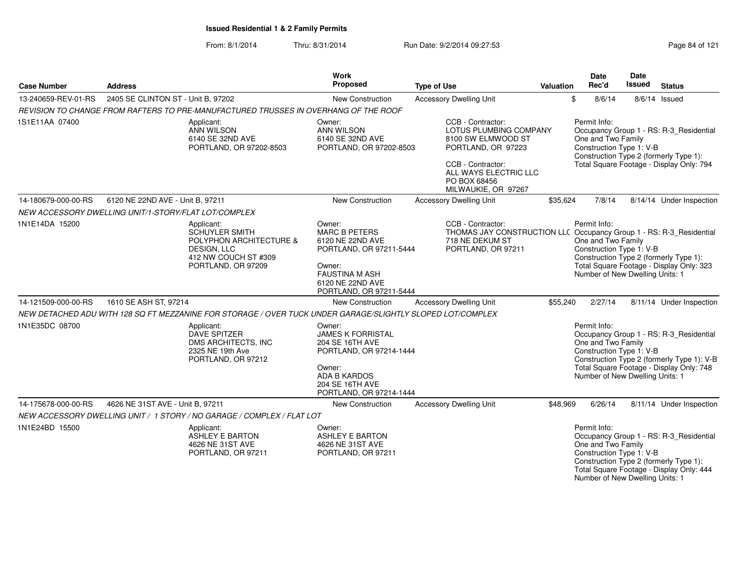**Issued Residential 1 & 2 Family Permits**

From: 8/1/2014 Thru: 8/31/2014 Run Date: 9/2/2014 09:27:53

| Case Number | Address | Work Proposed | Type of Use | Valuation | Date Rec'd | Date Issued | Status |
|---|---|---|---|---|---|---|---|
| 13-240659-REV-01-RS | 2405 SE CLINTON ST - Unit B, 97202 | New Construction | Accessory Dwelling Unit | $ | 8/6/14 | 8/6/14 | Issued |

*REVISION TO CHANGE FROM RAFTERS TO PRE-MANUFACTURED TRUSSES IN OVERHANG OF THE ROOF*

1S1E11AA 07400

Applicant:
ANN WILSON
6140 SE 32ND AVE
PORTLAND, OR 97202-8503

Owner:
ANN WILSON
6140 SE 32ND AVE
PORTLAND, OR 97202-8503

CCB - Contractor:
LOTUS PLUMBING COMPANY
8100 SW ELMWOOD ST
PORTLAND, OR 97223

CCB - Contractor:
ALL WAYS ELECTRIC LLC
PO BOX 68456
MILWAUKIE, OR 97267

Permit Info:
Occupancy Group 1 - RS: R-3_Residential One and Two Family
Construction Type 1: V-B
Construction Type 2 (formerly Type 1):
Total Square Footage - Display Only: 794

| Case Number | Address | Work Proposed | Type of Use | Valuation | Date Rec'd | Date Issued | Status |
|---|---|---|---|---|---|---|---|
| 14-180679-000-00-RS | 6120 NE 22ND AVE - Unit B, 97211 | New Construction | Accessory Dwelling Unit | $35,624 | 7/8/14 | 8/14/14 | Under Inspection |

*NEW ACCESSORY DWELLING UNIT/1-STORY/FLAT LOT/COMPLEX*

1N1E14DA 15200

Applicant:
SCHUYLER SMITH
POLYPHON ARCHITECTURE & DESIGN, LLC
412 NW COUCH ST #309
PORTLAND, OR 97209

Owner:
MARC B PETERS
6120 NE 22ND AVE
PORTLAND, OR 97211-5444

Owner:
FAUSTINA M ASH
6120 NE 22ND AVE
PORTLAND, OR 97211-5444

CCB - Contractor:
THOMAS JAY CONSTRUCTION LLC
718 NE DEKUM ST
PORTLAND, OR 97211

Permit Info:
Occupancy Group 1 - RS: R-3_Residential One and Two Family
Construction Type 1: V-B
Construction Type 2 (formerly Type 1):
Total Square Footage - Display Only: 323
Number of New Dwelling Units: 1

| Case Number | Address | Work Proposed | Type of Use | Valuation | Date Rec'd | Date Issued | Status |
|---|---|---|---|---|---|---|---|
| 14-121509-000-00-RS | 1610 SE ASH ST, 97214 | New Construction | Accessory Dwelling Unit | $55,240 | 2/27/14 | 8/11/14 | Under Inspection |

*NEW DETACHED ADU WITH 128 SQ FT MEZZANINE FOR STORAGE / OVER TUCK UNDER GARAGE/SLIGHTLY SLOPED LOT/COMPLEX*

1N1E35DC 08700

Applicant:
DAVE SPITZER
DMS ARCHITECTS, INC
2325 NE 19th Ave
PORTLAND, OR 97212

Owner:
JAMES K FORRISTAL
204 SE 16TH AVE
PORTLAND, OR 97214-1444

Owner:
ADA B KARDOS
204 SE 16TH AVE
PORTLAND, OR 97214-1444

Permit Info:
Occupancy Group 1 - RS: R-3_Residential One and Two Family
Construction Type 1: V-B
Construction Type 2 (formerly Type 1): V-B
Total Square Footage - Display Only: 748
Number of New Dwelling Units: 1

| Case Number | Address | Work Proposed | Type of Use | Valuation | Date Rec'd | Date Issued | Status |
|---|---|---|---|---|---|---|---|
| 14-175678-000-00-RS | 4626 NE 31ST AVE - Unit B, 97211 | New Construction | Accessory Dwelling Unit | $48,969 | 6/26/14 | 8/11/14 | Under Inspection |

*NEW ACCESSORY DWELLING UNIT / 1 STORY / NO GARAGE / COMPLEX / FLAT LOT*

1N1E24BD 15500

Applicant:
ASHLEY E BARTON
4626 NE 31ST AVE
PORTLAND, OR 97211

Owner:
ASHLEY E BARTON
4626 NE 31ST AVE
PORTLAND, OR 97211

Permit Info:
Occupancy Group 1 - RS: R-3_Residential One and Two Family
Construction Type 1: V-B
Construction Type 2 (formerly Type 1):
Total Square Footage - Display Only: 444
Number of New Dwelling Units: 1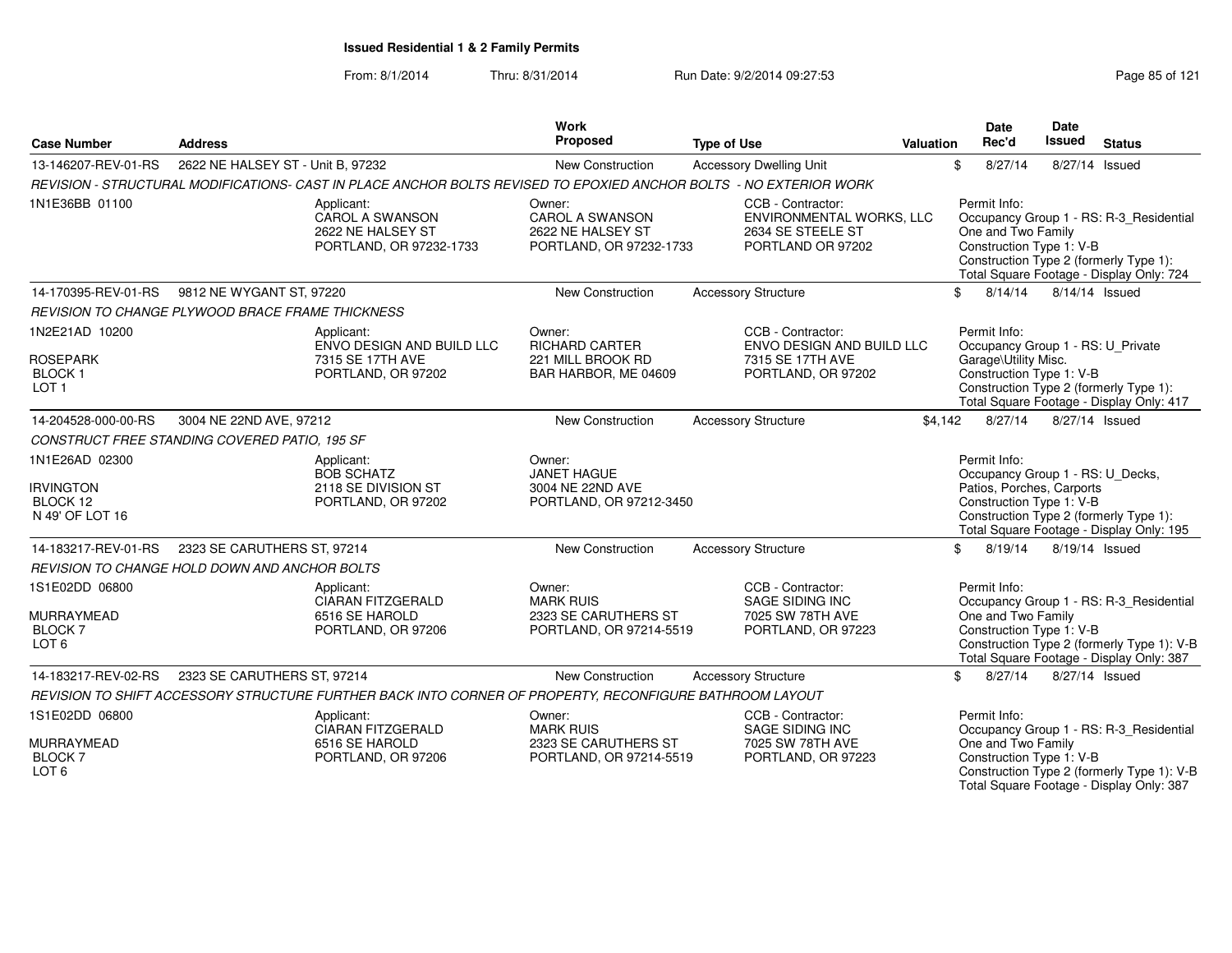**Issued Residential 1 & 2 Family Permits**

From: 8/1/2014 Thru: 8/31/2014 Run Date: 9/2/2014 09:27:53

| Case Number | Address | Work Proposed | Type of Use | Valuation | Date Rec'd | Date Issued | Status |
|---|---|---|---|---|---|---|---|
| 13-146207-REV-01-RS | 2622 NE HALSEY ST - Unit B, 97232 | New Construction | Accessory Dwelling Unit | $ | 8/27/14 | 8/27/14 | Issued |

*REVISION - STRUCTURAL MODIFICATIONS- CAST IN PLACE ANCHOR BOLTS REVISED TO EPOXIED ANCHOR BOLTS - NO EXTERIOR WORK*

1N1E36BB 01100

Applicant: CAROL A SWANSON, 2622 NE HALSEY ST, PORTLAND, OR 97232-1733
Owner: CAROL A SWANSON, 2622 NE HALSEY ST, PORTLAND, OR 97232-1733
CCB - Contractor: ENVIRONMENTAL WORKS, LLC, 2634 SE STEELE ST, PORTLAND OR 97202
Permit Info: Occupancy Group 1 - RS: R-3_Residential One and Two Family; Construction Type 1: V-B; Construction Type 2 (formerly Type 1):; Total Square Footage - Display Only: 724

| Case Number | Address | Work Proposed | Type of Use | Valuation | Date Rec'd | Date Issued | Status |
|---|---|---|---|---|---|---|---|
| 14-170395-REV-01-RS | 9812 NE WYGANT ST, 97220 | New Construction | Accessory Structure | $ | 8/14/14 | 8/14/14 | Issued |

*REVISION TO CHANGE PLYWOOD BRACE FRAME THICKNESS*

1N2E21AD 10200
ROSEPARK
BLOCK 1
LOT 1

Applicant: ENVO DESIGN AND BUILD LLC, 7315 SE 17TH AVE, PORTLAND, OR 97202
Owner: RICHARD CARTER, 221 MILL BROOK RD, BAR HARBOR, ME 04609
CCB - Contractor: ENVO DESIGN AND BUILD LLC, 7315 SE 17TH AVE, PORTLAND, OR 97202
Permit Info: Occupancy Group 1 - RS: U_Private Garage\Utility Misc.; Construction Type 1: V-B; Construction Type 2 (formerly Type 1):; Total Square Footage - Display Only: 417

| Case Number | Address | Work Proposed | Type of Use | Valuation | Date Rec'd | Date Issued | Status |
|---|---|---|---|---|---|---|---|
| 14-204528-000-00-RS | 3004 NE 22ND AVE, 97212 | New Construction | Accessory Structure | $4,142 | 8/27/14 | 8/27/14 | Issued |

*CONSTRUCT FREE STANDING COVERED PATIO, 195 SF*

1N1E26AD 02300
IRVINGTON
BLOCK 12
N 49' OF LOT 16

Applicant: BOB SCHATZ, 2118 SE DIVISION ST, PORTLAND, OR 97202
Owner: JANET HAGUE, 3004 NE 22ND AVE, PORTLAND, OR 97212-3450
Permit Info: Occupancy Group 1 - RS: U_Decks, Patios, Porches, Carports; Construction Type 1: V-B; Construction Type 2 (formerly Type 1):; Total Square Footage - Display Only: 195

| Case Number | Address | Work Proposed | Type of Use | Valuation | Date Rec'd | Date Issued | Status |
|---|---|---|---|---|---|---|---|
| 14-183217-REV-01-RS | 2323 SE CARUTHERS ST, 97214 | New Construction | Accessory Structure | $ | 8/19/14 | 8/19/14 | Issued |

*REVISION TO CHANGE HOLD DOWN AND ANCHOR BOLTS*

1S1E02DD 06800
MURRAYMEAD
BLOCK 7
LOT 6

Applicant: CIARAN FITZGERALD, 6516 SE HAROLD, PORTLAND, OR 97206
Owner: MARK RUIS, 2323 SE CARUTHERS ST, PORTLAND, OR 97214-5519
CCB - Contractor: SAGE SIDING INC, 7025 SW 78TH AVE, PORTLAND, OR 97223
Permit Info: Occupancy Group 1 - RS: R-3_Residential One and Two Family; Construction Type 1: V-B; Construction Type 2 (formerly Type 1): V-B; Total Square Footage - Display Only: 387

| Case Number | Address | Work Proposed | Type of Use | Valuation | Date Rec'd | Date Issued | Status |
|---|---|---|---|---|---|---|---|
| 14-183217-REV-02-RS | 2323 SE CARUTHERS ST, 97214 | New Construction | Accessory Structure | $ | 8/27/14 | 8/27/14 | Issued |

*REVISION TO SHIFT ACCESSORY STRUCTURE FURTHER BACK INTO CORNER OF PROPERTY, RECONFIGURE BATHROOM LAYOUT*

1S1E02DD 06800
MURRAYMEAD
BLOCK 7
LOT 6

Applicant: CIARAN FITZGERALD, 6516 SE HAROLD, PORTLAND, OR 97206
Owner: MARK RUIS, 2323 SE CARUTHERS ST, PORTLAND, OR 97214-5519
CCB - Contractor: SAGE SIDING INC, 7025 SW 78TH AVE, PORTLAND, OR 97223
Permit Info: Occupancy Group 1 - RS: R-3_Residential One and Two Family; Construction Type 1: V-B; Construction Type 2 (formerly Type 1): V-B; Total Square Footage - Display Only: 387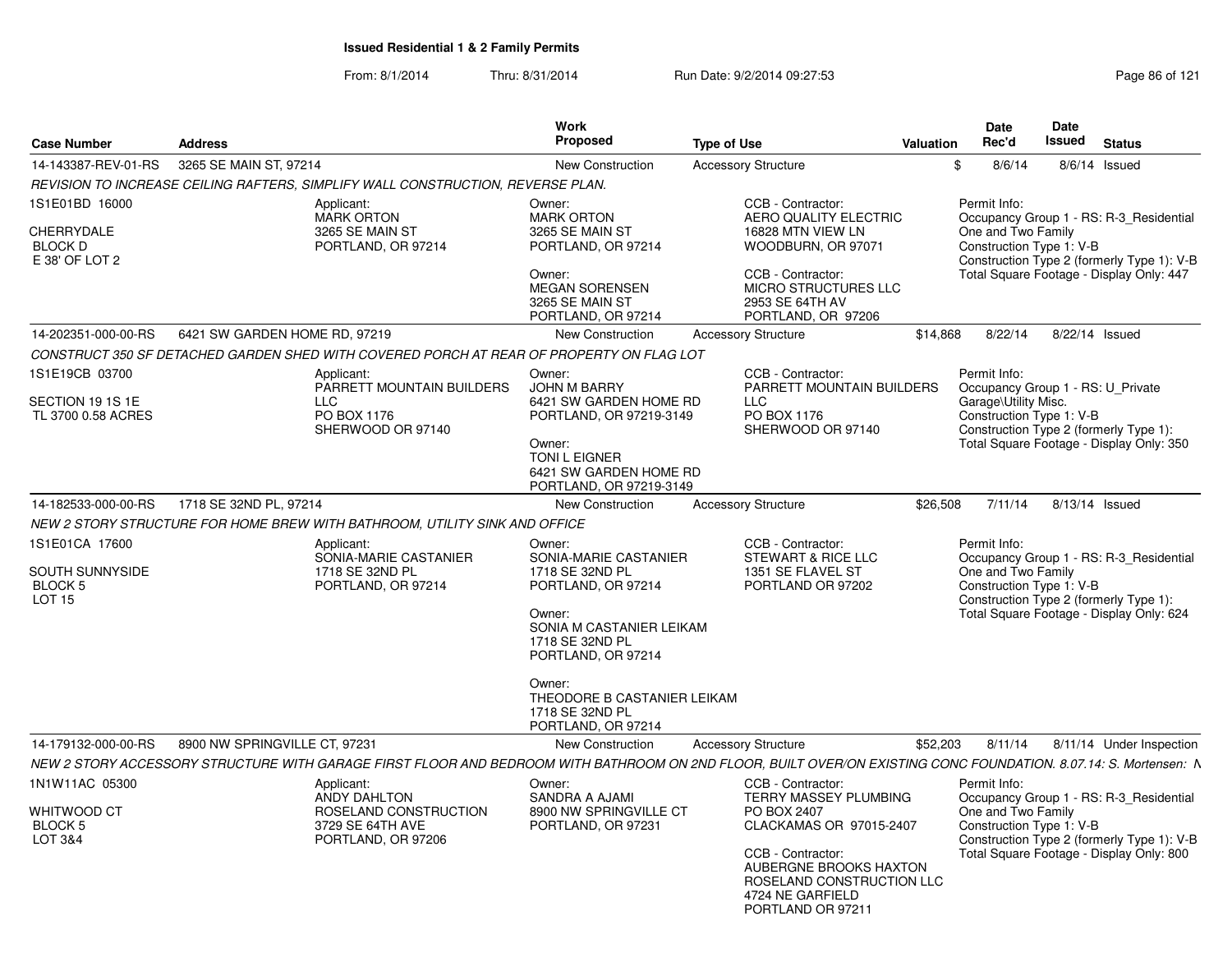**Issued Residential 1 & 2 Family Permits**

From: 8/1/2014 Thru: 8/31/2014 Run Date: 9/2/2014 09:27:53

| Case Number | Address | Work Proposed | Type of Use | Valuation | Date Rec'd | Date Issued | Status |
|---|---|---|---|---|---|---|---|
| 14-143387-REV-01-RS | 3265 SE MAIN ST, 97214 | New Construction | Accessory Structure | $ | 8/6/14 | 8/6/14 | Issued |

*REVISION TO INCREASE CEILING RAFTERS, SIMPLIFY WALL CONSTRUCTION, REVERSE PLAN.*

1S1E01BD 16000
CHERRYDALE
BLOCK D
E 38' OF LOT 2

Applicant:
MARK ORTON
3265 SE MAIN ST
PORTLAND, OR 97214

Owner:
MARK ORTON
3265 SE MAIN ST
PORTLAND, OR 97214

Owner:
MEGAN SORENSEN
3265 SE MAIN ST
PORTLAND, OR 97214

CCB - Contractor:
AERO QUALITY ELECTRIC
16828 MTN VIEW LN
WOODBURN, OR 97071

CCB - Contractor:
MICRO STRUCTURES LLC
2953 SE 64TH AV
PORTLAND, OR 97206

Permit Info:
Occupancy Group 1 - RS: R-3_Residential One and Two Family
Construction Type 1: V-B
Construction Type 2 (formerly Type 1): V-B
Total Square Footage - Display Only: 447

| Case Number | Address | Work Proposed | Type of Use | Valuation | Date Rec'd | Date Issued | Status |
|---|---|---|---|---|---|---|---|
| 14-202351-000-00-RS | 6421 SW GARDEN HOME RD, 97219 | New Construction | Accessory Structure | $14,868 | 8/22/14 | 8/22/14 | Issued |

*CONSTRUCT 350 SF DETACHED GARDEN SHED WITH COVERED PORCH AT REAR OF PROPERTY ON FLAG LOT*

1S1E19CB 03700
SECTION 19 1S 1E
TL 3700 0.58 ACRES

Applicant:
PARRETT MOUNTAIN BUILDERS LLC
PO BOX 1176
SHERWOOD OR 97140

Owner:
JOHN M BARRY
6421 SW GARDEN HOME RD
PORTLAND, OR 97219-3149

Owner:
TONI L EIGNER
6421 SW GARDEN HOME RD
PORTLAND, OR 97219-3149

CCB - Contractor:
PARRETT MOUNTAIN BUILDERS LLC
PO BOX 1176
SHERWOOD OR 97140

Permit Info:
Occupancy Group 1 - RS: U_Private Garage\Utility Misc.
Construction Type 1: V-B
Construction Type 2 (formerly Type 1):
Total Square Footage - Display Only: 350

| Case Number | Address | Work Proposed | Type of Use | Valuation | Date Rec'd | Date Issued | Status |
|---|---|---|---|---|---|---|---|
| 14-182533-000-00-RS | 1718 SE 32ND PL, 97214 | New Construction | Accessory Structure | $26,508 | 7/11/14 | 8/13/14 | Issued |

*NEW 2 STORY STRUCTURE FOR HOME BREW WITH BATHROOM, UTILITY SINK AND OFFICE*

1S1E01CA 17600
SOUTH SUNNYSIDE
BLOCK 5
LOT 15

Applicant:
SONIA-MARIE CASTANIER
1718 SE 32ND PL
PORTLAND, OR 97214

Owner:
SONIA-MARIE CASTANIER
1718 SE 32ND PL
PORTLAND, OR 97214

Owner:
SONIA M CASTANIER LEIKAM
1718 SE 32ND PL
PORTLAND, OR 97214

Owner:
THEODORE B CASTANIER LEIKAM
1718 SE 32ND PL
PORTLAND, OR 97214

CCB - Contractor:
STEWART & RICE LLC
1351 SE FLAVEL ST
PORTLAND OR 97202

Permit Info:
Occupancy Group 1 - RS: R-3_Residential One and Two Family
Construction Type 1: V-B
Construction Type 2 (formerly Type 1):
Total Square Footage - Display Only: 624

| Case Number | Address | Work Proposed | Type of Use | Valuation | Date Rec'd | Date Issued | Status |
|---|---|---|---|---|---|---|---|
| 14-179132-000-00-RS | 8900 NW SPRINGVILLE CT, 97231 | New Construction | Accessory Structure | $52,203 | 8/11/14 | 8/11/14 | Under Inspection |

*NEW 2 STORY ACCESSORY STRUCTURE WITH GARAGE FIRST FLOOR AND BEDROOM WITH BATHROOM ON 2ND FLOOR, BUILT OVER/ON EXISTING CONC FOUNDATION. 8.07.14: S. Mortensen: N*

1N1W11AC 05300
WHITWOOD CT
BLOCK 5
LOT 3&4

Applicant:
ANDY DAHLTON
ROSELAND CONSTRUCTION
3729 SE 64TH AVE
PORTLAND, OR 97206

Owner:
SANDRA A AJAMI
8900 NW SPRINGVILLE CT
PORTLAND, OR 97231

CCB - Contractor:
TERRY MASSEY PLUMBING
PO BOX 2407
CLACKAMAS OR 97015-2407

CCB - Contractor:
AUBERGNE BROOKS HAXTON
ROSELAND CONSTRUCTION LLC
4724 NE GARFIELD
PORTLAND OR 97211

Permit Info:
Occupancy Group 1 - RS: R-3_Residential One and Two Family
Construction Type 1: V-B
Construction Type 2 (formerly Type 1): V-B
Total Square Footage - Display Only: 800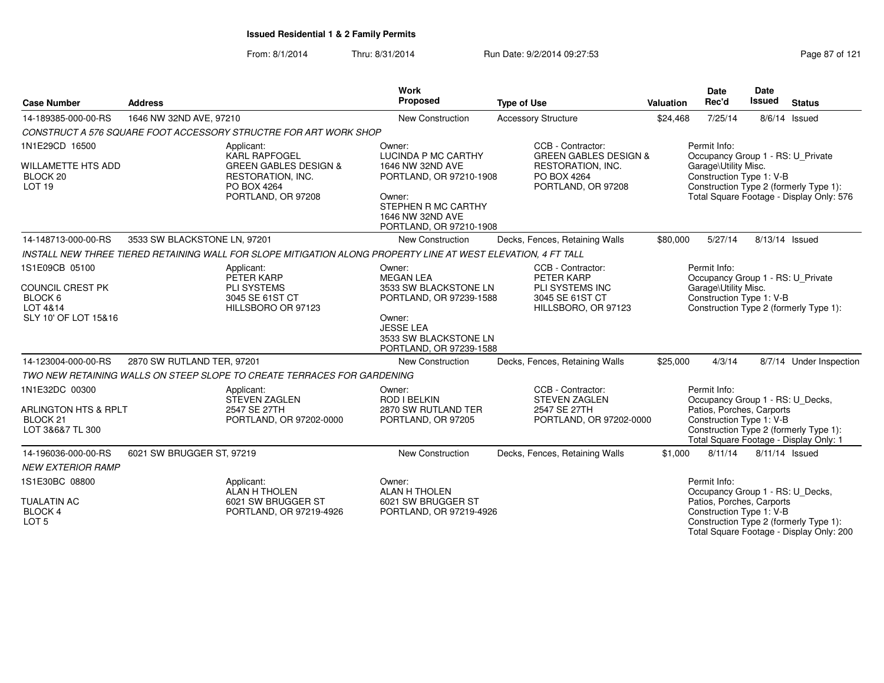**Issued Residential 1 & 2 Family Permits**

From: 8/1/2014 Thru: 8/31/2014 Run Date: 9/2/2014 09:27:53

| Case Number | Address | Work Proposed | Type of Use | Valuation | Date Rec'd | Date Issued | Status |
|---|---|---|---|---|---|---|---|
| 14-189385-000-00-RS | 1646 NW 32ND AVE, 97210 | New Construction | Accessory Structure | $24,468 | 7/25/14 | 8/6/14 | Issued |

*CONSTRUCT A 576 SQUARE FOOT ACCESSORY STRUCTRE FOR ART WORK SHOP*

1N1E29CD 16500
WILLAMETTE HTS ADD
BLOCK 20
LOT 19

Applicant: KARL RAPFOGEL, GREEN GABLES DESIGN & RESTORATION, INC., PO BOX 4264, PORTLAND, OR 97208

Owner: LUCINDA P MC CARTHY, 1646 NW 32ND AVE, PORTLAND, OR 97210-1908

Owner: STEPHEN R MC CARTHY, 1646 NW 32ND AVE, PORTLAND, OR 97210-1908

CCB - Contractor: GREEN GABLES DESIGN & RESTORATION, INC., PO BOX 4264, PORTLAND, OR 97208

Permit Info:
Occupancy Group 1 - RS: U_Private Garage\Utility Misc.
Construction Type 1: V-B
Construction Type 2 (formerly Type 1):
Total Square Footage - Display Only: 576

| Case Number | Address | Work Proposed | Type of Use | Valuation | Date Rec'd | Date Issued | Status |
|---|---|---|---|---|---|---|---|
| 14-148713-000-00-RS | 3533 SW BLACKSTONE LN, 97201 | New Construction | Decks, Fences, Retaining Walls | $80,000 | 5/27/14 | 8/13/14 | Issued |

*INSTALL NEW THREE TIERED RETAINING WALL FOR SLOPE MITIGATION ALONG PROPERTY LINE AT WEST ELEVATION, 4 FT TALL*

1S1E09CB 05100
COUNCIL CREST PK
BLOCK 6
LOT 4&14
SLY 10' OF LOT 15&16

Applicant: PETER KARP, PLI SYSTEMS, 3045 SE 61ST CT, HILLSBORO OR 97123

Owner: MEGAN LEA, 3533 SW BLACKSTONE LN, PORTLAND, OR 97239-1588

Owner: JESSE LEA, 3533 SW BLACKSTONE LN, PORTLAND, OR 97239-1588

CCB - Contractor: PETER KARP, PLI SYSTEMS INC, 3045 SE 61ST CT, HILLSBORO, OR 97123

Permit Info:
Occupancy Group 1 - RS: U_Private Garage\Utility Misc.
Construction Type 1: V-B
Construction Type 2 (formerly Type 1):

| Case Number | Address | Work Proposed | Type of Use | Valuation | Date Rec'd | Date Issued | Status |
|---|---|---|---|---|---|---|---|
| 14-123004-000-00-RS | 2870 SW RUTLAND TER, 97201 | New Construction | Decks, Fences, Retaining Walls | $25,000 | 4/3/14 | 8/7/14 | Under Inspection |

*TWO NEW RETAINING WALLS ON STEEP SLOPE TO CREATE TERRACES FOR GARDENING*

1N1E32DC 00300
ARLINGTON HTS & RPLT
BLOCK 21
LOT 3&6&7 TL 300

Applicant: STEVEN ZAGLEN, 2547 SE 27TH, PORTLAND, OR 97202-0000

Owner: ROD I BELKIN, 2870 SW RUTLAND TER, PORTLAND, OR 97205

CCB - Contractor: STEVEN ZAGLEN, 2547 SE 27TH, PORTLAND, OR 97202-0000

Permit Info:
Occupancy Group 1 - RS: U_Decks, Patios, Porches, Carports
Construction Type 1: V-B
Construction Type 2 (formerly Type 1):
Total Square Footage - Display Only: 1

| Case Number | Address | Work Proposed | Type of Use | Valuation | Date Rec'd | Date Issued | Status |
|---|---|---|---|---|---|---|---|
| 14-196036-000-00-RS | 6021 SW BRUGGER ST, 97219 | New Construction | Decks, Fences, Retaining Walls | $1,000 | 8/11/14 | 8/11/14 | Issued |

*NEW EXTERIOR RAMP*

1S1E30BC 08800
TUALATIN AC
BLOCK 4
LOT 5

Applicant: ALAN H THOLEN, 6021 SW BRUGGER ST, PORTLAND, OR 97219-4926

Owner: ALAN H THOLEN, 6021 SW BRUGGER ST, PORTLAND, OR 97219-4926

Permit Info:
Occupancy Group 1 - RS: U_Decks, Patios, Porches, Carports
Construction Type 1: V-B
Construction Type 2 (formerly Type 1):
Total Square Footage - Display Only: 200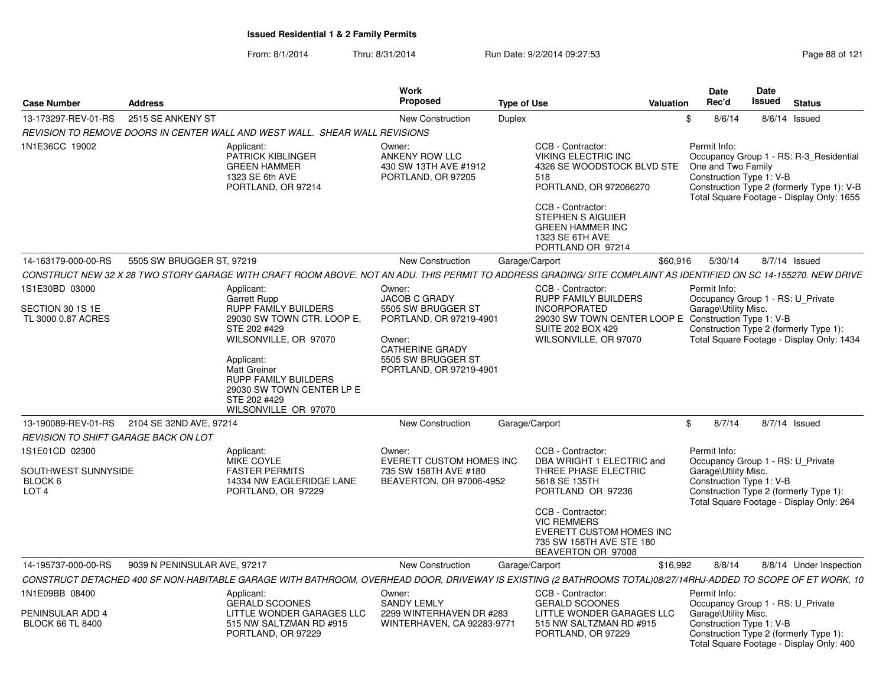**Issued Residential 1 & 2 Family Permits**

From: 8/1/2014 Thru: 8/31/2014 Run Date: 9/2/2014 09:27:53

| Case Number | Address | Work Proposed | Type of Use | Valuation | Date Rec'd | Date Issued | Status |
|---|---|---|---|---|---|---|---|
| 13-173297-REV-01-RS | 2515 SE ANKENY ST | New Construction | Duplex | $ | 8/6/14 | 8/6/14 | Issued |

REVISION TO REMOVE DOORS IN CENTER WALL AND WEST WALL. SHEAR WALL REVISIONS

1N1E36CC 19002

Applicant: PATRICK KIBLINGER, GREEN HAMMER, 1323 SE 6th AVE, PORTLAND, OR 97214

Owner: ANKENY ROW LLC, 430 SW 13TH AVE #1912, PORTLAND, OR 97205

CCB - Contractor: VIKING ELECTRIC INC, 4326 SE WOODSTOCK BLVD STE 518, PORTLAND, OR 972066270

CCB - Contractor: STEPHEN S AIGUIER, GREEN HAMMER INC, 1323 SE 6TH AVE, PORTLAND OR 97214

Permit Info: Occupancy Group 1 - RS: R-3_Residential One and Two Family; Construction Type 1: V-B; Construction Type 2 (formerly Type 1): V-B; Total Square Footage - Display Only: 1655

| Case Number | Address | Work Proposed | Type of Use | Valuation | Date Rec'd | Date Issued | Status |
|---|---|---|---|---|---|---|---|
| 14-163179-000-00-RS | 5505 SW BRUGGER ST, 97219 | New Construction | Garage/Carport | $60,916 | 5/30/14 | 8/7/14 | Issued |

CONSTRUCT NEW 32 X 28 TWO STORY GARAGE WITH CRAFT ROOM ABOVE. NOT AN ADU. THIS PERMIT TO ADDRESS GRADING/ SITE COMPLAINT AS IDENTIFIED ON SC 14-155270. NEW DRIVE

1S1E30BD 03000

SECTION 30 1S 1E
TL 3000 0.87 ACRES

Applicant: Garrett Rupp, RUPP FAMILY BUILDERS, 29030 SW TOWN CTR. LOOP E, STE 202 #429, WILSONVILLE, OR 97070

Applicant: Matt Greiner, RUPP FAMILY BUILDERS, 29030 SW TOWN CENTER LP E STE 202 #429, WILSONVILLE OR 97070

Owner: JACOB C GRADY, 5505 SW BRUGGER ST, PORTLAND, OR 97219-4901

Owner: CATHERINE GRADY, 5505 SW BRUGGER ST, PORTLAND, OR 97219-4901

CCB - Contractor: RUPP FAMILY BUILDERS INCORPORATED, 29030 SW TOWN CENTER LOOP E SUITE 202 BOX 429, WILSONVILLE, OR 97070

Permit Info: Occupancy Group 1 - RS: U_Private Garage\Utility Misc.; Construction Type 1: V-B; Construction Type 2 (formerly Type 1):; Total Square Footage - Display Only: 1434

| Case Number | Address | Work Proposed | Type of Use | Valuation | Date Rec'd | Date Issued | Status |
|---|---|---|---|---|---|---|---|
| 13-190089-REV-01-RS | 2104 SE 32ND AVE, 97214 | New Construction | Garage/Carport | $ | 8/7/14 | 8/7/14 | Issued |

REVISION TO SHIFT GARAGE BACK ON LOT

1S1E01CD 02300

SOUTHWEST SUNNYSIDE
BLOCK 6
LOT 4

Applicant: MIKE COYLE, FASTER PERMITS, 14334 NW EAGLERIDGE LANE, PORTLAND, OR 97229

Owner: EVERETT CUSTOM HOMES INC, 735 SW 158TH AVE #180, BEAVERTON, OR 97006-4952

CCB - Contractor: DBA WRIGHT 1 ELECTRIC and THREE PHASE ELECTRIC, 5618 SE 135TH, PORTLAND OR 97236

CCB - Contractor: VIC REMMERS, EVERETT CUSTOM HOMES INC, 735 SW 158TH AVE STE 180, BEAVERTON OR 97008

Permit Info: Occupancy Group 1 - RS: U_Private Garage\Utility Misc.; Construction Type 1: V-B; Construction Type 2 (formerly Type 1):; Total Square Footage - Display Only: 264

| Case Number | Address | Work Proposed | Type of Use | Valuation | Date Rec'd | Date Issued | Status |
|---|---|---|---|---|---|---|---|
| 14-195737-000-00-RS | 9039 N PENINSULAR AVE, 97217 | New Construction | Garage/Carport | $16,992 | 8/8/14 | 8/8/14 | Under Inspection |

CONSTRUCT DETACHED 400 SF NON-HABITABLE GARAGE WITH BATHROOM, OVERHEAD DOOR, DRIVEWAY IS EXISTING (2 BATHROOMS TOTAL)08/27/14RHJ-ADDED TO SCOPE OF ET WORK, 10

1N1E09BB 08400

PENINSULAR ADD 4
BLOCK 66 TL 8400

Applicant: GERALD SCOONES, LITTLE WONDER GARAGES LLC, 515 NW SALTZMAN RD #915, PORTLAND, OR 97229

Owner: SANDY LEMLY, 2299 WINTERHAVEN DR #283, WINTERHAVEN, CA 92283-9771

CCB - Contractor: GERALD SCOONES, LITTLE WONDER GARAGES LLC, 515 NW SALTZMAN RD #915, PORTLAND, OR 97229

Permit Info: Occupancy Group 1 - RS: U_Private Garage\Utility Misc.; Construction Type 1: V-B; Construction Type 2 (formerly Type 1):; Total Square Footage - Display Only: 400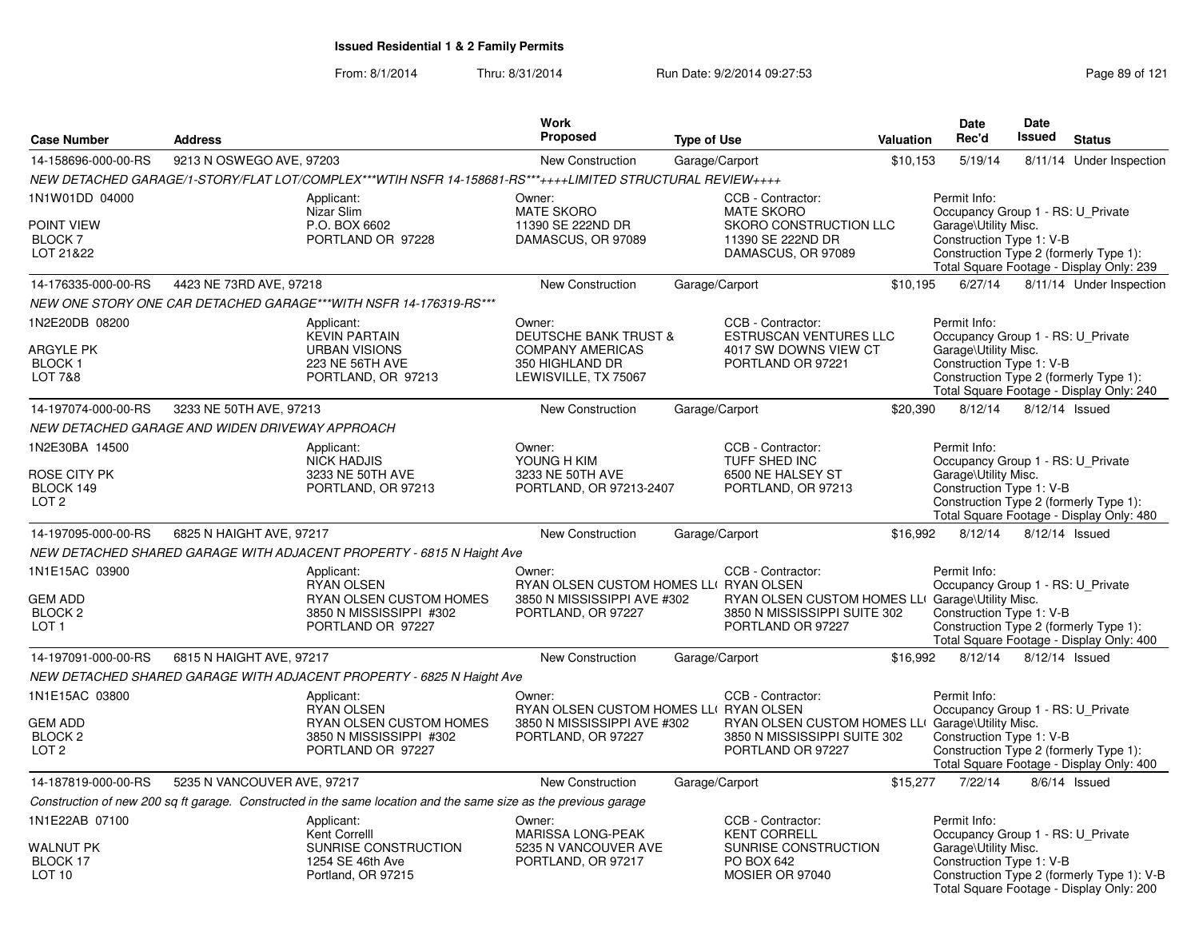**Issued Residential 1 & 2 Family Permits**

From: 8/1/2014 Thru: 8/31/2014 Run Date: 9/2/2014 09:27:53

| Case Number | Address | Work Proposed | Type of Use | Valuation | Date Rec'd | Date Issued | Status |
|---|---|---|---|---|---|---|---|
| 14-158696-000-00-RS | 9213 N OSWEGO AVE, 97203 | New Construction | Garage/Carport | $10,153 | 5/19/14 | 8/11/14 | Under Inspection |

NEW DETACHED GARAGE/1-STORY/FLAT LOT/COMPLEX***WTIH NSFR 14-158681-RS***++++LIMITED STRUCTURAL REVIEW++++

| | Applicant | Owner | CCB - Contractor | Permit Info |
|---|---|---|---|---|
| 1N1W01DD 04000<br>POINT VIEW<br>BLOCK 7<br>LOT 21&22 | Nizar Slim<br>P.O. BOX 6602<br>PORTLAND OR 97228 | MATE SKORO<br>11390 SE 222ND DR<br>DAMASCUS, OR 97089 | MATE SKORO<br>SKORO CONSTRUCTION LLC<br>11390 SE 222ND DR<br>DAMASCUS, OR 97089 | Occupancy Group 1 - RS: U_Private<br>Garage\Utility Misc.<br>Construction Type 1: V-B<br>Construction Type 2 (formerly Type 1):<br>Total Square Footage - Display Only: 239 |

| Case Number | Address | Work Proposed | Type of Use | Valuation | Date Rec'd | Date Issued | Status |
|---|---|---|---|---|---|---|---|
| 14-176335-000-00-RS | 4423 NE 73RD AVE, 97218 | New Construction | Garage/Carport | $10,195 | 6/27/14 | 8/11/14 | Under Inspection |

NEW ONE STORY ONE CAR DETACHED GARAGE***WITH NSFR 14-176319-RS***

| | Applicant | Owner | CCB - Contractor | Permit Info |
|---|---|---|---|---|
| 1N2E20DB 08200<br>ARGYLE PK<br>BLOCK 1<br>LOT 7&8 | KEVIN PARTAIN<br>URBAN VISIONS<br>223 NE 56TH AVE<br>PORTLAND, OR 97213 | DEUTSCHE BANK TRUST &<br>COMPANY AMERICAS<br>350 HIGHLAND DR<br>LEWISVILLE, TX 75067 | ESTRUSCAN VENTURES LLC<br>4017 SW DOWNS VIEW CT<br>PORTLAND OR 97221 | Occupancy Group 1 - RS: U_Private<br>Garage\Utility Misc.<br>Construction Type 1: V-B<br>Construction Type 2 (formerly Type 1):<br>Total Square Footage - Display Only: 240 |

| Case Number | Address | Work Proposed | Type of Use | Valuation | Date Rec'd | Date Issued | Status |
|---|---|---|---|---|---|---|---|
| 14-197074-000-00-RS | 3233 NE 50TH AVE, 97213 | New Construction | Garage/Carport | $20,390 | 8/12/14 | 8/12/14 | Issued |

NEW DETACHED GARAGE AND WIDEN DRIVEWAY APPROACH

| | Applicant | Owner | CCB - Contractor | Permit Info |
|---|---|---|---|---|
| 1N2E30BA 14500<br>ROSE CITY PK<br>BLOCK 149<br>LOT 2 | NICK HADJIS<br>3233 NE 50TH AVE<br>PORTLAND, OR 97213 | YOUNG H KIM<br>3233 NE 50TH AVE<br>PORTLAND, OR 97213-2407 | TUFF SHED INC<br>6500 NE HALSEY ST<br>PORTLAND, OR 97213 | Occupancy Group 1 - RS: U_Private<br>Garage\Utility Misc.<br>Construction Type 1: V-B<br>Construction Type 2 (formerly Type 1):<br>Total Square Footage - Display Only: 480 |

| Case Number | Address | Work Proposed | Type of Use | Valuation | Date Rec'd | Date Issued | Status |
|---|---|---|---|---|---|---|---|
| 14-197095-000-00-RS | 6825 N HAIGHT AVE, 97217 | New Construction | Garage/Carport | $16,992 | 8/12/14 | 8/12/14 | Issued |

NEW DETACHED SHARED GARAGE WITH ADJACENT PROPERTY - 6815 N Haight Ave

| | Applicant | Owner | CCB - Contractor | Permit Info |
|---|---|---|---|---|
| 1N1E15AC 03900<br>GEM ADD<br>BLOCK 2<br>LOT 1 | RYAN OLSEN<br>RYAN OLSEN CUSTOM HOMES<br>3850 N MISSISSIPPI #302<br>PORTLAND OR 97227 | RYAN OLSEN CUSTOM HOMES LL(<br>3850 N MISSISSIPPI AVE #302<br>PORTLAND, OR 97227 | RYAN OLSEN<br>RYAN OLSEN CUSTOM HOMES LL(<br>3850 N MISSISSIPPI SUITE 302<br>PORTLAND OR 97227 | Occupancy Group 1 - RS: U_Private<br>Garage\Utility Misc.<br>Construction Type 1: V-B<br>Construction Type 2 (formerly Type 1):<br>Total Square Footage - Display Only: 400 |

| Case Number | Address | Work Proposed | Type of Use | Valuation | Date Rec'd | Date Issued | Status |
|---|---|---|---|---|---|---|---|
| 14-197091-000-00-RS | 6815 N HAIGHT AVE, 97217 | New Construction | Garage/Carport | $16,992 | 8/12/14 | 8/12/14 | Issued |

NEW DETACHED SHARED GARAGE WITH ADJACENT PROPERTY - 6825 N Haight Ave

| | Applicant | Owner | CCB - Contractor | Permit Info |
|---|---|---|---|---|
| 1N1E15AC 03800<br>GEM ADD<br>BLOCK 2<br>LOT 2 | RYAN OLSEN<br>RYAN OLSEN CUSTOM HOMES<br>3850 N MISSISSIPPI #302<br>PORTLAND OR 97227 | RYAN OLSEN CUSTOM HOMES LL(<br>3850 N MISSISSIPPI AVE #302<br>PORTLAND, OR 97227 | RYAN OLSEN<br>RYAN OLSEN CUSTOM HOMES LL(<br>3850 N MISSISSIPPI SUITE 302<br>PORTLAND OR 97227 | Occupancy Group 1 - RS: U_Private<br>Garage\Utility Misc.<br>Construction Type 1: V-B<br>Construction Type 2 (formerly Type 1):<br>Total Square Footage - Display Only: 400 |

| Case Number | Address | Work Proposed | Type of Use | Valuation | Date Rec'd | Date Issued | Status |
|---|---|---|---|---|---|---|---|
| 14-187819-000-00-RS | 5235 N VANCOUVER AVE, 97217 | New Construction | Garage/Carport | $15,277 | 7/22/14 | 8/6/14 | Issued |

Construction of new 200 sq ft garage. Constructed in the same location and the same size as the previous garage

| | Applicant | Owner | CCB - Contractor | Permit Info |
|---|---|---|---|---|
| 1N1E22AB 07100<br>WALNUT PK<br>BLOCK 17<br>LOT 10 | Kent Correlll<br>SUNRISE CONSTRUCTION<br>1254 SE 46th Ave<br>Portland, OR 97215 | MARISSA LONG-PEAK<br>5235 N VANCOUVER AVE<br>PORTLAND, OR 97217 | KENT CORRELL<br>SUNRISE CONSTRUCTION<br>PO BOX 642<br>MOSIER OR 97040 | Occupancy Group 1 - RS: U_Private<br>Garage\Utility Misc.<br>Construction Type 1: V-B<br>Construction Type 2 (formerly Type 1): V-B<br>Total Square Footage - Display Only: 200 |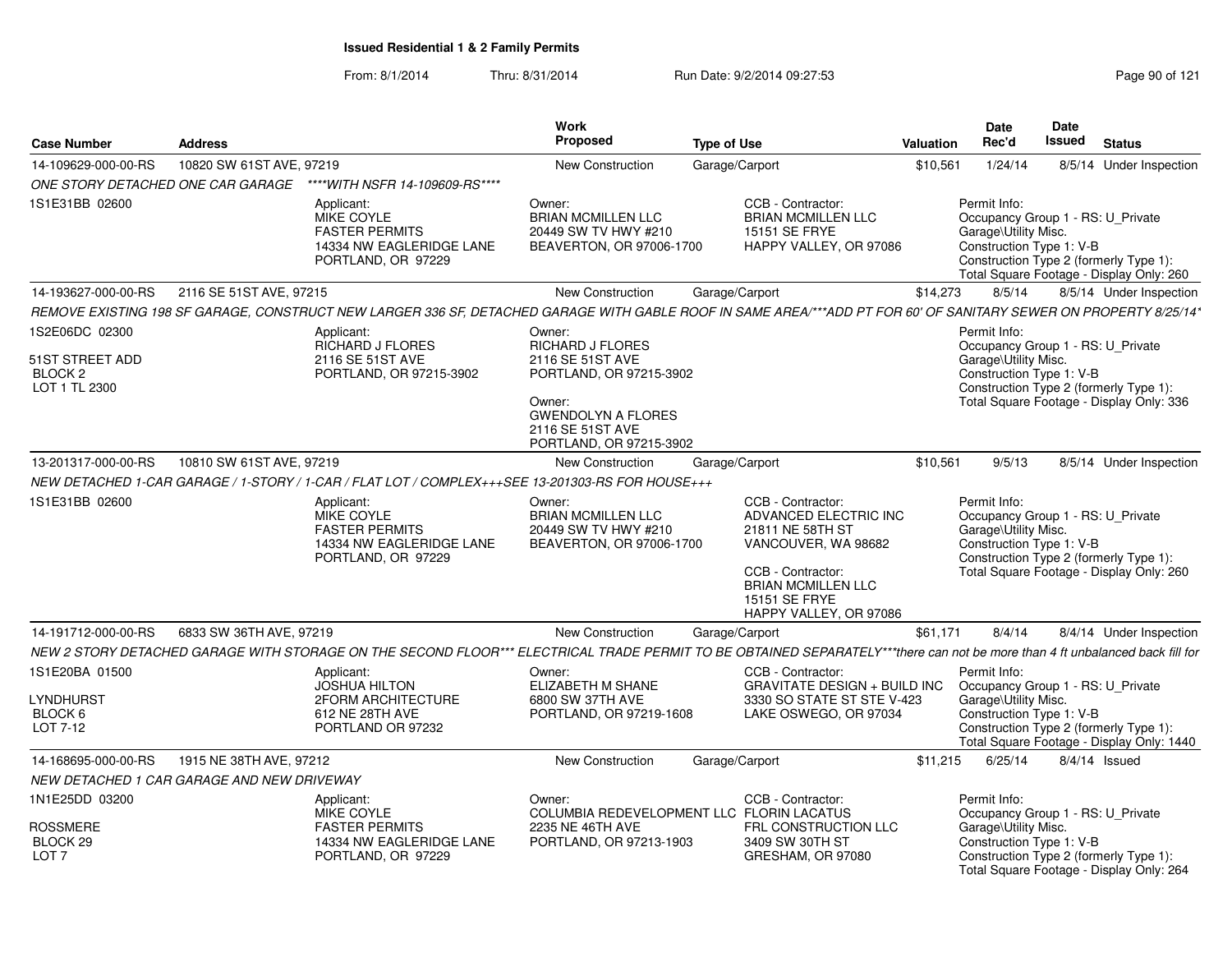**Issued Residential 1 & 2 Family Permits**

From: 8/1/2014 Thru: 8/31/2014 Run Date: 9/2/2014 09:27:53

| Case Number | Address | Work Proposed | Type of Use | Valuation | Date Rec'd | Date Issued | Status |
|---|---|---|---|---|---|---|---|
| 14-109629-000-00-RS | 10820 SW 61ST AVE, 97219 | New Construction | Garage/Carport | $10,561 | 1/24/14 | 8/5/14 | Under Inspection |

ONE STORY DETACHED ONE CAR GARAGE ****WITH NSFR 14-109609-RS****

1S1E31BB 02600

Applicant: MIKE COYLE, FASTER PERMITS, 14334 NW EAGLERIDGE LANE, PORTLAND, OR 97229

Owner: BRIAN MCMILLEN LLC, 20449 SW TV HWY #210, BEAVERTON, OR 97006-1700

CCB - Contractor: BRIAN MCMILLEN LLC, 15151 SE FRYE, HAPPY VALLEY, OR 97086

Permit Info: Occupancy Group 1 - RS: U_Private Garage\Utility Misc. Construction Type 1: V-B Construction Type 2 (formerly Type 1): Total Square Footage - Display Only: 260

| Case Number | Address | Work Proposed | Type of Use | Valuation | Date Rec'd | Date Issued | Status |
|---|---|---|---|---|---|---|---|
| 14-193627-000-00-RS | 2116 SE 51ST AVE, 97215 | New Construction | Garage/Carport | $14,273 | 8/5/14 | 8/5/14 | Under Inspection |

REMOVE EXISTING 198 SF GARAGE, CONSTRUCT NEW LARGER 336 SF, DETACHED GARAGE WITH GABLE ROOF IN SAME AREA/***ADD PT FOR 60' OF SANITARY SEWER ON PROPERTY 8/25/14*

1S2E06DC 02300

51ST STREET ADD
BLOCK 2
LOT 1 TL 2300

Applicant: RICHARD J FLORES, 2116 SE 51ST AVE, PORTLAND, OR 97215-3902

Owner: RICHARD J FLORES, 2116 SE 51ST AVE, PORTLAND, OR 97215-3902

Owner: GWENDOLYN A FLORES, 2116 SE 51ST AVE, PORTLAND, OR 97215-3902

Permit Info: Occupancy Group 1 - RS: U_Private Garage\Utility Misc. Construction Type 1: V-B Construction Type 2 (formerly Type 1): Total Square Footage - Display Only: 336

| Case Number | Address | Work Proposed | Type of Use | Valuation | Date Rec'd | Date Issued | Status |
|---|---|---|---|---|---|---|---|
| 13-201317-000-00-RS | 10810 SW 61ST AVE, 97219 | New Construction | Garage/Carport | $10,561 | 9/5/13 | 8/5/14 | Under Inspection |

NEW DETACHED 1-CAR GARAGE / 1-STORY / 1-CAR / FLAT LOT / COMPLEX+++SEE 13-201303-RS FOR HOUSE+++

1S1E31BB 02600

Applicant: MIKE COYLE, FASTER PERMITS, 14334 NW EAGLERIDGE LANE, PORTLAND, OR 97229

Owner: BRIAN MCMILLEN LLC, 20449 SW TV HWY #210, BEAVERTON, OR 97006-1700

CCB - Contractor: ADVANCED ELECTRIC INC, 21811 NE 58TH ST, VANCOUVER, WA 98682

CCB - Contractor: BRIAN MCMILLEN LLC, 15151 SE FRYE, HAPPY VALLEY, OR 97086

Permit Info: Occupancy Group 1 - RS: U_Private Garage\Utility Misc. Construction Type 1: V-B Construction Type 2 (formerly Type 1): Total Square Footage - Display Only: 260

| Case Number | Address | Work Proposed | Type of Use | Valuation | Date Rec'd | Date Issued | Status |
|---|---|---|---|---|---|---|---|
| 14-191712-000-00-RS | 6833 SW 36TH AVE, 97219 | New Construction | Garage/Carport | $61,171 | 8/4/14 | 8/4/14 | Under Inspection |

NEW 2 STORY DETACHED GARAGE WITH STORAGE ON THE SECOND FLOOR*** ELECTRICAL TRADE PERMIT TO BE OBTAINED SEPARATELY***there can not be more than 4 ft unbalanced back fill for

1S1E20BA 01500

LYNDHURST
BLOCK 6
LOT 7-12

Applicant: JOSHUA HILTON, 2FORM ARCHITECTURE, 612 NE 28TH AVE, PORTLAND OR 97232

Owner: ELIZABETH M SHANE, 6800 SW 37TH AVE, PORTLAND, OR 97219-1608

CCB - Contractor: GRAVITATE DESIGN + BUILD INC, 3330 SO STATE ST STE V-423, LAKE OSWEGO, OR 97034

Permit Info: Occupancy Group 1 - RS: U_Private Garage\Utility Misc. Construction Type 1: V-B Construction Type 2 (formerly Type 1): Total Square Footage - Display Only: 1440

| Case Number | Address | Work Proposed | Type of Use | Valuation | Date Rec'd | Date Issued | Status |
|---|---|---|---|---|---|---|---|
| 14-168695-000-00-RS | 1915 NE 38TH AVE, 97212 | New Construction | Garage/Carport | $11,215 | 6/25/14 | 8/4/14 | Issued |

NEW DETACHED 1 CAR GARAGE AND NEW DRIVEWAY

1N1E25DD 03200

ROSSMERE
BLOCK 29
LOT 7

Applicant: MIKE COYLE, FASTER PERMITS, 14334 NW EAGLERIDGE LANE, PORTLAND, OR 97229

Owner: COLUMBIA REDEVELOPMENT LLC, 2235 NE 46TH AVE, PORTLAND, OR 97213-1903

CCB - Contractor: FLORIN LACATUS, FRL CONSTRUCTION LLC, 3409 SW 30TH ST, GRESHAM, OR 97080

Permit Info: Occupancy Group 1 - RS: U_Private Garage\Utility Misc. Construction Type 1: V-B Construction Type 2 (formerly Type 1): Total Square Footage - Display Only: 264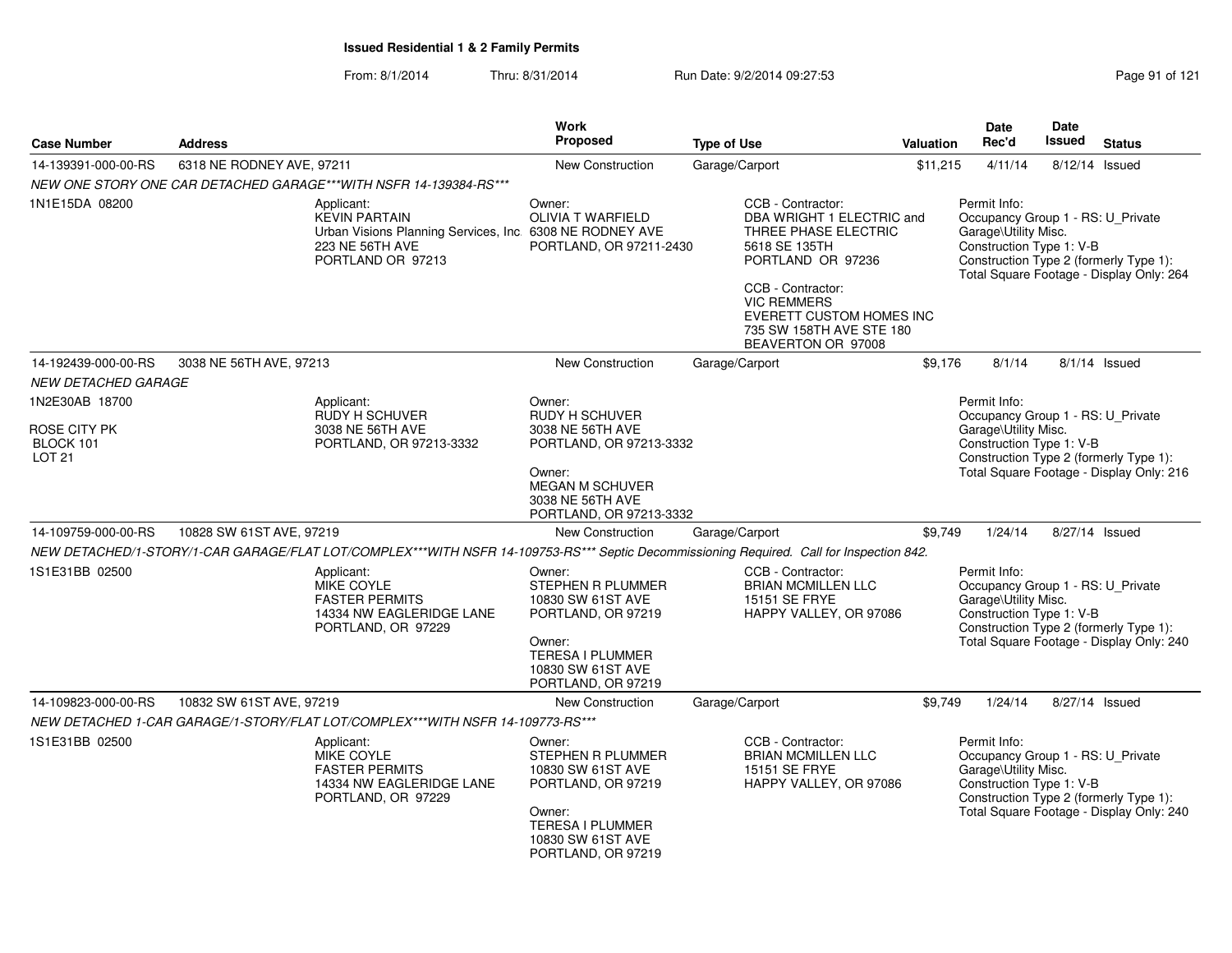# Issued Residential 1 & 2 Family Permits

From: 8/1/2014 Thru: 8/31/2014 Run Date: 9/2/2014 09:27:53

| Case Number | Address | Work Proposed | Type of Use | Valuation | Date Rec'd | Date Issued | Status |
|---|---|---|---|---|---|---|---|
| 14-139391-000-00-RS | 6318 NE RODNEY AVE, 97211 | New Construction | Garage/Carport | $11,215 | 4/11/14 | 8/12/14 | Issued |

*NEW ONE STORY ONE CAR DETACHED GARAGE\*\*\*WITH NSFR 14-139384-RS\*\*\**

1N1E15DA 08200

Applicant: KEVIN PARTAIN, Urban Visions Planning Services, Inc, 223 NE 56TH AVE, PORTLAND OR 97213

Owner: OLIVIA T WARFIELD, 6308 NE RODNEY AVE, PORTLAND, OR 97211-2430

CCB - Contractor: DBA WRIGHT 1 ELECTRIC and THREE PHASE ELECTRIC, 5618 SE 135TH, PORTLAND OR 97236

CCB - Contractor: VIC REMMERS, EVERETT CUSTOM HOMES INC, 735 SW 158TH AVE STE 180, BEAVERTON OR 97008

Permit Info: Occupancy Group 1 - RS: U_Private Garage\Utility Misc. Construction Type 1: V-B Construction Type 2 (formerly Type 1): Total Square Footage - Display Only: 264

| Case Number | Address | Work Proposed | Type of Use | Valuation | Date Rec'd | Date Issued | Status |
|---|---|---|---|---|---|---|---|
| 14-192439-000-00-RS | 3038 NE 56TH AVE, 97213 | New Construction | Garage/Carport | $9,176 | 8/1/14 | 8/1/14 | Issued |

*NEW DETACHED GARAGE*

1N2E30AB 18700, ROSE CITY PK, BLOCK 101, LOT 21

Applicant: RUDY H SCHUVER, 3038 NE 56TH AVE, PORTLAND, OR 97213-3332

Owner: RUDY H SCHUVER, 3038 NE 56TH AVE, PORTLAND, OR 97213-3332

Owner: MEGAN M SCHUVER, 3038 NE 56TH AVE, PORTLAND, OR 97213-3332

Permit Info: Occupancy Group 1 - RS: U_Private Garage\Utility Misc. Construction Type 1: V-B Construction Type 2 (formerly Type 1): Total Square Footage - Display Only: 216

| Case Number | Address | Work Proposed | Type of Use | Valuation | Date Rec'd | Date Issued | Status |
|---|---|---|---|---|---|---|---|
| 14-109759-000-00-RS | 10828 SW 61ST AVE, 97219 | New Construction | Garage/Carport | $9,749 | 1/24/14 | 8/27/14 | Issued |

*NEW DETACHED/1-STORY/1-CAR GARAGE/FLAT LOT/COMPLEX\*\*\*WITH NSFR 14-109753-RS\*\*\* Septic Decommissioning Required. Call for Inspection 842.*

1S1E31BB 02500

Applicant: MIKE COYLE, FASTER PERMITS, 14334 NW EAGLERIDGE LANE, PORTLAND, OR 97229

Owner: STEPHEN R PLUMMER, 10830 SW 61ST AVE, PORTLAND, OR 97219

Owner: TERESA I PLUMMER, 10830 SW 61ST AVE, PORTLAND, OR 97219

CCB - Contractor: BRIAN MCMILLEN LLC, 15151 SE FRYE, HAPPY VALLEY, OR 97086

Permit Info: Occupancy Group 1 - RS: U_Private Garage\Utility Misc. Construction Type 1: V-B Construction Type 2 (formerly Type 1): Total Square Footage - Display Only: 240

| Case Number | Address | Work Proposed | Type of Use | Valuation | Date Rec'd | Date Issued | Status |
|---|---|---|---|---|---|---|---|
| 14-109823-000-00-RS | 10832 SW 61ST AVE, 97219 | New Construction | Garage/Carport | $9,749 | 1/24/14 | 8/27/14 | Issued |

*NEW DETACHED 1-CAR GARAGE/1-STORY/FLAT LOT/COMPLEX\*\*\*WITH NSFR 14-109773-RS\*\*\**

1S1E31BB 02500

Applicant: MIKE COYLE, FASTER PERMITS, 14334 NW EAGLERIDGE LANE, PORTLAND, OR 97229

Owner: STEPHEN R PLUMMER, 10830 SW 61ST AVE, PORTLAND, OR 97219

Owner: TERESA I PLUMMER, 10830 SW 61ST AVE, PORTLAND, OR 97219

CCB - Contractor: BRIAN MCMILLEN LLC, 15151 SE FRYE, HAPPY VALLEY, OR 97086

Permit Info: Occupancy Group 1 - RS: U_Private Garage\Utility Misc. Construction Type 1: V-B Construction Type 2 (formerly Type 1): Total Square Footage - Display Only: 240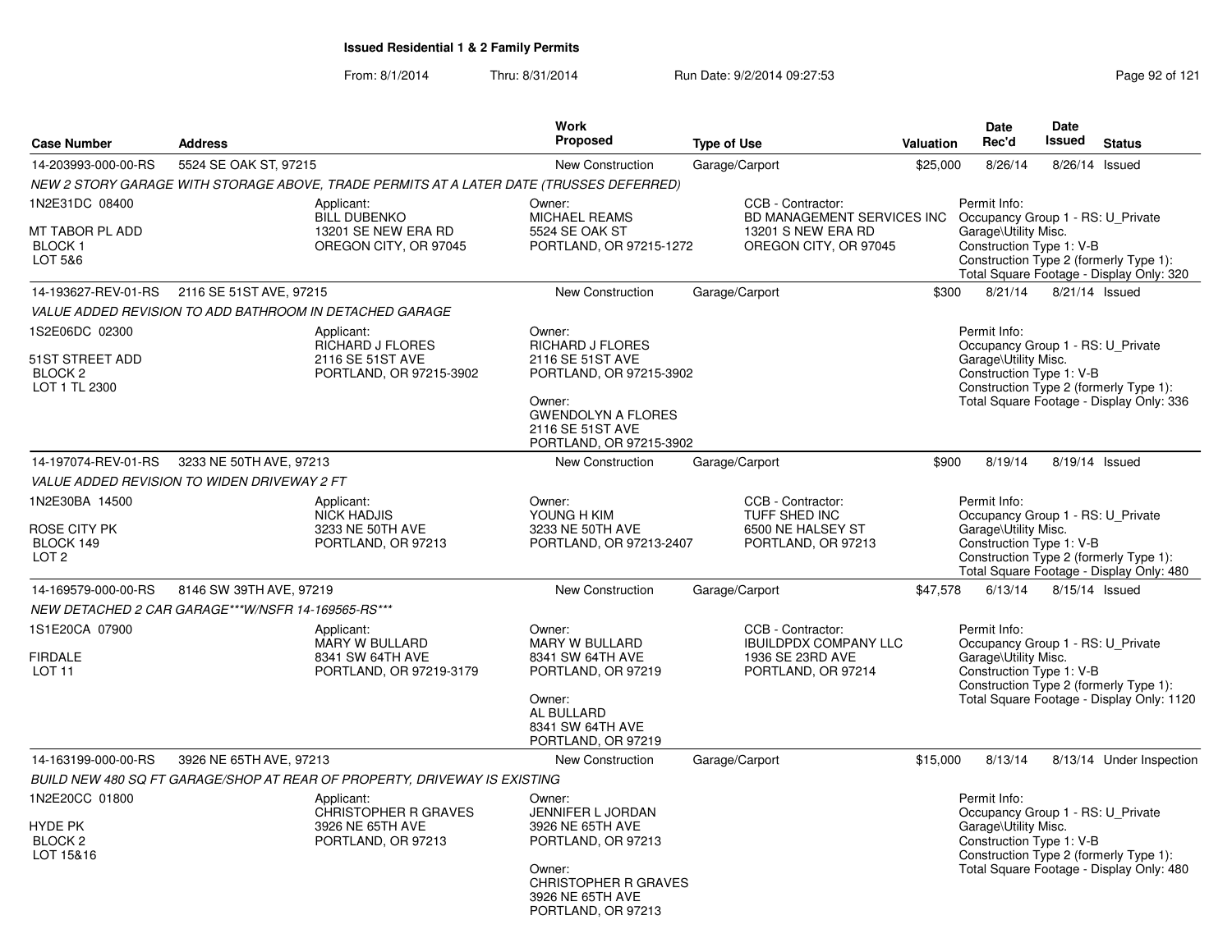## Issued Residential 1 & 2 Family Permits

From: 8/1/2014 Thru: 8/31/2014 Run Date: 9/2/2014 09:27:53

| Case Number | Address | Work Proposed | Type of Use | Valuation | Date Rec'd | Date Issued | Status |
|---|---|---|---|---|---|---|---|
| 14-203993-000-00-RS | 5524 SE OAK ST, 97215 | New Construction | Garage/Carport | $25,000 | 8/26/14 | 8/26/14 | Issued |

*NEW 2 STORY GARAGE WITH STORAGE ABOVE, TRADE PERMITS AT A LATER DATE (TRUSSES DEFERRED)*

1N2E31DC 08400
MT TABOR PL ADD
BLOCK 1
LOT 5&6

Applicant: BILL DUBENKO, 13201 SE NEW ERA RD, OREGON CITY, OR 97045

Owner: MICHAEL REAMS, 5524 SE OAK ST, PORTLAND, OR 97215-1272

CCB - Contractor: BD MANAGEMENT SERVICES INC, 13201 S NEW ERA RD, OREGON CITY, OR 97045

Permit Info: Occupancy Group 1 - RS: U_Private Garage\Utility Misc.; Construction Type 1: V-B; Construction Type 2 (formerly Type 1):; Total Square Footage - Display Only: 320

---

| Case Number | Address | Work Proposed | Type of Use | Valuation | Date Rec'd | Date Issued | Status |
|---|---|---|---|---|---|---|---|
| 14-193627-REV-01-RS | 2116 SE 51ST AVE, 97215 | New Construction | Garage/Carport | $300 | 8/21/14 | 8/21/14 | Issued |

*VALUE ADDED REVISION TO ADD BATHROOM IN DETACHED GARAGE*

1S2E06DC 02300
51ST STREET ADD
BLOCK 2
LOT 1 TL 2300

Applicant: RICHARD J FLORES, 2116 SE 51ST AVE, PORTLAND, OR 97215-3902

Owner: RICHARD J FLORES, 2116 SE 51ST AVE, PORTLAND, OR 97215-3902

Owner: GWENDOLYN A FLORES, 2116 SE 51ST AVE, PORTLAND, OR 97215-3902

Permit Info: Occupancy Group 1 - RS: U_Private Garage\Utility Misc.; Construction Type 1: V-B; Construction Type 2 (formerly Type 1):; Total Square Footage - Display Only: 336

---

| Case Number | Address | Work Proposed | Type of Use | Valuation | Date Rec'd | Date Issued | Status |
|---|---|---|---|---|---|---|---|
| 14-197074-REV-01-RS | 3233 NE 50TH AVE, 97213 | New Construction | Garage/Carport | $900 | 8/19/14 | 8/19/14 | Issued |

*VALUE ADDED REVISION TO WIDEN DRIVEWAY 2 FT*

1N2E30BA 14500
ROSE CITY PK
BLOCK 149
LOT 2

Applicant: NICK HADJIS, 3233 NE 50TH AVE, PORTLAND, OR 97213

Owner: YOUNG H KIM, 3233 NE 50TH AVE, PORTLAND, OR 97213-2407

CCB - Contractor: TUFF SHED INC, 6500 NE HALSEY ST, PORTLAND, OR 97213

Permit Info: Occupancy Group 1 - RS: U_Private Garage\Utility Misc.; Construction Type 1: V-B; Construction Type 2 (formerly Type 1):; Total Square Footage - Display Only: 480

---

| Case Number | Address | Work Proposed | Type of Use | Valuation | Date Rec'd | Date Issued | Status |
|---|---|---|---|---|---|---|---|
| 14-169579-000-00-RS | 8146 SW 39TH AVE, 97219 | New Construction | Garage/Carport | $47,578 | 6/13/14 | 8/15/14 | Issued |

*NEW DETACHED 2 CAR GARAGE***W/NSFR 14-169565-RS****

1S1E20CA 07900
FIRDALE
LOT 11

Applicant: MARY W BULLARD, 8341 SW 64TH AVE, PORTLAND, OR 97219-3179

Owner: MARY W BULLARD, 8341 SW 64TH AVE, PORTLAND, OR 97219

Owner: AL BULLARD, 8341 SW 64TH AVE, PORTLAND, OR 97219

CCB - Contractor: IBUILDPDX COMPANY LLC, 1936 SE 23RD AVE, PORTLAND, OR 97214

Permit Info: Occupancy Group 1 - RS: U_Private Garage\Utility Misc.; Construction Type 1: V-B; Construction Type 2 (formerly Type 1):; Total Square Footage - Display Only: 1120

---

| Case Number | Address | Work Proposed | Type of Use | Valuation | Date Rec'd | Date Issued | Status |
|---|---|---|---|---|---|---|---|
| 14-163199-000-00-RS | 3926 NE 65TH AVE, 97213 | New Construction | Garage/Carport | $15,000 | 8/13/14 | 8/13/14 | Under Inspection |

*BUILD NEW 480 SQ FT GARAGE/SHOP AT REAR OF PROPERTY, DRIVEWAY IS EXISTING*

1N2E20CC 01800
HYDE PK
BLOCK 2
LOT 15&16

Applicant: CHRISTOPHER R GRAVES, 3926 NE 65TH AVE, PORTLAND, OR 97213

Owner: JENNIFER L JORDAN, 3926 NE 65TH AVE, PORTLAND, OR 97213

Owner: CHRISTOPHER R GRAVES, 3926 NE 65TH AVE, PORTLAND, OR 97213

Permit Info: Occupancy Group 1 - RS: U_Private Garage\Utility Misc.; Construction Type 1: V-B; Construction Type 2 (formerly Type 1):; Total Square Footage - Display Only: 480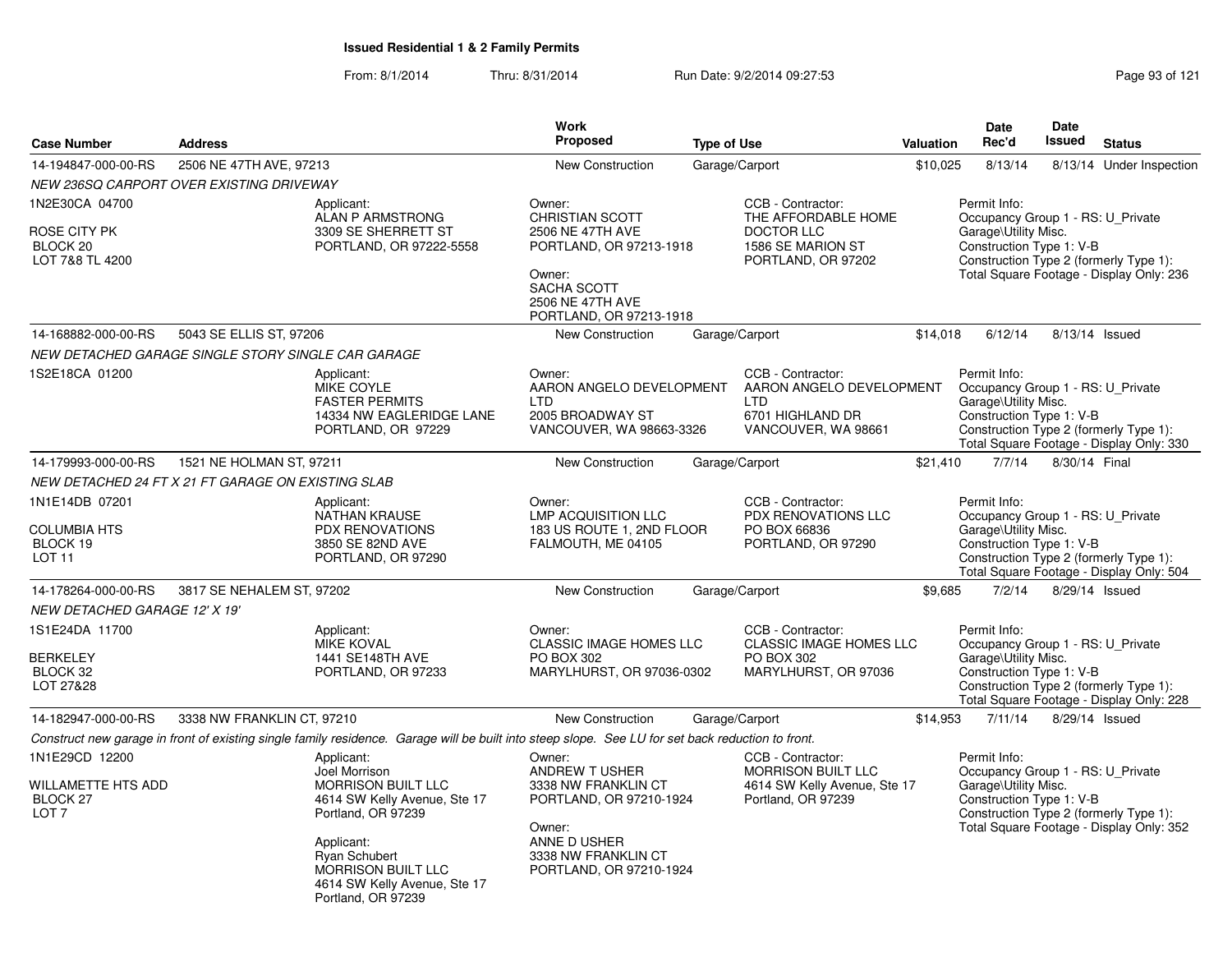**Issued Residential 1 & 2 Family Permits**

From: 8/1/2014 Thru: 8/31/2014 Run Date: 9/2/2014 09:27:53

| Case Number | Address | Work Proposed | Type of Use | Valuation | Date Rec'd | Date Issued | Status |
|---|---|---|---|---|---|---|---|
| 14-194847-000-00-RS | 2506 NE 47TH AVE, 97213 | New Construction | Garage/Carport | $10,025 | 8/13/14 | 8/13/14 | Under Inspection |

*NEW 236SQ CARPORT OVER EXISTING DRIVEWAY*

1N2E30CA 04700
ROSE CITY PK
BLOCK 20
LOT 7&8 TL 4200

Applicant:
ALAN P ARMSTRONG
3309 SE SHERRETT ST
PORTLAND, OR 97222-5558

Owner:
CHRISTIAN SCOTT
2506 NE 47TH AVE
PORTLAND, OR 97213-1918

Owner:
SACHA SCOTT
2506 NE 47TH AVE
PORTLAND, OR 97213-1918

CCB - Contractor:
THE AFFORDABLE HOME DOCTOR LLC
1586 SE MARION ST
PORTLAND, OR 97202

Permit Info:
Occupancy Group 1 - RS: U_Private Garage\Utility Misc.
Construction Type 1: V-B
Construction Type 2 (formerly Type 1):
Total Square Footage - Display Only: 236

| Case Number | Address | Work Proposed | Type of Use | Valuation | Date Rec'd | Date Issued | Status |
|---|---|---|---|---|---|---|---|
| 14-168882-000-00-RS | 5043 SE ELLIS ST, 97206 | New Construction | Garage/Carport | $14,018 | 6/12/14 | 8/13/14 | Issued |

*NEW DETACHED GARAGE SINGLE STORY SINGLE CAR GARAGE*

1S2E18CA 01200

Applicant:
MIKE COYLE
FASTER PERMITS
14334 NW EAGLERIDGE LANE
PORTLAND, OR 97229

Owner:
AARON ANGELO DEVELOPMENT LTD
2005 BROADWAY ST
VANCOUVER, WA 98663-3326

CCB - Contractor:
AARON ANGELO DEVELOPMENT LTD
6701 HIGHLAND DR
VANCOUVER, WA 98661

Permit Info:
Occupancy Group 1 - RS: U_Private Garage\Utility Misc.
Construction Type 1: V-B
Construction Type 2 (formerly Type 1):
Total Square Footage - Display Only: 330

| Case Number | Address | Work Proposed | Type of Use | Valuation | Date Rec'd | Date Issued | Status |
|---|---|---|---|---|---|---|---|
| 14-179993-000-00-RS | 1521 NE HOLMAN ST, 97211 | New Construction | Garage/Carport | $21,410 | 7/7/14 | 8/30/14 | Final |

*NEW DETACHED 24 FT X 21 FT GARAGE ON EXISTING SLAB*

1N1E14DB 07201
COLUMBIA HTS
BLOCK 19
LOT 11

Applicant:
NATHAN KRAUSE
PDX RENOVATIONS
3850 SE 82ND AVE
PORTLAND, OR 97290

Owner:
LMP ACQUISITION LLC
183 US ROUTE 1, 2ND FLOOR
FALMOUTH, ME 04105

CCB - Contractor:
PDX RENOVATIONS LLC
PO BOX 66836
PORTLAND, OR 97290

Permit Info:
Occupancy Group 1 - RS: U_Private Garage\Utility Misc.
Construction Type 1: V-B
Construction Type 2 (formerly Type 1):
Total Square Footage - Display Only: 504

| Case Number | Address | Work Proposed | Type of Use | Valuation | Date Rec'd | Date Issued | Status |
|---|---|---|---|---|---|---|---|
| 14-178264-000-00-RS | 3817 SE NEHALEM ST, 97202 | New Construction | Garage/Carport | $9,685 | 7/2/14 | 8/29/14 | Issued |

*NEW DETACHED GARAGE 12' X 19'*

1S1E24DA 11700
BERKELEY
BLOCK 32
LOT 27&28

Applicant:
MIKE KOVAL
1441 SE148TH AVE
PORTLAND, OR 97233

Owner:
CLASSIC IMAGE HOMES LLC
PO BOX 302
MARYLHURST, OR 97036-0302

CCB - Contractor:
CLASSIC IMAGE HOMES LLC
PO BOX 302
MARYLHURST, OR 97036

Permit Info:
Occupancy Group 1 - RS: U_Private Garage\Utility Misc.
Construction Type 1: V-B
Construction Type 2 (formerly Type 1):
Total Square Footage - Display Only: 228

| Case Number | Address | Work Proposed | Type of Use | Valuation | Date Rec'd | Date Issued | Status |
|---|---|---|---|---|---|---|---|
| 14-182947-000-00-RS | 3338 NW FRANKLIN CT, 97210 | New Construction | Garage/Carport | $14,953 | 7/11/14 | 8/29/14 | Issued |

*Construct new garage in front of existing single family residence. Garage will be built into steep slope. See LU for set back reduction to front.*

1N1E29CD 12200
WILLAMETTE HTS ADD
BLOCK 27
LOT 7

Applicant:
Joel Morrison
MORRISON BUILT LLC
4614 SW Kelly Avenue, Ste 17
Portland, OR 97239

Applicant:
Ryan Schubert
MORRISON BUILT LLC
4614 SW Kelly Avenue, Ste 17
Portland, OR 97239

Owner:
ANDREW T USHER
3338 NW FRANKLIN CT
PORTLAND, OR 97210-1924

Owner:
ANNE D USHER
3338 NW FRANKLIN CT
PORTLAND, OR 97210-1924

CCB - Contractor:
MORRISON BUILT LLC
4614 SW Kelly Avenue, Ste 17
Portland, OR 97239

Permit Info:
Occupancy Group 1 - RS: U_Private Garage\Utility Misc.
Construction Type 1: V-B
Construction Type 2 (formerly Type 1):
Total Square Footage - Display Only: 352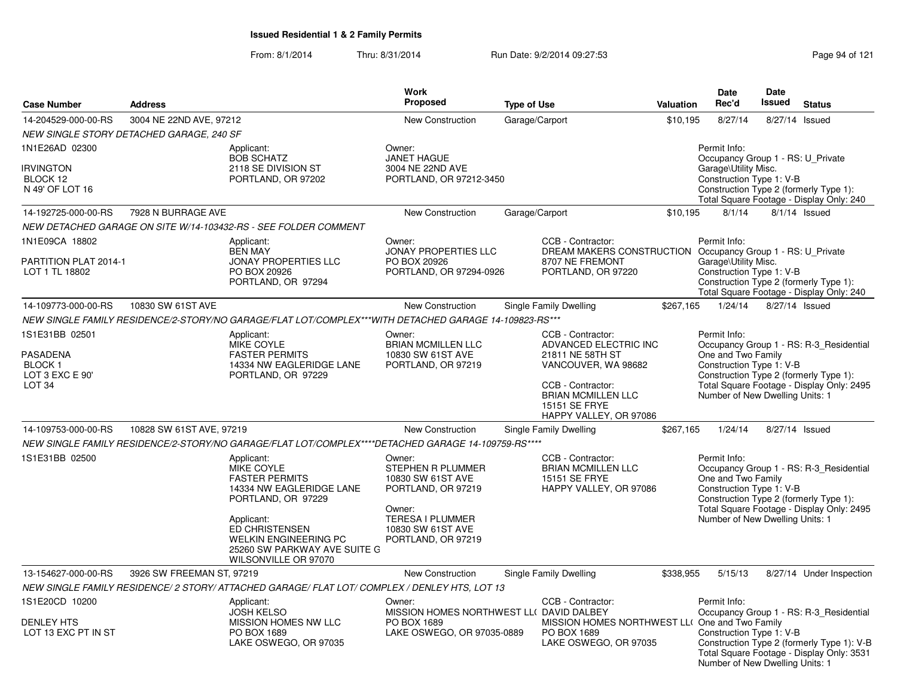**Issued Residential 1 & 2 Family Permits**

From: 8/1/2014 Thru: 8/31/2014 Run Date: 9/2/2014 09:27:53

| Case Number | Address | Work Proposed | Type of Use | Valuation | Date Rec'd | Date Issued | Status |
|---|---|---|---|---|---|---|---|
| 14-204529-000-00-RS | 3004 NE 22ND AVE, 97212 | New Construction | Garage/Carport | $10,195 | 8/27/14 | 8/27/14 | Issued |

*NEW SINGLE STORY DETACHED GARAGE, 240 SF*

1N1E26AD 02300
IRVINGTON
BLOCK 12
N 49' OF LOT 16

Applicant: BOB SCHATZ, 2118 SE DIVISION ST, PORTLAND, OR 97202

Owner: JANET HAGUE, 3004 NE 22ND AVE, PORTLAND, OR 97212-3450

Permit Info:
Occupancy Group 1 - RS: U_Private Garage\Utility Misc.
Construction Type 1: V-B
Construction Type 2 (formerly Type 1):
Total Square Footage - Display Only: 240

| Case Number | Address | Work Proposed | Type of Use | Valuation | Date Rec'd | Date Issued | Status |
|---|---|---|---|---|---|---|---|
| 14-192725-000-00-RS | 7928 N BURRAGE AVE | New Construction | Garage/Carport | $10,195 | 8/1/14 | 8/1/14 | Issued |

*NEW DETACHED GARAGE ON SITE W/14-103432-RS - SEE FOLDER COMMENT*

1N1E09CA 18802
PARTITION PLAT 2014-1
LOT 1 TL 18802

Applicant: BEN MAY, JONAY PROPERTIES LLC, PO BOX 20926, PORTLAND, OR 97294

Owner: JONAY PROPERTIES LLC, PO BOX 20926, PORTLAND, OR 97294-0926

CCB - Contractor: DREAM MAKERS CONSTRUCTION, 8707 NE FREMONT, PORTLAND, OR 97220

Permit Info:
Occupancy Group 1 - RS: U_Private Garage\Utility Misc.
Construction Type 1: V-B
Construction Type 2 (formerly Type 1):
Total Square Footage - Display Only: 240

| Case Number | Address | Work Proposed | Type of Use | Valuation | Date Rec'd | Date Issued | Status |
|---|---|---|---|---|---|---|---|
| 14-109773-000-00-RS | 10830 SW 61ST AVE | New Construction | Single Family Dwelling | $267,165 | 1/24/14 | 8/27/14 | Issued |

*NEW SINGLE FAMILY RESIDENCE/2-STORY/NO GARAGE/FLAT LOT/COMPLEX***WITH DETACHED GARAGE 14-109823-RS****

1S1E31BB 02501
PASADENA
BLOCK 1
LOT 3 EXC E 90'
LOT 34

Applicant: MIKE COYLE, FASTER PERMITS, 14334 NW EAGLERIDGE LANE, PORTLAND, OR 97229

Owner: BRIAN MCMILLEN LLC, 10830 SW 61ST AVE, PORTLAND, OR 97219

CCB - Contractor: ADVANCED ELECTRIC INC, 21811 NE 58TH ST, VANCOUVER, WA 98682

CCB - Contractor: BRIAN MCMILLEN LLC, 15151 SE FRYE, HAPPY VALLEY, OR 97086

Permit Info:
Occupancy Group 1 - RS: R-3_Residential One and Two Family
Construction Type 1: V-B
Construction Type 2 (formerly Type 1):
Total Square Footage - Display Only: 2495
Number of New Dwelling Units: 1

| Case Number | Address | Work Proposed | Type of Use | Valuation | Date Rec'd | Date Issued | Status |
|---|---|---|---|---|---|---|---|
| 14-109753-000-00-RS | 10828 SW 61ST AVE, 97219 | New Construction | Single Family Dwelling | $267,165 | 1/24/14 | 8/27/14 | Issued |

*NEW SINGLE FAMILY RESIDENCE/2-STORY/NO GARAGE/FLAT LOT/COMPLEX****DETACHED GARAGE 14-109759-RS*****

1S1E31BB 02500

Applicant: MIKE COYLE, FASTER PERMITS, 14334 NW EAGLERIDGE LANE, PORTLAND, OR 97229

Applicant: ED CHRISTENSEN, WELKIN ENGINEERING PC, 25260 SW PARKWAY AVE SUITE G, WILSONVILLE OR 97070

Owner: STEPHEN R PLUMMER, 10830 SW 61ST AVE, PORTLAND, OR 97219

Owner: TERESA I PLUMMER, 10830 SW 61ST AVE, PORTLAND, OR 97219

CCB - Contractor: BRIAN MCMILLEN LLC, 15151 SE FRYE, HAPPY VALLEY, OR 97086

Permit Info:
Occupancy Group 1 - RS: R-3_Residential One and Two Family
Construction Type 1: V-B
Construction Type 2 (formerly Type 1):
Total Square Footage - Display Only: 2495
Number of New Dwelling Units: 1

| Case Number | Address | Work Proposed | Type of Use | Valuation | Date Rec'd | Date Issued | Status |
|---|---|---|---|---|---|---|---|
| 13-154627-000-00-RS | 3926 SW FREEMAN ST, 97219 | New Construction | Single Family Dwelling | $338,955 | 5/15/13 | 8/27/14 | Under Inspection |

*NEW SINGLE FAMILY RESIDENCE/ 2 STORY/ ATTACHED GARAGE/ FLAT LOT/ COMPLEX / DENLEY HTS, LOT 13*

1S1E20CD 10200
DENLEY HTS
LOT 13 EXC PT IN ST

Applicant: JOSH KELSO, MISSION HOMES NW LLC, PO BOX 1689, LAKE OSWEGO, OR 97035

Owner: MISSION HOMES NORTHWEST LL(, PO BOX 1689, LAKE OSWEGO, OR 97035-0889

CCB - Contractor: DAVID DALBEY, MISSION HOMES NORTHWEST LL(, PO BOX 1689, LAKE OSWEGO, OR 97035

Permit Info:
Occupancy Group 1 - RS: R-3_Residential One and Two Family
Construction Type 1: V-B
Construction Type 2 (formerly Type 1): V-B
Total Square Footage - Display Only: 3531
Number of New Dwelling Units: 1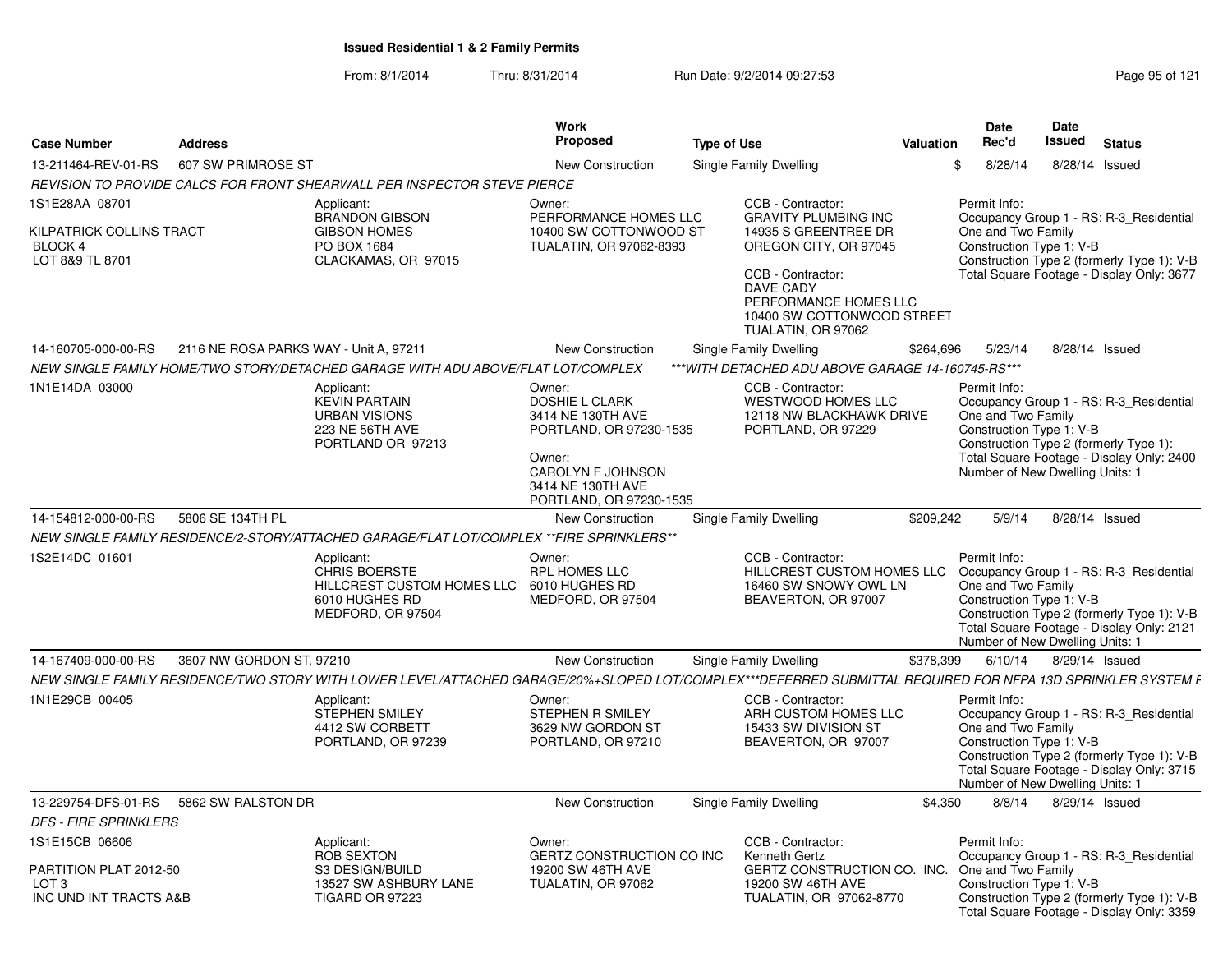# Issued Residential 1 & 2 Family Permits

From: 8/1/2014 Thru: 8/31/2014 Run Date: 9/2/2014 09:27:53

| Case Number | Address | Work Proposed | Type of Use | Valuation | Date Rec'd | Date Issued | Status |
|---|---|---|---|---|---|---|---|
| 13-211464-REV-01-RS | 607 SW PRIMROSE ST | New Construction | Single Family Dwelling | $ | 8/28/14 | 8/28/14 | Issued |

*REVISION TO PROVIDE CALCS FOR FRONT SHEARWALL PER INSPECTOR STEVE PIERCE*

1S1E28AA 08701

KILPATRICK COLLINS TRACT
BLOCK 4
LOT 8&9 TL 8701

Applicant:
BRANDON GIBSON
GIBSON HOMES
PO BOX 1684
CLACKAMAS, OR 97015

Owner:
PERFORMANCE HOMES LLC
10400 SW COTTONWOOD ST
TUALATIN, OR 97062-8393

CCB - Contractor:
GRAVITY PLUMBING INC
14935 S GREENTREE DR
OREGON CITY, OR 97045

CCB - Contractor:
DAVE CADY
PERFORMANCE HOMES LLC
10400 SW COTTONWOOD STREET
TUALATIN, OR 97062

Permit Info:
Occupancy Group 1 - RS: R-3_Residential One and Two Family
Construction Type 1: V-B
Construction Type 2 (formerly Type 1): V-B
Total Square Footage - Display Only: 3677

---

| Case Number | Address | Work Proposed | Type of Use | Valuation | Date Rec'd | Date Issued | Status |
|---|---|---|---|---|---|---|---|
| 14-160705-000-00-RS | 2116 NE ROSA PARKS WAY - Unit A, 97211 | New Construction | Single Family Dwelling | $264,696 | 5/23/14 | 8/28/14 | Issued |

*NEW SINGLE FAMILY HOME/TWO STORY/DETACHED GARAGE WITH ADU ABOVE/FLAT LOT/COMPLEX ***WITH DETACHED ADU ABOVE GARAGE 14-160745-RS****

1N1E14DA 03000

Applicant:
KEVIN PARTAIN
URBAN VISIONS
223 NE 56TH AVE
PORTLAND OR 97213

Owner:
DOSHIE L CLARK
3414 NE 130TH AVE
PORTLAND, OR 97230-1535

Owner:
CAROLYN F JOHNSON
3414 NE 130TH AVE
PORTLAND, OR 97230-1535

CCB - Contractor:
WESTWOOD HOMES LLC
12118 NW BLACKHAWK DRIVE
PORTLAND, OR 97229

Permit Info:
Occupancy Group 1 - RS: R-3_Residential One and Two Family
Construction Type 1: V-B
Construction Type 2 (formerly Type 1):
Total Square Footage - Display Only: 2400
Number of New Dwelling Units: 1

---

| Case Number | Address | Work Proposed | Type of Use | Valuation | Date Rec'd | Date Issued | Status |
|---|---|---|---|---|---|---|---|
| 14-154812-000-00-RS | 5806 SE 134TH PL | New Construction | Single Family Dwelling | $209,242 | 5/9/14 | 8/28/14 | Issued |

*NEW SINGLE FAMILY RESIDENCE/2-STORY/ATTACHED GARAGE/FLAT LOT/COMPLEX **FIRE SPRINKLERS***

1S2E14DC 01601

Applicant:
CHRIS BOERSTE
HILLCREST CUSTOM HOMES LLC
6010 HUGHES RD
MEDFORD, OR 97504

Owner:
RPL HOMES LLC
6010 HUGHES RD
MEDFORD, OR 97504

CCB - Contractor:
HILLCREST CUSTOM HOMES LLC
16460 SW SNOWY OWL LN
BEAVERTON, OR 97007

Permit Info:
Occupancy Group 1 - RS: R-3_Residential One and Two Family
Construction Type 1: V-B
Construction Type 2 (formerly Type 1): V-B
Total Square Footage - Display Only: 2121
Number of New Dwelling Units: 1

---

| Case Number | Address | Work Proposed | Type of Use | Valuation | Date Rec'd | Date Issued | Status |
|---|---|---|---|---|---|---|---|
| 14-167409-000-00-RS | 3607 NW GORDON ST, 97210 | New Construction | Single Family Dwelling | $378,399 | 6/10/14 | 8/29/14 | Issued |

*NEW SINGLE FAMILY RESIDENCE/TWO STORY WITH LOWER LEVEL/ATTACHED GARAGE/20%+SLOPED LOT/COMPLEX***DEFERRED SUBMITTAL REQUIRED FOR NFPA 13D SPRINKLER SYSTEM F*

1N1E29CB 00405

Applicant:
STEPHEN SMILEY
4412 SW CORBETT
PORTLAND, OR 97239

Owner:
STEPHEN R SMILEY
3629 NW GORDON ST
PORTLAND, OR 97210

CCB - Contractor:
ARH CUSTOM HOMES LLC
15433 SW DIVISION ST
BEAVERTON, OR 97007

Permit Info:
Occupancy Group 1 - RS: R-3_Residential One and Two Family
Construction Type 1: V-B
Construction Type 2 (formerly Type 1): V-B
Total Square Footage - Display Only: 3715
Number of New Dwelling Units: 1

---

| Case Number | Address | Work Proposed | Type of Use | Valuation | Date Rec'd | Date Issued | Status |
|---|---|---|---|---|---|---|---|
| 13-229754-DFS-01-RS | 5862 SW RALSTON DR | New Construction | Single Family Dwelling | $4,350 | 8/8/14 | 8/29/14 | Issued |

*DFS - FIRE SPRINKLERS*

1S1E15CB 06606

PARTITION PLAT 2012-50
LOT 3
INC UND INT TRACTS A&B

Applicant:
ROB SEXTON
S3 DESIGN/BUILD
13527 SW ASHBURY LANE
TIGARD OR 97223

Owner:
GERTZ CONSTRUCTION CO INC
19200 SW 46TH AVE
TUALATIN, OR 97062

CCB - Contractor:
Kenneth Gertz
GERTZ CONSTRUCTION CO. INC.
19200 SW 46TH AVE
TUALATIN, OR 97062-8770

Permit Info:
Occupancy Group 1 - RS: R-3_Residential One and Two Family
Construction Type 1: V-B
Construction Type 2 (formerly Type 1): V-B
Total Square Footage - Display Only: 3359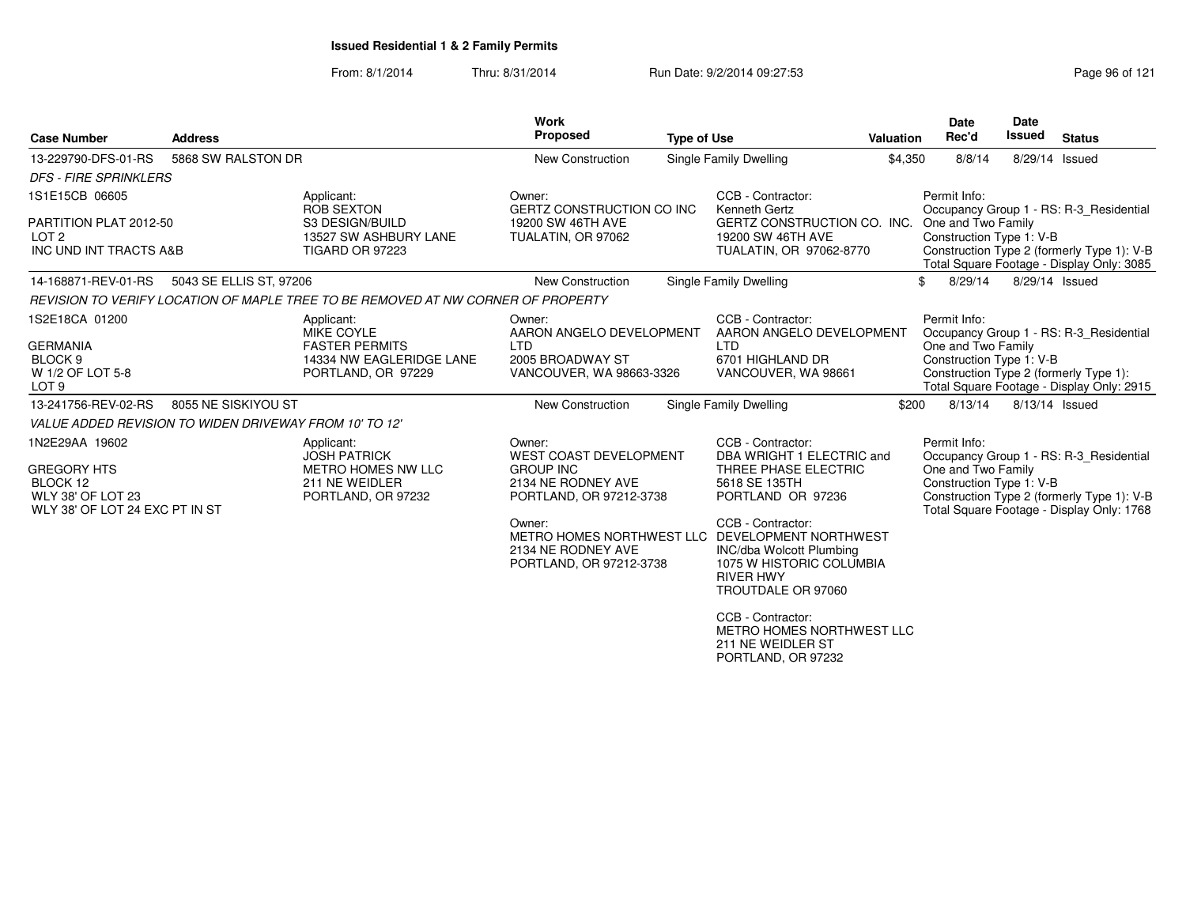**Issued Residential 1 & 2 Family Permits**

From: 8/1/2014 Thru: 8/31/2014 Run Date: 9/2/2014 09:27:53

| Case Number | Address | Work Proposed | Type of Use | Valuation | Date Rec'd | Date Issued | Status |
|---|---|---|---|---|---|---|---|
| 13-229790-DFS-01-RS | 5868 SW RALSTON DR | New Construction | Single Family Dwelling | $4,350 | 8/8/14 | 8/29/14 | Issued |

*DFS - FIRE SPRINKLERS*

1S1E15CB 06605
PARTITION PLAT 2012-50
LOT 2
INC UND INT TRACTS A&B

Applicant:
ROB SEXTON
S3 DESIGN/BUILD
13527 SW ASHBURY LANE
TIGARD OR 97223

Owner:
GERTZ CONSTRUCTION CO INC
19200 SW 46TH AVE
TUALATIN, OR 97062

CCB - Contractor:
Kenneth Gertz
GERTZ CONSTRUCTION CO. INC.
19200 SW 46TH AVE
TUALATIN, OR 97062-8770

Permit Info:
Occupancy Group 1 - RS: R-3_Residential One and Two Family
Construction Type 1: V-B
Construction Type 2 (formerly Type 1): V-B
Total Square Footage - Display Only: 3085

| Case Number | Address | Work Proposed | Type of Use | Valuation | Date Rec'd | Date Issued | Status |
|---|---|---|---|---|---|---|---|
| 14-168871-REV-01-RS | 5043 SE ELLIS ST, 97206 | New Construction | Single Family Dwelling | $ | 8/29/14 | 8/29/14 | Issued |

*REVISION TO VERIFY LOCATION OF MAPLE TREE TO BE REMOVED AT NW CORNER OF PROPERTY*

1S2E18CA 01200
GERMANIA
BLOCK 9
W 1/2 OF LOT 5-8
LOT 9

Applicant:
MIKE COYLE
FASTER PERMITS
14334 NW EAGLERIDGE LANE
PORTLAND, OR 97229

Owner:
AARON ANGELO DEVELOPMENT LTD
2005 BROADWAY ST
VANCOUVER, WA 98663-3326

CCB - Contractor:
AARON ANGELO DEVELOPMENT LTD
6701 HIGHLAND DR
VANCOUVER, WA 98661

Permit Info:
Occupancy Group 1 - RS: R-3_Residential One and Two Family
Construction Type 1: V-B
Construction Type 2 (formerly Type 1):
Total Square Footage - Display Only: 2915

| Case Number | Address | Work Proposed | Type of Use | Valuation | Date Rec'd | Date Issued | Status |
|---|---|---|---|---|---|---|---|
| 13-241756-REV-02-RS | 8055 NE SISKIYOU ST | New Construction | Single Family Dwelling | $200 | 8/13/14 | 8/13/14 | Issued |

*VALUE ADDED REVISION TO WIDEN DRIVEWAY FROM 10' TO 12'*

1N2E29AA 19602
GREGORY HTS
BLOCK 12
WLY 38' OF LOT 23
WLY 38' OF LOT 24 EXC PT IN ST

Applicant:
JOSH PATRICK
METRO HOMES NW LLC
211 NE WEIDLER
PORTLAND, OR 97232

Owner:
WEST COAST DEVELOPMENT GROUP INC
2134 NE RODNEY AVE
PORTLAND, OR 97212-3738

Owner:
METRO HOMES NORTHWEST LLC
2134 NE RODNEY AVE
PORTLAND, OR 97212-3738

CCB - Contractor:
DBA WRIGHT 1 ELECTRIC and THREE PHASE ELECTRIC
5618 SE 135TH
PORTLAND OR 97236

CCB - Contractor:
DEVELOPMENT NORTHWEST INC/dba Wolcott Plumbing
1075 W HISTORIC COLUMBIA RIVER HWY
TROUTDALE OR 97060

CCB - Contractor:
METRO HOMES NORTHWEST LLC
211 NE WEIDLER ST
PORTLAND, OR 97232

Permit Info:
Occupancy Group 1 - RS: R-3_Residential One and Two Family
Construction Type 1: V-B
Construction Type 2 (formerly Type 1): V-B
Total Square Footage - Display Only: 1768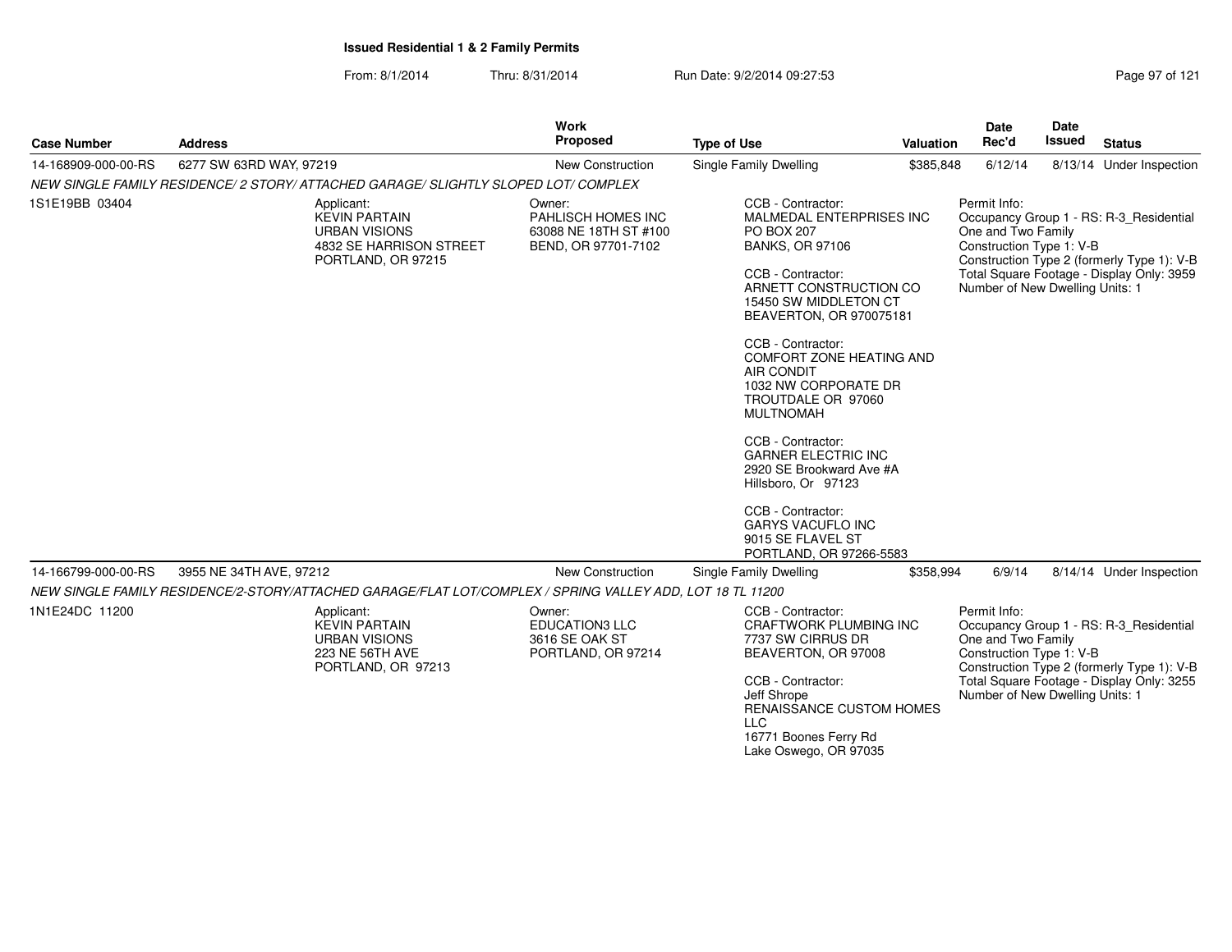**Issued Residential 1 & 2 Family Permits**

From: 8/1/2014 Thru: 8/31/2014 Run Date: 9/2/2014 09:27:53

| Case Number | Address | Work Proposed | Type of Use | Valuation | Date Rec'd | Date Issued | Status |
|---|---|---|---|---|---|---|---|
| 14-168909-000-00-RS | 6277 SW 63RD WAY, 97219 | New Construction | Single Family Dwelling | $385,848 | 6/12/14 | 8/13/14 | Under Inspection |

*NEW SINGLE FAMILY RESIDENCE/ 2 STORY/ ATTACHED GARAGE/ SLIGHTLY SLOPED LOT/ COMPLEX*

1S1E19BB 03404

Applicant:
KEVIN PARTAIN
URBAN VISIONS
4832 SE HARRISON STREET
PORTLAND, OR 97215

Owner:
PAHLISCH HOMES INC
63088 NE 18TH ST #100
BEND, OR 97701-7102

CCB - Contractor:
MALMEDAL ENTERPRISES INC
PO BOX 207
BANKS, OR 97106

CCB - Contractor:
ARNETT CONSTRUCTION CO
15450 SW MIDDLETON CT
BEAVERTON, OR 970075181

CCB - Contractor:
COMFORT ZONE HEATING AND AIR CONDIT
1032 NW CORPORATE DR
TROUTDALE OR 97060
MULTNOMAH

CCB - Contractor:
GARNER ELECTRIC INC
2920 SE Brookward Ave #A
Hillsboro, Or 97123

CCB - Contractor:
GARYS VACUFLO INC
9015 SE FLAVEL ST
PORTLAND, OR 97266-5583

Permit Info:
Occupancy Group 1 - RS: R-3_Residential One and Two Family
Construction Type 1: V-B
Construction Type 2 (formerly Type 1): V-B
Total Square Footage - Display Only: 3959
Number of New Dwelling Units: 1

| Case Number | Address | Work Proposed | Type of Use | Valuation | Date Rec'd | Date Issued | Status |
|---|---|---|---|---|---|---|---|
| 14-166799-000-00-RS | 3955 NE 34TH AVE, 97212 | New Construction | Single Family Dwelling | $358,994 | 6/9/14 | 8/14/14 | Under Inspection |

*NEW SINGLE FAMILY RESIDENCE/2-STORY/ATTACHED GARAGE/FLAT LOT/COMPLEX / SPRING VALLEY ADD, LOT 18 TL 11200*

1N1E24DC 11200

Applicant:
KEVIN PARTAIN
URBAN VISIONS
223 NE 56TH AVE
PORTLAND, OR 97213

Owner:
EDUCATION3 LLC
3616 SE OAK ST
PORTLAND, OR 97214

CCB - Contractor:
CRAFTWORK PLUMBING INC
7737 SW CIRRUS DR
BEAVERTON, OR 97008

CCB - Contractor:
Jeff Shrope
RENAISSANCE CUSTOM HOMES LLC
16771 Boones Ferry Rd
Lake Oswego, OR 97035

Permit Info:
Occupancy Group 1 - RS: R-3_Residential One and Two Family
Construction Type 1: V-B
Construction Type 2 (formerly Type 1): V-B
Total Square Footage - Display Only: 3255
Number of New Dwelling Units: 1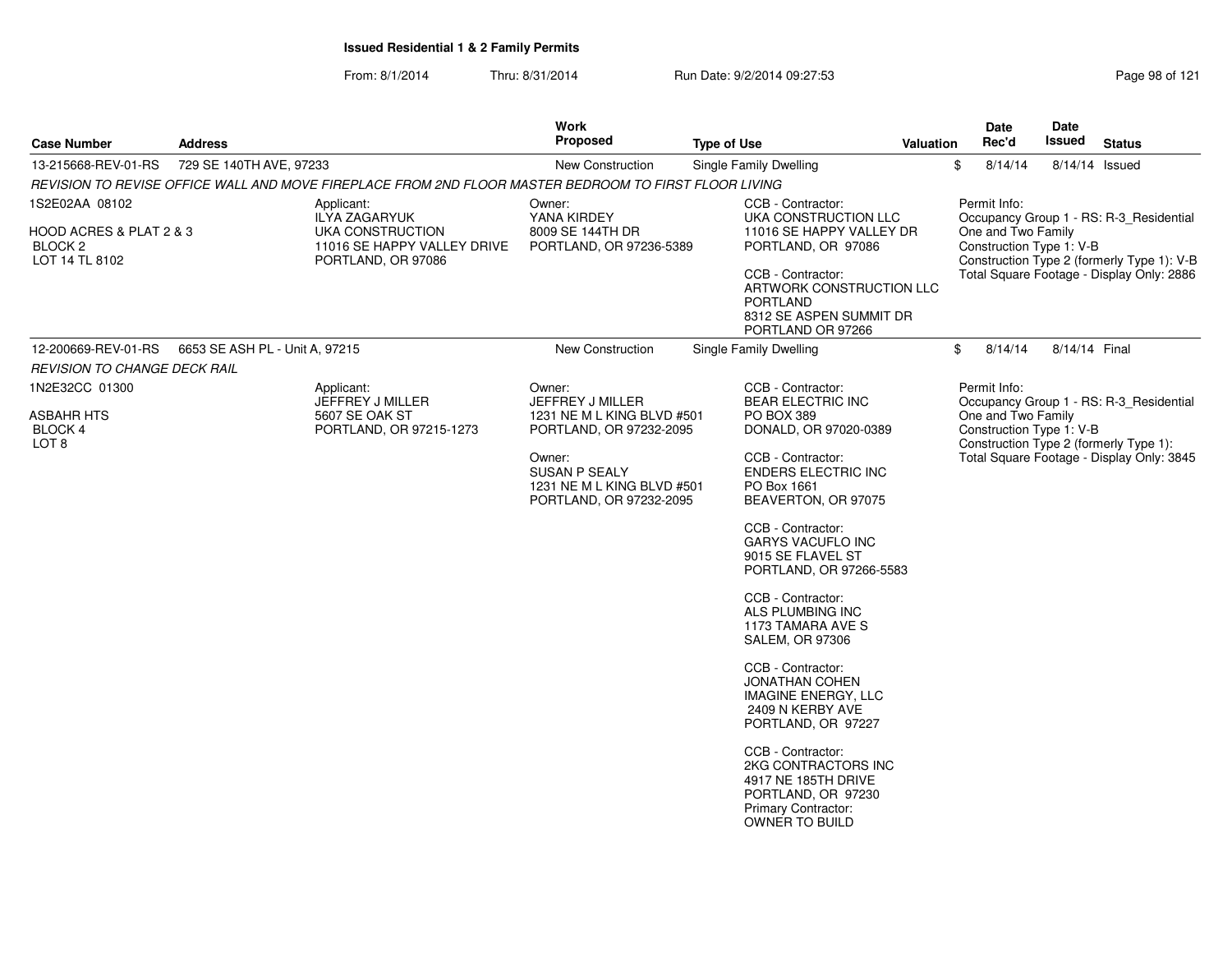**Issued Residential 1 & 2 Family Permits**

From: 8/1/2014 Thru: 8/31/2014 Run Date: 9/2/2014 09:27:53

| Case Number | Address | Work Proposed | Type of Use | Valuation | Date Rec'd | Date Issued | Status |
|---|---|---|---|---|---|---|---|
| 13-215668-REV-01-RS | 729 SE 140TH AVE, 97233 | New Construction | Single Family Dwelling | $ | 8/14/14 | 8/14/14 | Issued |

*REVISION TO REVISE OFFICE WALL AND MOVE FIREPLACE FROM 2ND FLOOR MASTER BEDROOM TO FIRST FLOOR LIVING*

1S2E02AA 08102

HOOD ACRES & PLAT 2 & 3
BLOCK 2
LOT 14 TL 8102

Applicant:
ILYA ZAGARYUK
UKA CONSTRUCTION
11016 SE HAPPY VALLEY DRIVE
PORTLAND, OR 97086

Owner:
YANA KIRDEY
8009 SE 144TH DR
PORTLAND, OR 97236-5389

CCB - Contractor:
UKA CONSTRUCTION LLC
11016 SE HAPPY VALLEY DR
PORTLAND, OR 97086

CCB - Contractor:
ARTWORK CONSTRUCTION LLC
PORTLAND
8312 SE ASPEN SUMMIT DR
PORTLAND OR 97266

Permit Info:
Occupancy Group 1 - RS: R-3_Residential One and Two Family
Construction Type 1: V-B
Construction Type 2 (formerly Type 1): V-B
Total Square Footage - Display Only: 2886

| Case Number | Address | Work Proposed | Type of Use | Valuation | Date Rec'd | Date Issued | Status |
|---|---|---|---|---|---|---|---|
| 12-200669-REV-01-RS | 6653 SE ASH PL - Unit A, 97215 | New Construction | Single Family Dwelling | $ | 8/14/14 | 8/14/14 | Final |

*REVISION TO CHANGE DECK RAIL*

1N2E32CC 01300

ASBAHR HTS
BLOCK 4
LOT 8

Applicant:
JEFFREY J MILLER
5607 SE OAK ST
PORTLAND, OR 97215-1273

Owner:
JEFFREY J MILLER
1231 NE M L KING BLVD #501
PORTLAND, OR 97232-2095

Owner:
SUSAN P SEALY
1231 NE M L KING BLVD #501
PORTLAND, OR 97232-2095

CCB - Contractor:
BEAR ELECTRIC INC
PO BOX 389
DONALD, OR 97020-0389

CCB - Contractor:
ENDERS ELECTRIC INC
PO Box 1661
BEAVERTON, OR 97075

CCB - Contractor:
GARYS VACUFLO INC
9015 SE FLAVEL ST
PORTLAND, OR 97266-5583

CCB - Contractor:
ALS PLUMBING INC
1173 TAMARA AVE S
SALEM, OR 97306

CCB - Contractor:
JONATHAN COHEN
IMAGINE ENERGY, LLC
2409 N KERBY AVE
PORTLAND, OR 97227

CCB - Contractor:
2KG CONTRACTORS INC
4917 NE 185TH DRIVE
PORTLAND, OR 97230
Primary Contractor:
OWNER TO BUILD

Permit Info:
Occupancy Group 1 - RS: R-3_Residential One and Two Family
Construction Type 1: V-B
Construction Type 2 (formerly Type 1):
Total Square Footage - Display Only: 3845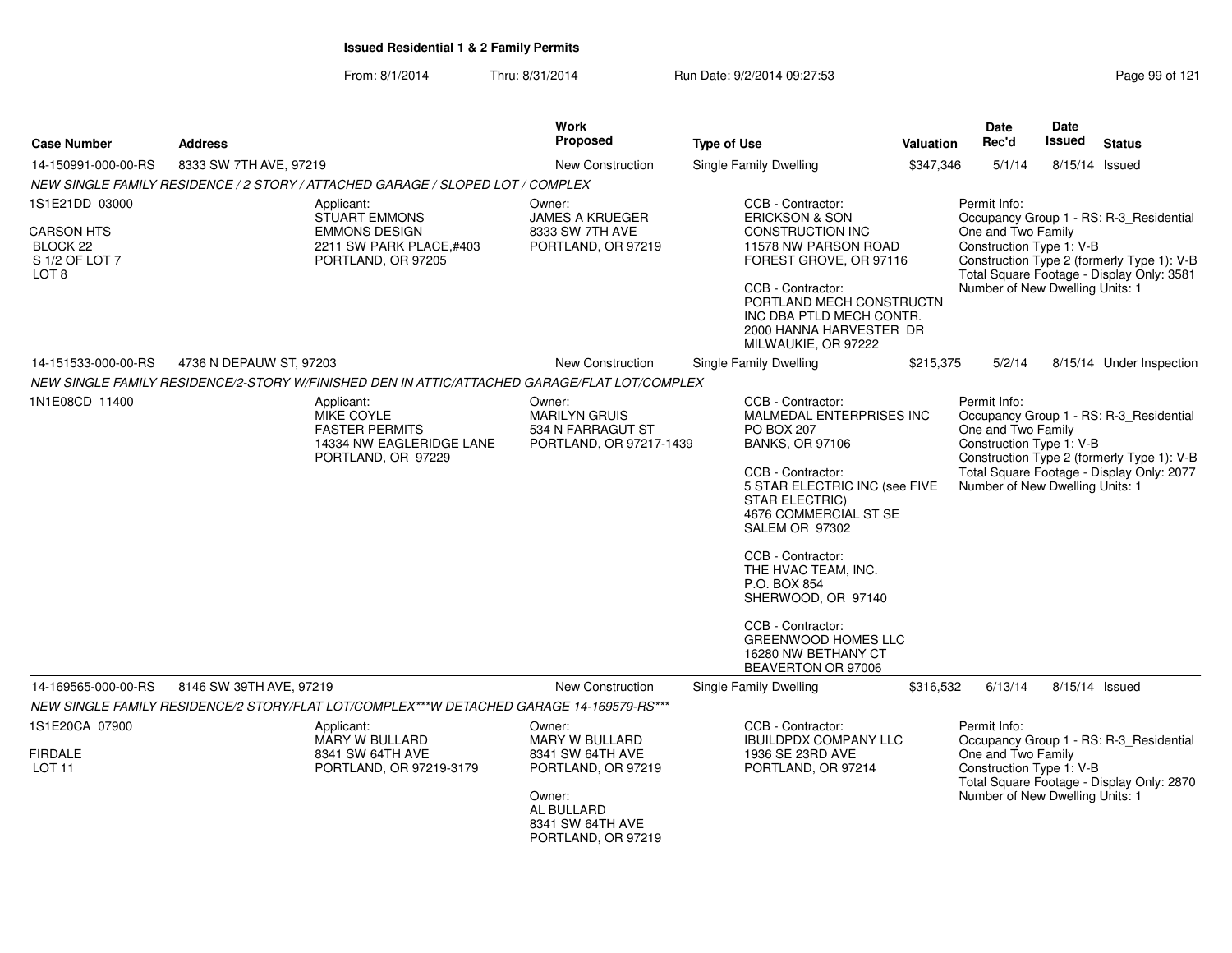# Issued Residential 1 & 2 Family Permits

From: 8/1/2014 Thru: 8/31/2014 Run Date: 9/2/2014 09:27:53

| Case Number | Address | Work Proposed | Type of Use | Valuation | Date Rec'd | Date Issued | Status |
|---|---|---|---|---|---|---|---|
| 14-150991-000-00-RS | 8333 SW 7TH AVE, 97219 | New Construction | Single Family Dwelling | $347,346 | 5/1/14 | 8/15/14 | Issued |

*NEW SINGLE FAMILY RESIDENCE / 2 STORY / ATTACHED GARAGE / SLOPED LOT / COMPLEX*

1S1E21DD 03000

CARSON HTS
BLOCK 22
S 1/2 OF LOT 7
LOT 8

Applicant:
STUART EMMONS
EMMONS DESIGN
2211 SW PARK PLACE,#403
PORTLAND, OR 97205

Owner:
JAMES A KRUEGER
8333 SW 7TH AVE
PORTLAND, OR 97219

CCB - Contractor:
ERICKSON & SON CONSTRUCTION INC
11578 NW PARSON ROAD
FOREST GROVE, OR 97116

CCB - Contractor:
PORTLAND MECH CONSTRUCTN INC DBA PTLD MECH CONTR.
2000 HANNA HARVESTER DR
MILWAUKIE, OR 97222

Permit Info:
Occupancy Group 1 - RS: R-3_Residential One and Two Family
Construction Type 1: V-B
Construction Type 2 (formerly Type 1): V-B
Total Square Footage - Display Only: 3581
Number of New Dwelling Units: 1

| Case Number | Address | Work Proposed | Type of Use | Valuation | Date Rec'd | Date Issued | Status |
|---|---|---|---|---|---|---|---|
| 14-151533-000-00-RS | 4736 N DEPAUW ST, 97203 | New Construction | Single Family Dwelling | $215,375 | 5/2/14 | 8/15/14 | Under Inspection |

*NEW SINGLE FAMILY RESIDENCE/2-STORY W/FINISHED DEN IN ATTIC/ATTACHED GARAGE/FLAT LOT/COMPLEX*

1N1E08CD 11400

Applicant:
MIKE COYLE
FASTER PERMITS
14334 NW EAGLERIDGE LANE
PORTLAND, OR 97229

Owner:
MARILYN GRUIS
534 N FARRAGUT ST
PORTLAND, OR 97217-1439

CCB - Contractor:
MALMEDAL ENTERPRISES INC
PO BOX 207
BANKS, OR 97106

CCB - Contractor:
5 STAR ELECTRIC INC (see FIVE STAR ELECTRIC)
4676 COMMERCIAL ST SE
SALEM OR 97302

CCB - Contractor:
THE HVAC TEAM, INC.
P.O. BOX 854
SHERWOOD, OR 97140

CCB - Contractor:
GREENWOOD HOMES LLC
16280 NW BETHANY CT
BEAVERTON OR 97006

Permit Info:
Occupancy Group 1 - RS: R-3_Residential One and Two Family
Construction Type 1: V-B
Construction Type 2 (formerly Type 1): V-B
Total Square Footage - Display Only: 2077
Number of New Dwelling Units: 1

| Case Number | Address | Work Proposed | Type of Use | Valuation | Date Rec'd | Date Issued | Status |
|---|---|---|---|---|---|---|---|
| 14-169565-000-00-RS | 8146 SW 39TH AVE, 97219 | New Construction | Single Family Dwelling | $316,532 | 6/13/14 | 8/15/14 | Issued |

*NEW SINGLE FAMILY RESIDENCE/2 STORY/FLAT LOT/COMPLEX***W DETACHED GARAGE 14-169579-RS****

1S1E20CA 07900

FIRDALE
LOT 11

Applicant:
MARY W BULLARD
8341 SW 64TH AVE
PORTLAND, OR 97219-3179

Owner:
MARY W BULLARD
8341 SW 64TH AVE
PORTLAND, OR 97219

Owner:
AL BULLARD
8341 SW 64TH AVE
PORTLAND, OR 97219

CCB - Contractor:
IBUILDPDX COMPANY LLC
1936 SE 23RD AVE
PORTLAND, OR 97214

Permit Info:
Occupancy Group 1 - RS: R-3_Residential One and Two Family
Construction Type 1: V-B
Total Square Footage - Display Only: 2870
Number of New Dwelling Units: 1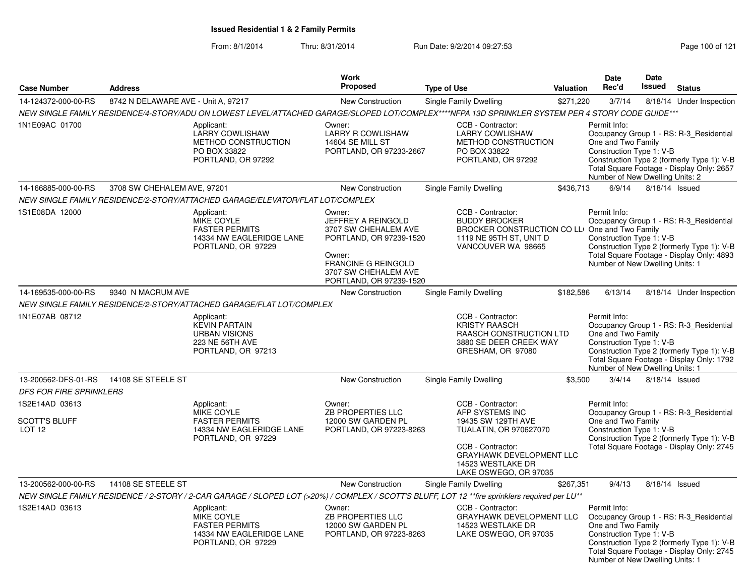**Issued Residential 1 & 2 Family Permits**

From: 8/1/2014 Thru: 8/31/2014 Run Date: 9/2/2014 09:27:53

| Case Number | Address | Work Proposed | Type of Use | Valuation | Date Rec'd | Date Issued | Status |
|---|---|---|---|---|---|---|---|
| 14-124372-000-00-RS | 8742 N DELAWARE AVE - Unit A, 97217 | New Construction | Single Family Dwelling | $271,220 | 3/7/14 | 8/18/14 | Under Inspection |

*NEW SINGLE FAMILY RESIDENCE/4-STORY/ADU ON LOWEST LEVEL/ATTACHED GARAGE/SLOPED LOT/COMPLEX****NFPA 13D SPRINKLER SYSTEM PER 4 STORY CODE GUIDE****

1N1E09AC 01700

Applicant: LARRY COWLISHAW, METHOD CONSTRUCTION, PO BOX 33822, PORTLAND, OR 97292

Owner: LARRY R COWLISHAW, 14604 SE MILL ST, PORTLAND, OR 97233-2667

CCB - Contractor: LARRY COWLISHAW, METHOD CONSTRUCTION, PO BOX 33822, PORTLAND, OR 97292

Permit Info: Occupancy Group 1 - RS: R-3_Residential One and Two Family; Construction Type 1: V-B; Construction Type 2 (formerly Type 1): V-B; Total Square Footage - Display Only: 2657; Number of New Dwelling Units: 2

| Case Number | Address | Work Proposed | Type of Use | Valuation | Date Rec'd | Date Issued | Status |
|---|---|---|---|---|---|---|---|
| 14-166885-000-00-RS | 3708 SW CHEHALEM AVE, 97201 | New Construction | Single Family Dwelling | $436,713 | 6/9/14 | 8/18/14 | Issued |

*NEW SINGLE FAMILY RESIDENCE/2-STORY/ATTACHED GARAGE/ELEVATOR/FLAT LOT/COMPLEX*

1S1E08DA 12000

Applicant: MIKE COYLE, FASTER PERMITS, 14334 NW EAGLERIDGE LANE, PORTLAND, OR 97229

Owner: JEFFREY A REINGOLD, 3707 SW CHEHALEM AVE, PORTLAND, OR 97239-1520

Owner: FRANCINE G REINGOLD, 3707 SW CHEHALEM AVE, PORTLAND, OR 97239-1520

CCB - Contractor: BUDDY BROCKER, BROCKER CONSTRUCTION CO LL, 1119 NE 95TH ST, UNIT D, VANCOUVER WA 98665

Permit Info: Occupancy Group 1 - RS: R-3_Residential One and Two Family; Construction Type 1: V-B; Construction Type 2 (formerly Type 1): V-B; Total Square Footage - Display Only: 4893; Number of New Dwelling Units: 1

| Case Number | Address | Work Proposed | Type of Use | Valuation | Date Rec'd | Date Issued | Status |
|---|---|---|---|---|---|---|---|
| 14-169535-000-00-RS | 9340 N MACRUM AVE | New Construction | Single Family Dwelling | $182,586 | 6/13/14 | 8/18/14 | Under Inspection |

*NEW SINGLE FAMILY RESIDENCE/2-STORY/ATTACHED GARAGE/FLAT LOT/COMPLEX*

1N1E07AB 08712

Applicant: KEVIN PARTAIN, URBAN VISIONS, 223 NE 56TH AVE, PORTLAND, OR 97213

CCB - Contractor: KRISTY RAASCH, RAASCH CONSTRUCTION LTD, 3880 SE DEER CREEK WAY, GRESHAM, OR 97080

Permit Info: Occupancy Group 1 - RS: R-3_Residential One and Two Family; Construction Type 1: V-B; Construction Type 2 (formerly Type 1): V-B; Total Square Footage - Display Only: 1792; Number of New Dwelling Units: 1

| Case Number | Address | Work Proposed | Type of Use | Valuation | Date Rec'd | Date Issued | Status |
|---|---|---|---|---|---|---|---|
| 13-200562-DFS-01-RS | 14108 SE STEELE ST | New Construction | Single Family Dwelling | $3,500 | 3/4/14 | 8/18/14 | Issued |

*DFS FOR FIRE SPRINKLERS*

1S2E14AD 03613

SCOTT'S BLUFF
LOT 12

Applicant: MIKE COYLE, FASTER PERMITS, 14334 NW EAGLERIDGE LANE, PORTLAND, OR 97229

Owner: ZB PROPERTIES LLC, 12000 SW GARDEN PL, PORTLAND, OR 97223-8263

CCB - Contractor: AFP SYSTEMS INC, 19435 SW 129TH AVE, TUALATIN, OR 970627070

CCB - Contractor: GRAYHAWK DEVELOPMENT LLC, 14523 WESTLAKE DR, LAKE OSWEGO, OR 97035

Permit Info: Occupancy Group 1 - RS: R-3_Residential One and Two Family; Construction Type 1: V-B; Construction Type 2 (formerly Type 1): V-B; Total Square Footage - Display Only: 2745

| Case Number | Address | Work Proposed | Type of Use | Valuation | Date Rec'd | Date Issued | Status |
|---|---|---|---|---|---|---|---|
| 13-200562-000-00-RS | 14108 SE STEELE ST | New Construction | Single Family Dwelling | $267,351 | 9/4/13 | 8/18/14 | Issued |

*NEW SINGLE FAMILY RESIDENCE / 2-STORY / 2-CAR GARAGE / SLOPED LOT (>20%) / COMPLEX / SCOTT'S BLUFF, LOT 12 **fire sprinklers required per LU***

1S2E14AD 03613

Applicant: MIKE COYLE, FASTER PERMITS, 14334 NW EAGLERIDGE LANE, PORTLAND, OR 97229

Owner: ZB PROPERTIES LLC, 12000 SW GARDEN PL, PORTLAND, OR 97223-8263

CCB - Contractor: GRAYHAWK DEVELOPMENT LLC, 14523 WESTLAKE DR, LAKE OSWEGO, OR 97035

Permit Info: Occupancy Group 1 - RS: R-3_Residential One and Two Family; Construction Type 1: V-B; Construction Type 2 (formerly Type 1): V-B; Total Square Footage - Display Only: 2745; Number of New Dwelling Units: 1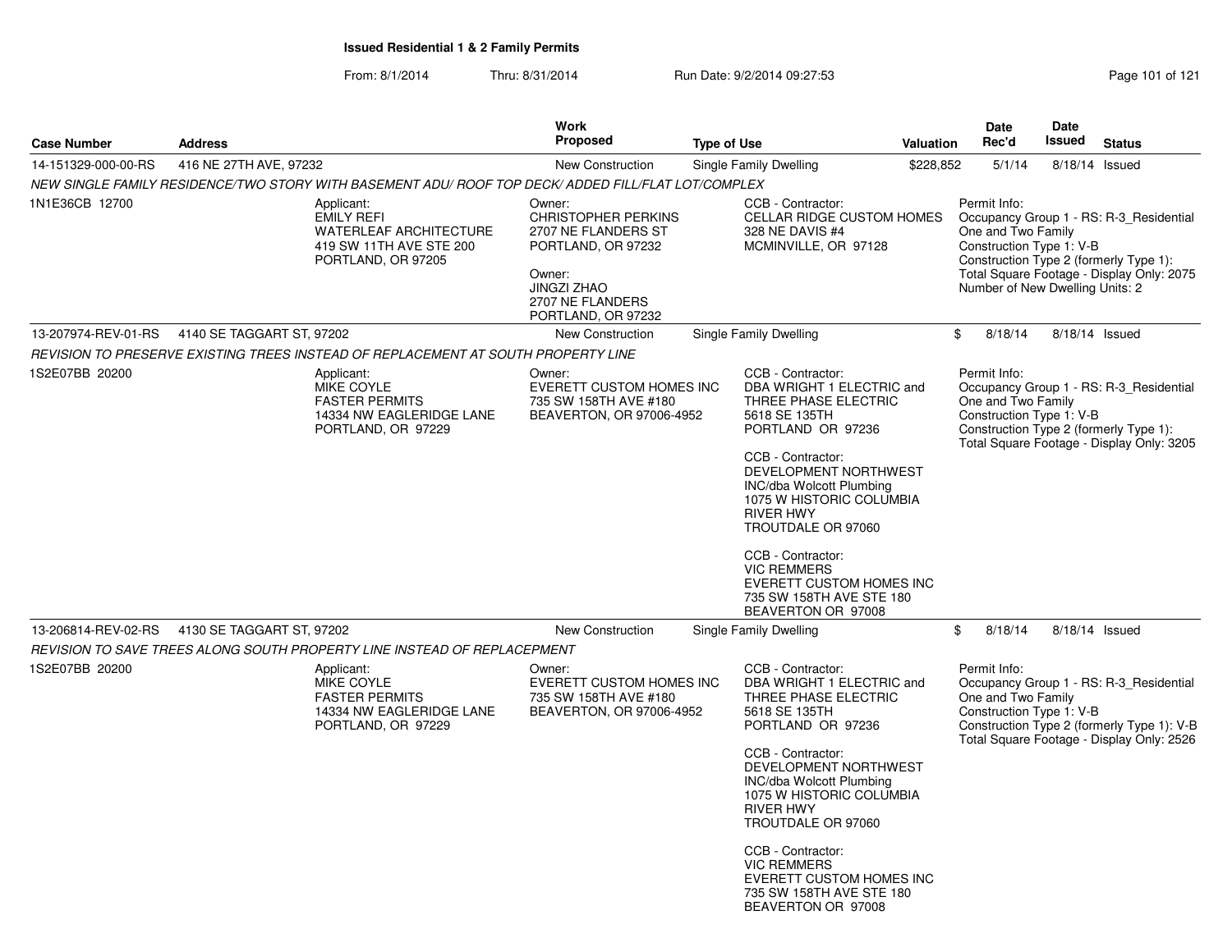**Issued Residential 1 & 2 Family Permits**

From: 8/1/2014 Thru: 8/31/2014 Run Date: 9/2/2014 09:27:53

| Case Number | Address | Work Proposed | Type of Use | Valuation | Date Rec'd | Date Issued | Status |
|---|---|---|---|---|---|---|---|
| 14-151329-000-00-RS | 416 NE 27TH AVE, 97232 | New Construction | Single Family Dwelling | $228,852 | 5/1/14 | 8/18/14 | Issued |
| 13-207974-REV-01-RS | 4140 SE TAGGART ST, 97202 | New Construction | Single Family Dwelling | $ | 8/18/14 | 8/18/14 | Issued |
| 13-206814-REV-02-RS | 4130 SE TAGGART ST, 97202 | New Construction | Single Family Dwelling | $ | 8/18/14 | 8/18/14 | Issued |

**14-151329-000-00-RS** — 416 NE 27TH AVE, 97232

*NEW SINGLE FAMILY RESIDENCE/TWO STORY WITH BASEMENT ADU/ ROOF TOP DECK/ ADDED FILL/FLAT LOT/COMPLEX*

1N1E36CB 12700

Applicant:
EMILY REFI
WATERLEAF ARCHITECTURE
419 SW 11TH AVE STE 200
PORTLAND, OR 97205

Owner:
CHRISTOPHER PERKINS
2707 NE FLANDERS ST
PORTLAND, OR 97232

Owner:
JINGZI ZHAO
2707 NE FLANDERS
PORTLAND, OR 97232

CCB - Contractor:
CELLAR RIDGE CUSTOM HOMES
328 NE DAVIS #4
MCMINVILLE, OR 97128

Permit Info:
Occupancy Group 1 - RS: R-3_Residential One and Two Family
Construction Type 1: V-B
Construction Type 2 (formerly Type 1):
Total Square Footage - Display Only: 2075
Number of New Dwelling Units: 2

**13-207974-REV-01-RS** — 4140 SE TAGGART ST, 97202

*REVISION TO PRESERVE EXISTING TREES INSTEAD OF REPLACEMENT AT SOUTH PROPERTY LINE*

1S2E07BB 20200

Applicant:
MIKE COYLE
FASTER PERMITS
14334 NW EAGLERIDGE LANE
PORTLAND, OR 97229

Owner:
EVERETT CUSTOM HOMES INC
735 SW 158TH AVE #180
BEAVERTON, OR 97006-4952

CCB - Contractor:
DBA WRIGHT 1 ELECTRIC and THREE PHASE ELECTRIC
5618 SE 135TH
PORTLAND OR 97236

CCB - Contractor:
DEVELOPMENT NORTHWEST INC/dba Wolcott Plumbing
1075 W HISTORIC COLUMBIA RIVER HWY
TROUTDALE OR 97060

CCB - Contractor:
VIC REMMERS
EVERETT CUSTOM HOMES INC
735 SW 158TH AVE STE 180
BEAVERTON OR 97008

Permit Info:
Occupancy Group 1 - RS: R-3_Residential One and Two Family
Construction Type 1: V-B
Construction Type 2 (formerly Type 1):
Total Square Footage - Display Only: 3205

**13-206814-REV-02-RS** — 4130 SE TAGGART ST, 97202

*REVISION TO SAVE TREES ALONG SOUTH PROPERTY LINE INSTEAD OF REPLACEMENT*

1S2E07BB 20200

Applicant:
MIKE COYLE
FASTER PERMITS
14334 NW EAGLERIDGE LANE
PORTLAND, OR 97229

Owner:
EVERETT CUSTOM HOMES INC
735 SW 158TH AVE #180
BEAVERTON, OR 97006-4952

CCB - Contractor:
DBA WRIGHT 1 ELECTRIC and THREE PHASE ELECTRIC
5618 SE 135TH
PORTLAND OR 97236

CCB - Contractor:
DEVELOPMENT NORTHWEST INC/dba Wolcott Plumbing
1075 W HISTORIC COLUMBIA RIVER HWY
TROUTDALE OR 97060

CCB - Contractor:
VIC REMMERS
EVERETT CUSTOM HOMES INC
735 SW 158TH AVE STE 180
BEAVERTON OR 97008

Permit Info:
Occupancy Group 1 - RS: R-3_Residential One and Two Family
Construction Type 1: V-B
Construction Type 2 (formerly Type 1): V-B
Total Square Footage - Display Only: 2526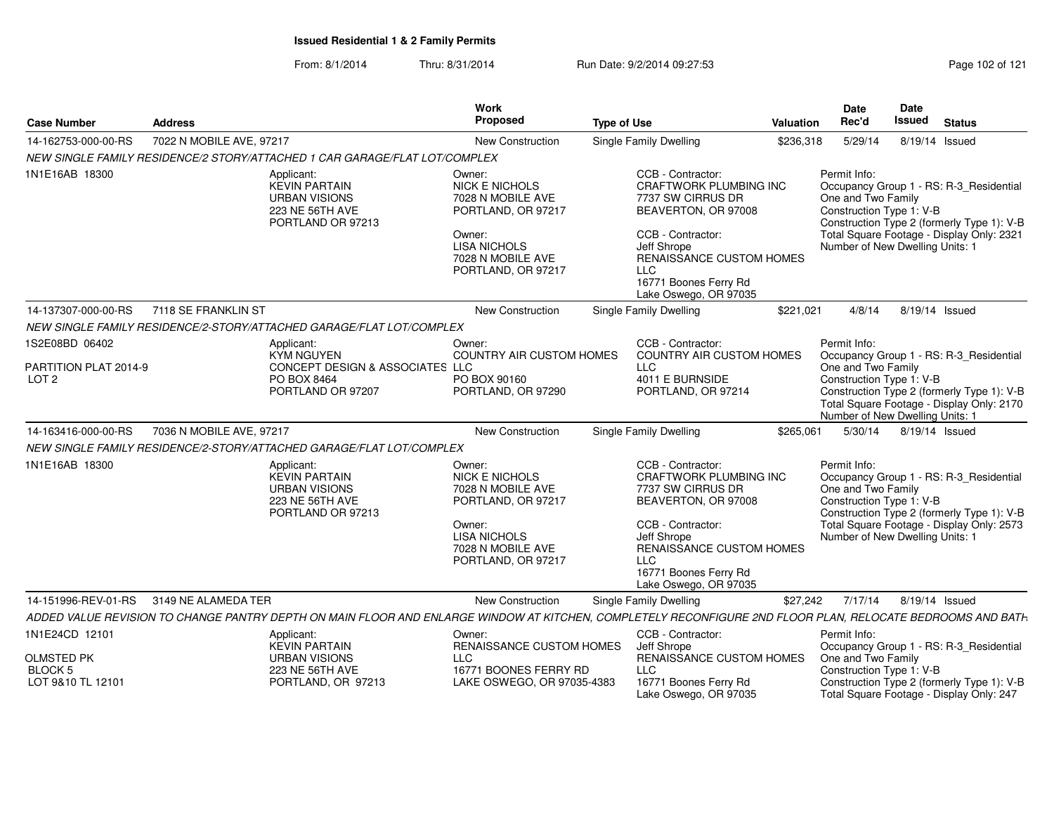# Issued Residential 1 & 2 Family Permits

From: 8/1/2014 Thru: 8/31/2014 Run Date: 9/2/2014 09:27:53

| Case Number | Address | Work Proposed | Type of Use | Valuation | Date Rec'd | Date Issued | Status |
|---|---|---|---|---|---|---|---|
| 14-162753-000-00-RS | 7022 N MOBILE AVE, 97217 | New Construction | Single Family Dwelling | $236,318 | 5/29/14 | 8/19/14 | Issued |

NEW SINGLE FAMILY RESIDENCE/2 STORY/ATTACHED 1 CAR GARAGE/FLAT LOT/COMPLEX

1N1E16AB 18300

Applicant:
KEVIN PARTAIN
URBAN VISIONS
223 NE 56TH AVE
PORTLAND OR 97213

Owner:
NICK E NICHOLS
7028 N MOBILE AVE
PORTLAND, OR 97217

Owner:
LISA NICHOLS
7028 N MOBILE AVE
PORTLAND, OR 97217

CCB - Contractor:
CRAFTWORK PLUMBING INC
7737 SW CIRRUS DR
BEAVERTON, OR 97008

CCB - Contractor:
Jeff Shrope
RENAISSANCE CUSTOM HOMES LLC
16771 Boones Ferry Rd
Lake Oswego, OR 97035

Permit Info:
Occupancy Group 1 - RS: R-3_Residential One and Two Family
Construction Type 1: V-B
Construction Type 2 (formerly Type 1): V-B
Total Square Footage - Display Only: 2321
Number of New Dwelling Units: 1

| Case Number | Address | Work Proposed | Type of Use | Valuation | Date Rec'd | Date Issued | Status |
|---|---|---|---|---|---|---|---|
| 14-137307-000-00-RS | 7118 SE FRANKLIN ST | New Construction | Single Family Dwelling | $221,021 | 4/8/14 | 8/19/14 | Issued |

NEW SINGLE FAMILY RESIDENCE/2-STORY/ATTACHED GARAGE/FLAT LOT/COMPLEX

1S2E08BD 06402
PARTITION PLAT 2014-9
LOT 2

Applicant:
KYM NGUYEN
CONCEPT DESIGN & ASSOCIATES LLC
PO BOX 8464
PORTLAND OR 97207

Owner:
COUNTRY AIR CUSTOM HOMES
PO BOX 90160
PORTLAND, OR 97290

CCB - Contractor:
COUNTRY AIR CUSTOM HOMES LLC
4011 E BURNSIDE
PORTLAND, OR 97214

Permit Info:
Occupancy Group 1 - RS: R-3_Residential One and Two Family
Construction Type 1: V-B
Construction Type 2 (formerly Type 1): V-B
Total Square Footage - Display Only: 2170
Number of New Dwelling Units: 1

| Case Number | Address | Work Proposed | Type of Use | Valuation | Date Rec'd | Date Issued | Status |
|---|---|---|---|---|---|---|---|
| 14-163416-000-00-RS | 7036 N MOBILE AVE, 97217 | New Construction | Single Family Dwelling | $265,061 | 5/30/14 | 8/19/14 | Issued |

NEW SINGLE FAMILY RESIDENCE/2-STORY/ATTACHED GARAGE/FLAT LOT/COMPLEX

1N1E16AB 18300

Applicant:
KEVIN PARTAIN
URBAN VISIONS
223 NE 56TH AVE
PORTLAND OR 97213

Owner:
NICK E NICHOLS
7028 N MOBILE AVE
PORTLAND, OR 97217

Owner:
LISA NICHOLS
7028 N MOBILE AVE
PORTLAND, OR 97217

CCB - Contractor:
CRAFTWORK PLUMBING INC
7737 SW CIRRUS DR
BEAVERTON, OR 97008

CCB - Contractor:
Jeff Shrope
RENAISSANCE CUSTOM HOMES LLC
16771 Boones Ferry Rd
Lake Oswego, OR 97035

Permit Info:
Occupancy Group 1 - RS: R-3_Residential One and Two Family
Construction Type 1: V-B
Construction Type 2 (formerly Type 1): V-B
Total Square Footage - Display Only: 2573
Number of New Dwelling Units: 1

| Case Number | Address | Work Proposed | Type of Use | Valuation | Date Rec'd | Date Issued | Status |
|---|---|---|---|---|---|---|---|
| 14-151996-REV-01-RS | 3149 NE ALAMEDA TER | New Construction | Single Family Dwelling | $27,242 | 7/17/14 | 8/19/14 | Issued |

ADDED VALUE REVISION TO CHANGE PANTRY DEPTH ON MAIN FLOOR AND ENLARGE WINDOW AT KITCHEN, COMPLETELY RECONFIGURE 2ND FLOOR PLAN, RELOCATE BEDROOMS AND BATH

1N1E24CD 12101
OLMSTED PK
BLOCK 5
LOT 9&10 TL 12101

Applicant:
KEVIN PARTAIN
URBAN VISIONS
223 NE 56TH AVE
PORTLAND, OR 97213

Owner:
RENAISSANCE CUSTOM HOMES LLC
16771 BOONES FERRY RD
LAKE OSWEGO, OR 97035-4383

CCB - Contractor:
Jeff Shrope
RENAISSANCE CUSTOM HOMES LLC
16771 Boones Ferry Rd
Lake Oswego, OR 97035

Permit Info:
Occupancy Group 1 - RS: R-3_Residential One and Two Family
Construction Type 1: V-B
Construction Type 2 (formerly Type 1): V-B
Total Square Footage - Display Only: 247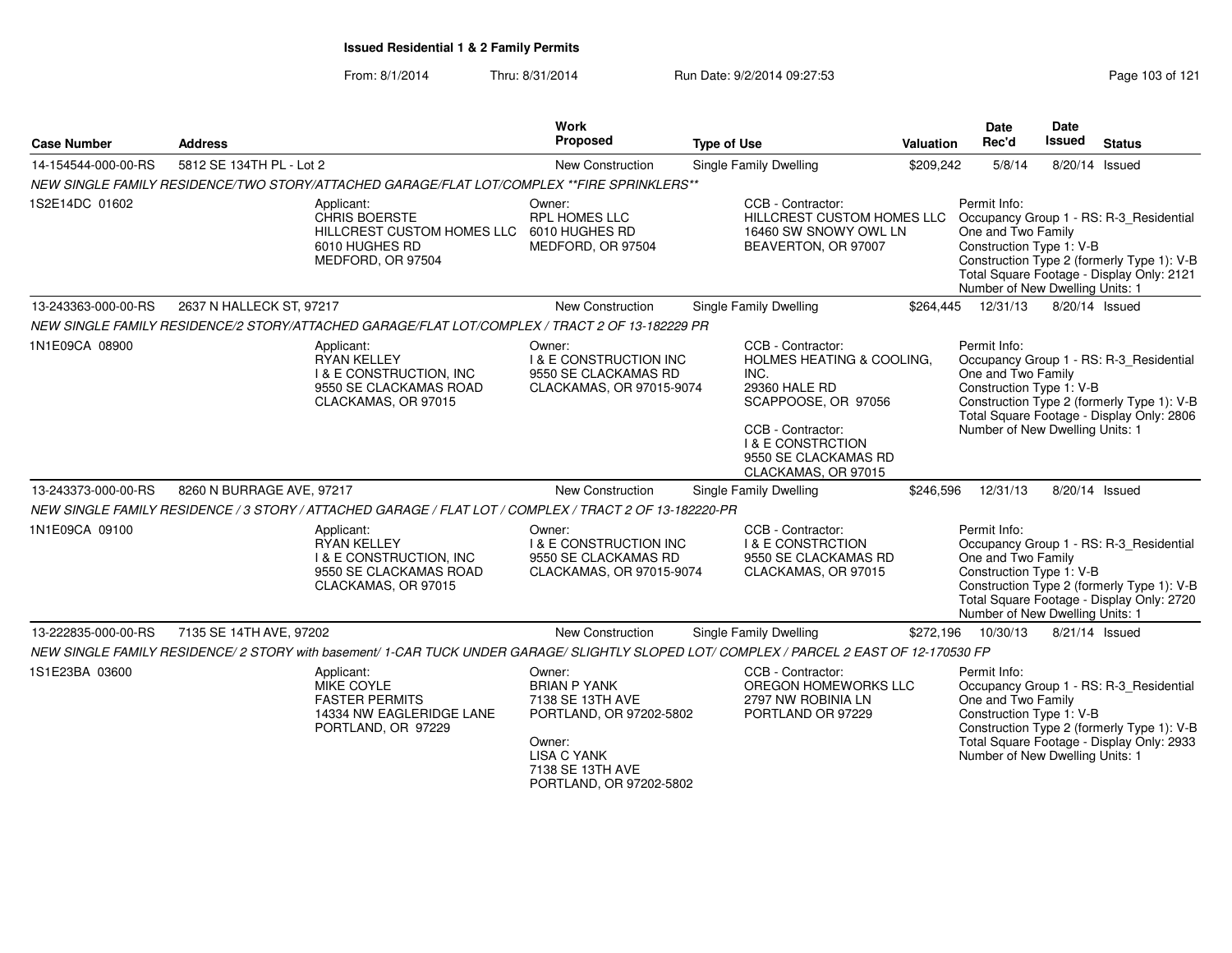**Issued Residential 1 & 2 Family Permits**

From: 8/1/2014 Thru: 8/31/2014 Run Date: 9/2/2014 09:27:53

| Case Number | Address | Work Proposed | Type of Use | Valuation | Date Rec'd | Date Issued | Status |
|---|---|---|---|---|---|---|---|
| 14-154544-000-00-RS | 5812 SE 134TH PL - Lot 2 | New Construction | Single Family Dwelling | $209,242 | 5/8/14 | 8/20/14 | Issued |

*NEW SINGLE FAMILY RESIDENCE/TWO STORY/ATTACHED GARAGE/FLAT LOT/COMPLEX **FIRE SPRINKLERS***

1S2E14DC 01602

Applicant: CHRIS BOERSTE, HILLCREST CUSTOM HOMES LLC, 6010 HUGHES RD, MEDFORD, OR 97504

Owner: RPL HOMES LLC, 6010 HUGHES RD, MEDFORD, OR 97504

CCB - Contractor: HILLCREST CUSTOM HOMES LLC, 16460 SW SNOWY OWL LN, BEAVERTON, OR 97007

Permit Info: Occupancy Group 1 - RS: R-3_Residential One and Two Family; Construction Type 1: V-B; Construction Type 2 (formerly Type 1): V-B; Total Square Footage - Display Only: 2121; Number of New Dwelling Units: 1

| Case Number | Address | Work Proposed | Type of Use | Valuation | Date Rec'd | Date Issued | Status |
|---|---|---|---|---|---|---|---|
| 13-243363-000-00-RS | 2637 N HALLECK ST, 97217 | New Construction | Single Family Dwelling | $264,445 | 12/31/13 | 8/20/14 | Issued |

*NEW SINGLE FAMILY RESIDENCE/2 STORY/ATTACHED GARAGE/FLAT LOT/COMPLEX / TRACT 2 OF 13-182229 PR*

1N1E09CA 08900

Applicant: RYAN KELLEY, I & E CONSTRUCTION, INC, 9550 SE CLACKAMAS ROAD, CLACKAMAS, OR 97015

Owner: I & E CONSTRUCTION INC, 9550 SE CLACKAMAS RD, CLACKAMAS, OR 97015-9074

CCB - Contractor: HOLMES HEATING & COOLING, INC., 29360 HALE RD, SCAPPOOSE, OR 97056

CCB - Contractor: I & E CONSTRCTION, 9550 SE CLACKAMAS RD, CLACKAMAS, OR 97015

Permit Info: Occupancy Group 1 - RS: R-3_Residential One and Two Family; Construction Type 1: V-B; Construction Type 2 (formerly Type 1): V-B; Total Square Footage - Display Only: 2806; Number of New Dwelling Units: 1

| Case Number | Address | Work Proposed | Type of Use | Valuation | Date Rec'd | Date Issued | Status |
|---|---|---|---|---|---|---|---|
| 13-243373-000-00-RS | 8260 N BURRAGE AVE, 97217 | New Construction | Single Family Dwelling | $246,596 | 12/31/13 | 8/20/14 | Issued |

*NEW SINGLE FAMILY RESIDENCE / 3 STORY / ATTACHED GARAGE / FLAT LOT / COMPLEX / TRACT 2 OF 13-182220-PR*

1N1E09CA 09100

Applicant: RYAN KELLEY, I & E CONSTRUCTION, INC, 9550 SE CLACKAMAS ROAD, CLACKAMAS, OR 97015

Owner: I & E CONSTRUCTION INC, 9550 SE CLACKAMAS RD, CLACKAMAS, OR 97015-9074

CCB - Contractor: I & E CONSTRCTION, 9550 SE CLACKAMAS RD, CLACKAMAS, OR 97015

Permit Info: Occupancy Group 1 - RS: R-3_Residential One and Two Family; Construction Type 1: V-B; Construction Type 2 (formerly Type 1): V-B; Total Square Footage - Display Only: 2720; Number of New Dwelling Units: 1

| Case Number | Address | Work Proposed | Type of Use | Valuation | Date Rec'd | Date Issued | Status |
|---|---|---|---|---|---|---|---|
| 13-222835-000-00-RS | 7135 SE 14TH AVE, 97202 | New Construction | Single Family Dwelling | $272,196 | 10/30/13 | 8/21/14 | Issued |

*NEW SINGLE FAMILY RESIDENCE/ 2 STORY with basement/ 1-CAR TUCK UNDER GARAGE/ SLIGHTLY SLOPED LOT/ COMPLEX / PARCEL 2 EAST OF 12-170530 FP*

1S1E23BA 03600

Applicant: MIKE COYLE, FASTER PERMITS, 14334 NW EAGLERIDGE LANE, PORTLAND, OR 97229

Owner: BRIAN P YANK, 7138 SE 13TH AVE, PORTLAND, OR 97202-5802

Owner: LISA C YANK, 7138 SE 13TH AVE, PORTLAND, OR 97202-5802

CCB - Contractor: OREGON HOMEWORKS LLC, 2797 NW ROBINIA LN, PORTLAND OR 97229

Permit Info: Occupancy Group 1 - RS: R-3_Residential One and Two Family; Construction Type 1: V-B; Construction Type 2 (formerly Type 1): V-B; Total Square Footage - Display Only: 2933; Number of New Dwelling Units: 1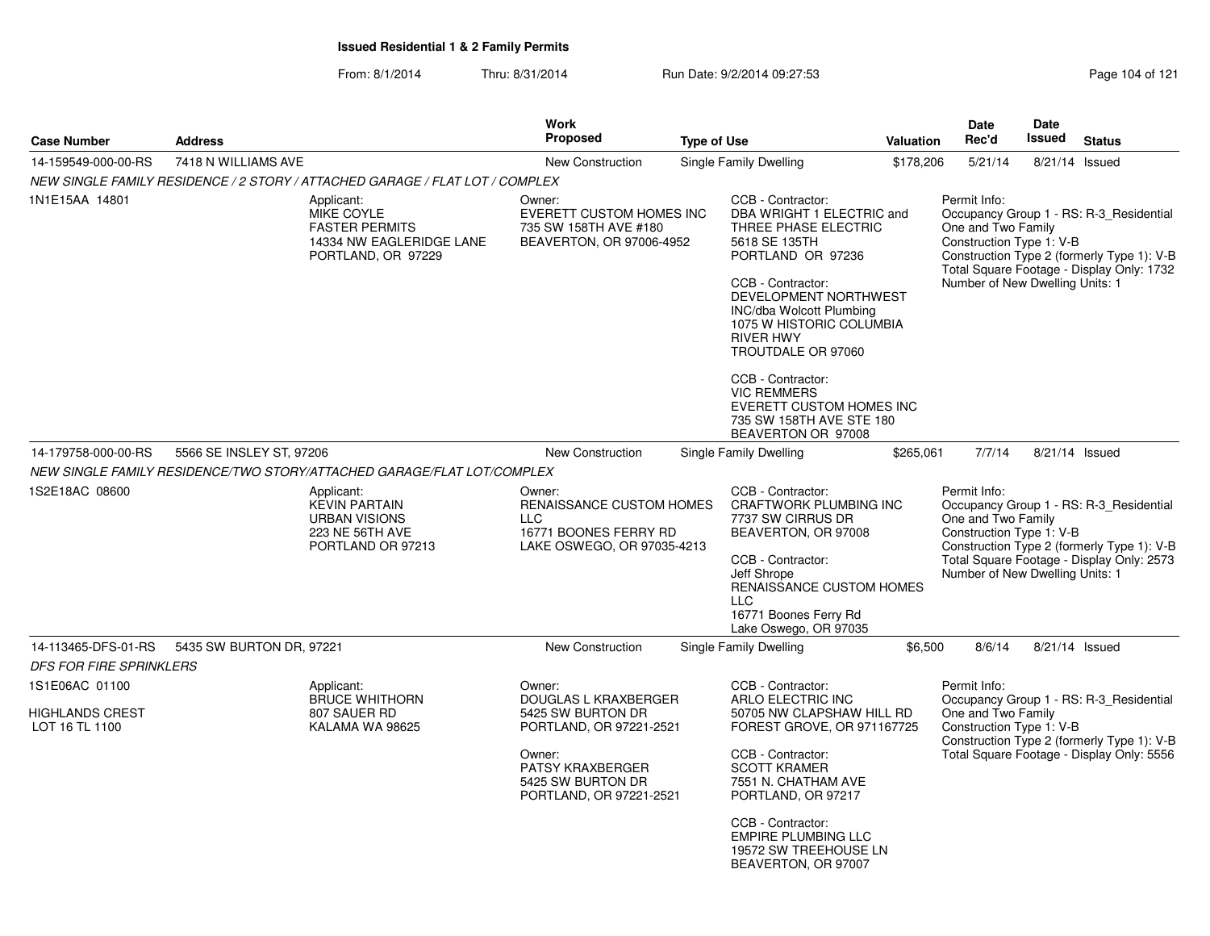**Issued Residential 1 & 2 Family Permits**

From: 8/1/2014 Thru: 8/31/2014 Run Date: 9/2/2014 09:27:53

| Case Number | Address | Work Proposed | Type of Use | Valuation | Date Rec'd | Date Issued | Status |
|---|---|---|---|---|---|---|---|
| 14-159549-000-00-RS | 7418 N WILLIAMS AVE | New Construction | Single Family Dwelling | $178,206 | 5/21/14 | 8/21/14 | Issued |

*NEW SINGLE FAMILY RESIDENCE / 2 STORY / ATTACHED GARAGE / FLAT LOT / COMPLEX*

1N1E15AA 14801

Applicant:
MIKE COYLE
FASTER PERMITS
14334 NW EAGLERIDGE LANE
PORTLAND, OR 97229

Owner:
EVERETT CUSTOM HOMES INC
735 SW 158TH AVE #180
BEAVERTON, OR 97006-4952

CCB - Contractor:
DBA WRIGHT 1 ELECTRIC and THREE PHASE ELECTRIC
5618 SE 135TH
PORTLAND OR 97236

CCB - Contractor:
DEVELOPMENT NORTHWEST INC/dba Wolcott Plumbing
1075 W HISTORIC COLUMBIA RIVER HWY
TROUTDALE OR 97060

CCB - Contractor:
VIC REMMERS
EVERETT CUSTOM HOMES INC
735 SW 158TH AVE STE 180
BEAVERTON OR 97008

Permit Info:
Occupancy Group 1 - RS: R-3_Residential One and Two Family
Construction Type 1: V-B
Construction Type 2 (formerly Type 1): V-B
Total Square Footage - Display Only: 1732
Number of New Dwelling Units: 1

| Case Number | Address | Work Proposed | Type of Use | Valuation | Date Rec'd | Date Issued | Status |
|---|---|---|---|---|---|---|---|
| 14-179758-000-00-RS | 5566 SE INSLEY ST, 97206 | New Construction | Single Family Dwelling | $265,061 | 7/7/14 | 8/21/14 | Issued |

*NEW SINGLE FAMILY RESIDENCE/TWO STORY/ATTACHED GARAGE/FLAT LOT/COMPLEX*

1S2E18AC 08600

Applicant:
KEVIN PARTAIN
URBAN VISIONS
223 NE 56TH AVE
PORTLAND OR 97213

Owner:
RENAISSANCE CUSTOM HOMES LLC
16771 BOONES FERRY RD
LAKE OSWEGO, OR 97035-4213

CCB - Contractor:
CRAFTWORK PLUMBING INC
7737 SW CIRRUS DR
BEAVERTON, OR 97008

CCB - Contractor:
Jeff Shrope
RENAISSANCE CUSTOM HOMES LLC
16771 Boones Ferry Rd
Lake Oswego, OR 97035

Permit Info:
Occupancy Group 1 - RS: R-3_Residential One and Two Family
Construction Type 1: V-B
Construction Type 2 (formerly Type 1): V-B
Total Square Footage - Display Only: 2573
Number of New Dwelling Units: 1

| Case Number | Address | Work Proposed | Type of Use | Valuation | Date Rec'd | Date Issued | Status |
|---|---|---|---|---|---|---|---|
| 14-113465-DFS-01-RS | 5435 SW BURTON DR, 97221 | New Construction | Single Family Dwelling | $6,500 | 8/6/14 | 8/21/14 | Issued |

*DFS FOR FIRE SPRINKLERS*

1S1E06AC 01100

HIGHLANDS CREST
LOT 16 TL 1100

Applicant:
BRUCE WHITHORN
807 SAUER RD
KALAMA WA 98625

Owner:
DOUGLAS L KRAXBERGER
5425 SW BURTON DR
PORTLAND, OR 97221-2521

Owner:
PATSY KRAXBERGER
5425 SW BURTON DR
PORTLAND, OR 97221-2521

CCB - Contractor:
ARLO ELECTRIC INC
50705 NW CLAPSHAW HILL RD
FOREST GROVE, OR 971167725

CCB - Contractor:
SCOTT KRAMER
7551 N. CHATHAM AVE
PORTLAND, OR 97217

CCB - Contractor:
EMPIRE PLUMBING LLC
19572 SW TREEHOUSE LN
BEAVERTON, OR 97007

Permit Info:
Occupancy Group 1 - RS: R-3_Residential One and Two Family
Construction Type 1: V-B
Construction Type 2 (formerly Type 1): V-B
Total Square Footage - Display Only: 5556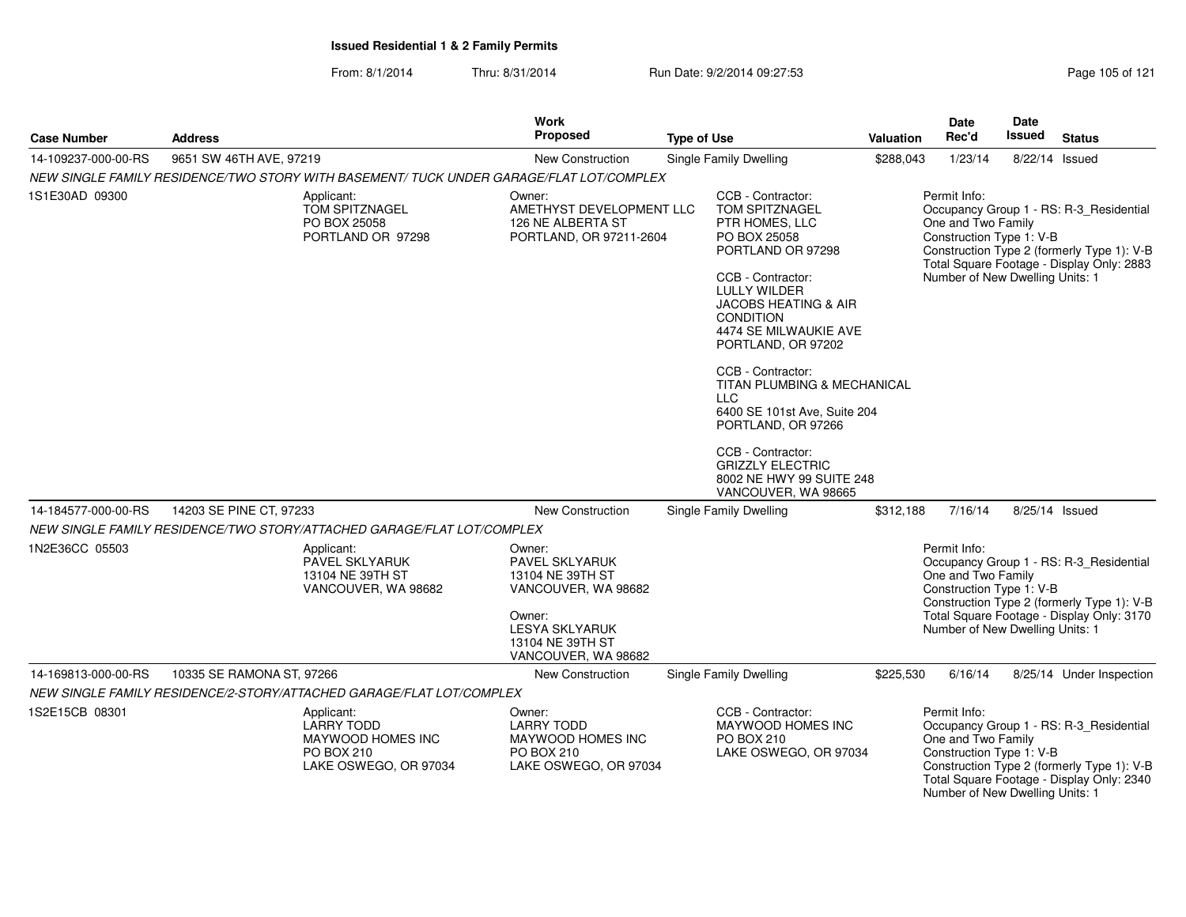**Issued Residential 1 & 2 Family Permits**

From: 8/1/2014 Thru: 8/31/2014 Run Date: 9/2/2014 09:27:53

| Case Number | Address | Work Proposed | Type of Use | Valuation | Date Rec'd | Date Issued | Status |
|---|---|---|---|---|---|---|---|
| 14-109237-000-00-RS | 9651 SW 46TH AVE, 97219 | New Construction | Single Family Dwelling | $288,043 | 1/23/14 | 8/22/14 | Issued |

*NEW SINGLE FAMILY RESIDENCE/TWO STORY WITH BASEMENT/ TUCK UNDER GARAGE/FLAT LOT/COMPLEX*

1S1E30AD 09300

Applicant:
TOM SPITZNAGEL
PO BOX 25058
PORTLAND OR 97298

Owner:
AMETHYST DEVELOPMENT LLC
126 NE ALBERTA ST
PORTLAND, OR 97211-2604

CCB - Contractor:
TOM SPITZNAGEL
PTR HOMES, LLC
PO BOX 25058
PORTLAND OR 97298

CCB - Contractor:
LULLY WILDER
JACOBS HEATING & AIR CONDITION
4474 SE MILWAUKIE AVE
PORTLAND, OR 97202

CCB - Contractor:
TITAN PLUMBING & MECHANICAL LLC
6400 SE 101st Ave, Suite 204
PORTLAND, OR 97266

CCB - Contractor:
GRIZZLY ELECTRIC
8002 NE HWY 99 SUITE 248
VANCOUVER, WA 98665

Permit Info:
Occupancy Group 1 - RS: R-3_Residential One and Two Family
Construction Type 1: V-B
Construction Type 2 (formerly Type 1): V-B
Total Square Footage - Display Only: 2883
Number of New Dwelling Units: 1

| Case Number | Address | Work Proposed | Type of Use | Valuation | Date Rec'd | Date Issued | Status |
|---|---|---|---|---|---|---|---|
| 14-184577-000-00-RS | 14203 SE PINE CT, 97233 | New Construction | Single Family Dwelling | $312,188 | 7/16/14 | 8/25/14 | Issued |

*NEW SINGLE FAMILY RESIDENCE/TWO STORY/ATTACHED GARAGE/FLAT LOT/COMPLEX*

1N2E36CC 05503

Applicant:
PAVEL SKLYARUK
13104 NE 39TH ST
VANCOUVER, WA 98682

Owner:
PAVEL SKLYARUK
13104 NE 39TH ST
VANCOUVER, WA 98682

Owner:
LESYA SKLYARUK
13104 NE 39TH ST
VANCOUVER, WA 98682

Permit Info:
Occupancy Group 1 - RS: R-3_Residential One and Two Family
Construction Type 1: V-B
Construction Type 2 (formerly Type 1): V-B
Total Square Footage - Display Only: 3170
Number of New Dwelling Units: 1

| Case Number | Address | Work Proposed | Type of Use | Valuation | Date Rec'd | Date Issued | Status |
|---|---|---|---|---|---|---|---|
| 14-169813-000-00-RS | 10335 SE RAMONA ST, 97266 | New Construction | Single Family Dwelling | $225,530 | 6/16/14 | 8/25/14 | Under Inspection |

*NEW SINGLE FAMILY RESIDENCE/2-STORY/ATTACHED GARAGE/FLAT LOT/COMPLEX*

1S2E15CB 08301

Applicant:
LARRY TODD
MAYWOOD HOMES INC
PO BOX 210
LAKE OSWEGO, OR 97034

Owner:
LARRY TODD
MAYWOOD HOMES INC
PO BOX 210
LAKE OSWEGO, OR 97034

CCB - Contractor:
MAYWOOD HOMES INC
PO BOX 210
LAKE OSWEGO, OR 97034

Permit Info:
Occupancy Group 1 - RS: R-3_Residential One and Two Family
Construction Type 1: V-B
Construction Type 2 (formerly Type 1): V-B
Total Square Footage - Display Only: 2340
Number of New Dwelling Units: 1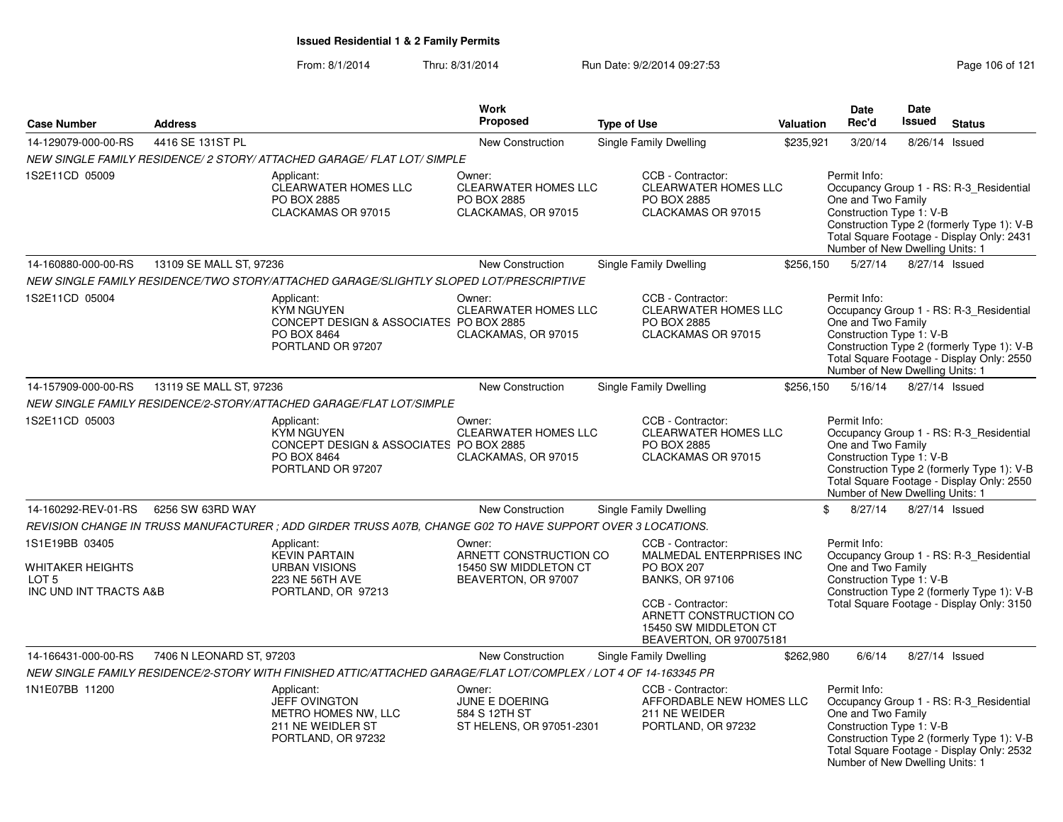**Issued Residential 1 & 2 Family Permits**

From: 8/1/2014 Thru: 8/31/2014 Run Date: 9/2/2014 09:27:53

| Case Number | Address | Work Proposed | Type of Use | Valuation | Date Rec'd | Date Issued | Status |
|---|---|---|---|---|---|---|---|
| 14-129079-000-00-RS | 4416 SE 131ST PL | New Construction | Single Family Dwelling | $235,921 | 3/20/14 | 8/26/14 | Issued |

*NEW SINGLE FAMILY RESIDENCE/ 2 STORY/ ATTACHED GARAGE/ FLAT LOT/ SIMPLE*

1S2E11CD 05009

Applicant: CLEARWATER HOMES LLC, PO BOX 2885, CLACKAMAS OR 97015

Owner: CLEARWATER HOMES LLC, PO BOX 2885, CLACKAMAS, OR 97015

CCB - Contractor: CLEARWATER HOMES LLC, PO BOX 2885, CLACKAMAS OR 97015

Permit Info:
Occupancy Group 1 - RS: R-3_Residential One and Two Family
Construction Type 1: V-B
Construction Type 2 (formerly Type 1): V-B
Total Square Footage - Display Only: 2431
Number of New Dwelling Units: 1

| Case Number | Address | Work Proposed | Type of Use | Valuation | Date Rec'd | Date Issued | Status |
|---|---|---|---|---|---|---|---|
| 14-160880-000-00-RS | 13109 SE MALL ST, 97236 | New Construction | Single Family Dwelling | $256,150 | 5/27/14 | 8/27/14 | Issued |

*NEW SINGLE FAMILY RESIDENCE/TWO STORY/ATTACHED GARAGE/SLIGHTLY SLOPED LOT/PRESCRIPTIVE*

1S2E11CD 05004

Applicant: KYM NGUYEN, CONCEPT DESIGN & ASSOCIATES, PO BOX 8464, PORTLAND OR 97207

Owner: CLEARWATER HOMES LLC, PO BOX 2885, CLACKAMAS, OR 97015

CCB - Contractor: CLEARWATER HOMES LLC, PO BOX 2885, CLACKAMAS OR 97015

Permit Info:
Occupancy Group 1 - RS: R-3_Residential One and Two Family
Construction Type 1: V-B
Construction Type 2 (formerly Type 1): V-B
Total Square Footage - Display Only: 2550
Number of New Dwelling Units: 1

| Case Number | Address | Work Proposed | Type of Use | Valuation | Date Rec'd | Date Issued | Status |
|---|---|---|---|---|---|---|---|
| 14-157909-000-00-RS | 13119 SE MALL ST, 97236 | New Construction | Single Family Dwelling | $256,150 | 5/16/14 | 8/27/14 | Issued |

*NEW SINGLE FAMILY RESIDENCE/2-STORY/ATTACHED GARAGE/FLAT LOT/SIMPLE*

1S2E11CD 05003

Applicant: KYM NGUYEN, CONCEPT DESIGN & ASSOCIATES, PO BOX 8464, PORTLAND OR 97207

Owner: CLEARWATER HOMES LLC, PO BOX 2885, CLACKAMAS, OR 97015

CCB - Contractor: CLEARWATER HOMES LLC, PO BOX 2885, CLACKAMAS OR 97015

Permit Info:
Occupancy Group 1 - RS: R-3_Residential One and Two Family
Construction Type 1: V-B
Construction Type 2 (formerly Type 1): V-B
Total Square Footage - Display Only: 2550
Number of New Dwelling Units: 1

| Case Number | Address | Work Proposed | Type of Use | Valuation | Date Rec'd | Date Issued | Status |
|---|---|---|---|---|---|---|---|
| 14-160292-REV-01-RS | 6256 SW 63RD WAY | New Construction | Single Family Dwelling | $ | 8/27/14 | 8/27/14 | Issued |

*REVISION CHANGE IN TRUSS MANUFACTURER ; ADD GIRDER TRUSS A07B, CHANGE G02 TO HAVE SUPPORT OVER 3 LOCATIONS.*

1S1E19BB 03405
WHITAKER HEIGHTS
LOT 5
INC UND INT TRACTS A&B

Applicant: KEVIN PARTAIN, URBAN VISIONS, 223 NE 56TH AVE, PORTLAND, OR 97213

Owner: ARNETT CONSTRUCTION CO, 15450 SW MIDDLETON CT, BEAVERTON, OR 97007

CCB - Contractor: MALMEDAL ENTERPRISES INC, PO BOX 207, BANKS, OR 97106

CCB - Contractor: ARNETT CONSTRUCTION CO, 15450 SW MIDDLETON CT, BEAVERTON, OR 970075181

Permit Info:
Occupancy Group 1 - RS: R-3_Residential One and Two Family
Construction Type 1: V-B
Construction Type 2 (formerly Type 1): V-B
Total Square Footage - Display Only: 3150

| Case Number | Address | Work Proposed | Type of Use | Valuation | Date Rec'd | Date Issued | Status |
|---|---|---|---|---|---|---|---|
| 14-166431-000-00-RS | 7406 N LEONARD ST, 97203 | New Construction | Single Family Dwelling | $262,980 | 6/6/14 | 8/27/14 | Issued |

*NEW SINGLE FAMILY RESIDENCE/2-STORY WITH FINISHED ATTIC/ATTACHED GARAGE/FLAT LOT/COMPLEX / LOT 4 OF 14-163345 PR*

1N1E07BB 11200

Applicant: JEFF OVINGTON, METRO HOMES NW, LLC, 211 NE WEIDLER ST, PORTLAND, OR 97232

Owner: JUNE E DOERING, 584 S 12TH ST, ST HELENS, OR 97051-2301

CCB - Contractor: AFFORDABLE NEW HOMES LLC, 211 NE WEIDER, PORTLAND, OR 97232

Permit Info:
Occupancy Group 1 - RS: R-3_Residential One and Two Family
Construction Type 1: V-B
Construction Type 2 (formerly Type 1): V-B
Total Square Footage - Display Only: 2532
Number of New Dwelling Units: 1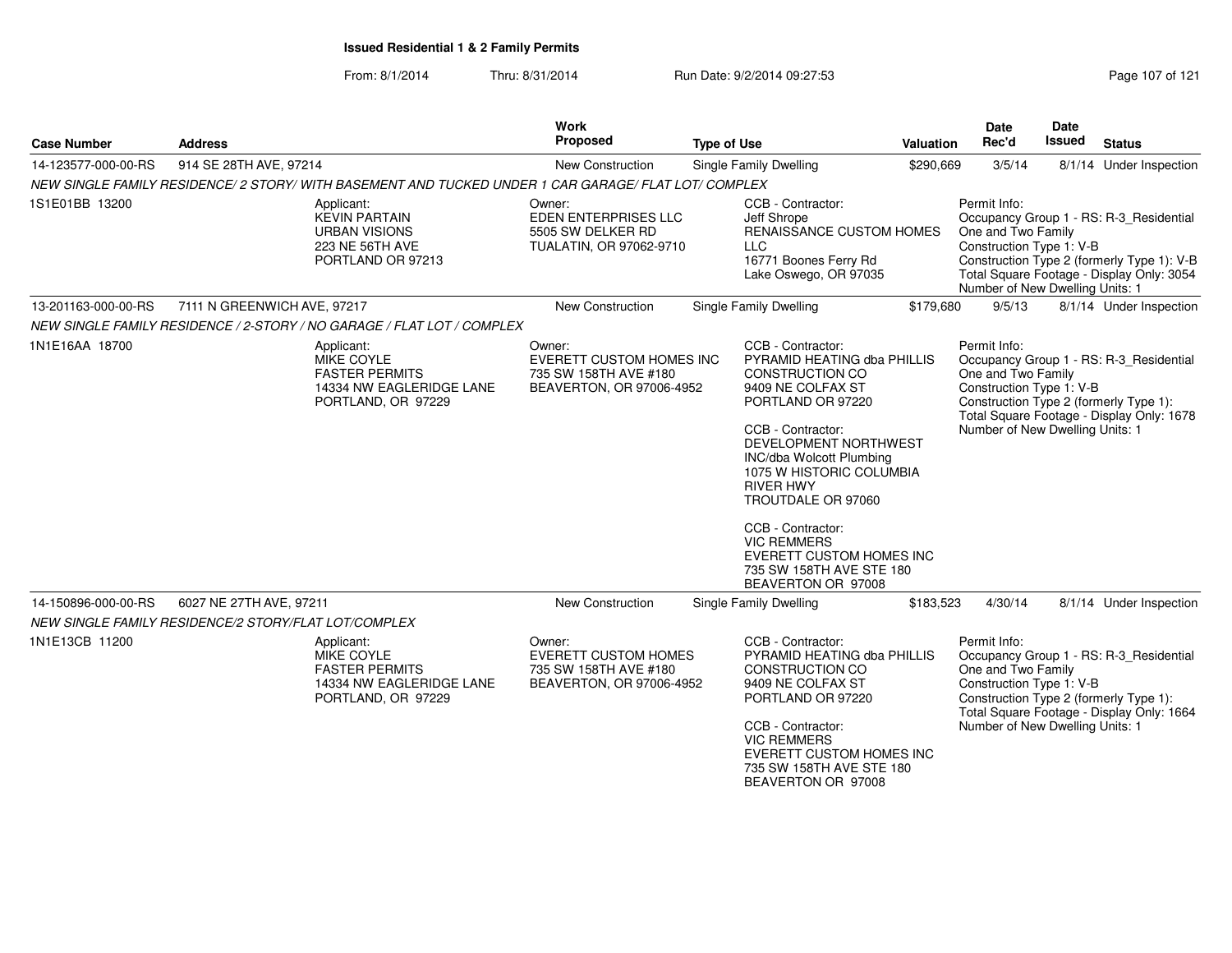**Issued Residential 1 & 2 Family Permits**

From: 8/1/2014 Thru: 8/31/2014 Run Date: 9/2/2014 09:27:53

| Case Number | Address | Work Proposed | Type of Use | Valuation | Date Rec'd | Date Issued | Status |
|---|---|---|---|---|---|---|---|
| 14-123577-000-00-RS | 914 SE 28TH AVE, 97214 | New Construction | Single Family Dwelling | $290,669 | 3/5/14 | 8/1/14 | Under Inspection |

*NEW SINGLE FAMILY RESIDENCE/ 2 STORY/ WITH BASEMENT AND TUCKED UNDER 1 CAR GARAGE/ FLAT LOT/ COMPLEX*

1S1E01BB 13200

Applicant:
KEVIN PARTAIN
URBAN VISIONS
223 NE 56TH AVE
PORTLAND OR 97213

Owner:
EDEN ENTERPRISES LLC
5505 SW DELKER RD
TUALATIN, OR 97062-9710

CCB - Contractor:
Jeff Shrope
RENAISSANCE CUSTOM HOMES LLC
16771 Boones Ferry Rd
Lake Oswego, OR 97035

Permit Info:
Occupancy Group 1 - RS: R-3_Residential One and Two Family
Construction Type 1: V-B
Construction Type 2 (formerly Type 1): V-B
Total Square Footage - Display Only: 3054
Number of New Dwelling Units: 1

| Case Number | Address | Work Proposed | Type of Use | Valuation | Date Rec'd | Date Issued | Status |
|---|---|---|---|---|---|---|---|
| 13-201163-000-00-RS | 7111 N GREENWICH AVE, 97217 | New Construction | Single Family Dwelling | $179,680 | 9/5/13 | 8/1/14 | Under Inspection |

*NEW SINGLE FAMILY RESIDENCE / 2-STORY / NO GARAGE / FLAT LOT / COMPLEX*

1N1E16AA 18700

Applicant:
MIKE COYLE
FASTER PERMITS
14334 NW EAGLERIDGE LANE
PORTLAND, OR 97229

Owner:
EVERETT CUSTOM HOMES INC
735 SW 158TH AVE #180
BEAVERTON, OR 97006-4952

CCB - Contractor:
PYRAMID HEATING dba PHILLIS CONSTRUCTION CO
9409 NE COLFAX ST
PORTLAND OR 97220

CCB - Contractor:
DEVELOPMENT NORTHWEST INC/dba Wolcott Plumbing
1075 W HISTORIC COLUMBIA RIVER HWY
TROUTDALE OR 97060

CCB - Contractor:
VIC REMMERS
EVERETT CUSTOM HOMES INC
735 SW 158TH AVE STE 180
BEAVERTON OR 97008

Permit Info:
Occupancy Group 1 - RS: R-3_Residential One and Two Family
Construction Type 1: V-B
Construction Type 2 (formerly Type 1):
Total Square Footage - Display Only: 1678
Number of New Dwelling Units: 1

| Case Number | Address | Work Proposed | Type of Use | Valuation | Date Rec'd | Date Issued | Status |
|---|---|---|---|---|---|---|---|
| 14-150896-000-00-RS | 6027 NE 27TH AVE, 97211 | New Construction | Single Family Dwelling | $183,523 | 4/30/14 | 8/1/14 | Under Inspection |

*NEW SINGLE FAMILY RESIDENCE/2 STORY/FLAT LOT/COMPLEX*

1N1E13CB 11200

Applicant:
MIKE COYLE
FASTER PERMITS
14334 NW EAGLERIDGE LANE
PORTLAND, OR 97229

Owner:
EVERETT CUSTOM HOMES
735 SW 158TH AVE #180
BEAVERTON, OR 97006-4952

CCB - Contractor:
PYRAMID HEATING dba PHILLIS CONSTRUCTION CO
9409 NE COLFAX ST
PORTLAND OR 97220

CCB - Contractor:
VIC REMMERS
EVERETT CUSTOM HOMES INC
735 SW 158TH AVE STE 180
BEAVERTON OR 97008

Permit Info:
Occupancy Group 1 - RS: R-3_Residential One and Two Family
Construction Type 1: V-B
Construction Type 2 (formerly Type 1):
Total Square Footage - Display Only: 1664
Number of New Dwelling Units: 1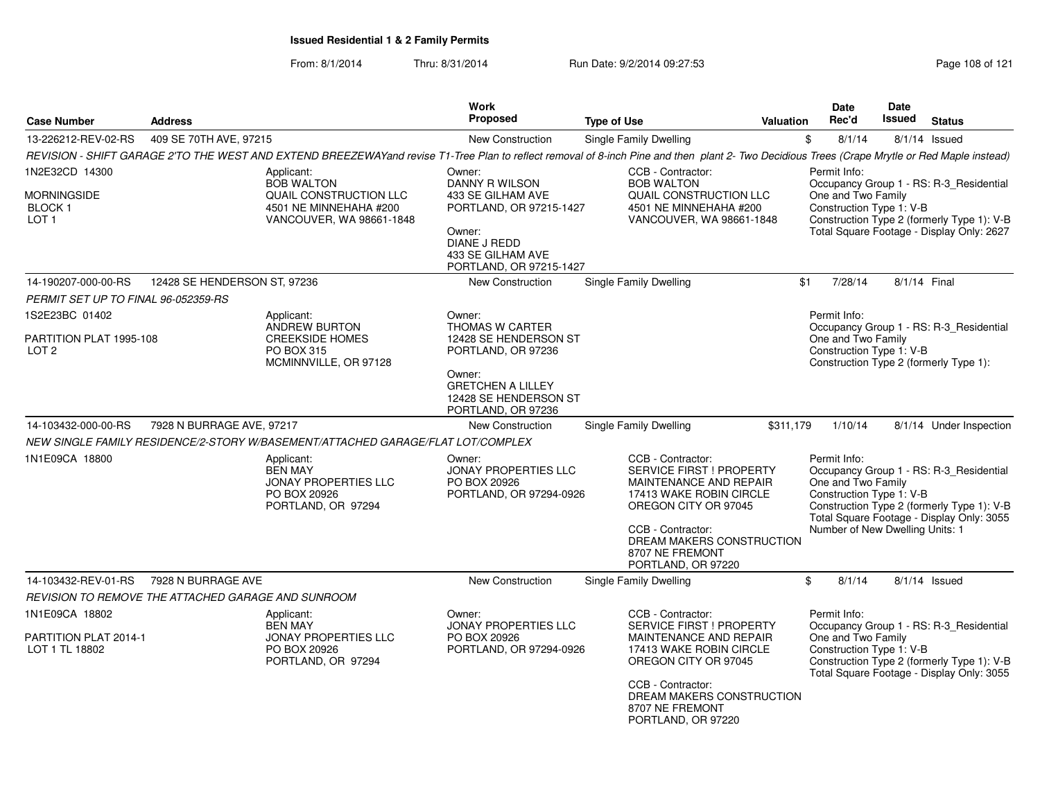**Issued Residential 1 & 2 Family Permits**

From: 8/1/2014 Thru: 8/31/2014 Run Date: 9/2/2014 09:27:53

| Case Number | Address | Work Proposed | Type of Use | Valuation | Date Rec'd | Date Issued | Status |
|---|---|---|---|---|---|---|---|
| 13-226212-REV-02-RS | 409 SE 70TH AVE, 97215 | New Construction | Single Family Dwelling | $ | 8/1/14 | 8/1/14 | Issued |

REVISION - SHIFT GARAGE 2'TO THE WEST AND EXTEND BREEZEWAYand revise T1-Tree Plan to reflect removal of 8-inch Pine and then plant 2- Two Decidious Trees (Crape Mrytle or Red Maple instead)

1N2E32CD 14300
MORNINGSIDE
BLOCK 1
LOT 1

Applicant:
BOB WALTON
QUAIL CONSTRUCTION LLC
4501 NE MINNEHAHA #200
VANCOUVER, WA 98661-1848

Owner:
DANNY R WILSON
433 SE GILHAM AVE
PORTLAND, OR 97215-1427

Owner:
DIANE J REDD
433 SE GILHAM AVE
PORTLAND, OR 97215-1427

CCB - Contractor:
BOB WALTON
QUAIL CONSTRUCTION LLC
4501 NE MINNEHAHA #200
VANCOUVER, WA 98661-1848

Permit Info:
Occupancy Group 1 - RS: R-3_Residential One and Two Family
Construction Type 1: V-B
Construction Type 2 (formerly Type 1): V-B
Total Square Footage - Display Only: 2627

| Case Number | Address | Work Proposed | Type of Use | Valuation | Date Rec'd | Date Issued | Status |
|---|---|---|---|---|---|---|---|
| 14-190207-000-00-RS | 12428 SE HENDERSON ST, 97236 | New Construction | Single Family Dwelling | $1 | 7/28/14 | 8/1/14 | Final |

PERMIT SET UP TO FINAL 96-052359-RS

1S2E23BC 01402
PARTITION PLAT 1995-108
LOT 2

Applicant:
ANDREW BURTON
CREEKSIDE HOMES
PO BOX 315
MCMINNVILLE, OR 97128

Owner:
THOMAS W CARTER
12428 SE HENDERSON ST
PORTLAND, OR 97236

Owner:
GRETCHEN A LILLEY
12428 SE HENDERSON ST
PORTLAND, OR 97236

Permit Info:
Occupancy Group 1 - RS: R-3_Residential One and Two Family
Construction Type 1: V-B
Construction Type 2 (formerly Type 1):

| Case Number | Address | Work Proposed | Type of Use | Valuation | Date Rec'd | Date Issued | Status |
|---|---|---|---|---|---|---|---|
| 14-103432-000-00-RS | 7928 N BURRAGE AVE, 97217 | New Construction | Single Family Dwelling | $311,179 | 1/10/14 | 8/1/14 | Under Inspection |

NEW SINGLE FAMILY RESIDENCE/2-STORY W/BASEMENT/ATTACHED GARAGE/FLAT LOT/COMPLEX

1N1E09CA 18800

Applicant:
BEN MAY
JONAY PROPERTIES LLC
PO BOX 20926
PORTLAND, OR 97294

Owner:
JONAY PROPERTIES LLC
PO BOX 20926
PORTLAND, OR 97294-0926

CCB - Contractor:
SERVICE FIRST ! PROPERTY MAINTENANCE AND REPAIR
17413 WAKE ROBIN CIRCLE
OREGON CITY OR 97045

CCB - Contractor:
DREAM MAKERS CONSTRUCTION
8707 NE FREMONT
PORTLAND, OR 97220

Permit Info:
Occupancy Group 1 - RS: R-3_Residential One and Two Family
Construction Type 1: V-B
Construction Type 2 (formerly Type 1): V-B
Total Square Footage - Display Only: 3055
Number of New Dwelling Units: 1

| Case Number | Address | Work Proposed | Type of Use | Valuation | Date Rec'd | Date Issued | Status |
|---|---|---|---|---|---|---|---|
| 14-103432-REV-01-RS | 7928 N BURRAGE AVE | New Construction | Single Family Dwelling | $ | 8/1/14 | 8/1/14 | Issued |

REVISION TO REMOVE THE ATTACHED GARAGE AND SUNROOM

1N1E09CA 18802
PARTITION PLAT 2014-1
LOT 1 TL 18802

Applicant:
BEN MAY
JONAY PROPERTIES LLC
PO BOX 20926
PORTLAND, OR 97294

Owner:
JONAY PROPERTIES LLC
PO BOX 20926
PORTLAND, OR 97294-0926

CCB - Contractor:
SERVICE FIRST ! PROPERTY MAINTENANCE AND REPAIR
17413 WAKE ROBIN CIRCLE
OREGON CITY OR 97045

CCB - Contractor:
DREAM MAKERS CONSTRUCTION
8707 NE FREMONT
PORTLAND, OR 97220

Permit Info:
Occupancy Group 1 - RS: R-3_Residential One and Two Family
Construction Type 1: V-B
Construction Type 2 (formerly Type 1): V-B
Total Square Footage - Display Only: 3055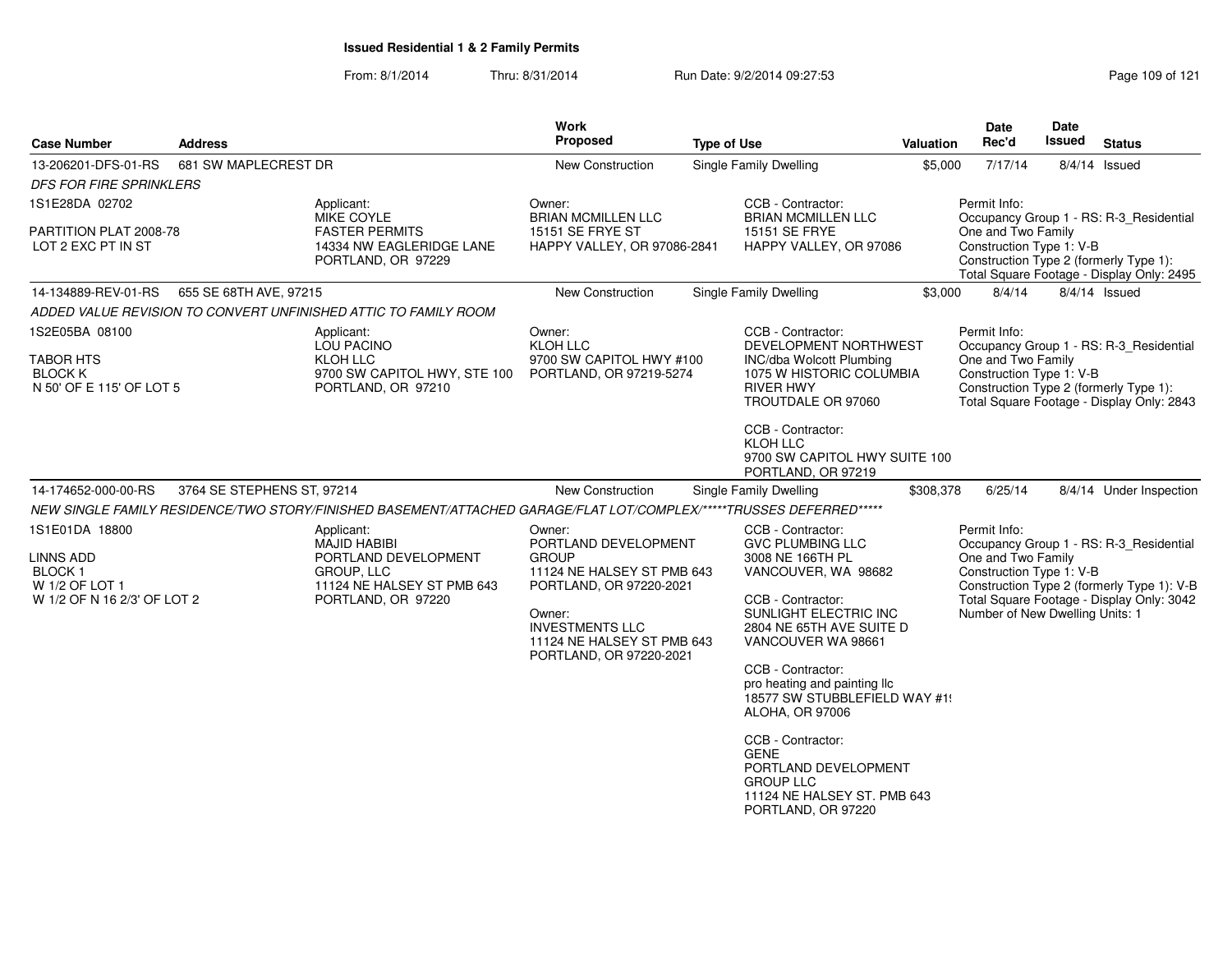# Issued Residential 1 & 2 Family Permits

From: 8/1/2014 Thru: 8/31/2014 Run Date: 9/2/2014 09:27:53

| Case Number | Address | Work Proposed | Type of Use | Valuation | Date Rec'd | Date Issued | Status |
|---|---|---|---|---|---|---|---|
| 13-206201-DFS-01-RS | 681 SW MAPLECREST DR | New Construction | Single Family Dwelling | $5,000 | 7/17/14 | 8/4/14 | Issued |

*DFS FOR FIRE SPRINKLERS*

1S1E28DA 02702

PARTITION PLAT 2008-78
LOT 2 EXC PT IN ST

Applicant:
MIKE COYLE
FASTER PERMITS
14334 NW EAGLERIDGE LANE
PORTLAND, OR 97229

Owner:
BRIAN MCMILLEN LLC
15151 SE FRYE ST
HAPPY VALLEY, OR 97086-2841

CCB - Contractor:
BRIAN MCMILLEN LLC
15151 SE FRYE
HAPPY VALLEY, OR 97086

Permit Info:
Occupancy Group 1 - RS: R-3_Residential One and Two Family
Construction Type 1: V-B
Construction Type 2 (formerly Type 1):
Total Square Footage - Display Only: 2495

| Case Number | Address | Work Proposed | Type of Use | Valuation | Date Rec'd | Date Issued | Status |
|---|---|---|---|---|---|---|---|
| 14-134889-REV-01-RS | 655 SE 68TH AVE, 97215 | New Construction | Single Family Dwelling | $3,000 | 8/4/14 | 8/4/14 | Issued |

*ADDED VALUE REVISION TO CONVERT UNFINISHED ATTIC TO FAMILY ROOM*

1S2E05BA 08100

TABOR HTS
BLOCK K
N 50' OF E 115' OF LOT 5

Applicant:
LOU PACINO
KLOH LLC
9700 SW CAPITOL HWY, STE 100
PORTLAND, OR 97210

Owner:
KLOH LLC
9700 SW CAPITOL HWY #100
PORTLAND, OR 97219-5274

CCB - Contractor:
DEVELOPMENT NORTHWEST INC/dba Wolcott Plumbing
1075 W HISTORIC COLUMBIA RIVER HWY
TROUTDALE OR 97060

CCB - Contractor:
KLOH LLC
9700 SW CAPITOL HWY SUITE 100
PORTLAND, OR 97219

Permit Info:
Occupancy Group 1 - RS: R-3_Residential One and Two Family
Construction Type 1: V-B
Construction Type 2 (formerly Type 1):
Total Square Footage - Display Only: 2843

| Case Number | Address | Work Proposed | Type of Use | Valuation | Date Rec'd | Date Issued | Status |
|---|---|---|---|---|---|---|---|
| 14-174652-000-00-RS | 3764 SE STEPHENS ST, 97214 | New Construction | Single Family Dwelling | $308,378 | 6/25/14 | 8/4/14 | Under Inspection |

*NEW SINGLE FAMILY RESIDENCE/TWO STORY/FINISHED BASEMENT/ATTACHED GARAGE/FLAT LOT/COMPLEX/*****TRUSSES DEFERRED******

1S1E01DA 18800

LINNS ADD
BLOCK 1
W 1/2 OF LOT 1
W 1/2 OF N 16 2/3' OF LOT 2

Applicant:
MAJID HABIBI
PORTLAND DEVELOPMENT GROUP, LLC
11124 NE HALSEY ST PMB 643
PORTLAND, OR 97220

Owner:
PORTLAND DEVELOPMENT GROUP
11124 NE HALSEY ST PMB 643
PORTLAND, OR 97220-2021

Owner:
INVESTMENTS LLC
11124 NE HALSEY ST PMB 643
PORTLAND, OR 97220-2021

CCB - Contractor:
GVC PLUMBING LLC
3008 NE 166TH PL
VANCOUVER, WA 98682

CCB - Contractor:
SUNLIGHT ELECTRIC INC
2804 NE 65TH AVE SUITE D
VANCOUVER WA 98661

CCB - Contractor:
pro heating and painting llc
18577 SW STUBBLEFIELD WAY #1!
ALOHA, OR 97006

CCB - Contractor:
GENE
PORTLAND DEVELOPMENT GROUP LLC
11124 NE HALSEY ST. PMB 643
PORTLAND, OR 97220

Permit Info:
Occupancy Group 1 - RS: R-3_Residential One and Two Family
Construction Type 1: V-B
Construction Type 2 (formerly Type 1): V-B
Total Square Footage - Display Only: 3042
Number of New Dwelling Units: 1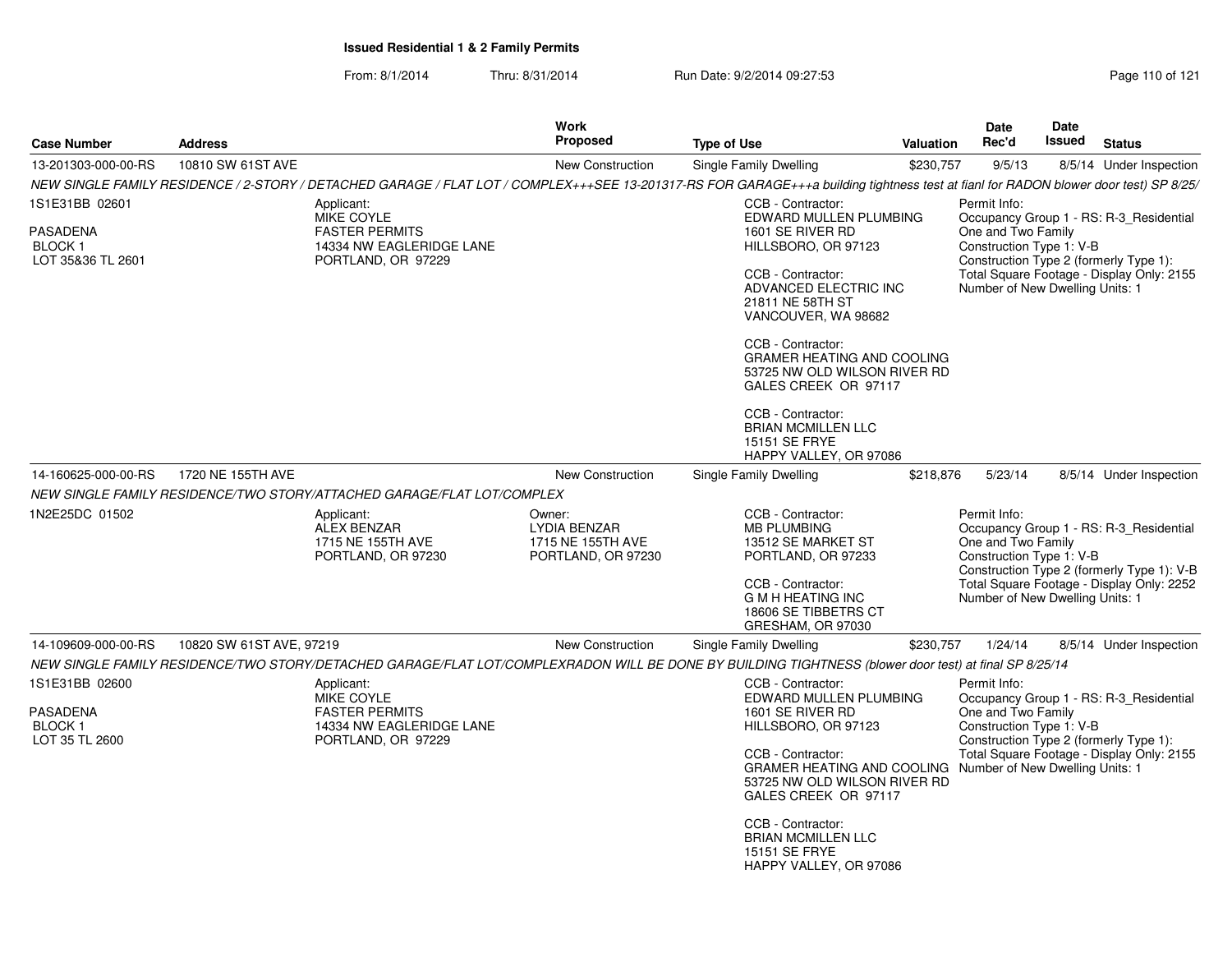**Issued Residential 1 & 2 Family Permits**

From: 8/1/2014 Thru: 8/31/2014 Run Date: 9/2/2014 09:27:53

| Case Number | Address | Work Proposed | Type of Use | Valuation | Date Rec'd | Date Issued | Status |
|---|---|---|---|---|---|---|---|
| 13-201303-000-00-RS | 10810 SW 61ST AVE | New Construction | Single Family Dwelling | $230,757 | 9/5/13 | 8/5/14 | Under Inspection |

*NEW SINGLE FAMILY RESIDENCE / 2-STORY / DETACHED GARAGE / FLAT LOT / COMPLEX+++SEE 13-201317-RS FOR GARAGE+++a building tightness test at fianl for RADON blower door test) SP 8/25/*

1S1E31BB 02601
PASADENA
BLOCK 1
LOT 35&36 TL 2601

Applicant:
MIKE COYLE
FASTER PERMITS
14334 NW EAGLERIDGE LANE
PORTLAND, OR 97229

CCB - Contractor:
EDWARD MULLEN PLUMBING
1601 SE RIVER RD
HILLSBORO, OR 97123

CCB - Contractor:
ADVANCED ELECTRIC INC
21811 NE 58TH ST
VANCOUVER, WA 98682

CCB - Contractor:
GRAMER HEATING AND COOLING
53725 NW OLD WILSON RIVER RD
GALES CREEK OR 97117

CCB - Contractor:
BRIAN MCMILLEN LLC
15151 SE FRYE
HAPPY VALLEY, OR 97086

Permit Info:
Occupancy Group 1 - RS: R-3_Residential One and Two Family
Construction Type 1: V-B
Construction Type 2 (formerly Type 1):
Total Square Footage - Display Only: 2155
Number of New Dwelling Units: 1

| Case Number | Address | Work Proposed | Type of Use | Valuation | Date Rec'd | Date Issued | Status |
|---|---|---|---|---|---|---|---|
| 14-160625-000-00-RS | 1720 NE 155TH AVE | New Construction | Single Family Dwelling | $218,876 | 5/23/14 | 8/5/14 | Under Inspection |

*NEW SINGLE FAMILY RESIDENCE/TWO STORY/ATTACHED GARAGE/FLAT LOT/COMPLEX*

1N2E25DC 01502

Applicant:
ALEX BENZAR
1715 NE 155TH AVE
PORTLAND, OR 97230

Owner:
LYDIA BENZAR
1715 NE 155TH AVE
PORTLAND, OR 97230

CCB - Contractor:
MB PLUMBING
13512 SE MARKET ST
PORTLAND, OR 97233

CCB - Contractor:
G M H HEATING INC
18606 SE TIBBETRS CT
GRESHAM, OR 97030

Permit Info:
Occupancy Group 1 - RS: R-3_Residential One and Two Family
Construction Type 1: V-B
Construction Type 2 (formerly Type 1): V-B
Total Square Footage - Display Only: 2252
Number of New Dwelling Units: 1

| Case Number | Address | Work Proposed | Type of Use | Valuation | Date Rec'd | Date Issued | Status |
|---|---|---|---|---|---|---|---|
| 14-109609-000-00-RS | 10820 SW 61ST AVE, 97219 | New Construction | Single Family Dwelling | $230,757 | 1/24/14 | 8/5/14 | Under Inspection |

*NEW SINGLE FAMILY RESIDENCE/TWO STORY/DETACHED GARAGE/FLAT LOT/COMPLEXRADON WILL BE DONE BY BUILDING TIGHTNESS (blower door test) at final SP 8/25/14*

1S1E31BB 02600
PASADENA
BLOCK 1
LOT 35 TL 2600

Applicant:
MIKE COYLE
FASTER PERMITS
14334 NW EAGLERIDGE LANE
PORTLAND, OR 97229

CCB - Contractor:
EDWARD MULLEN PLUMBING
1601 SE RIVER RD
HILLSBORO, OR 97123

CCB - Contractor:
GRAMER HEATING AND COOLING
53725 NW OLD WILSON RIVER RD
GALES CREEK OR 97117

CCB - Contractor:
BRIAN MCMILLEN LLC
15151 SE FRYE
HAPPY VALLEY, OR 97086

Permit Info:
Occupancy Group 1 - RS: R-3_Residential One and Two Family
Construction Type 1: V-B
Construction Type 2 (formerly Type 1):
Total Square Footage - Display Only: 2155
Number of New Dwelling Units: 1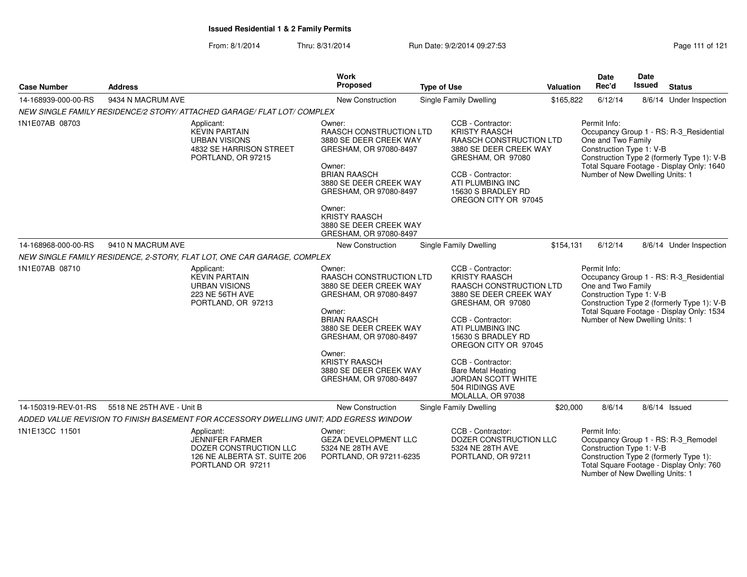**Issued Residential 1 & 2 Family Permits**

From: 8/1/2014 Thru: 8/31/2014 Run Date: 9/2/2014 09:27:53

| Case Number | Address | Work Proposed | Type of Use | Valuation | Date Rec'd | Date Issued | Status |
|---|---|---|---|---|---|---|---|
| 14-168939-000-00-RS | 9434 N MACRUM AVE | New Construction | Single Family Dwelling | $165,822 | 6/12/14 | 8/6/14 | Under Inspection |

*NEW SINGLE FAMILY RESIDENCE/2 STORY/ ATTACHED GARAGE/ FLAT LOT/ COMPLEX*

1N1E07AB 08703

Applicant:
KEVIN PARTAIN
URBAN VISIONS
4832 SE HARRISON STREET
PORTLAND, OR 97215

Owner:
RAASCH CONSTRUCTION LTD
3880 SE DEER CREEK WAY
GRESHAM, OR 97080-8497

Owner:
BRIAN RAASCH
3880 SE DEER CREEK WAY
GRESHAM, OR 97080-8497

Owner:
KRISTY RAASCH
3880 SE DEER CREEK WAY
GRESHAM, OR 97080-8497

CCB - Contractor:
KRISTY RAASCH
RAASCH CONSTRUCTION LTD
3880 SE DEER CREEK WAY
GRESHAM, OR 97080

CCB - Contractor:
ATI PLUMBING INC
15630 S BRADLEY RD
OREGON CITY OR 97045

Permit Info:
Occupancy Group 1 - RS: R-3_Residential One and Two Family
Construction Type 1: V-B
Construction Type 2 (formerly Type 1): V-B
Total Square Footage - Display Only: 1640
Number of New Dwelling Units: 1

| Case Number | Address | Work Proposed | Type of Use | Valuation | Date Rec'd | Date Issued | Status |
|---|---|---|---|---|---|---|---|
| 14-168968-000-00-RS | 9410 N MACRUM AVE | New Construction | Single Family Dwelling | $154,131 | 6/12/14 | 8/6/14 | Under Inspection |

*NEW SINGLE FAMILY RESIDENCE, 2-STORY, FLAT LOT, ONE CAR GARAGE, COMPLEX*

1N1E07AB 08710

Applicant:
KEVIN PARTAIN
URBAN VISIONS
223 NE 56TH AVE
PORTLAND, OR 97213

Owner:
RAASCH CONSTRUCTION LTD
3880 SE DEER CREEK WAY
GRESHAM, OR 97080-8497

Owner:
BRIAN RAASCH
3880 SE DEER CREEK WAY
GRESHAM, OR 97080-8497

Owner:
KRISTY RAASCH
3880 SE DEER CREEK WAY
GRESHAM, OR 97080-8497

CCB - Contractor:
KRISTY RAASCH
RAASCH CONSTRUCTION LTD
3880 SE DEER CREEK WAY
GRESHAM, OR 97080

CCB - Contractor:
ATI PLUMBING INC
15630 S BRADLEY RD
OREGON CITY OR 97045

CCB - Contractor:
Bare Metal Heating
JORDAN SCOTT WHITE
504 RIDINGS AVE
MOLALLA, OR 97038

Permit Info:
Occupancy Group 1 - RS: R-3_Residential One and Two Family
Construction Type 1: V-B
Construction Type 2 (formerly Type 1): V-B
Total Square Footage - Display Only: 1534
Number of New Dwelling Units: 1

| Case Number | Address | Work Proposed | Type of Use | Valuation | Date Rec'd | Date Issued | Status |
|---|---|---|---|---|---|---|---|
| 14-150319-REV-01-RS | 5518 NE 25TH AVE - Unit B | New Construction | Single Family Dwelling | $20,000 | 8/6/14 | 8/6/14 | Issued |

*ADDED VALUE REVISION TO FINISH BASEMENT FOR ACCESSORY DWELLING UNIT; ADD EGRESS WINDOW*

1N1E13CC 11501

Applicant:
JENNIFER FARMER
DOZER CONSTRUCTION LLC
126 NE ALBERTA ST. SUITE 206
PORTLAND OR 97211

Owner:
GEZA DEVELOPMENT LLC
5324 NE 28TH AVE
PORTLAND, OR 97211-6235

CCB - Contractor:
DOZER CONSTRUCTION LLC
5324 NE 28TH AVE
PORTLAND, OR 97211

Permit Info:
Occupancy Group 1 - RS: R-3_Remodel
Construction Type 1: V-B
Construction Type 2 (formerly Type 1):
Total Square Footage - Display Only: 760
Number of New Dwelling Units: 1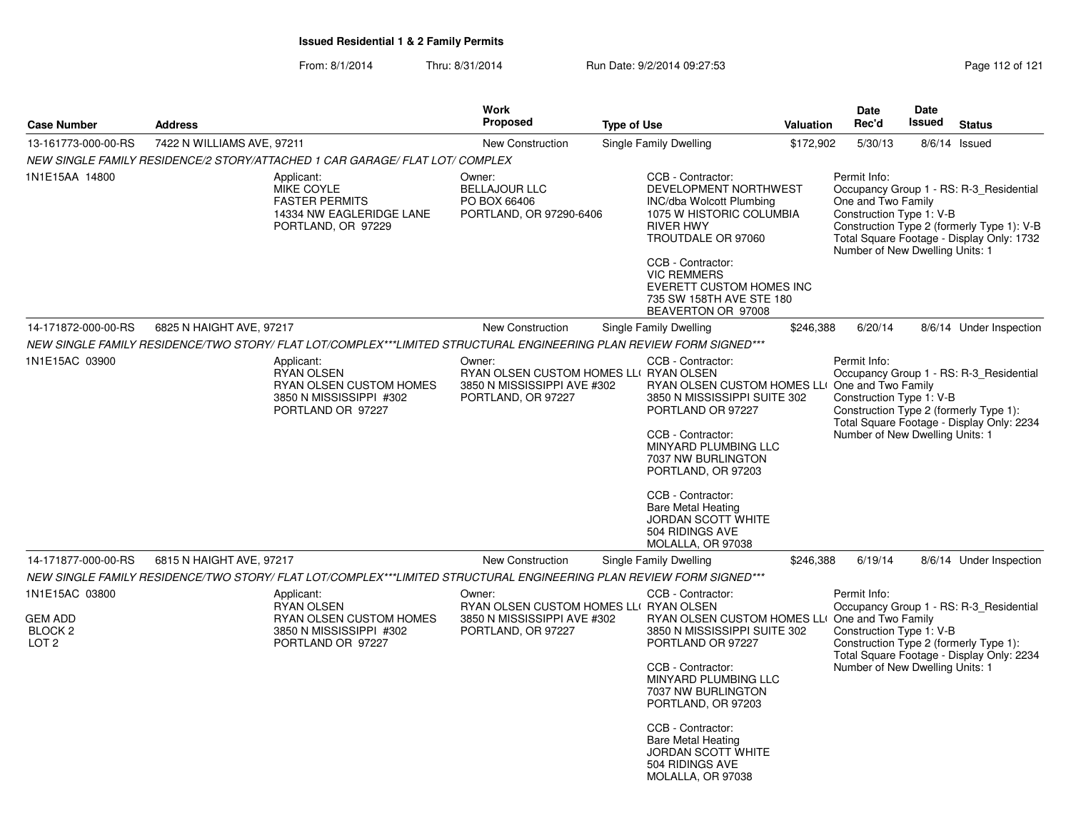## Issued Residential 1 & 2 Family Permits

From: 8/1/2014 Thru: 8/31/2014 Run Date: 9/2/2014 09:27:53

| Case Number | Address | Work Proposed | Type of Use | Valuation | Date Rec'd | Date Issued | Status |
|---|---|---|---|---|---|---|---|
| 13-161773-000-00-RS | 7422 N WILLIAMS AVE, 97211 | New Construction | Single Family Dwelling | $172,902 | 5/30/13 | 8/6/14 | Issued |

*NEW SINGLE FAMILY RESIDENCE/2 STORY/ATTACHED 1 CAR GARAGE/ FLAT LOT/ COMPLEX*

1N1E15AA 14800

Applicant:
MIKE COYLE
FASTER PERMITS
14334 NW EAGLERIDGE LANE
PORTLAND, OR 97229

Owner:
BELLAJOUR LLC
PO BOX 66406
PORTLAND, OR 97290-6406

CCB - Contractor:
DEVELOPMENT NORTHWEST
INC/dba Wolcott Plumbing
1075 W HISTORIC COLUMBIA
RIVER HWY
TROUTDALE OR 97060

CCB - Contractor:
VIC REMMERS
EVERETT CUSTOM HOMES INC
735 SW 158TH AVE STE 180
BEAVERTON OR 97008

Permit Info:
Occupancy Group 1 - RS: R-3_Residential One and Two Family
Construction Type 1: V-B
Construction Type 2 (formerly Type 1): V-B
Total Square Footage - Display Only: 1732
Number of New Dwelling Units: 1

| Case Number | Address | Work Proposed | Type of Use | Valuation | Date Rec'd | Date Issued | Status |
|---|---|---|---|---|---|---|---|
| 14-171872-000-00-RS | 6825 N HAIGHT AVE, 97217 | New Construction | Single Family Dwelling | $246,388 | 6/20/14 | 8/6/14 | Under Inspection |

*NEW SINGLE FAMILY RESIDENCE/TWO STORY/ FLAT LOT/COMPLEX***LIMITED STRUCTURAL ENGINEERING PLAN REVIEW FORM SIGNED****

1N1E15AC 03900

Applicant:
RYAN OLSEN
RYAN OLSEN CUSTOM HOMES
3850 N MISSISSIPPI #302
PORTLAND OR 97227

Owner:
RYAN OLSEN CUSTOM HOMES LL(
3850 N MISSISSIPPI AVE #302
PORTLAND, OR 97227

CCB - Contractor:
RYAN OLSEN
RYAN OLSEN CUSTOM HOMES LL(
3850 N MISSISSIPPI SUITE 302
PORTLAND OR 97227

CCB - Contractor:
MINYARD PLUMBING LLC
7037 NW BURLINGTON
PORTLAND, OR 97203

CCB - Contractor:
Bare Metal Heating
JORDAN SCOTT WHITE
504 RIDINGS AVE
MOLALLA, OR 97038

Permit Info:
Occupancy Group 1 - RS: R-3_Residential One and Two Family
Construction Type 1: V-B
Construction Type 2 (formerly Type 1):
Total Square Footage - Display Only: 2234
Number of New Dwelling Units: 1

| Case Number | Address | Work Proposed | Type of Use | Valuation | Date Rec'd | Date Issued | Status |
|---|---|---|---|---|---|---|---|
| 14-171877-000-00-RS | 6815 N HAIGHT AVE, 97217 | New Construction | Single Family Dwelling | $246,388 | 6/19/14 | 8/6/14 | Under Inspection |

*NEW SINGLE FAMILY RESIDENCE/TWO STORY/ FLAT LOT/COMPLEX***LIMITED STRUCTURAL ENGINEERING PLAN REVIEW FORM SIGNED****

1N1E15AC 03800

GEM ADD
BLOCK 2
LOT 2

Applicant:
RYAN OLSEN
RYAN OLSEN CUSTOM HOMES
3850 N MISSISSIPPI #302
PORTLAND OR 97227

Owner:
RYAN OLSEN CUSTOM HOMES LL(
3850 N MISSISSIPPI AVE #302
PORTLAND, OR 97227

CCB - Contractor:
RYAN OLSEN
RYAN OLSEN CUSTOM HOMES LL(
3850 N MISSISSIPPI SUITE 302
PORTLAND OR 97227

CCB - Contractor:
MINYARD PLUMBING LLC
7037 NW BURLINGTON
PORTLAND, OR 97203

CCB - Contractor:
Bare Metal Heating
JORDAN SCOTT WHITE
504 RIDINGS AVE
MOLALLA, OR 97038

Permit Info:
Occupancy Group 1 - RS: R-3_Residential One and Two Family
Construction Type 1: V-B
Construction Type 2 (formerly Type 1):
Total Square Footage - Display Only: 2234
Number of New Dwelling Units: 1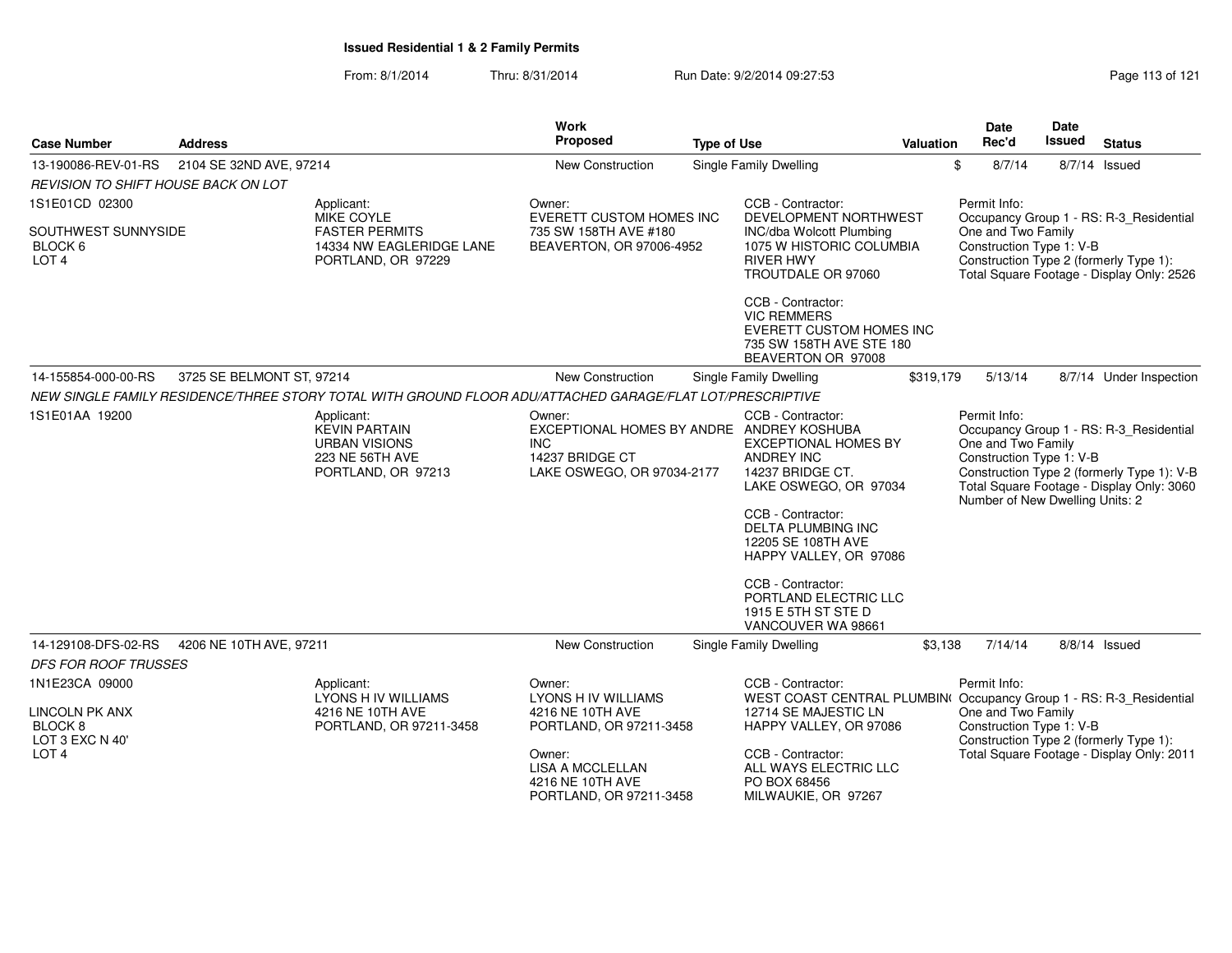**Issued Residential 1 & 2 Family Permits**

From: 8/1/2014 Thru: 8/31/2014 Run Date: 9/2/2014 09:27:53

| Case Number | Address | Work Proposed | Type of Use | Valuation | Date Rec'd | Date Issued | Status |
|---|---|---|---|---|---|---|---|
| 13-190086-REV-01-RS | 2104 SE 32ND AVE, 97214 | New Construction | Single Family Dwelling | $ | 8/7/14 | 8/7/14 | Issued |

*REVISION TO SHIFT HOUSE BACK ON LOT*

1S1E01CD 02300

SOUTHWEST SUNNYSIDE
BLOCK 6
LOT 4

Applicant:
MIKE COYLE
FASTER PERMITS
14334 NW EAGLERIDGE LANE
PORTLAND, OR 97229

Owner:
EVERETT CUSTOM HOMES INC
735 SW 158TH AVE #180
BEAVERTON, OR 97006-4952

CCB - Contractor:
DEVELOPMENT NORTHWEST INC/dba Wolcott Plumbing
1075 W HISTORIC COLUMBIA RIVER HWY
TROUTDALE OR 97060

CCB - Contractor:
VIC REMMERS
EVERETT CUSTOM HOMES INC
735 SW 158TH AVE STE 180
BEAVERTON OR 97008

Permit Info:
Occupancy Group 1 - RS: R-3_Residential One and Two Family
Construction Type 1: V-B
Construction Type 2 (formerly Type 1):
Total Square Footage - Display Only: 2526

| Case Number | Address | Work Proposed | Type of Use | Valuation | Date Rec'd | Date Issued | Status |
|---|---|---|---|---|---|---|---|
| 14-155854-000-00-RS | 3725 SE BELMONT ST, 97214 | New Construction | Single Family Dwelling | $319,179 | 5/13/14 | 8/7/14 | Under Inspection |

*NEW SINGLE FAMILY RESIDENCE/THREE STORY TOTAL WITH GROUND FLOOR ADU/ATTACHED GARAGE/FLAT LOT/PRESCRIPTIVE*

1S1E01AA 19200

Applicant:
KEVIN PARTAIN
URBAN VISIONS
223 NE 56TH AVE
PORTLAND, OR 97213

Owner:
EXCEPTIONAL HOMES BY ANDRE INC
14237 BRIDGE CT
LAKE OSWEGO, OR 97034-2177

CCB - Contractor:
ANDREY KOSHUBA
EXCEPTIONAL HOMES BY ANDREY INC
14237 BRIDGE CT.
LAKE OSWEGO, OR 97034

CCB - Contractor:
DELTA PLUMBING INC
12205 SE 108TH AVE
HAPPY VALLEY, OR 97086

CCB - Contractor:
PORTLAND ELECTRIC LLC
1915 E 5TH ST STE D
VANCOUVER WA 98661

Permit Info:
Occupancy Group 1 - RS: R-3_Residential One and Two Family
Construction Type 1: V-B
Construction Type 2 (formerly Type 1): V-B
Total Square Footage - Display Only: 3060
Number of New Dwelling Units: 2

| Case Number | Address | Work Proposed | Type of Use | Valuation | Date Rec'd | Date Issued | Status |
|---|---|---|---|---|---|---|---|
| 14-129108-DFS-02-RS | 4206 NE 10TH AVE, 97211 | New Construction | Single Family Dwelling | $3,138 | 7/14/14 | 8/8/14 | Issued |

*DFS FOR ROOF TRUSSES*

1N1E23CA 09000

LINCOLN PK ANX
BLOCK 8
LOT 3 EXC N 40'
LOT 4

Applicant:
LYONS H IV WILLIAMS
4216 NE 10TH AVE
PORTLAND, OR 97211-3458

Owner:
LYONS H IV WILLIAMS
4216 NE 10TH AVE
PORTLAND, OR 97211-3458

Owner:
LISA A MCCLELLAN
4216 NE 10TH AVE
PORTLAND, OR 97211-3458

CCB - Contractor:
WEST COAST CENTRAL PLUMBIN(
12714 SE MAJESTIC LN
HAPPY VALLEY, OR 97086

CCB - Contractor:
ALL WAYS ELECTRIC LLC
PO BOX 68456
MILWAUKIE, OR 97267

Permit Info:
Occupancy Group 1 - RS: R-3_Residential One and Two Family
Construction Type 1: V-B
Construction Type 2 (formerly Type 1):
Total Square Footage - Display Only: 2011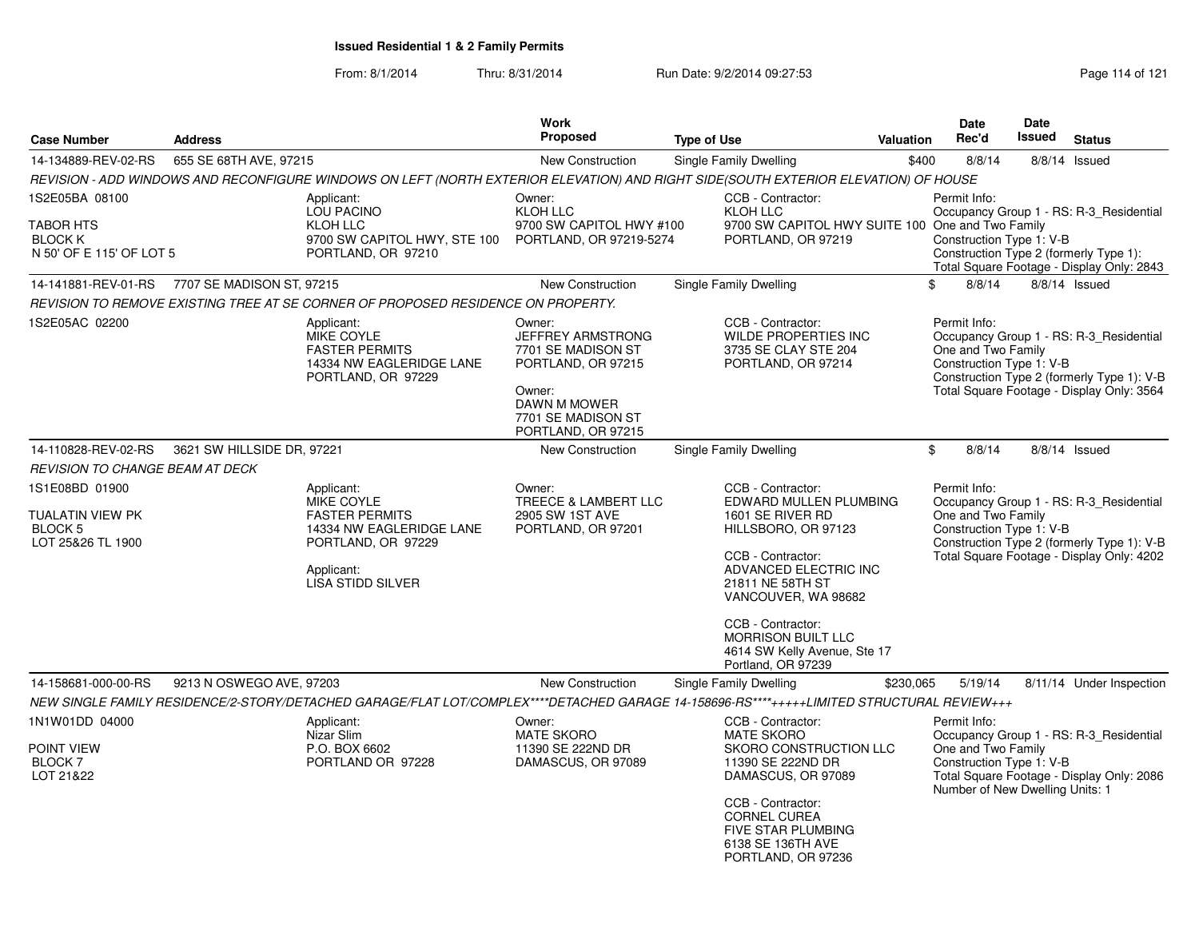# Issued Residential 1 & 2 Family Permits

From: 8/1/2014 Thru: 8/31/2014 Run Date: 9/2/2014 09:27:53

| Case Number | Address | Work Proposed | Type of Use | Valuation | Date Rec'd | Date Issued | Status |
|---|---|---|---|---|---|---|---|
| 14-134889-REV-02-RS | 655 SE 68TH AVE, 97215 | New Construction | Single Family Dwelling | $400 | 8/8/14 | 8/8/14 | Issued |

*REVISION - ADD WINDOWS AND RECONFIGURE WINDOWS ON LEFT (NORTH EXTERIOR ELEVATION) AND RIGHT SIDE(SOUTH EXTERIOR ELEVATION) OF HOUSE*

1S2E05BA 08100
TABOR HTS
BLOCK K
N 50' OF E 115' OF LOT 5

Applicant:
LOU PACINO
KLOH LLC
9700 SW CAPITOL HWY, STE 100
PORTLAND, OR 97210

Owner:
KLOH LLC
9700 SW CAPITOL HWY #100
PORTLAND, OR 97219-5274

CCB - Contractor:
KLOH LLC
9700 SW CAPITOL HWY SUITE 100
PORTLAND, OR 97219

Permit Info:
Occupancy Group 1 - RS: R-3_Residential One and Two Family
Construction Type 1: V-B
Construction Type 2 (formerly Type 1):
Total Square Footage - Display Only: 2843

---

| Case Number | Address | Work Proposed | Type of Use | Valuation | Date Rec'd | Date Issued | Status |
|---|---|---|---|---|---|---|---|
| 14-141881-REV-01-RS | 7707 SE MADISON ST, 97215 | New Construction | Single Family Dwelling | $ | 8/8/14 | 8/8/14 | Issued |

*REVISION TO REMOVE EXISTING TREE AT SE CORNER OF PROPOSED RESIDENCE ON PROPERTY.*

1S2E05AC 02200

Applicant:
MIKE COYLE
FASTER PERMITS
14334 NW EAGLERIDGE LANE
PORTLAND, OR 97229

Owner:
JEFFREY ARMSTRONG
7701 SE MADISON ST
PORTLAND, OR 97215

Owner:
DAWN M MOWER
7701 SE MADISON ST
PORTLAND, OR 97215

CCB - Contractor:
WILDE PROPERTIES INC
3735 SE CLAY STE 204
PORTLAND, OR 97214

Permit Info:
Occupancy Group 1 - RS: R-3_Residential One and Two Family
Construction Type 1: V-B
Construction Type 2 (formerly Type 1): V-B
Total Square Footage - Display Only: 3564

---

| Case Number | Address | Work Proposed | Type of Use | Valuation | Date Rec'd | Date Issued | Status |
|---|---|---|---|---|---|---|---|
| 14-110828-REV-02-RS | 3621 SW HILLSIDE DR, 97221 | New Construction | Single Family Dwelling | $ | 8/8/14 | 8/8/14 | Issued |

*REVISION TO CHANGE BEAM AT DECK*

1S1E08BD 01900
TUALATIN VIEW PK
BLOCK 5
LOT 25&26 TL 1900

Applicant:
MIKE COYLE
FASTER PERMITS
14334 NW EAGLERIDGE LANE
PORTLAND, OR 97229

Applicant:
LISA STIDD SILVER

Owner:
TREECE & LAMBERT LLC
2905 SW 1ST AVE
PORTLAND, OR 97201

CCB - Contractor:
EDWARD MULLEN PLUMBING
1601 SE RIVER RD
HILLSBORO, OR 97123

CCB - Contractor:
ADVANCED ELECTRIC INC
21811 NE 58TH ST
VANCOUVER, WA 98682

CCB - Contractor:
MORRISON BUILT LLC
4614 SW Kelly Avenue, Ste 17
Portland, OR 97239

Permit Info:
Occupancy Group 1 - RS: R-3_Residential One and Two Family
Construction Type 1: V-B
Construction Type 2 (formerly Type 1): V-B
Total Square Footage - Display Only: 4202

---

| Case Number | Address | Work Proposed | Type of Use | Valuation | Date Rec'd | Date Issued | Status |
|---|---|---|---|---|---|---|---|
| 14-158681-000-00-RS | 9213 N OSWEGO AVE, 97203 | New Construction | Single Family Dwelling | $230,065 | 5/19/14 | 8/11/14 | Under Inspection |

*NEW SINGLE FAMILY RESIDENCE/2-STORY/DETACHED GARAGE/FLAT LOT/COMPLEX****DETACHED GARAGE 14-158696-RS****+++++LIMITED STRUCTURAL REVIEW+++*

1N1W01DD 04000
POINT VIEW
BLOCK 7
LOT 21&22

Applicant:
Nizar Slim
P.O. BOX 6602
PORTLAND OR 97228

Owner:
MATE SKORO
11390 SE 222ND DR
DAMASCUS, OR 97089

CCB - Contractor:
MATE SKORO
SKORO CONSTRUCTION LLC
11390 SE 222ND DR
DAMASCUS, OR 97089

CCB - Contractor:
CORNEL CUREA
FIVE STAR PLUMBING
6138 SE 136TH AVE
PORTLAND, OR 97236

Permit Info:
Occupancy Group 1 - RS: R-3_Residential One and Two Family
Construction Type 1: V-B
Total Square Footage - Display Only: 2086
Number of New Dwelling Units: 1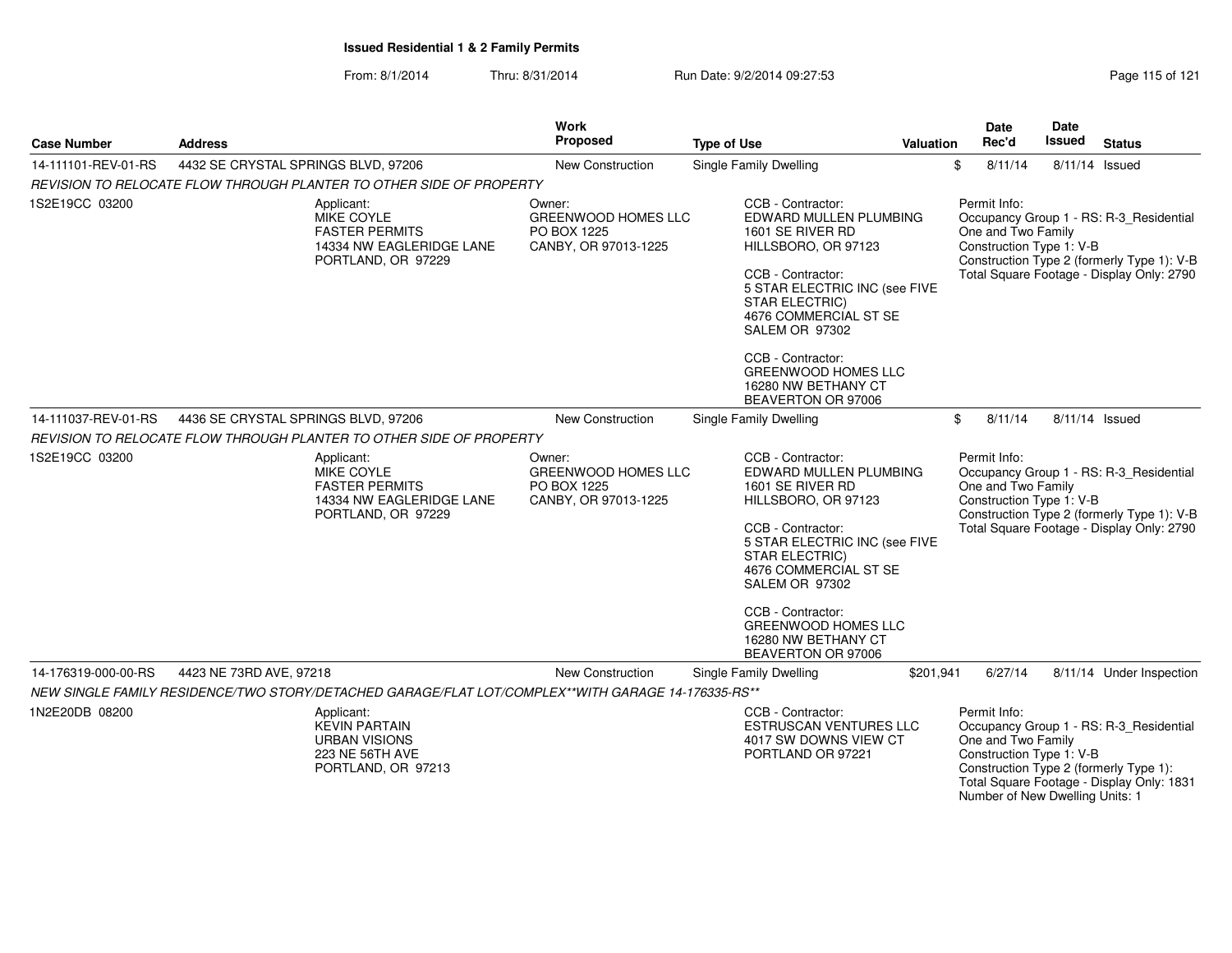**Issued Residential 1 & 2 Family Permits**

From: 8/1/2014 Thru: 8/31/2014 Run Date: 9/2/2014 09:27:53

| Case Number | Address | Work Proposed | Type of Use | Valuation | Date Rec'd | Date Issued | Status |
|---|---|---|---|---|---|---|---|
| 14-111101-REV-01-RS | 4432 SE CRYSTAL SPRINGS BLVD, 97206 | New Construction | Single Family Dwelling | $ | 8/11/14 | 8/11/14 | Issued |

*REVISION TO RELOCATE FLOW THROUGH PLANTER TO OTHER SIDE OF PROPERTY*

1S2E19CC 03200

Applicant:
MIKE COYLE
FASTER PERMITS
14334 NW EAGLERIDGE LANE
PORTLAND, OR 97229

Owner:
GREENWOOD HOMES LLC
PO BOX 1225
CANBY, OR 97013-1225

CCB - Contractor:
EDWARD MULLEN PLUMBING
1601 SE RIVER RD
HILLSBORO, OR 97123

CCB - Contractor:
5 STAR ELECTRIC INC (see FIVE STAR ELECTRIC)
4676 COMMERCIAL ST SE
SALEM OR 97302

CCB - Contractor:
GREENWOOD HOMES LLC
16280 NW BETHANY CT
BEAVERTON OR 97006

Permit Info:
Occupancy Group 1 - RS: R-3_Residential One and Two Family
Construction Type 1: V-B
Construction Type 2 (formerly Type 1): V-B
Total Square Footage - Display Only: 2790

| Case Number | Address | Work Proposed | Type of Use | Valuation | Date Rec'd | Date Issued | Status |
|---|---|---|---|---|---|---|---|
| 14-111037-REV-01-RS | 4436 SE CRYSTAL SPRINGS BLVD, 97206 | New Construction | Single Family Dwelling | $ | 8/11/14 | 8/11/14 | Issued |

*REVISION TO RELOCATE FLOW THROUGH PLANTER TO OTHER SIDE OF PROPERTY*

1S2E19CC 03200

Applicant:
MIKE COYLE
FASTER PERMITS
14334 NW EAGLERIDGE LANE
PORTLAND, OR 97229

Owner:
GREENWOOD HOMES LLC
PO BOX 1225
CANBY, OR 97013-1225

CCB - Contractor:
EDWARD MULLEN PLUMBING
1601 SE RIVER RD
HILLSBORO, OR 97123

CCB - Contractor:
5 STAR ELECTRIC INC (see FIVE STAR ELECTRIC)
4676 COMMERCIAL ST SE
SALEM OR 97302

CCB - Contractor:
GREENWOOD HOMES LLC
16280 NW BETHANY CT
BEAVERTON OR 97006

Permit Info:
Occupancy Group 1 - RS: R-3_Residential One and Two Family
Construction Type 1: V-B
Construction Type 2 (formerly Type 1): V-B
Total Square Footage - Display Only: 2790

| Case Number | Address | Work Proposed | Type of Use | Valuation | Date Rec'd | Date Issued | Status |
|---|---|---|---|---|---|---|---|
| 14-176319-000-00-RS | 4423 NE 73RD AVE, 97218 | New Construction | Single Family Dwelling | $201,941 | 6/27/14 | 8/11/14 | Under Inspection |

*NEW SINGLE FAMILY RESIDENCE/TWO STORY/DETACHED GARAGE/FLAT LOT/COMPLEX**WITH GARAGE 14-176335-RS***

1N2E20DB 08200

Applicant:
KEVIN PARTAIN
URBAN VISIONS
223 NE 56TH AVE
PORTLAND, OR 97213

CCB - Contractor:
ESTRUSCAN VENTURES LLC
4017 SW DOWNS VIEW CT
PORTLAND OR 97221

Permit Info:
Occupancy Group 1 - RS: R-3_Residential One and Two Family
Construction Type 1: V-B
Construction Type 2 (formerly Type 1):
Total Square Footage - Display Only: 1831
Number of New Dwelling Units: 1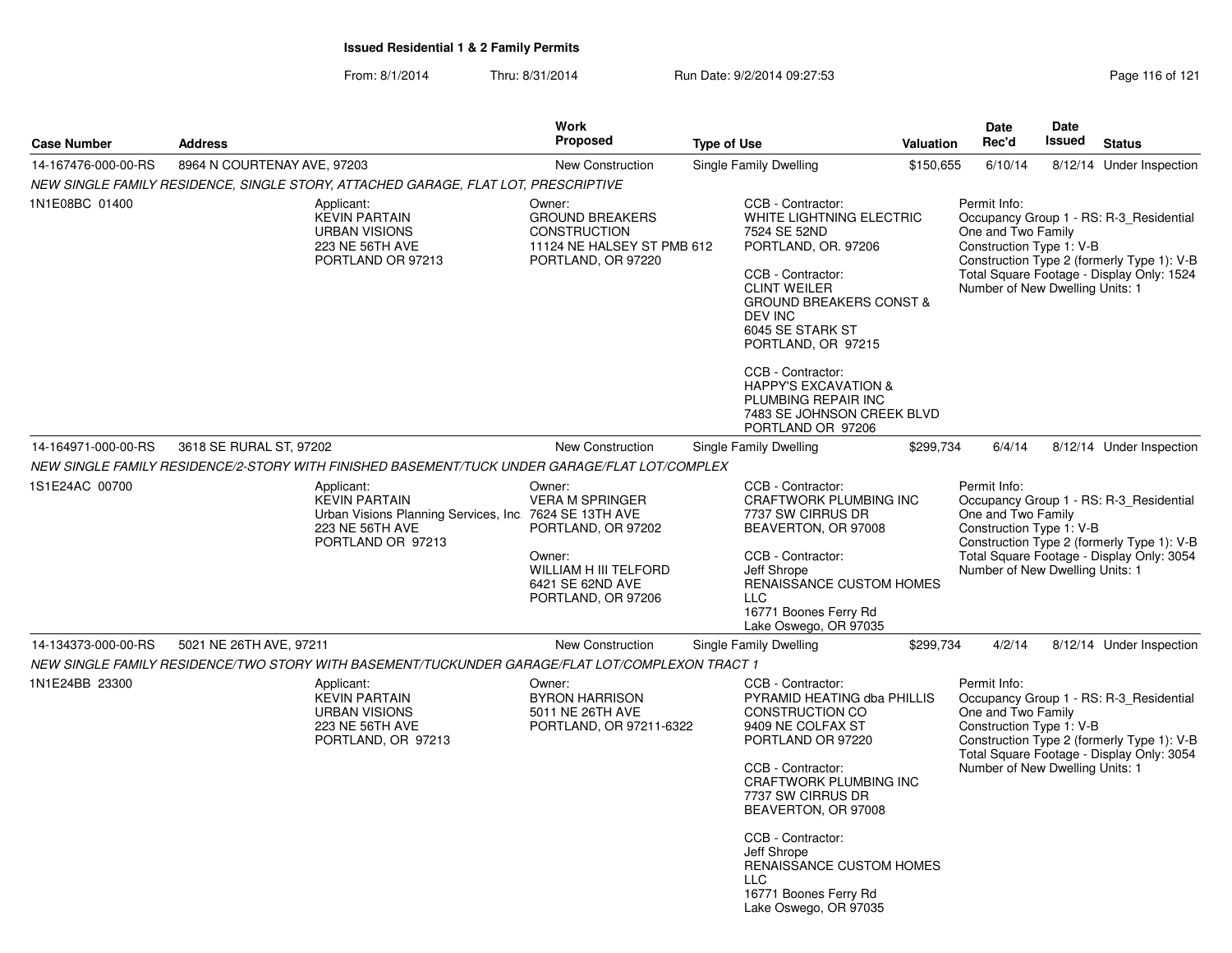**Issued Residential 1 & 2 Family Permits**

From: 8/1/2014 Thru: 8/31/2014 Run Date: 9/2/2014 09:27:53

| Case Number | Address | Work Proposed | Type of Use | Valuation | Date Rec'd | Date Issued | Status |
|---|---|---|---|---|---|---|---|
| 14-167476-000-00-RS | 8964 N COURTENAY AVE, 97203 | New Construction | Single Family Dwelling | $150,655 | 6/10/14 | 8/12/14 | Under Inspection |

*NEW SINGLE FAMILY RESIDENCE, SINGLE STORY, ATTACHED GARAGE, FLAT LOT, PRESCRIPTIVE*

1N1E08BC 01400

Applicant:
KEVIN PARTAIN
URBAN VISIONS
223 NE 56TH AVE
PORTLAND OR 97213

Owner:
GROUND BREAKERS CONSTRUCTION
11124 NE HALSEY ST PMB 612
PORTLAND, OR 97220

CCB - Contractor:
WHITE LIGHTNING ELECTRIC
7524 SE 52ND
PORTLAND, OR. 97206

CCB - Contractor:
CLINT WEILER
GROUND BREAKERS CONST & DEV INC
6045 SE STARK ST
PORTLAND, OR 97215

CCB - Contractor:
HAPPY'S EXCAVATION & PLUMBING REPAIR INC
7483 SE JOHNSON CREEK BLVD
PORTLAND OR 97206

Permit Info:
Occupancy Group 1 - RS: R-3_Residential One and Two Family
Construction Type 1: V-B
Construction Type 2 (formerly Type 1): V-B
Total Square Footage - Display Only: 1524
Number of New Dwelling Units: 1

| Case Number | Address | Work Proposed | Type of Use | Valuation | Date Rec'd | Date Issued | Status |
|---|---|---|---|---|---|---|---|
| 14-164971-000-00-RS | 3618 SE RURAL ST, 97202 | New Construction | Single Family Dwelling | $299,734 | 6/4/14 | 8/12/14 | Under Inspection |

*NEW SINGLE FAMILY RESIDENCE/2-STORY WITH FINISHED BASEMENT/TUCK UNDER GARAGE/FLAT LOT/COMPLEX*

1S1E24AC 00700

Applicant:
KEVIN PARTAIN
Urban Visions Planning Services, Inc.
223 NE 56TH AVE
PORTLAND OR 97213

Owner:
VERA M SPRINGER
7624 SE 13TH AVE
PORTLAND, OR 97202

Owner:
WILLIAM H III TELFORD
6421 SE 62ND AVE
PORTLAND, OR 97206

CCB - Contractor:
CRAFTWORK PLUMBING INC
7737 SW CIRRUS DR
BEAVERTON, OR 97008

CCB - Contractor:
Jeff Shrope
RENAISSANCE CUSTOM HOMES LLC
16771 Boones Ferry Rd
Lake Oswego, OR 97035

Permit Info:
Occupancy Group 1 - RS: R-3_Residential One and Two Family
Construction Type 1: V-B
Construction Type 2 (formerly Type 1): V-B
Total Square Footage - Display Only: 3054
Number of New Dwelling Units: 1

| Case Number | Address | Work Proposed | Type of Use | Valuation | Date Rec'd | Date Issued | Status |
|---|---|---|---|---|---|---|---|
| 14-134373-000-00-RS | 5021 NE 26TH AVE, 97211 | New Construction | Single Family Dwelling | $299,734 | 4/2/14 | 8/12/14 | Under Inspection |

*NEW SINGLE FAMILY RESIDENCE/TWO STORY WITH BASEMENT/TUCKUNDER GARAGE/FLAT LOT/COMPLEXON TRACT 1*

1N1E24BB 23300

Applicant:
KEVIN PARTAIN
URBAN VISIONS
223 NE 56TH AVE
PORTLAND, OR 97213

Owner:
BYRON HARRISON
5011 NE 26TH AVE
PORTLAND, OR 97211-6322

CCB - Contractor:
PYRAMID HEATING dba PHILLIS CONSTRUCTION CO
9409 NE COLFAX ST
PORTLAND OR 97220

CCB - Contractor:
CRAFTWORK PLUMBING INC
7737 SW CIRRUS DR
BEAVERTON, OR 97008

CCB - Contractor:
Jeff Shrope
RENAISSANCE CUSTOM HOMES LLC
16771 Boones Ferry Rd
Lake Oswego, OR 97035

Permit Info:
Occupancy Group 1 - RS: R-3_Residential One and Two Family
Construction Type 1: V-B
Construction Type 2 (formerly Type 1): V-B
Total Square Footage - Display Only: 3054
Number of New Dwelling Units: 1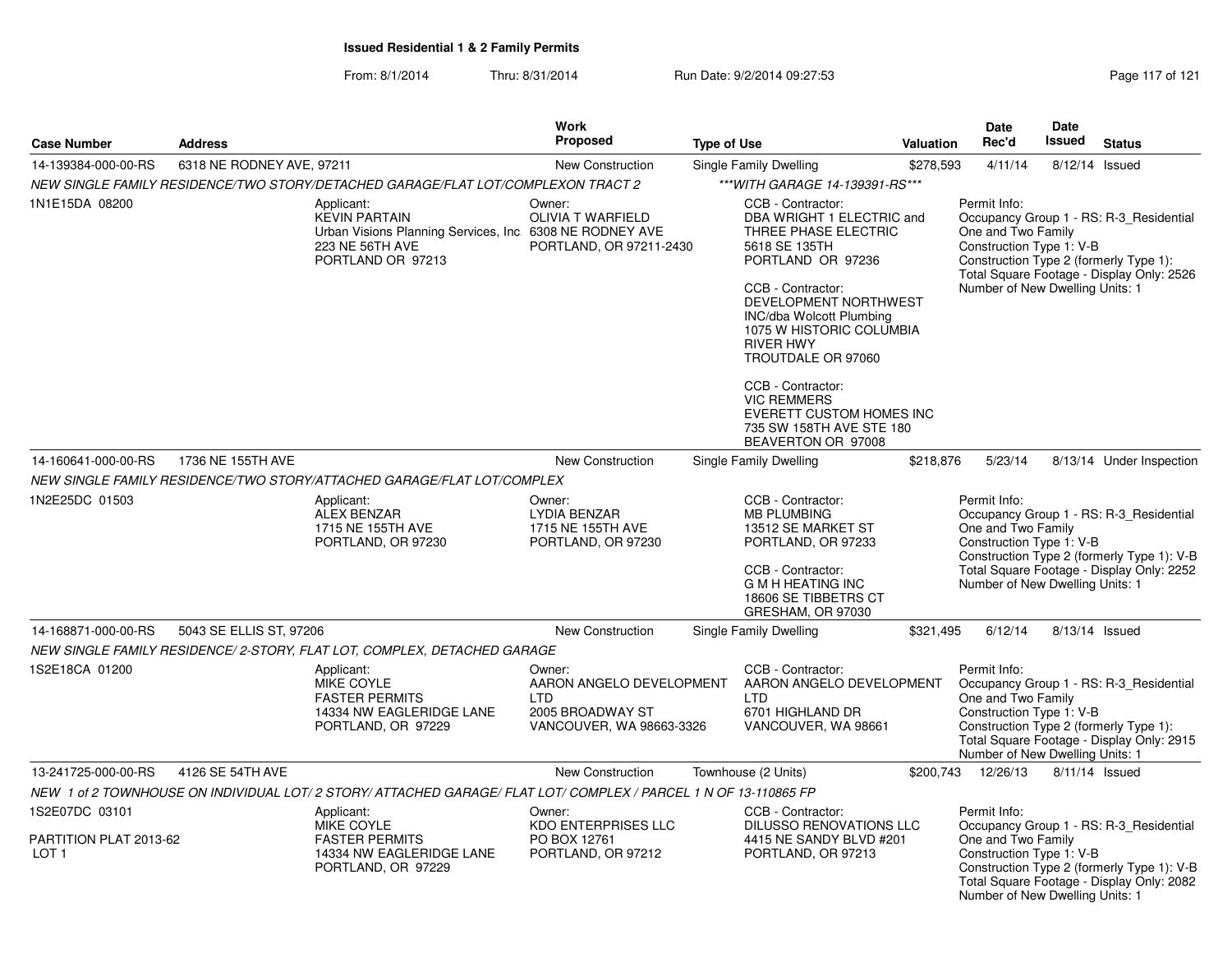## Issued Residential 1 & 2 Family Permits

From: 8/1/2014 Thru: 8/31/2014 Run Date: 9/2/2014 09:27:53

| Case Number | Address | Work Proposed | Type of Use | Valuation | Date Rec'd | Date Issued | Status |
|---|---|---|---|---|---|---|---|
| 14-139384-000-00-RS | 6318 NE RODNEY AVE, 97211 | New Construction | Single Family Dwelling | $278,593 | 4/11/14 | 8/12/14 | Issued |

*NEW SINGLE FAMILY RESIDENCE/TWO STORY/DETACHED GARAGE/FLAT LOT/COMPLEXON TRACT 2* — *\*\*\*WITH GARAGE 14-139391-RS\*\*\**

1N1E15DA 08200

Applicant: KEVIN PARTAIN, Urban Visions Planning Services, Inc, 223 NE 56TH AVE, PORTLAND OR 97213

Owner: OLIVIA T WARFIELD, 6308 NE RODNEY AVE, PORTLAND, OR 97211-2430

CCB - Contractor: DBA WRIGHT 1 ELECTRIC and THREE PHASE ELECTRIC, 5618 SE 135TH, PORTLAND OR 97236

CCB - Contractor: DEVELOPMENT NORTHWEST INC/dba Wolcott Plumbing, 1075 W HISTORIC COLUMBIA RIVER HWY, TROUTDALE OR 97060

CCB - Contractor: VIC REMMERS, EVERETT CUSTOM HOMES INC, 735 SW 158TH AVE STE 180, BEAVERTON OR 97008

Permit Info: Occupancy Group 1 - RS: R-3_Residential One and Two Family; Construction Type 1: V-B; Construction Type 2 (formerly Type 1):; Total Square Footage - Display Only: 2526; Number of New Dwelling Units: 1

| Case Number | Address | Work Proposed | Type of Use | Valuation | Date Rec'd | Date Issued | Status |
|---|---|---|---|---|---|---|---|
| 14-160641-000-00-RS | 1736 NE 155TH AVE | New Construction | Single Family Dwelling | $218,876 | 5/23/14 | 8/13/14 | Under Inspection |

*NEW SINGLE FAMILY RESIDENCE/TWO STORY/ATTACHED GARAGE/FLAT LOT/COMPLEX*

1N2E25DC 01503

Applicant: ALEX BENZAR, 1715 NE 155TH AVE, PORTLAND, OR 97230

Owner: LYDIA BENZAR, 1715 NE 155TH AVE, PORTLAND, OR 97230

CCB - Contractor: MB PLUMBING, 13512 SE MARKET ST, PORTLAND, OR 97233

CCB - Contractor: G M H HEATING INC, 18606 SE TIBBETRS CT, GRESHAM, OR 97030

Permit Info: Occupancy Group 1 - RS: R-3_Residential One and Two Family; Construction Type 1: V-B; Construction Type 2 (formerly Type 1): V-B; Total Square Footage - Display Only: 2252; Number of New Dwelling Units: 1

| Case Number | Address | Work Proposed | Type of Use | Valuation | Date Rec'd | Date Issued | Status |
|---|---|---|---|---|---|---|---|
| 14-168871-000-00-RS | 5043 SE ELLIS ST, 97206 | New Construction | Single Family Dwelling | $321,495 | 6/12/14 | 8/13/14 | Issued |

*NEW SINGLE FAMILY RESIDENCE/ 2-STORY, FLAT LOT, COMPLEX, DETACHED GARAGE*

1S2E18CA 01200

Applicant: MIKE COYLE, FASTER PERMITS, 14334 NW EAGLERIDGE LANE, PORTLAND, OR 97229

Owner: AARON ANGELO DEVELOPMENT LTD, 2005 BROADWAY ST, VANCOUVER, WA 98663-3326

CCB - Contractor: AARON ANGELO DEVELOPMENT LTD, 6701 HIGHLAND DR, VANCOUVER, WA 98661

Permit Info: Occupancy Group 1 - RS: R-3_Residential One and Two Family; Construction Type 1: V-B; Construction Type 2 (formerly Type 1):; Total Square Footage - Display Only: 2915; Number of New Dwelling Units: 1

| Case Number | Address | Work Proposed | Type of Use | Valuation | Date Rec'd | Date Issued | Status |
|---|---|---|---|---|---|---|---|
| 13-241725-000-00-RS | 4126 SE 54TH AVE | New Construction | Townhouse (2 Units) | $200,743 | 12/26/13 | 8/11/14 | Issued |

*NEW 1 of 2 TOWNHOUSE ON INDIVIDUAL LOT/ 2 STORY/ ATTACHED GARAGE/ FLAT LOT/ COMPLEX / PARCEL 1 N OF 13-110865 FP*

1S2E07DC 03101

PARTITION PLAT 2013-62
LOT 1

Applicant: MIKE COYLE, FASTER PERMITS, 14334 NW EAGLERIDGE LANE, PORTLAND, OR 97229

Owner: KDO ENTERPRISES LLC, PO BOX 12761, PORTLAND, OR 97212

CCB - Contractor: DILUSSO RENOVATIONS LLC, 4415 NE SANDY BLVD #201, PORTLAND, OR 97213

Permit Info: Occupancy Group 1 - RS: R-3_Residential One and Two Family; Construction Type 1: V-B; Construction Type 2 (formerly Type 1): V-B; Total Square Footage - Display Only: 2082; Number of New Dwelling Units: 1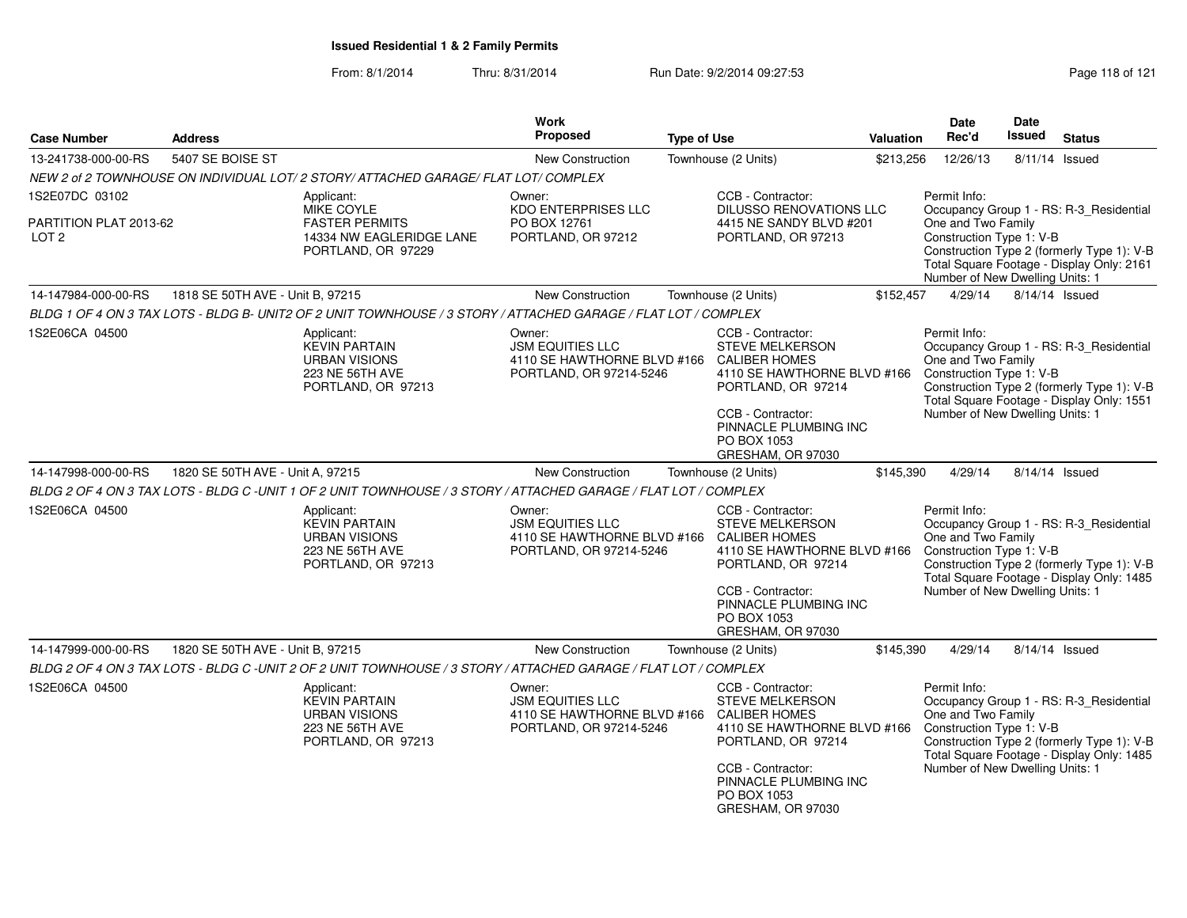**Issued Residential 1 & 2 Family Permits**

From: 8/1/2014 Thru: 8/31/2014 Run Date: 9/2/2014 09:27:53

| Case Number | Address | Work Proposed | Type of Use | Valuation | Date Rec'd | Date Issued | Status |
|---|---|---|---|---|---|---|---|
| 13-241738-000-00-RS | 5407 SE BOISE ST | New Construction | Townhouse (2 Units) | $213,256 | 12/26/13 | 8/11/14 | Issued |

*NEW 2 of 2 TOWNHOUSE ON INDIVIDUAL LOT/ 2 STORY/ ATTACHED GARAGE/ FLAT LOT/ COMPLEX*

1S2E07DC 03102
PARTITION PLAT 2013-62
LOT 2

Applicant:
MIKE COYLE
FASTER PERMITS
14334 NW EAGLERIDGE LANE
PORTLAND, OR 97229

Owner:
KDO ENTERPRISES LLC
PO BOX 12761
PORTLAND, OR 97212

CCB - Contractor:
DILUSSO RENOVATIONS LLC
4415 NE SANDY BLVD #201
PORTLAND, OR 97213

Permit Info:
Occupancy Group 1 - RS: R-3_Residential One and Two Family
Construction Type 1: V-B
Construction Type 2 (formerly Type 1): V-B
Total Square Footage - Display Only: 2161
Number of New Dwelling Units: 1

| Case Number | Address | Work Proposed | Type of Use | Valuation | Date Rec'd | Date Issued | Status |
|---|---|---|---|---|---|---|---|
| 14-147984-000-00-RS | 1818 SE 50TH AVE - Unit B, 97215 | New Construction | Townhouse (2 Units) | $152,457 | 4/29/14 | 8/14/14 | Issued |

*BLDG 1 OF 4 ON 3 TAX LOTS - BLDG B- UNIT2 OF 2 UNIT TOWNHOUSE / 3 STORY / ATTACHED GARAGE / FLAT LOT / COMPLEX*

1S2E06CA 04500

Applicant:
KEVIN PARTAIN
URBAN VISIONS
223 NE 56TH AVE
PORTLAND, OR 97213

Owner:
JSM EQUITIES LLC
4110 SE HAWTHORNE BLVD #166
PORTLAND, OR 97214-5246

CCB - Contractor:
STEVE MELKERSON
CALIBER HOMES
4110 SE HAWTHORNE BLVD #166
PORTLAND, OR 97214

CCB - Contractor:
PINNACLE PLUMBING INC
PO BOX 1053
GRESHAM, OR 97030

Permit Info:
Occupancy Group 1 - RS: R-3_Residential One and Two Family
Construction Type 1: V-B
Construction Type 2 (formerly Type 1): V-B
Total Square Footage - Display Only: 1551
Number of New Dwelling Units: 1

| Case Number | Address | Work Proposed | Type of Use | Valuation | Date Rec'd | Date Issued | Status |
|---|---|---|---|---|---|---|---|
| 14-147998-000-00-RS | 1820 SE 50TH AVE - Unit A, 97215 | New Construction | Townhouse (2 Units) | $145,390 | 4/29/14 | 8/14/14 | Issued |

*BLDG 2 OF 4 ON 3 TAX LOTS - BLDG C -UNIT 1 OF 2 UNIT TOWNHOUSE / 3 STORY / ATTACHED GARAGE / FLAT LOT / COMPLEX*

1S2E06CA 04500

Applicant:
KEVIN PARTAIN
URBAN VISIONS
223 NE 56TH AVE
PORTLAND, OR 97213

Owner:
JSM EQUITIES LLC
4110 SE HAWTHORNE BLVD #166
PORTLAND, OR 97214-5246

CCB - Contractor:
STEVE MELKERSON
CALIBER HOMES
4110 SE HAWTHORNE BLVD #166
PORTLAND, OR 97214

CCB - Contractor:
PINNACLE PLUMBING INC
PO BOX 1053
GRESHAM, OR 97030

Permit Info:
Occupancy Group 1 - RS: R-3_Residential One and Two Family
Construction Type 1: V-B
Construction Type 2 (formerly Type 1): V-B
Total Square Footage - Display Only: 1485
Number of New Dwelling Units: 1

| Case Number | Address | Work Proposed | Type of Use | Valuation | Date Rec'd | Date Issued | Status |
|---|---|---|---|---|---|---|---|
| 14-147999-000-00-RS | 1820 SE 50TH AVE - Unit B, 97215 | New Construction | Townhouse (2 Units) | $145,390 | 4/29/14 | 8/14/14 | Issued |

*BLDG 2 OF 4 ON 3 TAX LOTS - BLDG C -UNIT 2 OF 2 UNIT TOWNHOUSE / 3 STORY / ATTACHED GARAGE / FLAT LOT / COMPLEX*

1S2E06CA 04500

Applicant:
KEVIN PARTAIN
URBAN VISIONS
223 NE 56TH AVE
PORTLAND, OR 97213

Owner:
JSM EQUITIES LLC
4110 SE HAWTHORNE BLVD #166
PORTLAND, OR 97214-5246

CCB - Contractor:
STEVE MELKERSON
CALIBER HOMES
4110 SE HAWTHORNE BLVD #166
PORTLAND, OR 97214

CCB - Contractor:
PINNACLE PLUMBING INC
PO BOX 1053
GRESHAM, OR 97030

Permit Info:
Occupancy Group 1 - RS: R-3_Residential One and Two Family
Construction Type 1: V-B
Construction Type 2 (formerly Type 1): V-B
Total Square Footage - Display Only: 1485
Number of New Dwelling Units: 1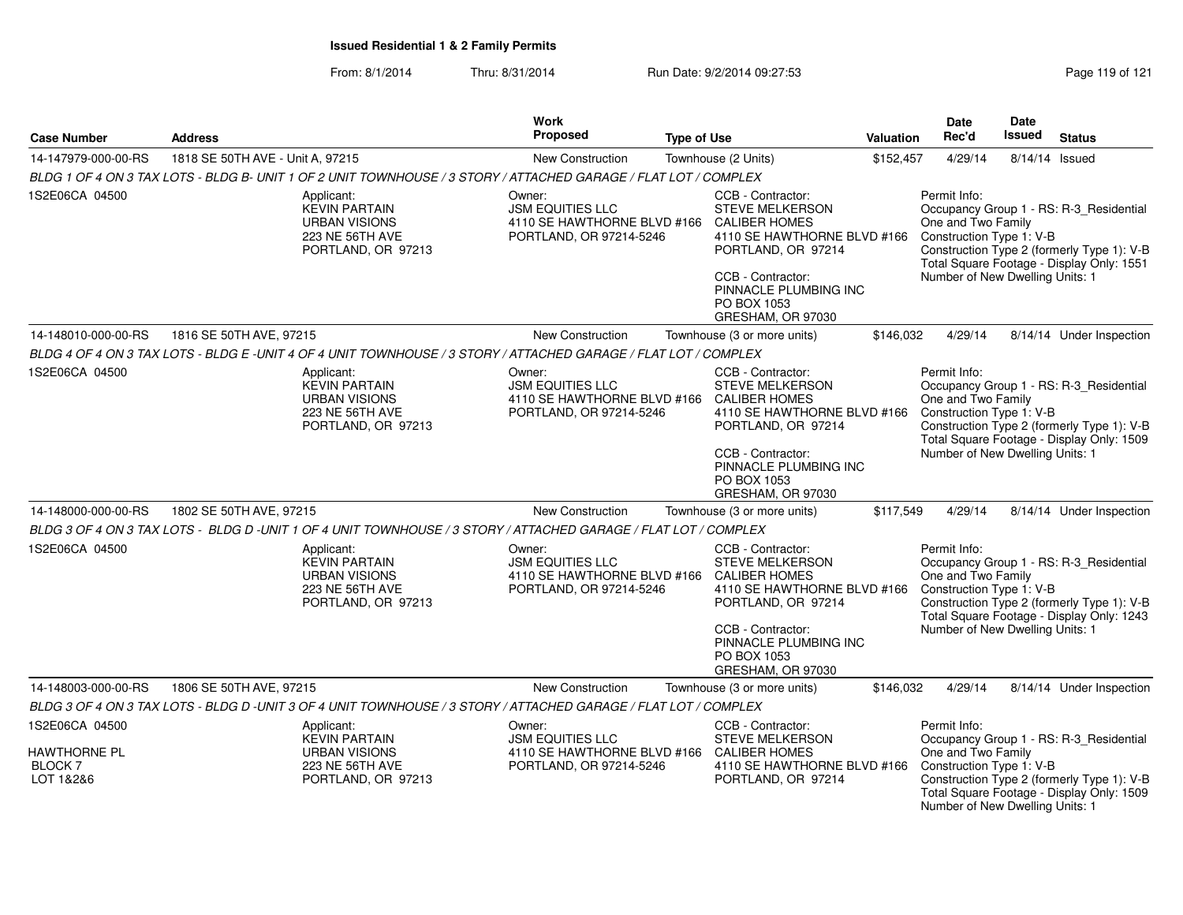**Issued Residential 1 & 2 Family Permits**

From: 8/1/2014 Thru: 8/31/2014 Run Date: 9/2/2014 09:27:53

| Case Number | Address | Work Proposed | Type of Use | Valuation | Date Rec'd | Date Issued | Status |
|---|---|---|---|---|---|---|---|
| 14-147979-000-00-RS | 1818 SE 50TH AVE - Unit A, 97215 | New Construction | Townhouse (2 Units) | $152,457 | 4/29/14 | 8/14/14 | Issued |

*BLDG 1 OF 4 ON 3 TAX LOTS - BLDG B- UNIT 1 OF 2 UNIT TOWNHOUSE / 3 STORY / ATTACHED GARAGE / FLAT LOT / COMPLEX*

1S2E06CA 04500

Applicant: KEVIN PARTAIN, URBAN VISIONS, 223 NE 56TH AVE, PORTLAND, OR 97213

Owner: JSM EQUITIES LLC, 4110 SE HAWTHORNE BLVD #166, PORTLAND, OR 97214-5246

CCB - Contractor: STEVE MELKERSON, CALIBER HOMES, 4110 SE HAWTHORNE BLVD #166, PORTLAND, OR 97214

CCB - Contractor: PINNACLE PLUMBING INC, PO BOX 1053, GRESHAM, OR 97030

Permit Info: Occupancy Group 1 - RS: R-3_Residential One and Two Family; Construction Type 1: V-B; Construction Type 2 (formerly Type 1): V-B; Total Square Footage - Display Only: 1551; Number of New Dwelling Units: 1

| Case Number | Address | Work Proposed | Type of Use | Valuation | Date Rec'd | Date Issued | Status |
|---|---|---|---|---|---|---|---|
| 14-148010-000-00-RS | 1816 SE 50TH AVE, 97215 | New Construction | Townhouse (3 or more units) | $146,032 | 4/29/14 | 8/14/14 | Under Inspection |

*BLDG 4 OF 4 ON 3 TAX LOTS - BLDG E -UNIT 4 OF 4 UNIT TOWNHOUSE / 3 STORY / ATTACHED GARAGE / FLAT LOT / COMPLEX*

1S2E06CA 04500

Applicant: KEVIN PARTAIN, URBAN VISIONS, 223 NE 56TH AVE, PORTLAND, OR 97213

Owner: JSM EQUITIES LLC, 4110 SE HAWTHORNE BLVD #166, PORTLAND, OR 97214-5246

CCB - Contractor: STEVE MELKERSON, CALIBER HOMES, 4110 SE HAWTHORNE BLVD #166, PORTLAND, OR 97214

CCB - Contractor: PINNACLE PLUMBING INC, PO BOX 1053, GRESHAM, OR 97030

Permit Info: Occupancy Group 1 - RS: R-3_Residential One and Two Family; Construction Type 1: V-B; Construction Type 2 (formerly Type 1): V-B; Total Square Footage - Display Only: 1509; Number of New Dwelling Units: 1

| Case Number | Address | Work Proposed | Type of Use | Valuation | Date Rec'd | Date Issued | Status |
|---|---|---|---|---|---|---|---|
| 14-148000-000-00-RS | 1802 SE 50TH AVE, 97215 | New Construction | Townhouse (3 or more units) | $117,549 | 4/29/14 | 8/14/14 | Under Inspection |

*BLDG 3 OF 4 ON 3 TAX LOTS - BLDG D -UNIT 1 OF 4 UNIT TOWNHOUSE / 3 STORY / ATTACHED GARAGE / FLAT LOT / COMPLEX*

1S2E06CA 04500

Applicant: KEVIN PARTAIN, URBAN VISIONS, 223 NE 56TH AVE, PORTLAND, OR 97213

Owner: JSM EQUITIES LLC, 4110 SE HAWTHORNE BLVD #166, PORTLAND, OR 97214-5246

CCB - Contractor: STEVE MELKERSON, CALIBER HOMES, 4110 SE HAWTHORNE BLVD #166, PORTLAND, OR 97214

CCB - Contractor: PINNACLE PLUMBING INC, PO BOX 1053, GRESHAM, OR 97030

Permit Info: Occupancy Group 1 - RS: R-3_Residential One and Two Family; Construction Type 1: V-B; Construction Type 2 (formerly Type 1): V-B; Total Square Footage - Display Only: 1243; Number of New Dwelling Units: 1

| Case Number | Address | Work Proposed | Type of Use | Valuation | Date Rec'd | Date Issued | Status |
|---|---|---|---|---|---|---|---|
| 14-148003-000-00-RS | 1806 SE 50TH AVE, 97215 | New Construction | Townhouse (3 or more units) | $146,032 | 4/29/14 | 8/14/14 | Under Inspection |

*BLDG 3 OF 4 ON 3 TAX LOTS - BLDG D -UNIT 3 OF 4 UNIT TOWNHOUSE / 3 STORY / ATTACHED GARAGE / FLAT LOT / COMPLEX*

1S2E06CA 04500

HAWTHORNE PL
BLOCK 7
LOT 1&2&6

Applicant: KEVIN PARTAIN, URBAN VISIONS, 223 NE 56TH AVE, PORTLAND, OR 97213

Owner: JSM EQUITIES LLC, 4110 SE HAWTHORNE BLVD #166, PORTLAND, OR 97214-5246

CCB - Contractor: STEVE MELKERSON, CALIBER HOMES, 4110 SE HAWTHORNE BLVD #166, PORTLAND, OR 97214

Permit Info: Occupancy Group 1 - RS: R-3_Residential One and Two Family; Construction Type 1: V-B; Construction Type 2 (formerly Type 1): V-B; Total Square Footage - Display Only: 1509; Number of New Dwelling Units: 1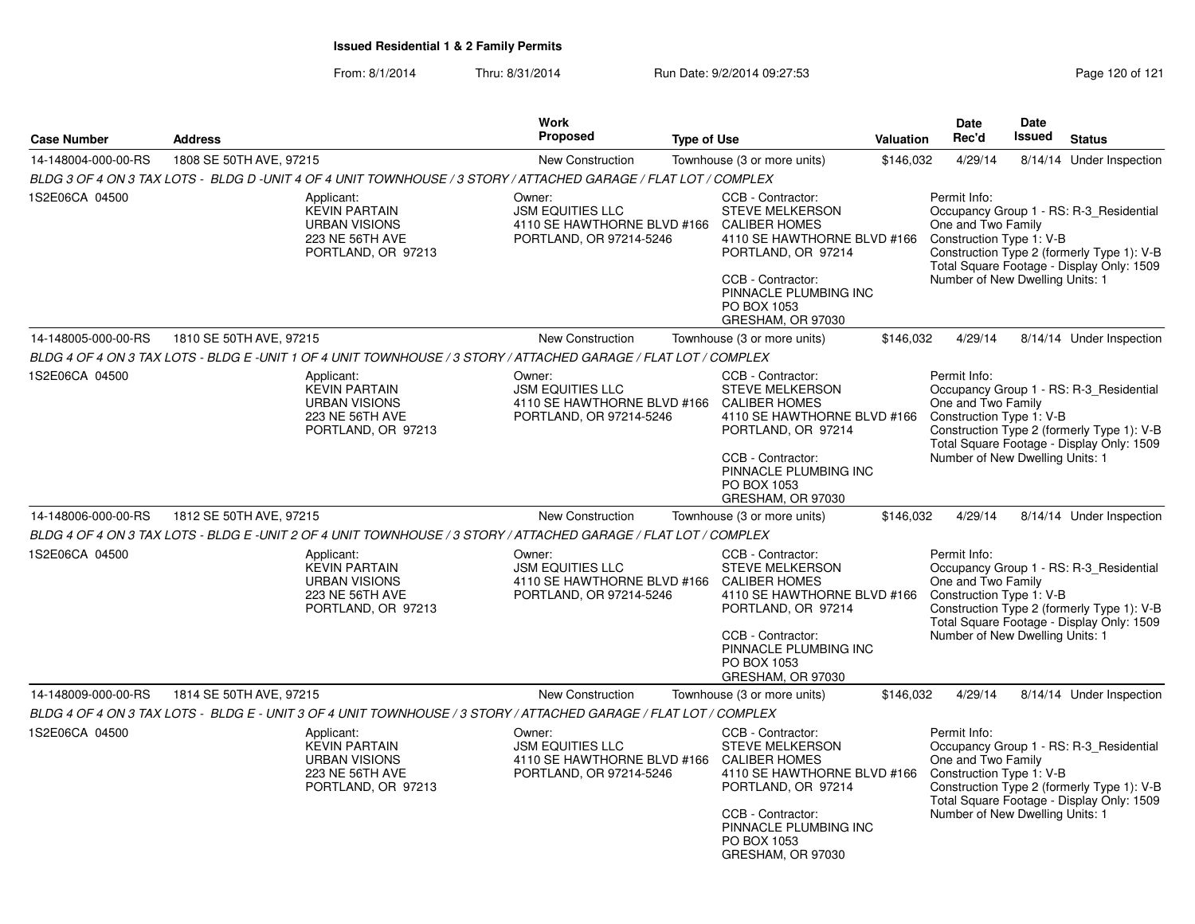**Issued Residential 1 & 2 Family Permits**

From: 8/1/2014 Thru: 8/31/2014 Run Date: 9/2/2014 09:27:53

| Case Number | Address | Work Proposed | Type of Use | Valuation | Date Rec'd | Date Issued | Status |
|---|---|---|---|---|---|---|---|
| 14-148004-000-00-RS | 1808 SE 50TH AVE, 97215 | New Construction | Townhouse (3 or more units) | $146,032 | 4/29/14 | 8/14/14 | Under Inspection |

*BLDG 3 OF 4 ON 3 TAX LOTS - BLDG D -UNIT 4 OF 4 UNIT TOWNHOUSE / 3 STORY / ATTACHED GARAGE / FLAT LOT / COMPLEX*

1S2E06CA 04500

Applicant: KEVIN PARTAIN, URBAN VISIONS, 223 NE 56TH AVE, PORTLAND, OR 97213

Owner: JSM EQUITIES LLC, 4110 SE HAWTHORNE BLVD #166, PORTLAND, OR 97214-5246

CCB - Contractor: STEVE MELKERSON, CALIBER HOMES, 4110 SE HAWTHORNE BLVD #166, PORTLAND, OR 97214

CCB - Contractor: PINNACLE PLUMBING INC, PO BOX 1053, GRESHAM, OR 97030

Permit Info:
Occupancy Group 1 - RS: R-3_Residential One and Two Family
Construction Type 1: V-B
Construction Type 2 (formerly Type 1): V-B
Total Square Footage - Display Only: 1509
Number of New Dwelling Units: 1

| Case Number | Address | Work Proposed | Type of Use | Valuation | Date Rec'd | Date Issued | Status |
|---|---|---|---|---|---|---|---|
| 14-148005-000-00-RS | 1810 SE 50TH AVE, 97215 | New Construction | Townhouse (3 or more units) | $146,032 | 4/29/14 | 8/14/14 | Under Inspection |

*BLDG 4 OF 4 ON 3 TAX LOTS - BLDG E -UNIT 1 OF 4 UNIT TOWNHOUSE / 3 STORY / ATTACHED GARAGE / FLAT LOT / COMPLEX*

1S2E06CA 04500

Applicant: KEVIN PARTAIN, URBAN VISIONS, 223 NE 56TH AVE, PORTLAND, OR 97213

Owner: JSM EQUITIES LLC, 4110 SE HAWTHORNE BLVD #166, PORTLAND, OR 97214-5246

CCB - Contractor: STEVE MELKERSON, CALIBER HOMES, 4110 SE HAWTHORNE BLVD #166, PORTLAND, OR 97214

CCB - Contractor: PINNACLE PLUMBING INC, PO BOX 1053, GRESHAM, OR 97030

Permit Info:
Occupancy Group 1 - RS: R-3_Residential One and Two Family
Construction Type 1: V-B
Construction Type 2 (formerly Type 1): V-B
Total Square Footage - Display Only: 1509
Number of New Dwelling Units: 1

| Case Number | Address | Work Proposed | Type of Use | Valuation | Date Rec'd | Date Issued | Status |
|---|---|---|---|---|---|---|---|
| 14-148006-000-00-RS | 1812 SE 50TH AVE, 97215 | New Construction | Townhouse (3 or more units) | $146,032 | 4/29/14 | 8/14/14 | Under Inspection |

*BLDG 4 OF 4 ON 3 TAX LOTS - BLDG E -UNIT 2 OF 4 UNIT TOWNHOUSE / 3 STORY / ATTACHED GARAGE / FLAT LOT / COMPLEX*

1S2E06CA 04500

Applicant: KEVIN PARTAIN, URBAN VISIONS, 223 NE 56TH AVE, PORTLAND, OR 97213

Owner: JSM EQUITIES LLC, 4110 SE HAWTHORNE BLVD #166, PORTLAND, OR 97214-5246

CCB - Contractor: STEVE MELKERSON, CALIBER HOMES, 4110 SE HAWTHORNE BLVD #166, PORTLAND, OR 97214

CCB - Contractor: PINNACLE PLUMBING INC, PO BOX 1053, GRESHAM, OR 97030

Permit Info:
Occupancy Group 1 - RS: R-3_Residential One and Two Family
Construction Type 1: V-B
Construction Type 2 (formerly Type 1): V-B
Total Square Footage - Display Only: 1509
Number of New Dwelling Units: 1

| Case Number | Address | Work Proposed | Type of Use | Valuation | Date Rec'd | Date Issued | Status |
|---|---|---|---|---|---|---|---|
| 14-148009-000-00-RS | 1814 SE 50TH AVE, 97215 | New Construction | Townhouse (3 or more units) | $146,032 | 4/29/14 | 8/14/14 | Under Inspection |

*BLDG 4 OF 4 ON 3 TAX LOTS - BLDG E - UNIT 3 OF 4 UNIT TOWNHOUSE / 3 STORY / ATTACHED GARAGE / FLAT LOT / COMPLEX*

1S2E06CA 04500

Applicant: KEVIN PARTAIN, URBAN VISIONS, 223 NE 56TH AVE, PORTLAND, OR 97213

Owner: JSM EQUITIES LLC, 4110 SE HAWTHORNE BLVD #166, PORTLAND, OR 97214-5246

CCB - Contractor: STEVE MELKERSON, CALIBER HOMES, 4110 SE HAWTHORNE BLVD #166, PORTLAND, OR 97214

CCB - Contractor: PINNACLE PLUMBING INC, PO BOX 1053, GRESHAM, OR 97030

Permit Info:
Occupancy Group 1 - RS: R-3_Residential One and Two Family
Construction Type 1: V-B
Construction Type 2 (formerly Type 1): V-B
Total Square Footage - Display Only: 1509
Number of New Dwelling Units: 1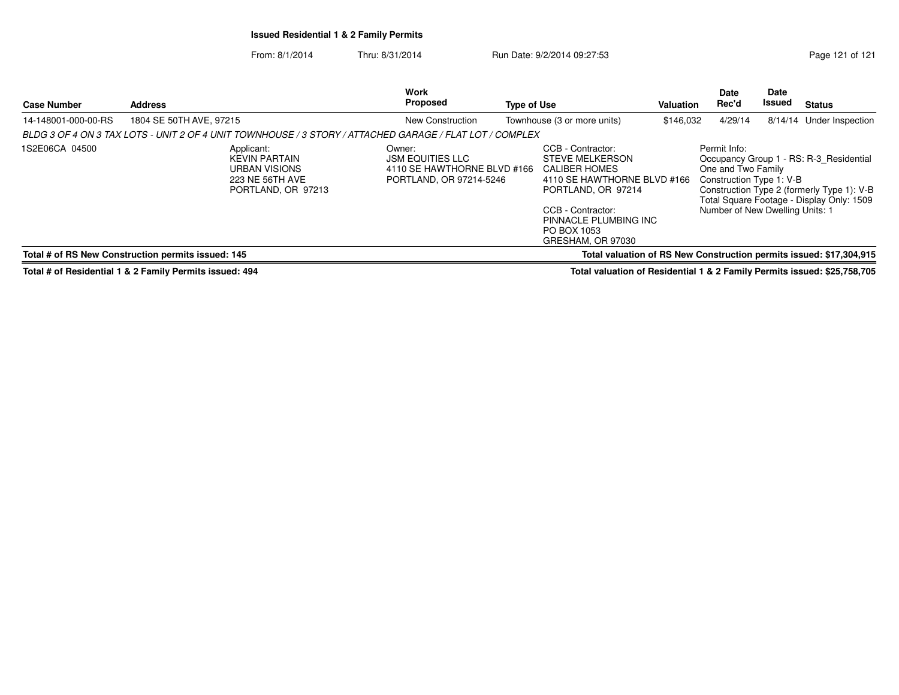**Issued Residential 1 & 2 Family Permits**

From: 8/1/2014 Thru: 8/31/2014 Run Date: 9/2/2014 09:27:53

| Case Number | Address | Work Proposed | Type of Use | Valuation | Date Rec'd | Date Issued | Status |
|---|---|---|---|---|---|---|---|
| 14-148001-000-00-RS | 1804 SE 50TH AVE, 97215 | New Construction | Townhouse (3 or more units) | $146,032 | 4/29/14 | 8/14/14 | Under Inspection |

*BLDG 3 OF 4 ON 3 TAX LOTS - UNIT 2 OF 4 UNIT TOWNHOUSE / 3 STORY / ATTACHED GARAGE / FLAT LOT / COMPLEX*

1S2E06CA 04500

Applicant:
KEVIN PARTAIN
URBAN VISIONS
223 NE 56TH AVE
PORTLAND, OR 97213

Owner:
JSM EQUITIES LLC
4110 SE HAWTHORNE BLVD #166
PORTLAND, OR 97214-5246

CCB - Contractor:
STEVE MELKERSON
CALIBER HOMES
4110 SE HAWTHORNE BLVD #166
PORTLAND, OR 97214

CCB - Contractor:
PINNACLE PLUMBING INC
PO BOX 1053
GRESHAM, OR 97030

Permit Info:
Occupancy Group 1 - RS: R-3_Residential One and Two Family
Construction Type 1: V-B
Construction Type 2 (formerly Type 1): V-B
Total Square Footage - Display Only: 1509
Number of New Dwelling Units: 1

**Total # of RS New Construction permits issued: 145**

**Total valuation of RS New Construction permits issued: $17,304,915**

**Total # of Residential 1 & 2 Family Permits issued: 494**

**Total valuation of Residential 1 & 2 Family Permits issued: $25,758,705**